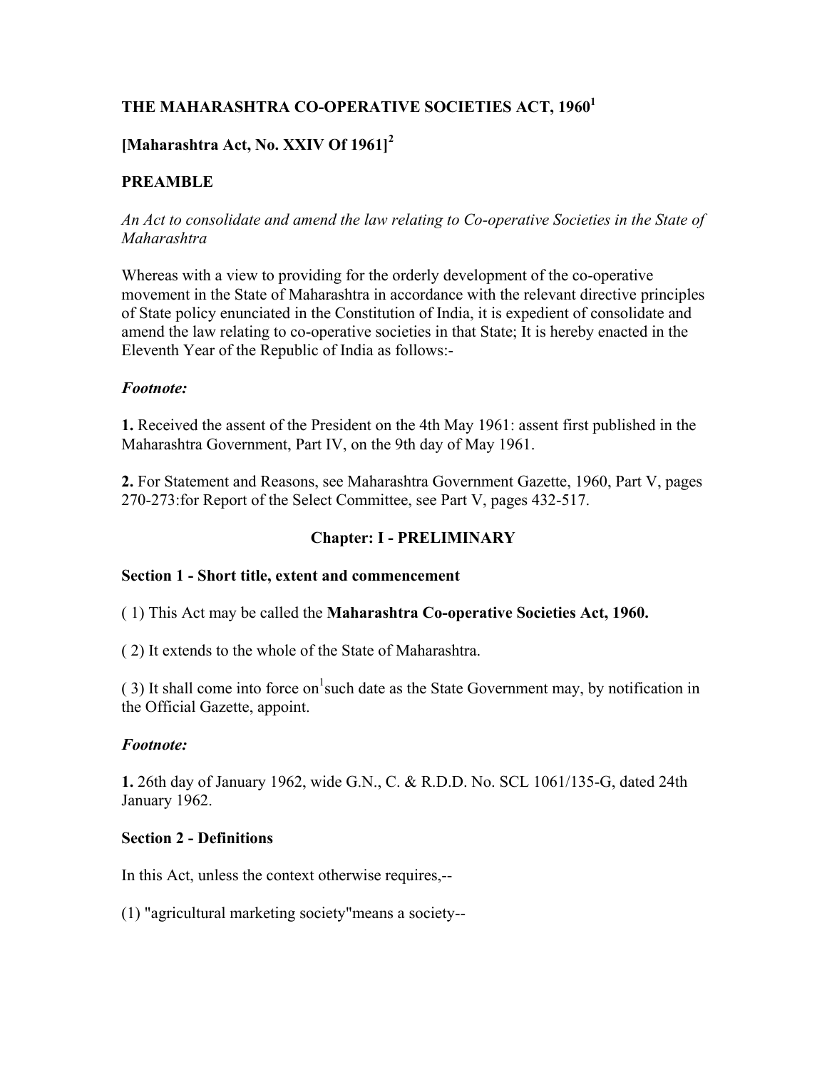# THE MAHARASHTRA CO-OPERATIVE SOCIETIES ACT, 1960[1]

## [Maharashtra Act, No. XXIV Of 1961][2]

## PREAMBLE

*An Act to consolidate and amend the law relating to Co-operative Societies in the State of Maharashtra*

Whereas with a view to providing for the orderly development of the co-operative movement in the State of Maharashtra in accordance with the relevant directive principles of State policy enunciated in the Constitution of India, it is expedient of consolidate and amend the law relating to co-operative societies in that State; It is hereby enacted in the Eleventh Year of the Republic of India as follows:-

***Footnote:***

**1.** Received the assent of the President on the 4th May 1961: assent first published in the Maharashtra Government, Part IV, on the 9th day of May 1961.

**2.** For Statement and Reasons, see Maharashtra Government Gazette, 1960, Part V, pages 270-273:for Report of the Select Committee, see Part V, pages 432-517.

## Chapter: I - PRELIMINARY

### Section 1 - Short title, extent and commencement

( 1) This Act may be called the **Maharashtra Co-operative Societies Act, 1960.**

( 2) It extends to the whole of the State of Maharashtra.

( 3) It shall come into force on[1]such date as the State Government may, by notification in the Official Gazette, appoint.

***Footnote:***

**1.** 26th day of January 1962, wide G.N., C. & R.D.D. No. SCL 1061/135-G, dated 24th January 1962.

### Section 2 - Definitions

In this Act, unless the context otherwise requires,--

(1) "agricultural marketing society"means a society--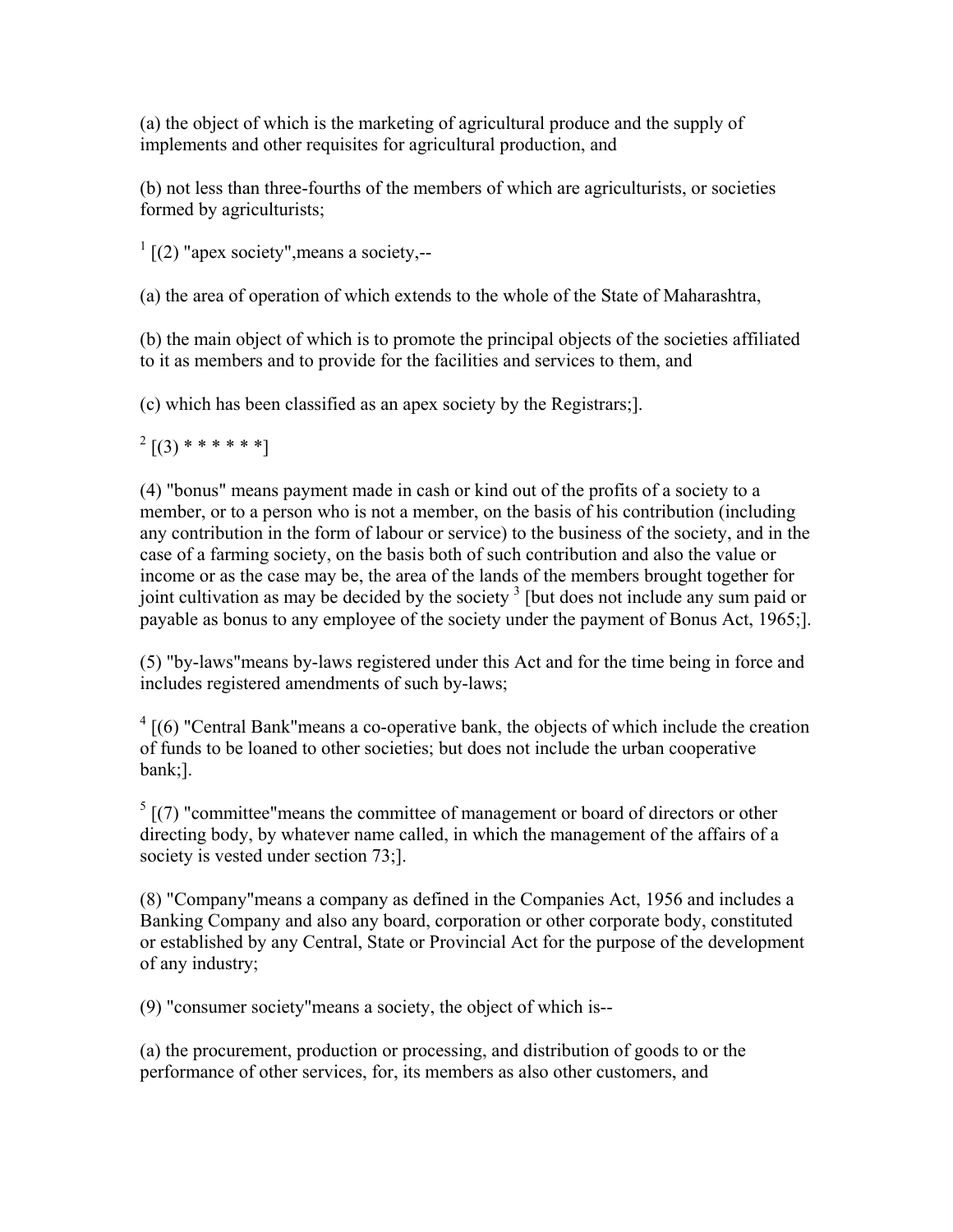(a) the object of which is the marketing of agricultural produce and the supply of implements and other requisites for agricultural production, and

(b) not less than three-fourths of the members of which are agriculturists, or societies formed by agriculturists;

[1] [(2) "apex society",means a society,--

(a) the area of operation of which extends to the whole of the State of Maharashtra,

(b) the main object of which is to promote the principal objects of the societies affiliated to it as members and to provide for the facilities and services to them, and

(c) which has been classified as an apex society by the Registrars;].

[2] [(3) * * * * * *]

(4) "bonus" means payment made in cash or kind out of the profits of a society to a member, or to a person who is not a member, on the basis of his contribution (including any contribution in the form of labour or service) to the business of the society, and in the case of a farming society, on the basis both of such contribution and also the value or income or as the case may be, the area of the lands of the members brought together for joint cultivation as may be decided by the society [3] [but does not include any sum paid or payable as bonus to any employee of the society under the payment of Bonus Act, 1965;].

(5) "by-laws"means by-laws registered under this Act and for the time being in force and includes registered amendments of such by-laws;

[4] [(6) "Central Bank"means a co-operative bank, the objects of which include the creation of funds to be loaned to other societies; but does not include the urban cooperative bank;].

[5] [(7) "committee"means the committee of management or board of directors or other directing body, by whatever name called, in which the management of the affairs of a society is vested under section 73;].

(8) "Company"means a company as defined in the Companies Act, 1956 and includes a Banking Company and also any board, corporation or other corporate body, constituted or established by any Central, State or Provincial Act for the purpose of the development of any industry;

(9) "consumer society"means a society, the object of which is--

(a) the procurement, production or processing, and distribution of goods to or the performance of other services, for, its members as also other customers, and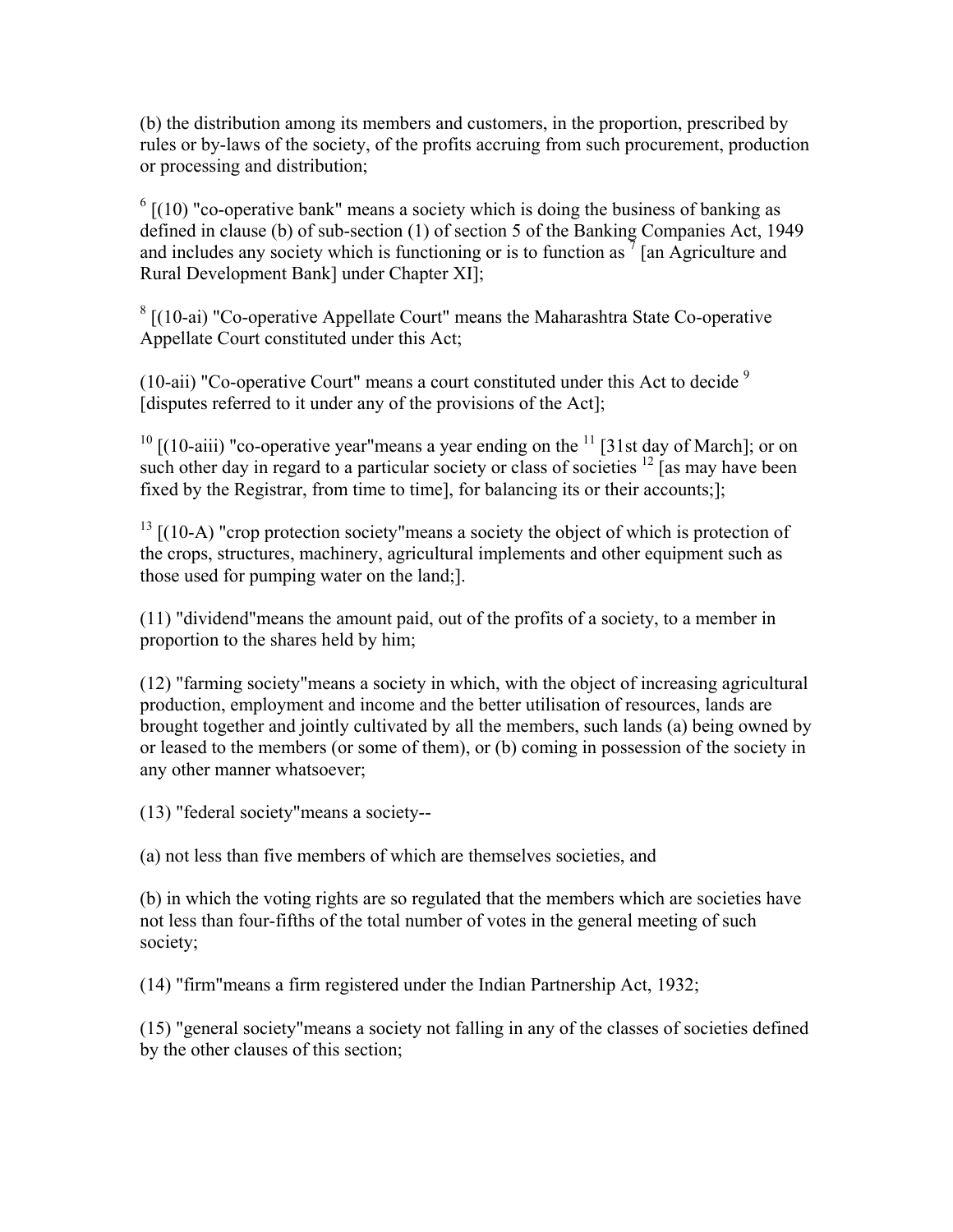(b) the distribution among its members and customers, in the proportion, prescribed by rules or by-laws of the society, of the profits accruing from such procurement, production or processing and distribution;

[6] [(10) "co-operative bank" means a society which is doing the business of banking as defined in clause (b) of sub-section (1) of section 5 of the Banking Companies Act, 1949 and includes any society which is functioning or is to function as [7] [an Agriculture and Rural Development Bank] under Chapter XI];

[8] [(10-ai) "Co-operative Appellate Court" means the Maharashtra State Co-operative Appellate Court constituted under this Act;

(10-aii) "Co-operative Court" means a court constituted under this Act to decide [9] [disputes referred to it under any of the provisions of the Act];

[10] [(10-aiii) "co-operative year"means a year ending on the [11] [31st day of March]; or on such other day in regard to a particular society or class of societies [12] [as may have been fixed by the Registrar, from time to time], for balancing its or their accounts;];

[13] [(10-A) "crop protection society"means a society the object of which is protection of the crops, structures, machinery, agricultural implements and other equipment such as those used for pumping water on the land;].

(11) "dividend"means the amount paid, out of the profits of a society, to a member in proportion to the shares held by him;

(12) "farming society"means a society in which, with the object of increasing agricultural production, employment and income and the better utilisation of resources, lands are brought together and jointly cultivated by all the members, such lands (a) being owned by or leased to the members (or some of them), or (b) coming in possession of the society in any other manner whatsoever;

(13) "federal society"means a society--

(a) not less than five members of which are themselves societies, and

(b) in which the voting rights are so regulated that the members which are societies have not less than four-fifths of the total number of votes in the general meeting of such society;

(14) "firm"means a firm registered under the Indian Partnership Act, 1932;

(15) "general society"means a society not falling in any of the classes of societies defined by the other clauses of this section;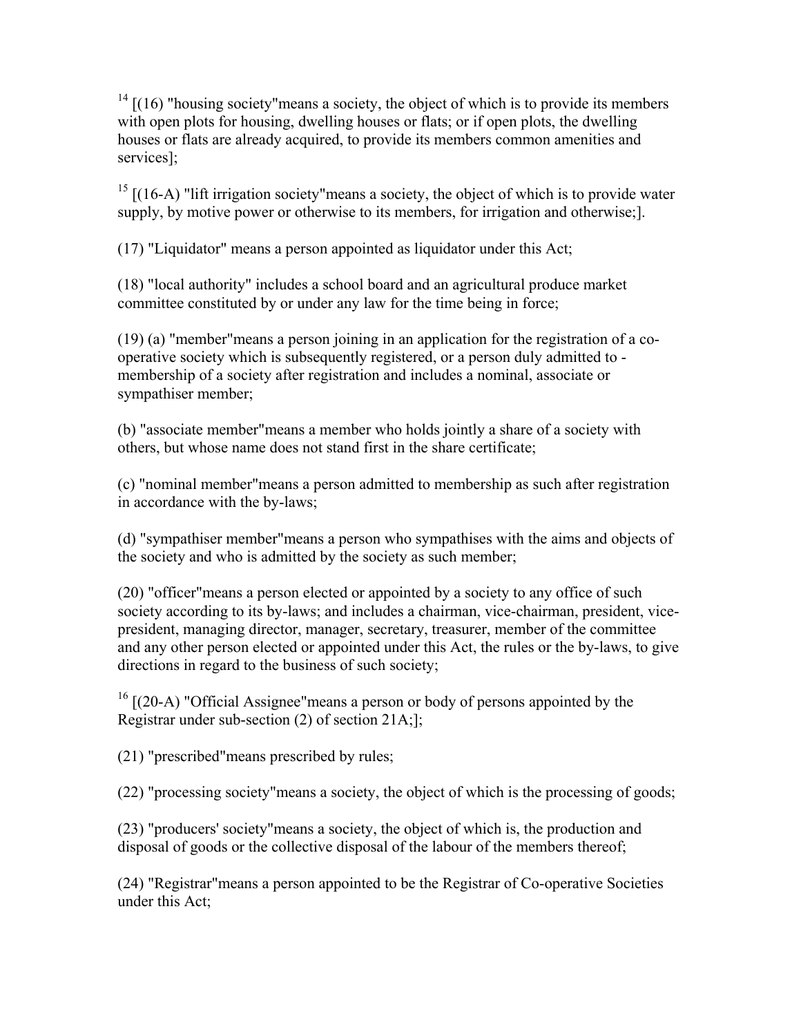[14] [(16) "housing society"means a society, the object of which is to provide its members with open plots for housing, dwelling houses or flats; or if open plots, the dwelling houses or flats are already acquired, to provide its members common amenities and services];

[15] [(16-A) "lift irrigation society"means a society, the object of which is to provide water supply, by motive power or otherwise to its members, for irrigation and otherwise;].

(17) "Liquidator" means a person appointed as liquidator under this Act;

(18) "local authority" includes a school board and an agricultural produce market committee constituted by or under any law for the time being in force;

(19) (a) "member"means a person joining in an application for the registration of a co-operative society which is subsequently registered, or a person duly admitted to - membership of a society after registration and includes a nominal, associate or sympathiser member;

(b) "associate member"means a member who holds jointly a share of a society with others, but whose name does not stand first in the share certificate;

(c) "nominal member"means a person admitted to membership as such after registration in accordance with the by-laws;

(d) "sympathiser member"means a person who sympathises with the aims and objects of the society and who is admitted by the society as such member;

(20) "officer"means a person elected or appointed by a society to any office of such society according to its by-laws; and includes a chairman, vice-chairman, president, vice-president, managing director, manager, secretary, treasurer, member of the committee and any other person elected or appointed under this Act, the rules or the by-laws, to give directions in regard to the business of such society;

[16] [(20-A) "Official Assignee"means a person or body of persons appointed by the Registrar under sub-section (2) of section 21A;];

(21) "prescribed"means prescribed by rules;

(22) "processing society"means a society, the object of which is the processing of goods;

(23) "producers' society"means a society, the object of which is, the production and disposal of goods or the collective disposal of the labour of the members thereof;

(24) "Registrar"means a person appointed to be the Registrar of Co-operative Societies under this Act;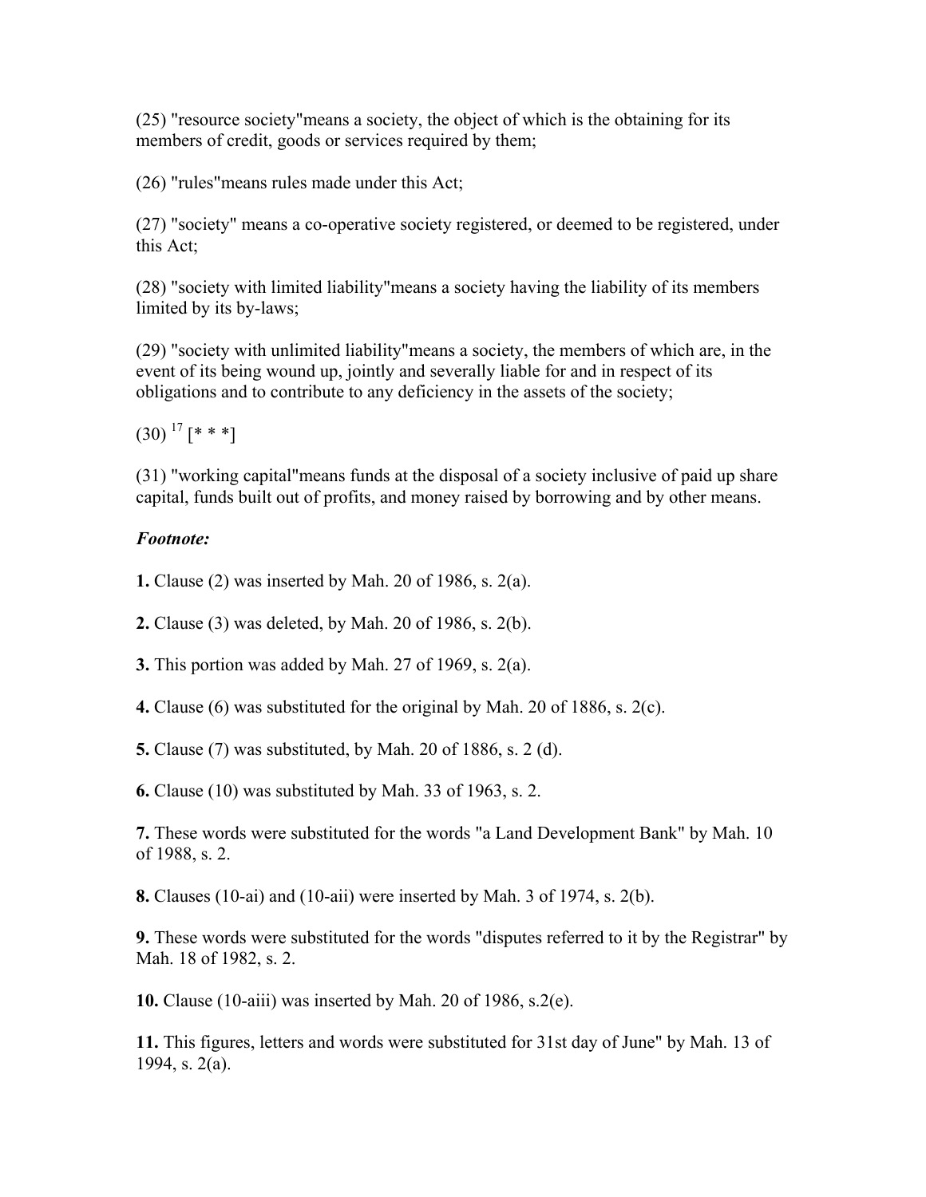(25) "resource society"means a society, the object of which is the obtaining for its members of credit, goods or services required by them;

(26) "rules"means rules made under this Act;

(27) "society" means a co-operative society registered, or deemed to be registered, under this Act;

(28) "society with limited liability"means a society having the liability of its members limited by its by-laws;

(29) "society with unlimited liability"means a society, the members of which are, in the event of its being wound up, jointly and severally liable for and in respect of its obligations and to contribute to any deficiency in the assets of the society;

(30) [17] [* * *]

(31) "working capital"means funds at the disposal of a society inclusive of paid up share capital, funds built out of profits, and money raised by borrowing and by other means.

***Footnote:***

**1.** Clause (2) was inserted by Mah. 20 of 1986, s. 2(a).

**2.** Clause (3) was deleted, by Mah. 20 of 1986, s. 2(b).

**3.** This portion was added by Mah. 27 of 1969, s. 2(a).

**4.** Clause (6) was substituted for the original by Mah. 20 of 1886, s. 2(c).

**5.** Clause (7) was substituted, by Mah. 20 of 1886, s. 2 (d).

**6.** Clause (10) was substituted by Mah. 33 of 1963, s. 2.

**7.** These words were substituted for the words "a Land Development Bank" by Mah. 10 of 1988, s. 2.

**8.** Clauses (10-ai) and (10-aii) were inserted by Mah. 3 of 1974, s. 2(b).

**9.** These words were substituted for the words "disputes referred to it by the Registrar" by Mah. 18 of 1982, s. 2.

**10.** Clause (10-aiii) was inserted by Mah. 20 of 1986, s.2(e).

**11.** This figures, letters and words were substituted for 31st day of June" by Mah. 13 of 1994, s. 2(a).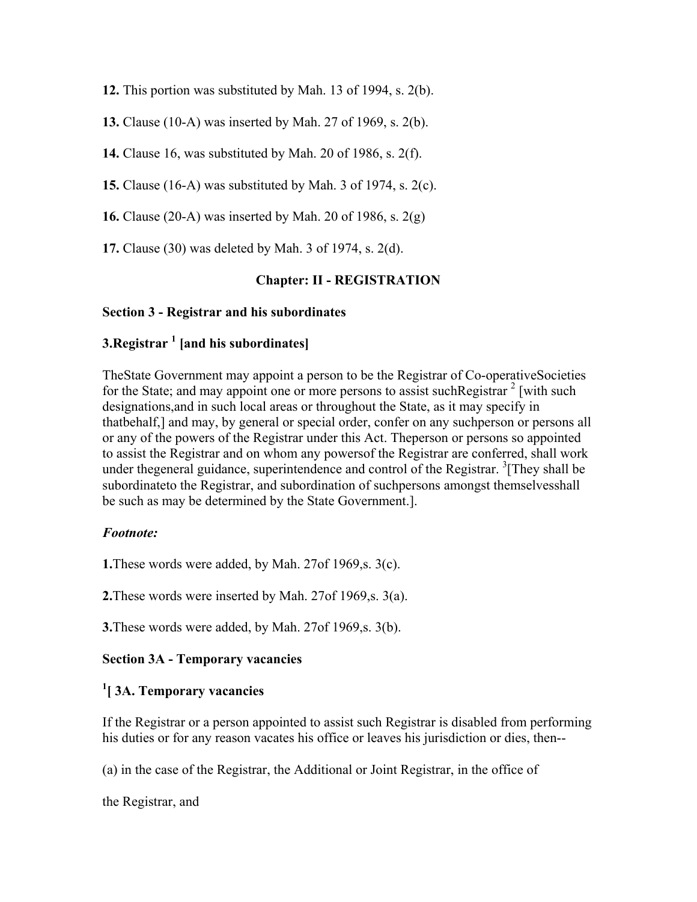**12.** This portion was substituted by Mah. 13 of 1994, s. 2(b).

**13.** Clause (10-A) was inserted by Mah. 27 of 1969, s. 2(b).

**14.** Clause 16, was substituted by Mah. 20 of 1986, s. 2(f).

**15.** Clause (16-A) was substituted by Mah. 3 of 1974, s. 2(c).

**16.** Clause (20-A) was inserted by Mah. 20 of 1986, s. 2(g)

**17.** Clause (30) was deleted by Mah. 3 of 1974, s. 2(d).

## Chapter: II - REGISTRATION

### Section 3 - Registrar and his subordinates

### 3.Registrar [1] [and his subordinates]

TheState Government may appoint a person to be the Registrar of Co-operativeSocieties for the State; and may appoint one or more persons to assist suchRegistrar [2] [with such designations,and in such local areas or throughout the State, as it may specify in thatbehalf,] and may, by general or special order, confer on any suchperson or persons all or any of the powers of the Registrar under this Act. Theperson or persons so appointed to assist the Registrar and on whom any powersof the Registrar are conferred, shall work under thegeneral guidance, superintendence and control of the Registrar. [3][They shall be subordinateto the Registrar, and subordination of suchpersons amongst themselvesshall be such as may be determined by the State Government.].

***Footnote:***

**1.**These words were added, by Mah. 27of 1969,s. 3(c).

**2.**These words were inserted by Mah. 27of 1969,s. 3(a).

**3.**These words were added, by Mah. 27of 1969,s. 3(b).

### Section 3A - Temporary vacancies

### [1][ 3A. Temporary vacancies

If the Registrar or a person appointed to assist such Registrar is disabled from performing his duties or for any reason vacates his office or leaves his jurisdiction or dies, then--

(a) in the case of the Registrar, the Additional or Joint Registrar, in the office of

the Registrar, and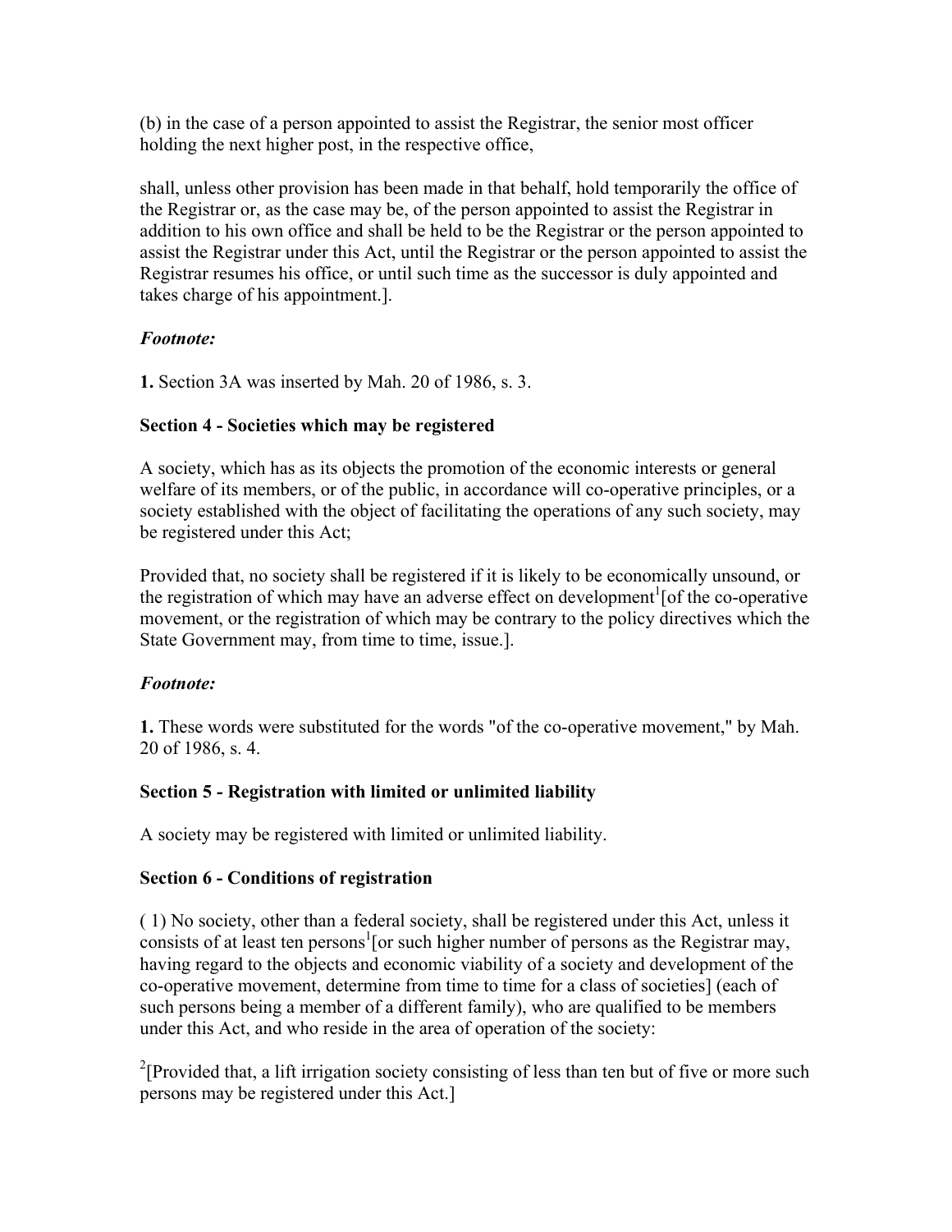(b) in the case of a person appointed to assist the Registrar, the senior most officer holding the next higher post, in the respective office,

shall, unless other provision has been made in that behalf, hold temporarily the office of the Registrar or, as the case may be, of the person appointed to assist the Registrar in addition to his own office and shall be held to be the Registrar or the person appointed to assist the Registrar under this Act, until the Registrar or the person appointed to assist the Registrar resumes his office, or until such time as the successor is duly appointed and takes charge of his appointment.].

***Footnote:***

**1.** Section 3A was inserted by Mah. 20 of 1986, s. 3.

**Section 4 - Societies which may be registered**

A society, which has as its objects the promotion of the economic interests or general welfare of its members, or of the public, in accordance will co-operative principles, or a society established with the object of facilitating the operations of any such society, may be registered under this Act;

Provided that, no society shall be registered if it is likely to be economically unsound, or the registration of which may have an adverse effect on development[1][of the co-operative movement, or the registration of which may be contrary to the policy directives which the State Government may, from time to time, issue.].

***Footnote:***

**1.** These words were substituted for the words "of the co-operative movement," by Mah. 20 of 1986, s. 4.

**Section 5 - Registration with limited or unlimited liability**

A society may be registered with limited or unlimited liability.

**Section 6 - Conditions of registration**

( 1) No society, other than a federal society, shall be registered under this Act, unless it consists of at least ten persons[1][or such higher number of persons as the Registrar may, having regard to the objects and economic viability of a society and development of the co-operative movement, determine from time to time for a class of societies] (each of such persons being a member of a different family), who are qualified to be members under this Act, and who reside in the area of operation of the society:

[2][Provided that, a lift irrigation society consisting of less than ten but of five or more such persons may be registered under this Act.]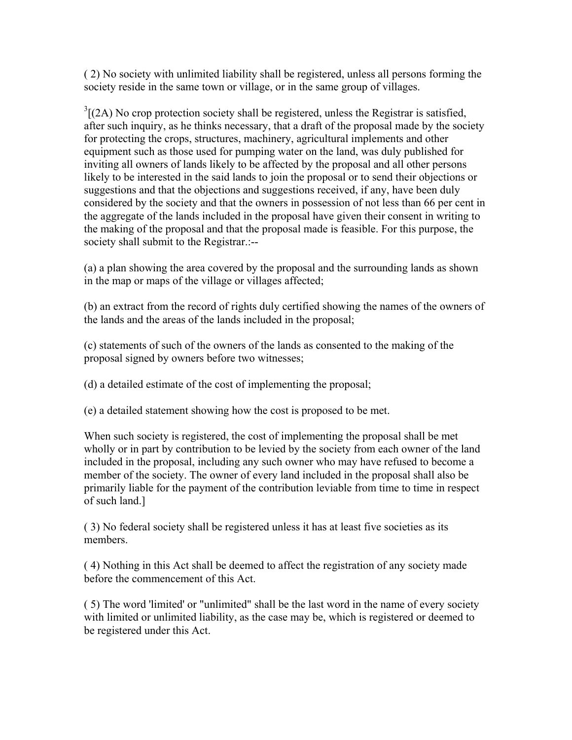( 2) No society with unlimited liability shall be registered, unless all persons forming the society reside in the same town or village, or in the same group of villages.

[3][(2A) No crop protection society shall be registered, unless the Registrar is satisfied, after such inquiry, as he thinks necessary, that a draft of the proposal made by the society for protecting the crops, structures, machinery, agricultural implements and other equipment such as those used for pumping water on the land, was duly published for inviting all owners of lands likely to be affected by the proposal and all other persons likely to be interested in the said lands to join the proposal or to send their objections or suggestions and that the objections and suggestions received, if any, have been duly considered by the society and that the owners in possession of not less than 66 per cent in the aggregate of the lands included in the proposal have given their consent in writing to the making of the proposal and that the proposal made is feasible. For this purpose, the society shall submit to the Registrar.:--

(a) a plan showing the area covered by the proposal and the surrounding lands as shown in the map or maps of the village or villages affected;

(b) an extract from the record of rights duly certified showing the names of the owners of the lands and the areas of the lands included in the proposal;

(c) statements of such of the owners of the lands as consented to the making of the proposal signed by owners before two witnesses;

(d) a detailed estimate of the cost of implementing the proposal;

(e) a detailed statement showing how the cost is proposed to be met.

When such society is registered, the cost of implementing the proposal shall be met wholly or in part by contribution to be levied by the society from each owner of the land included in the proposal, including any such owner who may have refused to become a member of the society. The owner of every land included in the proposal shall also be primarily liable for the payment of the contribution leviable from time to time in respect of such land.]

( 3) No federal society shall be registered unless it has at least five societies as its members.

( 4) Nothing in this Act shall be deemed to affect the registration of any society made before the commencement of this Act.

( 5) The word 'limited' or "unlimited" shall be the last word in the name of every society with limited or unlimited liability, as the case may be, which is registered or deemed to be registered under this Act.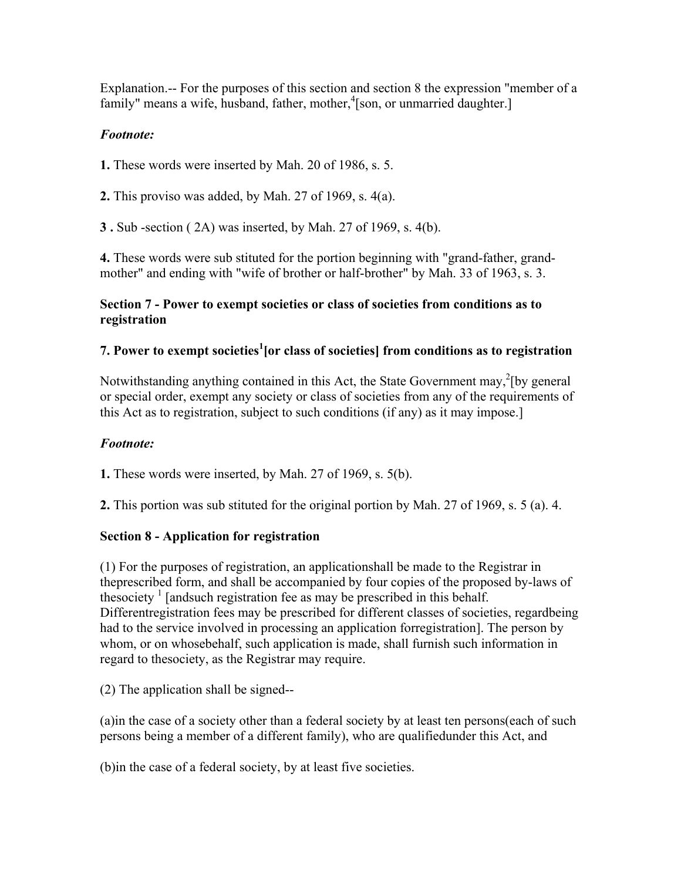Explanation.-- For the purposes of this section and section 8 the expression "member of a family" means a wife, husband, father, mother,[4][son, or unmarried daughter.]

***Footnote:***

**1.** These words were inserted by Mah. 20 of 1986, s. 5.

**2.** This proviso was added, by Mah. 27 of 1969, s. 4(a).

**3 .** Sub -section ( 2A) was inserted, by Mah. 27 of 1969, s. 4(b).

**4.** These words were sub stituted for the portion beginning with "grand-father, grand-mother" and ending with "wife of brother or half-brother" by Mah. 33 of 1963, s. 3.

**Section 7 - Power to exempt societies or class of societies from conditions as to registration**

**7. Power to exempt societies[1][or class of societies] from conditions as to registration**

Notwithstanding anything contained in this Act, the State Government may,[2][by general or special order, exempt any society or class of societies from any of the requirements of this Act as to registration, subject to such conditions (if any) as it may impose.]

***Footnote:***

**1.** These words were inserted, by Mah. 27 of 1969, s. 5(b).

**2.** This portion was sub stituted for the original portion by Mah. 27 of 1969, s. 5 (a). 4.

**Section 8 - Application for registration**

(1) For the purposes of registration, an applicationshall be made to the Registrar in theprescribed form, and shall be accompanied by four copies of the proposed by-laws of thesociety [1] [andsuch registration fee as may be prescribed in this behalf. Differentregistration fees may be prescribed for different classes of societies, regardbeing had to the service involved in processing an application forregistration]. The person by whom, or on whosebehalf, such application is made, shall furnish such information in regard to thesociety, as the Registrar may require.

(2) The application shall be signed--

(a)in the case of a society other than a federal society by at least ten persons(each of such persons being a member of a different family), who are qualifiedunder this Act, and

(b)in the case of a federal society, by at least five societies.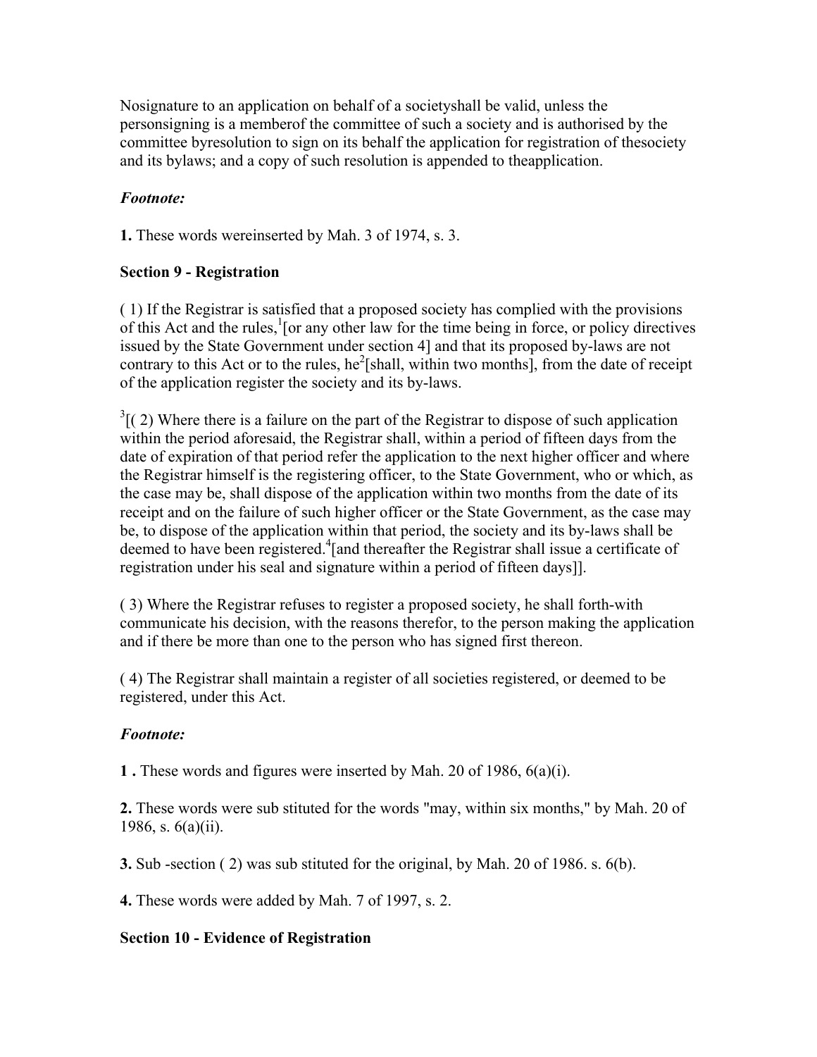Nosignature to an application on behalf of a societyshall be valid, unless the personsigning is a memberof the committee of such a society and is authorised by the committee byresolution to sign on its behalf the application for registration of thesociety and its bylaws; and a copy of such resolution is appended to theapplication.

*Footnote:*

**1.** These words wereinserted by Mah. 3 of 1974, s. 3.

**Section 9 - Registration**

( 1) If the Registrar is satisfied that a proposed society has complied with the provisions of this Act and the rules,[1][or any other law for the time being in force, or policy directives issued by the State Government under section 4] and that its proposed by-laws are not contrary to this Act or to the rules, he[2][shall, within two months], from the date of receipt of the application register the society and its by-laws.

[3][( 2) Where there is a failure on the part of the Registrar to dispose of such application within the period aforesaid, the Registrar shall, within a period of fifteen days from the date of expiration of that period refer the application to the next higher officer and where the Registrar himself is the registering officer, to the State Government, who or which, as the case may be, shall dispose of the application within two months from the date of its receipt and on the failure of such higher officer or the State Government, as the case may be, to dispose of the application within that period, the society and its by-laws shall be deemed to have been registered.[4][and thereafter the Registrar shall issue a certificate of registration under his seal and signature within a period of fifteen days]].

( 3) Where the Registrar refuses to register a proposed society, he shall forth-with communicate his decision, with the reasons therefor, to the person making the application and if there be more than one to the person who has signed first thereon.

( 4) The Registrar shall maintain a register of all societies registered, or deemed to be registered, under this Act.

*Footnote:*

**1 .** These words and figures were inserted by Mah. 20 of 1986, 6(a)(i).

**2.** These words were sub stituted for the words "may, within six months," by Mah. 20 of 1986, s. 6(a)(ii).

**3.** Sub -section ( 2) was sub stituted for the original, by Mah. 20 of 1986. s. 6(b).

**4.** These words were added by Mah. 7 of 1997, s. 2.

**Section 10 - Evidence of Registration**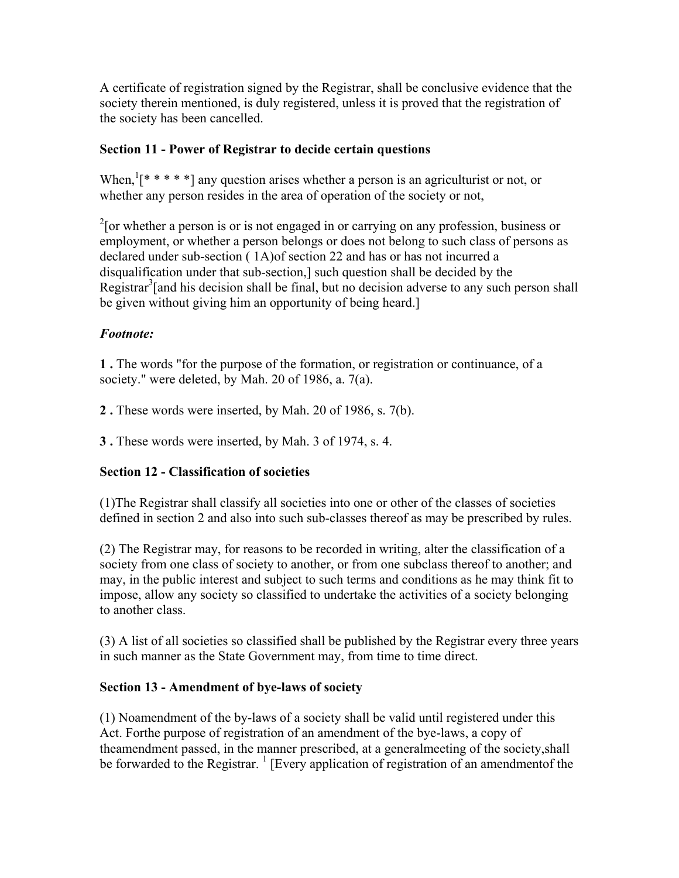A certificate of registration signed by the Registrar, shall be conclusive evidence that the society therein mentioned, is duly registered, unless it is proved that the registration of the society has been cancelled.

**Section 11 - Power of Registrar to decide certain questions**

When,[1][* * * * *] any question arises whether a person is an agriculturist or not, or whether any person resides in the area of operation of the society or not,

[2][or whether a person is or is not engaged in or carrying on any profession, business or employment, or whether a person belongs or does not belong to such class of persons as declared under sub-section ( 1A)of section 22 and has or has not incurred a disqualification under that sub-section,] such question shall be decided by the Registrar[3][and his decision shall be final, but no decision adverse to any such person shall be given without giving him an opportunity of being heard.]

***Footnote:***

**1 .** The words "for the purpose of the formation, or registration or continuance, of a society." were deleted, by Mah. 20 of 1986, a. 7(a).

**2 .** These words were inserted, by Mah. 20 of 1986, s. 7(b).

**3 .** These words were inserted, by Mah. 3 of 1974, s. 4.

**Section 12 - Classification of societies**

(1)The Registrar shall classify all societies into one or other of the classes of societies defined in section 2 and also into such sub-classes thereof as may be prescribed by rules.

(2) The Registrar may, for reasons to be recorded in writing, alter the classification of a society from one class of society to another, or from one subclass thereof to another; and may, in the public interest and subject to such terms and conditions as he may think fit to impose, allow any society so classified to undertake the activities of a society belonging to another class.

(3) A list of all societies so classified shall be published by the Registrar every three years in such manner as the State Government may, from time to time direct.

**Section 13 - Amendment of bye-laws of society**

(1) Noamendment of the by-laws of a society shall be valid until registered under this Act. Forthe purpose of registration of an amendment of the bye-laws, a copy of theamendment passed, in the manner prescribed, at a generalmeeting of the society,shall be forwarded to the Registrar. [1] [Every application of registration of an amendmentof the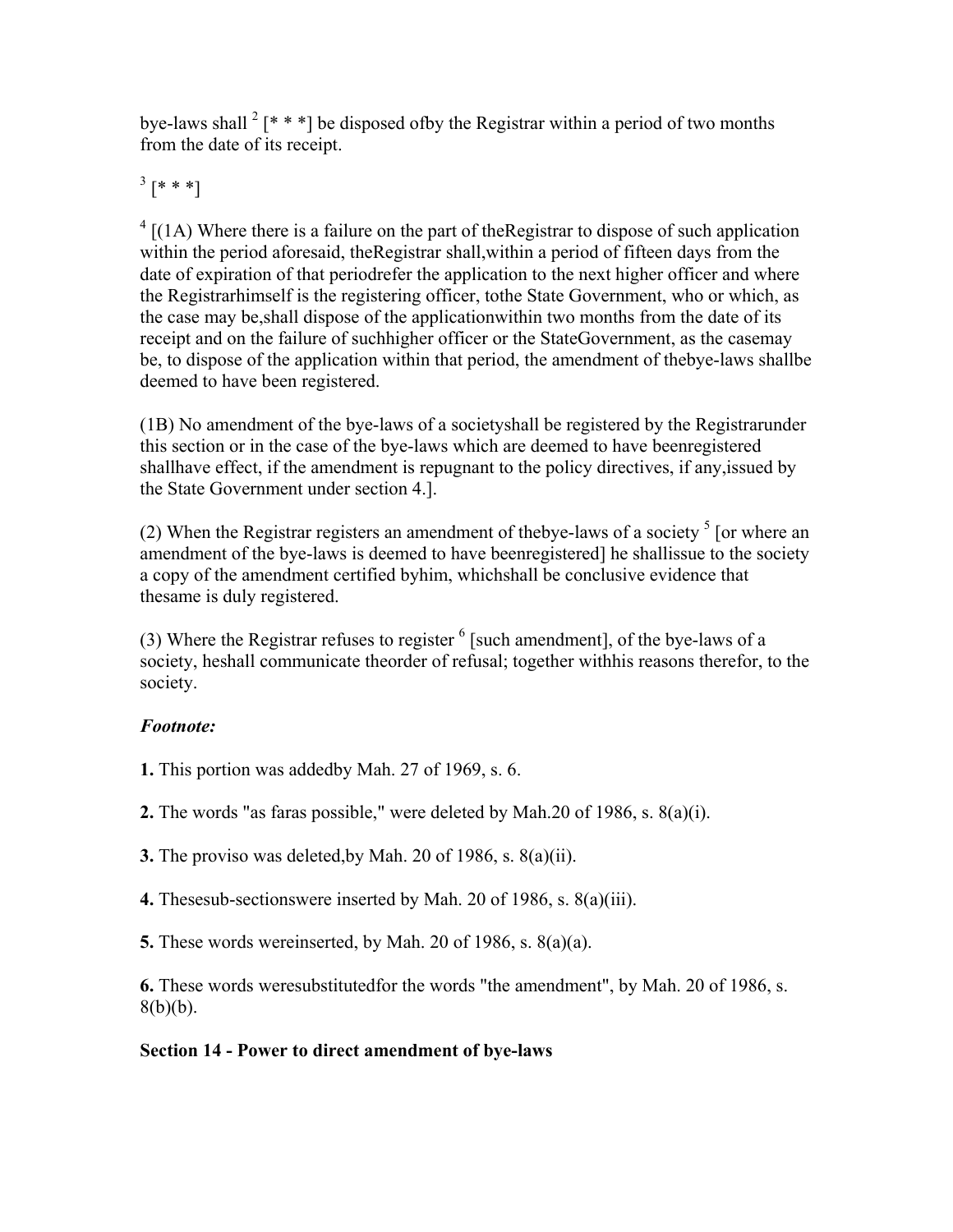bye-laws shall [2] [* * *] be disposed ofby the Registrar within a period of two months from the date of its receipt.

[3] [* * *]

[4] [(1A) Where there is a failure on the part of theRegistrar to dispose of such application within the period aforesaid, theRegistrar shall,within a period of fifteen days from the date of expiration of that periodrefer the application to the next higher officer and where the Registrarhimself is the registering officer, tothe State Government, who or which, as the case may be,shall dispose of the applicationwithin two months from the date of its receipt and on the failure of suchhigher officer or the StateGovernment, as the casemay be, to dispose of the application within that period, the amendment of thebye-laws shallbe deemed to have been registered.

(1B) No amendment of the bye-laws of a societyshall be registered by the Registrarunder this section or in the case of the bye-laws which are deemed to have beenregistered shallhave effect, if the amendment is repugnant to the policy directives, if any,issued by the State Government under section 4.].

(2) When the Registrar registers an amendment of thebye-laws of a society [5] [or where an amendment of the bye-laws is deemed to have beenregistered] he shallissue to the society a copy of the amendment certified byhim, whichshall be conclusive evidence that thesame is duly registered.

(3) Where the Registrar refuses to register [6] [such amendment], of the bye-laws of a society, heshall communicate theorder of refusal; together withhis reasons therefor, to the society.

***Footnote:***

**1.** This portion was addedby Mah. 27 of 1969, s. 6.

**2.** The words "as faras possible," were deleted by Mah.20 of 1986, s. 8(a)(i).

**3.** The proviso was deleted,by Mah. 20 of 1986, s. 8(a)(ii).

**4.** Thesesub-sectionswere inserted by Mah. 20 of 1986, s. 8(a)(iii).

**5.** These words wereinserted, by Mah. 20 of 1986, s. 8(a)(a).

**6.** These words weresubstitutedfor the words "the amendment", by Mah. 20 of 1986, s. 8(b)(b).

**Section 14 - Power to direct amendment of bye-laws**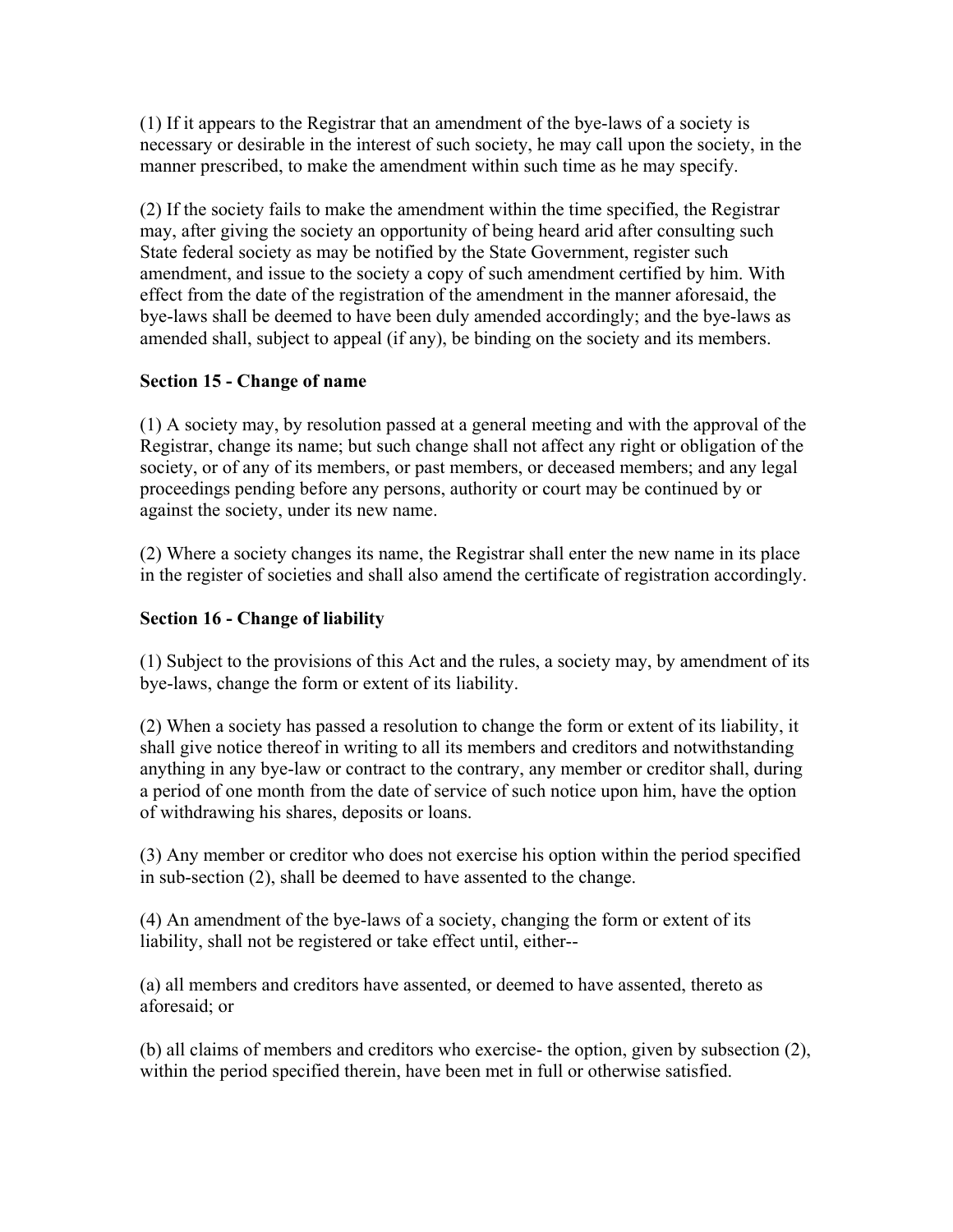(1) If it appears to the Registrar that an amendment of the bye-laws of a society is necessary or desirable in the interest of such society, he may call upon the society, in the manner prescribed, to make the amendment within such time as he may specify.

(2) If the society fails to make the amendment within the time specified, the Registrar may, after giving the society an opportunity of being heard arid after consulting such State federal society as may be notified by the State Government, register such amendment, and issue to the society a copy of such amendment certified by him. With effect from the date of the registration of the amendment in the manner aforesaid, the bye-laws shall be deemed to have been duly amended accordingly; and the bye-laws as amended shall, subject to appeal (if any), be binding on the society and its members.

**Section 15 - Change of name**

(1) A society may, by resolution passed at a general meeting and with the approval of the Registrar, change its name; but such change shall not affect any right or obligation of the society, or of any of its members, or past members, or deceased members; and any legal proceedings pending before any persons, authority or court may be continued by or against the society, under its new name.

(2) Where a society changes its name, the Registrar shall enter the new name in its place in the register of societies and shall also amend the certificate of registration accordingly.

**Section 16 - Change of liability**

(1) Subject to the provisions of this Act and the rules, a society may, by amendment of its bye-laws, change the form or extent of its liability.

(2) When a society has passed a resolution to change the form or extent of its liability, it shall give notice thereof in writing to all its members and creditors and notwithstanding anything in any bye-law or contract to the contrary, any member or creditor shall, during a period of one month from the date of service of such notice upon him, have the option of withdrawing his shares, deposits or loans.

(3) Any member or creditor who does not exercise his option within the period specified in sub-section (2), shall be deemed to have assented to the change.

(4) An amendment of the bye-laws of a society, changing the form or extent of its liability, shall not be registered or take effect until, either--

(a) all members and creditors have assented, or deemed to have assented, thereto as aforesaid; or

(b) all claims of members and creditors who exercise- the option, given by subsection (2), within the period specified therein, have been met in full or otherwise satisfied.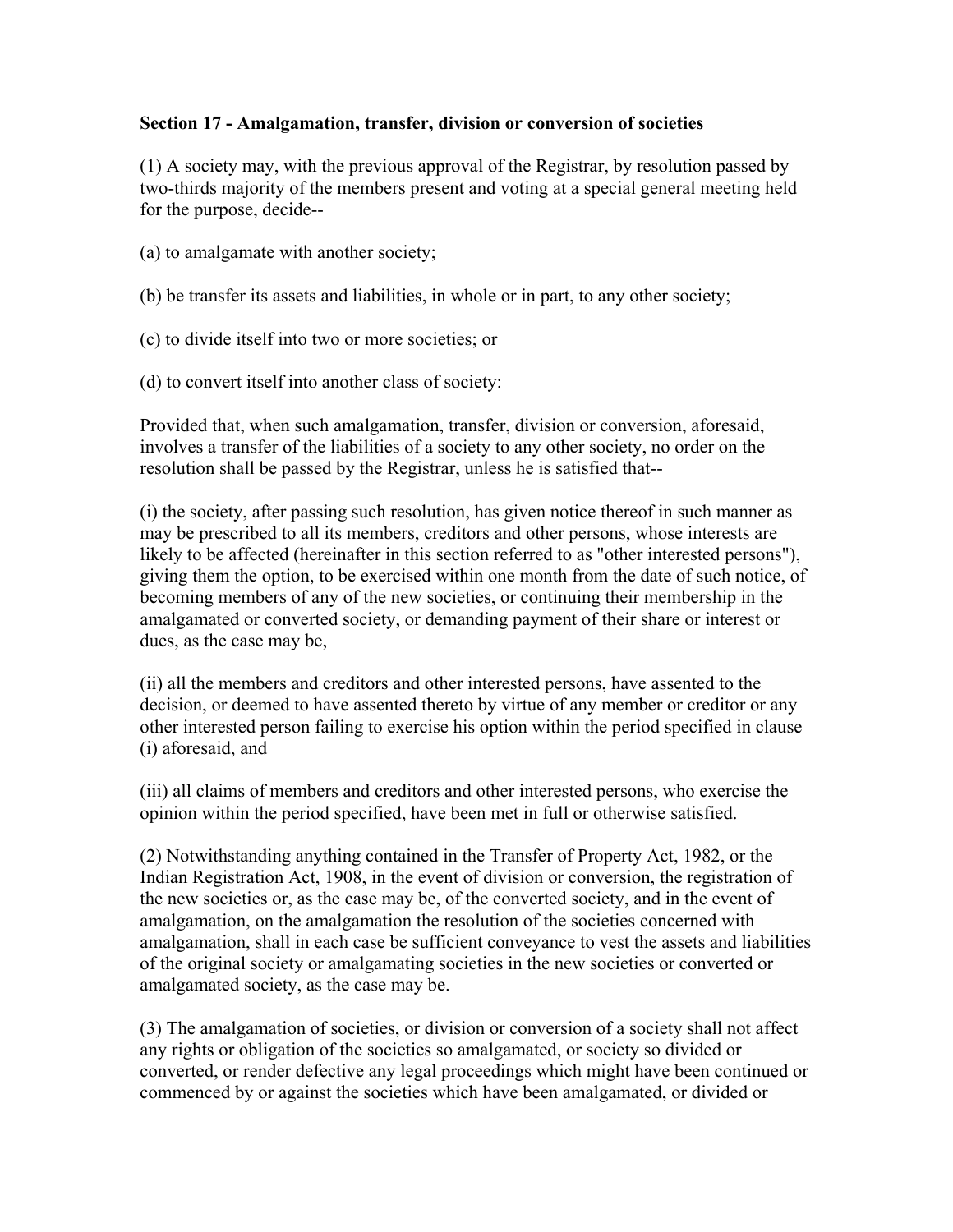**Section 17 - Amalgamation, transfer, division or conversion of societies**

(1) A society may, with the previous approval of the Registrar, by resolution passed by two-thirds majority of the members present and voting at a special general meeting held for the purpose, decide--

(a) to amalgamate with another society;

(b) be transfer its assets and liabilities, in whole or in part, to any other society;

(c) to divide itself into two or more societies; or

(d) to convert itself into another class of society:

Provided that, when such amalgamation, transfer, division or conversion, aforesaid, involves a transfer of the liabilities of a society to any other society, no order on the resolution shall be passed by the Registrar, unless he is satisfied that--

(i) the society, after passing such resolution, has given notice thereof in such manner as may be prescribed to all its members, creditors and other persons, whose interests are likely to be affected (hereinafter in this section referred to as "other interested persons"), giving them the option, to be exercised within one month from the date of such notice, of becoming members of any of the new societies, or continuing their membership in the amalgamated or converted society, or demanding payment of their share or interest or dues, as the case may be,

(ii) all the members and creditors and other interested persons, have assented to the decision, or deemed to have assented thereto by virtue of any member or creditor or any other interested person failing to exercise his option within the period specified in clause (i) aforesaid, and

(iii) all claims of members and creditors and other interested persons, who exercise the opinion within the period specified, have been met in full or otherwise satisfied.

(2) Notwithstanding anything contained in the Transfer of Property Act, 1982, or the Indian Registration Act, 1908, in the event of division or conversion, the registration of the new societies or, as the case may be, of the converted society, and in the event of amalgamation, on the amalgamation the resolution of the societies concerned with amalgamation, shall in each case be sufficient conveyance to vest the assets and liabilities of the original society or amalgamating societies in the new societies or converted or amalgamated society, as the case may be.

(3) The amalgamation of societies, or division or conversion of a society shall not affect any rights or obligation of the societies so amalgamated, or society so divided or converted, or render defective any legal proceedings which might have been continued or commenced by or against the societies which have been amalgamated, or divided or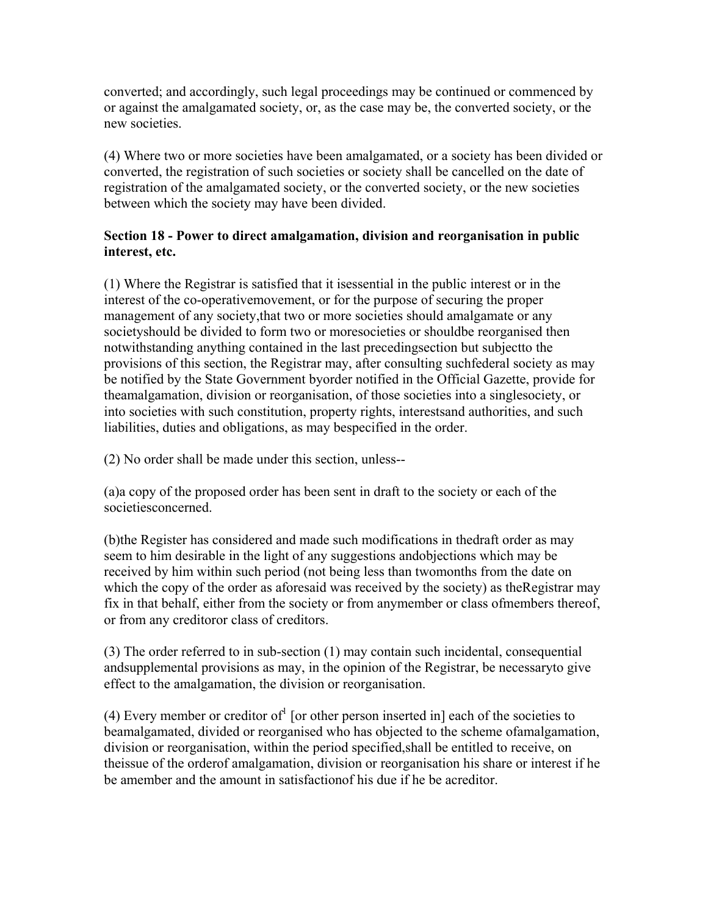converted; and accordingly, such legal proceedings may be continued or commenced by or against the amalgamated society, or, as the case may be, the converted society, or the new societies.

(4) Where two or more societies have been amalgamated, or a society has been divided or converted, the registration of such societies or society shall be cancelled on the date of registration of the amalgamated society, or the converted society, or the new societies between which the society may have been divided.

**Section 18 - Power to direct amalgamation, division and reorganisation in public interest, etc.**

(1) Where the Registrar is satisfied that it isessential in the public interest or in the interest of the co-operativemovement, or for the purpose of securing the proper management of any society,that two or more societies should amalgamate or any societyshould be divided to form two or moresocieties or shouldbe reorganised then notwithstanding anything contained in the last precedingsection but subjectto the provisions of this section, the Registrar may, after consulting suchfederal society as may be notified by the State Government byorder notified in the Official Gazette, provide for theamalgamation, division or reorganisation, of those societies into a singlesociety, or into societies with such constitution, property rights, interestsand authorities, and such liabilities, duties and obligations, as may bespecified in the order.

(2) No order shall be made under this section, unless--

(a)a copy of the proposed order has been sent in draft to the society or each of the societiesconcerned.

(b)the Register has considered and made such modifications in thedraft order as may seem to him desirable in the light of any suggestions andobjections which may be received by him within such period (not being less than twomonths from the date on which the copy of the order as aforesaid was received by the society) as theRegistrar may fix in that behalf, either from the society or from anymember or class ofmembers thereof, or from any creditoror class of creditors.

(3) The order referred to in sub-section (1) may contain such incidental, consequential andsupplemental provisions as may, in the opinion of the Registrar, be necessaryto give effect to the amalgamation, the division or reorganisation.

(4) Every member or creditor of[1] [or other person inserted in] each of the societies to beamalgamated, divided or reorganised who has objected to the scheme ofamalgamation, division or reorganisation, within the period specified,shall be entitled to receive, on theissue of the orderof amalgamation, division or reorganisation his share or interest if he be amember and the amount in satisfactionof his due if he be acreditor.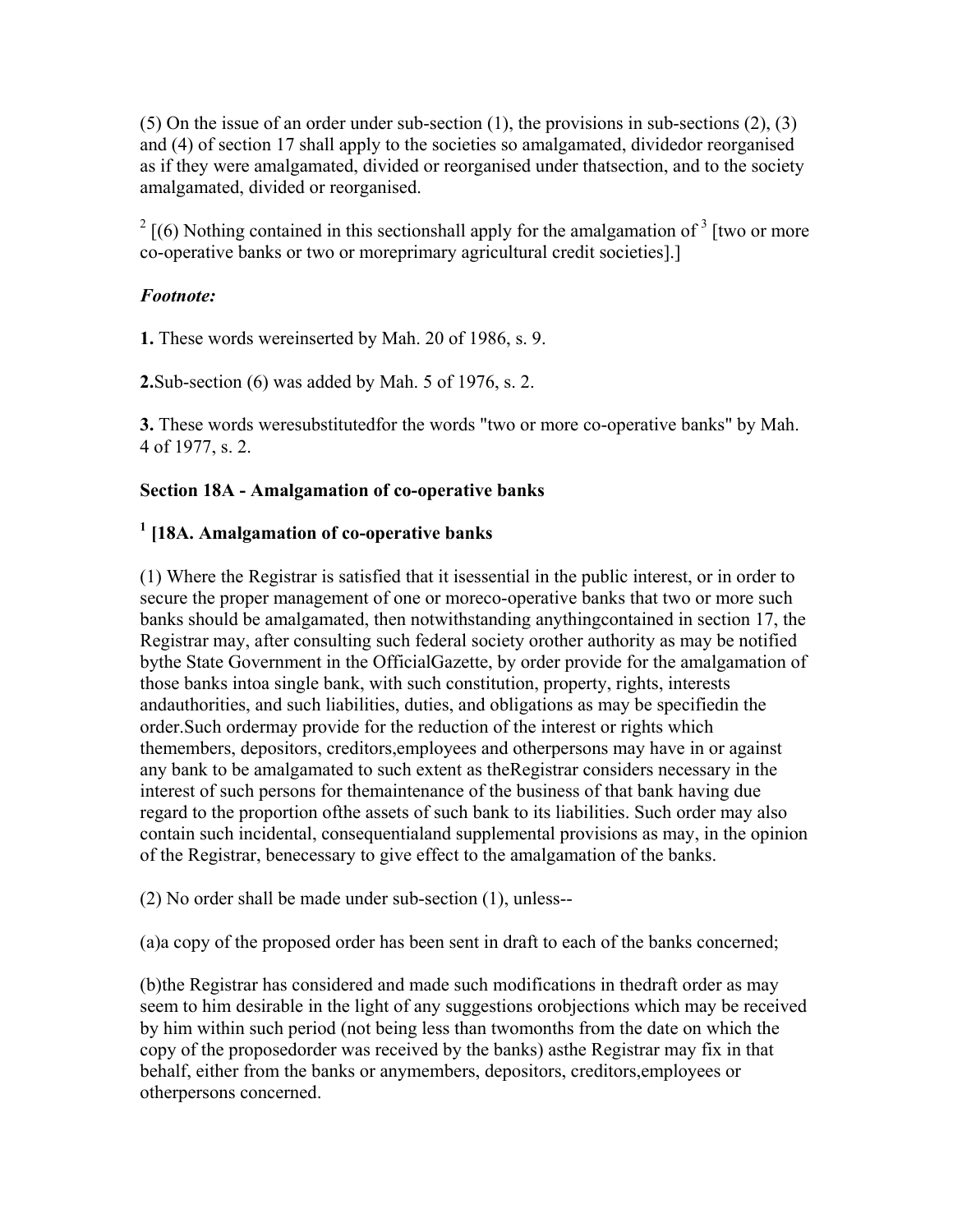(5) On the issue of an order under sub-section (1), the provisions in sub-sections (2), (3) and (4) of section 17 shall apply to the societies so amalgamated, dividedor reorganised as if they were amalgamated, divided or reorganised under thatsection, and to the society amalgamated, divided or reorganised.

[2] [(6) Nothing contained in this sectionshall apply for the amalgamation of [3] [two or more co-operative banks or two or moreprimary agricultural credit societies].]

***Footnote:***

**1.** These words wereinserted by Mah. 20 of 1986, s. 9.

**2.**Sub-section (6) was added by Mah. 5 of 1976, s. 2.

**3.** These words weresubstitutedfor the words "two or more co-operative banks" by Mah. 4 of 1977, s. 2.

**Section 18A - Amalgamation of co-operative banks**

**[1] [18A. Amalgamation of co-operative banks**

(1) Where the Registrar is satisfied that it isessential in the public interest, or in order to secure the proper management of one or moreco-operative banks that two or more such banks should be amalgamated, then notwithstanding anythingcontained in section 17, the Registrar may, after consulting such federal society orother authority as may be notified bythe State Government in the OfficialGazette, by order provide for the amalgamation of those banks intoa single bank, with such constitution, property, rights, interests andauthorities, and such liabilities, duties, and obligations as may be specifiedin the order.Such ordermay provide for the reduction of the interest or rights which themembers, depositors, creditors,employees and otherpersons may have in or against any bank to be amalgamated to such extent as theRegistrar considers necessary in the interest of such persons for themaintenance of the business of that bank having due regard to the proportion ofthe assets of such bank to its liabilities. Such order may also contain such incidental, consequentialand supplemental provisions as may, in the opinion of the Registrar, benecessary to give effect to the amalgamation of the banks.

(2) No order shall be made under sub-section (1), unless--

(a)a copy of the proposed order has been sent in draft to each of the banks concerned;

(b)the Registrar has considered and made such modifications in thedraft order as may seem to him desirable in the light of any suggestions orobjections which may be received by him within such period (not being less than twomonths from the date on which the copy of the proposedorder was received by the banks) asthe Registrar may fix in that behalf, either from the banks or anymembers, depositors, creditors,employees or otherpersons concerned.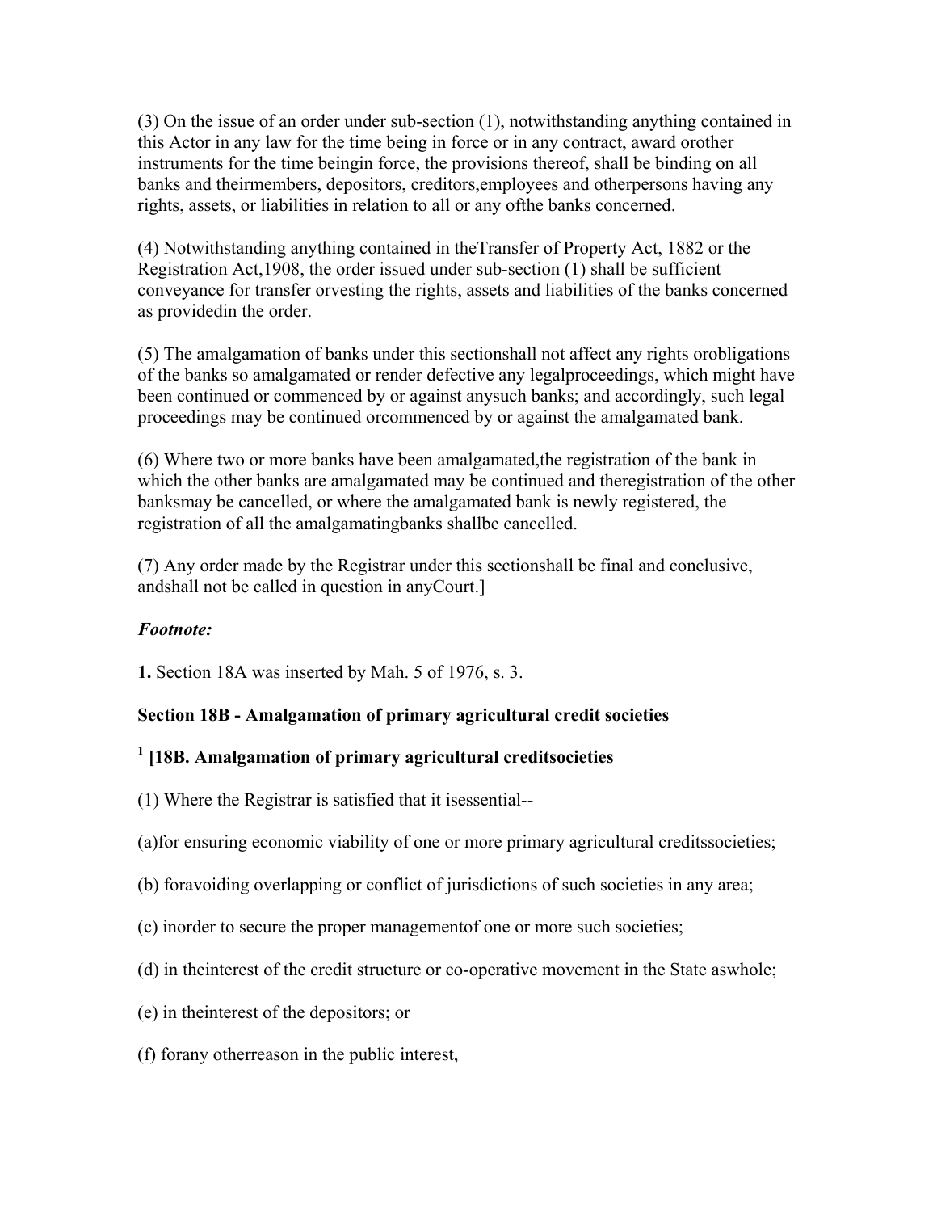(3) On the issue of an order under sub-section (1), notwithstanding anything contained in this Actor in any law for the time being in force or in any contract, award orother instruments for the time beingin force, the provisions thereof, shall be binding on all banks and theirmembers, depositors, creditors,employees and otherpersons having any rights, assets, or liabilities in relation to all or any ofthe banks concerned.

(4) Notwithstanding anything contained in theTransfer of Property Act, 1882 or the Registration Act,1908, the order issued under sub-section (1) shall be sufficient conveyance for transfer orvesting the rights, assets and liabilities of the banks concerned as providedin the order.

(5) The amalgamation of banks under this sectionshall not affect any rights orobligations of the banks so amalgamated or render defective any legalproceedings, which might have been continued or commenced by or against anysuch banks; and accordingly, such legal proceedings may be continued orcommenced by or against the amalgamated bank.

(6) Where two or more banks have been amalgamated,the registration of the bank in which the other banks are amalgamated may be continued and theregistration of the other banksmay be cancelled, or where the amalgamated bank is newly registered, the registration of all the amalgamatingbanks shallbe cancelled.

(7) Any order made by the Registrar under this sectionshall be final and conclusive, andshall not be called in question in anyCourt.]

***Footnote:***

**1.** Section 18A was inserted by Mah. 5 of 1976, s. 3.

**Section 18B - Amalgamation of primary agricultural credit societies**

**[1] [18B. Amalgamation of primary agricultural creditsocieties**

(1) Where the Registrar is satisfied that it isessential--

(a)for ensuring economic viability of one or more primary agricultural creditssocieties;

(b) foravoiding overlapping or conflict of jurisdictions of such societies in any area;

(c) inorder to secure the proper managementof one or more such societies;

(d) in theinterest of the credit structure or co-operative movement in the State aswhole;

(e) in theinterest of the depositors; or

(f) forany otherreason in the public interest,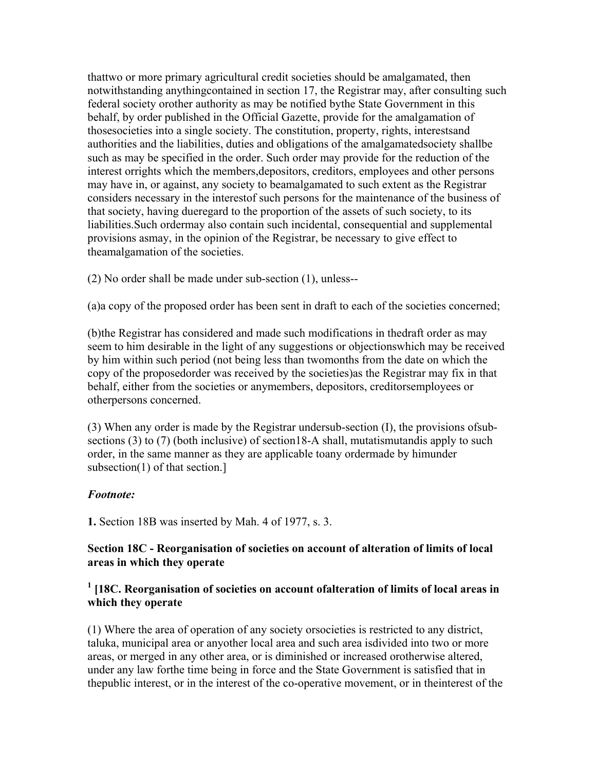thattwo or more primary agricultural credit societies should be amalgamated, then notwithstanding anythingcontained in section 17, the Registrar may, after consulting such federal society orother authority as may be notified bythe State Government in this behalf, by order published in the Official Gazette, provide for the amalgamation of thosesocieties into a single society. The constitution, property, rights, interestsand authorities and the liabilities, duties and obligations of the amalgamatedsociety shallbe such as may be specified in the order. Such order may provide for the reduction of the interest orrights which the members,depositors, creditors, employees and other persons may have in, or against, any society to beamalgamated to such extent as the Registrar considers necessary in the interestof such persons for the maintenance of the business of that society, having dueregard to the proportion of the assets of such society, to its liabilities.Such ordermay also contain such incidental, consequential and supplemental provisions asmay, in the opinion of the Registrar, be necessary to give effect to theamalgamation of the societies.

(2) No order shall be made under sub-section (1), unless--

(a)a copy of the proposed order has been sent in draft to each of the societies concerned;

(b)the Registrar has considered and made such modifications in thedraft order as may seem to him desirable in the light of any suggestions or objectionswhich may be received by him within such period (not being less than twomonths from the date on which the copy of the proposedorder was received by the societies)as the Registrar may fix in that behalf, either from the societies or anymembers, depositors, creditorsemployees or otherpersons concerned.

(3) When any order is made by the Registrar undersub-section (I), the provisions ofsub-sections (3) to (7) (both inclusive) of section18-A shall, mutatismutandis apply to such order, in the same manner as they are applicable toany ordermade by himunder subsection(1) of that section.]

***Footnote:***

**1.** Section 18B was inserted by Mah. 4 of 1977, s. 3.

### Section 18C - Reorganisation of societies on account of alteration of limits of local areas in which they operate

### [1] [18C. Reorganisation of societies on account ofalteration of limits of local areas in which they operate

(1) Where the area of operation of any society orsocieties is restricted to any district, taluka, municipal area or anyother local area and such area isdivided into two or more areas, or merged in any other area, or is diminished or increased orotherwise altered, under any law forthe time being in force and the State Government is satisfied that in thepublic interest, or in the interest of the co-operative movement, or in theinterest of the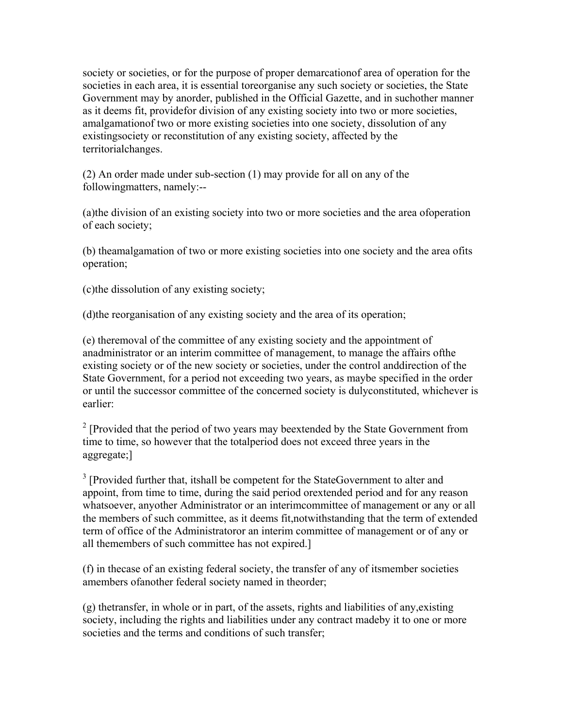society or societies, or for the purpose of proper demarcationof area of operation for the societies in each area, it is essential toreorganise any such society or societies, the State Government may by anorder, published in the Official Gazette, and in suchother manner as it deems fit, providefor division of any existing society into two or more societies, amalgamationof two or more existing societies into one society, dissolution of any existingsociety or reconstitution of any existing society, affected by the territorialchanges.

(2) An order made under sub-section (1) may provide for all on any of the followingmatters, namely:--

(a)the division of an existing society into two or more societies and the area ofoperation of each society;

(b) theamalgamation of two or more existing societies into one society and the area ofits operation;

(c)the dissolution of any existing society;

(d)the reorganisation of any existing society and the area of its operation;

(e) theremoval of the committee of any existing society and the appointment of anadministrator or an interim committee of management, to manage the affairs ofthe existing society or of the new society or societies, under the control anddirection of the State Government, for a period not exceeding two years, as maybe specified in the order or until the successor committee of the concerned society is dulyconstituted, whichever is earlier:

[2] [Provided that the period of two years may beextended by the State Government from time to time, so however that the totalperiod does not exceed three years in the aggregate;]

[3] [Provided further that, itshall be competent for the StateGovernment to alter and appoint, from time to time, during the said period orextended period and for any reason whatsoever, anyother Administrator or an interimcommittee of management or any or all the members of such committee, as it deems fit,notwithstanding that the term of extended term of office of the Administratoror an interim committee of management or of any or all themembers of such committee has not expired.]

(f) in thecase of an existing federal society, the transfer of any of itsmember societies amembers ofanother federal society named in theorder;

(g) thetransfer, in whole or in part, of the assets, rights and liabilities of any,existing society, including the rights and liabilities under any contract madeby it to one or more societies and the terms and conditions of such transfer;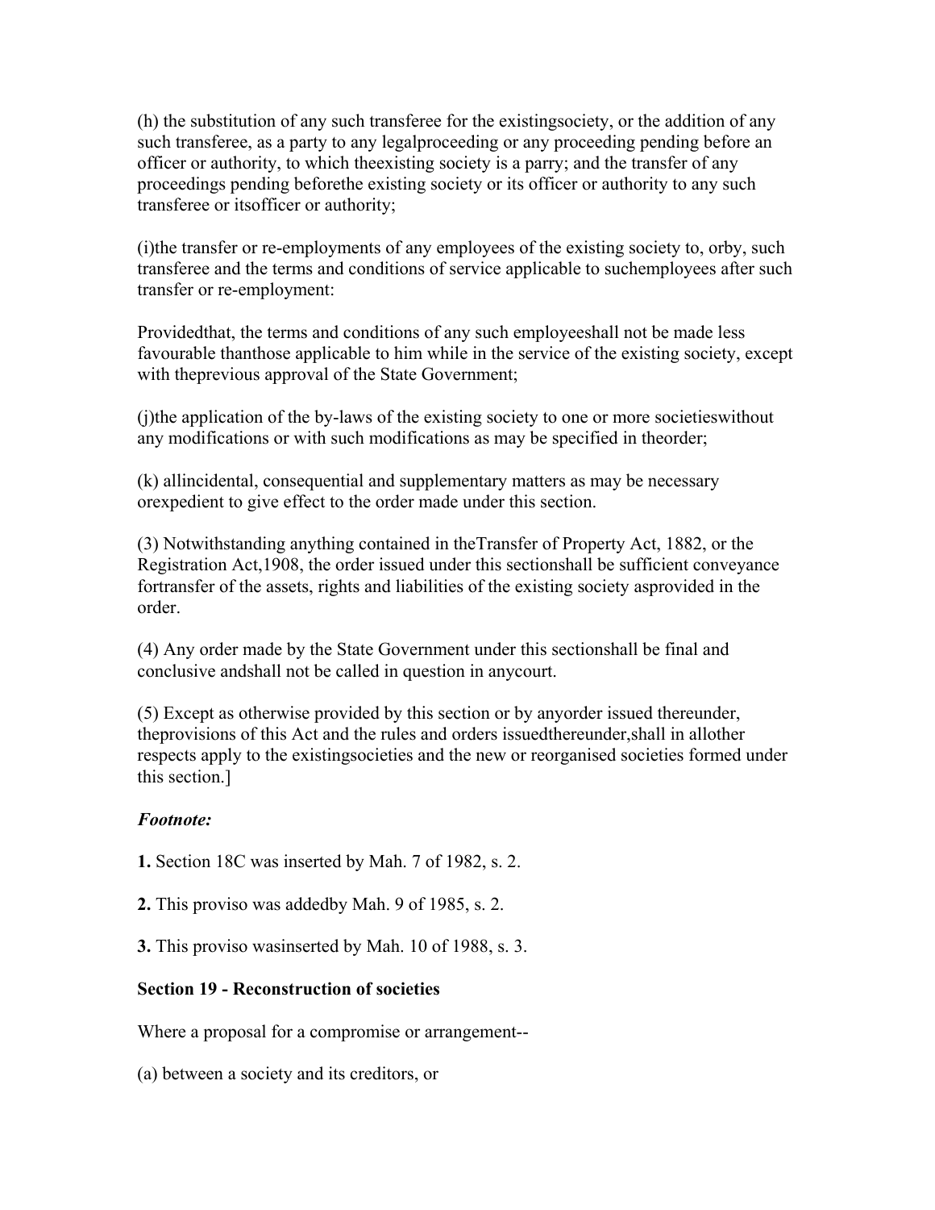(h) the substitution of any such transferee for the existingsociety, or the addition of any such transferee, as a party to any legalproceeding or any proceeding pending before an officer or authority, to which theexisting society is a parry; and the transfer of any proceedings pending beforethe existing society or its officer or authority to any such transferee or itsofficer or authority;

(i)the transfer or re-employments of any employees of the existing society to, orby, such transferee and the terms and conditions of service applicable to suchemployees after such transfer or re-employment:

Providedthat, the terms and conditions of any such employeeshall not be made less favourable thanthose applicable to him while in the service of the existing society, except with theprevious approval of the State Government;

(j)the application of the by-laws of the existing society to one or more societieswithout any modifications or with such modifications as may be specified in theorder;

(k) allincidental, consequential and supplementary matters as may be necessary orexpedient to give effect to the order made under this section.

(3) Notwithstanding anything contained in theTransfer of Property Act, 1882, or the Registration Act,1908, the order issued under this sectionshall be sufficient conveyance fortransfer of the assets, rights and liabilities of the existing society asprovided in the order.

(4) Any order made by the State Government under this sectionshall be final and conclusive andshall not be called in question in anycourt.

(5) Except as otherwise provided by this section or by anyorder issued thereunder, theprovisions of this Act and the rules and orders issuedthereunder,shall in allother respects apply to the existingsocieties and the new or reorganised societies formed under this section.]

***Footnote:***

**1.** Section 18C was inserted by Mah. 7 of 1982, s. 2.

**2.** This proviso was addedby Mah. 9 of 1985, s. 2.

**3.** This proviso wasinserted by Mah. 10 of 1988, s. 3.

**Section 19 - Reconstruction of societies**

Where a proposal for a compromise or arrangement--

(a) between a society and its creditors, or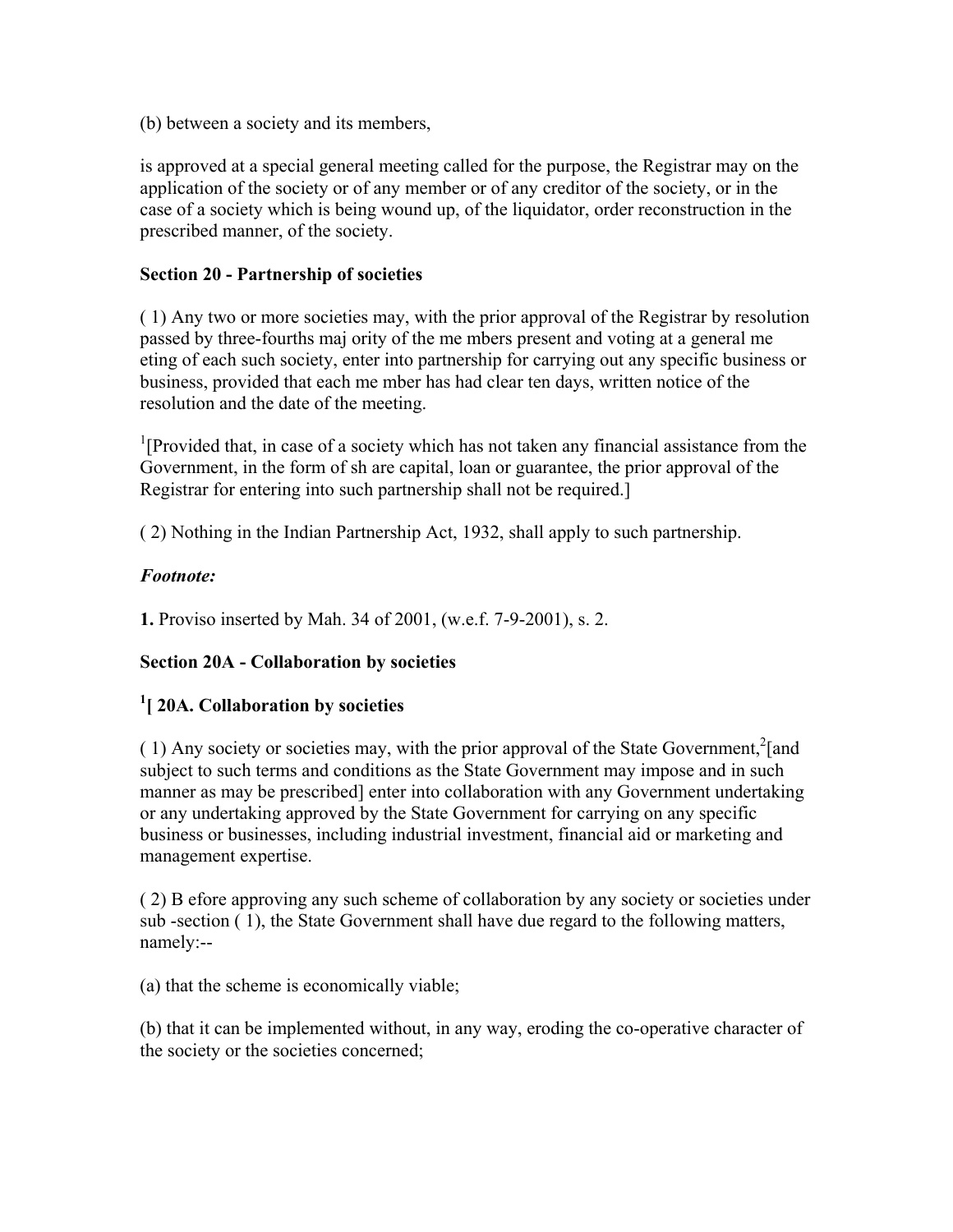(b) between a society and its members,

is approved at a special general meeting called for the purpose, the Registrar may on the application of the society or of any member or of any creditor of the society, or in the case of a society which is being wound up, of the liquidator, order reconstruction in the prescribed manner, of the society.

**Section 20 - Partnership of societies**

( 1) Any two or more societies may, with the prior approval of the Registrar by resolution passed by three-fourths maj ority of the me mbers present and voting at a general me eting of each such society, enter into partnership for carrying out any specific business or business, provided that each me mber has had clear ten days, written notice of the resolution and the date of the meeting.

[1][Provided that, in case of a society which has not taken any financial assistance from the Government, in the form of sh are capital, loan or guarantee, the prior approval of the Registrar for entering into such partnership shall not be required.]

( 2) Nothing in the Indian Partnership Act, 1932, shall apply to such partnership.

***Footnote:***

**1.** Proviso inserted by Mah. 34 of 2001, (w.e.f. 7-9-2001), s. 2.

**Section 20A - Collaboration by societies**

**[1][ 20A. Collaboration by societies**

( 1) Any society or societies may, with the prior approval of the State Government,[2][and subject to such terms and conditions as the State Government may impose and in such manner as may be prescribed] enter into collaboration with any Government undertaking or any undertaking approved by the State Government for carrying on any specific business or businesses, including industrial investment, financial aid or marketing and management expertise.

( 2) B efore approving any such scheme of collaboration by any society or societies under sub -section ( 1), the State Government shall have due regard to the following matters, namely:--

(a) that the scheme is economically viable;

(b) that it can be implemented without, in any way, eroding the co-operative character of the society or the societies concerned;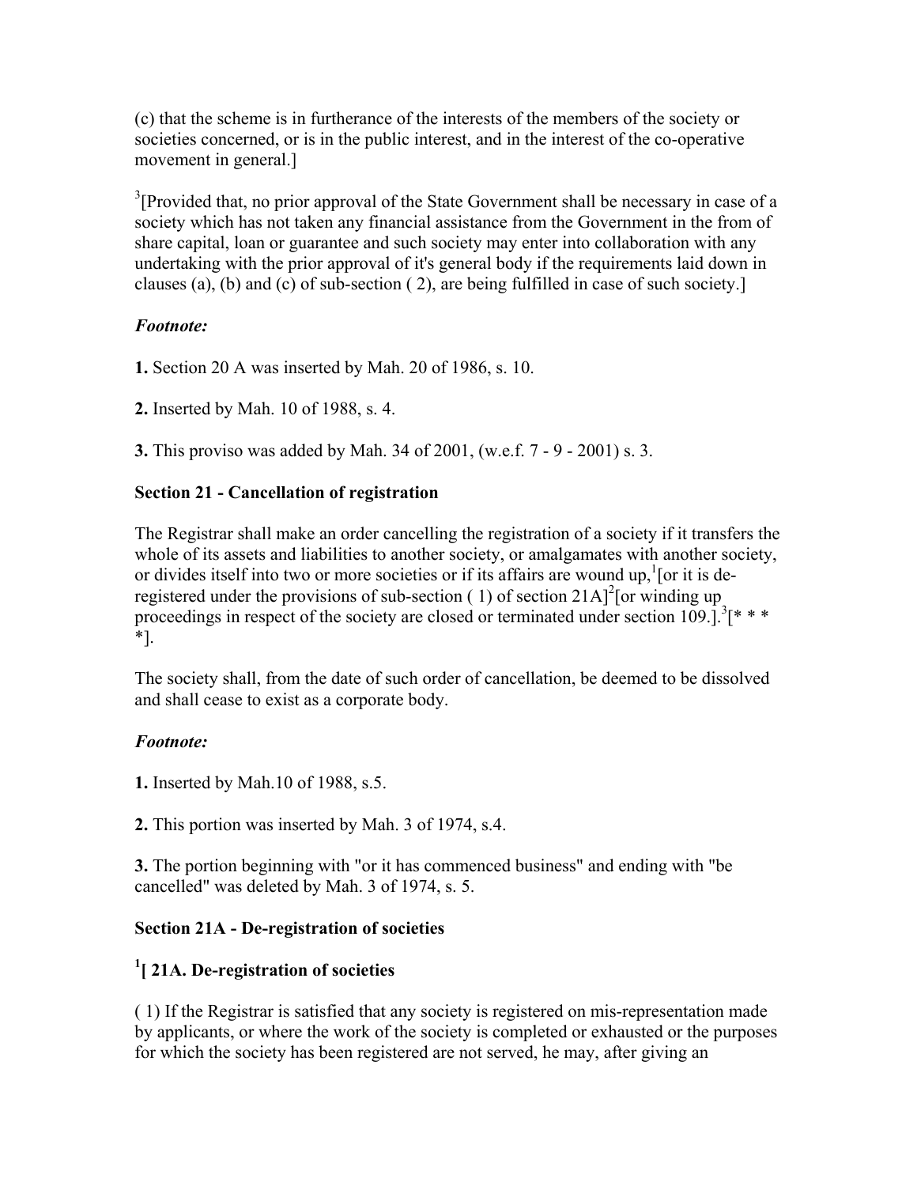(c) that the scheme is in furtherance of the interests of the members of the society or societies concerned, or is in the public interest, and in the interest of the co-operative movement in general.]

[3][Provided that, no prior approval of the State Government shall be necessary in case of a society which has not taken any financial assistance from the Government in the from of share capital, loan or guarantee and such society may enter into collaboration with any undertaking with the prior approval of it's general body if the requirements laid down in clauses (a), (b) and (c) of sub-section ( 2), are being fulfilled in case of such society.]

*Footnote:*

**1.** Section 20 A was inserted by Mah. 20 of 1986, s. 10.

**2.** Inserted by Mah. 10 of 1988, s. 4.

**3.** This proviso was added by Mah. 34 of 2001, (w.e.f. 7 - 9 - 2001) s. 3.

**Section 21 - Cancellation of registration**

The Registrar shall make an order cancelling the registration of a society if it transfers the whole of its assets and liabilities to another society, or amalgamates with another society, or divides itself into two or more societies or if its affairs are wound up,[1][or it is de-registered under the provisions of sub-section ( 1) of section 21A][2][or winding up proceedings in respect of the society are closed or terminated under section 109.].[3][* * * *].

The society shall, from the date of such order of cancellation, be deemed to be dissolved and shall cease to exist as a corporate body.

*Footnote:*

**1.** Inserted by Mah.10 of 1988, s.5.

**2.** This portion was inserted by Mah. 3 of 1974, s.4.

**3.** The portion beginning with "or it has commenced business" and ending with "be cancelled" was deleted by Mah. 3 of 1974, s. 5.

**Section 21A - De-registration of societies**

**[1][ 21A. De-registration of societies**

( 1) If the Registrar is satisfied that any society is registered on mis-representation made by applicants, or where the work of the society is completed or exhausted or the purposes for which the society has been registered are not served, he may, after giving an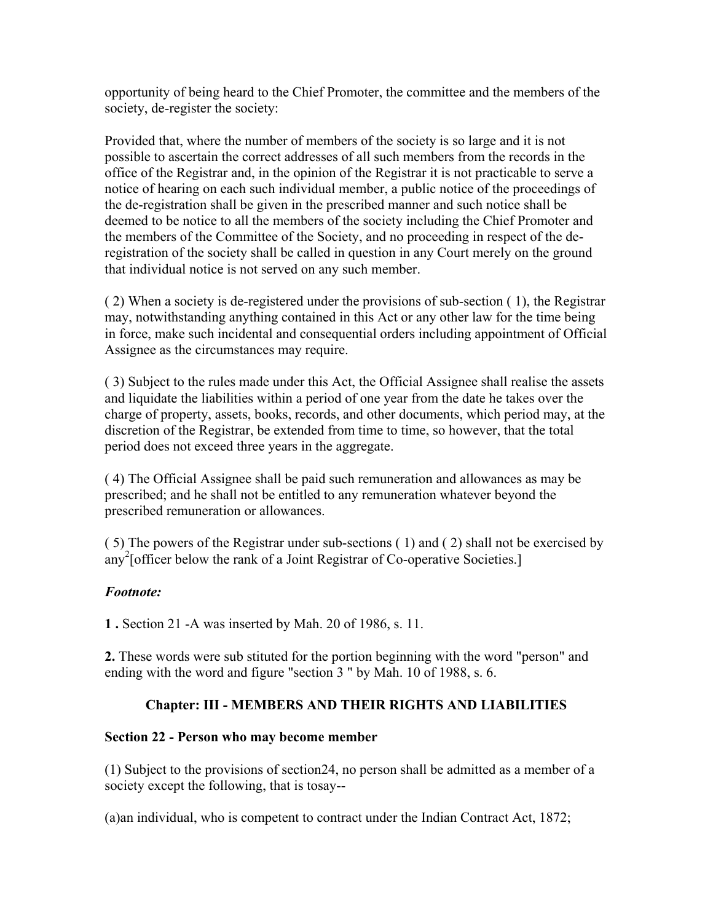opportunity of being heard to the Chief Promoter, the committee and the members of the society, de-register the society:

Provided that, where the number of members of the society is so large and it is not possible to ascertain the correct addresses of all such members from the records in the office of the Registrar and, in the opinion of the Registrar it is not practicable to serve a notice of hearing on each such individual member, a public notice of the proceedings of the de-registration shall be given in the prescribed manner and such notice shall be deemed to be notice to all the members of the society including the Chief Promoter and the members of the Committee of the Society, and no proceeding in respect of the de-registration of the society shall be called in question in any Court merely on the ground that individual notice is not served on any such member.

( 2) When a society is de-registered under the provisions of sub-section ( 1), the Registrar may, notwithstanding anything contained in this Act or any other law for the time being in force, make such incidental and consequential orders including appointment of Official Assignee as the circumstances may require.

( 3) Subject to the rules made under this Act, the Official Assignee shall realise the assets and liquidate the liabilities within a period of one year from the date he takes over the charge of property, assets, books, records, and other documents, which period may, at the discretion of the Registrar, be extended from time to time, so however, that the total period does not exceed three years in the aggregate.

( 4) The Official Assignee shall be paid such remuneration and allowances as may be prescribed; and he shall not be entitled to any remuneration whatever beyond the prescribed remuneration or allowances.

( 5) The powers of the Registrar under sub-sections ( 1) and ( 2) shall not be exercised by any[2][officer below the rank of a Joint Registrar of Co-operative Societies.]

***Footnote:***

**1 .** Section 21 -A was inserted by Mah. 20 of 1986, s. 11.

**2.** These words were sub stituted for the portion beginning with the word "person" and ending with the word and figure "section 3 " by Mah. 10 of 1988, s. 6.

## Chapter: III - MEMBERS AND THEIR RIGHTS AND LIABILITIES

### Section 22 - Person who may become member

(1) Subject to the provisions of section24, no person shall be admitted as a member of a society except the following, that is tosay--

(a)an individual, who is competent to contract under the Indian Contract Act, 1872;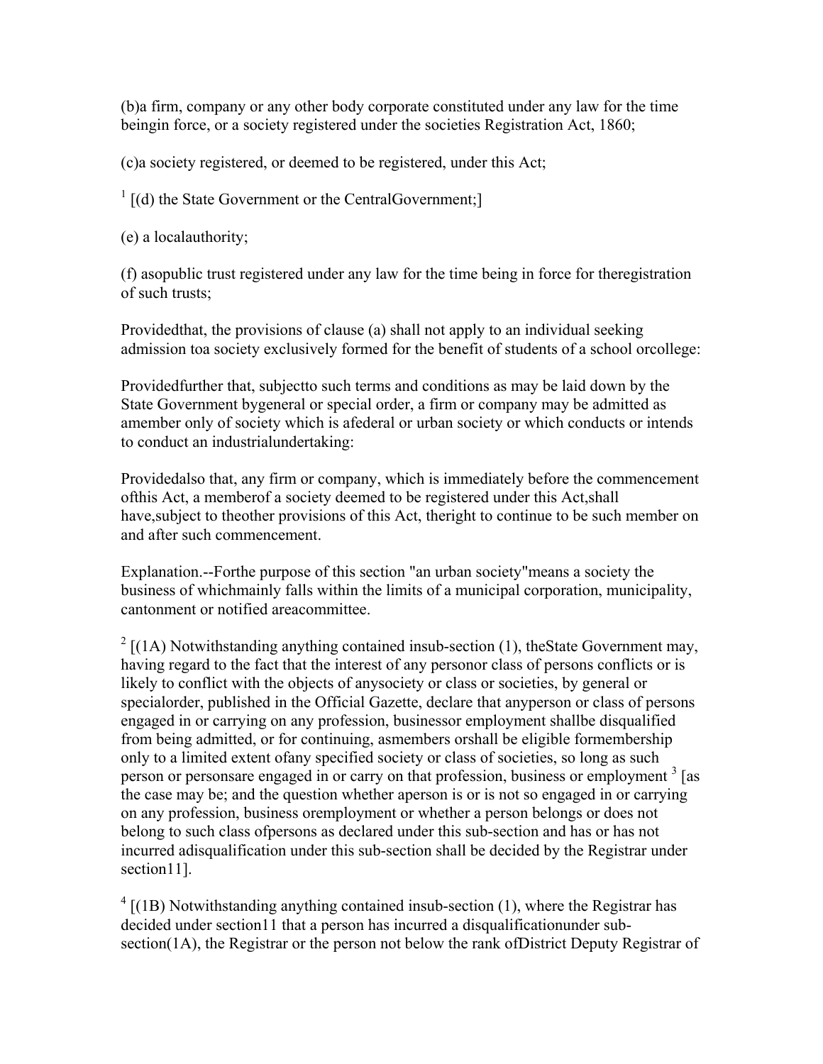(b)a firm, company or any other body corporate constituted under any law for the time beingin force, or a society registered under the societies Registration Act, 1860;

(c)a society registered, or deemed to be registered, under this Act;

[1] [(d) the State Government or the CentralGovernment;]

(e) a localauthority;

(f) asopublic trust registered under any law for the time being in force for theregistration of such trusts;

Providedthat, the provisions of clause (a) shall not apply to an individual seeking admission toa society exclusively formed for the benefit of students of a school orcollege:

Providedfurther that, subjectto such terms and conditions as may be laid down by the State Government bygeneral or special order, a firm or company may be admitted as amember only of society which is afederal or urban society or which conducts or intends to conduct an industrialundertaking:

Providedalso that, any firm or company, which is immediately before the commencement ofthis Act, a memberof a society deemed to be registered under this Act,shall have,subject to theother provisions of this Act, theright to continue to be such member on and after such commencement.

Explanation.--Forthe purpose of this section "an urban society"means a society the business of whichmainly falls within the limits of a municipal corporation, municipality, cantonment or notified areacommittee.

[2] [(1A) Notwithstanding anything contained insub-section (1), theState Government may, having regard to the fact that the interest of any personor class of persons conflicts or is likely to conflict with the objects of anysociety or class or societies, by general or specialorder, published in the Official Gazette, declare that anyperson or class of persons engaged in or carrying on any profession, businessor employment shallbe disqualified from being admitted, or for continuing, asmembers orshall be eligible formembership only to a limited extent ofany specified society or class of societies, so long as such person or personsare engaged in or carry on that profession, business or employment [3] [as the case may be; and the question whether aperson is or is not so engaged in or carrying on any profession, business oremployment or whether a person belongs or does not belong to such class ofpersons as declared under this sub-section and has or has not incurred adisqualification under this sub-section shall be decided by the Registrar under section11].

[4] [(1B) Notwithstanding anything contained insub-section (1), where the Registrar has decided under section11 that a person has incurred a disqualificationunder sub-section(1A), the Registrar or the person not below the rank ofDistrict Deputy Registrar of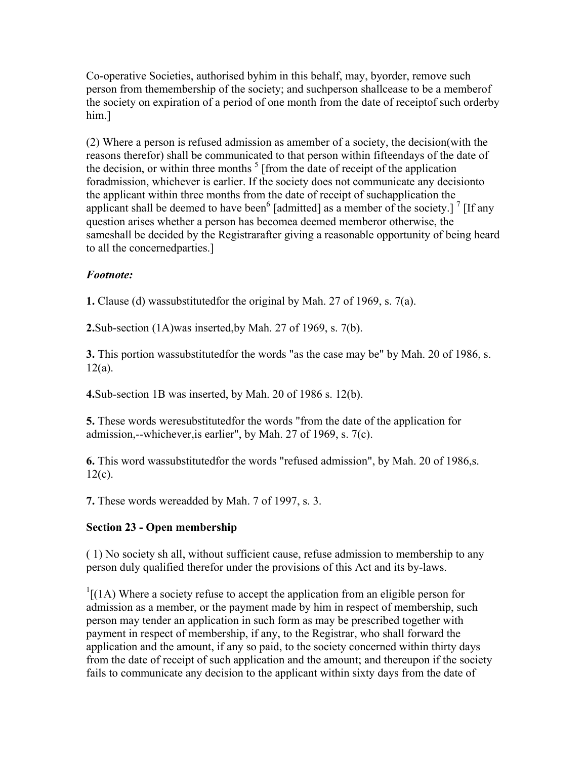Co-operative Societies, authorised byhim in this behalf, may, byorder, remove such person from themembership of the society; and suchperson shallcease to be a memberof the society on expiration of a period of one month from the date of receiptof such orderby him.]

(2) Where a person is refused admission as amember of a society, the decision(with the reasons therefor) shall be communicated to that person within fifteendays of the date of the decision, or within three months [5] [from the date of receipt of the application foradmission, whichever is earlier. If the society does not communicate any decisionto the applicant within three months from the date of receipt of suchapplication the applicant shall be deemed to have been[6] [admitted] as a member of the society.] [7] [If any question arises whether a person has becomea deemed memberor otherwise, the sameshall be decided by the Registrarafter giving a reasonable opportunity of being heard to all the concernedparties.]

***Footnote:***

**1.** Clause (d) wassubstitutedfor the original by Mah. 27 of 1969, s. 7(a).

**2.**Sub-section (1A)was inserted,by Mah. 27 of 1969, s. 7(b).

**3.** This portion wassubstitutedfor the words "as the case may be" by Mah. 20 of 1986, s. 12(a).

**4.**Sub-section 1B was inserted, by Mah. 20 of 1986 s. 12(b).

**5.** These words weresubstitutedfor the words "from the date of the application for admission,--whichever,is earlier", by Mah. 27 of 1969, s. 7(c).

**6.** This word wassubstitutedfor the words "refused admission", by Mah. 20 of 1986,s. 12(c).

**7.** These words wereadded by Mah. 7 of 1997, s. 3.

**Section 23 - Open membership**

( 1) No society sh all, without sufficient cause, refuse admission to membership to any person duly qualified therefor under the provisions of this Act and its by-laws.

[1][(1A) Where a society refuse to accept the application from an eligible person for admission as a member, or the payment made by him in respect of membership, such person may tender an application in such form as may be prescribed together with payment in respect of membership, if any, to the Registrar, who shall forward the application and the amount, if any so paid, to the society concerned within thirty days from the date of receipt of such application and the amount; and thereupon if the society fails to communicate any decision to the applicant within sixty days from the date of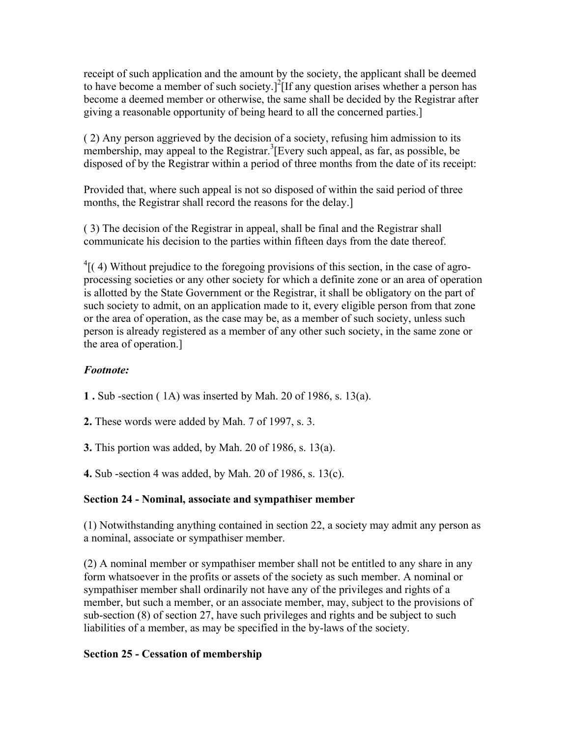receipt of such application and the amount by the society, the applicant shall be deemed to have become a member of such society.][2][If any question arises whether a person has become a deemed member or otherwise, the same shall be decided by the Registrar after giving a reasonable opportunity of being heard to all the concerned parties.]

( 2) Any person aggrieved by the decision of a society, refusing him admission to its membership, may appeal to the Registrar.[3][Every such appeal, as far, as possible, be disposed of by the Registrar within a period of three months from the date of its receipt:

Provided that, where such appeal is not so disposed of within the said period of three months, the Registrar shall record the reasons for the delay.]

( 3) The decision of the Registrar in appeal, shall be final and the Registrar shall communicate his decision to the parties within fifteen days from the date thereof.

[4][( 4) Without prejudice to the foregoing provisions of this section, in the case of agro-processing societies or any other society for which a definite zone or an area of operation is allotted by the State Government or the Registrar, it shall be obligatory on the part of such society to admit, on an application made to it, every eligible person from that zone or the area of operation, as the case may be, as a member of such society, unless such person is already registered as a member of any other such society, in the same zone or the area of operation.]

***Footnote:***

**1 .** Sub -section ( 1A) was inserted by Mah. 20 of 1986, s. 13(a).

**2.** These words were added by Mah. 7 of 1997, s. 3.

**3.** This portion was added, by Mah. 20 of 1986, s. 13(a).

**4.** Sub -section 4 was added, by Mah. 20 of 1986, s. 13(c).

**Section 24 - Nominal, associate and sympathiser member**

(1) Notwithstanding anything contained in section 22, a society may admit any person as a nominal, associate or sympathiser member.

(2) A nominal member or sympathiser member shall not be entitled to any share in any form whatsoever in the profits or assets of the society as such member. A nominal or sympathiser member shall ordinarily not have any of the privileges and rights of a member, but such a member, or an associate member, may, subject to the provisions of sub-section (8) of section 27, have such privileges and rights and be subject to such liabilities of a member, as may be specified in the by-laws of the society.

**Section 25 - Cessation of membership**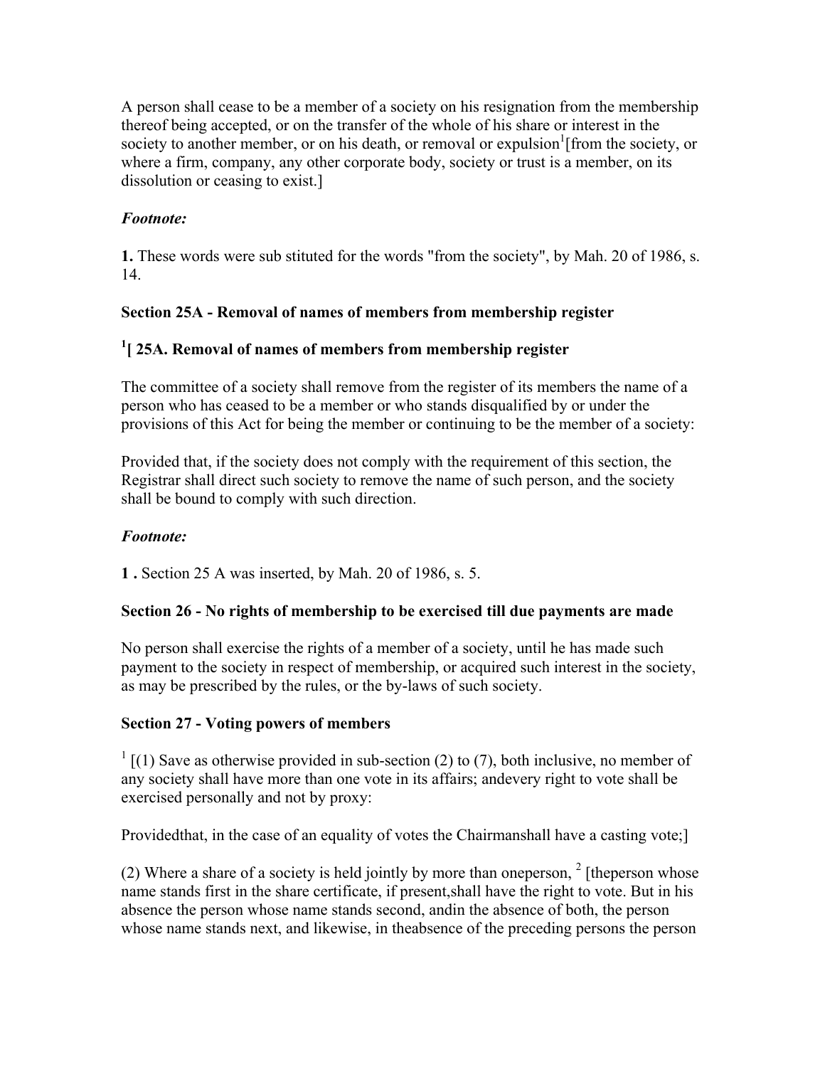A person shall cease to be a member of a society on his resignation from the membership thereof being accepted, or on the transfer of the whole of his share or interest in the society to another member, or on his death, or removal or expulsion[1][from the society, or where a firm, company, any other corporate body, society or trust is a member, on its dissolution or ceasing to exist.]

***Footnote:***

**1.** These words were sub stituted for the words "from the society", by Mah. 20 of 1986, s. 14.

**Section 25A - Removal of names of members from membership register**

**[1][ 25A. Removal of names of members from membership register**

The committee of a society shall remove from the register of its members the name of a person who has ceased to be a member or who stands disqualified by or under the provisions of this Act for being the member or continuing to be the member of a society:

Provided that, if the society does not comply with the requirement of this section, the Registrar shall direct such society to remove the name of such person, and the society shall be bound to comply with such direction.

***Footnote:***

**1 .** Section 25 A was inserted, by Mah. 20 of 1986, s. 5.

**Section 26 - No rights of membership to be exercised till due payments are made**

No person shall exercise the rights of a member of a society, until he has made such payment to the society in respect of membership, or acquired such interest in the society, as may be prescribed by the rules, or the by-laws of such society.

**Section 27 - Voting powers of members**

[1] [(1) Save as otherwise provided in sub-section (2) to (7), both inclusive, no member of any society shall have more than one vote in its affairs; andevery right to vote shall be exercised personally and not by proxy:

Providedthat, in the case of an equality of votes the Chairmanshall have a casting vote;]

(2) Where a share of a society is held jointly by more than oneperson, [2] [theperson whose name stands first in the share certificate, if present,shall have the right to vote. But in his absence the person whose name stands second, andin the absence of both, the person whose name stands next, and likewise, in theabsence of the preceding persons the person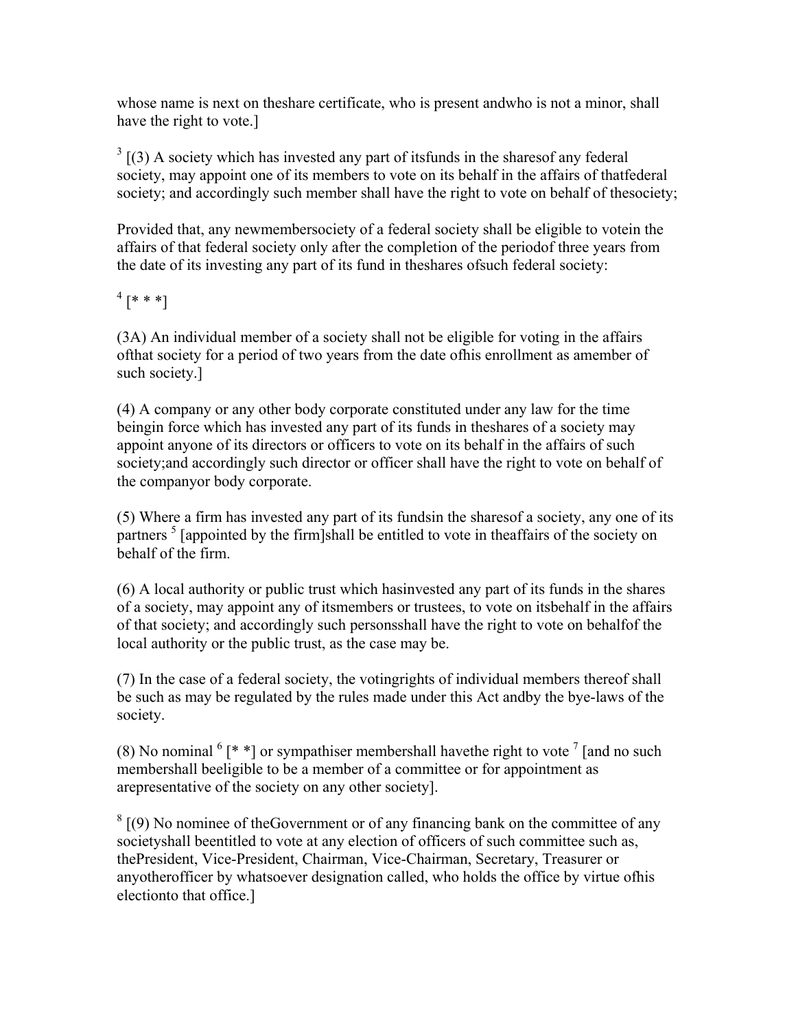whose name is next on theshare certificate, who is present andwho is not a minor, shall have the right to vote.]

[3] [(3) A society which has invested any part of itsfunds in the sharesof any federal society, may appoint one of its members to vote on its behalf in the affairs of thatfederal society; and accordingly such member shall have the right to vote on behalf of thesociety;

Provided that, any newmembersociety of a federal society shall be eligible to votein the affairs of that federal society only after the completion of the periodof three years from the date of its investing any part of its fund in theshares ofsuch federal society:

[4] [* * *]

(3A) An individual member of a society shall not be eligible for voting in the affairs ofthat society for a period of two years from the date ofhis enrollment as amember of such society.]

(4) A company or any other body corporate constituted under any law for the time beingin force which has invested any part of its funds in theshares of a society may appoint anyone of its directors or officers to vote on its behalf in the affairs of such society;and accordingly such director or officer shall have the right to vote on behalf of the companyor body corporate.

(5) Where a firm has invested any part of its fundsin the sharesof a society, any one of its partners [5] [appointed by the firm]shall be entitled to vote in theaffairs of the society on behalf of the firm.

(6) A local authority or public trust which hasinvested any part of its funds in the shares of a society, may appoint any of itsmembers or trustees, to vote on itsbehalf in the affairs of that society; and accordingly such personsshall have the right to vote on behalfof the local authority or the public trust, as the case may be.

(7) In the case of a federal society, the votingrights of individual members thereof shall be such as may be regulated by the rules made under this Act andby the bye-laws of the society.

(8) No nominal [6] [* *] or sympathiser membershall havethe right to vote [7] [and no such membershall beeligible to be a member of a committee or for appointment as arepresentative of the society on any other society].

[8] [(9) No nominee of theGovernment or of any financing bank on the committee of any societyshall beentitled to vote at any election of officers of such committee such as, thePresident, Vice-President, Chairman, Vice-Chairman, Secretary, Treasurer or anyotherofficer by whatsoever designation called, who holds the office by virtue ofhis electionto that office.]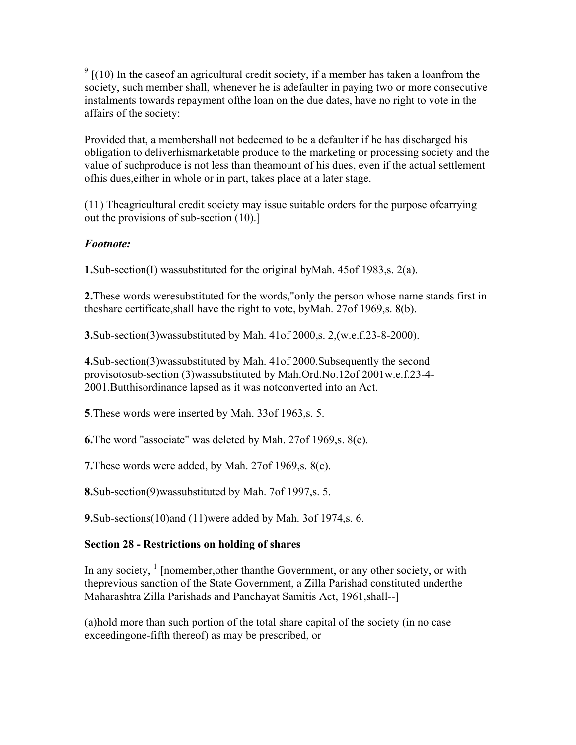[9] [(10) In the caseof an agricultural credit society, if a member has taken a loanfrom the society, such member shall, whenever he is adefaulter in paying two or more consecutive instalments towards repayment ofthe loan on the due dates, have no right to vote in the affairs of the society:

Provided that, a membershall not bedeemed to be a defaulter if he has discharged his obligation to deliverhismarketable produce to the marketing or processing society and the value of suchproduce is not less than theamount of his dues, even if the actual settlement ofhis dues,either in whole or in part, takes place at a later stage.

(11) Theagricultural credit society may issue suitable orders for the purpose ofcarrying out the provisions of sub-section (10).]

***Footnote:***

**1.**Sub-section(I) wassubstituted for the original byMah. 45of 1983,s. 2(a).

**2.**These words weresubstituted for the words,"only the person whose name stands first in theshare certificate,shall have the right to vote, byMah. 27of 1969,s. 8(b).

**3.**Sub-section(3)wassubstituted by Mah. 41of 2000,s. 2,(w.e.f.23-8-2000).

**4.**Sub-section(3)wassubstituted by Mah. 41of 2000.Subsequently the second provisotosub-section (3)wassubstituted by Mah.Ord.No.12of 2001w.e.f.23-4-2001.Butthisordinance lapsed as it was notconverted into an Act.

**5**.These words were inserted by Mah. 33of 1963,s. 5.

**6.**The word "associate" was deleted by Mah. 27of 1969,s. 8(c).

**7.**These words were added, by Mah. 27of 1969,s. 8(c).

**8.**Sub-section(9)wassubstituted by Mah. 7of 1997,s. 5.

**9.**Sub-sections(10)and (11)were added by Mah. 3of 1974,s. 6.

**Section 28 - Restrictions on holding of shares**

In any society, [1] [nomember,other thanthe Government, or any other society, or with theprevious sanction of the State Government, a Zilla Parishad constituted underthe Maharashtra Zilla Parishads and Panchayat Samitis Act, 1961,shall--]

(a)hold more than such portion of the total share capital of the society (in no case exceedingone-fifth thereof) as may be prescribed, or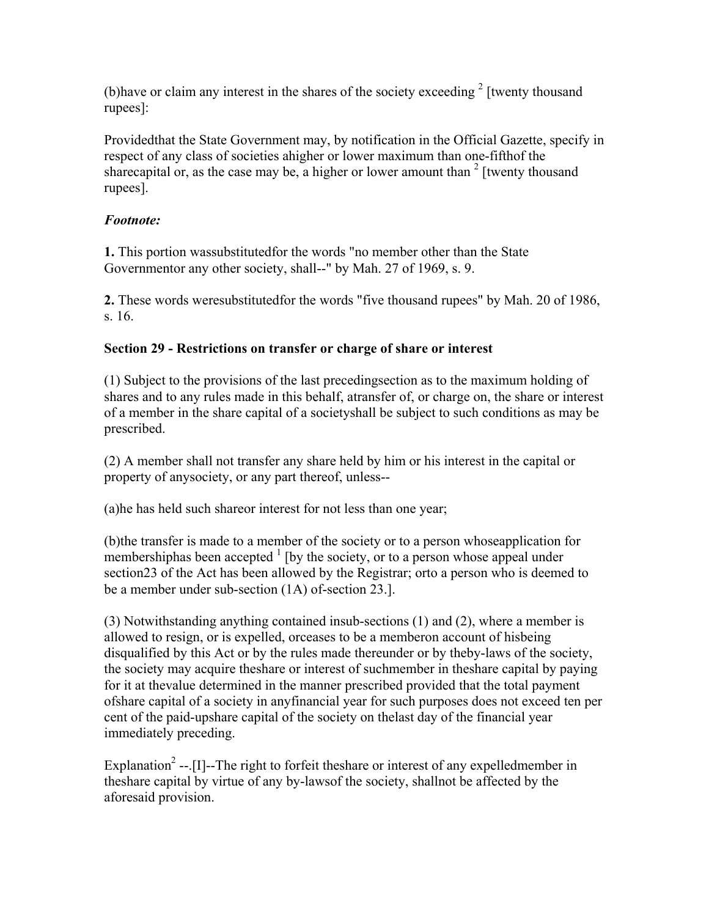(b)have or claim any interest in the shares of the society exceeding [2] [twenty thousand rupees]:

Providedthat the State Government may, by notification in the Official Gazette, specify in respect of any class of societies ahigher or lower maximum than one-fifthof the sharecapital or, as the case may be, a higher or lower amount than [2] [twenty thousand rupees].

***Footnote:***

**1.** This portion wassubstitutedfor the words "no member other than the State Governmentor any other society, shall--" by Mah. 27 of 1969, s. 9.

**2.** These words weresubstitutedfor the words "five thousand rupees" by Mah. 20 of 1986, s. 16.

**Section 29 - Restrictions on transfer or charge of share or interest**

(1) Subject to the provisions of the last precedingsection as to the maximum holding of shares and to any rules made in this behalf, atransfer of, or charge on, the share or interest of a member in the share capital of a societyshall be subject to such conditions as may be prescribed.

(2) A member shall not transfer any share held by him or his interest in the capital or property of anysociety, or any part thereof, unless--

(a)he has held such shareor interest for not less than one year;

(b)the transfer is made to a member of the society or to a person whoseapplication for membershiphas been accepted [1] [by the society, or to a person whose appeal under section23 of the Act has been allowed by the Registrar; orto a person who is deemed to be a member under sub-section (1A) of-section 23.].

(3) Notwithstanding anything contained insub-sections (1) and (2), where a member is allowed to resign, or is expelled, orceases to be a memberon account of hisbeing disqualified by this Act or by the rules made thereunder or by theby-laws of the society, the society may acquire theshare or interest of suchmember in theshare capital by paying for it at thevalue determined in the manner prescribed provided that the total payment ofshare capital of a society in anyfinancial year for such purposes does not exceed ten per cent of the paid-upshare capital of the society on thelast day of the financial year immediately preceding.

Explanation[2] --.[I]--The right to forfeit theshare or interest of any expelledmember in theshare capital by virtue of any by-lawsof the society, shallnot be affected by the aforesaid provision.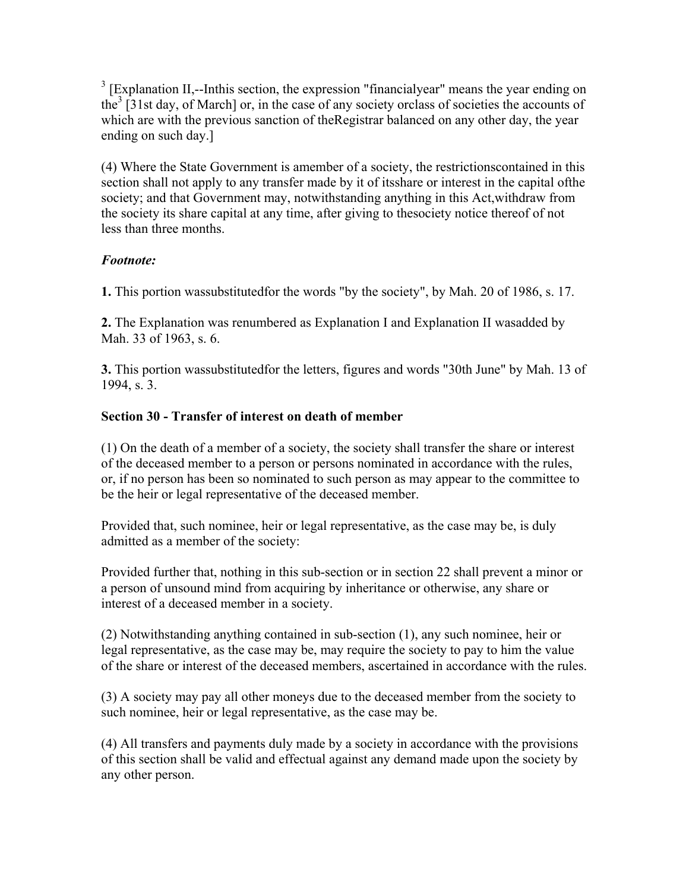[3] [Explanation II,--Inthis section, the expression "financialyear" means the year ending on the[3] [31st day, of March] or, in the case of any society orclass of societies the accounts of which are with the previous sanction of theRegistrar balanced on any other day, the year ending on such day.]

(4) Where the State Government is amember of a society, the restrictionscontained in this section shall not apply to any transfer made by it of itsshare or interest in the capital ofthe society; and that Government may, notwithstanding anything in this Act,withdraw from the society its share capital at any time, after giving to thesociety notice thereof of not less than three months.

***Footnote:***

**1.** This portion wassubstitutedfor the words "by the society", by Mah. 20 of 1986, s. 17.

**2.** The Explanation was renumbered as Explanation I and Explanation II wasadded by Mah. 33 of 1963, s. 6.

**3.** This portion wassubstitutedfor the letters, figures and words "30th June" by Mah. 13 of 1994, s. 3.

**Section 30 - Transfer of interest on death of member**

(1) On the death of a member of a society, the society shall transfer the share or interest of the deceased member to a person or persons nominated in accordance with the rules, or, if no person has been so nominated to such person as may appear to the committee to be the heir or legal representative of the deceased member.

Provided that, such nominee, heir or legal representative, as the case may be, is duly admitted as a member of the society:

Provided further that, nothing in this sub-section or in section 22 shall prevent a minor or a person of unsound mind from acquiring by inheritance or otherwise, any share or interest of a deceased member in a society.

(2) Notwithstanding anything contained in sub-section (1), any such nominee, heir or legal representative, as the case may be, may require the society to pay to him the value of the share or interest of the deceased members, ascertained in accordance with the rules.

(3) A society may pay all other moneys due to the deceased member from the society to such nominee, heir or legal representative, as the case may be.

(4) All transfers and payments duly made by a society in accordance with the provisions of this section shall be valid and effectual against any demand made upon the society by any other person.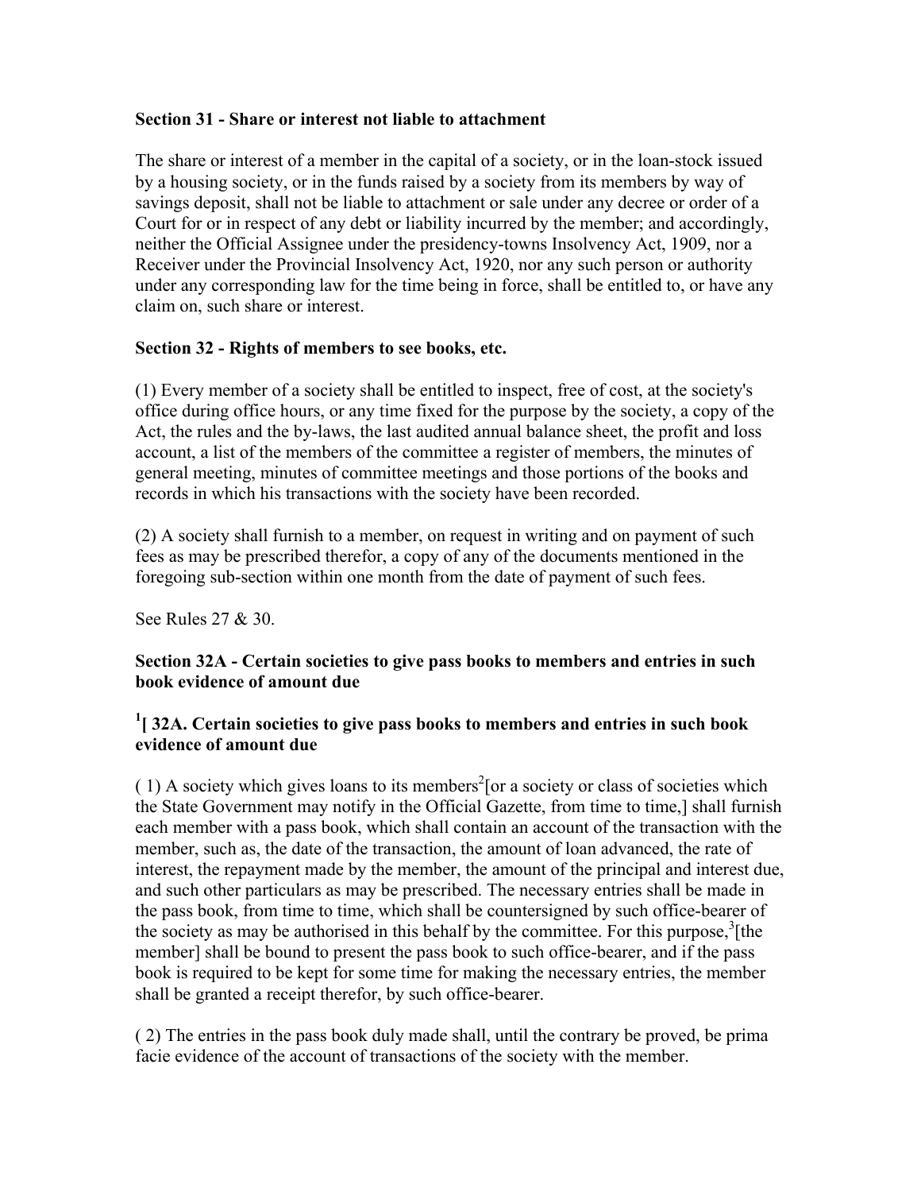**Section 31 - Share or interest not liable to attachment**

The share or interest of a member in the capital of a society, or in the loan-stock issued by a housing society, or in the funds raised by a society from its members by way of savings deposit, shall not be liable to attachment or sale under any decree or order of a Court for or in respect of any debt or liability incurred by the member; and accordingly, neither the Official Assignee under the presidency-towns Insolvency Act, 1909, nor a Receiver under the Provincial Insolvency Act, 1920, nor any such person or authority under any corresponding law for the time being in force, shall be entitled to, or have any claim on, such share or interest.

**Section 32 - Rights of members to see books, etc.**

(1) Every member of a society shall be entitled to inspect, free of cost, at the society's office during office hours, or any time fixed for the purpose by the society, a copy of the Act, the rules and the by-laws, the last audited annual balance sheet, the profit and loss account, a list of the members of the committee a register of members, the minutes of general meeting, minutes of committee meetings and those portions of the books and records in which his transactions with the society have been recorded.

(2) A society shall furnish to a member, on request in writing and on payment of such fees as may be prescribed therefor, a copy of any of the documents mentioned in the foregoing sub-section within one month from the date of payment of such fees.

See Rules 27 & 30.

**Section 32A - Certain societies to give pass books to members and entries in such book evidence of amount due**

**[1][ 32A. Certain societies to give pass books to members and entries in such book evidence of amount due**

( 1) A society which gives loans to its members[2][or a society or class of societies which the State Government may notify in the Official Gazette, from time to time,] shall furnish each member with a pass book, which shall contain an account of the transaction with the member, such as, the date of the transaction, the amount of loan advanced, the rate of interest, the repayment made by the member, the amount of the principal and interest due, and such other particulars as may be prescribed. The necessary entries shall be made in the pass book, from time to time, which shall be countersigned by such office-bearer of the society as may be authorised in this behalf by the committee. For this purpose,[3][the member] shall be bound to present the pass book to such office-bearer, and if the pass book is required to be kept for some time for making the necessary entries, the member shall be granted a receipt therefor, by such office-bearer.

( 2) The entries in the pass book duly made shall, until the contrary be proved, be prima facie evidence of the account of transactions of the society with the member.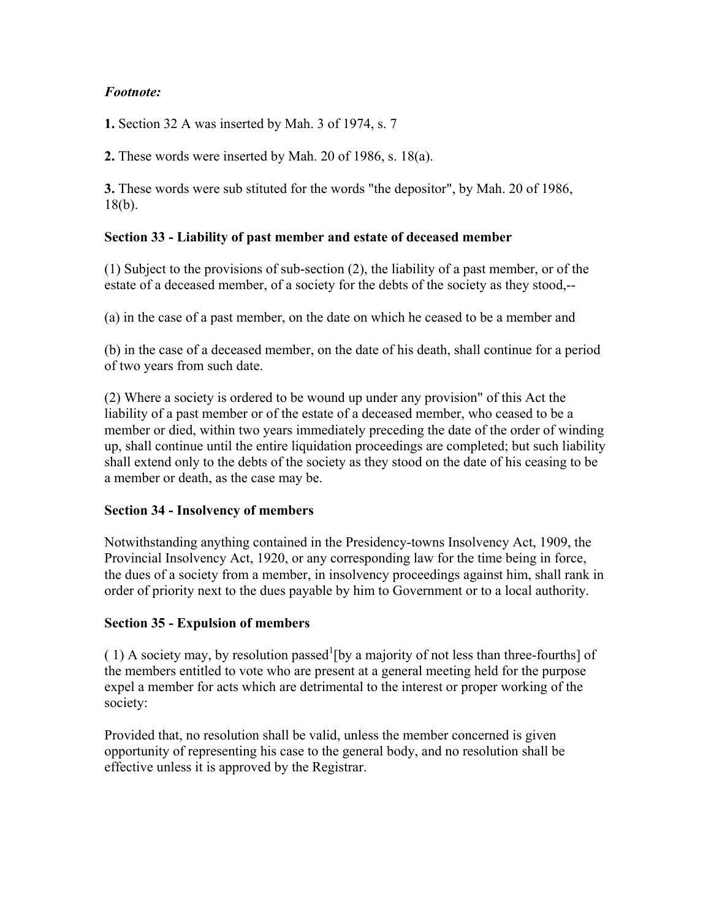***Footnote:***

**1.** Section 32 A was inserted by Mah. 3 of 1974, s. 7

**2.** These words were inserted by Mah. 20 of 1986, s. 18(a).

**3.** These words were sub stituted for the words "the depositor", by Mah. 20 of 1986, 18(b).

### Section 33 - Liability of past member and estate of deceased member

(1) Subject to the provisions of sub-section (2), the liability of a past member, or of the estate of a deceased member, of a society for the debts of the society as they stood,--

(a) in the case of a past member, on the date on which he ceased to be a member and

(b) in the case of a deceased member, on the date of his death, shall continue for a period of two years from such date.

(2) Where a society is ordered to be wound up under any provision" of this Act the liability of a past member or of the estate of a deceased member, who ceased to be a member or died, within two years immediately preceding the date of the order of winding up, shall continue until the entire liquidation proceedings are completed; but such liability shall extend only to the debts of the society as they stood on the date of his ceasing to be a member or death, as the case may be.

### Section 34 - Insolvency of members

Notwithstanding anything contained in the Presidency-towns Insolvency Act, 1909, the Provincial Insolvency Act, 1920, or any corresponding law for the time being in force, the dues of a society from a member, in insolvency proceedings against him, shall rank in order of priority next to the dues payable by him to Government or to a local authority.

### Section 35 - Expulsion of members

( 1) A society may, by resolution passed[1][by a majority of not less than three-fourths] of the members entitled to vote who are present at a general meeting held for the purpose expel a member for acts which are detrimental to the interest or proper working of the society:

Provided that, no resolution shall be valid, unless the member concerned is given opportunity of representing his case to the general body, and no resolution shall be effective unless it is approved by the Registrar.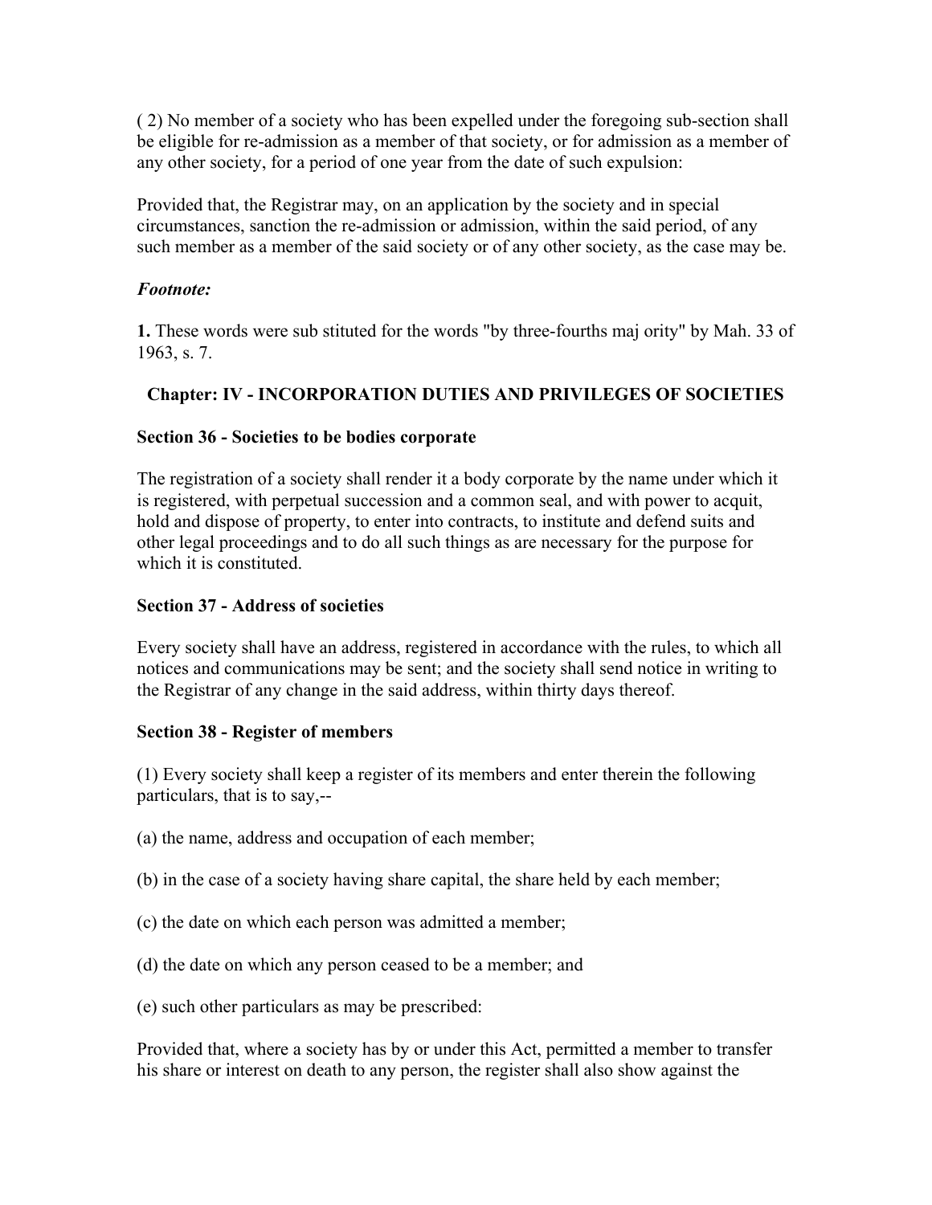( 2) No member of a society who has been expelled under the foregoing sub-section shall be eligible for re-admission as a member of that society, or for admission as a member of any other society, for a period of one year from the date of such expulsion:

Provided that, the Registrar may, on an application by the society and in special circumstances, sanction the re-admission or admission, within the said period, of any such member as a member of the said society or of any other society, as the case may be.

***Footnote:***

**1.** These words were sub stituted for the words "by three-fourths maj ority" by Mah. 33 of 1963, s. 7.

## Chapter: IV - INCORPORATION DUTIES AND PRIVILEGES OF SOCIETIES

### Section 36 - Societies to be bodies corporate

The registration of a society shall render it a body corporate by the name under which it is registered, with perpetual succession and a common seal, and with power to acquit, hold and dispose of property, to enter into contracts, to institute and defend suits and other legal proceedings and to do all such things as are necessary for the purpose for which it is constituted.

### Section 37 - Address of societies

Every society shall have an address, registered in accordance with the rules, to which all notices and communications may be sent; and the society shall send notice in writing to the Registrar of any change in the said address, within thirty days thereof.

### Section 38 - Register of members

(1) Every society shall keep a register of its members and enter therein the following particulars, that is to say,--

(a) the name, address and occupation of each member;

(b) in the case of a society having share capital, the share held by each member;

(c) the date on which each person was admitted a member;

(d) the date on which any person ceased to be a member; and

(e) such other particulars as may be prescribed:

Provided that, where a society has by or under this Act, permitted a member to transfer his share or interest on death to any person, the register shall also show against the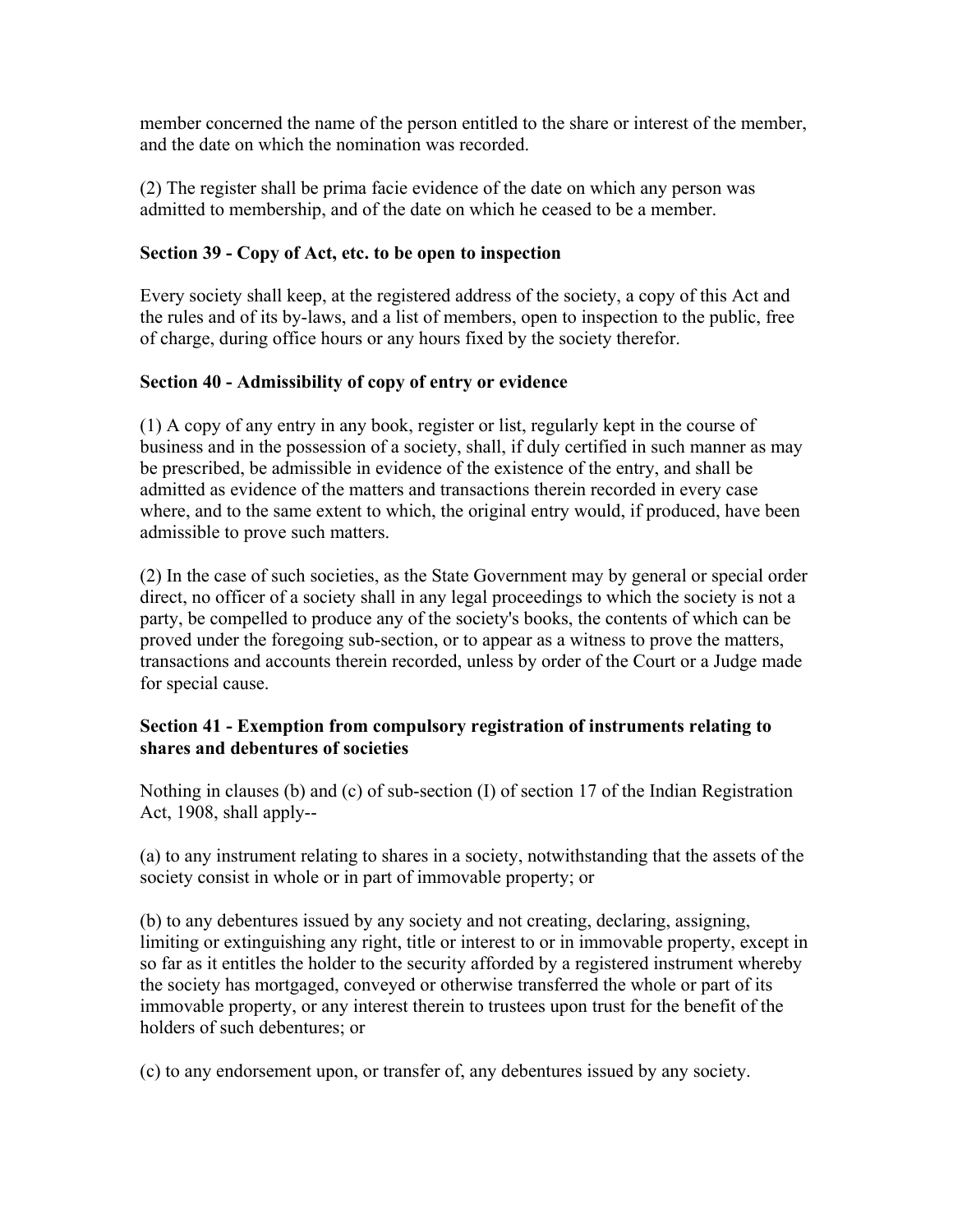member concerned the name of the person entitled to the share or interest of the member, and the date on which the nomination was recorded.

(2) The register shall be prima facie evidence of the date on which any person was admitted to membership, and of the date on which he ceased to be a member.

**Section 39 - Copy of Act, etc. to be open to inspection**

Every society shall keep, at the registered address of the society, a copy of this Act and the rules and of its by-laws, and a list of members, open to inspection to the public, free of charge, during office hours or any hours fixed by the society therefor.

**Section 40 - Admissibility of copy of entry or evidence**

(1) A copy of any entry in any book, register or list, regularly kept in the course of business and in the possession of a society, shall, if duly certified in such manner as may be prescribed, be admissible in evidence of the existence of the entry, and shall be admitted as evidence of the matters and transactions therein recorded in every case where, and to the same extent to which, the original entry would, if produced, have been admissible to prove such matters.

(2) In the case of such societies, as the State Government may by general or special order direct, no officer of a society shall in any legal proceedings to which the society is not a party, be compelled to produce any of the society's books, the contents of which can be proved under the foregoing sub-section, or to appear as a witness to prove the matters, transactions and accounts therein recorded, unless by order of the Court or a Judge made for special cause.

**Section 41 - Exemption from compulsory registration of instruments relating to shares and debentures of societies**

Nothing in clauses (b) and (c) of sub-section (I) of section 17 of the Indian Registration Act, 1908, shall apply--

(a) to any instrument relating to shares in a society, notwithstanding that the assets of the society consist in whole or in part of immovable property; or

(b) to any debentures issued by any society and not creating, declaring, assigning, limiting or extinguishing any right, title or interest to or in immovable property, except in so far as it entitles the holder to the security afforded by a registered instrument whereby the society has mortgaged, conveyed or otherwise transferred the whole or part of its immovable property, or any interest therein to trustees upon trust for the benefit of the holders of such debentures; or

(c) to any endorsement upon, or transfer of, any debentures issued by any society.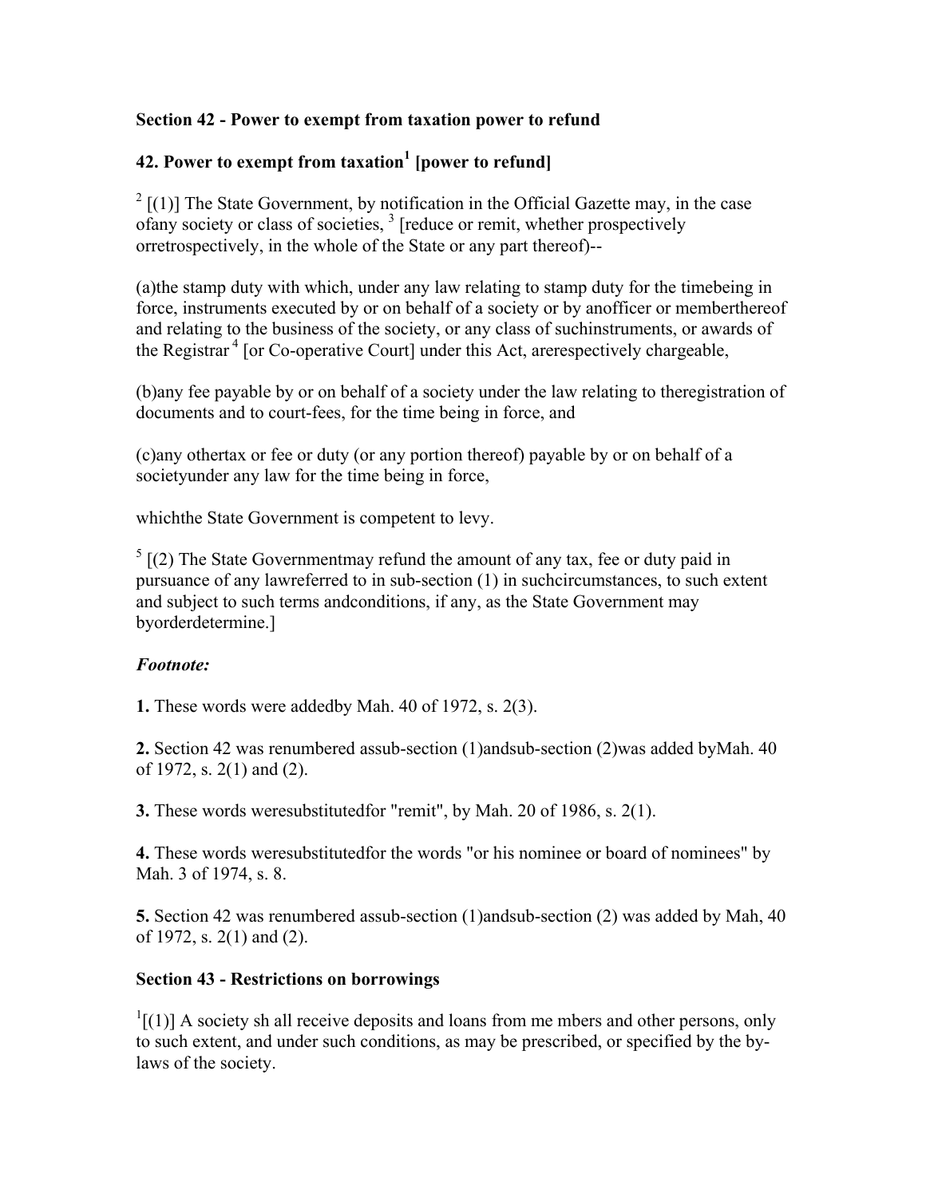### Section 42 - Power to exempt from taxation power to refund

### 42. Power to exempt from taxation[1] [power to refund]

[2] [(1)] The State Government, by notification in the Official Gazette may, in the case ofany society or class of societies, [3] [reduce or remit, whether prospectively orretrospectively, in the whole of the State or any part thereof)--

(a)the stamp duty with which, under any law relating to stamp duty for the timebeing in force, instruments executed by or on behalf of a society or by anofficer or memberthereof and relating to the business of the society, or any class of suchinstruments, or awards of the Registrar [4] [or Co-operative Court] under this Act, arerespectively chargeable,

(b)any fee payable by or on behalf of a society under the law relating to theregistration of documents and to court-fees, for the time being in force, and

(c)any othertax or fee or duty (or any portion thereof) payable by or on behalf of a societyunder any law for the time being in force,

whichthe State Government is competent to levy.

[5] [(2) The State Governmentmay refund the amount of any tax, fee or duty paid in pursuance of any lawreferred to in sub-section (1) in suchcircumstances, to such extent and subject to such terms andconditions, if any, as the State Government may byorderdetermine.]

***Footnote:***

**1.** These words were addedby Mah. 40 of 1972, s. 2(3).

**2.** Section 42 was renumbered assub-section (1)andsub-section (2)was added byMah. 40 of 1972, s. 2(1) and (2).

**3.** These words weresubstitutedfor "remit", by Mah. 20 of 1986, s. 2(1).

**4.** These words weresubstitutedfor the words "or his nominee or board of nominees" by Mah. 3 of 1974, s. 8.

**5.** Section 42 was renumbered assub-section (1)andsub-section (2) was added by Mah, 40 of 1972, s. 2(1) and (2).

### Section 43 - Restrictions on borrowings

[1][(1)] A society sh all receive deposits and loans from me mbers and other persons, only to such extent, and under such conditions, as may be prescribed, or specified by the by-laws of the society.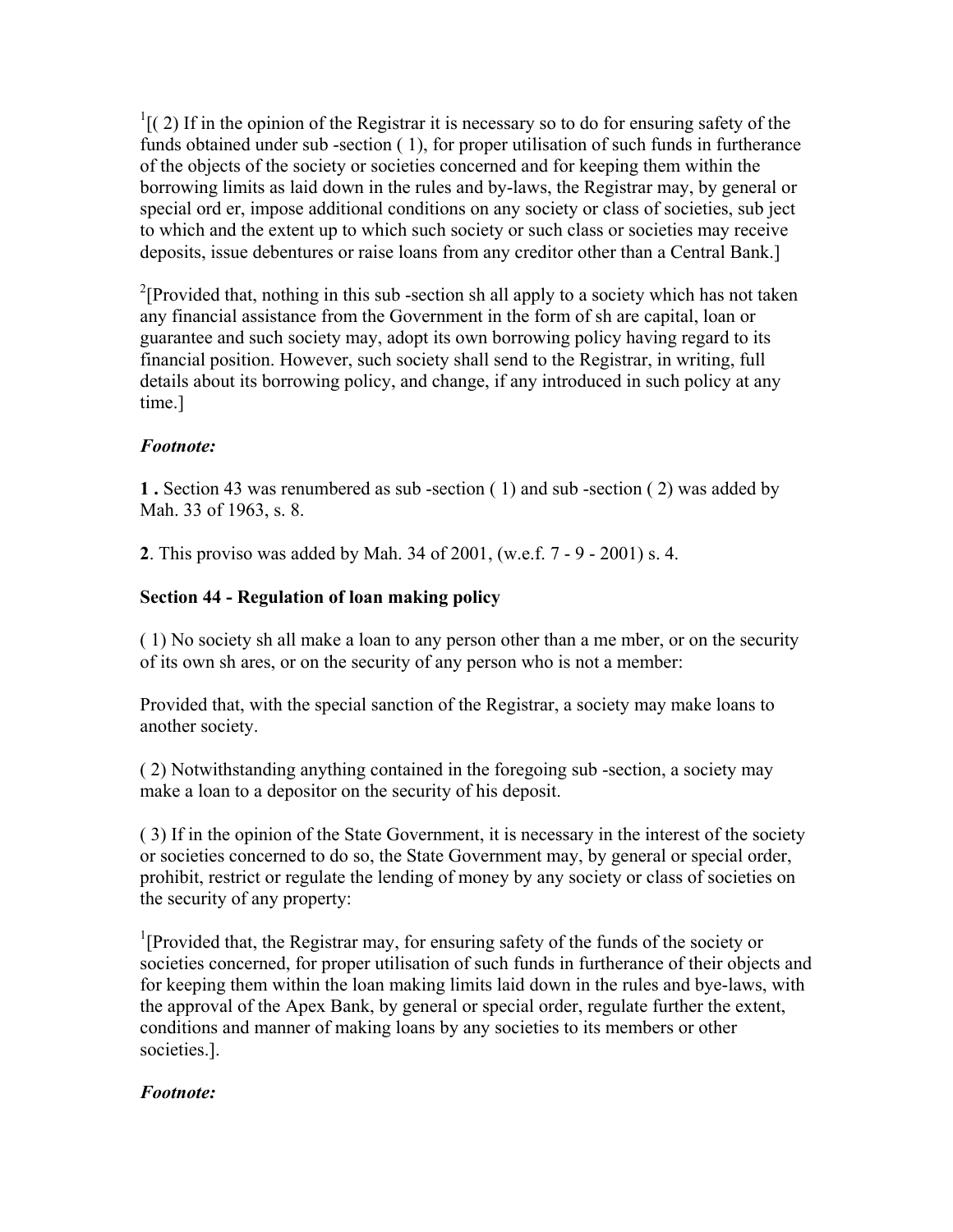[1][( 2) If in the opinion of the Registrar it is necessary so to do for ensuring safety of the funds obtained under sub -section ( 1), for proper utilisation of such funds in furtherance of the objects of the society or societies concerned and for keeping them within the borrowing limits as laid down in the rules and by-laws, the Registrar may, by general or special ord er, impose additional conditions on any society or class of societies, sub ject to which and the extent up to which such society or such class or societies may receive deposits, issue debentures or raise loans from any creditor other than a Central Bank.]

[2][Provided that, nothing in this sub -section sh all apply to a society which has not taken any financial assistance from the Government in the form of sh are capital, loan or guarantee and such society may, adopt its own borrowing policy having regard to its financial position. However, such society shall send to the Registrar, in writing, full details about its borrowing policy, and change, if any introduced in such policy at any time.]

### *Footnote:*

**1 .** Section 43 was renumbered as sub -section ( 1) and sub -section ( 2) was added by Mah. 33 of 1963, s. 8.

**2**. This proviso was added by Mah. 34 of 2001, (w.e.f. 7 - 9 - 2001) s. 4.

### Section 44 - Regulation of loan making policy

( 1) No society sh all make a loan to any person other than a me mber, or on the security of its own sh ares, or on the security of any person who is not a member:

Provided that, with the special sanction of the Registrar, a society may make loans to another society.

( 2) Notwithstanding anything contained in the foregoing sub -section, a society may make a loan to a depositor on the security of his deposit.

( 3) If in the opinion of the State Government, it is necessary in the interest of the society or societies concerned to do so, the State Government may, by general or special order, prohibit, restrict or regulate the lending of money by any society or class of societies on the security of any property:

[1][Provided that, the Registrar may, for ensuring safety of the funds of the society or societies concerned, for proper utilisation of such funds in furtherance of their objects and for keeping them within the loan making limits laid down in the rules and bye-laws, with the approval of the Apex Bank, by general or special order, regulate further the extent, conditions and manner of making loans by any societies to its members or other societies.].

### *Footnote:*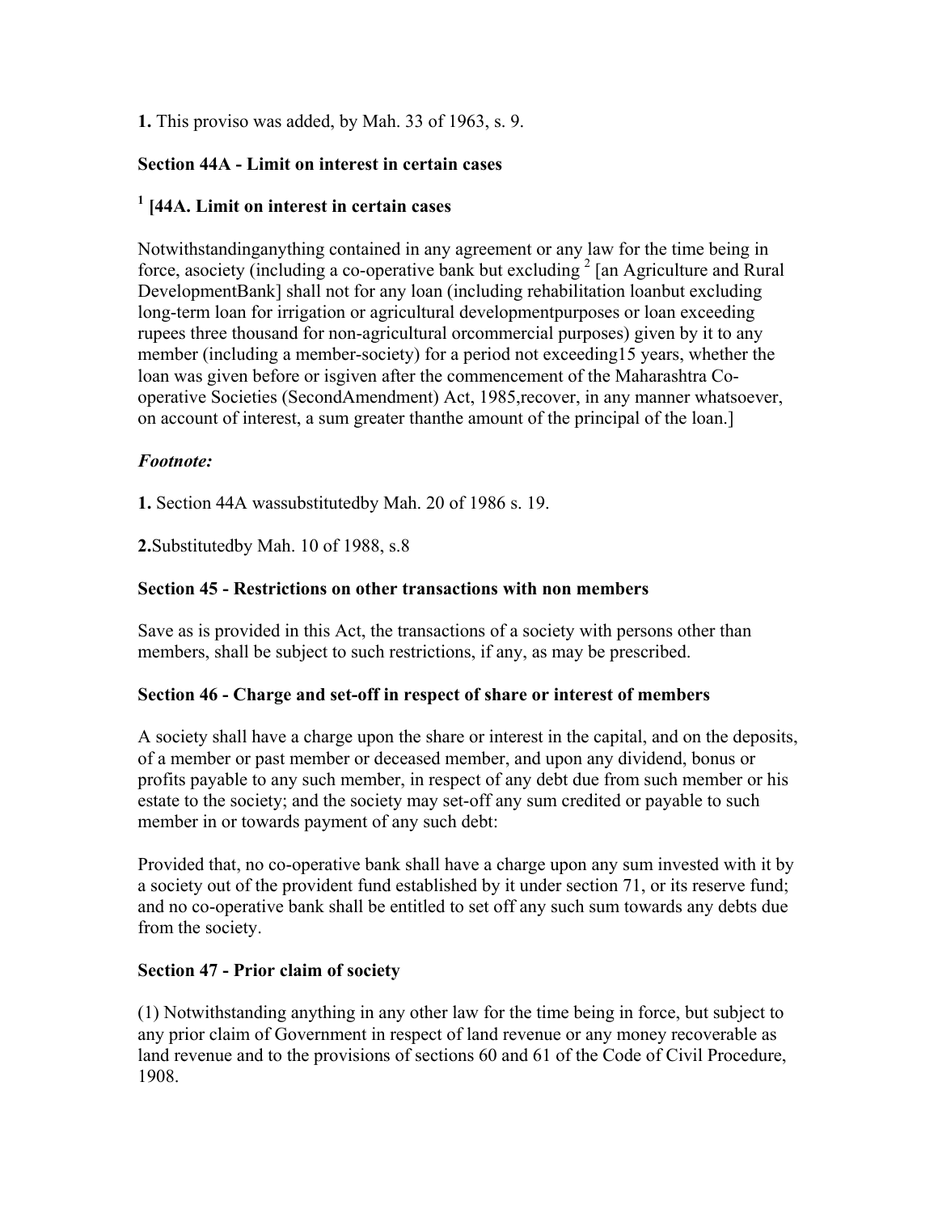**1.** This proviso was added, by Mah. 33 of 1963, s. 9.

**Section 44A - Limit on interest in certain cases**

**[1] [44A. Limit on interest in certain cases**

Notwithstandinganything contained in any agreement or any law for the time being in force, asociety (including a co-operative bank but excluding [2] [an Agriculture and Rural DevelopmentBank] shall not for any loan (including rehabilitation loanbut excluding long-term loan for irrigation or agricultural developmentpurposes or loan exceeding rupees three thousand for non-agricultural orcommercial purposes) given by it to any member (including a member-society) for a period not exceeding15 years, whether the loan was given before or isgiven after the commencement of the Maharashtra Co-operative Societies (SecondAmendment) Act, 1985,recover, in any manner whatsoever, on account of interest, a sum greater thanthe amount of the principal of the loan.]

***Footnote:***

**1.** Section 44A wassubstitutedby Mah. 20 of 1986 s. 19.

**2.**Substitutedby Mah. 10 of 1988, s.8

**Section 45 - Restrictions on other transactions with non members**

Save as is provided in this Act, the transactions of a society with persons other than members, shall be subject to such restrictions, if any, as may be prescribed.

**Section 46 - Charge and set-off in respect of share or interest of members**

A society shall have a charge upon the share or interest in the capital, and on the deposits, of a member or past member or deceased member, and upon any dividend, bonus or profits payable to any such member, in respect of any debt due from such member or his estate to the society; and the society may set-off any sum credited or payable to such member in or towards payment of any such debt:

Provided that, no co-operative bank shall have a charge upon any sum invested with it by a society out of the provident fund established by it under section 71, or its reserve fund; and no co-operative bank shall be entitled to set off any such sum towards any debts due from the society.

**Section 47 - Prior claim of society**

(1) Notwithstanding anything in any other law for the time being in force, but subject to any prior claim of Government in respect of land revenue or any money recoverable as land revenue and to the provisions of sections 60 and 61 of the Code of Civil Procedure, 1908.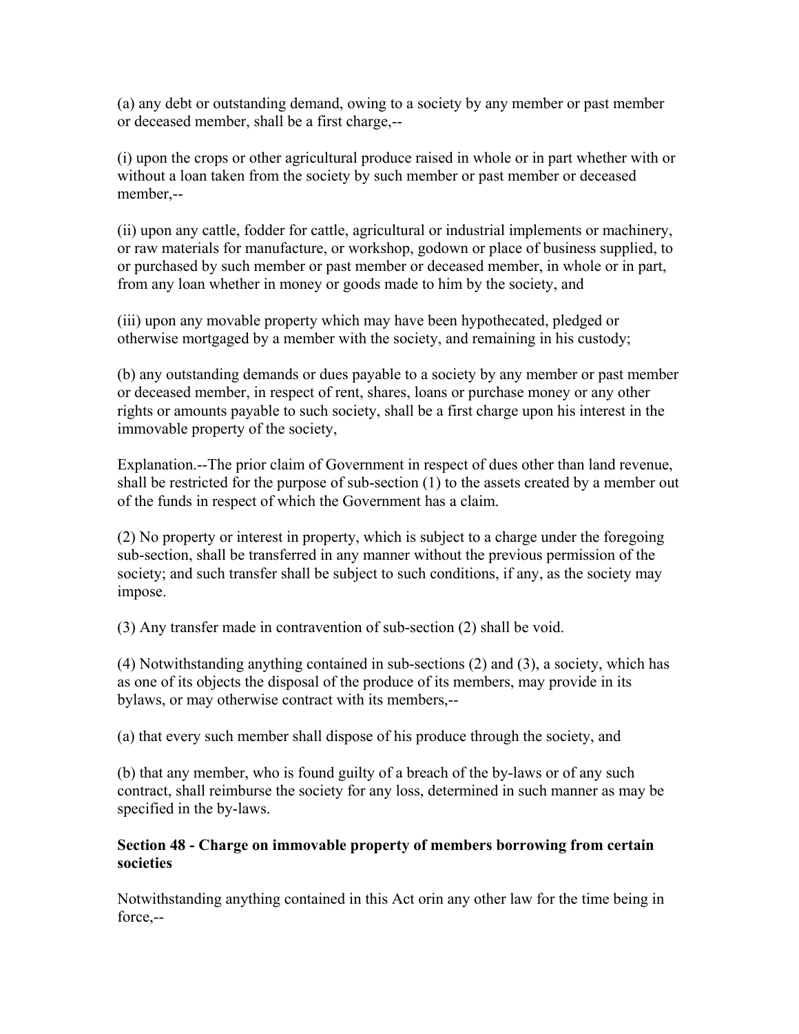(a) any debt or outstanding demand, owing to a society by any member or past member or deceased member, shall be a first charge,--

(i) upon the crops or other agricultural produce raised in whole or in part whether with or without a loan taken from the society by such member or past member or deceased member,--

(ii) upon any cattle, fodder for cattle, agricultural or industrial implements or machinery, or raw materials for manufacture, or workshop, godown or place of business supplied, to or purchased by such member or past member or deceased member, in whole or in part, from any loan whether in money or goods made to him by the society, and

(iii) upon any movable property which may have been hypothecated, pledged or otherwise mortgaged by a member with the society, and remaining in his custody;

(b) any outstanding demands or dues payable to a society by any member or past member or deceased member, in respect of rent, shares, loans or purchase money or any other rights or amounts payable to such society, shall be a first charge upon his interest in the immovable property of the society,

Explanation.--The prior claim of Government in respect of dues other than land revenue, shall be restricted for the purpose of sub-section (1) to the assets created by a member out of the funds in respect of which the Government has a claim.

(2) No property or interest in property, which is subject to a charge under the foregoing sub-section, shall be transferred in any manner without the previous permission of the society; and such transfer shall be subject to such conditions, if any, as the society may impose.

(3) Any transfer made in contravention of sub-section (2) shall be void.

(4) Notwithstanding anything contained in sub-sections (2) and (3), a society, which has as one of its objects the disposal of the produce of its members, may provide in its bylaws, or may otherwise contract with its members,--

(a) that every such member shall dispose of his produce through the society, and

(b) that any member, who is found guilty of a breach of the by-laws or of any such contract, shall reimburse the society for any loss, determined in such manner as may be specified in the by-laws.

**Section 48 - Charge on immovable property of members borrowing from certain societies**

Notwithstanding anything contained in this Act orin any other law for the time being in force,--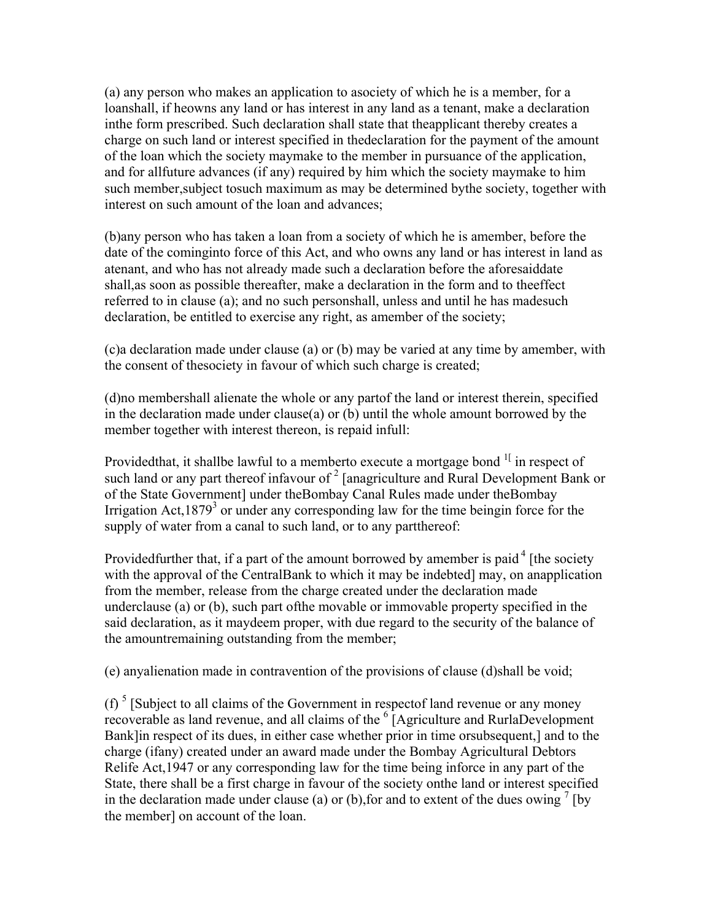(a) any person who makes an application to asociety of which he is a member, for a loanshall, if heowns any land or has interest in any land as a tenant, make a declaration inthe form prescribed. Such declaration shall state that theapplicant thereby creates a charge on such land or interest specified in thedeclaration for the payment of the amount of the loan which the society maymake to the member in pursuance of the application, and for allfuture advances (if any) required by him which the society maymake to him such member,subject tosuch maximum as may be determined bythe society, together with interest on such amount of the loan and advances;

(b)any person who has taken a loan from a society of which he is amember, before the date of the cominginto force of this Act, and who owns any land or has interest in land as atenant, and who has not already made such a declaration before the aforesaiddate shall,as soon as possible thereafter, make a declaration in the form and to theeffect referred to in clause (a); and no such personshall, unless and until he has madesuch declaration, be entitled to exercise any right, as amember of the society;

(c)a declaration made under clause (a) or (b) may be varied at any time by amember, with the consent of thesociety in favour of which such charge is created;

(d)no membershall alienate the whole or any partof the land or interest therein, specified in the declaration made under clause(a) or (b) until the whole amount borrowed by the member together with interest thereon, is repaid infull:

Providedthat, it shallbe lawful to a memberto execute a mortgage bond [1][ in respect of such land or any part thereof infavour of [2] [anagriculture and Rural Development Bank or of the State Government] under theBombay Canal Rules made under theBombay Irrigation Act,1879[3] or under any corresponding law for the time beingin force for the supply of water from a canal to such land, or to any partthereof:

Providedfurther that, if a part of the amount borrowed by amember is paid [4] [the society with the approval of the CentralBank to which it may be indebted] may, on anapplication from the member, release from the charge created under the declaration made underclause (a) or (b), such part ofthe movable or immovable property specified in the said declaration, as it maydeem proper, with due regard to the security of the balance of the amountremaining outstanding from the member;

(e) anyalienation made in contravention of the provisions of clause (d)shall be void;

(f) [5] [Subject to all claims of the Government in respectof land revenue or any money recoverable as land revenue, and all claims of the [6] [Agriculture and RurlaDevelopment Bank]in respect of its dues, in either case whether prior in time orsubsequent,] and to the charge (ifany) created under an award made under the Bombay Agricultural Debtors Relife Act,1947 or any corresponding law for the time being inforce in any part of the State, there shall be a first charge in favour of the society onthe land or interest specified in the declaration made under clause (a) or (b),for and to extent of the dues owing [7] [by the member] on account of the loan.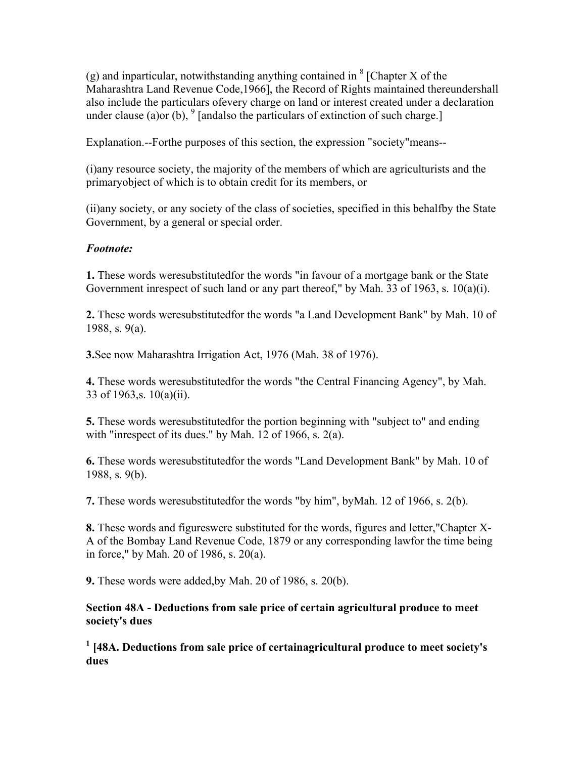(g) and inparticular, notwithstanding anything contained in [8] [Chapter X of the Maharashtra Land Revenue Code,1966], the Record of Rights maintained thereundershall also include the particulars ofevery charge on land or interest created under a declaration under clause (a)or (b), [9] [andalso the particulars of extinction of such charge.]

Explanation.--Forthe purposes of this section, the expression "society"means--

(i)any resource society, the majority of the members of which are agriculturists and the primaryobject of which is to obtain credit for its members, or

(ii)any society, or any society of the class of societies, specified in this behalfby the State Government, by a general or special order.

*Footnote:*

**1.** These words weresubstitutedfor the words "in favour of a mortgage bank or the State Government inrespect of such land or any part thereof," by Mah. 33 of 1963, s. 10(a)(i).

**2.** These words weresubstitutedfor the words "a Land Development Bank" by Mah. 10 of 1988, s. 9(a).

**3.**See now Maharashtra Irrigation Act, 1976 (Mah. 38 of 1976).

**4.** These words weresubstitutedfor the words "the Central Financing Agency", by Mah. 33 of 1963,s. 10(a)(ii).

**5.** These words weresubstitutedfor the portion beginning with "subject to" and ending with "inrespect of its dues." by Mah. 12 of 1966, s. 2(a).

**6.** These words weresubstitutedfor the words "Land Development Bank" by Mah. 10 of 1988, s. 9(b).

**7.** These words weresubstitutedfor the words "by him", byMah. 12 of 1966, s. 2(b).

**8.** These words and figureswere substituted for the words, figures and letter,"Chapter X-A of the Bombay Land Revenue Code, 1879 or any corresponding lawfor the time being in force," by Mah. 20 of 1986, s. 20(a).

**9.** These words were added,by Mah. 20 of 1986, s. 20(b).

**Section 48A - Deductions from sale price of certain agricultural produce to meet society's dues**

**[1] [48A. Deductions from sale price of certainagricultural produce to meet society's dues**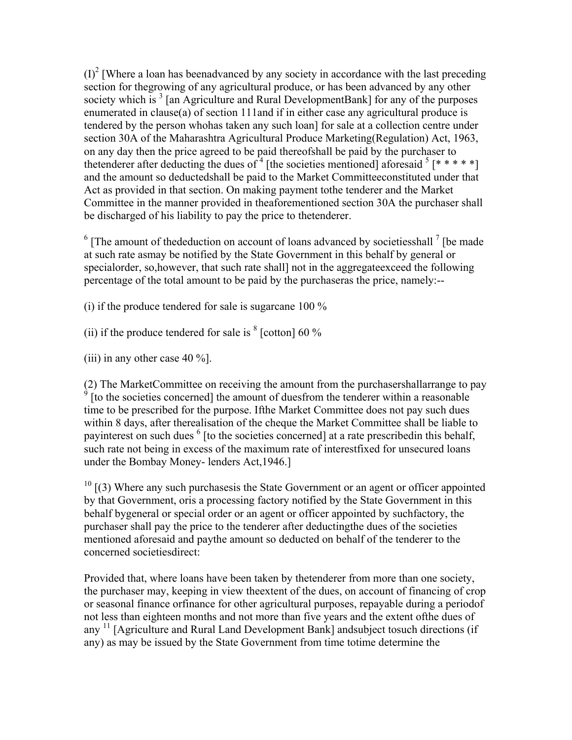(I)[2] [Where a loan has beenadvanced by any society in accordance with the last preceding section for thegrowing of any agricultural produce, or has been advanced by any other society which is [3] [an Agriculture and Rural DevelopmentBank] for any of the purposes enumerated in clause(a) of section 111and if in either case any agricultural produce is tendered by the person whohas taken any such loan] for sale at a collection centre under section 30A of the Maharashtra Agricultural Produce Marketing(Regulation) Act, 1963, on any day then the price agreed to be paid thereofshall be paid by the purchaser to thetenderer after deducting the dues of [4] [the societies mentioned] aforesaid [5] [* * * * *] and the amount so deductedshall be paid to the Market Committeeconstituted under that Act as provided in that section. On making payment tothe tenderer and the Market Committee in the manner provided in theaforementioned section 30A the purchaser shall be discharged of his liability to pay the price to thetenderer.

[6] [The amount of thededuction on account of loans advanced by societiesshall [7] [be made at such rate asmay be notified by the State Government in this behalf by general or specialorder, so,however, that such rate shall] not in the aggregateexceed the following percentage of the total amount to be paid by the purchaseras the price, namely:--

(i) if the produce tendered for sale is sugarcane 100 %

(ii) if the produce tendered for sale is [8] [cotton] 60 %

(iii) in any other case 40 %].

(2) The MarketCommittee on receiving the amount from the purchasershallarrange to pay [9] [to the societies concerned] the amount of duesfrom the tenderer within a reasonable time to be prescribed for the purpose. Ifthe Market Committee does not pay such dues within 8 days, after therealisation of the cheque the Market Committee shall be liable to payinterest on such dues [6] [to the societies concerned] at a rate prescribedin this behalf, such rate not being in excess of the maximum rate of interestfixed for unsecured loans under the Bombay Money- lenders Act,1946.]

[10] [(3) Where any such purchasesis the State Government or an agent or officer appointed by that Government, oris a processing factory notified by the State Government in this behalf bygeneral or special order or an agent or officer appointed by suchfactory, the purchaser shall pay the price to the tenderer after deductingthe dues of the societies mentioned aforesaid and paythe amount so deducted on behalf of the tenderer to the concerned societiesdirect:

Provided that, where loans have been taken by thetenderer from more than one society, the purchaser may, keeping in view theextent of the dues, on account of financing of crop or seasonal finance orfinance for other agricultural purposes, repayable during a periodof not less than eighteen months and not more than five years and the extent ofthe dues of any [11] [Agriculture and Rural Land Development Bank] andsubject tosuch directions (if any) as may be issued by the State Government from time totime determine the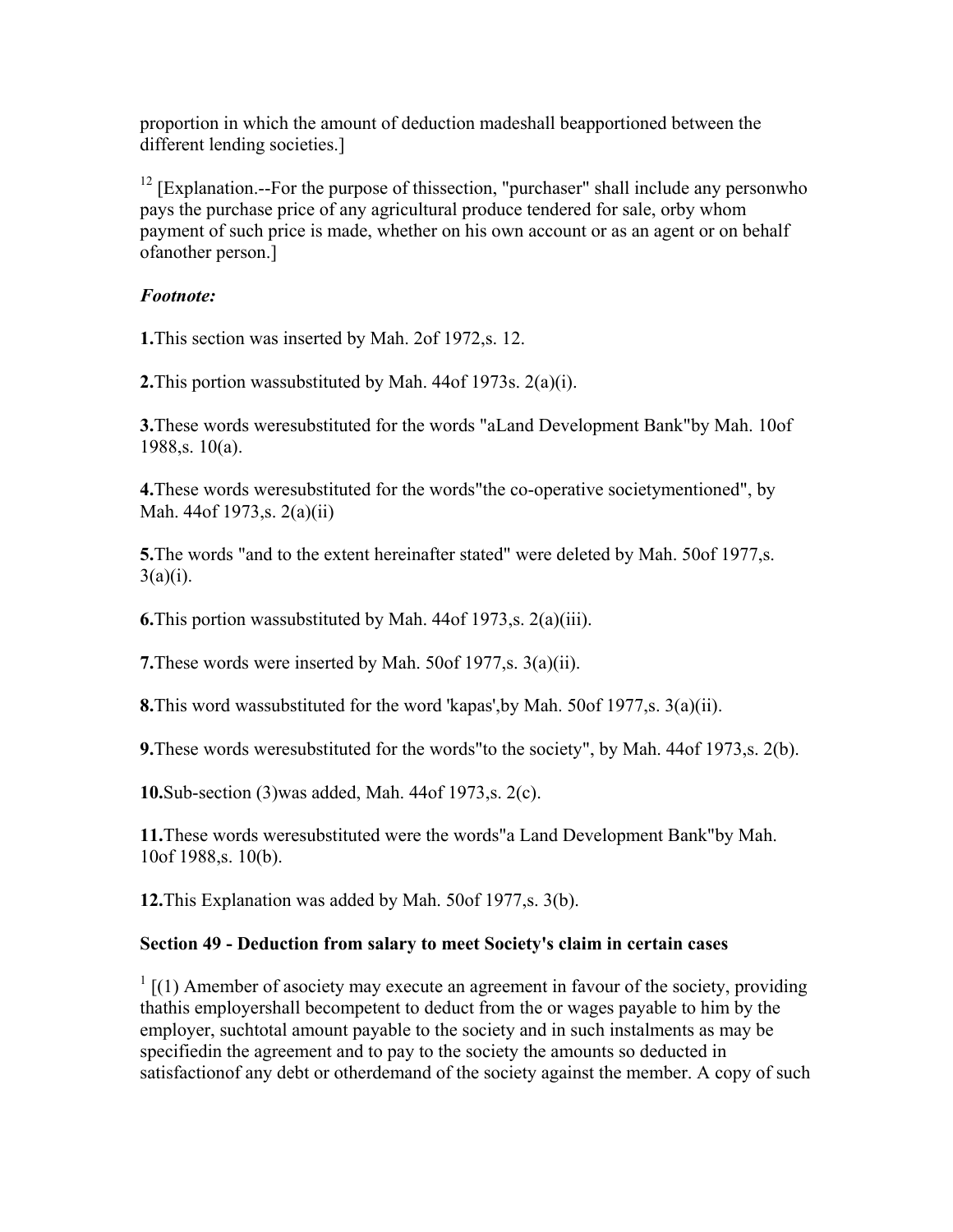proportion in which the amount of deduction madeshall beapportioned between the different lending societies.]

[12] [Explanation.--For the purpose of thissection, "purchaser" shall include any personwho pays the purchase price of any agricultural produce tendered for sale, orby whom payment of such price is made, whether on his own account or as an agent or on behalf ofanother person.]

***Footnote:***

**1.**This section was inserted by Mah. 2of 1972,s. 12.

**2.**This portion wassubstituted by Mah. 44of 1973s. 2(a)(i).

**3.**These words weresubstituted for the words "aLand Development Bank"by Mah. 10of 1988,s. 10(a).

**4.**These words weresubstituted for the words"the co-operative societymentioned", by Mah. 44of 1973,s. 2(a)(ii)

**5.**The words "and to the extent hereinafter stated" were deleted by Mah. 50of 1977,s. 3(a)(i).

**6.**This portion wassubstituted by Mah. 44of 1973,s. 2(a)(iii).

**7.**These words were inserted by Mah. 50of 1977,s. 3(a)(ii).

**8.**This word wassubstituted for the word 'kapas',by Mah. 50of 1977,s. 3(a)(ii).

**9.**These words weresubstituted for the words"to the society", by Mah. 44of 1973,s. 2(b).

**10.**Sub-section (3)was added, Mah. 44of 1973,s. 2(c).

**11.**These words weresubstituted were the words"a Land Development Bank"by Mah. 10of 1988,s. 10(b).

**12.**This Explanation was added by Mah. 50of 1977,s. 3(b).

### Section 49 - Deduction from salary to meet Society's claim in certain cases

[1] [(1) Amember of asociety may execute an agreement in favour of the society, providing thatthis employershall becompetent to deduct from the or wages payable to him by the employer, suchtotal amount payable to the society and in such instalments as may be specifiedin the agreement and to pay to the society the amounts so deducted in satisfactionof any debt or otherdemand of the society against the member. A copy of such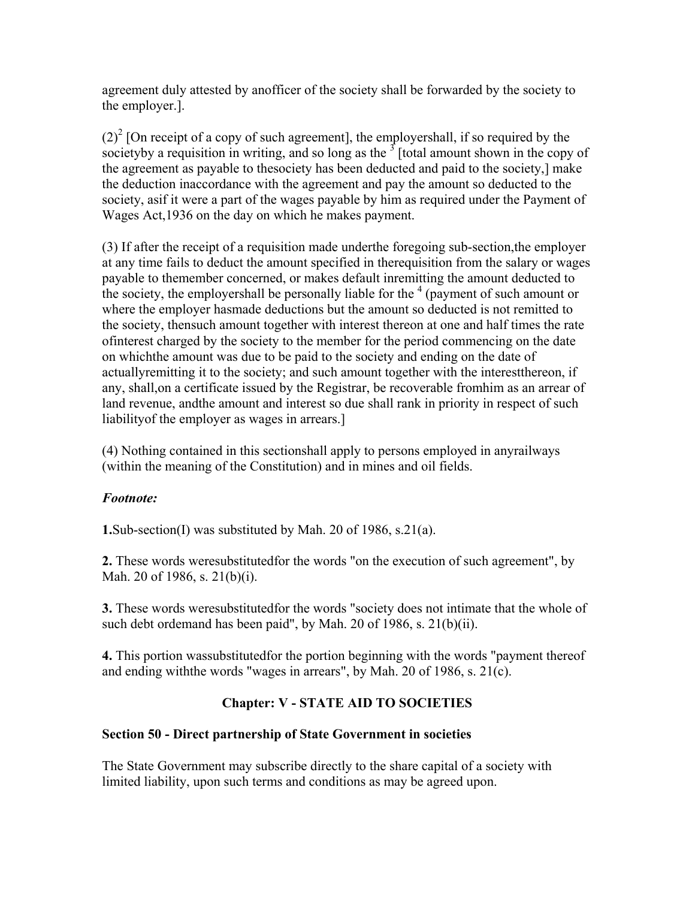agreement duly attested by anofficer of the society shall be forwarded by the society to the employer.].

(2)[2] [On receipt of a copy of such agreement], the employershall, if so required by the societyby a requisition in writing, and so long as the [3] [total amount shown in the copy of the agreement as payable to thesociety has been deducted and paid to the society,] make the deduction inaccordance with the agreement and pay the amount so deducted to the society, asif it were a part of the wages payable by him as required under the Payment of Wages Act,1936 on the day on which he makes payment.

(3) If after the receipt of a requisition made underthe foregoing sub-section,the employer at any time fails to deduct the amount specified in therequisition from the salary or wages payable to themember concerned, or makes default inremitting the amount deducted to the society, the employershall be personally liable for the [4] (payment of such amount or where the employer hasmade deductions but the amount so deducted is not remitted to the society, thensuch amount together with interest thereon at one and half times the rate ofinterest charged by the society to the member for the period commencing on the date on whichthe amount was due to be paid to the society and ending on the date of actuallyremitting it to the society; and such amount together with the interestthereon, if any, shall,on a certificate issued by the Registrar, be recoverable fromhim as an arrear of land revenue, andthe amount and interest so due shall rank in priority in respect of such liabilityof the employer as wages in arrears.]

(4) Nothing contained in this sectionshall apply to persons employed in anyrailways (within the meaning of the Constitution) and in mines and oil fields.

*Footnote:*

**1.**Sub-section(I) was substituted by Mah. 20 of 1986, s.21(a).

**2.** These words weresubstitutedfor the words "on the execution of such agreement", by Mah. 20 of 1986, s. 21(b)(i).

**3.** These words weresubstitutedfor the words "society does not intimate that the whole of such debt ordemand has been paid", by Mah. 20 of 1986, s. 21(b)(ii).

**4.** This portion wassubstitutedfor the portion beginning with the words "payment thereof and ending withthe words "wages in arrears", by Mah. 20 of 1986, s. 21(c).

## Chapter: V - STATE AID TO SOCIETIES

### Section 50 - Direct partnership of State Government in societies

The State Government may subscribe directly to the share capital of a society with limited liability, upon such terms and conditions as may be agreed upon.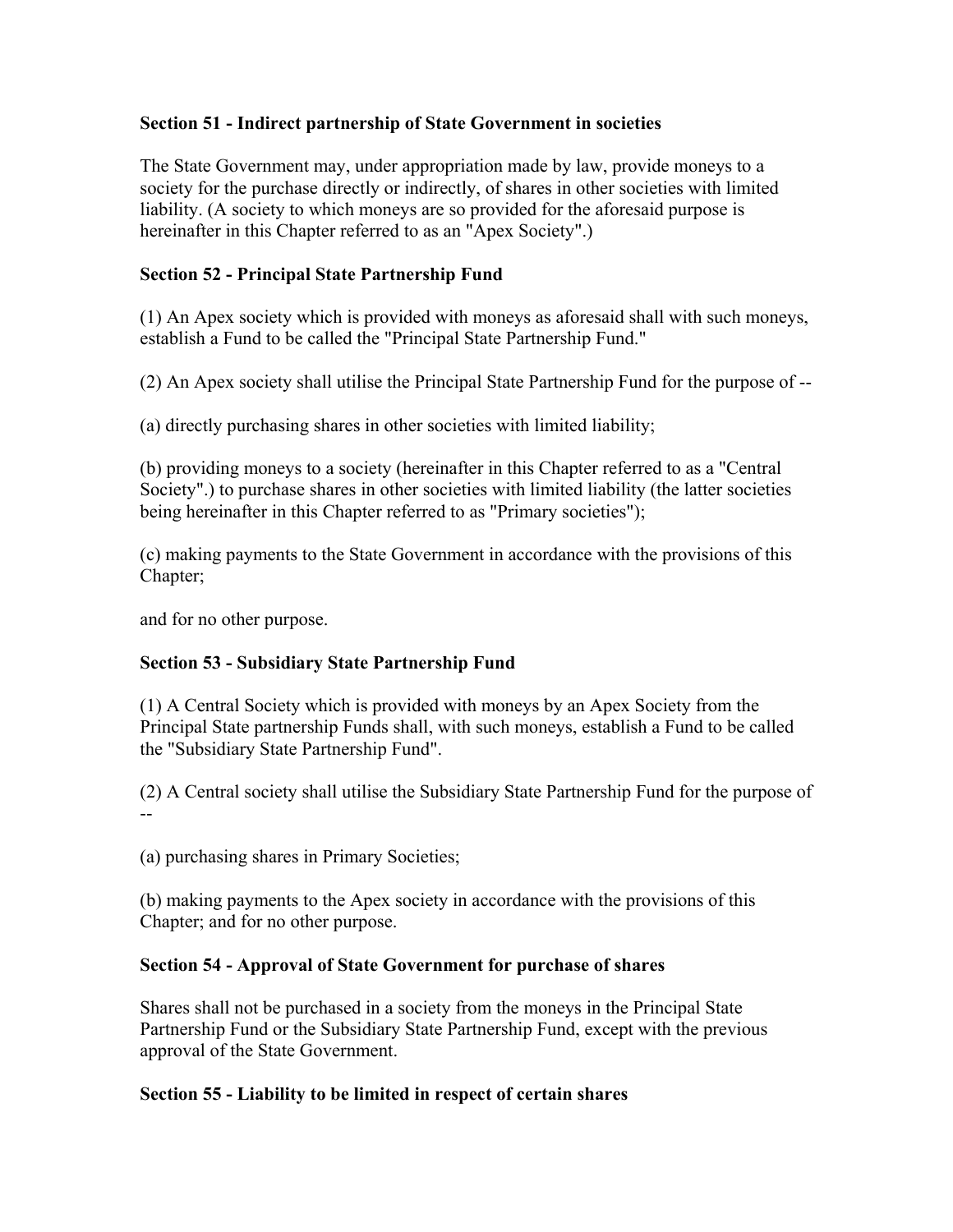**Section 51 - Indirect partnership of State Government in societies**

The State Government may, under appropriation made by law, provide moneys to a society for the purchase directly or indirectly, of shares in other societies with limited liability. (A society to which moneys are so provided for the aforesaid purpose is hereinafter in this Chapter referred to as an "Apex Society".)

**Section 52 - Principal State Partnership Fund**

(1) An Apex society which is provided with moneys as aforesaid shall with such moneys, establish a Fund to be called the "Principal State Partnership Fund."

(2) An Apex society shall utilise the Principal State Partnership Fund for the purpose of --

(a) directly purchasing shares in other societies with limited liability;

(b) providing moneys to a society (hereinafter in this Chapter referred to as a "Central Society".) to purchase shares in other societies with limited liability (the latter societies being hereinafter in this Chapter referred to as "Primary societies");

(c) making payments to the State Government in accordance with the provisions of this Chapter;

and for no other purpose.

**Section 53 - Subsidiary State Partnership Fund**

(1) A Central Society which is provided with moneys by an Apex Society from the Principal State partnership Funds shall, with such moneys, establish a Fund to be called the "Subsidiary State Partnership Fund".

(2) A Central society shall utilise the Subsidiary State Partnership Fund for the purpose of --

(a) purchasing shares in Primary Societies;

(b) making payments to the Apex society in accordance with the provisions of this Chapter; and for no other purpose.

**Section 54 - Approval of State Government for purchase of shares**

Shares shall not be purchased in a society from the moneys in the Principal State Partnership Fund or the Subsidiary State Partnership Fund, except with the previous approval of the State Government.

**Section 55 - Liability to be limited in respect of certain shares**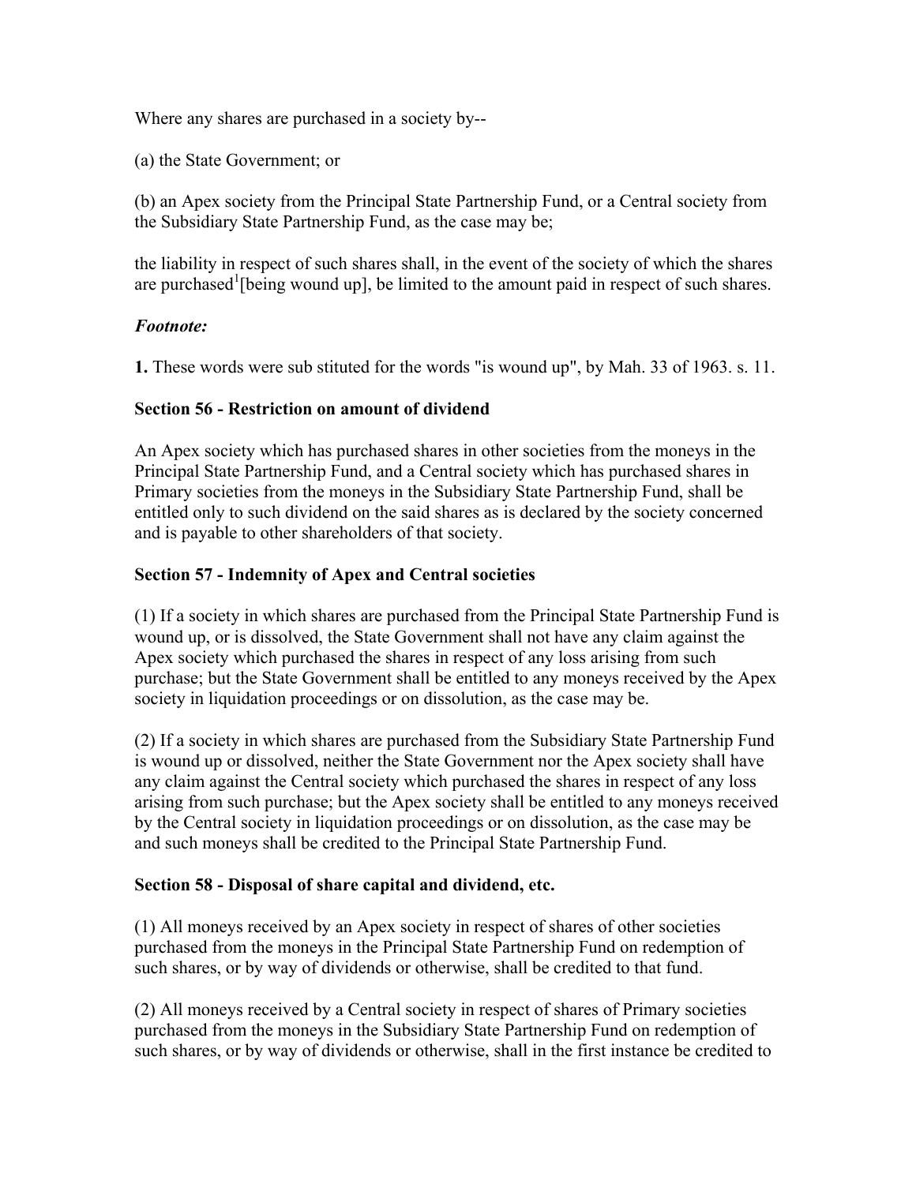Where any shares are purchased in a society by--

(a) the State Government; or

(b) an Apex society from the Principal State Partnership Fund, or a Central society from the Subsidiary State Partnership Fund, as the case may be;

the liability in respect of such shares shall, in the event of the society of which the shares are purchased[1][being wound up], be limited to the amount paid in respect of such shares.

***Footnote:***

**1.** These words were sub stituted for the words "is wound up", by Mah. 33 of 1963. s. 11.

### Section 56 - Restriction on amount of dividend

An Apex society which has purchased shares in other societies from the moneys in the Principal State Partnership Fund, and a Central society which has purchased shares in Primary societies from the moneys in the Subsidiary State Partnership Fund, shall be entitled only to such dividend on the said shares as is declared by the society concerned and is payable to other shareholders of that society.

### Section 57 - Indemnity of Apex and Central societies

(1) If a society in which shares are purchased from the Principal State Partnership Fund is wound up, or is dissolved, the State Government shall not have any claim against the Apex society which purchased the shares in respect of any loss arising from such purchase; but the State Government shall be entitled to any moneys received by the Apex society in liquidation proceedings or on dissolution, as the case may be.

(2) If a society in which shares are purchased from the Subsidiary State Partnership Fund is wound up or dissolved, neither the State Government nor the Apex society shall have any claim against the Central society which purchased the shares in respect of any loss arising from such purchase; but the Apex society shall be entitled to any moneys received by the Central society in liquidation proceedings or on dissolution, as the case may be and such moneys shall be credited to the Principal State Partnership Fund.

### Section 58 - Disposal of share capital and dividend, etc.

(1) All moneys received by an Apex society in respect of shares of other societies purchased from the moneys in the Principal State Partnership Fund on redemption of such shares, or by way of dividends or otherwise, shall be credited to that fund.

(2) All moneys received by a Central society in respect of shares of Primary societies purchased from the moneys in the Subsidiary State Partnership Fund on redemption of such shares, or by way of dividends or otherwise, shall in the first instance be credited to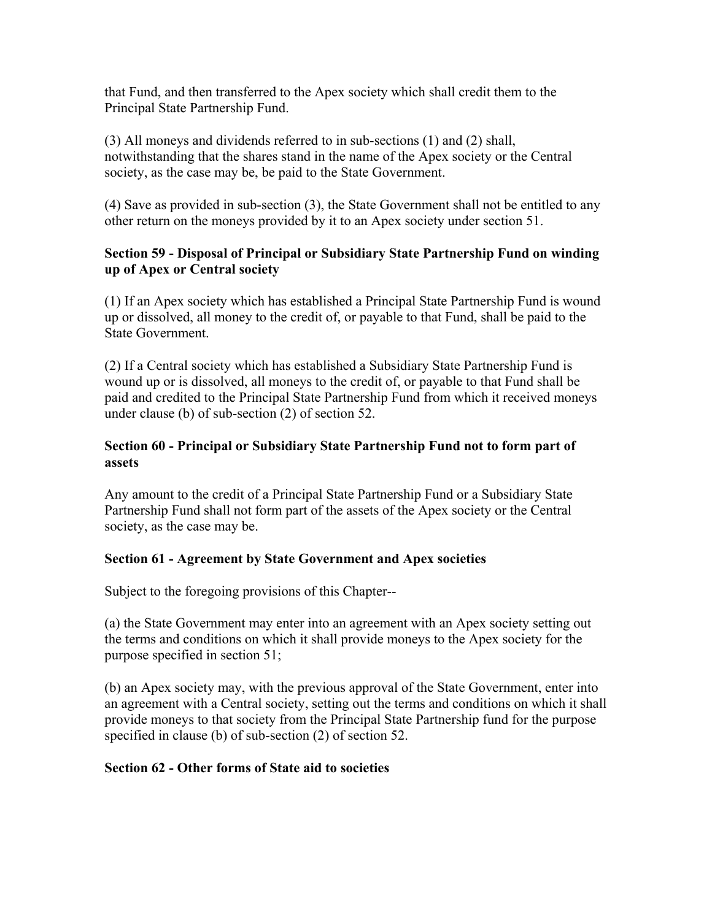that Fund, and then transferred to the Apex society which shall credit them to the Principal State Partnership Fund.

(3) All moneys and dividends referred to in sub-sections (1) and (2) shall, notwithstanding that the shares stand in the name of the Apex society or the Central society, as the case may be, be paid to the State Government.

(4) Save as provided in sub-section (3), the State Government shall not be entitled to any other return on the moneys provided by it to an Apex society under section 51.

**Section 59 - Disposal of Principal or Subsidiary State Partnership Fund on winding up of Apex or Central society**

(1) If an Apex society which has established a Principal State Partnership Fund is wound up or dissolved, all money to the credit of, or payable to that Fund, shall be paid to the State Government.

(2) If a Central society which has established a Subsidiary State Partnership Fund is wound up or is dissolved, all moneys to the credit of, or payable to that Fund shall be paid and credited to the Principal State Partnership Fund from which it received moneys under clause (b) of sub-section (2) of section 52.

**Section 60 - Principal or Subsidiary State Partnership Fund not to form part of assets**

Any amount to the credit of a Principal State Partnership Fund or a Subsidiary State Partnership Fund shall not form part of the assets of the Apex society or the Central society, as the case may be.

**Section 61 - Agreement by State Government and Apex societies**

Subject to the foregoing provisions of this Chapter--

(a) the State Government may enter into an agreement with an Apex society setting out the terms and conditions on which it shall provide moneys to the Apex society for the purpose specified in section 51;

(b) an Apex society may, with the previous approval of the State Government, enter into an agreement with a Central society, setting out the terms and conditions on which it shall provide moneys to that society from the Principal State Partnership fund for the purpose specified in clause (b) of sub-section (2) of section 52.

**Section 62 - Other forms of State aid to societies**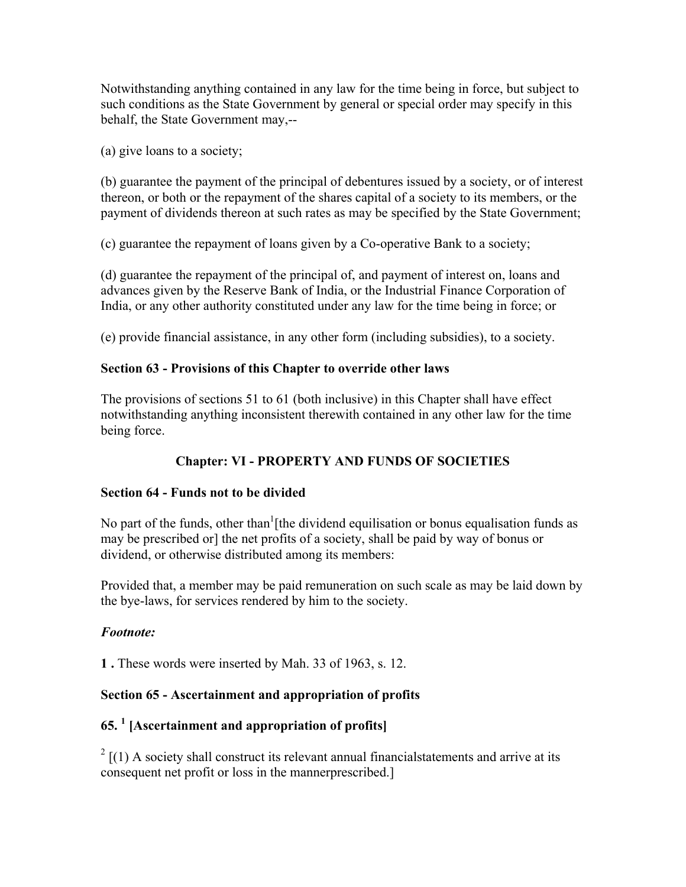Notwithstanding anything contained in any law for the time being in force, but subject to such conditions as the State Government by general or special order may specify in this behalf, the State Government may,--

(a) give loans to a society;

(b) guarantee the payment of the principal of debentures issued by a society, or of interest thereon, or both or the repayment of the shares capital of a society to its members, or the payment of dividends thereon at such rates as may be specified by the State Government;

(c) guarantee the repayment of loans given by a Co-operative Bank to a society;

(d) guarantee the repayment of the principal of, and payment of interest on, loans and advances given by the Reserve Bank of India, or the Industrial Finance Corporation of India, or any other authority constituted under any law for the time being in force; or

(e) provide financial assistance, in any other form (including subsidies), to a society.

**Section 63 - Provisions of this Chapter to override other laws**

The provisions of sections 51 to 61 (both inclusive) in this Chapter shall have effect notwithstanding anything inconsistent therewith contained in any other law for the time being force.

## Chapter: VI - PROPERTY AND FUNDS OF SOCIETIES

**Section 64 - Funds not to be divided**

No part of the funds, other than[1][the dividend equilisation or bonus equalisation funds as may be prescribed or] the net profits of a society, shall be paid by way of bonus or dividend, or otherwise distributed among its members:

Provided that, a member may be paid remuneration on such scale as may be laid down by the bye-laws, for services rendered by him to the society.

***Footnote:***

**1 .** These words were inserted by Mah. 33 of 1963, s. 12.

**Section 65 - Ascertainment and appropriation of profits**

### 65. [1] [Ascertainment and appropriation of profits]

[2] [(1) A society shall construct its relevant annual financialstatements and arrive at its consequent net profit or loss in the mannerprescribed.]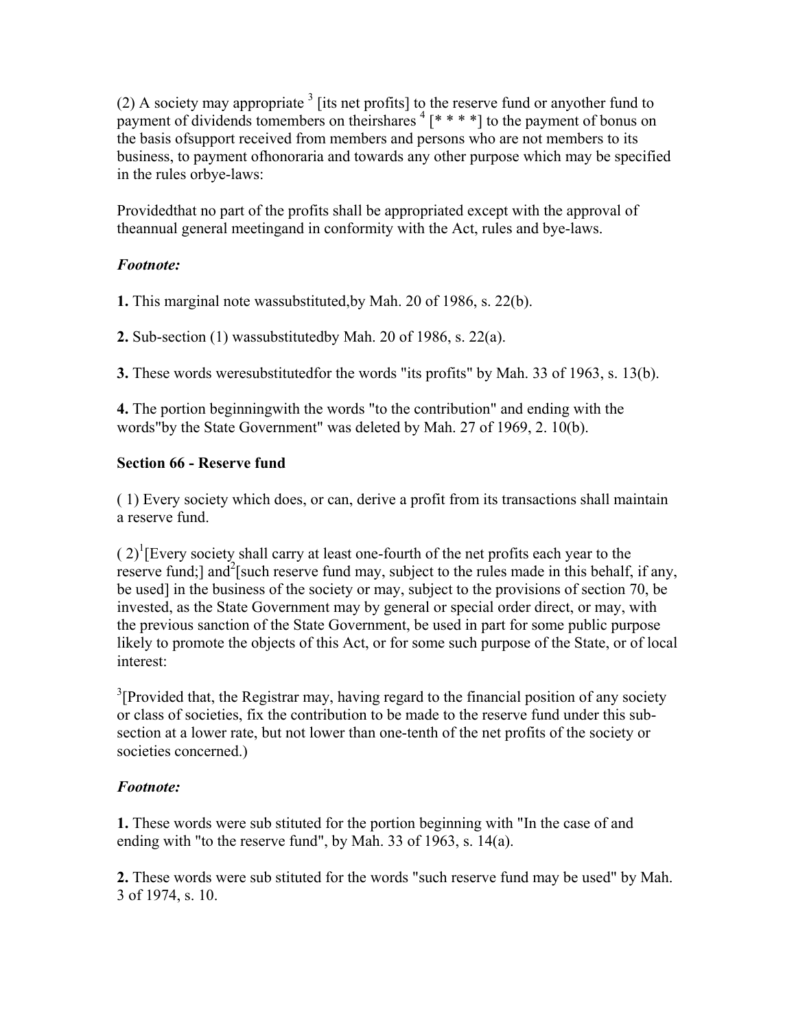(2) A society may appropriate [3] [its net profits] to the reserve fund or anyother fund to payment of dividends tomembers on theirshares [4] [* * * *] to the payment of bonus on the basis ofsupport received from members and persons who are not members to its business, to payment ofhonoraria and towards any other purpose which may be specified in the rules orbye-laws:

Providedthat no part of the profits shall be appropriated except with the approval of theannual general meetingand in conformity with the Act, rules and bye-laws.

*Footnote:*

**1.** This marginal note wassubstituted,by Mah. 20 of 1986, s. 22(b).

**2.** Sub-section (1) wassubstitutedby Mah. 20 of 1986, s. 22(a).

**3.** These words weresubstitutedfor the words "its profits" by Mah. 33 of 1963, s. 13(b).

**4.** The portion beginningwith the words "to the contribution" and ending with the words"by the State Government" was deleted by Mah. 27 of 1969, 2. 10(b).

**Section 66 - Reserve fund**

( 1) Every society which does, or can, derive a profit from its transactions shall maintain a reserve fund.

( 2)[1][Every society shall carry at least one-fourth of the net profits each year to the reserve fund;] and[2][such reserve fund may, subject to the rules made in this behalf, if any, be used] in the business of the society or may, subject to the provisions of section 70, be invested, as the State Government may by general or special order direct, or may, with the previous sanction of the State Government, be used in part for some public purpose likely to promote the objects of this Act, or for some such purpose of the State, or of local interest:

[3][Provided that, the Registrar may, having regard to the financial position of any society or class of societies, fix the contribution to be made to the reserve fund under this sub-section at a lower rate, but not lower than one-tenth of the net profits of the society or societies concerned.)

*Footnote:*

**1.** These words were sub stituted for the portion beginning with "In the case of and ending with "to the reserve fund", by Mah. 33 of 1963, s. 14(a).

**2.** These words were sub stituted for the words "such reserve fund may be used" by Mah. 3 of 1974, s. 10.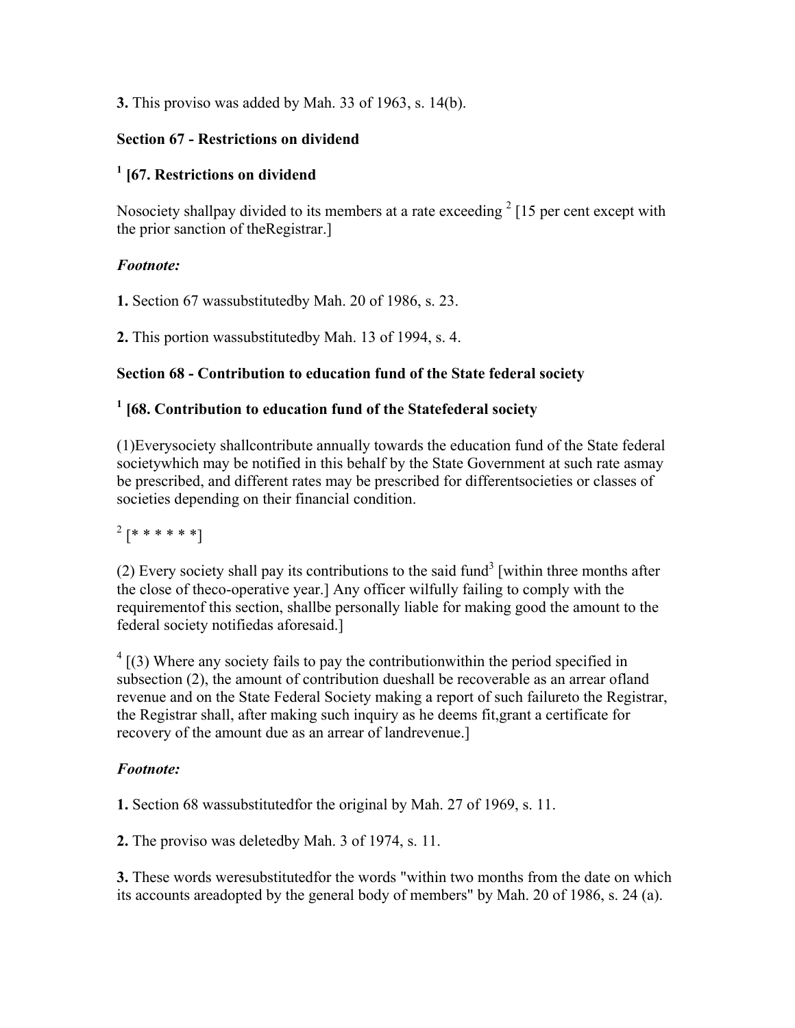**3.** This proviso was added by Mah. 33 of 1963, s. 14(b).

**Section 67 - Restrictions on dividend**

**[1] [67. Restrictions on dividend**

Nosociety shallpay divided to its members at a rate exceeding [2] [15 per cent except with the prior sanction of theRegistrar.]

***Footnote:***

**1.** Section 67 wassubstitutedby Mah. 20 of 1986, s. 23.

**2.** This portion wassubstitutedby Mah. 13 of 1994, s. 4.

**Section 68 - Contribution to education fund of the State federal society**

**[1] [68. Contribution to education fund of the Statefederal society**

(1)Everysociety shallcontribute annually towards the education fund of the State federal societywhich may be notified in this behalf by the State Government at such rate asmay be prescribed, and different rates may be prescribed for differentsocieties or classes of societies depending on their financial condition.

[2] [* * * * * *]

(2) Every society shall pay its contributions to the said fund[3] [within three months after the close of theco-operative year.] Any officer wilfully failing to comply with the requirementof this section, shallbe personally liable for making good the amount to the federal society notifiedas aforesaid.]

[4] [(3) Where any society fails to pay the contributionwithin the period specified in subsection (2), the amount of contribution dueshall be recoverable as an arrear ofland revenue and on the State Federal Society making a report of such failureto the Registrar, the Registrar shall, after making such inquiry as he deems fit,grant a certificate for recovery of the amount due as an arrear of landrevenue.]

***Footnote:***

**1.** Section 68 wassubstitutedfor the original by Mah. 27 of 1969, s. 11.

**2.** The proviso was deletedby Mah. 3 of 1974, s. 11.

**3.** These words weresubstitutedfor the words "within two months from the date on which its accounts areadopted by the general body of members" by Mah. 20 of 1986, s. 24 (a).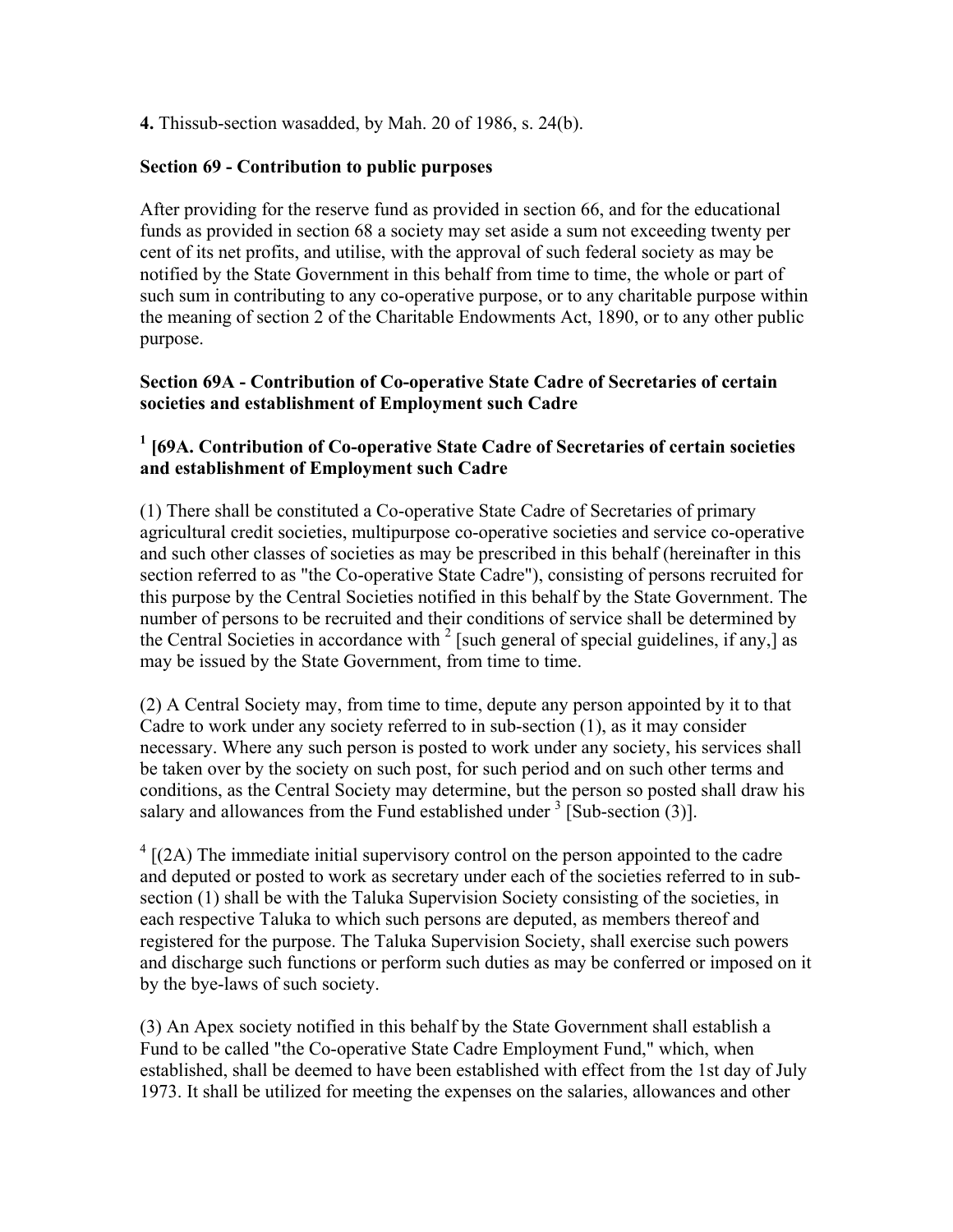**4.** Thissub-section wasadded, by Mah. 20 of 1986, s. 24(b).

**Section 69 - Contribution to public purposes**

After providing for the reserve fund as provided in section 66, and for the educational funds as provided in section 68 a society may set aside a sum not exceeding twenty per cent of its net profits, and utilise, with the approval of such federal society as may be notified by the State Government in this behalf from time to time, the whole or part of such sum in contributing to any co-operative purpose, or to any charitable purpose within the meaning of section 2 of the Charitable Endowments Act, 1890, or to any other public purpose.

**Section 69A - Contribution of Co-operative State Cadre of Secretaries of certain societies and establishment of Employment such Cadre**

**[1] [69A. Contribution of Co-operative State Cadre of Secretaries of certain societies and establishment of Employment such Cadre**

(1) There shall be constituted a Co-operative State Cadre of Secretaries of primary agricultural credit societies, multipurpose co-operative societies and service co-operative and such other classes of societies as may be prescribed in this behalf (hereinafter in this section referred to as "the Co-operative State Cadre"), consisting of persons recruited for this purpose by the Central Societies notified in this behalf by the State Government. The number of persons to be recruited and their conditions of service shall be determined by the Central Societies in accordance with [2] [such general of special guidelines, if any,] as may be issued by the State Government, from time to time.

(2) A Central Society may, from time to time, depute any person appointed by it to that Cadre to work under any society referred to in sub-section (1), as it may consider necessary. Where any such person is posted to work under any society, his services shall be taken over by the society on such post, for such period and on such other terms and conditions, as the Central Society may determine, but the person so posted shall draw his salary and allowances from the Fund established under [3] [Sub-section (3)].

[4] [(2A) The immediate initial supervisory control on the person appointed to the cadre and deputed or posted to work as secretary under each of the societies referred to in sub-section (1) shall be with the Taluka Supervision Society consisting of the societies, in each respective Taluka to which such persons are deputed, as members thereof and registered for the purpose. The Taluka Supervision Society, shall exercise such powers and discharge such functions or perform such duties as may be conferred or imposed on it by the bye-laws of such society.

(3) An Apex society notified in this behalf by the State Government shall establish a Fund to be called "the Co-operative State Cadre Employment Fund," which, when established, shall be deemed to have been established with effect from the 1st day of July 1973. It shall be utilized for meeting the expenses on the salaries, allowances and other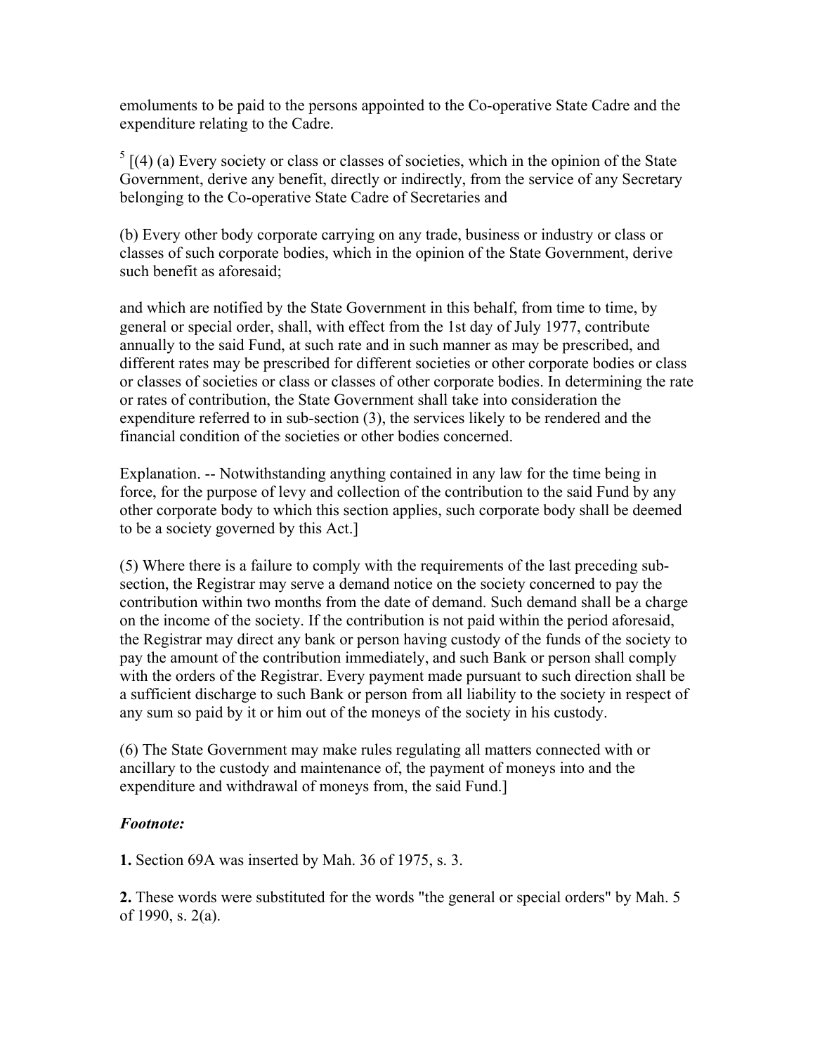emoluments to be paid to the persons appointed to the Co-operative State Cadre and the expenditure relating to the Cadre.

[5] [(4) (a) Every society or class or classes of societies, which in the opinion of the State Government, derive any benefit, directly or indirectly, from the service of any Secretary belonging to the Co-operative State Cadre of Secretaries and

(b) Every other body corporate carrying on any trade, business or industry or class or classes of such corporate bodies, which in the opinion of the State Government, derive such benefit as aforesaid;

and which are notified by the State Government in this behalf, from time to time, by general or special order, shall, with effect from the 1st day of July 1977, contribute annually to the said Fund, at such rate and in such manner as may be prescribed, and different rates may be prescribed for different societies or other corporate bodies or class or classes of societies or class or classes of other corporate bodies. In determining the rate or rates of contribution, the State Government shall take into consideration the expenditure referred to in sub-section (3), the services likely to be rendered and the financial condition of the societies or other bodies concerned.

Explanation. -- Notwithstanding anything contained in any law for the time being in force, for the purpose of levy and collection of the contribution to the said Fund by any other corporate body to which this section applies, such corporate body shall be deemed to be a society governed by this Act.]

(5) Where there is a failure to comply with the requirements of the last preceding sub-section, the Registrar may serve a demand notice on the society concerned to pay the contribution within two months from the date of demand. Such demand shall be a charge on the income of the society. If the contribution is not paid within the period aforesaid, the Registrar may direct any bank or person having custody of the funds of the society to pay the amount of the contribution immediately, and such Bank or person shall comply with the orders of the Registrar. Every payment made pursuant to such direction shall be a sufficient discharge to such Bank or person from all liability to the society in respect of any sum so paid by it or him out of the moneys of the society in his custody.

(6) The State Government may make rules regulating all matters connected with or ancillary to the custody and maintenance of, the payment of moneys into and the expenditure and withdrawal of moneys from, the said Fund.]

***Footnote:***

**1.** Section 69A was inserted by Mah. 36 of 1975, s. 3.

**2.** These words were substituted for the words "the general or special orders" by Mah. 5 of 1990, s. 2(a).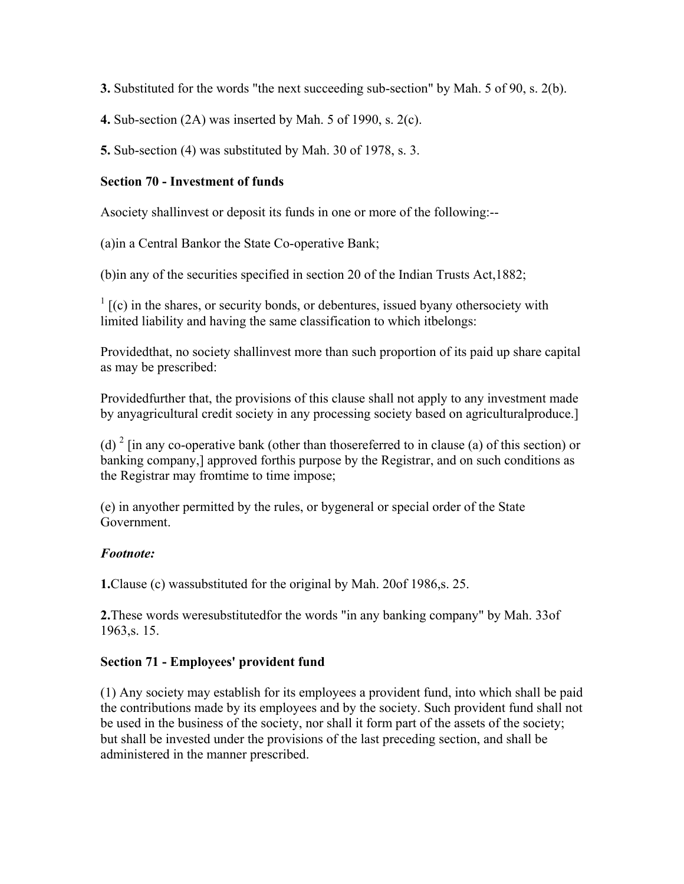**3.** Substituted for the words "the next succeeding sub-section" by Mah. 5 of 90, s. 2(b).

**4.** Sub-section (2A) was inserted by Mah. 5 of 1990, s. 2(c).

**5.** Sub-section (4) was substituted by Mah. 30 of 1978, s. 3.

### Section 70 - Investment of funds

Asociety shallinvest or deposit its funds in one or more of the following:--

(a)in a Central Bankor the State Co-operative Bank;

(b)in any of the securities specified in section 20 of the Indian Trusts Act,1882;

[1] [(c) in the shares, or security bonds, or debentures, issued byany othersociety with limited liability and having the same classification to which itbelongs:

Providedthat, no society shallinvest more than such proportion of its paid up share capital as may be prescribed:

Providedfurther that, the provisions of this clause shall not apply to any investment made by anyagricultural credit society in any processing society based on agriculturalproduce.]

(d) [2] [in any co-operative bank (other than thosereferred to in clause (a) of this section) or banking company,] approved forthis purpose by the Registrar, and on such conditions as the Registrar may fromtime to time impose;

(e) in anyother permitted by the rules, or bygeneral or special order of the State Government.

***Footnote:***

**1.**Clause (c) wassubstituted for the original by Mah. 20of 1986,s. 25.

**2.**These words weresubstitutedfor the words "in any banking company" by Mah. 33of 1963,s. 15.

### Section 71 - Employees' provident fund

(1) Any society may establish for its employees a provident fund, into which shall be paid the contributions made by its employees and by the society. Such provident fund shall not be used in the business of the society, nor shall it form part of the assets of the society; but shall be invested under the provisions of the last preceding section, and shall be administered in the manner prescribed.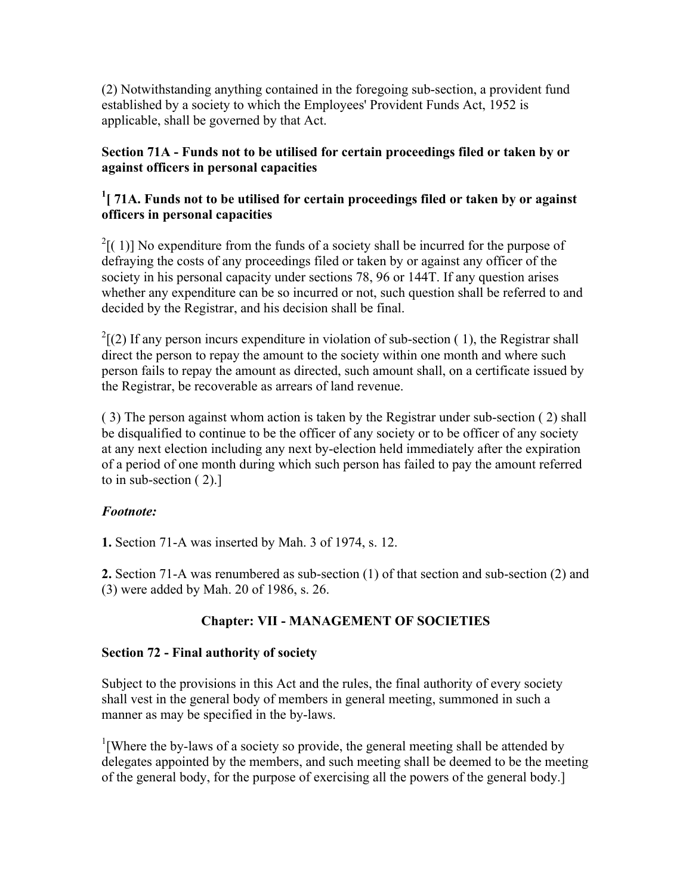(2) Notwithstanding anything contained in the foregoing sub-section, a provident fund established by a society to which the Employees' Provident Funds Act, 1952 is applicable, shall be governed by that Act.

**Section 71A - Funds not to be utilised for certain proceedings filed or taken by or against officers in personal capacities**

**[1][ 71A. Funds not to be utilised for certain proceedings filed or taken by or against officers in personal capacities**

[2][( 1)] No expenditure from the funds of a society shall be incurred for the purpose of defraying the costs of any proceedings filed or taken by or against any officer of the society in his personal capacity under sections 78, 96 or 144T. If any question arises whether any expenditure can be so incurred or not, such question shall be referred to and decided by the Registrar, and his decision shall be final.

[2][(2) If any person incurs expenditure in violation of sub-section ( 1), the Registrar shall direct the person to repay the amount to the society within one month and where such person fails to repay the amount as directed, such amount shall, on a certificate issued by the Registrar, be recoverable as arrears of land revenue.

( 3) The person against whom action is taken by the Registrar under sub-section ( 2) shall be disqualified to continue to be the officer of any society or to be officer of any society at any next election including any next by-election held immediately after the expiration of a period of one month during which such person has failed to pay the amount referred to in sub-section ( 2).]

***Footnote:***

**1.** Section 71-A was inserted by Mah. 3 of 1974, s. 12.

**2.** Section 71-A was renumbered as sub-section (1) of that section and sub-section (2) and (3) were added by Mah. 20 of 1986, s. 26.

## Chapter: VII - MANAGEMENT OF SOCIETIES

**Section 72 - Final authority of society**

Subject to the provisions in this Act and the rules, the final authority of every society shall vest in the general body of members in general meeting, summoned in such a manner as may be specified in the by-laws.

[1][Where the by-laws of a society so provide, the general meeting shall be attended by delegates appointed by the members, and such meeting shall be deemed to be the meeting of the general body, for the purpose of exercising all the powers of the general body.]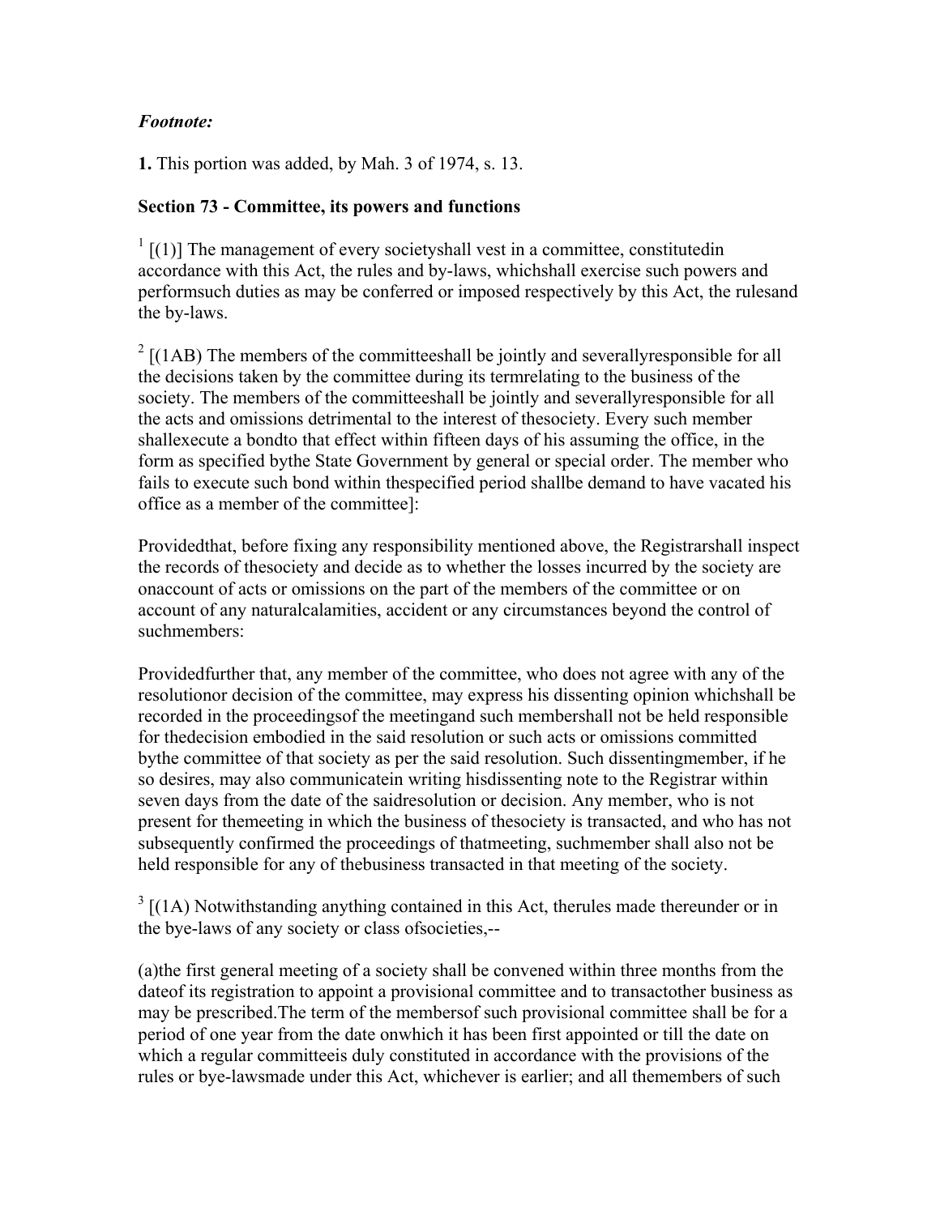***Footnote:***

**1.** This portion was added, by Mah. 3 of 1974, s. 13.

**Section 73 - Committee, its powers and functions**

[1] [(1)] The management of every societyshall vest in a committee, constitutedin accordance with this Act, the rules and by-laws, whichshall exercise such powers and performsuch duties as may be conferred or imposed respectively by this Act, the rulesand the by-laws.

[2] [(1AB) The members of the committeeshall be jointly and severallyresponsible for all the decisions taken by the committee during its termrelating to the business of the society. The members of the committeeshall be jointly and severallyresponsible for all the acts and omissions detrimental to the interest of thesociety. Every such member shallexecute a bondto that effect within fifteen days of his assuming the office, in the form as specified bythe State Government by general or special order. The member who fails to execute such bond within thespecified period shallbe demand to have vacated his office as a member of the committee]:

Providedthat, before fixing any responsibility mentioned above, the Registrarshall inspect the records of thesociety and decide as to whether the losses incurred by the society are onaccount of acts or omissions on the part of the members of the committee or on account of any naturalcalamities, accident or any circumstances beyond the control of suchmembers:

Providedfurther that, any member of the committee, who does not agree with any of the resolutionor decision of the committee, may express his dissenting opinion whichshall be recorded in the proceedingsof the meetingand such membershall not be held responsible for thedecision embodied in the said resolution or such acts or omissions committed bythe committee of that society as per the said resolution. Such dissentingmember, if he so desires, may also communicatein writing hisdissenting note to the Registrar within seven days from the date of the saidresolution or decision. Any member, who is not present for themeeting in which the business of thesociety is transacted, and who has not subsequently confirmed the proceedings of thatmeeting, suchmember shall also not be held responsible for any of thebusiness transacted in that meeting of the society.

[3] [(1A) Notwithstanding anything contained in this Act, therules made thereunder or in the bye-laws of any society or class ofsocieties,--

(a)the first general meeting of a society shall be convened within three months from the dateof its registration to appoint a provisional committee and to transactother business as may be prescribed.The term of the membersof such provisional committee shall be for a period of one year from the date onwhich it has been first appointed or till the date on which a regular committeeis duly constituted in accordance with the provisions of the rules or bye-lawsmade under this Act, whichever is earlier; and all themembers of such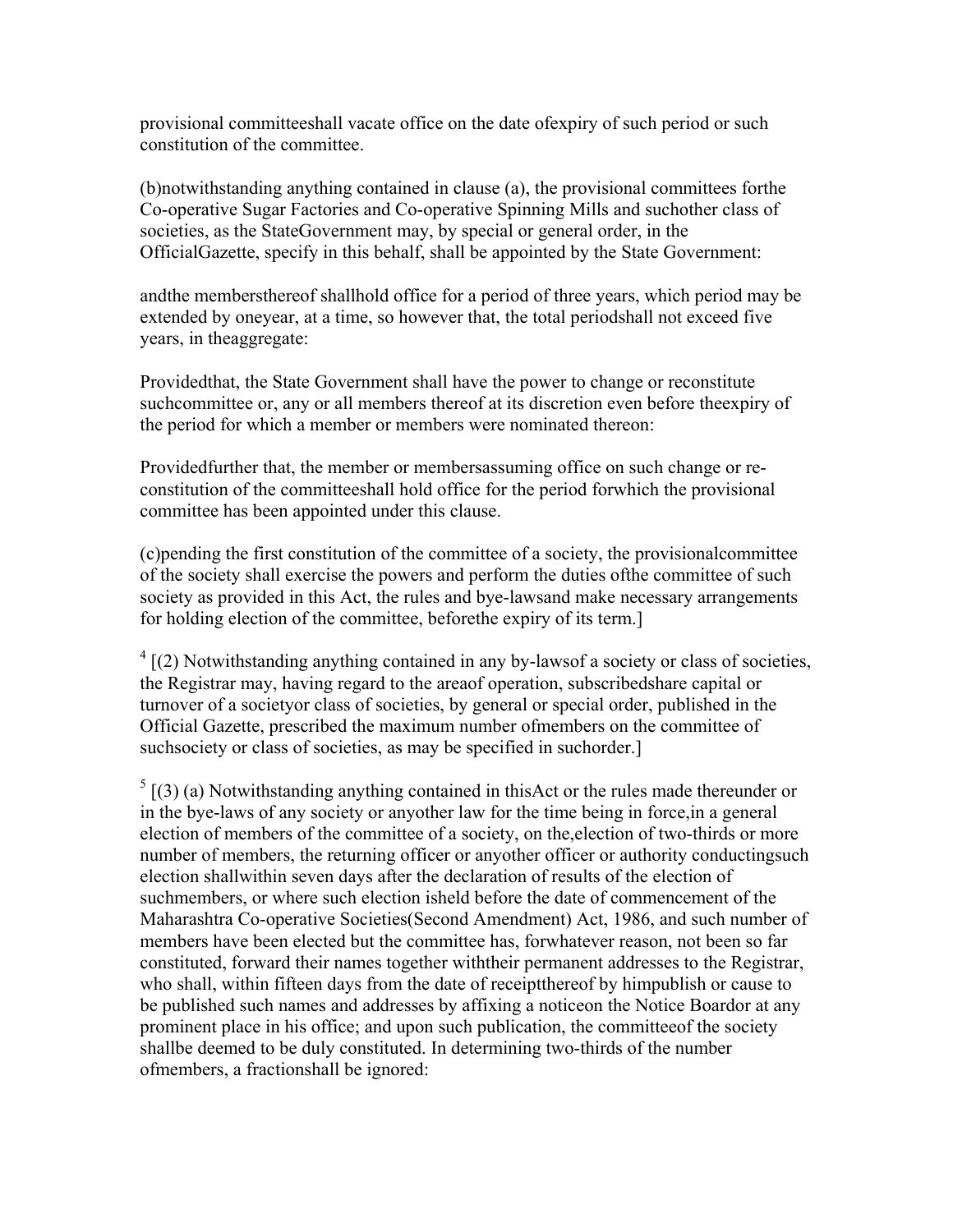provisional committeeshall vacate office on the date ofexpiry of such period or such constitution of the committee.

(b)notwithstanding anything contained in clause (a), the provisional committees forthe Co-operative Sugar Factories and Co-operative Spinning Mills and suchother class of societies, as the StateGovernment may, by special or general order, in the OfficialGazette, specify in this behalf, shall be appointed by the State Government:

andthe membersthereof shallhold office for a period of three years, which period may be extended by oneyear, at a time, so however that, the total periodshall not exceed five years, in theaggregate:

Providedthat, the State Government shall have the power to change or reconstitute suchcommittee or, any or all members thereof at its discretion even before theexpiry of the period for which a member or members were nominated thereon:

Providedfurther that, the member or membersassuming office on such change or re-constitution of the committeeshall hold office for the period forwhich the provisional committee has been appointed under this clause.

(c)pending the first constitution of the committee of a society, the provisionalcommittee of the society shall exercise the powers and perform the duties ofthe committee of such society as provided in this Act, the rules and bye-lawsand make necessary arrangements for holding election of the committee, beforethe expiry of its term.]

[4] [(2) Notwithstanding anything contained in any by-lawsof a society or class of societies, the Registrar may, having regard to the areaof operation, subscribedshare capital or turnover of a societyor class of societies, by general or special order, published in the Official Gazette, prescribed the maximum number ofmembers on the committee of suchsociety or class of societies, as may be specified in suchorder.]

[5] [(3) (a) Notwithstanding anything contained in thisAct or the rules made thereunder or in the bye-laws of any society or anyother law for the time being in force,in a general election of members of the committee of a society, on the,election of two-thirds or more number of members, the returning officer or anyother officer or authority conductingsuch election shallwithin seven days after the declaration of results of the election of suchmembers, or where such election isheld before the date of commencement of the Maharashtra Co-operative Societies(Second Amendment) Act, 1986, and such number of members have been elected but the committee has, forwhatever reason, not been so far constituted, forward their names together withtheir permanent addresses to the Registrar, who shall, within fifteen days from the date of receiptthereof by himpublish or cause to be published such names and addresses by affixing a noticeon the Notice Boardor at any prominent place in his office; and upon such publication, the committeeof the society shallbe deemed to be duly constituted. In determining two-thirds of the number ofmembers, a fractionshall be ignored: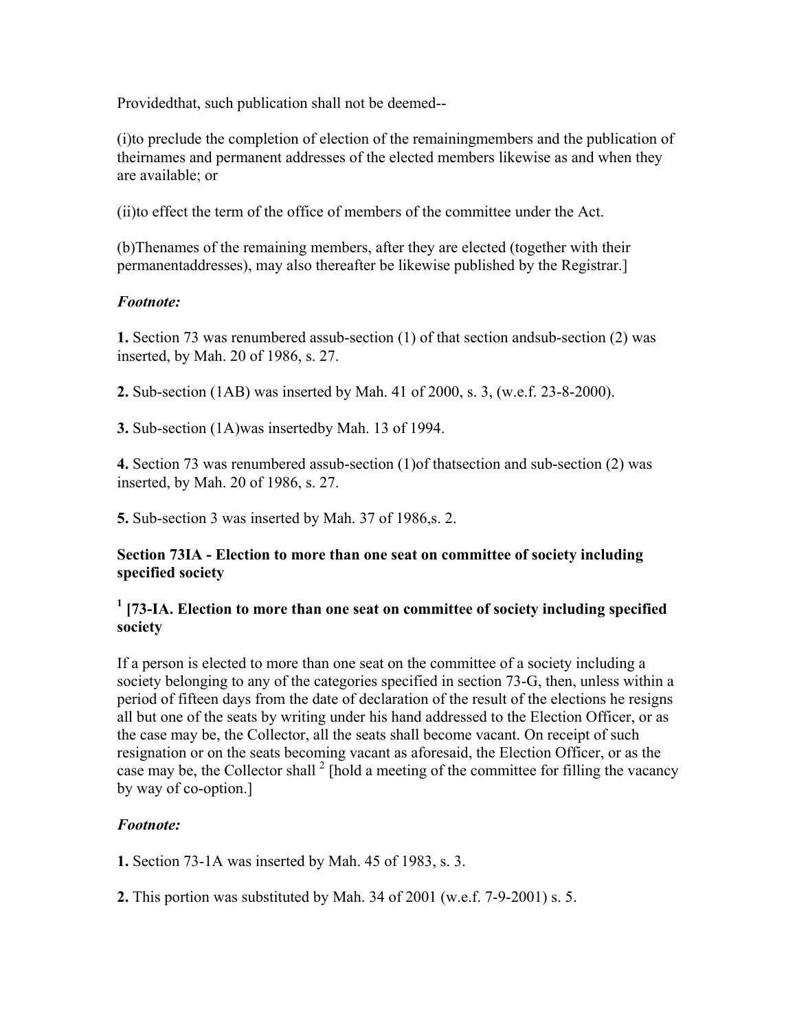Providedthat, such publication shall not be deemed--

(i)to preclude the completion of election of the remainingmembers and the publication of theirnames and permanent addresses of the elected members likewise as and when they are available; or

(ii)to effect the term of the office of members of the committee under the Act.

(b)Thenames of the remaining members, after they are elected (together with their permanentaddresses), may also thereafter be likewise published by the Registrar.]

*Footnote:*

**1.** Section 73 was renumbered assub-section (1) of that section andsub-section (2) was inserted, by Mah. 20 of 1986, s. 27.

**2.** Sub-section (1AB) was inserted by Mah. 41 of 2000, s. 3, (w.e.f. 23-8-2000).

**3.** Sub-section (1A)was insertedby Mah. 13 of 1994.

**4.** Section 73 was renumbered assub-section (1)of thatsection and sub-section (2) was inserted, by Mah. 20 of 1986, s. 27.

**5.** Sub-section 3 was inserted by Mah. 37 of 1986,s. 2.

### Section 73IA - Election to more than one seat on committee of society including specified society

### [1] [73-IA. Election to more than one seat on committee of society including specified society

If a person is elected to more than one seat on the committee of a society including a society belonging to any of the categories specified in section 73-G, then, unless within a period of fifteen days from the date of declaration of the result of the elections he resigns all but one of the seats by writing under his hand addressed to the Election Officer, or as the case may be, the Collector, all the seats shall become vacant. On receipt of such resignation or on the seats becoming vacant as aforesaid, the Election Officer, or as the case may be, the Collector shall [2] [hold a meeting of the committee for filling the vacancy by way of co-option.]

*Footnote:*

**1.** Section 73-1A was inserted by Mah. 45 of 1983, s. 3.

**2.** This portion was substituted by Mah. 34 of 2001 (w.e.f. 7-9-2001) s. 5.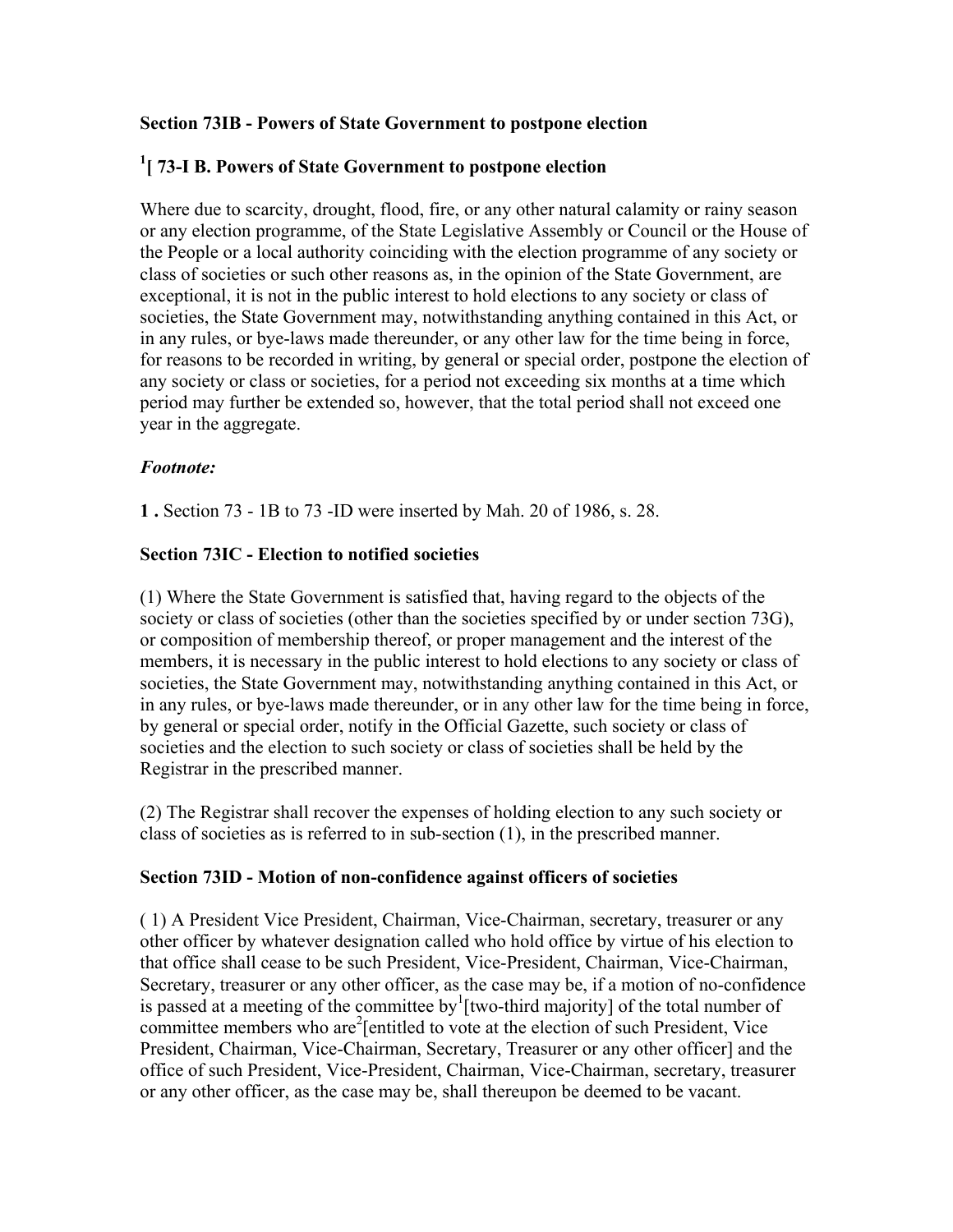**Section 73IB - Powers of State Government to postpone election**

**[1][ 73-I B. Powers of State Government to postpone election**

Where due to scarcity, drought, flood, fire, or any other natural calamity or rainy season or any election programme, of the State Legislative Assembly or Council or the House of the People or a local authority coinciding with the election programme of any society or class of societies or such other reasons as, in the opinion of the State Government, are exceptional, it is not in the public interest to hold elections to any society or class of societies, the State Government may, notwithstanding anything contained in this Act, or in any rules, or bye-laws made thereunder, or any other law for the time being in force, for reasons to be recorded in writing, by general or special order, postpone the election of any society or class or societies, for a period not exceeding six months at a time which period may further be extended so, however, that the total period shall not exceed one year in the aggregate.

***Footnote:***

**1 .** Section 73 - 1B to 73 -ID were inserted by Mah. 20 of 1986, s. 28.

**Section 73IC - Election to notified societies**

(1) Where the State Government is satisfied that, having regard to the objects of the society or class of societies (other than the societies specified by or under section 73G), or composition of membership thereof, or proper management and the interest of the members, it is necessary in the public interest to hold elections to any society or class of societies, the State Government may, notwithstanding anything contained in this Act, or in any rules, or bye-laws made thereunder, or in any other law for the time being in force, by general or special order, notify in the Official Gazette, such society or class of societies and the election to such society or class of societies shall be held by the Registrar in the prescribed manner.

(2) The Registrar shall recover the expenses of holding election to any such society or class of societies as is referred to in sub-section (1), in the prescribed manner.

**Section 73ID - Motion of non-confidence against officers of societies**

( 1) A President Vice President, Chairman, Vice-Chairman, secretary, treasurer or any other officer by whatever designation called who hold office by virtue of his election to that office shall cease to be such President, Vice-President, Chairman, Vice-Chairman, Secretary, treasurer or any other officer, as the case may be, if a motion of no-confidence is passed at a meeting of the committee by[1][two-third majority] of the total number of committee members who are[2][entitled to vote at the election of such President, Vice President, Chairman, Vice-Chairman, Secretary, Treasurer or any other officer] and the office of such President, Vice-President, Chairman, Vice-Chairman, secretary, treasurer or any other officer, as the case may be, shall thereupon be deemed to be vacant.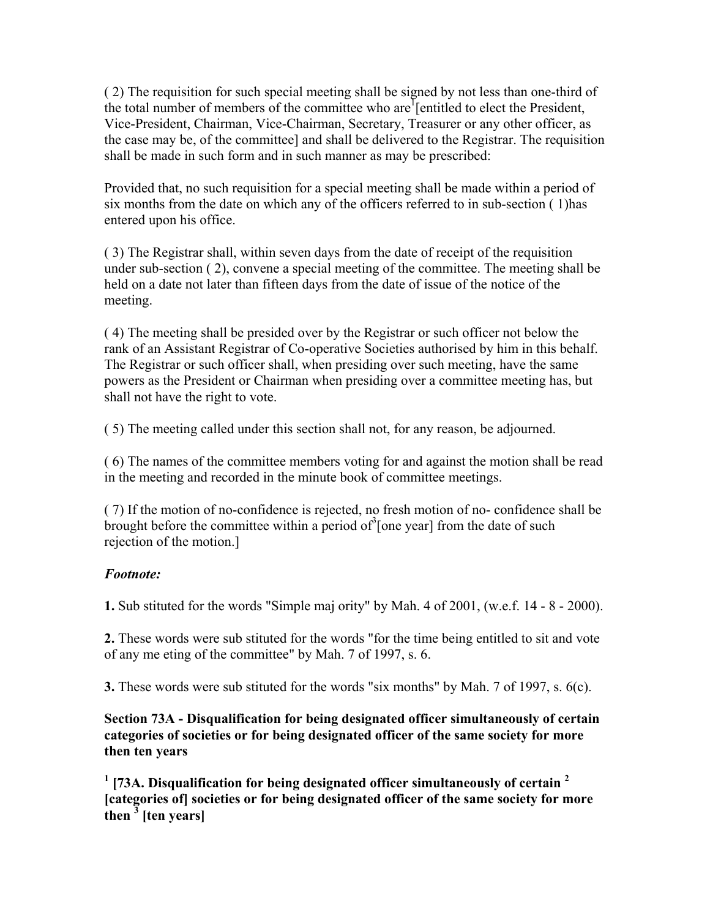( 2) The requisition for such special meeting shall be signed by not less than one-third of the total number of members of the committee who are[1][entitled to elect the President, Vice-President, Chairman, Vice-Chairman, Secretary, Treasurer or any other officer, as the case may be, of the committee] and shall be delivered to the Registrar. The requisition shall be made in such form and in such manner as may be prescribed:

Provided that, no such requisition for a special meeting shall be made within a period of six months from the date on which any of the officers referred to in sub-section ( 1)has entered upon his office.

( 3) The Registrar shall, within seven days from the date of receipt of the requisition under sub-section ( 2), convene a special meeting of the committee. The meeting shall be held on a date not later than fifteen days from the date of issue of the notice of the meeting.

( 4) The meeting shall be presided over by the Registrar or such officer not below the rank of an Assistant Registrar of Co-operative Societies authorised by him in this behalf. The Registrar or such officer shall, when presiding over such meeting, have the same powers as the President or Chairman when presiding over a committee meeting has, but shall not have the right to vote.

( 5) The meeting called under this section shall not, for any reason, be adjourned.

( 6) The names of the committee members voting for and against the motion shall be read in the meeting and recorded in the minute book of committee meetings.

( 7) If the motion of no-confidence is rejected, no fresh motion of no- confidence shall be brought before the committee within a period of[3][one year] from the date of such rejection of the motion.]

***Footnote:***

**1.** Sub stituted for the words "Simple maj ority" by Mah. 4 of 2001, (w.e.f. 14 - 8 - 2000).

**2.** These words were sub stituted for the words "for the time being entitled to sit and vote of any me eting of the committee" by Mah. 7 of 1997, s. 6.

**3.** These words were sub stituted for the words "six months" by Mah. 7 of 1997, s. 6(c).

**Section 73A - Disqualification for being designated officer simultaneously of certain categories of societies or for being designated officer of the same society for more then ten years**

**[1] [73A. Disqualification for being designated officer simultaneously of certain [2] [categories of] societies or for being designated officer of the same society for more then [3] [ten years]**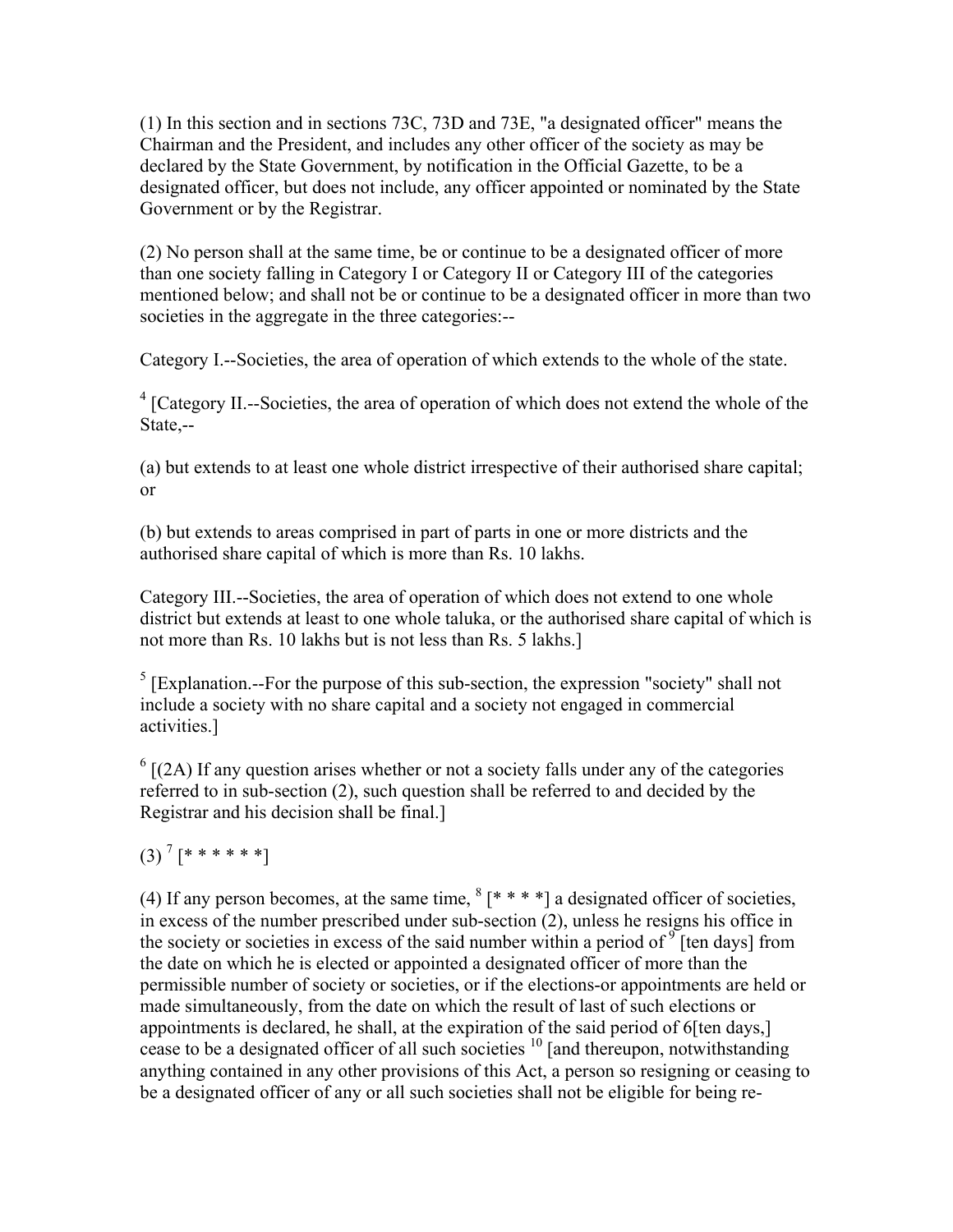(1) In this section and in sections 73C, 73D and 73E, "a designated officer" means the Chairman and the President, and includes any other officer of the society as may be declared by the State Government, by notification in the Official Gazette, to be a designated officer, but does not include, any officer appointed or nominated by the State Government or by the Registrar.

(2) No person shall at the same time, be or continue to be a designated officer of more than one society falling in Category I or Category II or Category III of the categories mentioned below; and shall not be or continue to be a designated officer in more than two societies in the aggregate in the three categories:--

Category I.--Societies, the area of operation of which extends to the whole of the state.

[4] [Category II.--Societies, the area of operation of which does not extend the whole of the State,--

(a) but extends to at least one whole district irrespective of their authorised share capital; or

(b) but extends to areas comprised in part of parts in one or more districts and the authorised share capital of which is more than Rs. 10 lakhs.

Category III.--Societies, the area of operation of which does not extend to one whole district but extends at least to one whole taluka, or the authorised share capital of which is not more than Rs. 10 lakhs but is not less than Rs. 5 lakhs.]

[5] [Explanation.--For the purpose of this sub-section, the expression "society" shall not include a society with no share capital and a society not engaged in commercial activities.]

[6] [(2A) If any question arises whether or not a society falls under any of the categories referred to in sub-section (2), such question shall be referred to and decided by the Registrar and his decision shall be final.]

(3) [7] [* * * * * *]

(4) If any person becomes, at the same time, [8] [* * * *] a designated officer of societies, in excess of the number prescribed under sub-section (2), unless he resigns his office in the society or societies in excess of the said number within a period of [9] [ten days] from the date on which he is elected or appointed a designated officer of more than the permissible number of society or societies, or if the elections-or appointments are held or made simultaneously, from the date on which the result of last of such elections or appointments is declared, he shall, at the expiration of the said period of 6[ten days,] cease to be a designated officer of all such societies [10] [and thereupon, notwithstanding anything contained in any other provisions of this Act, a person so resigning or ceasing to be a designated officer of any or all such societies shall not be eligible for being re-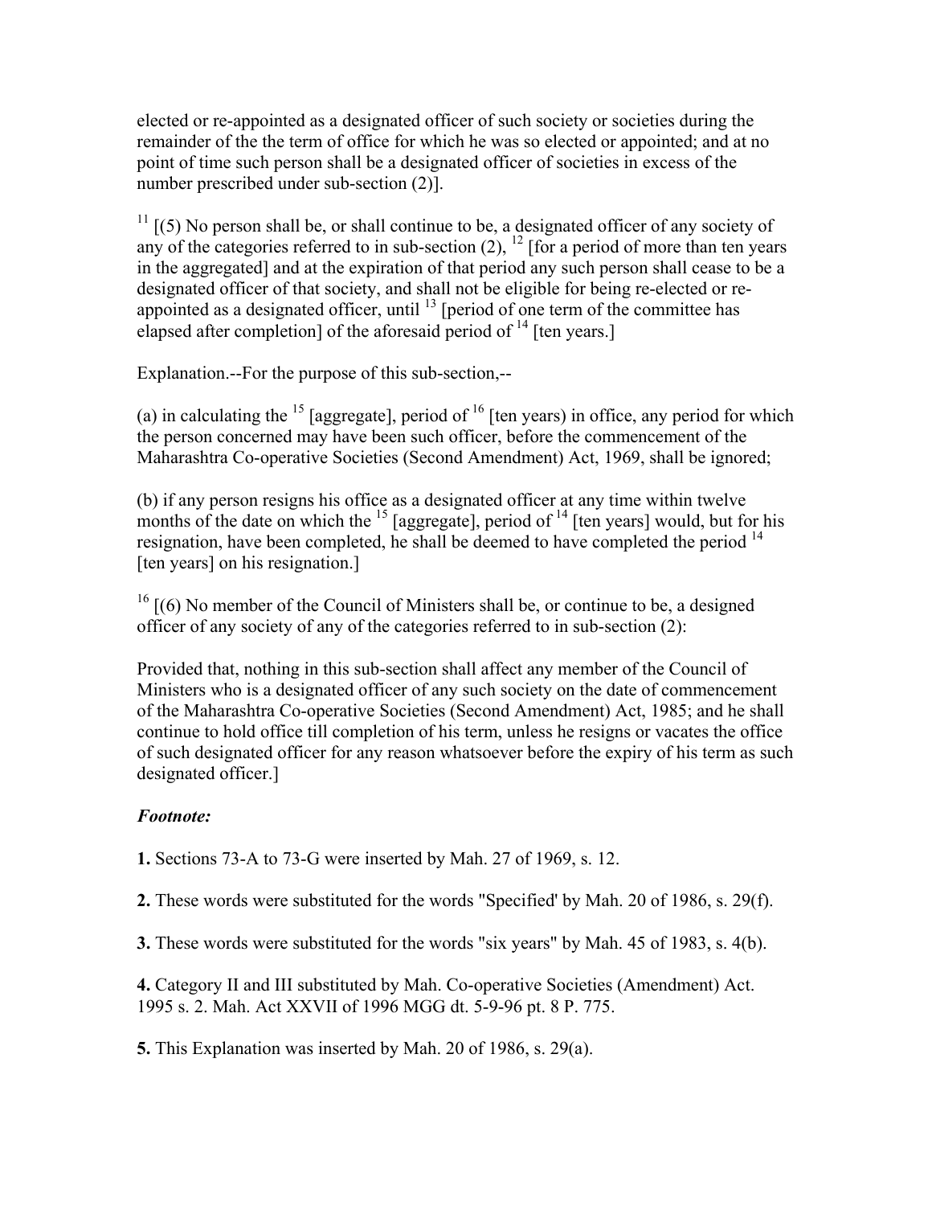elected or re-appointed as a designated officer of such society or societies during the remainder of the the term of office for which he was so elected or appointed; and at no point of time such person shall be a designated officer of societies in excess of the number prescribed under sub-section (2)].

[11] [(5) No person shall be, or shall continue to be, a designated officer of any society of any of the categories referred to in sub-section (2), [12] [for a period of more than ten years in the aggregated] and at the expiration of that period any such person shall cease to be a designated officer of that society, and shall not be eligible for being re-elected or re-appointed as a designated officer, until [13] [period of one term of the committee has elapsed after completion] of the aforesaid period of [14] [ten years.]

Explanation.--For the purpose of this sub-section,--

(a) in calculating the [15] [aggregate], period of [16] [ten years) in office, any period for which the person concerned may have been such officer, before the commencement of the Maharashtra Co-operative Societies (Second Amendment) Act, 1969, shall be ignored;

(b) if any person resigns his office as a designated officer at any time within twelve months of the date on which the [15] [aggregate], period of [14] [ten years] would, but for his resignation, have been completed, he shall be deemed to have completed the period [14] [ten years] on his resignation.]

[16] [(6) No member of the Council of Ministers shall be, or continue to be, a designed officer of any society of any of the categories referred to in sub-section (2):

Provided that, nothing in this sub-section shall affect any member of the Council of Ministers who is a designated officer of any such society on the date of commencement of the Maharashtra Co-operative Societies (Second Amendment) Act, 1985; and he shall continue to hold office till completion of his term, unless he resigns or vacates the office of such designated officer for any reason whatsoever before the expiry of his term as such designated officer.]

***Footnote:***

**1.** Sections 73-A to 73-G were inserted by Mah. 27 of 1969, s. 12.

**2.** These words were substituted for the words "Specified' by Mah. 20 of 1986, s. 29(f).

**3.** These words were substituted for the words "six years" by Mah. 45 of 1983, s. 4(b).

**4.** Category II and III substituted by Mah. Co-operative Societies (Amendment) Act. 1995 s. 2. Mah. Act XXVII of 1996 MGG dt. 5-9-96 pt. 8 P. 775.

**5.** This Explanation was inserted by Mah. 20 of 1986, s. 29(a).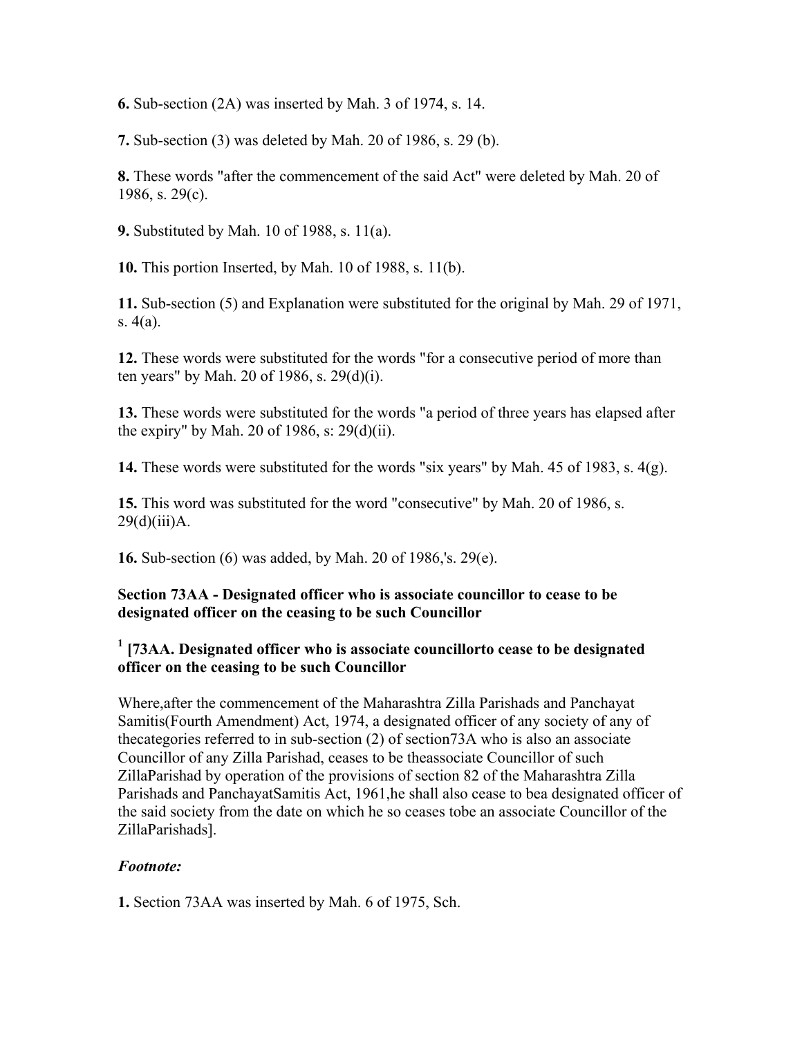**6.** Sub-section (2A) was inserted by Mah. 3 of 1974, s. 14.

**7.** Sub-section (3) was deleted by Mah. 20 of 1986, s. 29 (b).

**8.** These words "after the commencement of the said Act" were deleted by Mah. 20 of 1986, s. 29(c).

**9.** Substituted by Mah. 10 of 1988, s. 11(a).

**10.** This portion Inserted, by Mah. 10 of 1988, s. 11(b).

**11.** Sub-section (5) and Explanation were substituted for the original by Mah. 29 of 1971, s. 4(a).

**12.** These words were substituted for the words "for a consecutive period of more than ten years" by Mah. 20 of 1986, s. 29(d)(i).

**13.** These words were substituted for the words "a period of three years has elapsed after the expiry" by Mah. 20 of 1986, s: 29(d)(ii).

**14.** These words were substituted for the words "six years" by Mah. 45 of 1983, s. 4(g).

**15.** This word was substituted for the word "consecutive" by Mah. 20 of 1986, s. 29(d)(iii)A.

**16.** Sub-section (6) was added, by Mah. 20 of 1986,'s. 29(e).

### Section 73AA - Designated officer who is associate councillor to cease to be designated officer on the ceasing to be such Councillor

### [1] [73AA. Designated officer who is associate councillorto cease to be designated officer on the ceasing to be such Councillor

Where,after the commencement of the Maharashtra Zilla Parishads and Panchayat Samitis(Fourth Amendment) Act, 1974, a designated officer of any society of any of thecategories referred to in sub-section (2) of section73A who is also an associate Councillor of any Zilla Parishad, ceases to be theassociate Councillor of such ZillaParishad by operation of the provisions of section 82 of the Maharashtra Zilla Parishads and PanchayatSamitis Act, 1961,he shall also cease to bea designated officer of the said society from the date on which he so ceases tobe an associate Councillor of the ZillaParishads].

***Footnote:***

**1.** Section 73AA was inserted by Mah. 6 of 1975, Sch.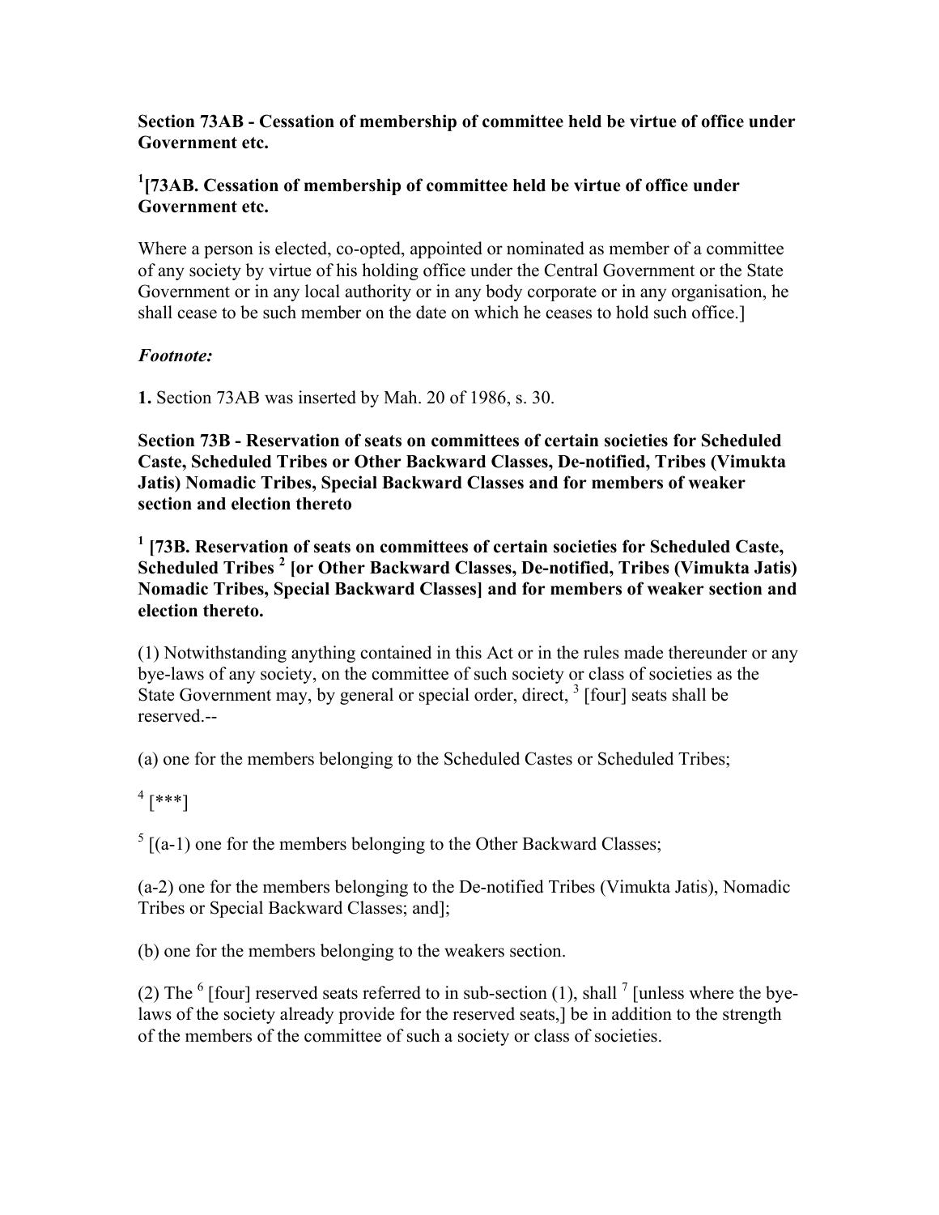**Section 73AB - Cessation of membership of committee held be virtue of office under Government etc.**

**[1][73AB. Cessation of membership of committee held be virtue of office under Government etc.**

Where a person is elected, co-opted, appointed or nominated as member of a committee of any society by virtue of his holding office under the Central Government or the State Government or in any local authority or in any body corporate or in any organisation, he shall cease to be such member on the date on which he ceases to hold such office.]

***Footnote:***

**1.** Section 73AB was inserted by Mah. 20 of 1986, s. 30.

**Section 73B - Reservation of seats on committees of certain societies for Scheduled Caste, Scheduled Tribes or Other Backward Classes, De-notified, Tribes (Vimukta Jatis) Nomadic Tribes, Special Backward Classes and for members of weaker section and election thereto**

**[1] [73B. Reservation of seats on committees of certain societies for Scheduled Caste, Scheduled Tribes [2] [or Other Backward Classes, De-notified, Tribes (Vimukta Jatis) Nomadic Tribes, Special Backward Classes] and for members of weaker section and election thereto.**

(1) Notwithstanding anything contained in this Act or in the rules made thereunder or any bye-laws of any society, on the committee of such society or class of societies as the State Government may, by general or special order, direct, [3] [four] seats shall be reserved.--

(a) one for the members belonging to the Scheduled Castes or Scheduled Tribes;

[4] [***]

[5] [(a-1) one for the members belonging to the Other Backward Classes;

(a-2) one for the members belonging to the De-notified Tribes (Vimukta Jatis), Nomadic Tribes or Special Backward Classes; and];

(b) one for the members belonging to the weakers section.

(2) The [6] [four] reserved seats referred to in sub-section (1), shall [7] [unless where the bye-laws of the society already provide for the reserved seats,] be in addition to the strength of the members of the committee of such a society or class of societies.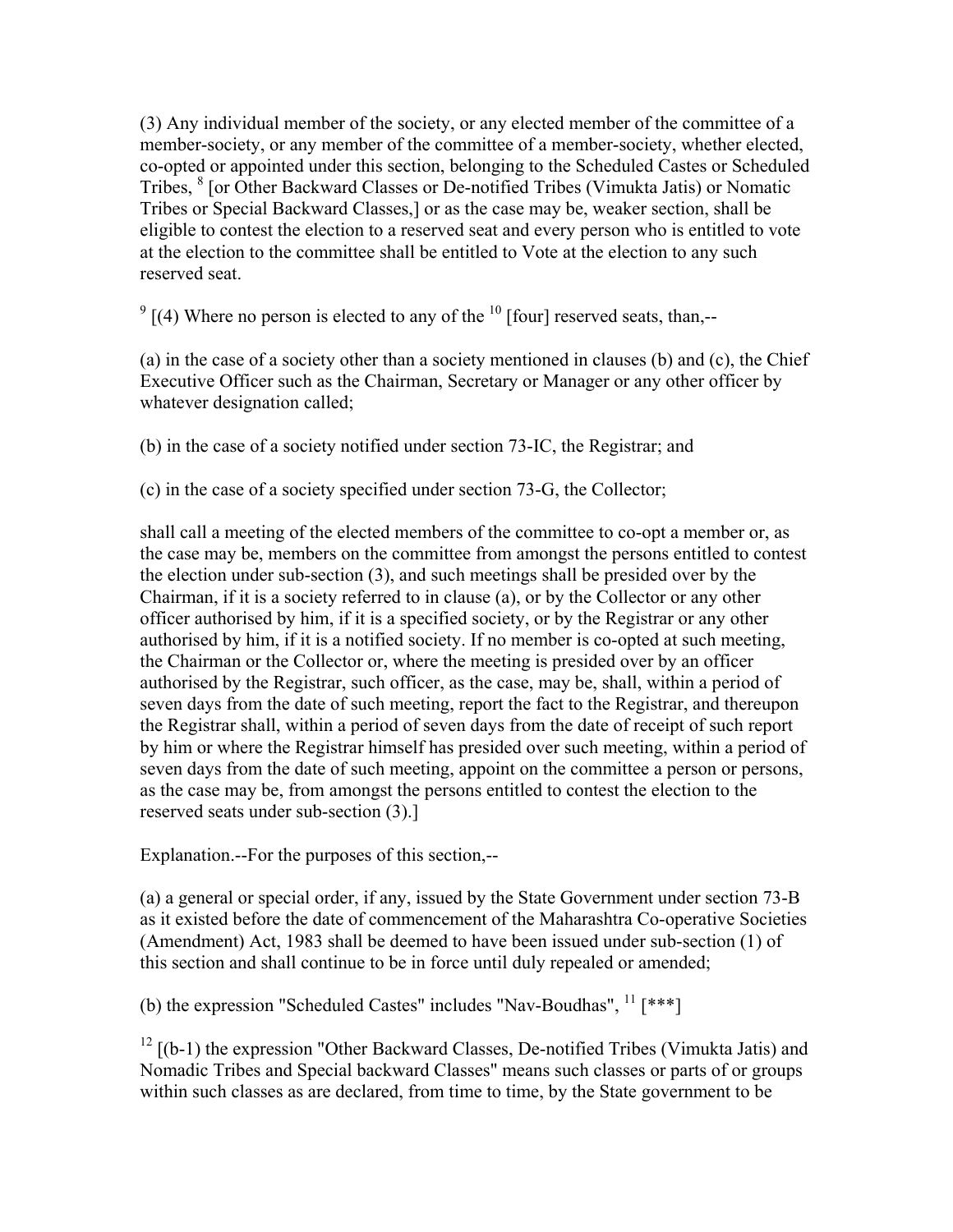(3) Any individual member of the society, or any elected member of the committee of a member-society, or any member of the committee of a member-society, whether elected, co-opted or appointed under this section, belonging to the Scheduled Castes or Scheduled Tribes, [8] [or Other Backward Classes or De-notified Tribes (Vimukta Jatis) or Nomatic Tribes or Special Backward Classes,] or as the case may be, weaker section, shall be eligible to contest the election to a reserved seat and every person who is entitled to vote at the election to the committee shall be entitled to Vote at the election to any such reserved seat.

[9] [(4) Where no person is elected to any of the [10] [four] reserved seats, than,--

(a) in the case of a society other than a society mentioned in clauses (b) and (c), the Chief Executive Officer such as the Chairman, Secretary or Manager or any other officer by whatever designation called;

(b) in the case of a society notified under section 73-IC, the Registrar; and

(c) in the case of a society specified under section 73-G, the Collector;

shall call a meeting of the elected members of the committee to co-opt a member or, as the case may be, members on the committee from amongst the persons entitled to contest the election under sub-section (3), and such meetings shall be presided over by the Chairman, if it is a society referred to in clause (a), or by the Collector or any other officer authorised by him, if it is a specified society, or by the Registrar or any other authorised by him, if it is a notified society. If no member is co-opted at such meeting, the Chairman or the Collector or, where the meeting is presided over by an officer authorised by the Registrar, such officer, as the case, may be, shall, within a period of seven days from the date of such meeting, report the fact to the Registrar, and thereupon the Registrar shall, within a period of seven days from the date of receipt of such report by him or where the Registrar himself has presided over such meeting, within a period of seven days from the date of such meeting, appoint on the committee a person or persons, as the case may be, from amongst the persons entitled to contest the election to the reserved seats under sub-section (3).]

Explanation.--For the purposes of this section,--

(a) a general or special order, if any, issued by the State Government under section 73-B as it existed before the date of commencement of the Maharashtra Co-operative Societies (Amendment) Act, 1983 shall be deemed to have been issued under sub-section (1) of this section and shall continue to be in force until duly repealed or amended;

(b) the expression "Scheduled Castes" includes "Nav-Boudhas", [11] [***]

[12] [(b-1) the expression "Other Backward Classes, De-notified Tribes (Vimukta Jatis) and Nomadic Tribes and Special backward Classes" means such classes or parts of or groups within such classes as are declared, from time to time, by the State government to be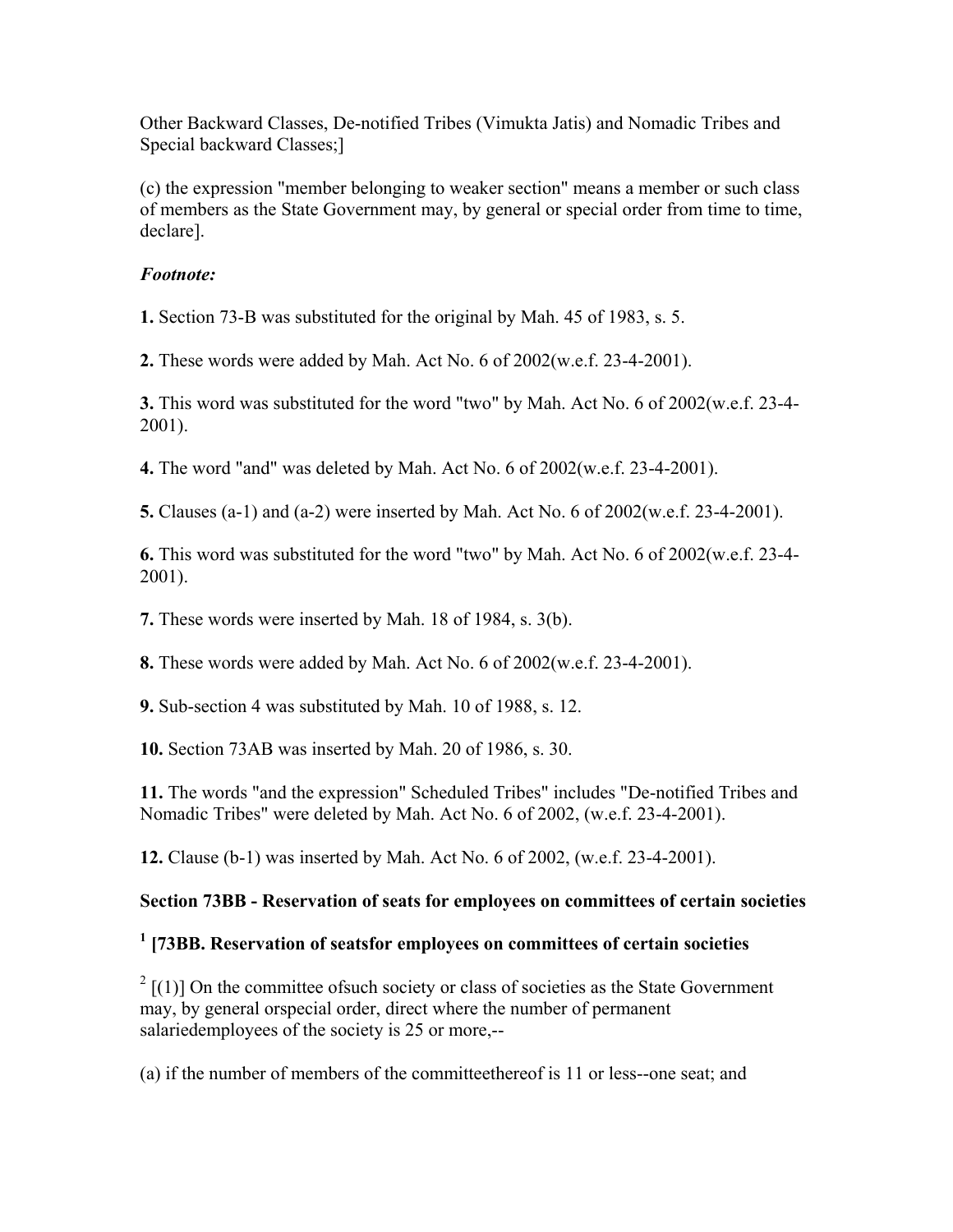Other Backward Classes, De-notified Tribes (Vimukta Jatis) and Nomadic Tribes and Special backward Classes;]

(c) the expression "member belonging to weaker section" means a member or such class of members as the State Government may, by general or special order from time to time, declare].

***Footnote:***

**1.** Section 73-B was substituted for the original by Mah. 45 of 1983, s. 5.

**2.** These words were added by Mah. Act No. 6 of 2002(w.e.f. 23-4-2001).

**3.** This word was substituted for the word "two" by Mah. Act No. 6 of 2002(w.e.f. 23-4-2001).

**4.** The word "and" was deleted by Mah. Act No. 6 of 2002(w.e.f. 23-4-2001).

**5.** Clauses (a-1) and (a-2) were inserted by Mah. Act No. 6 of 2002(w.e.f. 23-4-2001).

**6.** This word was substituted for the word "two" by Mah. Act No. 6 of 2002(w.e.f. 23-4-2001).

**7.** These words were inserted by Mah. 18 of 1984, s. 3(b).

**8.** These words were added by Mah. Act No. 6 of 2002(w.e.f. 23-4-2001).

**9.** Sub-section 4 was substituted by Mah. 10 of 1988, s. 12.

**10.** Section 73AB was inserted by Mah. 20 of 1986, s. 30.

**11.** The words "and the expression" Scheduled Tribes" includes "De-notified Tribes and Nomadic Tribes" were deleted by Mah. Act No. 6 of 2002, (w.e.f. 23-4-2001).

**12.** Clause (b-1) was inserted by Mah. Act No. 6 of 2002, (w.e.f. 23-4-2001).

**Section 73BB - Reservation of seats for employees on committees of certain societies**

**[1] [73BB. Reservation of seatsfor employees on committees of certain societies**

[2] [(1)] On the committee ofsuch society or class of societies as the State Government may, by general orspecial order, direct where the number of permanent salariedemployees of the society is 25 or more,--

(a) if the number of members of the committeethereof is 11 or less--one seat; and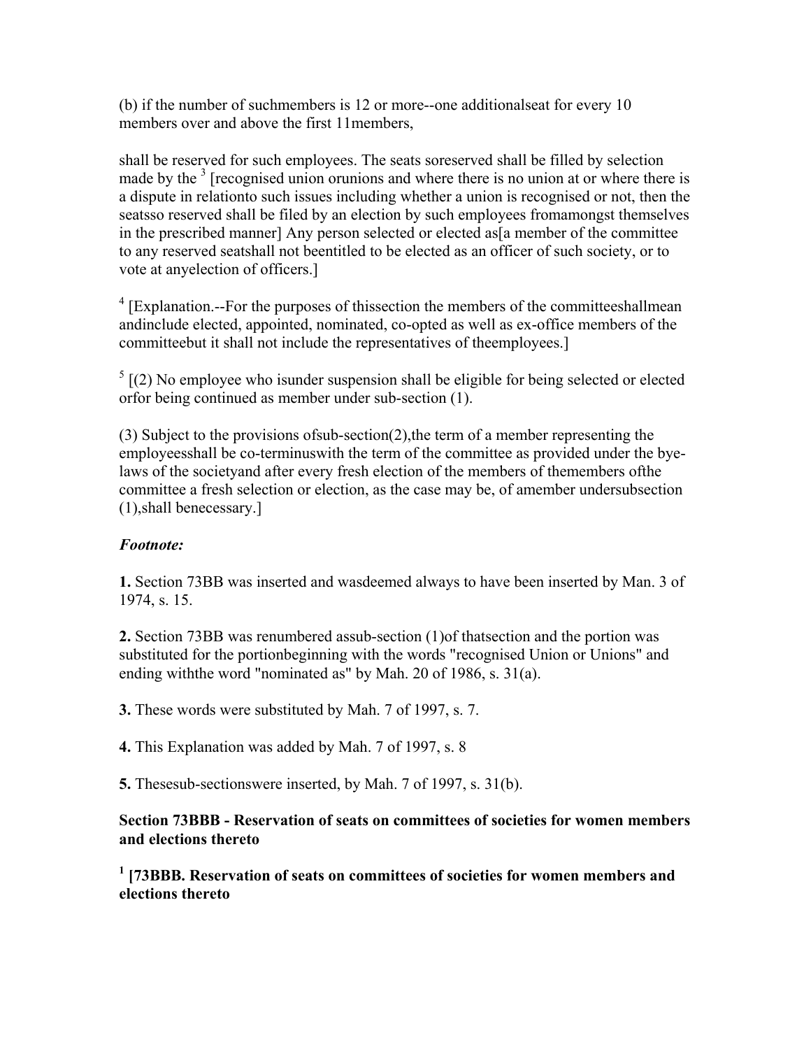(b) if the number of suchmembers is 12 or more--one additionalseat for every 10 members over and above the first 11members,

shall be reserved for such employees. The seats soreserved shall be filled by selection made by the [3] [recognised union orunions and where there is no union at or where there is a dispute in relationto such issues including whether a union is recognised or not, then the seatsso reserved shall be filed by an election by such employees fromamongst themselves in the prescribed manner] Any person selected or elected as[a member of the committee to any reserved seatshall not beentitled to be elected as an officer of such society, or to vote at anyelection of officers.]

[4] [Explanation.--For the purposes of thissection the members of the committeeshallmean andinclude elected, appointed, nominated, co-opted as well as ex-office members of the committeebut it shall not include the representatives of theemployees.]

[5] [(2) No employee who isunder suspension shall be eligible for being selected or elected orfor being continued as member under sub-section (1).

(3) Subject to the provisions ofsub-section(2),the term of a member representing the employeesshall be co-terminuswith the term of the committee as provided under the bye-laws of the societyand after every fresh election of the members of themembers ofthe committee a fresh selection or election, as the case may be, of amember undersubsection (1),shall benecessary.]

***Footnote:***

**1.** Section 73BB was inserted and wasdeemed always to have been inserted by Man. 3 of 1974, s. 15.

**2.** Section 73BB was renumbered assub-section (1)of thatsection and the portion was substituted for the portionbeginning with the words "recognised Union or Unions" and ending withthe word "nominated as" by Mah. 20 of 1986, s. 31(a).

**3.** These words were substituted by Mah. 7 of 1997, s. 7.

**4.** This Explanation was added by Mah. 7 of 1997, s. 8

**5.** Thesesub-sectionswere inserted, by Mah. 7 of 1997, s. 31(b).

**Section 73BBB - Reservation of seats on committees of societies for women members and elections thereto**

**[1] [73BBB. Reservation of seats on committees of societies for women members and elections thereto**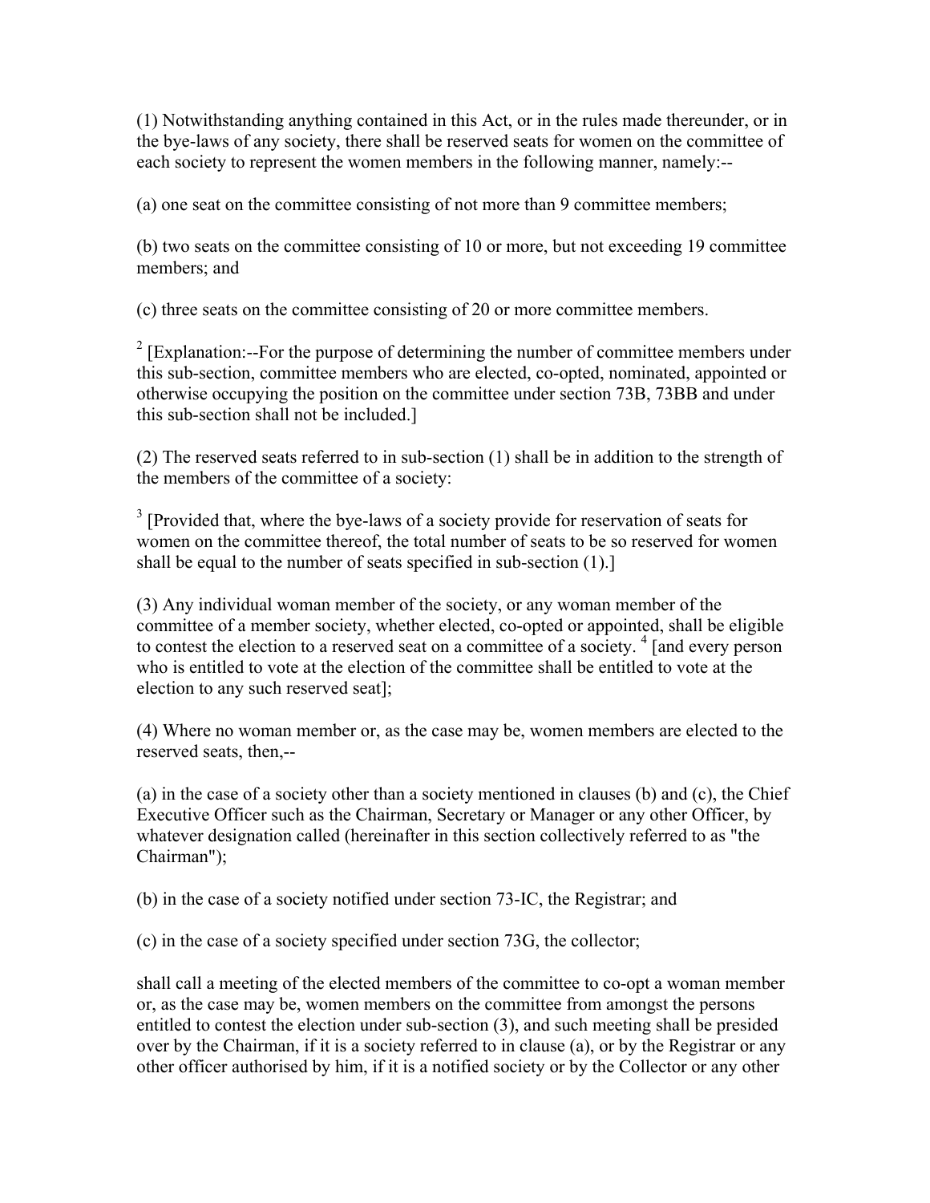(1) Notwithstanding anything contained in this Act, or in the rules made thereunder, or in the bye-laws of any society, there shall be reserved seats for women on the committee of each society to represent the women members in the following manner, namely:--

(a) one seat on the committee consisting of not more than 9 committee members;

(b) two seats on the committee consisting of 10 or more, but not exceeding 19 committee members; and

(c) three seats on the committee consisting of 20 or more committee members.

[2] [Explanation:--For the purpose of determining the number of committee members under this sub-section, committee members who are elected, co-opted, nominated, appointed or otherwise occupying the position on the committee under section 73B, 73BB and under this sub-section shall not be included.]

(2) The reserved seats referred to in sub-section (1) shall be in addition to the strength of the members of the committee of a society:

[3] [Provided that, where the bye-laws of a society provide for reservation of seats for women on the committee thereof, the total number of seats to be so reserved for women shall be equal to the number of seats specified in sub-section (1).]

(3) Any individual woman member of the society, or any woman member of the committee of a member society, whether elected, co-opted or appointed, shall be eligible to contest the election to a reserved seat on a committee of a society. [4] [and every person who is entitled to vote at the election of the committee shall be entitled to vote at the election to any such reserved seat];

(4) Where no woman member or, as the case may be, women members are elected to the reserved seats, then,--

(a) in the case of a society other than a society mentioned in clauses (b) and (c), the Chief Executive Officer such as the Chairman, Secretary or Manager or any other Officer, by whatever designation called (hereinafter in this section collectively referred to as "the Chairman");

(b) in the case of a society notified under section 73-IC, the Registrar; and

(c) in the case of a society specified under section 73G, the collector;

shall call a meeting of the elected members of the committee to co-opt a woman member or, as the case may be, women members on the committee from amongst the persons entitled to contest the election under sub-section (3), and such meeting shall be presided over by the Chairman, if it is a society referred to in clause (a), or by the Registrar or any other officer authorised by him, if it is a notified society or by the Collector or any other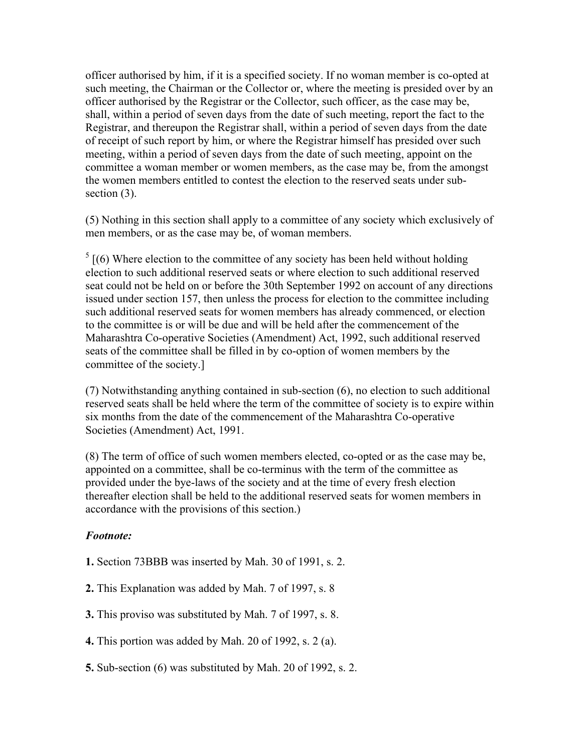officer authorised by him, if it is a specified society. If no woman member is co-opted at such meeting, the Chairman or the Collector or, where the meeting is presided over by an officer authorised by the Registrar or the Collector, such officer, as the case may be, shall, within a period of seven days from the date of such meeting, report the fact to the Registrar, and thereupon the Registrar shall, within a period of seven days from the date of receipt of such report by him, or where the Registrar himself has presided over such meeting, within a period of seven days from the date of such meeting, appoint on the committee a woman member or women members, as the case may be, from the amongst the women members entitled to contest the election to the reserved seats under sub-section (3).

(5) Nothing in this section shall apply to a committee of any society which exclusively of men members, or as the case may be, of woman members.

[5] [(6) Where election to the committee of any society has been held without holding election to such additional reserved seats or where election to such additional reserved seat could not be held on or before the 30th September 1992 on account of any directions issued under section 157, then unless the process for election to the committee including such additional reserved seats for women members has already commenced, or election to the committee is or will be due and will be held after the commencement of the Maharashtra Co-operative Societies (Amendment) Act, 1992, such additional reserved seats of the committee shall be filled in by co-option of women members by the committee of the society.]

(7) Notwithstanding anything contained in sub-section (6), no election to such additional reserved seats shall be held where the term of the committee of society is to expire within six months from the date of the commencement of the Maharashtra Co-operative Societies (Amendment) Act, 1991.

(8) The term of office of such women members elected, co-opted or as the case may be, appointed on a committee, shall be co-terminus with the term of the committee as provided under the bye-laws of the society and at the time of every fresh election thereafter election shall be held to the additional reserved seats for women members in accordance with the provisions of this section.)

***Footnote:***

**1.** Section 73BBB was inserted by Mah. 30 of 1991, s. 2.

**2.** This Explanation was added by Mah. 7 of 1997, s. 8

**3.** This proviso was substituted by Mah. 7 of 1997, s. 8.

**4.** This portion was added by Mah. 20 of 1992, s. 2 (a).

**5.** Sub-section (6) was substituted by Mah. 20 of 1992, s. 2.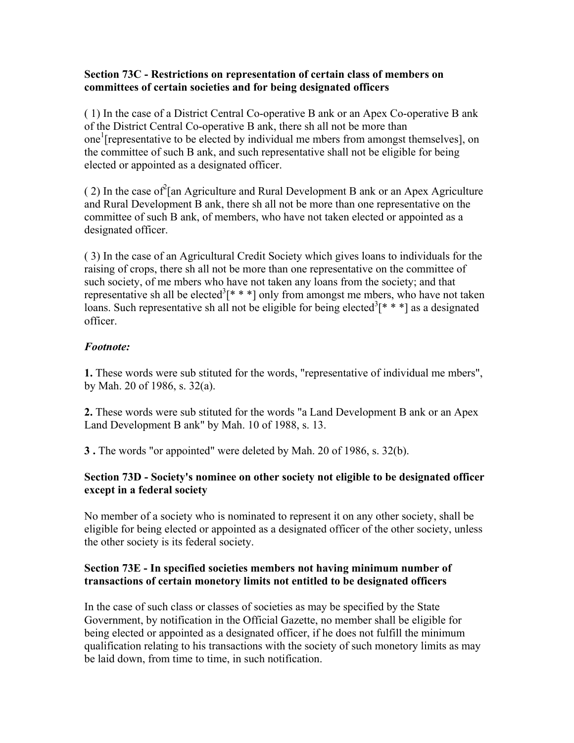### Section 73C - Restrictions on representation of certain class of members on committees of certain societies and for being designated officers

( 1) In the case of a District Central Co-operative B ank or an Apex Co-operative B ank of the District Central Co-operative B ank, there sh all not be more than one[1][representative to be elected by individual me mbers from amongst themselves], on the committee of such B ank, and such representative shall not be eligible for being elected or appointed as a designated officer.

( 2) In the case of[2][an Agriculture and Rural Development B ank or an Apex Agriculture and Rural Development B ank, there sh all not be more than one representative on the committee of such B ank, of members, who have not taken elected or appointed as a designated officer.

( 3) In the case of an Agricultural Credit Society which gives loans to individuals for the raising of crops, there sh all not be more than one representative on the committee of such society, of me mbers who have not taken any loans from the society; and that representative sh all be elected[3][* * *] only from amongst me mbers, who have not taken loans. Such representative sh all not be eligible for being elected[3][* * *] as a designated officer.

***Footnote:***

**1.** These words were sub stituted for the words, "representative of individual me mbers", by Mah. 20 of 1986, s. 32(a).

**2.** These words were sub stituted for the words "a Land Development B ank or an Apex Land Development B ank" by Mah. 10 of 1988, s. 13.

**3 .** The words "or appointed" were deleted by Mah. 20 of 1986, s. 32(b).

### Section 73D - Society's nominee on other society not eligible to be designated officer except in a federal society

No member of a society who is nominated to represent it on any other society, shall be eligible for being elected or appointed as a designated officer of the other society, unless the other society is its federal society.

### Section 73E - In specified societies members not having minimum number of transactions of certain monetory limits not entitled to be designated officers

In the case of such class or classes of societies as may be specified by the State Government, by notification in the Official Gazette, no member shall be eligible for being elected or appointed as a designated officer, if he does not fulfill the minimum qualification relating to his transactions with the society of such monetory limits as may be laid down, from time to time, in such notification.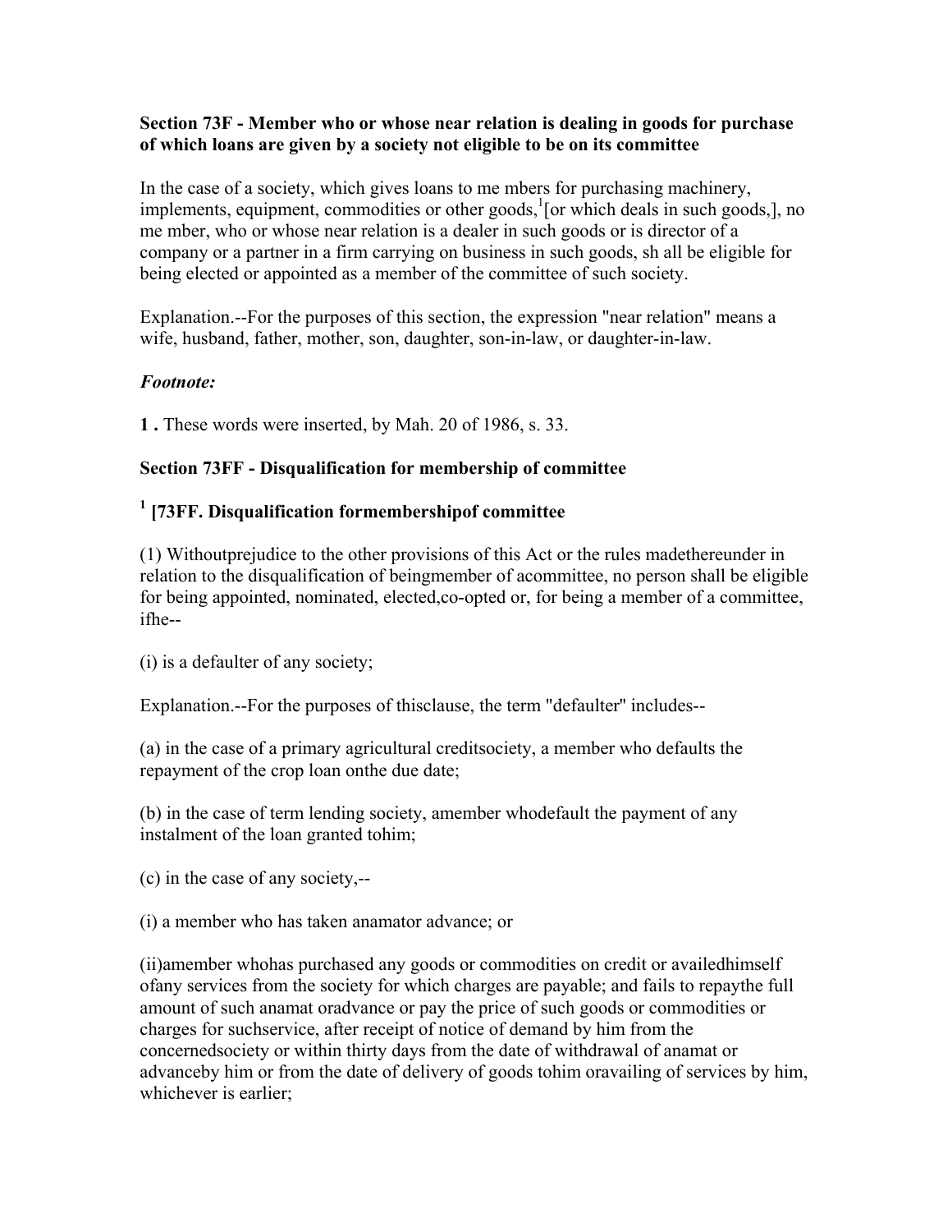**Section 73F - Member who or whose near relation is dealing in goods for purchase of which loans are given by a society not eligible to be on its committee**

In the case of a society, which gives loans to me mbers for purchasing machinery, implements, equipment, commodities or other goods,[1][or which deals in such goods,], no me mber, who or whose near relation is a dealer in such goods or is director of a company or a partner in a firm carrying on business in such goods, sh all be eligible for being elected or appointed as a member of the committee of such society.

Explanation.--For the purposes of this section, the expression "near relation" means a wife, husband, father, mother, son, daughter, son-in-law, or daughter-in-law.

*Footnote:*

**1 .** These words were inserted, by Mah. 20 of 1986, s. 33.

**Section 73FF - Disqualification for membership of committee**

**[1] [73FF. Disqualification formembershipof committee**

(1) Withoutprejudice to the other provisions of this Act or the rules madethereunder in relation to the disqualification of beingmember of acommittee, no person shall be eligible for being appointed, nominated, elected,co-opted or, for being a member of a committee, ifhe--

(i) is a defaulter of any society;

Explanation.--For the purposes of thisclause, the term "defaulter" includes--

(a) in the case of a primary agricultural creditsociety, a member who defaults the repayment of the crop loan onthe due date;

(b) in the case of term lending society, amember whodefault the payment of any instalment of the loan granted tohim;

(c) in the case of any society,--

(i) a member who has taken anamator advance; or

(ii)amember whohas purchased any goods or commodities on credit or availedhimself ofany services from the society for which charges are payable; and fails to repaythe full amount of such anamat oradvance or pay the price of such goods or commodities or charges for suchservice, after receipt of notice of demand by him from the concernedsociety or within thirty days from the date of withdrawal of anamat or advanceby him or from the date of delivery of goods tohim oravailing of services by him, whichever is earlier;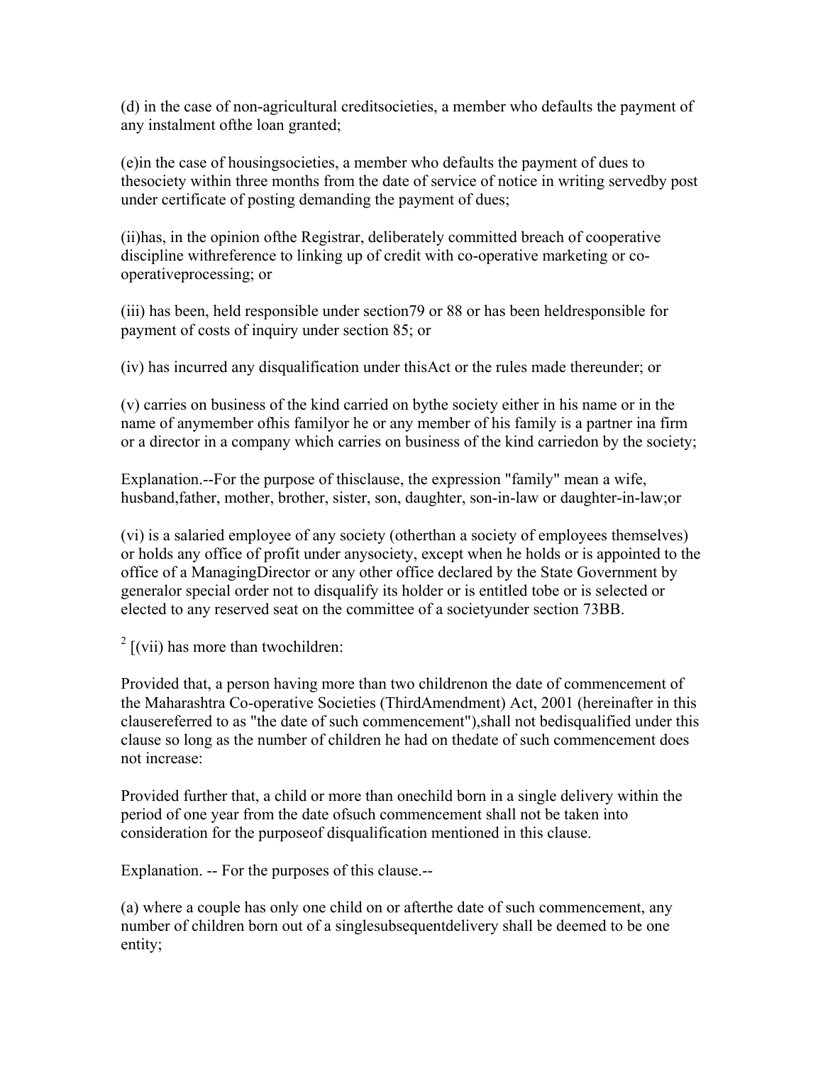(d) in the case of non-agricultural creditsocieties, a member who defaults the payment of any instalment ofthe loan granted;

(e)in the case of housingsocieties, a member who defaults the payment of dues to thesociety within three months from the date of service of notice in writing servedby post under certificate of posting demanding the payment of dues;

(ii)has, in the opinion ofthe Registrar, deliberately committed breach of cooperative discipline withreference to linking up of credit with co-operative marketing or co-operativeprocessing; or

(iii) has been, held responsible under section79 or 88 or has been heldresponsible for payment of costs of inquiry under section 85; or

(iv) has incurred any disqualification under thisAct or the rules made thereunder; or

(v) carries on business of the kind carried on bythe society either in his name or in the name of anymember ofhis familyor he or any member of his family is a partner ina firm or a director in a company which carries on business of the kind carriedon by the society;

Explanation.--For the purpose of thisclause, the expression "family" mean a wife, husband,father, mother, brother, sister, son, daughter, son-in-law or daughter-in-law;or

(vi) is a salaried employee of any society (otherthan a society of employees themselves) or holds any office of profit under anysociety, except when he holds or is appointed to the office of a ManagingDirector or any other office declared by the State Government by generalor special order not to disqualify its holder or is entitled tobe or is selected or elected to any reserved seat on the committee of a societyunder section 73BB.

[2] [(vii) has more than twochildren:

Provided that, a person having more than two childrenon the date of commencement of the Maharashtra Co-operative Societies (ThirdAmendment) Act, 2001 (hereinafter in this clausereferred to as "the date of such commencement"),shall not bedisqualified under this clause so long as the number of children he had on thedate of such commencement does not increase:

Provided further that, a child or more than onechild born in a single delivery within the period of one year from the date ofsuch commencement shall not be taken into consideration for the purposeof disqualification mentioned in this clause.

Explanation. -- For the purposes of this clause.--

(a) where a couple has only one child on or afterthe date of such commencement, any number of children born out of a singlesubsequentdelivery shall be deemed to be one entity;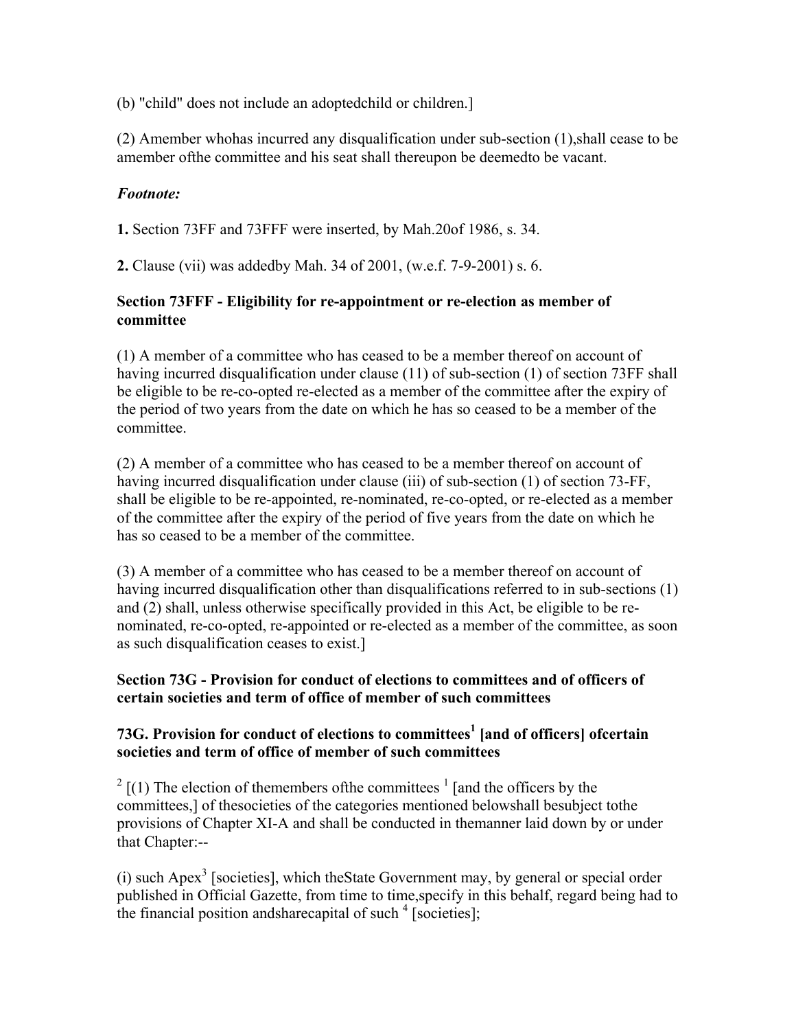(b) "child" does not include an adoptedchild or children.]

(2) Amember whohas incurred any disqualification under sub-section (1),shall cease to be amember ofthe committee and his seat shall thereupon be deemedto be vacant.

***Footnote:***

**1.** Section 73FF and 73FFF were inserted, by Mah.20of 1986, s. 34.

**2.** Clause (vii) was addedby Mah. 34 of 2001, (w.e.f. 7-9-2001) s. 6.

### Section 73FFF - Eligibility for re-appointment or re-election as member of committee

(1) A member of a committee who has ceased to be a member thereof on account of having incurred disqualification under clause (11) of sub-section (1) of section 73FF shall be eligible to be re-co-opted re-elected as a member of the committee after the expiry of the period of two years from the date on which he has so ceased to be a member of the committee.

(2) A member of a committee who has ceased to be a member thereof on account of having incurred disqualification under clause (iii) of sub-section (1) of section 73-FF, shall be eligible to be re-appointed, re-nominated, re-co-opted, or re-elected as a member of the committee after the expiry of the period of five years from the date on which he has so ceased to be a member of the committee.

(3) A member of a committee who has ceased to be a member thereof on account of having incurred disqualification other than disqualifications referred to in sub-sections (1) and (2) shall, unless otherwise specifically provided in this Act, be eligible to be re-nominated, re-co-opted, re-appointed or re-elected as a member of the committee, as soon as such disqualification ceases to exist.]

### Section 73G - Provision for conduct of elections to committees and of officers of certain societies and term of office of member of such committees

### 73G. Provision for conduct of elections to committees[1] [and of officers] ofcertain societies and term of office of member of such committees

[2] [(1) The election of themembers ofthe committees [1] [and the officers by the committees,] of thesocieties of the categories mentioned belowshall besubject tothe provisions of Chapter XI-A and shall be conducted in themanner laid down by or under that Chapter:--

(i) such Apex[3] [societies], which theState Government may, by general or special order published in Official Gazette, from time to time,specify in this behalf, regard being had to the financial position andsharecapital of such [4] [societies];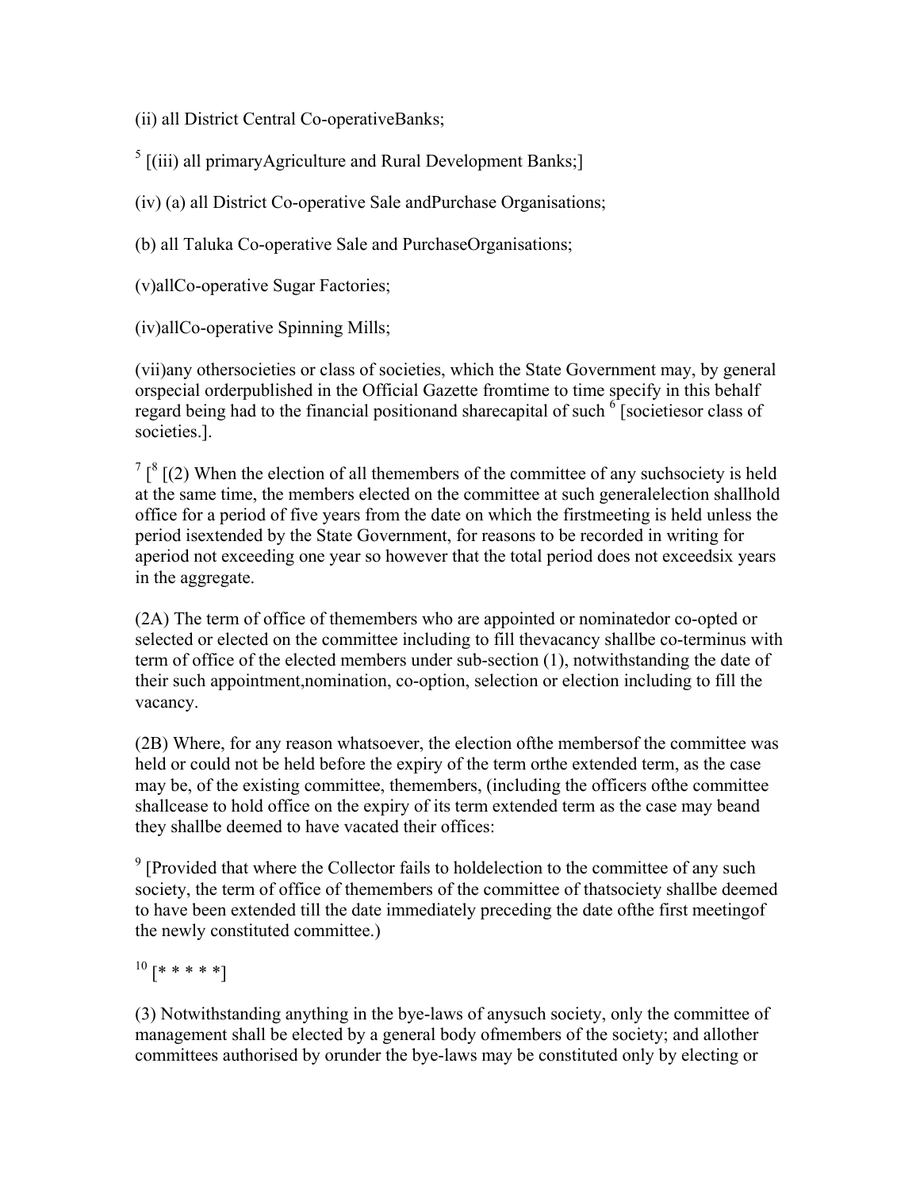(ii) all District Central Co-operativeBanks;

[5] [(iii) all primaryAgriculture and Rural Development Banks;]

(iv) (a) all District Co-operative Sale andPurchase Organisations;

(b) all Taluka Co-operative Sale and PurchaseOrganisations;

(v)allCo-operative Sugar Factories;

(iv)allCo-operative Spinning Mills;

(vii)any othersocieties or class of societies, which the State Government may, by general orspecial orderpublished in the Official Gazette fromtime to time specify in this behalf regard being had to the financial positionand sharecapital of such [6] [societiesor class of societies.].

[7] [[8] [(2) When the election of all themembers of the committee of any suchsociety is held at the same time, the members elected on the committee at such generalelection shallhold office for a period of five years from the date on which the firstmeeting is held unless the period isextended by the State Government, for reasons to be recorded in writing for aperiod not exceeding one year so however that the total period does not exceedsix years in the aggregate.

(2A) The term of office of themembers who are appointed or nominatedor co-opted or selected or elected on the committee including to fill thevacancy shallbe co-terminus with term of office of the elected members under sub-section (1), notwithstanding the date of their such appointment,nomination, co-option, selection or election including to fill the vacancy.

(2B) Where, for any reason whatsoever, the election ofthe membersof the committee was held or could not be held before the expiry of the term orthe extended term, as the case may be, of the existing committee, themembers, (including the officers ofthe committee shallcease to hold office on the expiry of its term extended term as the case may beand they shallbe deemed to have vacated their offices:

[9] [Provided that where the Collector fails to holdelection to the committee of any such society, the term of office of themembers of the committee of thatsociety shallbe deemed to have been extended till the date immediately preceding the date ofthe first meetingof the newly constituted committee.)

[10] [* * * * *]

(3) Notwithstanding anything in the bye-laws of anysuch society, only the committee of management shall be elected by a general body ofmembers of the society; and allother committees authorised by orunder the bye-laws may be constituted only by electing or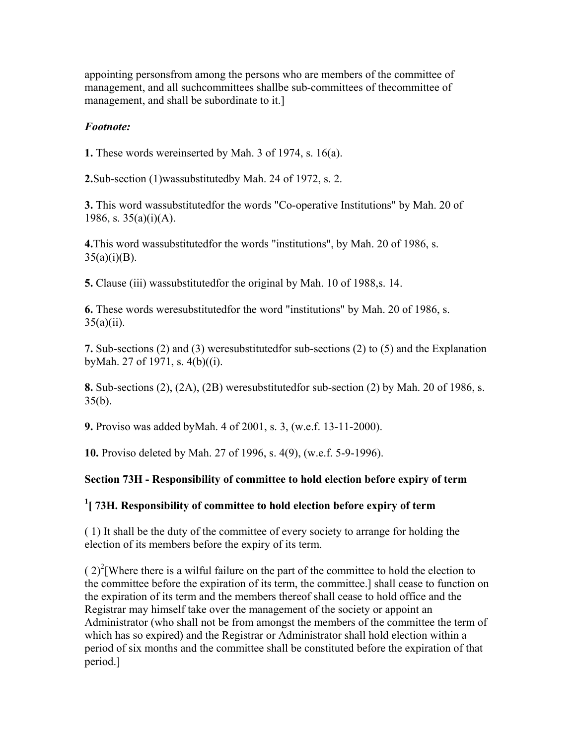appointing personsfrom among the persons who are members of the committee of management, and all suchcommittees shallbe sub-committees of thecommittee of management, and shall be subordinate to it.]

***Footnote:***

**1.** These words wereinserted by Mah. 3 of 1974, s. 16(a).

**2.**Sub-section (1)wassubstitutedby Mah. 24 of 1972, s. 2.

**3.** This word wassubstitutedfor the words "Co-operative Institutions" by Mah. 20 of 1986, s. 35(a)(i)(A).

**4.**This word wassubstitutedfor the words "institutions", by Mah. 20 of 1986, s. 35(a)(i)(B).

**5.** Clause (iii) wassubstitutedfor the original by Mah. 10 of 1988,s. 14.

**6.** These words weresubstitutedfor the word "institutions" by Mah. 20 of 1986, s. 35(a)(ii).

**7.** Sub-sections (2) and (3) weresubstitutedfor sub-sections (2) to (5) and the Explanation byMah. 27 of 1971, s. 4(b)((i).

**8.** Sub-sections (2), (2A), (2B) weresubstitutedfor sub-section (2) by Mah. 20 of 1986, s. 35(b).

**9.** Proviso was added byMah. 4 of 2001, s. 3, (w.e.f. 13-11-2000).

**10.** Proviso deleted by Mah. 27 of 1996, s. 4(9), (w.e.f. 5-9-1996).

**Section 73H - Responsibility of committee to hold election before expiry of term**

**[1][ 73H. Responsibility of committee to hold election before expiry of term**

( 1) It shall be the duty of the committee of every society to arrange for holding the election of its members before the expiry of its term.

( 2)[2][Where there is a wilful failure on the part of the committee to hold the election to the committee before the expiration of its term, the committee.] shall cease to function on the expiration of its term and the members thereof shall cease to hold office and the Registrar may himself take over the management of the society or appoint an Administrator (who shall not be from amongst the members of the committee the term of which has so expired) and the Registrar or Administrator shall hold election within a period of six months and the committee shall be constituted before the expiration of that period.]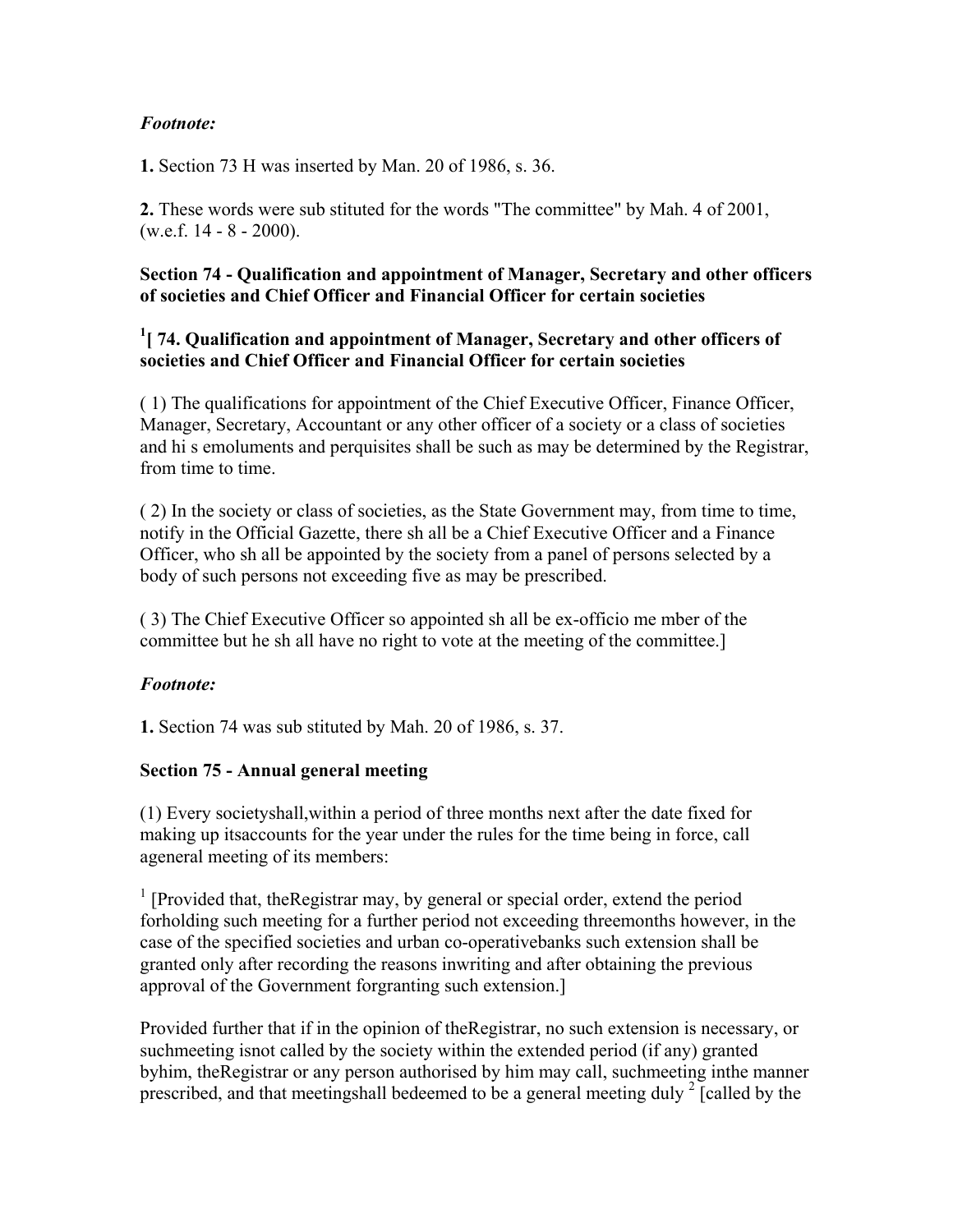*Footnote:*

**1.** Section 73 H was inserted by Man. 20 of 1986, s. 36.

**2.** These words were sub stituted for the words "The committee" by Mah. 4 of 2001, (w.e.f. 14 - 8 - 2000).

**Section 74 - Qualification and appointment of Manager, Secretary and other officers of societies and Chief Officer and Financial Officer for certain societies**

**[1][ 74. Qualification and appointment of Manager, Secretary and other officers of societies and Chief Officer and Financial Officer for certain societies**

( 1) The qualifications for appointment of the Chief Executive Officer, Finance Officer, Manager, Secretary, Accountant or any other officer of a society or a class of societies and hi s emoluments and perquisites shall be such as may be determined by the Registrar, from time to time.

( 2) In the society or class of societies, as the State Government may, from time to time, notify in the Official Gazette, there sh all be a Chief Executive Officer and a Finance Officer, who sh all be appointed by the society from a panel of persons selected by a body of such persons not exceeding five as may be prescribed.

( 3) The Chief Executive Officer so appointed sh all be ex-officio me mber of the committee but he sh all have no right to vote at the meeting of the committee.]

*Footnote:*

**1.** Section 74 was sub stituted by Mah. 20 of 1986, s. 37.

**Section 75 - Annual general meeting**

(1) Every societyshall,within a period of three months next after the date fixed for making up itsaccounts for the year under the rules for the time being in force, call ageneral meeting of its members:

[1] [Provided that, theRegistrar may, by general or special order, extend the period forholding such meeting for a further period not exceeding threemonths however, in the case of the specified societies and urban co-operativebanks such extension shall be granted only after recording the reasons inwriting and after obtaining the previous approval of the Government forgranting such extension.]

Provided further that if in the opinion of theRegistrar, no such extension is necessary, or suchmeeting isnot called by the society within the extended period (if any) granted byhim, theRegistrar or any person authorised by him may call, suchmeeting inthe manner prescribed, and that meetingshall bedeemed to be a general meeting duly [2] [called by the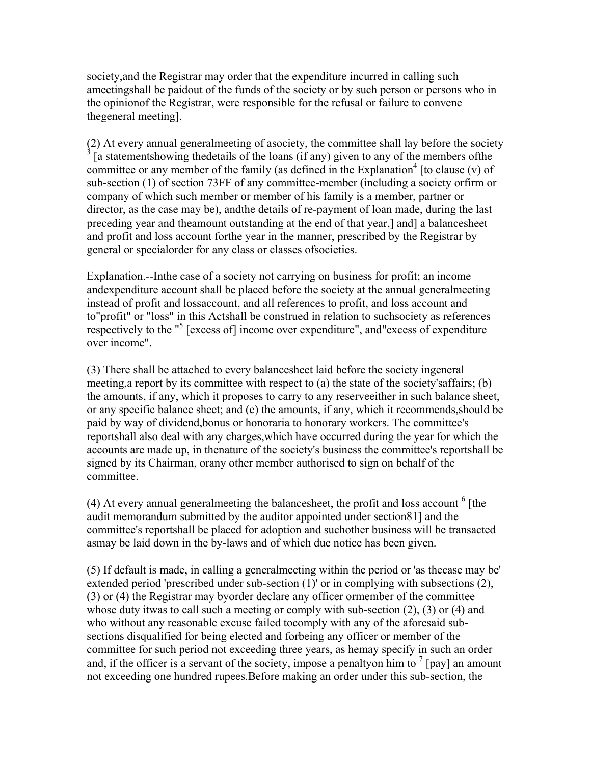society,and the Registrar may order that the expenditure incurred in calling such ameetingshall be paidout of the funds of the society or by such person or persons who in the opinionof the Registrar, were responsible for the refusal or failure to convene thegeneral meeting].

(2) At every annual generalmeeting of asociety, the committee shall lay before the society [3] [a statementshowing thedetails of the loans (if any) given to any of the members ofthe committee or any member of the family (as defined in the Explanation[4] [to clause (v) of sub-section (1) of section 73FF of any committee-member (including a society orfirm or company of which such member or member of his family is a member, partner or director, as the case may be), andthe details of re-payment of loan made, during the last preceding year and theamount outstanding at the end of that year,] and] a balancesheet and profit and loss account forthe year in the manner, prescribed by the Registrar by general or specialorder for any class or classes ofsocieties.

Explanation.--Inthe case of a society not carrying on business for profit; an income andexpenditure account shall be placed before the society at the annual generalmeeting instead of profit and lossaccount, and all references to profit, and loss account and to"profit" or "loss" in this Actshall be construed in relation to suchsociety as references respectively to the "[5] [excess of] income over expenditure", and"excess of expenditure over income".

(3) There shall be attached to every balancesheet laid before the society ingeneral meeting,a report by its committee with respect to (a) the state of the society'saffairs; (b) the amounts, if any, which it proposes to carry to any reserveeither in such balance sheet, or any specific balance sheet; and (c) the amounts, if any, which it recommends,should be paid by way of dividend,bonus or honoraria to honorary workers. The committee's reportshall also deal with any charges,which have occurred during the year for which the accounts are made up, in thenature of the society's business the committee's reportshall be signed by its Chairman, orany other member authorised to sign on behalf of the committee.

(4) At every annual generalmeeting the balancesheet, the profit and loss account [6] [the audit memorandum submitted by the auditor appointed under section81] and the committee's reportshall be placed for adoption and suchother business will be transacted asmay be laid down in the by-laws and of which due notice has been given.

(5) If default is made, in calling a generalmeeting within the period or 'as thecase may be' extended period 'prescribed under sub-section (1)' or in complying with subsections (2), (3) or (4) the Registrar may byorder declare any officer ormember of the committee whose duty itwas to call such a meeting or comply with sub-section (2), (3) or (4) and who without any reasonable excuse failed tocomply with any of the aforesaid sub-sections disqualified for being elected and forbeing any officer or member of the committee for such period not exceeding three years, as hemay specify in such an order and, if the officer is a servant of the society, impose a penaltyon him to [7] [pay] an amount not exceeding one hundred rupees.Before making an order under this sub-section, the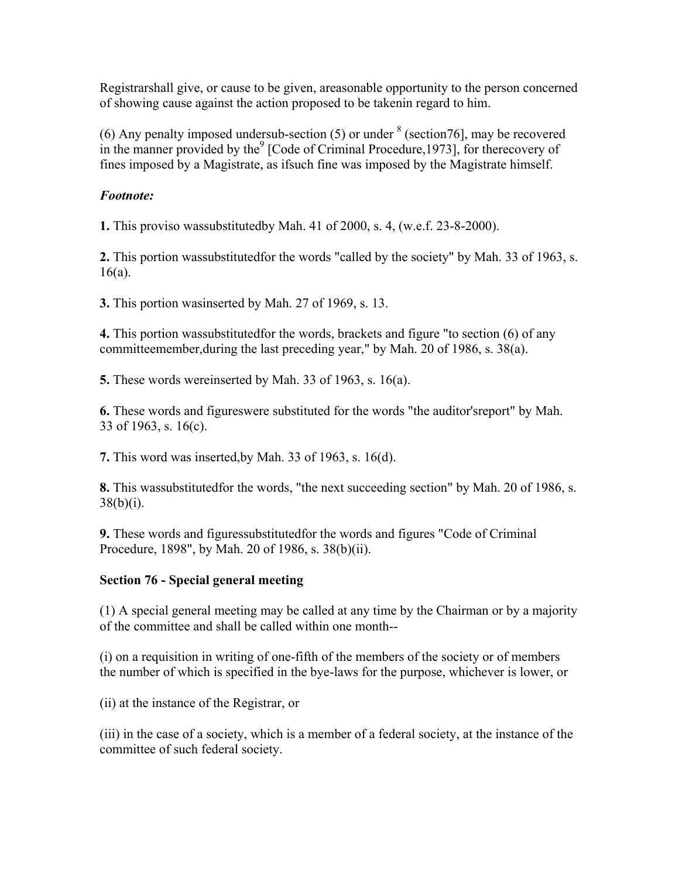Registrarshall give, or cause to be given, areasonable opportunity to the person concerned of showing cause against the action proposed to be takenin regard to him.

(6) Any penalty imposed undersub-section (5) or under [8] (section76], may be recovered in the manner provided by the[9] [Code of Criminal Procedure,1973], for therecovery of fines imposed by a Magistrate, as ifsuch fine was imposed by the Magistrate himself.

***Footnote:***

**1.** This proviso wassubstitutedby Mah. 41 of 2000, s. 4, (w.e.f. 23-8-2000).

**2.** This portion wassubstitutedfor the words "called by the society" by Mah. 33 of 1963, s. 16(a).

**3.** This portion wasinserted by Mah. 27 of 1969, s. 13.

**4.** This portion wassubstitutedfor the words, brackets and figure "to section (6) of any committeemember,during the last preceding year," by Mah. 20 of 1986, s. 38(a).

**5.** These words wereinserted by Mah. 33 of 1963, s. 16(a).

**6.** These words and figureswere substituted for the words "the auditor'sreport" by Mah. 33 of 1963, s. 16(c).

**7.** This word was inserted,by Mah. 33 of 1963, s. 16(d).

**8.** This wassubstitutedfor the words, "the next succeeding section" by Mah. 20 of 1986, s. 38(b)(i).

**9.** These words and figuressubstitutedfor the words and figures "Code of Criminal Procedure, 1898", by Mah. 20 of 1986, s. 38(b)(ii).

**Section 76 - Special general meeting**

(1) A special general meeting may be called at any time by the Chairman or by a majority of the committee and shall be called within one month--

(i) on a requisition in writing of one-fifth of the members of the society or of members the number of which is specified in the bye-laws for the purpose, whichever is lower, or

(ii) at the instance of the Registrar, or

(iii) in the case of a society, which is a member of a federal society, at the instance of the committee of such federal society.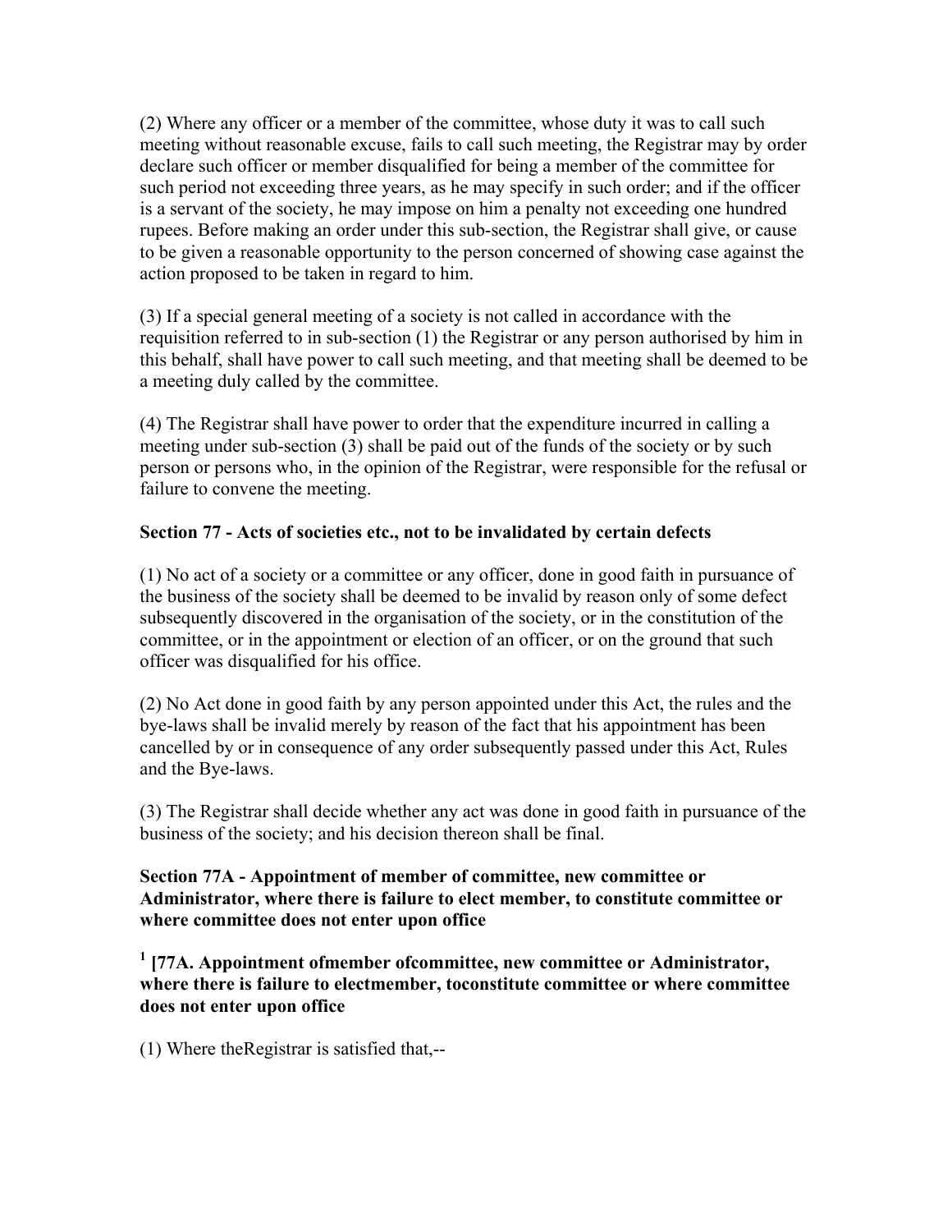(2) Where any officer or a member of the committee, whose duty it was to call such meeting without reasonable excuse, fails to call such meeting, the Registrar may by order declare such officer or member disqualified for being a member of the committee for such period not exceeding three years, as he may specify in such order; and if the officer is a servant of the society, he may impose on him a penalty not exceeding one hundred rupees. Before making an order under this sub-section, the Registrar shall give, or cause to be given a reasonable opportunity to the person concerned of showing case against the action proposed to be taken in regard to him.

(3) If a special general meeting of a society is not called in accordance with the requisition referred to in sub-section (1) the Registrar or any person authorised by him in this behalf, shall have power to call such meeting, and that meeting shall be deemed to be a meeting duly called by the committee.

(4) The Registrar shall have power to order that the expenditure incurred in calling a meeting under sub-section (3) shall be paid out of the funds of the society or by such person or persons who, in the opinion of the Registrar, were responsible for the refusal or failure to convene the meeting.

**Section 77 - Acts of societies etc., not to be invalidated by certain defects**

(1) No act of a society or a committee or any officer, done in good faith in pursuance of the business of the society shall be deemed to be invalid by reason only of some defect subsequently discovered in the organisation of the society, or in the constitution of the committee, or in the appointment or election of an officer, or on the ground that such officer was disqualified for his office.

(2) No Act done in good faith by any person appointed under this Act, the rules and the bye-laws shall be invalid merely by reason of the fact that his appointment has been cancelled by or in consequence of any order subsequently passed under this Act, Rules and the Bye-laws.

(3) The Registrar shall decide whether any act was done in good faith in pursuance of the business of the society; and his decision thereon shall be final.

**Section 77A - Appointment of member of committee, new committee or Administrator, where there is failure to elect member, to constitute committee or where committee does not enter upon office**

**[1] [77A. Appointment ofmember ofcommittee, new committee or Administrator, where there is failure to electmember, toconstitute committee or where committee does not enter upon office**

(1) Where theRegistrar is satisfied that,--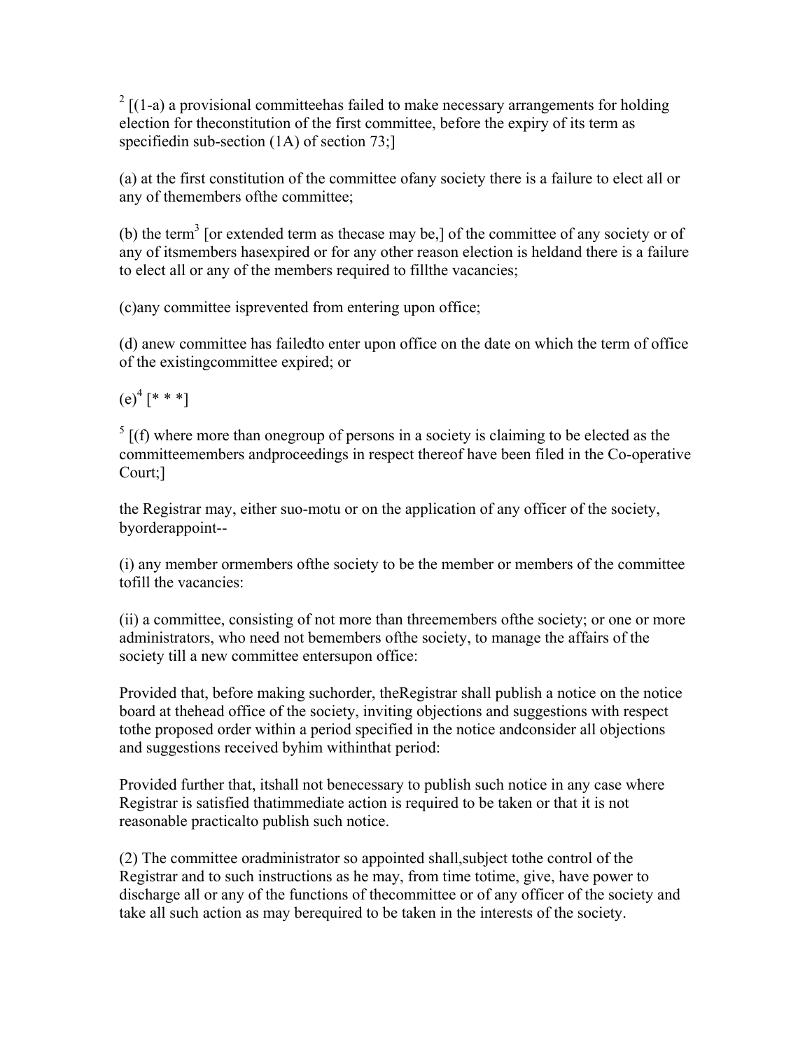[2] [(1-a) a provisional committeehas failed to make necessary arrangements for holding election for theconstitution of the first committee, before the expiry of its term as specifiedin sub-section (1A) of section 73;]

(a) at the first constitution of the committee ofany society there is a failure to elect all or any of themembers ofthe committee;

(b) the term[3] [or extended term as thecase may be,] of the committee of any society or of any of itsmembers hasexpired or for any other reason election is heldand there is a failure to elect all or any of the members required to fillthe vacancies;

(c)any committee isprevented from entering upon office;

(d) anew committee has failedto enter upon office on the date on which the term of office of the existingcommittee expired; or

(e)[4] [* * *]

[5] [(f) where more than onegroup of persons in a society is claiming to be elected as the committeemembers andproceedings in respect thereof have been filed in the Co-operative Court;]

the Registrar may, either suo-motu or on the application of any officer of the society, byorderappoint--

(i) any member ormembers ofthe society to be the member or members of the committee tofill the vacancies:

(ii) a committee, consisting of not more than threemembers ofthe society; or one or more administrators, who need not bemembers ofthe society, to manage the affairs of the society till a new committee entersupon office:

Provided that, before making suchorder, theRegistrar shall publish a notice on the notice board at thehead office of the society, inviting objections and suggestions with respect tothe proposed order within a period specified in the notice andconsider all objections and suggestions received byhim withinthat period:

Provided further that, itshall not benecessary to publish such notice in any case where Registrar is satisfied thatimmediate action is required to be taken or that it is not reasonable practicalto publish such notice.

(2) The committee oradministrator so appointed shall,subject tothe control of the Registrar and to such instructions as he may, from time totime, give, have power to discharge all or any of the functions of thecommittee or of any officer of the society and take all such action as may berequired to be taken in the interests of the society.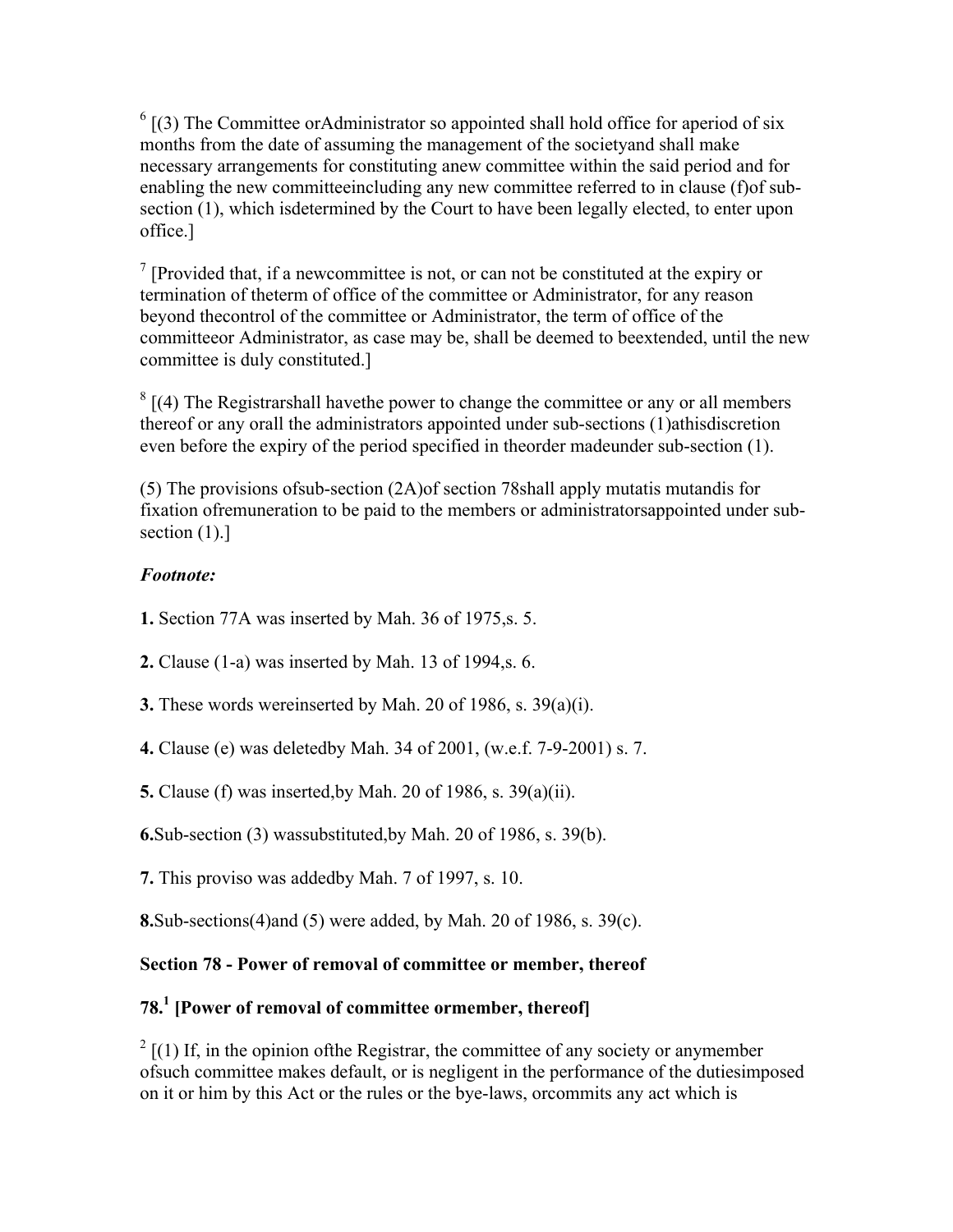[6] [(3) The Committee orAdministrator so appointed shall hold office for aperiod of six months from the date of assuming the management of the societyand shall make necessary arrangements for constituting anew committee within the said period and for enabling the new committeeincluding any new committee referred to in clause (f)of sub-section (1), which isdetermined by the Court to have been legally elected, to enter upon office.]

[7] [Provided that, if a newcommittee is not, or can not be constituted at the expiry or termination of theterm of office of the committee or Administrator, for any reason beyond thecontrol of the committee or Administrator, the term of office of the committeeor Administrator, as case may be, shall be deemed to beextended, until the new committee is duly constituted.]

[8] [(4) The Registrarshall havethe power to change the committee or any or all members thereof or any orall the administrators appointed under sub-sections (1)athisdiscretion even before the expiry of the period specified in theorder madeunder sub-section (1).

(5) The provisions ofsub-section (2A)of section 78shall apply mutatis mutandis for fixation ofremuneration to be paid to the members or administratorsappointed under sub-section (1).]

***Footnote:***

**1.** Section 77A was inserted by Mah. 36 of 1975,s. 5.

**2.** Clause (1-a) was inserted by Mah. 13 of 1994,s. 6.

**3.** These words wereinserted by Mah. 20 of 1986, s. 39(a)(i).

**4.** Clause (e) was deletedby Mah. 34 of 2001, (w.e.f. 7-9-2001) s. 7.

**5.** Clause (f) was inserted,by Mah. 20 of 1986, s. 39(a)(ii).

**6.**Sub-section (3) wassubstituted,by Mah. 20 of 1986, s. 39(b).

**7.** This proviso was addedby Mah. 7 of 1997, s. 10.

**8.**Sub-sections(4)and (5) were added, by Mah. 20 of 1986, s. 39(c).

**Section 78 - Power of removal of committee or member, thereof**

**78.[1] [Power of removal of committee ormember, thereof]**

[2] [(1) If, in the opinion ofthe Registrar, the committee of any society or anymember ofsuch committee makes default, or is negligent in the performance of the dutiesimposed on it or him by this Act or the rules or the bye-laws, orcommits any act which is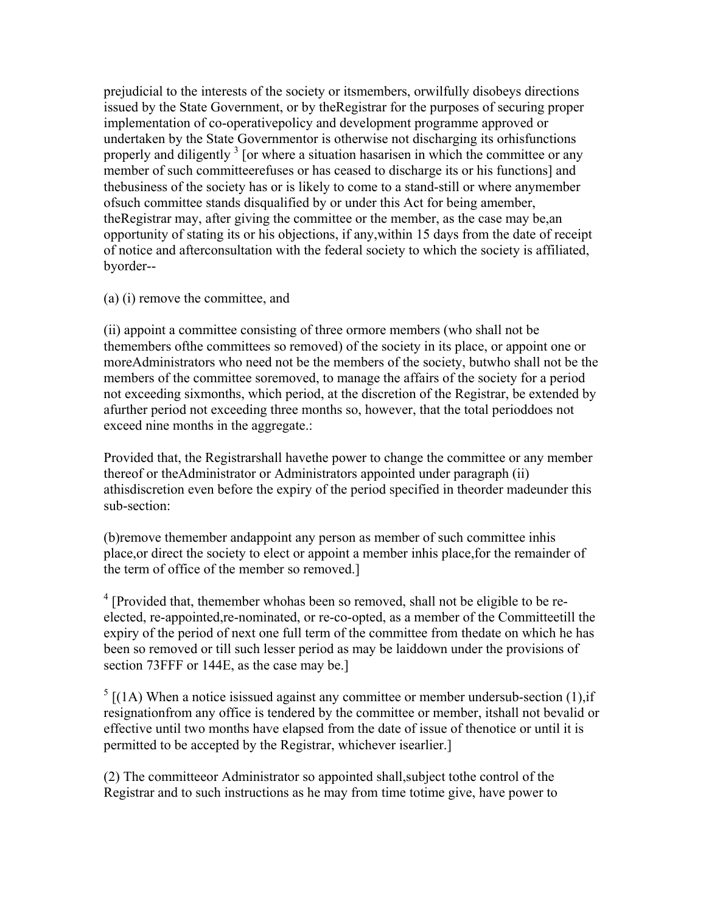prejudicial to the interests of the society or itsmembers, orwilfully disobeys directions issued by the State Government, or by theRegistrar for the purposes of securing proper implementation of co-operativepolicy and development programme approved or undertaken by the State Governmentor is otherwise not discharging its orhisfunctions properly and diligently [3] [or where a situation hasarisen in which the committee or any member of such committeerefuses or has ceased to discharge its or his functions] and thebusiness of the society has or is likely to come to a stand-still or where anymember ofsuch committee stands disqualified by or under this Act for being amember, theRegistrar may, after giving the committee or the member, as the case may be,an opportunity of stating its or his objections, if any,within 15 days from the date of receipt of notice and afterconsultation with the federal society to which the society is affiliated, byorder--

(a) (i) remove the committee, and

(ii) appoint a committee consisting of three ormore members (who shall not be themembers ofthe committees so removed) of the society in its place, or appoint one or moreAdministrators who need not be the members of the society, butwho shall not be the members of the committee soremoved, to manage the affairs of the society for a period not exceeding sixmonths, which period, at the discretion of the Registrar, be extended by afurther period not exceeding three months so, however, that the total perioddoes not exceed nine months in the aggregate.:

Provided that, the Registrarshall havethe power to change the committee or any member thereof or theAdministrator or Administrators appointed under paragraph (ii) athisdiscretion even before the expiry of the period specified in theorder madeunder this sub-section:

(b)remove themember andappoint any person as member of such committee inhis place,or direct the society to elect or appoint a member inhis place,for the remainder of the term of office of the member so removed.]

[4] [Provided that, themember whohas been so removed, shall not be eligible to be re-elected, re-appointed,re-nominated, or re-co-opted, as a member of the Committeetill the expiry of the period of next one full term of the committee from thedate on which he has been so removed or till such lesser period as may be laiddown under the provisions of section 73FFF or 144E, as the case may be.]

[5] [(1A) When a notice isissued against any committee or member undersub-section (1),if resignationfrom any office is tendered by the committee or member, itshall not bevalid or effective until two months have elapsed from the date of issue of thenotice or until it is permitted to be accepted by the Registrar, whichever isearlier.]

(2) The committeeor Administrator so appointed shall,subject tothe control of the Registrar and to such instructions as he may from time totime give, have power to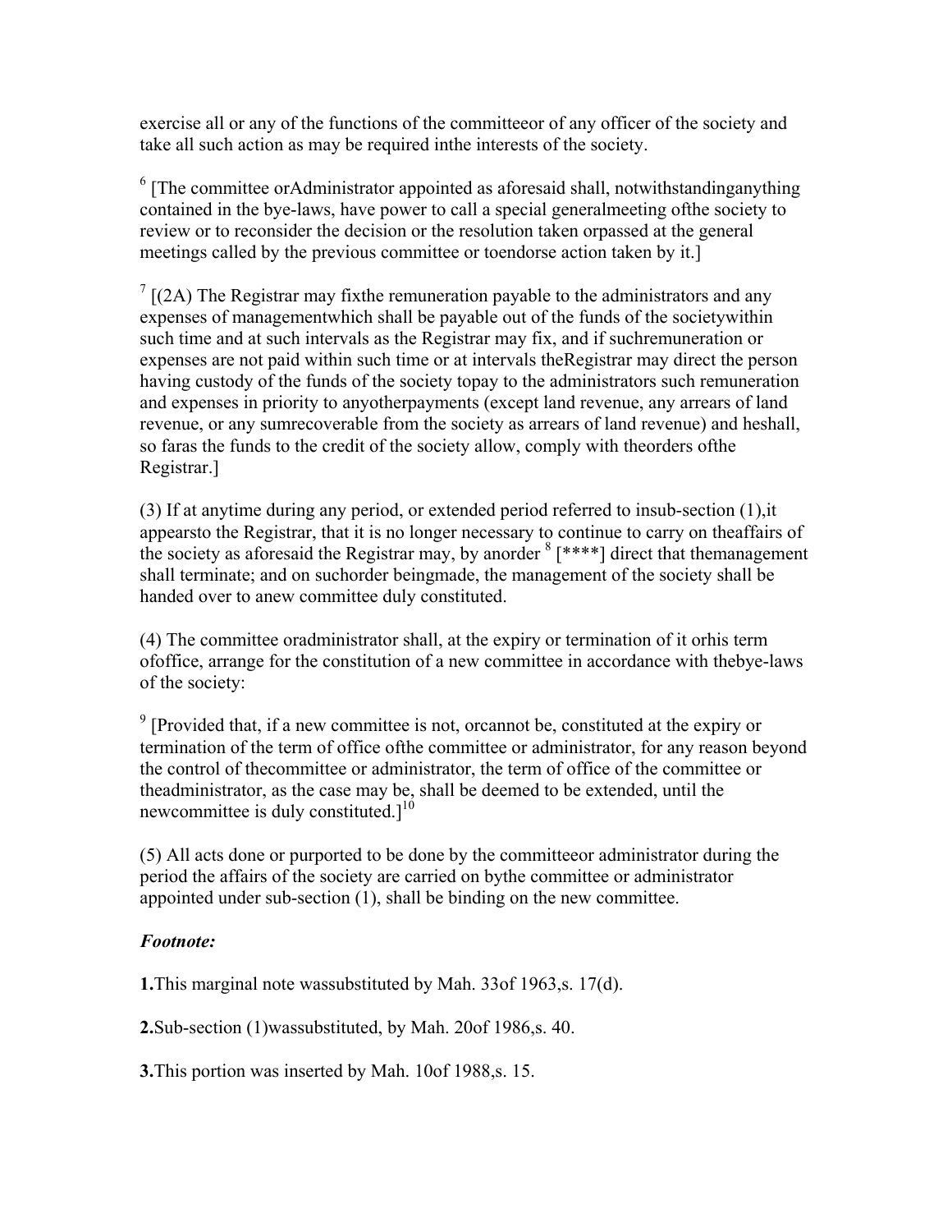exercise all or any of the functions of the committeeor of any officer of the society and take all such action as may be required inthe interests of the society.

[6] [The committee orAdministrator appointed as aforesaid shall, notwithstandinganything contained in the bye-laws, have power to call a special generalmeeting ofthe society to review or to reconsider the decision or the resolution taken orpassed at the general meetings called by the previous committee or toendorse action taken by it.]

[7] [(2A) The Registrar may fixthe remuneration payable to the administrators and any expenses of managementwhich shall be payable out of the funds of the societywithin such time and at such intervals as the Registrar may fix, and if suchremuneration or expenses are not paid within such time or at intervals theRegistrar may direct the person having custody of the funds of the society topay to the administrators such remuneration and expenses in priority to anyotherpayments (except land revenue, any arrears of land revenue, or any sumrecoverable from the society as arrears of land revenue) and heshall, so faras the funds to the credit of the society allow, comply with theorders ofthe Registrar.]

(3) If at anytime during any period, or extended period referred to insub-section (1),it appearsto the Registrar, that it is no longer necessary to continue to carry on theaffairs of the society as aforesaid the Registrar may, by anorder [8] [****] direct that themanagement shall terminate; and on suchorder beingmade, the management of the society shall be handed over to anew committee duly constituted.

(4) The committee oradministrator shall, at the expiry or termination of it orhis term ofoffice, arrange for the constitution of a new committee in accordance with thebye-laws of the society:

[9] [Provided that, if a new committee is not, orcannot be, constituted at the expiry or termination of the term of office ofthe committee or administrator, for any reason beyond the control of thecommittee or administrator, the term of office of the committee or theadministrator, as the case may be, shall be deemed to be extended, until the newcommittee is duly constituted.][10]

(5) All acts done or purported to be done by the committeeor administrator during the period the affairs of the society are carried on bythe committee or administrator appointed under sub-section (1), shall be binding on the new committee.

***Footnote:***

**1.**This marginal note wassubstituted by Mah. 33of 1963,s. 17(d).

**2.**Sub-section (1)wassubstituted, by Mah. 20of 1986,s. 40.

**3.**This portion was inserted by Mah. 10of 1988,s. 15.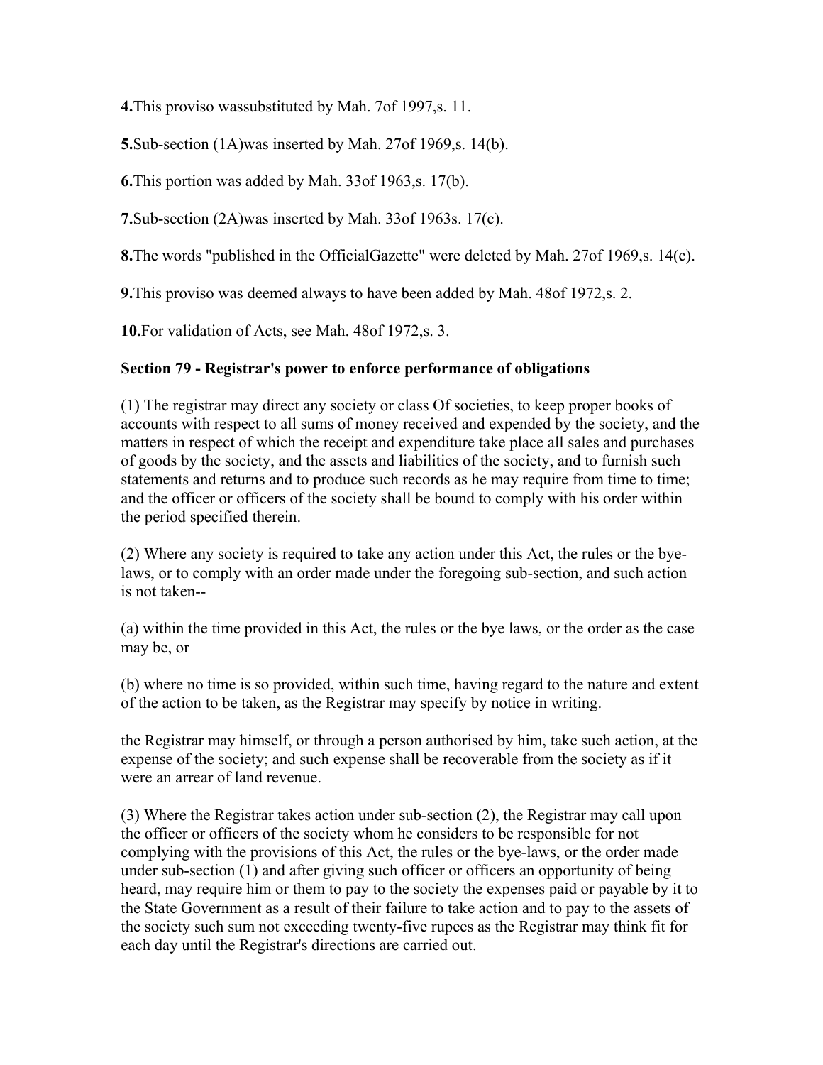**4.**This proviso wassubstituted by Mah. 7of 1997,s. 11.

**5.**Sub-section (1A)was inserted by Mah. 27of 1969,s. 14(b).

**6.**This portion was added by Mah. 33of 1963,s. 17(b).

**7.**Sub-section (2A)was inserted by Mah. 33of 1963s. 17(c).

**8.**The words "published in the OfficialGazette" were deleted by Mah. 27of 1969,s. 14(c).

**9.**This proviso was deemed always to have been added by Mah. 48of 1972,s. 2.

**10.**For validation of Acts, see Mah. 48of 1972,s. 3.

**Section 79 - Registrar's power to enforce performance of obligations**

(1) The registrar may direct any society or class Of societies, to keep proper books of accounts with respect to all sums of money received and expended by the society, and the matters in respect of which the receipt and expenditure take place all sales and purchases of goods by the society, and the assets and liabilities of the society, and to furnish such statements and returns and to produce such records as he may require from time to time; and the officer or officers of the society shall be bound to comply with his order within the period specified therein.

(2) Where any society is required to take any action under this Act, the rules or the bye-laws, or to comply with an order made under the foregoing sub-section, and such action is not taken--

(a) within the time provided in this Act, the rules or the bye laws, or the order as the case may be, or

(b) where no time is so provided, within such time, having regard to the nature and extent of the action to be taken, as the Registrar may specify by notice in writing.

the Registrar may himself, or through a person authorised by him, take such action, at the expense of the society; and such expense shall be recoverable from the society as if it were an arrear of land revenue.

(3) Where the Registrar takes action under sub-section (2), the Registrar may call upon the officer or officers of the society whom he considers to be responsible for not complying with the provisions of this Act, the rules or the bye-laws, or the order made under sub-section (1) and after giving such officer or officers an opportunity of being heard, may require him or them to pay to the society the expenses paid or payable by it to the State Government as a result of their failure to take action and to pay to the assets of the society such sum not exceeding twenty-five rupees as the Registrar may think fit for each day until the Registrar's directions are carried out.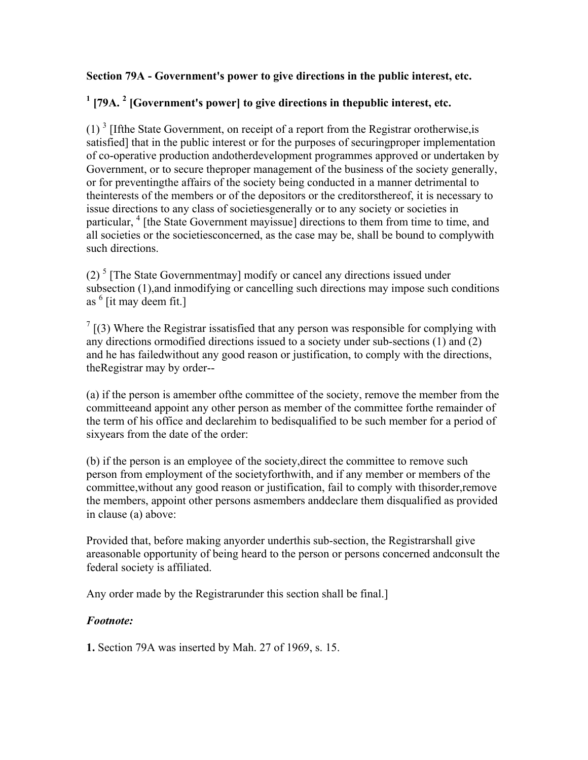**Section 79A - Government's power to give directions in the public interest, etc.**

**[1] [79A. [2] [Government's power] to give directions in thepublic interest, etc.**

(1) [3] [Ifthe State Government, on receipt of a report from the Registrar orotherwise,is satisfied] that in the public interest or for the purposes of securingproper implementation of co-operative production andotherdevelopment programmes approved or undertaken by Government, or to secure theproper management of the business of the society generally, or for preventingthe affairs of the society being conducted in a manner detrimental to theinterests of the members or of the depositors or the creditorsthereof, it is necessary to issue directions to any class of societiesgenerally or to any society or societies in particular, [4] [the State Government mayissue] directions to them from time to time, and all societies or the societiesconcerned, as the case may be, shall be bound to complywith such directions.

(2) [5] [The State Governmentmay] modify or cancel any directions issued under subsection (1),and inmodifying or cancelling such directions may impose such conditions as [6] [it may deem fit.]

[7] [(3) Where the Registrar issatisfied that any person was responsible for complying with any directions ormodified directions issued to a society under sub-sections (1) and (2) and he has failedwithout any good reason or justification, to comply with the directions, theRegistrar may by order--

(a) if the person is amember ofthe committee of the society, remove the member from the committeeand appoint any other person as member of the committee forthe remainder of the term of his office and declarehim to bedisqualified to be such member for a period of sixyears from the date of the order:

(b) if the person is an employee of the society,direct the committee to remove such person from employment of the societyforthwith, and if any member or members of the committee,without any good reason or justification, fail to comply with thisorder,remove the members, appoint other persons asmembers anddeclare them disqualified as provided in clause (a) above:

Provided that, before making anyorder underthis sub-section, the Registrarshall give areasonable opportunity of being heard to the person or persons concerned andconsult the federal society is affiliated.

Any order made by the Registrarunder this section shall be final.]

***Footnote:***

**1.** Section 79A was inserted by Mah. 27 of 1969, s. 15.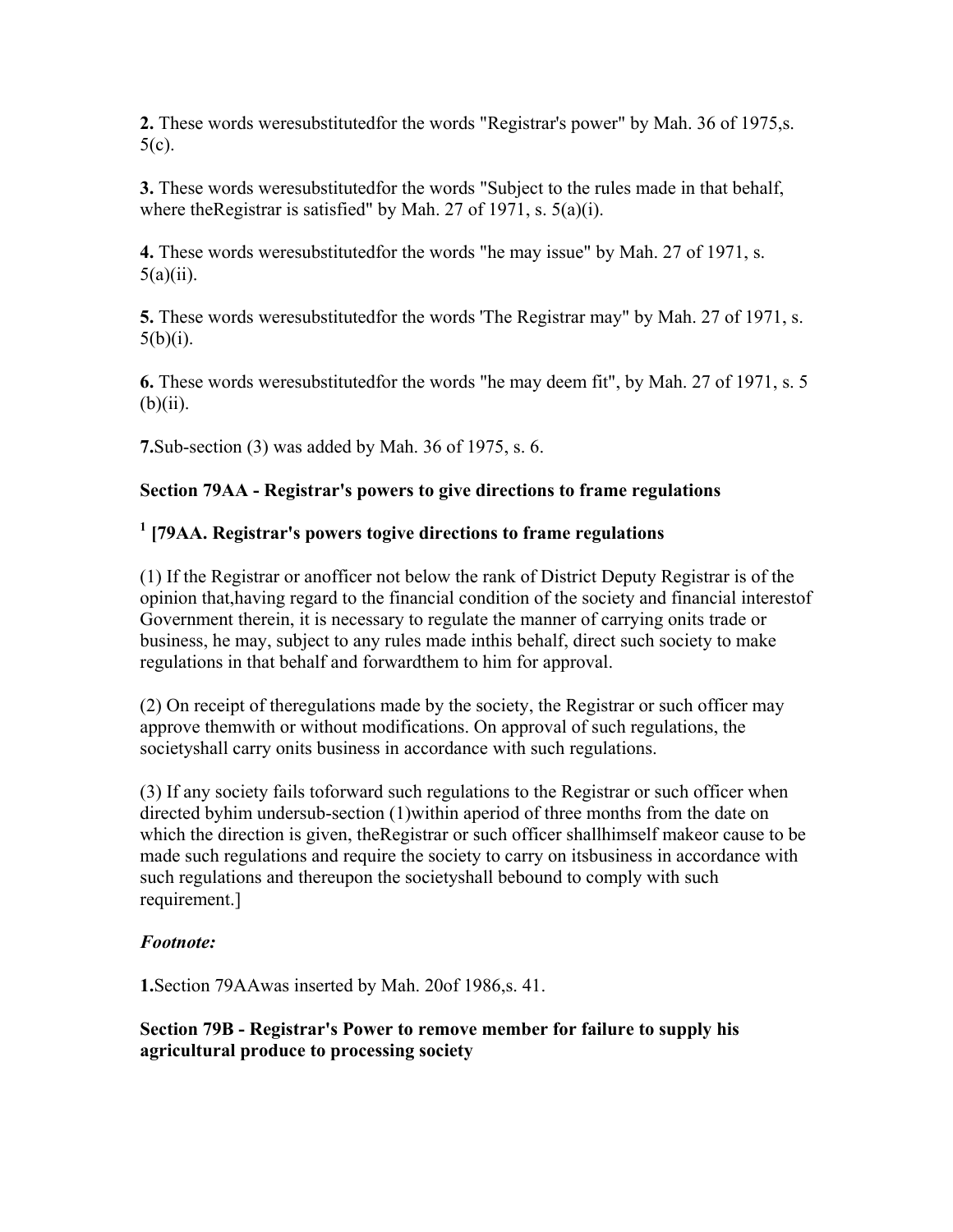**2.** These words weresubstitutedfor the words "Registrar's power" by Mah. 36 of 1975,s. 5(c).

**3.** These words weresubstitutedfor the words "Subject to the rules made in that behalf, where theRegistrar is satisfied" by Mah. 27 of 1971, s. 5(a)(i).

**4.** These words weresubstitutedfor the words "he may issue" by Mah. 27 of 1971, s. 5(a)(ii).

**5.** These words weresubstitutedfor the words 'The Registrar may" by Mah. 27 of 1971, s. 5(b)(i).

**6.** These words weresubstitutedfor the words "he may deem fit", by Mah. 27 of 1971, s. 5 (b)(ii).

**7.**Sub-section (3) was added by Mah. 36 of 1975, s. 6.

**Section 79AA - Registrar's powers to give directions to frame regulations**

**[1] [79AA. Registrar's powers togive directions to frame regulations**

(1) If the Registrar or anofficer not below the rank of District Deputy Registrar is of the opinion that,having regard to the financial condition of the society and financial interestof Government therein, it is necessary to regulate the manner of carrying onits trade or business, he may, subject to any rules made inthis behalf, direct such society to make regulations in that behalf and forwardthem to him for approval.

(2) On receipt of theregulations made by the society, the Registrar or such officer may approve themwith or without modifications. On approval of such regulations, the societyshall carry onits business in accordance with such regulations.

(3) If any society fails toforward such regulations to the Registrar or such officer when directed byhim undersub-section (1)within aperiod of three months from the date on which the direction is given, theRegistrar or such officer shallhimself makeor cause to be made such regulations and require the society to carry on itsbusiness in accordance with such regulations and thereupon the societyshall bebound to comply with such requirement.]

***Footnote:***

**1.**Section 79AAwas inserted by Mah. 20of 1986,s. 41.

**Section 79B - Registrar's Power to remove member for failure to supply his agricultural produce to processing society**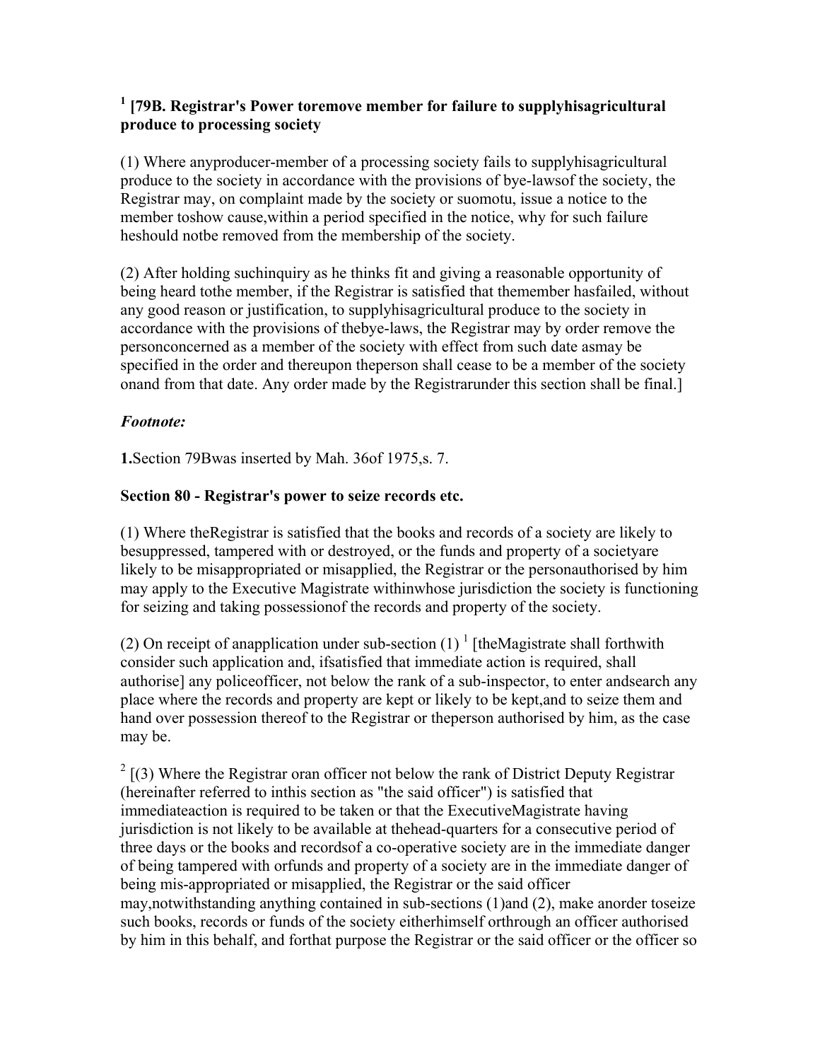### [1] [79B. Registrar's Power toremove member for failure to supplyhisagricultural produce to processing society

(1) Where anyproducer-member of a processing society fails to supplyhisagricultural produce to the society in accordance with the provisions of bye-lawsof the society, the Registrar may, on complaint made by the society or suomotu, issue a notice to the member toshow cause,within a period specified in the notice, why for such failure heshould notbe removed from the membership of the society.

(2) After holding suchinquiry as he thinks fit and giving a reasonable opportunity of being heard tothe member, if the Registrar is satisfied that themember hasfailed, without any good reason or justification, to supplyhisagricultural produce to the society in accordance with the provisions of thebye-laws, the Registrar may by order remove the personconcerned as a member of the society with effect from such date asmay be specified in the order and thereupon theperson shall cease to be a member of the society onand from that date. Any order made by the Registrarunder this section shall be final.]

***Footnote:***

**1.**Section 79Bwas inserted by Mah. 36of 1975,s. 7.

### Section 80 - Registrar's power to seize records etc.

(1) Where theRegistrar is satisfied that the books and records of a society are likely to besuppressed, tampered with or destroyed, or the funds and property of a societyare likely to be misappropriated or misapplied, the Registrar or the personauthorised by him may apply to the Executive Magistrate withinwhose jurisdiction the society is functioning for seizing and taking possessionof the records and property of the society.

(2) On receipt of anapplication under sub-section (1) [1] [theMagistrate shall forthwith consider such application and, ifsatisfied that immediate action is required, shall authorise] any policeofficer, not below the rank of a sub-inspector, to enter andsearch any place where the records and property are kept or likely to be kept,and to seize them and hand over possession thereof to the Registrar or theperson authorised by him, as the case may be.

[2] [(3) Where the Registrar oran officer not below the rank of District Deputy Registrar (hereinafter referred to inthis section as "the said officer") is satisfied that immediateaction is required to be taken or that the ExecutiveMagistrate having jurisdiction is not likely to be available at thehead-quarters for a consecutive period of three days or the books and recordsof a co-operative society are in the immediate danger of being tampered with orfunds and property of a society are in the immediate danger of being mis-appropriated or misapplied, the Registrar or the said officer may,notwithstanding anything contained in sub-sections (1)and (2), make anorder toseize such books, records or funds of the society eitherhimself orthrough an officer authorised by him in this behalf, and forthat purpose the Registrar or the said officer or the officer so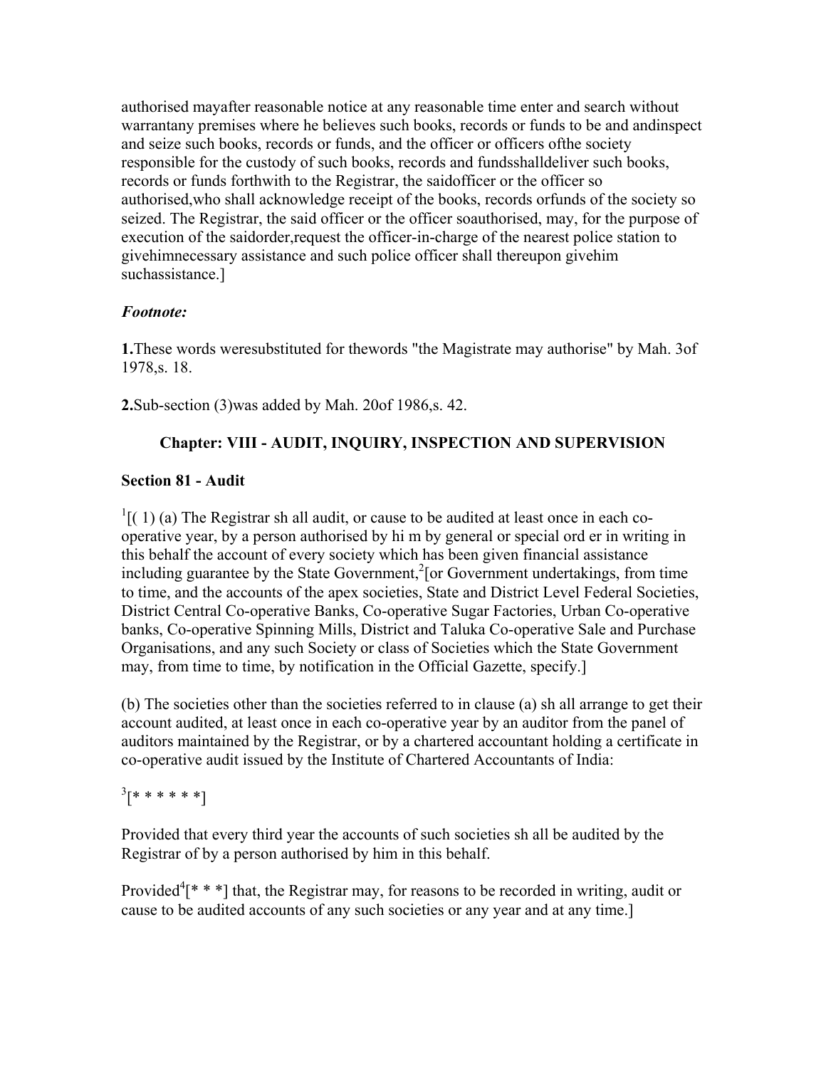authorised mayafter reasonable notice at any reasonable time enter and search without warrantany premises where he believes such books, records or funds to be and andinspect and seize such books, records or funds, and the officer or officers ofthe society responsible for the custody of such books, records and fundsshalldeliver such books, records or funds forthwith to the Registrar, the saidofficer or the officer so authorised,who shall acknowledge receipt of the books, records orfunds of the society so seized. The Registrar, the said officer or the officer soauthorised, may, for the purpose of execution of the saidorder,request the officer-in-charge of the nearest police station to givehimnecessary assistance and such police officer shall thereupon givehim suchassistance.]

*Footnote:*

**1.**These words weresubstituted for thewords "the Magistrate may authorise" by Mah. 3of 1978,s. 18.

**2.**Sub-section (3)was added by Mah. 20of 1986,s. 42.

### Chapter: VIII - AUDIT, INQUIRY, INSPECTION AND SUPERVISION

#### Section 81 - Audit

[1][( 1) (a) The Registrar sh all audit, or cause to be audited at least once in each co-operative year, by a person authorised by hi m by general or special ord er in writing in this behalf the account of every society which has been given financial assistance including guarantee by the State Government,[2][or Government undertakings, from time to time, and the accounts of the apex societies, State and District Level Federal Societies, District Central Co-operative Banks, Co-operative Sugar Factories, Urban Co-operative banks, Co-operative Spinning Mills, District and Taluka Co-operative Sale and Purchase Organisations, and any such Society or class of Societies which the State Government may, from time to time, by notification in the Official Gazette, specify.]

(b) The societies other than the societies referred to in clause (a) sh all arrange to get their account audited, at least once in each co-operative year by an auditor from the panel of auditors maintained by the Registrar, or by a chartered accountant holding a certificate in co-operative audit issued by the Institute of Chartered Accountants of India:

[3][* * * * * *]

Provided that every third year the accounts of such societies sh all be audited by the Registrar of by a person authorised by him in this behalf.

Provided[4][* * *] that, the Registrar may, for reasons to be recorded in writing, audit or cause to be audited accounts of any such societies or any year and at any time.]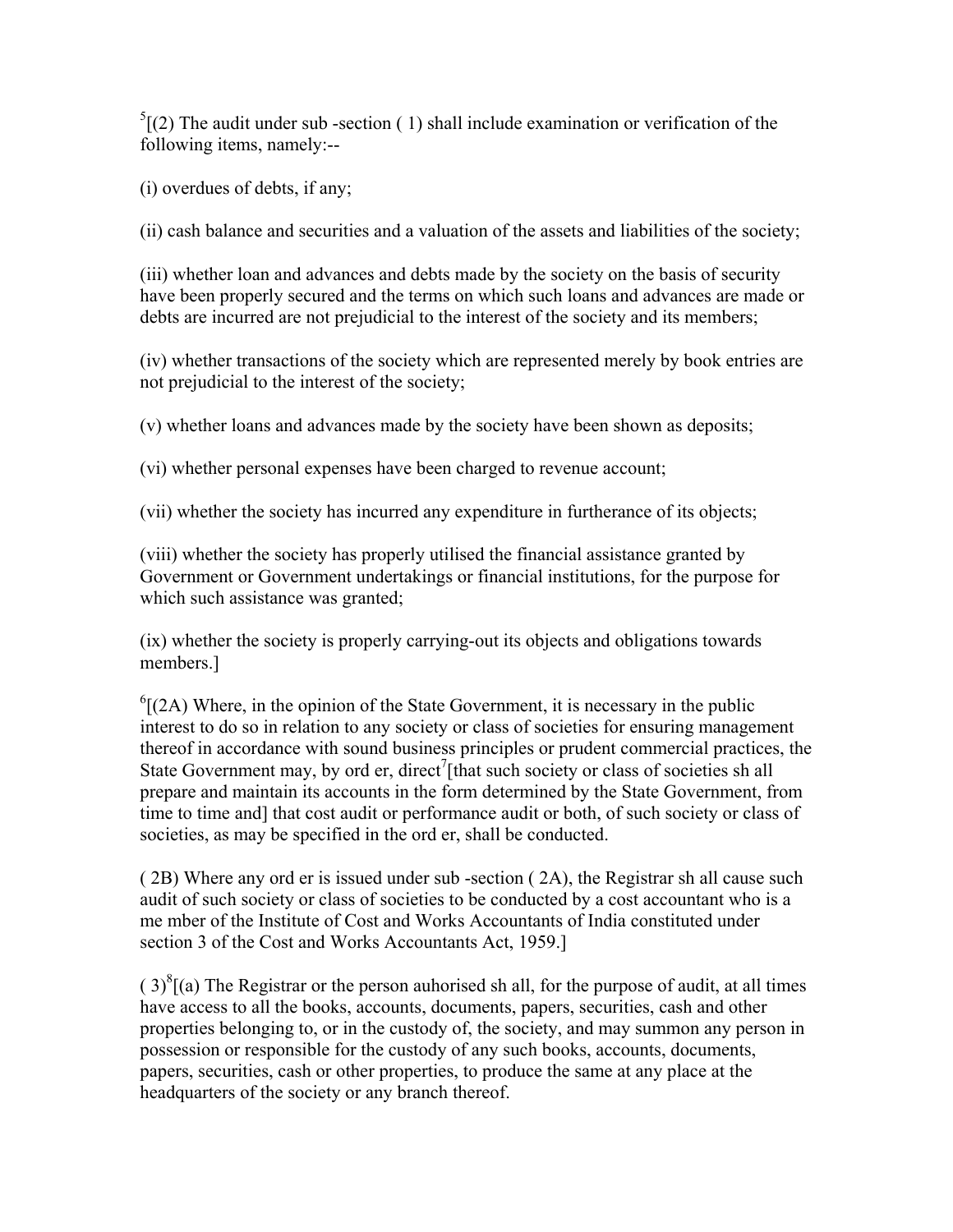[5][(2) The audit under sub-section (1) shall include examination or verification of the following items, namely:--

(i) overdues of debts, if any;

(ii) cash balance and securities and a valuation of the assets and liabilities of the society;

(iii) whether loan and advances and debts made by the society on the basis of security have been properly secured and the terms on which such loans and advances are made or debts are incurred are not prejudicial to the interest of the society and its members;

(iv) whether transactions of the society which are represented merely by book entries are not prejudicial to the interest of the society;

(v) whether loans and advances made by the society have been shown as deposits;

(vi) whether personal expenses have been charged to revenue account;

(vii) whether the society has incurred any expenditure in furtherance of its objects;

(viii) whether the society has properly utilised the financial assistance granted by Government or Government undertakings or financial institutions, for the purpose for which such assistance was granted;

(ix) whether the society is properly carrying-out its objects and obligations towards members.]

[6][(2A) Where, in the opinion of the State Government, it is necessary in the public interest to do so in relation to any society or class of societies for ensuring management thereof in accordance with sound business principles or prudent commercial practices, the State Government may, by order, direct[7][that such society or class of societies shall prepare and maintain its accounts in the form determined by the State Government, from time to time and] that cost audit or performance audit or both, of such society or class of societies, as may be specified in the order, shall be conducted.

(2B) Where any order is issued under sub-section (2A), the Registrar shall cause such audit of such society or class of societies to be conducted by a cost accountant who is a member of the Institute of Cost and Works Accountants of India constituted under section 3 of the Cost and Works Accountants Act, 1959.]

(3)[8][(a) The Registrar or the person auhorised shall, for the purpose of audit, at all times have access to all the books, accounts, documents, papers, securities, cash and other properties belonging to, or in the custody of, the society, and may summon any person in possession or responsible for the custody of any such books, accounts, documents, papers, securities, cash or other properties, to produce the same at any place at the headquarters of the society or any branch thereof.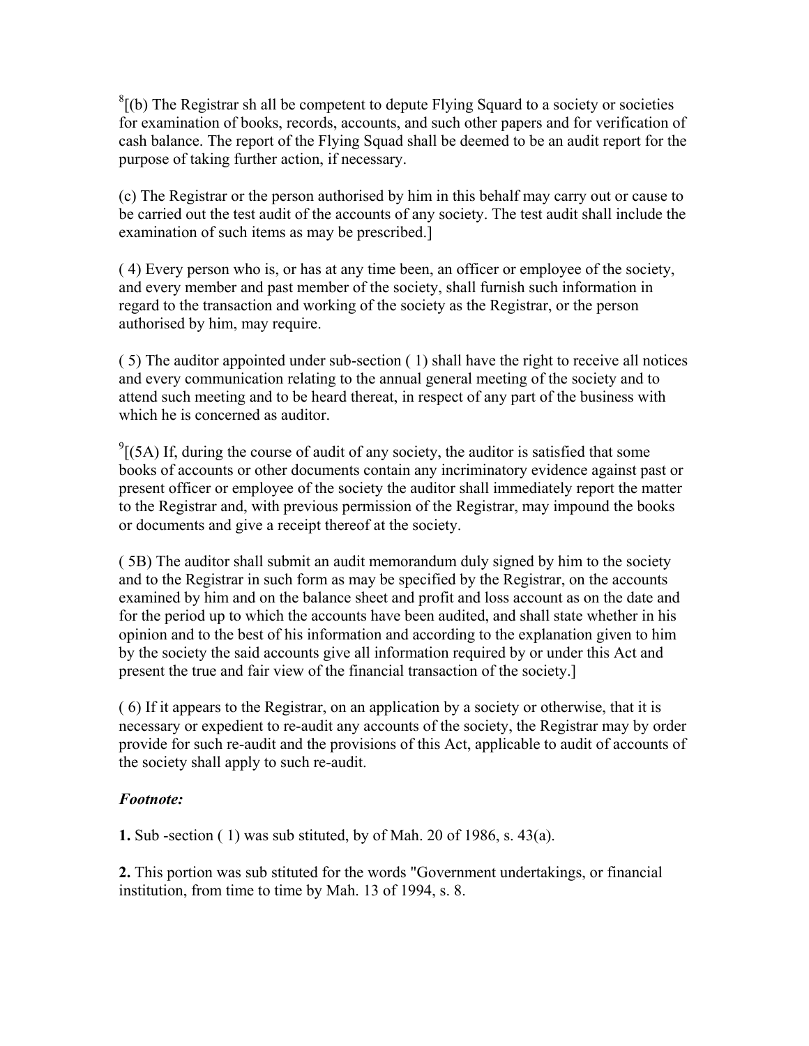[8][(b) The Registrar sh all be competent to depute Flying Squard to a society or societies for examination of books, records, accounts, and such other papers and for verification of cash balance. The report of the Flying Squad shall be deemed to be an audit report for the purpose of taking further action, if necessary.

(c) The Registrar or the person authorised by him in this behalf may carry out or cause to be carried out the test audit of the accounts of any society. The test audit shall include the examination of such items as may be prescribed.]

( 4) Every person who is, or has at any time been, an officer or employee of the society, and every member and past member of the society, shall furnish such information in regard to the transaction and working of the society as the Registrar, or the person authorised by him, may require.

( 5) The auditor appointed under sub-section ( 1) shall have the right to receive all notices and every communication relating to the annual general meeting of the society and to attend such meeting and to be heard thereat, in respect of any part of the business with which he is concerned as auditor.

[9][(5A) If, during the course of audit of any society, the auditor is satisfied that some books of accounts or other documents contain any incriminatory evidence against past or present officer or employee of the society the auditor shall immediately report the matter to the Registrar and, with previous permission of the Registrar, may impound the books or documents and give a receipt thereof at the society.

( 5B) The auditor shall submit an audit memorandum duly signed by him to the society and to the Registrar in such form as may be specified by the Registrar, on the accounts examined by him and on the balance sheet and profit and loss account as on the date and for the period up to which the accounts have been audited, and shall state whether in his opinion and to the best of his information and according to the explanation given to him by the society the said accounts give all information required by or under this Act and present the true and fair view of the financial transaction of the society.]

( 6) If it appears to the Registrar, on an application by a society or otherwise, that it is necessary or expedient to re-audit any accounts of the society, the Registrar may by order provide for such re-audit and the provisions of this Act, applicable to audit of accounts of the society shall apply to such re-audit.

***Footnote:***

**1.** Sub -section ( 1) was sub stituted, by of Mah. 20 of 1986, s. 43(a).

**2.** This portion was sub stituted for the words "Government undertakings, or financial institution, from time to time by Mah. 13 of 1994, s. 8.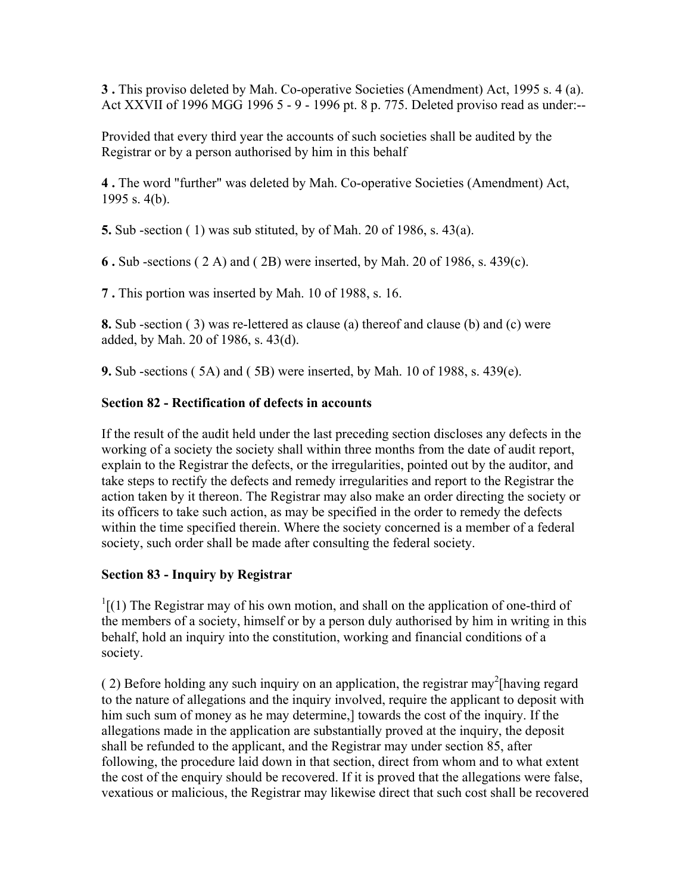**3 .** This proviso deleted by Mah. Co-operative Societies (Amendment) Act, 1995 s. 4 (a). Act XXVII of 1996 MGG 1996 5 - 9 - 1996 pt. 8 p. 775. Deleted proviso read as under:--

Provided that every third year the accounts of such societies shall be audited by the Registrar or by a person authorised by him in this behalf

**4 .** The word "further" was deleted by Mah. Co-operative Societies (Amendment) Act, 1995 s. 4(b).

**5.** Sub -section ( 1) was sub stituted, by of Mah. 20 of 1986, s. 43(a).

**6 .** Sub -sections ( 2 A) and ( 2B) were inserted, by Mah. 20 of 1986, s. 439(c).

**7 .** This portion was inserted by Mah. 10 of 1988, s. 16.

**8.** Sub -section ( 3) was re-lettered as clause (a) thereof and clause (b) and (c) were added, by Mah. 20 of 1986, s. 43(d).

**9.** Sub -sections ( 5A) and ( 5B) were inserted, by Mah. 10 of 1988, s. 439(e).

### Section 82 - Rectification of defects in accounts

If the result of the audit held under the last preceding section discloses any defects in the working of a society the society shall within three months from the date of audit report, explain to the Registrar the defects, or the irregularities, pointed out by the auditor, and take steps to rectify the defects and remedy irregularities and report to the Registrar the action taken by it thereon. The Registrar may also make an order directing the society or its officers to take such action, as may be specified in the order to remedy the defects within the time specified therein. Where the society concerned is a member of a federal society, such order shall be made after consulting the federal society.

### Section 83 - Inquiry by Registrar

[1][(1) The Registrar may of his own motion, and shall on the application of one-third of the members of a society, himself or by a person duly authorised by him in writing in this behalf, hold an inquiry into the constitution, working and financial conditions of a society.

( 2) Before holding any such inquiry on an application, the registrar may[2][having regard to the nature of allegations and the inquiry involved, require the applicant to deposit with him such sum of money as he may determine,] towards the cost of the inquiry. If the allegations made in the application are substantially proved at the inquiry, the deposit shall be refunded to the applicant, and the Registrar may under section 85, after following, the procedure laid down in that section, direct from whom and to what extent the cost of the enquiry should be recovered. If it is proved that the allegations were false, vexatious or malicious, the Registrar may likewise direct that such cost shall be recovered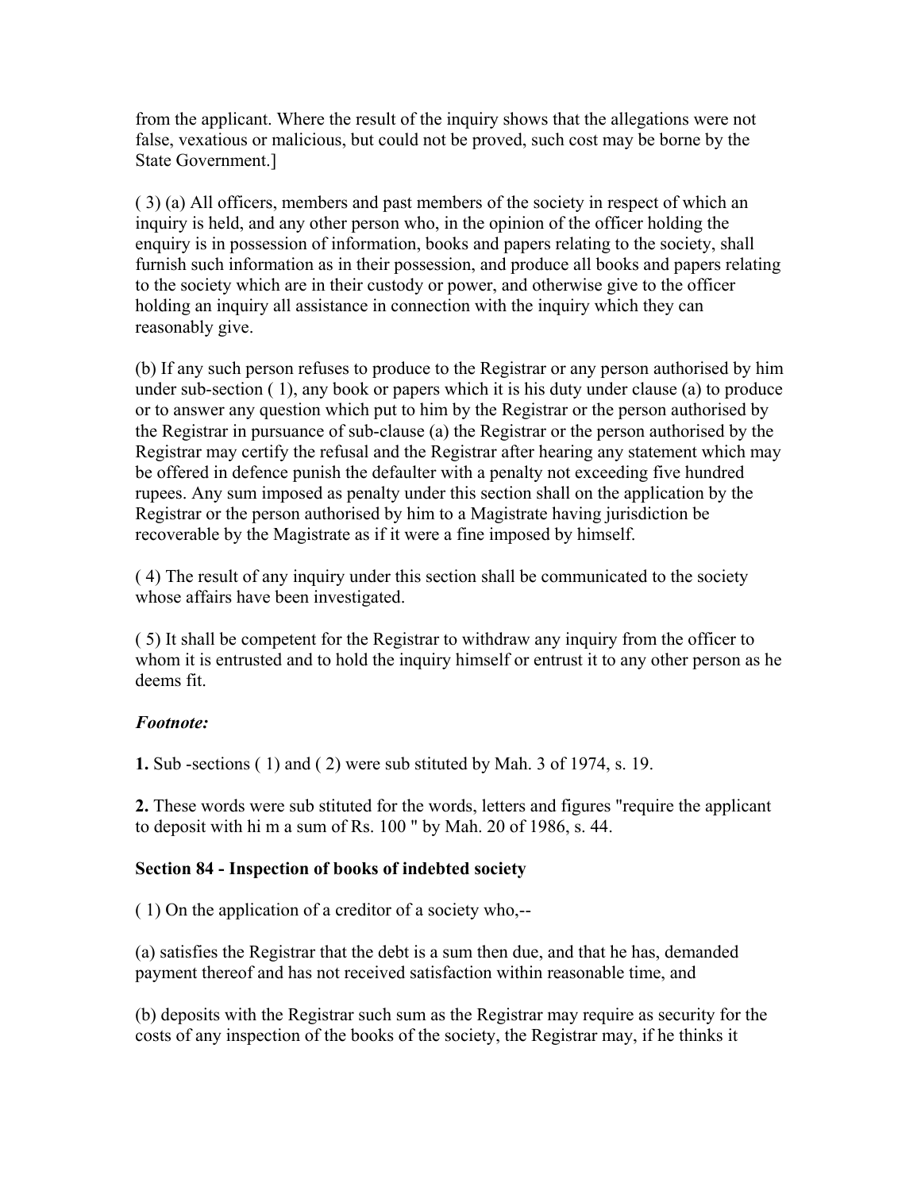from the applicant. Where the result of the inquiry shows that the allegations were not false, vexatious or malicious, but could not be proved, such cost may be borne by the State Government.]

( 3) (a) All officers, members and past members of the society in respect of which an inquiry is held, and any other person who, in the opinion of the officer holding the enquiry is in possession of information, books and papers relating to the society, shall furnish such information as in their possession, and produce all books and papers relating to the society which are in their custody or power, and otherwise give to the officer holding an inquiry all assistance in connection with the inquiry which they can reasonably give.

(b) If any such person refuses to produce to the Registrar or any person authorised by him under sub-section ( 1), any book or papers which it is his duty under clause (a) to produce or to answer any question which put to him by the Registrar or the person authorised by the Registrar in pursuance of sub-clause (a) the Registrar or the person authorised by the Registrar may certify the refusal and the Registrar after hearing any statement which may be offered in defence punish the defaulter with a penalty not exceeding five hundred rupees. Any sum imposed as penalty under this section shall on the application by the Registrar or the person authorised by him to a Magistrate having jurisdiction be recoverable by the Magistrate as if it were a fine imposed by himself.

( 4) The result of any inquiry under this section shall be communicated to the society whose affairs have been investigated.

( 5) It shall be competent for the Registrar to withdraw any inquiry from the officer to whom it is entrusted and to hold the inquiry himself or entrust it to any other person as he deems fit.

***Footnote:***

**1.** Sub -sections ( 1) and ( 2) were sub stituted by Mah. 3 of 1974, s. 19.

**2.** These words were sub stituted for the words, letters and figures "require the applicant to deposit with hi m a sum of Rs. 100 " by Mah. 20 of 1986, s. 44.

**Section 84 - Inspection of books of indebted society**

( 1) On the application of a creditor of a society who,--

(a) satisfies the Registrar that the debt is a sum then due, and that he has, demanded payment thereof and has not received satisfaction within reasonable time, and

(b) deposits with the Registrar such sum as the Registrar may require as security for the costs of any inspection of the books of the society, the Registrar may, if he thinks it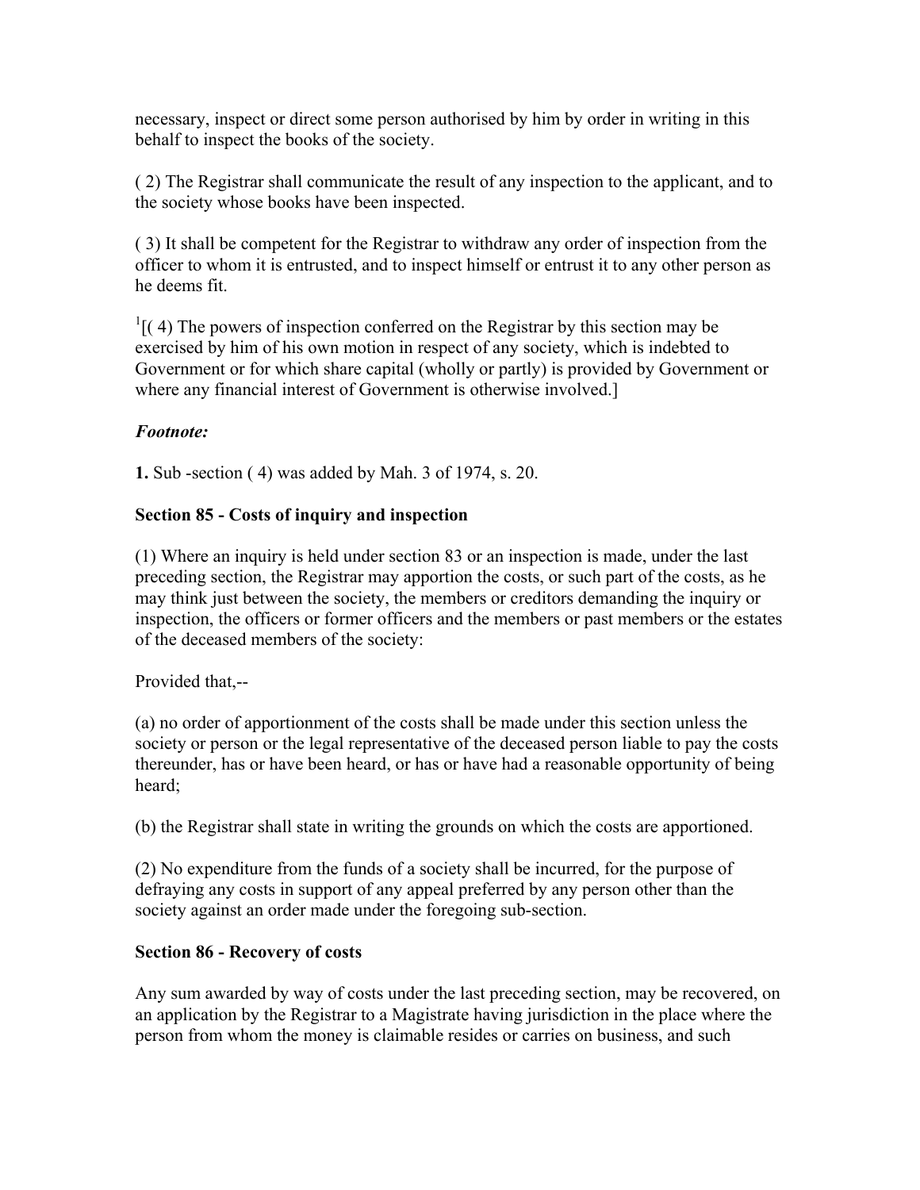necessary, inspect or direct some person authorised by him by order in writing in this behalf to inspect the books of the society.

( 2) The Registrar shall communicate the result of any inspection to the applicant, and to the society whose books have been inspected.

( 3) It shall be competent for the Registrar to withdraw any order of inspection from the officer to whom it is entrusted, and to inspect himself or entrust it to any other person as he deems fit.

[1][( 4) The powers of inspection conferred on the Registrar by this section may be exercised by him of his own motion in respect of any society, which is indebted to Government or for which share capital (wholly or partly) is provided by Government or where any financial interest of Government is otherwise involved.]

***Footnote:***

**1.** Sub -section ( 4) was added by Mah. 3 of 1974, s. 20.

**Section 85 - Costs of inquiry and inspection**

(1) Where an inquiry is held under section 83 or an inspection is made, under the last preceding section, the Registrar may apportion the costs, or such part of the costs, as he may think just between the society, the members or creditors demanding the inquiry or inspection, the officers or former officers and the members or past members or the estates of the deceased members of the society:

Provided that,--

(a) no order of apportionment of the costs shall be made under this section unless the society or person or the legal representative of the deceased person liable to pay the costs thereunder, has or have been heard, or has or have had a reasonable opportunity of being heard;

(b) the Registrar shall state in writing the grounds on which the costs are apportioned.

(2) No expenditure from the funds of a society shall be incurred, for the purpose of defraying any costs in support of any appeal preferred by any person other than the society against an order made under the foregoing sub-section.

**Section 86 - Recovery of costs**

Any sum awarded by way of costs under the last preceding section, may be recovered, on an application by the Registrar to a Magistrate having jurisdiction in the place where the person from whom the money is claimable resides or carries on business, and such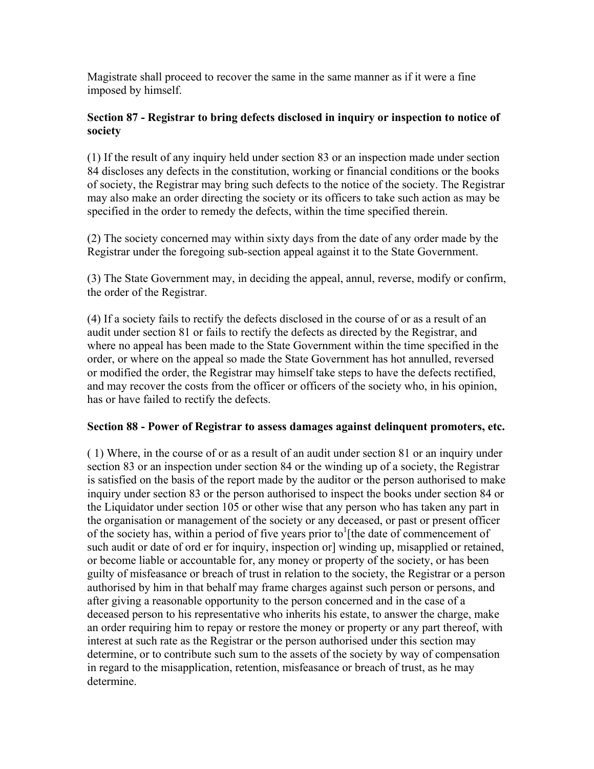Magistrate shall proceed to recover the same in the same manner as if it were a fine imposed by himself.

**Section 87 - Registrar to bring defects disclosed in inquiry or inspection to notice of society**

(1) If the result of any inquiry held under section 83 or an inspection made under section 84 discloses any defects in the constitution, working or financial conditions or the books of society, the Registrar may bring such defects to the notice of the society. The Registrar may also make an order directing the society or its officers to take such action as may be specified in the order to remedy the defects, within the time specified therein.

(2) The society concerned may within sixty days from the date of any order made by the Registrar under the foregoing sub-section appeal against it to the State Government.

(3) The State Government may, in deciding the appeal, annul, reverse, modify or confirm, the order of the Registrar.

(4) If a society fails to rectify the defects disclosed in the course of or as a result of an audit under section 81 or fails to rectify the defects as directed by the Registrar, and where no appeal has been made to the State Government within the time specified in the order, or where on the appeal so made the State Government has hot annulled, reversed or modified the order, the Registrar may himself take steps to have the defects rectified, and may recover the costs from the officer or officers of the society who, in his opinion, has or have failed to rectify the defects.

**Section 88 - Power of Registrar to assess damages against delinquent promoters, etc.**

( 1) Where, in the course of or as a result of an audit under section 81 or an inquiry under section 83 or an inspection under section 84 or the winding up of a society, the Registrar is satisfied on the basis of the report made by the auditor or the person authorised to make inquiry under section 83 or the person authorised to inspect the books under section 84 or the Liquidator under section 105 or other wise that any person who has taken any part in the organisation or management of the society or any deceased, or past or present officer of the society has, within a period of five years prior to[1][the date of commencement of such audit or date of ord er for inquiry, inspection or] winding up, misapplied or retained, or become liable or accountable for, any money or property of the society, or has been guilty of misfeasance or breach of trust in relation to the society, the Registrar or a person authorised by him in that behalf may frame charges against such person or persons, and after giving a reasonable opportunity to the person concerned and in the case of a deceased person to his representative who inherits his estate, to answer the charge, make an order requiring him to repay or restore the money or property or any part thereof, with interest at such rate as the Registrar or the person authorised under this section may determine, or to contribute such sum to the assets of the society by way of compensation in regard to the misapplication, retention, misfeasance or breach of trust, as he may determine.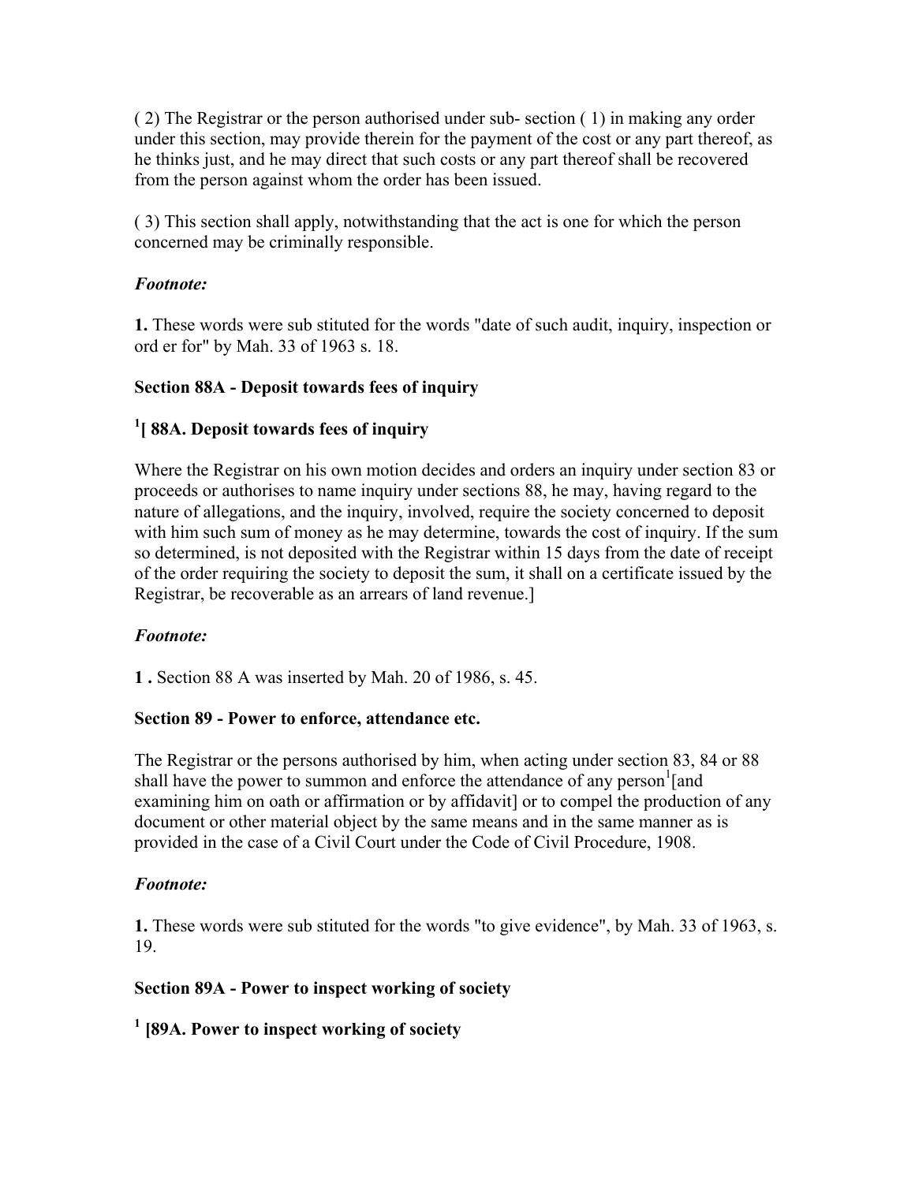( 2) The Registrar or the person authorised under sub- section ( 1) in making any order under this section, may provide therein for the payment of the cost or any part thereof, as he thinks just, and he may direct that such costs or any part thereof shall be recovered from the person against whom the order has been issued.

( 3) This section shall apply, notwithstanding that the act is one for which the person concerned may be criminally responsible.

***Footnote:***

**1.** These words were sub stituted for the words "date of such audit, inquiry, inspection or ord er for" by Mah. 33 of 1963 s. 18.

**Section 88A - Deposit towards fees of inquiry**

**[1][ 88A. Deposit towards fees of inquiry**

Where the Registrar on his own motion decides and orders an inquiry under section 83 or proceeds or authorises to name inquiry under sections 88, he may, having regard to the nature of allegations, and the inquiry, involved, require the society concerned to deposit with him such sum of money as he may determine, towards the cost of inquiry. If the sum so determined, is not deposited with the Registrar within 15 days from the date of receipt of the order requiring the society to deposit the sum, it shall on a certificate issued by the Registrar, be recoverable as an arrears of land revenue.]

***Footnote:***

**1 .** Section 88 A was inserted by Mah. 20 of 1986, s. 45.

**Section 89 - Power to enforce, attendance etc.**

The Registrar or the persons authorised by him, when acting under section 83, 84 or 88 shall have the power to summon and enforce the attendance of any person[1][and examining him on oath or affirmation or by affidavit] or to compel the production of any document or other material object by the same means and in the same manner as is provided in the case of a Civil Court under the Code of Civil Procedure, 1908.

***Footnote:***

**1.** These words were sub stituted for the words "to give evidence", by Mah. 33 of 1963, s. 19.

**Section 89A - Power to inspect working of society**

**[1] [89A. Power to inspect working of society**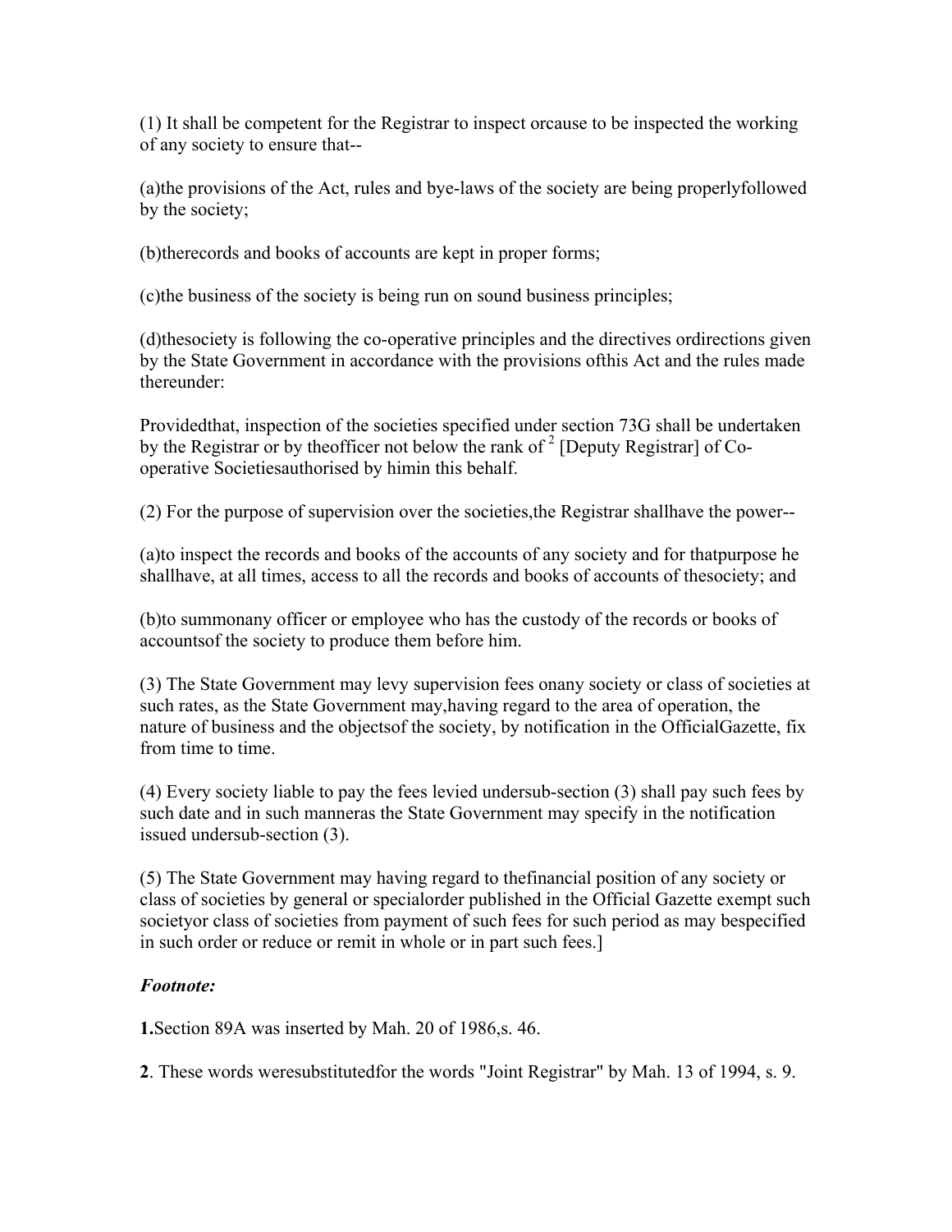(1) It shall be competent for the Registrar to inspect orcause to be inspected the working of any society to ensure that--

(a)the provisions of the Act, rules and bye-laws of the society are being properlyfollowed by the society;

(b)therecords and books of accounts are kept in proper forms;

(c)the business of the society is being run on sound business principles;

(d)thesociety is following the co-operative principles and the directives ordirections given by the State Government in accordance with the provisions ofthis Act and the rules made thereunder:

Providedthat, inspection of the societies specified under section 73G shall be undertaken by the Registrar or by theofficer not below the rank of [2] [Deputy Registrar] of Co-operative Societiesauthorised by himin this behalf.

(2) For the purpose of supervision over the societies,the Registrar shallhave the power--

(a)to inspect the records and books of the accounts of any society and for thatpurpose he shallhave, at all times, access to all the records and books of accounts of thesociety; and

(b)to summonany officer or employee who has the custody of the records or books of accountsof the society to produce them before him.

(3) The State Government may levy supervision fees onany society or class of societies at such rates, as the State Government may,having regard to the area of operation, the nature of business and the objectsof the society, by notification in the OfficialGazette, fix from time to time.

(4) Every society liable to pay the fees levied undersub-section (3) shall pay such fees by such date and in such manneras the State Government may specify in the notification issued undersub-section (3).

(5) The State Government may having regard to thefinancial position of any society or class of societies by general or specialorder published in the Official Gazette exempt such societyor class of societies from payment of such fees for such period as may bespecified in such order or reduce or remit in whole or in part such fees.]

***Footnote:***

**1.**Section 89A was inserted by Mah. 20 of 1986,s. 46.

**2**. These words weresubstitutedfor the words "Joint Registrar" by Mah. 13 of 1994, s. 9.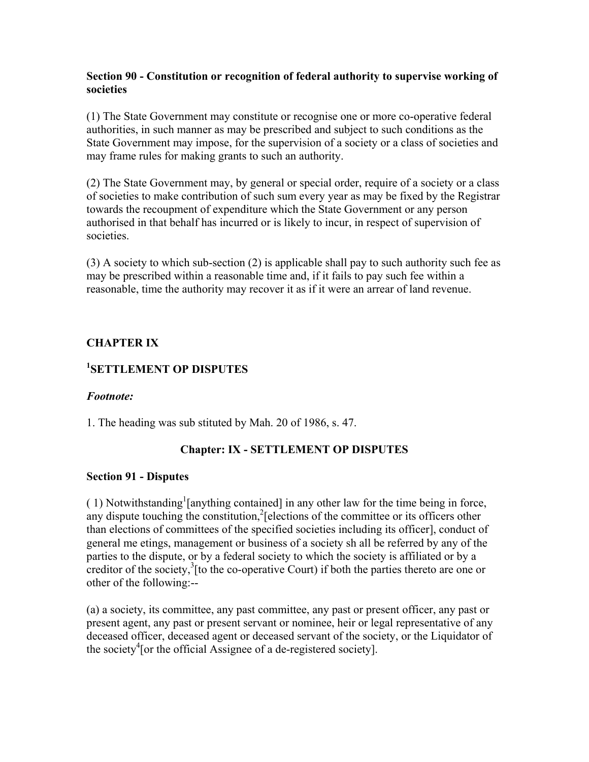**Section 90 - Constitution or recognition of federal authority to supervise working of societies**

(1) The State Government may constitute or recognise one or more co-operative federal authorities, in such manner as may be prescribed and subject to such conditions as the State Government may impose, for the supervision of a society or a class of societies and may frame rules for making grants to such an authority.

(2) The State Government may, by general or special order, require of a society or a class of societies to make contribution of such sum every year as may be fixed by the Registrar towards the recoupment of expenditure which the State Government or any person authorised in that behalf has incurred or is likely to incur, in respect of supervision of societies.

(3) A society to which sub-section (2) is applicable shall pay to such authority such fee as may be prescribed within a reasonable time and, if it fails to pay such fee within a reasonable, time the authority may recover it as if it were an arrear of land revenue.

## CHAPTER IX

## [1]SETTLEMENT OP DISPUTES

*Footnote:*

1. The heading was sub stituted by Mah. 20 of 1986, s. 47.

### Chapter: IX - SETTLEMENT OP DISPUTES

**Section 91 - Disputes**

( 1) Notwithstanding[1][anything contained] in any other law for the time being in force, any dispute touching the constitution,[2][elections of the committee or its officers other than elections of committees of the specified societies including its officer], conduct of general me etings, management or business of a society sh all be referred by any of the parties to the dispute, or by a federal society to which the society is affiliated or by a creditor of the society,[3][to the co-operative Court) if both the parties thereto are one or other of the following:--

(a) a society, its committee, any past committee, any past or present officer, any past or present agent, any past or present servant or nominee, heir or legal representative of any deceased officer, deceased agent or deceased servant of the society, or the Liquidator of the society[4][or the official Assignee of a de-registered society].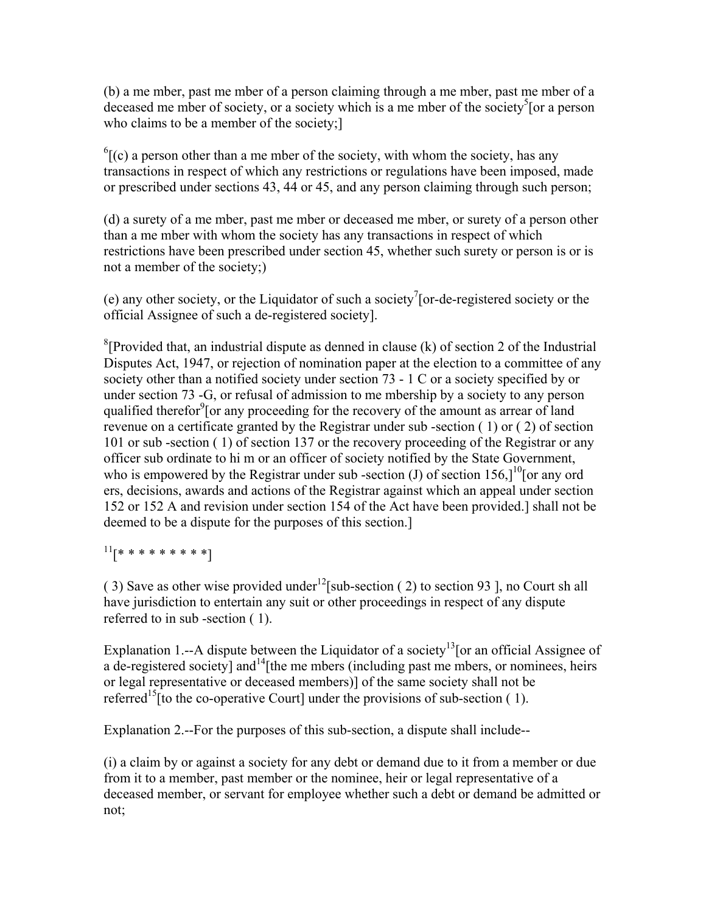(b) a me mber, past me mber of a person claiming through a me mber, past me mber of a deceased me mber of society, or a society which is a me mber of the society[5][or a person who claims to be a member of the society;]

[6][(c) a person other than a me mber of the society, with whom the society, has any transactions in respect of which any restrictions or regulations have been imposed, made or prescribed under sections 43, 44 or 45, and any person claiming through such person;

(d) a surety of a me mber, past me mber or deceased me mber, or surety of a person other than a me mber with whom the society has any transactions in respect of which restrictions have been prescribed under section 45, whether such surety or person is or is not a member of the society;)

(e) any other society, or the Liquidator of such a society[7][or-de-registered society or the official Assignee of such a de-registered society].

[8][Provided that, an industrial dispute as denned in clause (k) of section 2 of the Industrial Disputes Act, 1947, or rejection of nomination paper at the election to a committee of any society other than a notified society under section 73 - 1 C or a society specified by or under section 73 -G, or refusal of admission to me mbership by a society to any person qualified therefor[9][or any proceeding for the recovery of the amount as arrear of land revenue on a certificate granted by the Registrar under sub -section ( 1) or ( 2) of section 101 or sub -section ( 1) of section 137 or the recovery proceeding of the Registrar or any officer sub ordinate to hi m or an officer of society notified by the State Government, who is empowered by the Registrar under sub -section (J) of section 156,][10][or any ord ers, decisions, awards and actions of the Registrar against which an appeal under section 152 or 152 A and revision under section 154 of the Act have been provided.] shall not be deemed to be a dispute for the purposes of this section.]

[11][* * * * * * * * *]

( 3) Save as other wise provided under[12][sub-section ( 2) to section 93 ], no Court sh all have jurisdiction to entertain any suit or other proceedings in respect of any dispute referred to in sub -section ( 1).

Explanation 1.--A dispute between the Liquidator of a society[13][or an official Assignee of a de-registered society] and[14][the me mbers (including past me mbers, or nominees, heirs or legal representative or deceased members)] of the same society shall not be referred[15][to the co-operative Court] under the provisions of sub-section ( 1).

Explanation 2.--For the purposes of this sub-section, a dispute shall include--

(i) a claim by or against a society for any debt or demand due to it from a member or due from it to a member, past member or the nominee, heir or legal representative of a deceased member, or servant for employee whether such a debt or demand be admitted or not;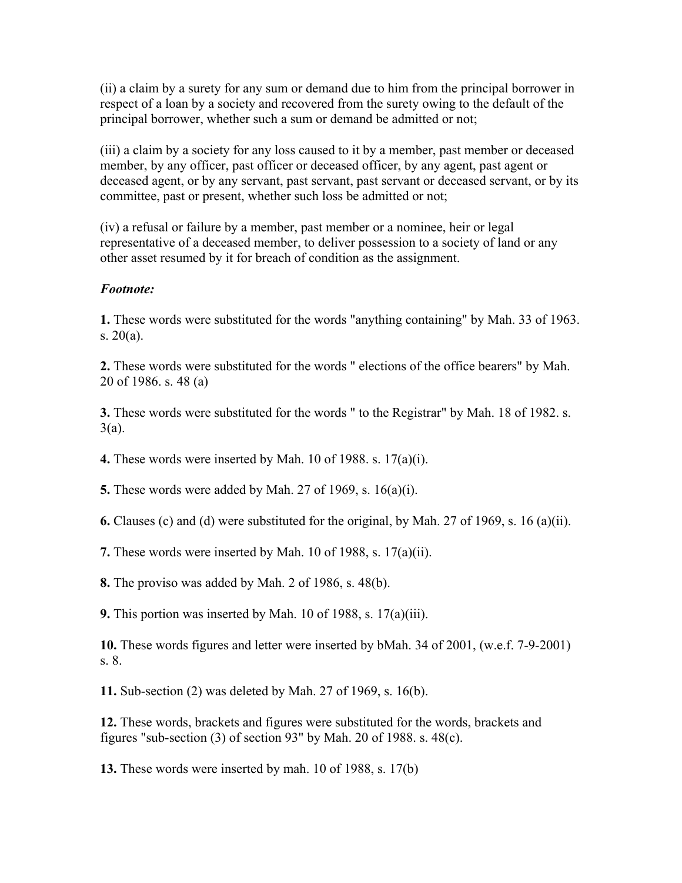(ii) a claim by a surety for any sum or demand due to him from the principal borrower in respect of a loan by a society and recovered from the surety owing to the default of the principal borrower, whether such a sum or demand be admitted or not;

(iii) a claim by a society for any loss caused to it by a member, past member or deceased member, by any officer, past officer or deceased officer, by any agent, past agent or deceased agent, or by any servant, past servant, past servant or deceased servant, or by its committee, past or present, whether such loss be admitted or not;

(iv) a refusal or failure by a member, past member or a nominee, heir or legal representative of a deceased member, to deliver possession to a society of land or any other asset resumed by it for breach of condition as the assignment.

***Footnote:***

**1.** These words were substituted for the words "anything containing" by Mah. 33 of 1963. s. 20(a).

**2.** These words were substituted for the words " elections of the office bearers" by Mah. 20 of 1986. s. 48 (a)

**3.** These words were substituted for the words " to the Registrar" by Mah. 18 of 1982. s. 3(a).

**4.** These words were inserted by Mah. 10 of 1988. s. 17(a)(i).

**5.** These words were added by Mah. 27 of 1969, s. 16(a)(i).

**6.** Clauses (c) and (d) were substituted for the original, by Mah. 27 of 1969, s. 16 (a)(ii).

**7.** These words were inserted by Mah. 10 of 1988, s. 17(a)(ii).

**8.** The proviso was added by Mah. 2 of 1986, s. 48(b).

**9.** This portion was inserted by Mah. 10 of 1988, s. 17(a)(iii).

**10.** These words figures and letter were inserted by bMah. 34 of 2001, (w.e.f. 7-9-2001) s. 8.

**11.** Sub-section (2) was deleted by Mah. 27 of 1969, s. 16(b).

**12.** These words, brackets and figures were substituted for the words, brackets and figures "sub-section (3) of section 93" by Mah. 20 of 1988. s. 48(c).

**13.** These words were inserted by mah. 10 of 1988, s. 17(b)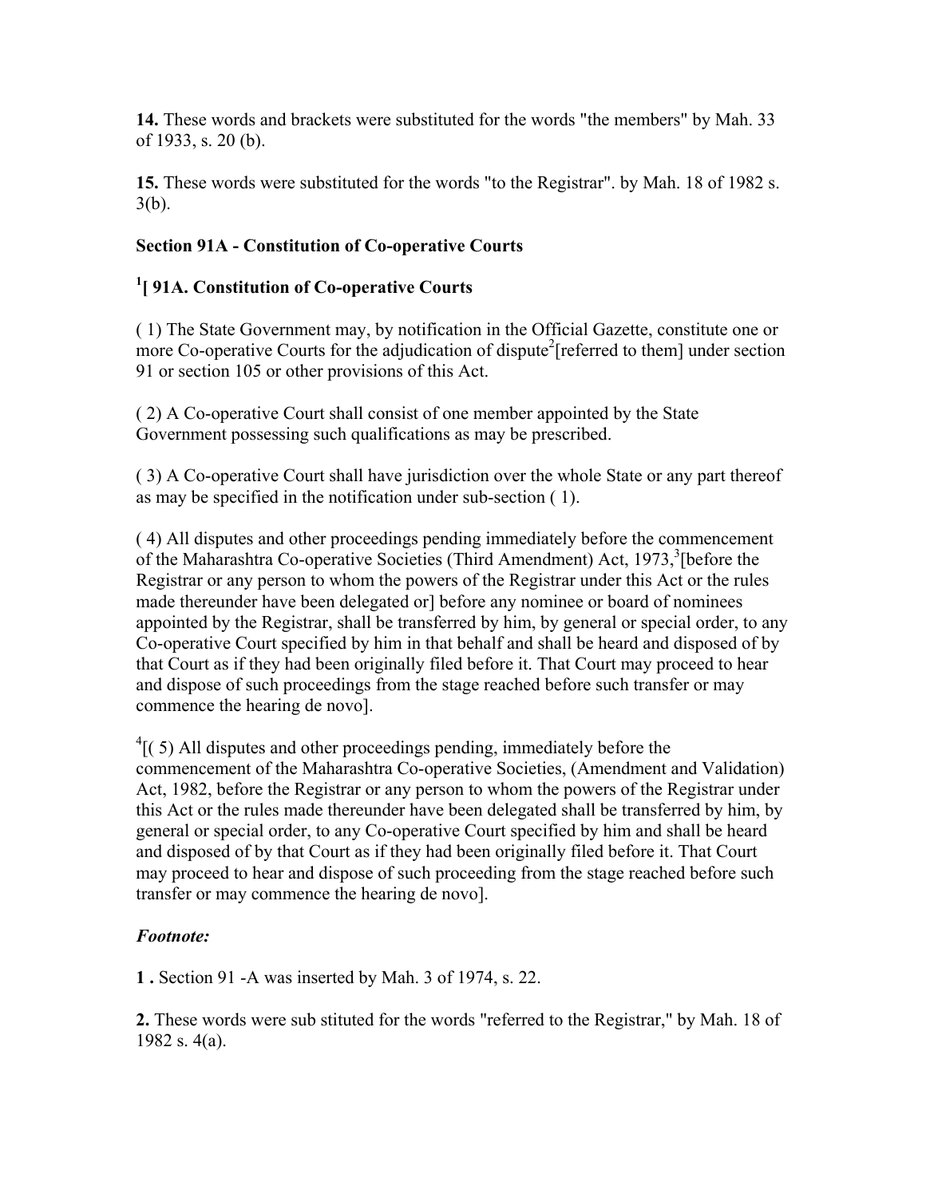**14.** These words and brackets were substituted for the words "the members" by Mah. 33 of 1933, s. 20 (b).

**15.** These words were substituted for the words "to the Registrar". by Mah. 18 of 1982 s. 3(b).

### Section 91A - Constitution of Co-operative Courts

### [1][ 91A. Constitution of Co-operative Courts

( 1) The State Government may, by notification in the Official Gazette, constitute one or more Co-operative Courts for the adjudication of dispute[2][referred to them] under section 91 or section 105 or other provisions of this Act.

( 2) A Co-operative Court shall consist of one member appointed by the State Government possessing such qualifications as may be prescribed.

( 3) A Co-operative Court shall have jurisdiction over the whole State or any part thereof as may be specified in the notification under sub-section ( 1).

( 4) All disputes and other proceedings pending immediately before the commencement of the Maharashtra Co-operative Societies (Third Amendment) Act, 1973,[3][before the Registrar or any person to whom the powers of the Registrar under this Act or the rules made thereunder have been delegated or] before any nominee or board of nominees appointed by the Registrar, shall be transferred by him, by general or special order, to any Co-operative Court specified by him in that behalf and shall be heard and disposed of by that Court as if they had been originally filed before it. That Court may proceed to hear and dispose of such proceedings from the stage reached before such transfer or may commence the hearing de novo].

[4][( 5) All disputes and other proceedings pending, immediately before the commencement of the Maharashtra Co-operative Societies, (Amendment and Validation) Act, 1982, before the Registrar or any person to whom the powers of the Registrar under this Act or the rules made thereunder have been delegated shall be transferred by him, by general or special order, to any Co-operative Court specified by him and shall be heard and disposed of by that Court as if they had been originally filed before it. That Court may proceed to hear and dispose of such proceeding from the stage reached before such transfer or may commence the hearing de novo].

***Footnote:***

**1 .** Section 91 -A was inserted by Mah. 3 of 1974, s. 22.

**2.** These words were sub stituted for the words "referred to the Registrar," by Mah. 18 of 1982 s. 4(a).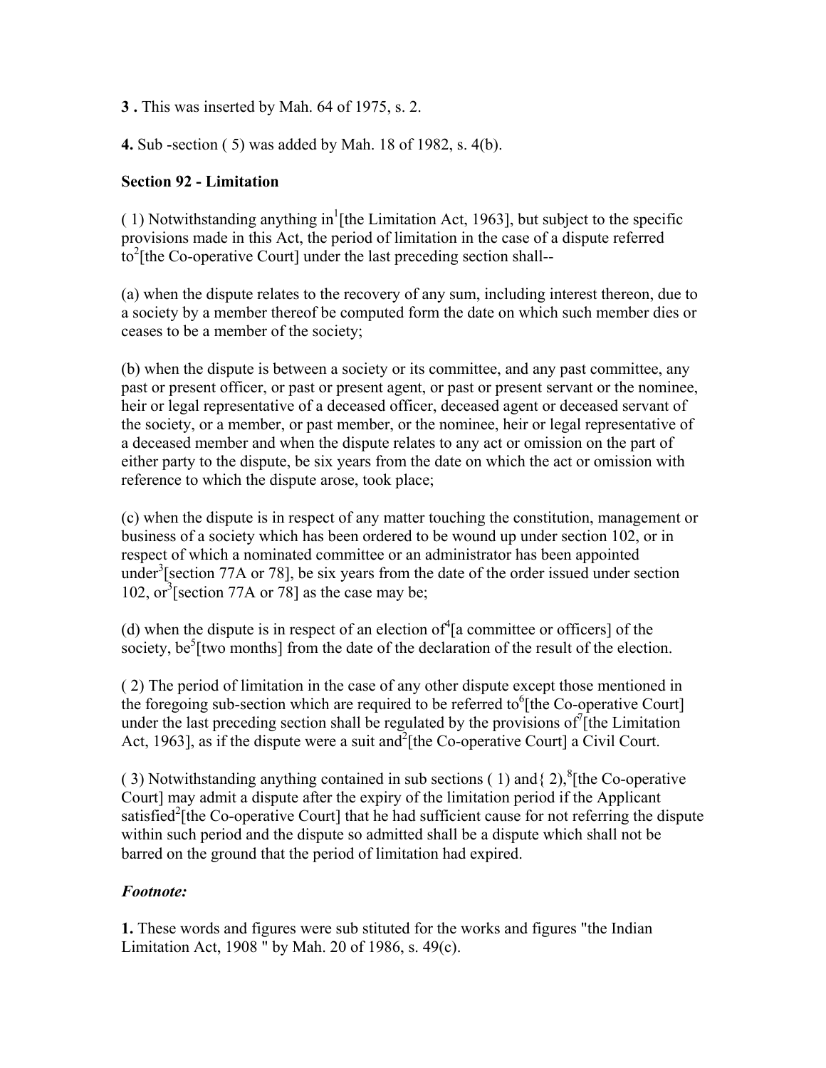**3 .** This was inserted by Mah. 64 of 1975, s. 2.

**4.** Sub -section ( 5) was added by Mah. 18 of 1982, s. 4(b).

**Section 92 - Limitation**

( 1) Notwithstanding anything in[1][the Limitation Act, 1963], but subject to the specific provisions made in this Act, the period of limitation in the case of a dispute referred to[2][the Co-operative Court] under the last preceding section shall--

(a) when the dispute relates to the recovery of any sum, including interest thereon, due to a society by a member thereof be computed form the date on which such member dies or ceases to be a member of the society;

(b) when the dispute is between a society or its committee, and any past committee, any past or present officer, or past or present agent, or past or present servant or the nominee, heir or legal representative of a deceased officer, deceased agent or deceased servant of the society, or a member, or past member, or the nominee, heir or legal representative of a deceased member and when the dispute relates to any act or omission on the part of either party to the dispute, be six years from the date on which the act or omission with reference to which the dispute arose, took place;

(c) when the dispute is in respect of any matter touching the constitution, management or business of a society which has been ordered to be wound up under section 102, or in respect of which a nominated committee or an administrator has been appointed under[3][section 77A or 78], be six years from the date of the order issued under section 102, or[3][section 77A or 78] as the case may be;

(d) when the dispute is in respect of an election of[4][a committee or officers] of the society, be[5][two months] from the date of the declaration of the result of the election.

( 2) The period of limitation in the case of any other dispute except those mentioned in the foregoing sub-section which are required to be referred to[6][the Co-operative Court] under the last preceding section shall be regulated by the provisions of[7][the Limitation Act, 1963], as if the dispute were a suit and[2][the Co-operative Court] a Civil Court.

( 3) Notwithstanding anything contained in sub sections ( 1) and{ 2),[8][the Co-operative Court] may admit a dispute after the expiry of the limitation period if the Applicant satisfied[2][the Co-operative Court] that he had sufficient cause for not referring the dispute within such period and the dispute so admitted shall be a dispute which shall not be barred on the ground that the period of limitation had expired.

***Footnote:***

**1.** These words and figures were sub stituted for the works and figures "the Indian Limitation Act, 1908 " by Mah. 20 of 1986, s. 49(c).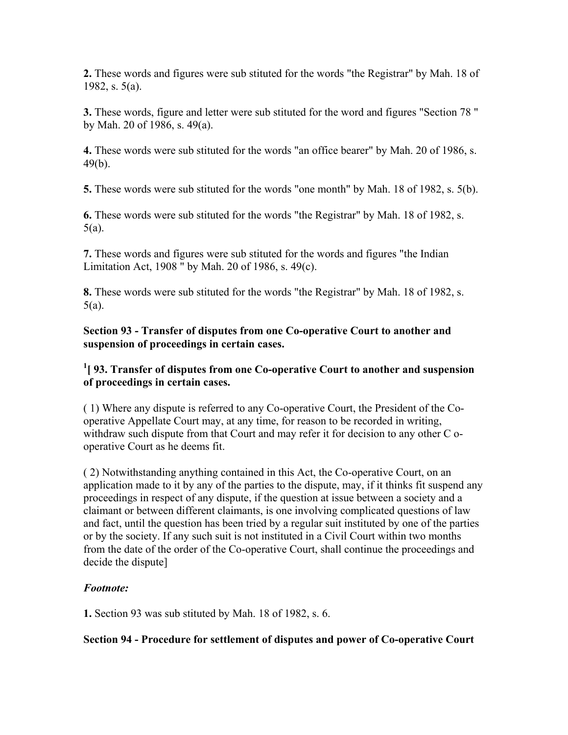**2.** These words and figures were sub stituted for the words "the Registrar" by Mah. 18 of 1982, s. 5(a).

**3.** These words, figure and letter were sub stituted for the word and figures "Section 78 " by Mah. 20 of 1986, s. 49(a).

**4.** These words were sub stituted for the words "an office bearer" by Mah. 20 of 1986, s. 49(b).

**5.** These words were sub stituted for the words "one month" by Mah. 18 of 1982, s. 5(b).

**6.** These words were sub stituted for the words "the Registrar" by Mah. 18 of 1982, s. 5(a).

**7.** These words and figures were sub stituted for the words and figures "the Indian Limitation Act, 1908 " by Mah. 20 of 1986, s. 49(c).

**8.** These words were sub stituted for the words "the Registrar" by Mah. 18 of 1982, s. 5(a).

**Section 93 - Transfer of disputes from one Co-operative Court to another and suspension of proceedings in certain cases.**

**[1][ 93. Transfer of disputes from one Co-operative Court to another and suspension of proceedings in certain cases.**

( 1) Where any dispute is referred to any Co-operative Court, the President of the Co-operative Appellate Court may, at any time, for reason to be recorded in writing, withdraw such dispute from that Court and may refer it for decision to any other C o-operative Court as he deems fit.

( 2) Notwithstanding anything contained in this Act, the Co-operative Court, on an application made to it by any of the parties to the dispute, may, if it thinks fit suspend any proceedings in respect of any dispute, if the question at issue between a society and a claimant or between different claimants, is one involving complicated questions of law and fact, until the question has been tried by a regular suit instituted by one of the parties or by the society. If any such suit is not instituted in a Civil Court within two months from the date of the order of the Co-operative Court, shall continue the proceedings and decide the dispute]

***Footnote:***

**1.** Section 93 was sub stituted by Mah. 18 of 1982, s. 6.

**Section 94 - Procedure for settlement of disputes and power of Co-operative Court**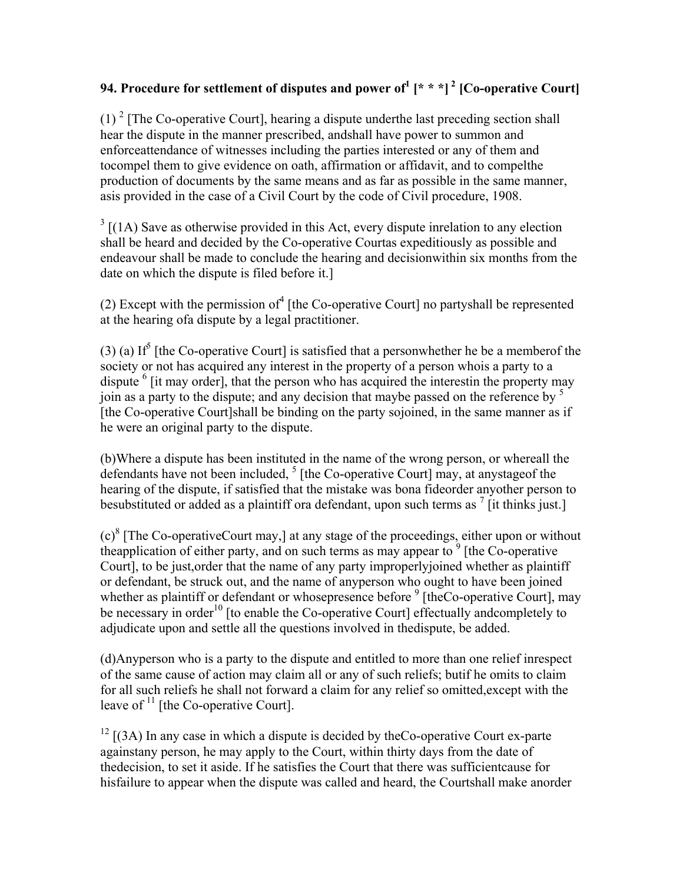**94. Procedure for settlement of disputes and power of[1] [* * *] [2] [Co-operative Court]**

(1) [2] [The Co-operative Court], hearing a dispute underthe last preceding section shall hear the dispute in the manner prescribed, andshall have power to summon and enforceattendance of witnesses including the parties interested or any of them and tocompel them to give evidence on oath, affirmation or affidavit, and to compelthe production of documents by the same means and as far as possible in the same manner, asis provided in the case of a Civil Court by the code of Civil procedure, 1908.

[3] [(1A) Save as otherwise provided in this Act, every dispute inrelation to any election shall be heard and decided by the Co-operative Courtas expeditiously as possible and endeavour shall be made to conclude the hearing and decisionwithin six months from the date on which the dispute is filed before it.]

(2) Except with the permission of[4] [the Co-operative Court] no partyshall be represented at the hearing ofa dispute by a legal practitioner.

(3) (a) If[5] [the Co-operative Court] is satisfied that a personwhether he be a memberof the society or not has acquired any interest in the property of a person whois a party to a dispute [6] [it may order], that the person who has acquired the interestin the property may join as a party to the dispute; and any decision that maybe passed on the reference by [5] [the Co-operative Court]shall be binding on the party sojoined, in the same manner as if he were an original party to the dispute.

(b)Where a dispute has been instituted in the name of the wrong person, or whereall the defendants have not been included, [5] [the Co-operative Court] may, at anystageof the hearing of the dispute, if satisfied that the mistake was bona fideorder anyother person to besubstituted or added as a plaintiff ora defendant, upon such terms as [7] [it thinks just.]

(c)[8] [The Co-operativeCourt may,] at any stage of the proceedings, either upon or without theapplication of either party, and on such terms as may appear to [9] [the Co-operative Court], to be just,order that the name of any party improperlyjoined whether as plaintiff or defendant, be struck out, and the name of anyperson who ought to have been joined whether as plaintiff or defendant or whosepresence before [9] [theCo-operative Court], may be necessary in order[10] [to enable the Co-operative Court] effectually andcompletely to adjudicate upon and settle all the questions involved in thedispute, be added.

(d)Anyperson who is a party to the dispute and entitled to more than one relief inrespect of the same cause of action may claim all or any of such reliefs; butif he omits to claim for all such reliefs he shall not forward a claim for any relief so omitted,except with the leave of [11] [the Co-operative Court].

[12] [(3A) In any case in which a dispute is decided by theCo-operative Court ex-parte againstany person, he may apply to the Court, within thirty days from the date of thedecision, to set it aside. If he satisfies the Court that there was sufficientcause for hisfailure to appear when the dispute was called and heard, the Courtshall make anorder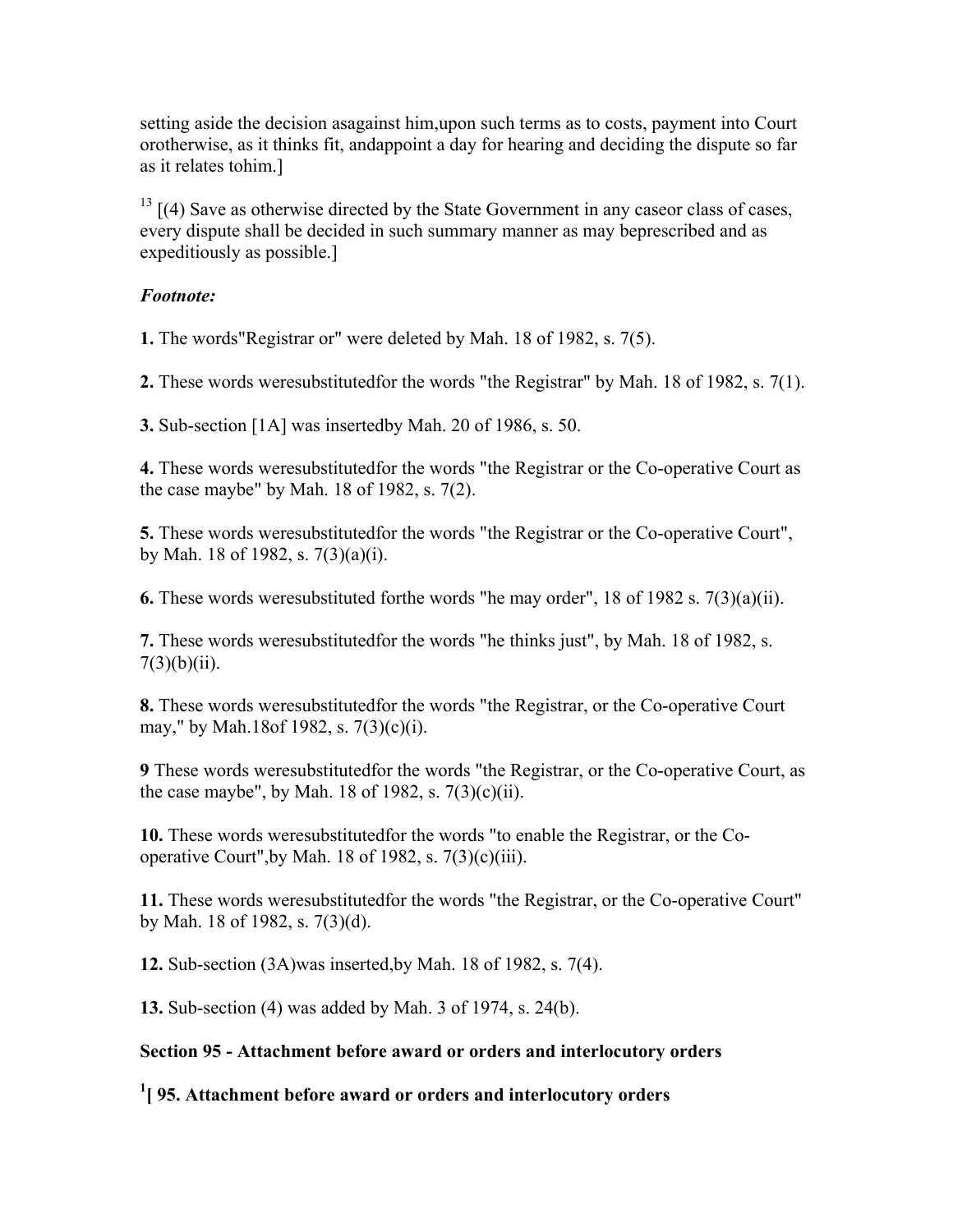setting aside the decision asagainst him,upon such terms as to costs, payment into Court orotherwise, as it thinks fit, andappoint a day for hearing and deciding the dispute so far as it relates tohim.]

[13] [(4) Save as otherwise directed by the State Government in any caseor class of cases, every dispute shall be decided in such summary manner as may beprescribed and as expeditiously as possible.]

***Footnote:***

**1.** The words"Registrar or" were deleted by Mah. 18 of 1982, s. 7(5).

**2.** These words weresubstitutedfor the words "the Registrar" by Mah. 18 of 1982, s. 7(1).

**3.** Sub-section [1A] was insertedby Mah. 20 of 1986, s. 50.

**4.** These words weresubstitutedfor the words "the Registrar or the Co-operative Court as the case maybe" by Mah. 18 of 1982, s. 7(2).

**5.** These words weresubstitutedfor the words "the Registrar or the Co-operative Court", by Mah. 18 of 1982, s. 7(3)(a)(i).

**6.** These words weresubstituted forthe words "he may order", 18 of 1982 s. 7(3)(a)(ii).

**7.** These words weresubstitutedfor the words "he thinks just", by Mah. 18 of 1982, s. 7(3)(b)(ii).

**8.** These words weresubstitutedfor the words "the Registrar, or the Co-operative Court may," by Mah.18of 1982, s. 7(3)(c)(i).

**9** These words weresubstitutedfor the words "the Registrar, or the Co-operative Court, as the case maybe", by Mah. 18 of 1982, s. 7(3)(c)(ii).

**10.** These words weresubstitutedfor the words "to enable the Registrar, or the Co-operative Court",by Mah. 18 of 1982, s. 7(3)(c)(iii).

**11.** These words weresubstitutedfor the words "the Registrar, or the Co-operative Court" by Mah. 18 of 1982, s. 7(3)(d).

**12.** Sub-section (3A)was inserted,by Mah. 18 of 1982, s. 7(4).

**13.** Sub-section (4) was added by Mah. 3 of 1974, s. 24(b).

**Section 95 - Attachment before award or orders and interlocutory orders**

**[1][ 95. Attachment before award or orders and interlocutory orders**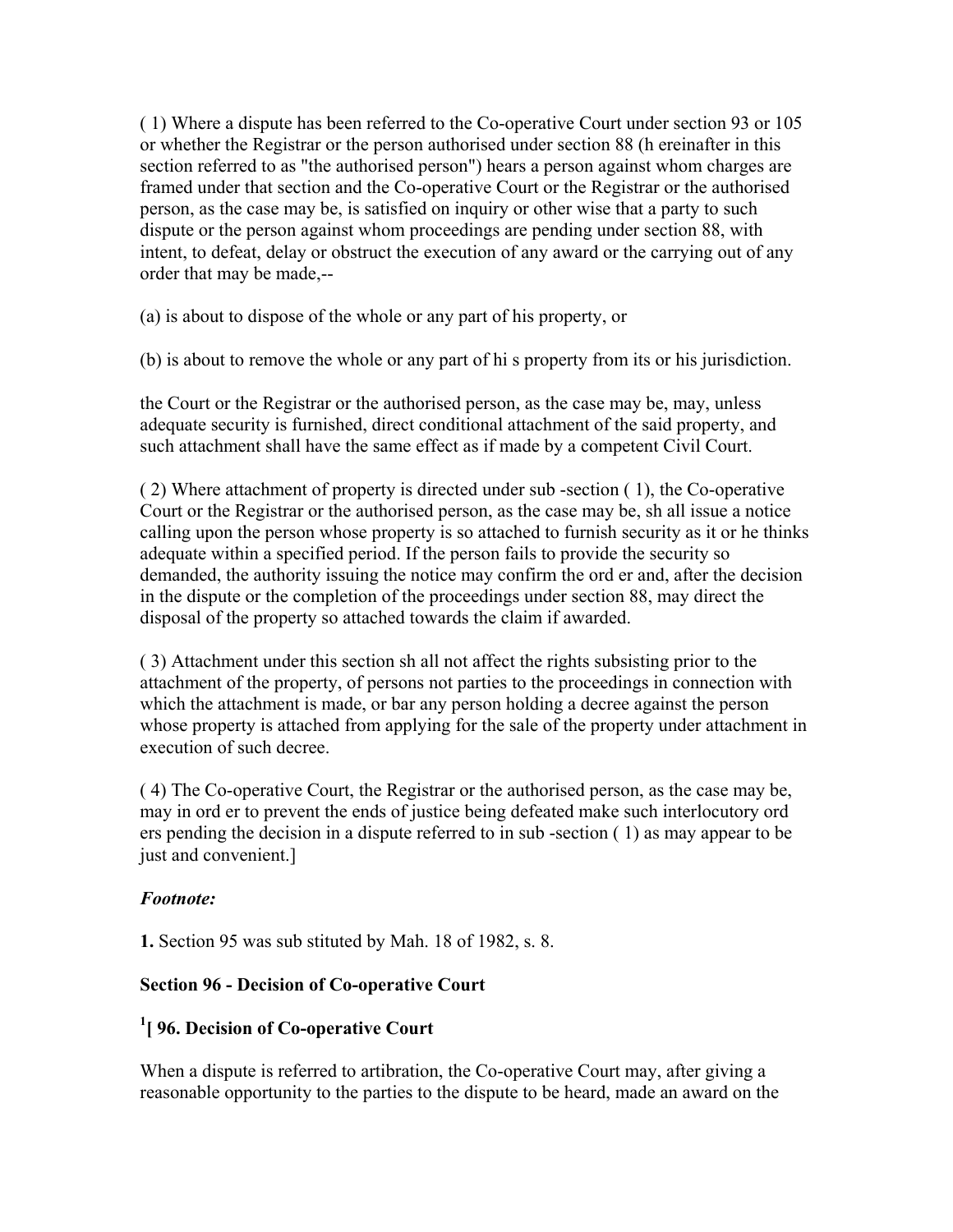( 1) Where a dispute has been referred to the Co-operative Court under section 93 or 105 or whether the Registrar or the person authorised under section 88 (h ereinafter in this section referred to as "the authorised person") hears a person against whom charges are framed under that section and the Co-operative Court or the Registrar or the authorised person, as the case may be, is satisfied on inquiry or other wise that a party to such dispute or the person against whom proceedings are pending under section 88, with intent, to defeat, delay or obstruct the execution of any award or the carrying out of any order that may be made,--

(a) is about to dispose of the whole or any part of his property, or

(b) is about to remove the whole or any part of hi s property from its or his jurisdiction.

the Court or the Registrar or the authorised person, as the case may be, may, unless adequate security is furnished, direct conditional attachment of the said property, and such attachment shall have the same effect as if made by a competent Civil Court.

( 2) Where attachment of property is directed under sub -section ( 1), the Co-operative Court or the Registrar or the authorised person, as the case may be, sh all issue a notice calling upon the person whose property is so attached to furnish security as it or he thinks adequate within a specified period. If the person fails to provide the security so demanded, the authority issuing the notice may confirm the ord er and, after the decision in the dispute or the completion of the proceedings under section 88, may direct the disposal of the property so attached towards the claim if awarded.

( 3) Attachment under this section sh all not affect the rights subsisting prior to the attachment of the property, of persons not parties to the proceedings in connection with which the attachment is made, or bar any person holding a decree against the person whose property is attached from applying for the sale of the property under attachment in execution of such decree.

( 4) The Co-operative Court, the Registrar or the authorised person, as the case may be, may in ord er to prevent the ends of justice being defeated make such interlocutory ord ers pending the decision in a dispute referred to in sub -section ( 1) as may appear to be just and convenient.]

***Footnote:***

**1.** Section 95 was sub stituted by Mah. 18 of 1982, s. 8.

### Section 96 - Decision of Co-operative Court

### [1][ 96. Decision of Co-operative Court

When a dispute is referred to artibration, the Co-operative Court may, after giving a reasonable opportunity to the parties to the dispute to be heard, made an award on the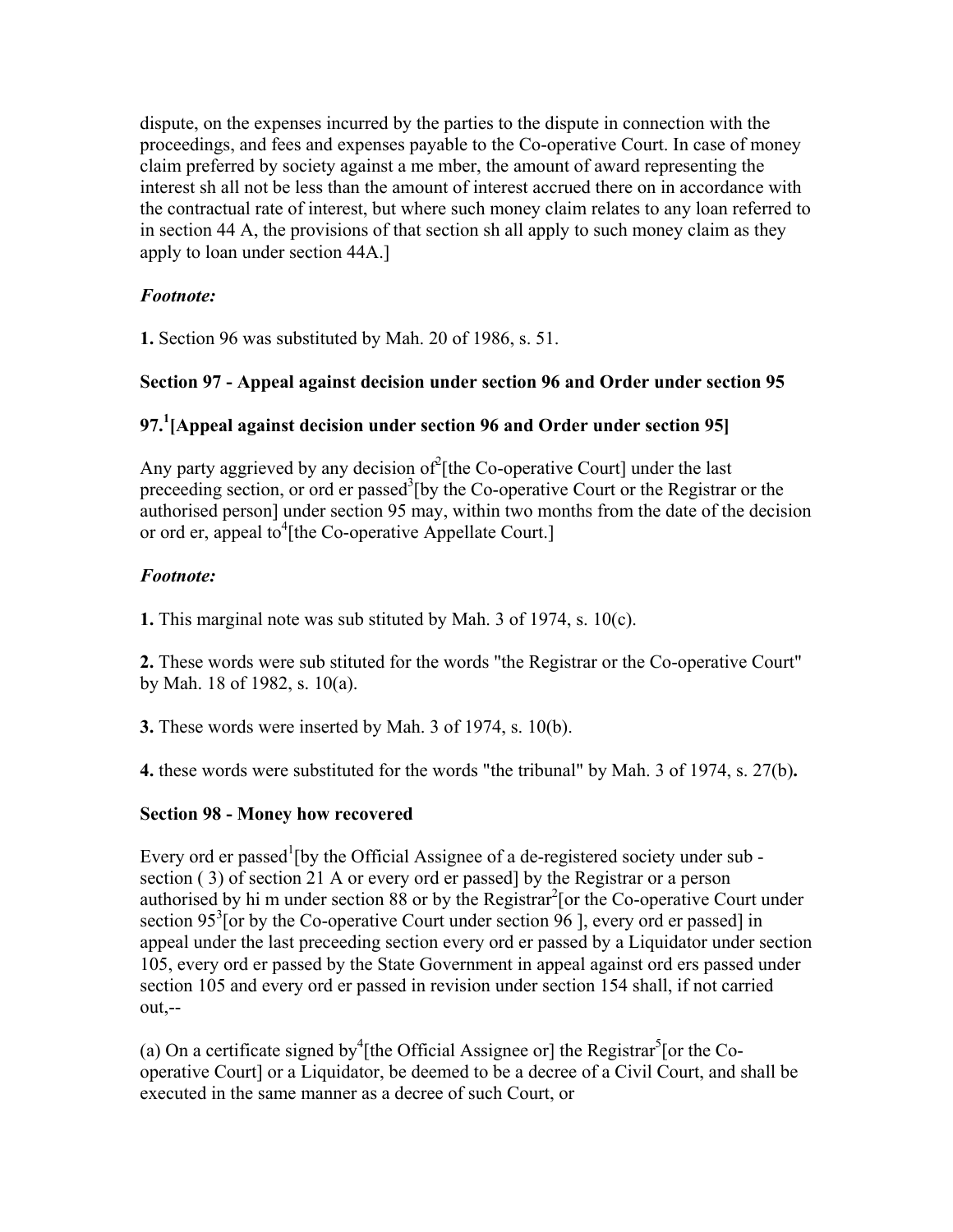dispute, on the expenses incurred by the parties to the dispute in connection with the proceedings, and fees and expenses payable to the Co-operative Court. In case of money claim preferred by society against a me mber, the amount of award representing the interest sh all not be less than the amount of interest accrued there on in accordance with the contractual rate of interest, but where such money claim relates to any loan referred to in section 44 A, the provisions of that section sh all apply to such money claim as they apply to loan under section 44A.]

***Footnote:***

**1.** Section 96 was substituted by Mah. 20 of 1986, s. 51.

**Section 97 - Appeal against decision under section 96 and Order under section 95**

**97.[1][Appeal against decision under section 96 and Order under section 95]**

Any party aggrieved by any decision of[2][the Co-operative Court] under the last preceeding section, or ord er passed[3][by the Co-operative Court or the Registrar or the authorised person] under section 95 may, within two months from the date of the decision or ord er, appeal to[4][the Co-operative Appellate Court.]

***Footnote:***

**1.** This marginal note was sub stituted by Mah. 3 of 1974, s. 10(c).

**2.** These words were sub stituted for the words "the Registrar or the Co-operative Court" by Mah. 18 of 1982, s. 10(a).

**3.** These words were inserted by Mah. 3 of 1974, s. 10(b).

**4.** these words were substituted for the words "the tribunal" by Mah. 3 of 1974, s. 27(b)**.**

**Section 98 - Money how recovered**

Every ord er passed[1][by the Official Assignee of a de-registered society under sub - section ( 3) of section 21 A or every ord er passed] by the Registrar or a person authorised by hi m under section 88 or by the Registrar[2][or the Co-operative Court under section 95[3][or by the Co-operative Court under section 96 ], every ord er passed] in appeal under the last preceeding section every ord er passed by a Liquidator under section 105, every ord er passed by the State Government in appeal against ord ers passed under section 105 and every ord er passed in revision under section 154 shall, if not carried out,--

(a) On a certificate signed by[4][the Official Assignee or] the Registrar[5][or the Co-operative Court] or a Liquidator, be deemed to be a decree of a Civil Court, and shall be executed in the same manner as a decree of such Court, or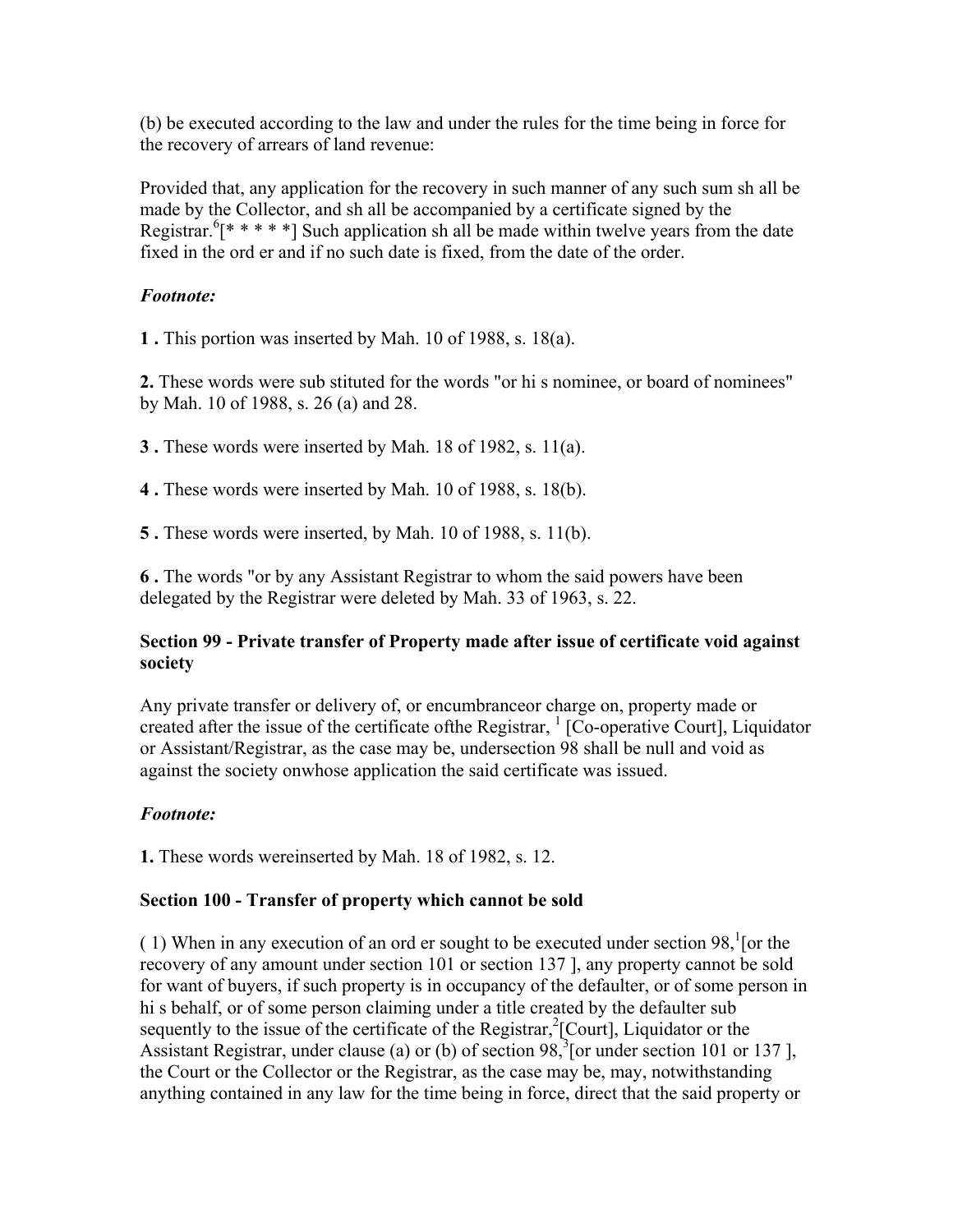(b) be executed according to the law and under the rules for the time being in force for the recovery of arrears of land revenue:

Provided that, any application for the recovery in such manner of any such sum sh all be made by the Collector, and sh all be accompanied by a certificate signed by the Registrar.[6][* * * * *] Such application sh all be made within twelve years from the date fixed in the ord er and if no such date is fixed, from the date of the order.

### *Footnote:*

**1 .** This portion was inserted by Mah. 10 of 1988, s. 18(a).

**2.** These words were sub stituted for the words "or hi s nominee, or board of nominees" by Mah. 10 of 1988, s. 26 (a) and 28.

**3 .** These words were inserted by Mah. 18 of 1982, s. 11(a).

**4 .** These words were inserted by Mah. 10 of 1988, s. 18(b).

**5 .** These words were inserted, by Mah. 10 of 1988, s. 11(b).

**6 .** The words "or by any Assistant Registrar to whom the said powers have been delegated by the Registrar were deleted by Mah. 33 of 1963, s. 22.

### Section 99 - Private transfer of Property made after issue of certificate void against society

Any private transfer or delivery of, or encumbranceor charge on, property made or created after the issue of the certificate ofthe Registrar, [1] [Co-operative Court], Liquidator or Assistant/Registrar, as the case may be, undersection 98 shall be null and void as against the society onwhose application the said certificate was issued.

### *Footnote:*

**1.** These words wereinserted by Mah. 18 of 1982, s. 12.

### Section 100 - Transfer of property which cannot be sold

( 1) When in any execution of an ord er sought to be executed under section 98,[1][or the recovery of any amount under section 101 or section 137 ], any property cannot be sold for want of buyers, if such property is in occupancy of the defaulter, or of some person in hi s behalf, or of some person claiming under a title created by the defaulter sub sequently to the issue of the certificate of the Registrar,[2][Court], Liquidator or the Assistant Registrar, under clause (a) or (b) of section 98,[3][or under section 101 or 137 ], the Court or the Collector or the Registrar, as the case may be, may, notwithstanding anything contained in any law for the time being in force, direct that the said property or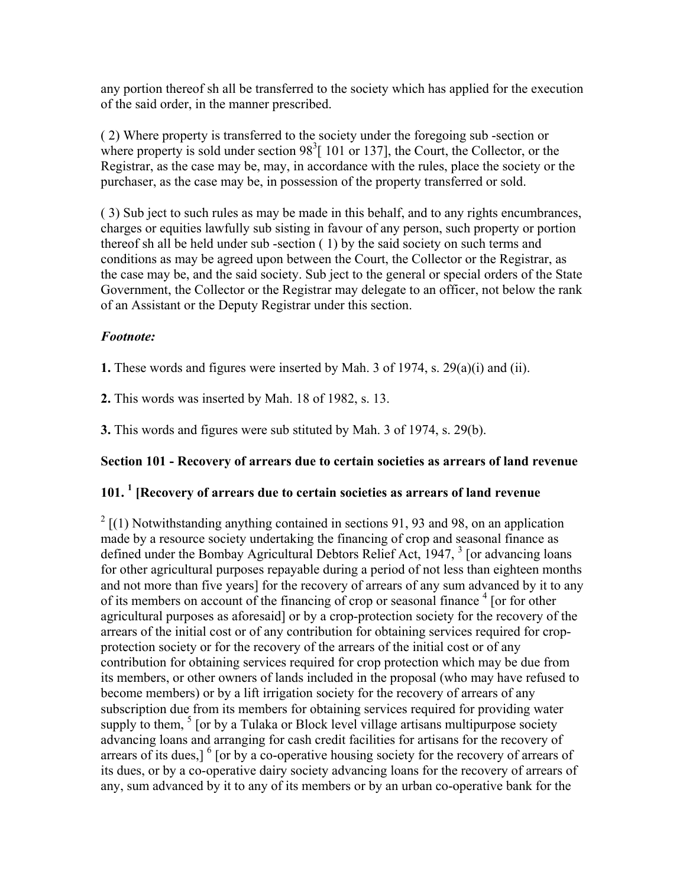any portion thereof sh all be transferred to the society which has applied for the execution of the said order, in the manner prescribed.

( 2) Where property is transferred to the society under the foregoing sub -section or where property is sold under section 98[3][ 101 or 137], the Court, the Collector, or the Registrar, as the case may be, may, in accordance with the rules, place the society or the purchaser, as the case may be, in possession of the property transferred or sold.

( 3) Sub ject to such rules as may be made in this behalf, and to any rights encumbrances, charges or equities lawfully sub sisting in favour of any person, such property or portion thereof sh all be held under sub -section ( 1) by the said society on such terms and conditions as may be agreed upon between the Court, the Collector or the Registrar, as the case may be, and the said society. Sub ject to the general or special orders of the State Government, the Collector or the Registrar may delegate to an officer, not below the rank of an Assistant or the Deputy Registrar under this section.

***Footnote:***

**1.** These words and figures were inserted by Mah. 3 of 1974, s. 29(a)(i) and (ii).

**2.** This words was inserted by Mah. 18 of 1982, s. 13.

**3.** This words and figures were sub stituted by Mah. 3 of 1974, s. 29(b).

**Section 101 - Recovery of arrears due to certain societies as arrears of land revenue**

**101. [1] [Recovery of arrears due to certain societies as arrears of land revenue**

[2] [(1) Notwithstanding anything contained in sections 91, 93 and 98, on an application made by a resource society undertaking the financing of crop and seasonal finance as defined under the Bombay Agricultural Debtors Relief Act, 1947, [3] [or advancing loans for other agricultural purposes repayable during a period of not less than eighteen months and not more than five years] for the recovery of arrears of any sum advanced by it to any of its members on account of the financing of crop or seasonal finance [4] [or for other agricultural purposes as aforesaid] or by a crop-protection society for the recovery of the arrears of the initial cost or of any contribution for obtaining services required for crop-protection society or for the recovery of the arrears of the initial cost or of any contribution for obtaining services required for crop protection which may be due from its members, or other owners of lands included in the proposal (who may have refused to become members) or by a lift irrigation society for the recovery of arrears of any subscription due from its members for obtaining services required for providing water supply to them, [5] [or by a Tulaka or Block level village artisans multipurpose society advancing loans and arranging for cash credit facilities for artisans for the recovery of arrears of its dues,] [6] [or by a co-operative housing society for the recovery of arrears of its dues, or by a co-operative dairy society advancing loans for the recovery of arrears of any, sum advanced by it to any of its members or by an urban co-operative bank for the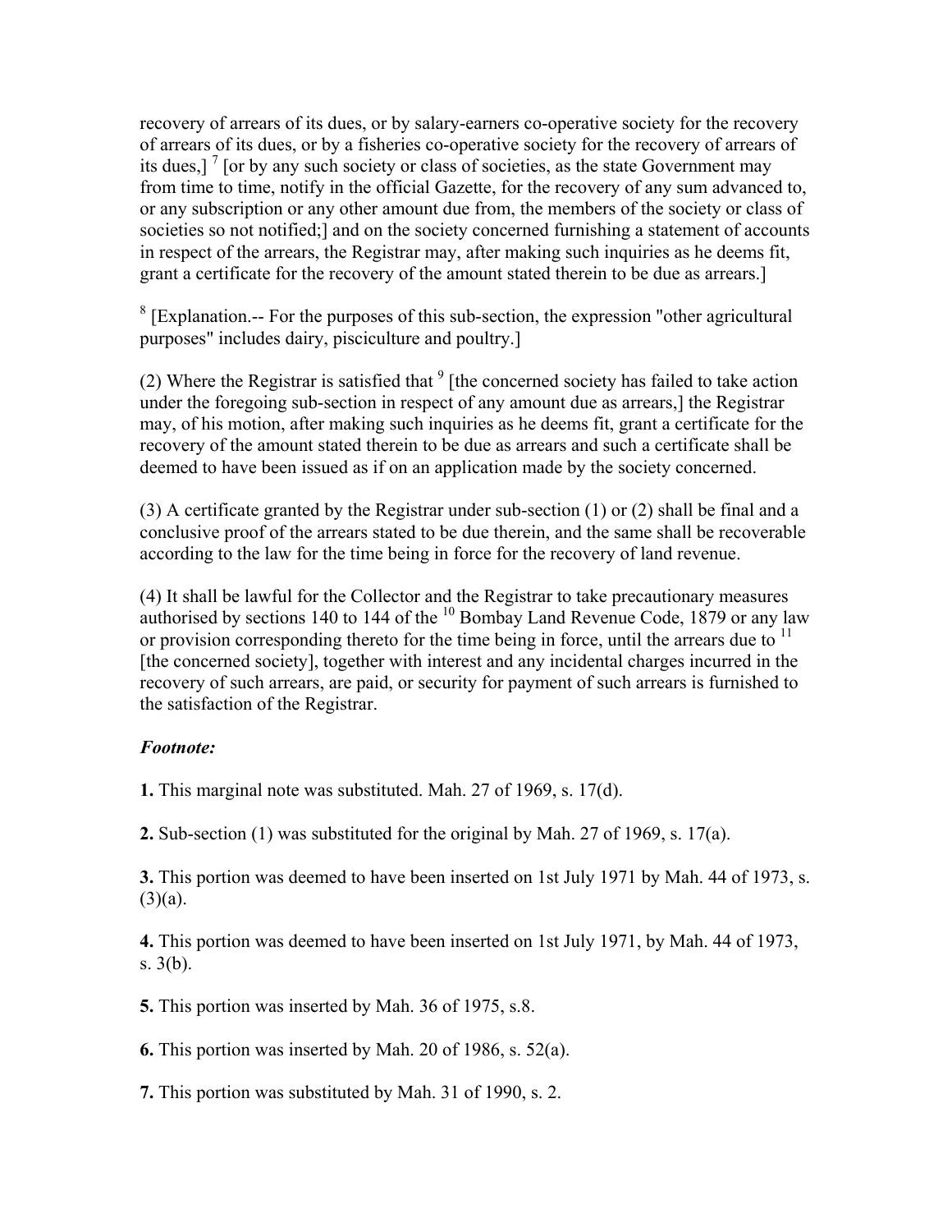recovery of arrears of its dues, or by salary-earners co-operative society for the recovery of arrears of its dues, or by a fisheries co-operative society for the recovery of arrears of its dues,] [7] [or by any such society or class of societies, as the state Government may from time to time, notify in the official Gazette, for the recovery of any sum advanced to, or any subscription or any other amount due from, the members of the society or class of societies so not notified;] and on the society concerned furnishing a statement of accounts in respect of the arrears, the Registrar may, after making such inquiries as he deems fit, grant a certificate for the recovery of the amount stated therein to be due as arrears.]

[8] [Explanation.-- For the purposes of this sub-section, the expression "other agricultural purposes" includes dairy, pisciculture and poultry.]

(2) Where the Registrar is satisfied that [9] [the concerned society has failed to take action under the foregoing sub-section in respect of any amount due as arrears,] the Registrar may, of his motion, after making such inquiries as he deems fit, grant a certificate for the recovery of the amount stated therein to be due as arrears and such a certificate shall be deemed to have been issued as if on an application made by the society concerned.

(3) A certificate granted by the Registrar under sub-section (1) or (2) shall be final and a conclusive proof of the arrears stated to be due therein, and the same shall be recoverable according to the law for the time being in force for the recovery of land revenue.

(4) It shall be lawful for the Collector and the Registrar to take precautionary measures authorised by sections 140 to 144 of the [10] Bombay Land Revenue Code, 1879 or any law or provision corresponding thereto for the time being in force, until the arrears due to [11] [the concerned society], together with interest and any incidental charges incurred in the recovery of such arrears, are paid, or security for payment of such arrears is furnished to the satisfaction of the Registrar.

***Footnote:***

**1.** This marginal note was substituted. Mah. 27 of 1969, s. 17(d).

**2.** Sub-section (1) was substituted for the original by Mah. 27 of 1969, s. 17(a).

**3.** This portion was deemed to have been inserted on 1st July 1971 by Mah. 44 of 1973, s. (3)(a).

**4.** This portion was deemed to have been inserted on 1st July 1971, by Mah. 44 of 1973, s. 3(b).

**5.** This portion was inserted by Mah. 36 of 1975, s.8.

**6.** This portion was inserted by Mah. 20 of 1986, s. 52(a).

**7.** This portion was substituted by Mah. 31 of 1990, s. 2.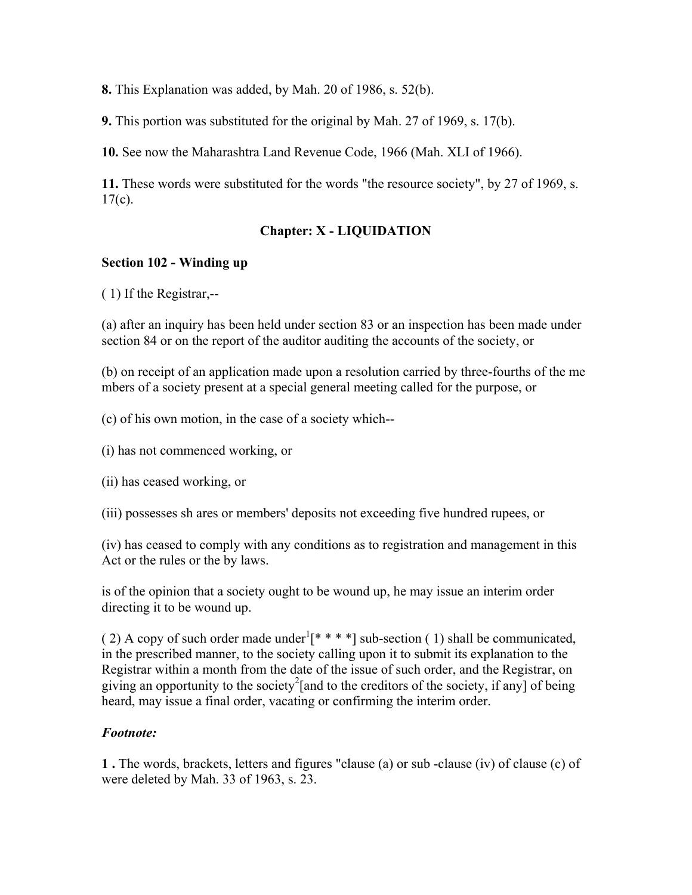**8.** This Explanation was added, by Mah. 20 of 1986, s. 52(b).

**9.** This portion was substituted for the original by Mah. 27 of 1969, s. 17(b).

**10.** See now the Maharashtra Land Revenue Code, 1966 (Mah. XLI of 1966).

**11.** These words were substituted for the words "the resource society", by 27 of 1969, s. 17(c).

## Chapter: X - LIQUIDATION

### Section 102 - Winding up

( 1) If the Registrar,--

(a) after an inquiry has been held under section 83 or an inspection has been made under section 84 or on the report of the auditor auditing the accounts of the society, or

(b) on receipt of an application made upon a resolution carried by three-fourths of the me mbers of a society present at a special general meeting called for the purpose, or

(c) of his own motion, in the case of a society which--

(i) has not commenced working, or

(ii) has ceased working, or

(iii) possesses sh ares or members' deposits not exceeding five hundred rupees, or

(iv) has ceased to comply with any conditions as to registration and management in this Act or the rules or the by laws.

is of the opinion that a society ought to be wound up, he may issue an interim order directing it to be wound up.

( 2) A copy of such order made under[1][* * * *] sub-section ( 1) shall be communicated, in the prescribed manner, to the society calling upon it to submit its explanation to the Registrar within a month from the date of the issue of such order, and the Registrar, on giving an opportunity to the society[2][and to the creditors of the society, if any] of being heard, may issue a final order, vacating or confirming the interim order.

***Footnote:***

**1 .** The words, brackets, letters and figures "clause (a) or sub -clause (iv) of clause (c) of were deleted by Mah. 33 of 1963, s. 23.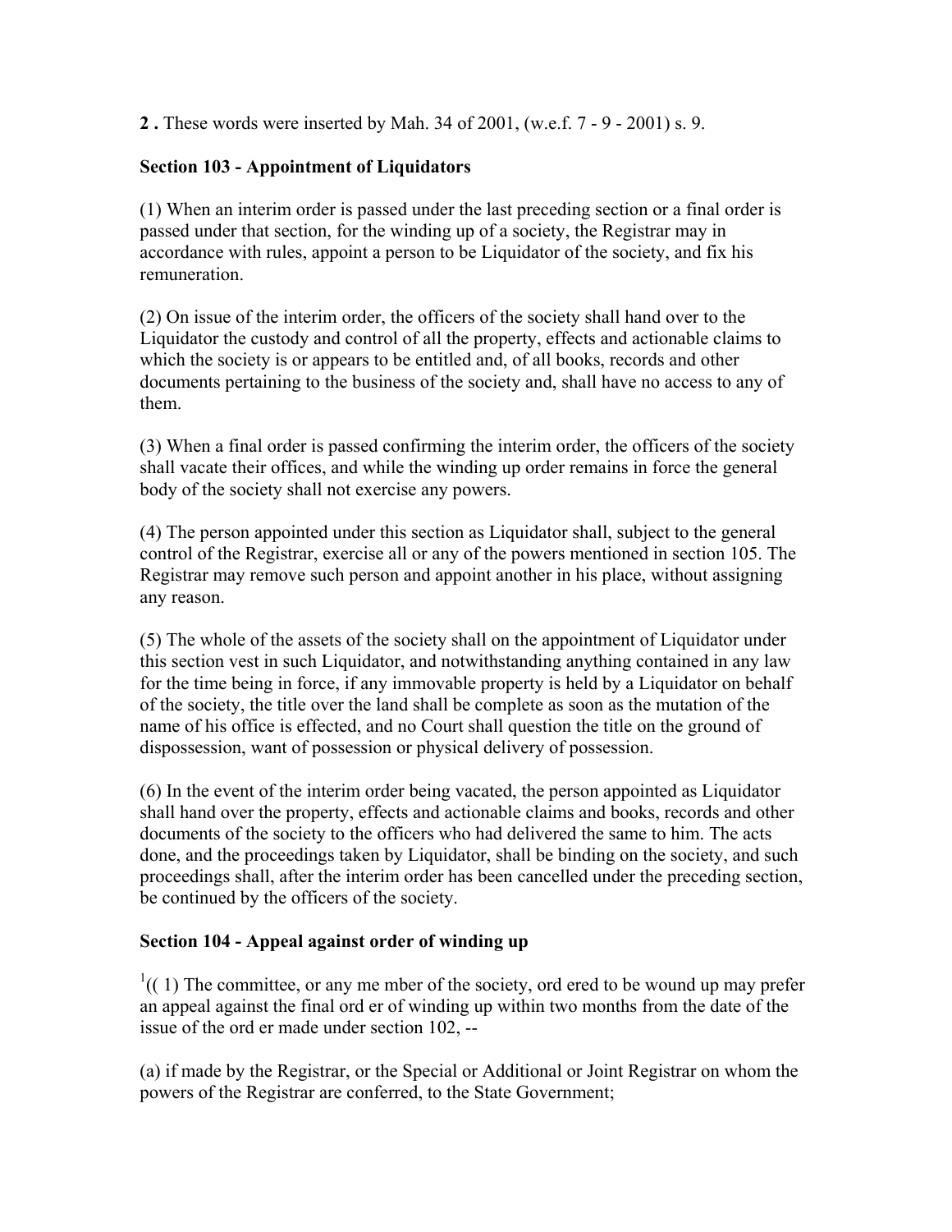**2 .** These words were inserted by Mah. 34 of 2001, (w.e.f. 7 - 9 - 2001) s. 9.

**Section 103 - Appointment of Liquidators**

(1) When an interim order is passed under the last preceding section or a final order is passed under that section, for the winding up of a society, the Registrar may in accordance with rules, appoint a person to be Liquidator of the society, and fix his remuneration.

(2) On issue of the interim order, the officers of the society shall hand over to the Liquidator the custody and control of all the property, effects and actionable claims to which the society is or appears to be entitled and, of all books, records and other documents pertaining to the business of the society and, shall have no access to any of them.

(3) When a final order is passed confirming the interim order, the officers of the society shall vacate their offices, and while the winding up order remains in force the general body of the society shall not exercise any powers.

(4) The person appointed under this section as Liquidator shall, subject to the general control of the Registrar, exercise all or any of the powers mentioned in section 105. The Registrar may remove such person and appoint another in his place, without assigning any reason.

(5) The whole of the assets of the society shall on the appointment of Liquidator under this section vest in such Liquidator, and notwithstanding anything contained in any law for the time being in force, if any immovable property is held by a Liquidator on behalf of the society, the title over the land shall be complete as soon as the mutation of the name of his office is effected, and no Court shall question the title on the ground of dispossession, want of possession or physical delivery of possession.

(6) In the event of the interim order being vacated, the person appointed as Liquidator shall hand over the property, effects and actionable claims and books, records and other documents of the society to the officers who had delivered the same to him. The acts done, and the proceedings taken by Liquidator, shall be binding on the society, and such proceedings shall, after the interim order has been cancelled under the preceding section, be continued by the officers of the society.

**Section 104 - Appeal against order of winding up**

[1](( 1) The committee, or any me mber of the society, ord ered to be wound up may prefer an appeal against the final ord er of winding up within two months from the date of the issue of the ord er made under section 102, --

(a) if made by the Registrar, or the Special or Additional or Joint Registrar on whom the powers of the Registrar are conferred, to the State Government;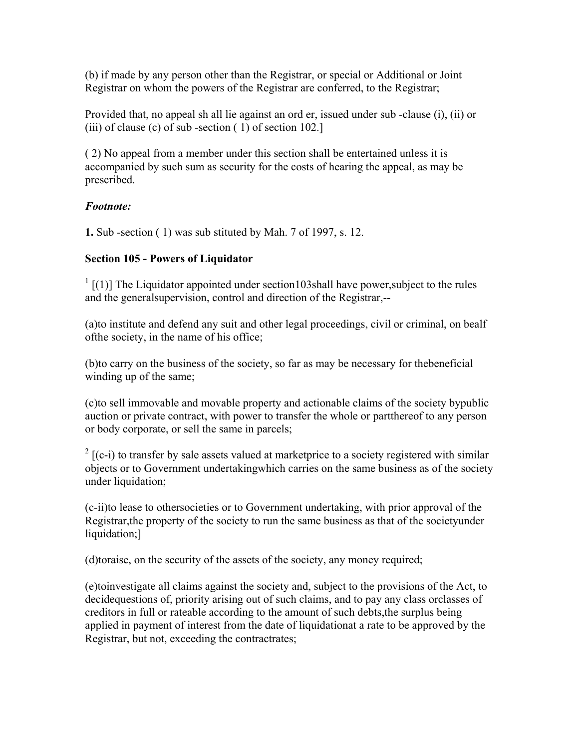(b) if made by any person other than the Registrar, or special or Additional or Joint Registrar on whom the powers of the Registrar are conferred, to the Registrar;

Provided that, no appeal sh all lie against an ord er, issued under sub -clause (i), (ii) or (iii) of clause (c) of sub -section ( 1) of section 102.]

( 2) No appeal from a member under this section shall be entertained unless it is accompanied by such sum as security for the costs of hearing the appeal, as may be prescribed.

***Footnote:***

**1.** Sub -section ( 1) was sub stituted by Mah. 7 of 1997, s. 12.

**Section 105 - Powers of Liquidator**

[1] [(1)] The Liquidator appointed under section103shall have power,subject to the rules and the generalsupervision, control and direction of the Registrar,--

(a)to institute and defend any suit and other legal proceedings, civil or criminal, on bealf ofthe society, in the name of his office;

(b)to carry on the business of the society, so far as may be necessary for thebeneficial winding up of the same;

(c)to sell immovable and movable property and actionable claims of the society bypublic auction or private contract, with power to transfer the whole or partthereof to any person or body corporate, or sell the same in parcels;

[2] [(c-i) to transfer by sale assets valued at marketprice to a society registered with similar objects or to Government undertakingwhich carries on the same business as of the society under liquidation;

(c-ii)to lease to othersocieties or to Government undertaking, with prior approval of the Registrar,the property of the society to run the same business as that of the societyunder liquidation;]

(d)toraise, on the security of the assets of the society, any money required;

(e)toinvestigate all claims against the society and, subject to the provisions of the Act, to decidequestions of, priority arising out of such claims, and to pay any class orclasses of creditors in full or rateable according to the amount of such debts,the surplus being applied in payment of interest from the date of liquidationat a rate to be approved by the Registrar, but not, exceeding the contractrates;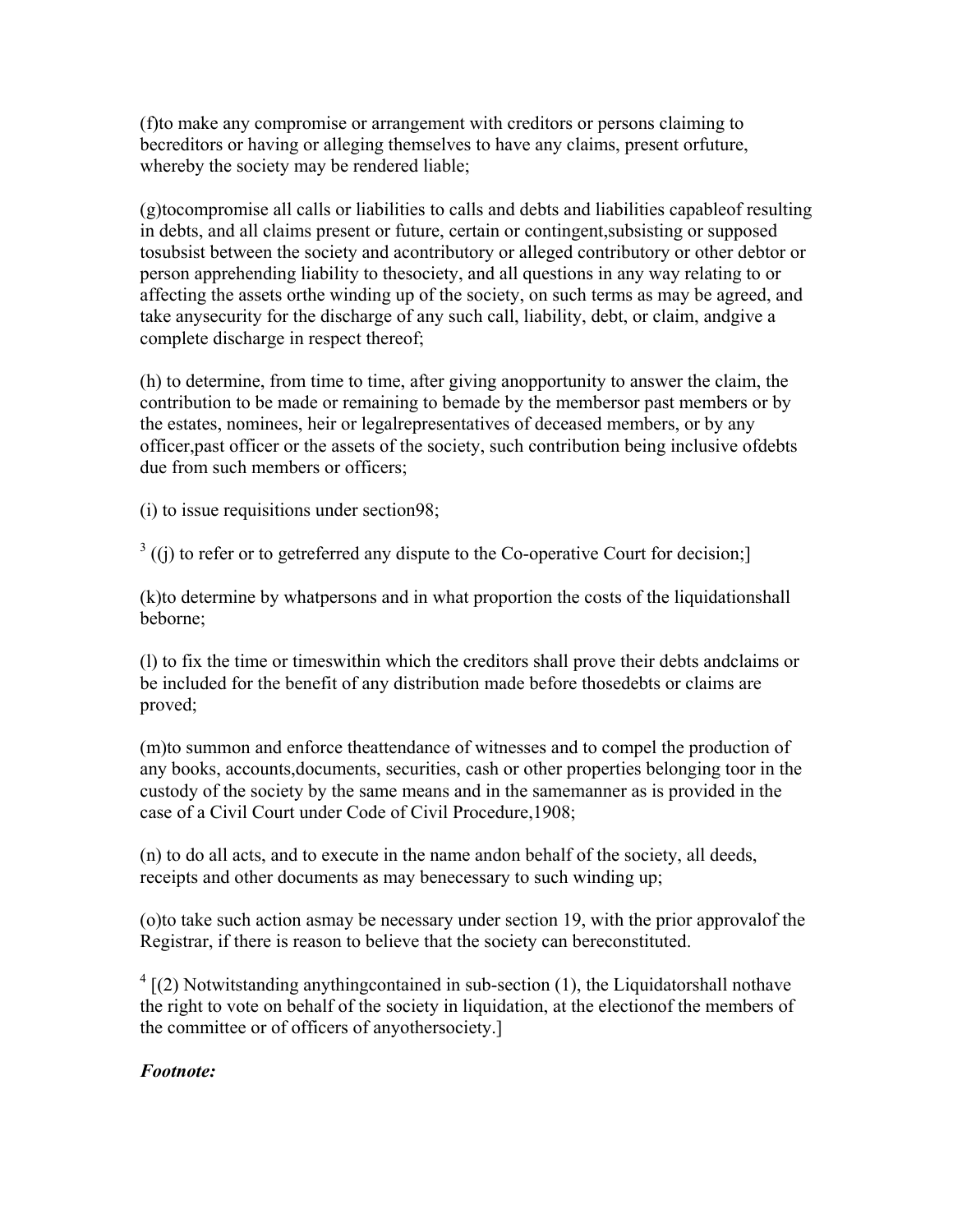(f)to make any compromise or arrangement with creditors or persons claiming to becreditors or having or alleging themselves to have any claims, present orfuture, whereby the society may be rendered liable;

(g)tocompromise all calls or liabilities to calls and debts and liabilities capableof resulting in debts, and all claims present or future, certain or contingent,subsisting or supposed tosubsist between the society and acontributory or alleged contributory or other debtor or person apprehending liability to thesociety, and all questions in any way relating to or affecting the assets orthe winding up of the society, on such terms as may be agreed, and take anysecurity for the discharge of any such call, liability, debt, or claim, andgive a complete discharge in respect thereof;

(h) to determine, from time to time, after giving anopportunity to answer the claim, the contribution to be made or remaining to bemade by the membersor past members or by the estates, nominees, heir or legalrepresentatives of deceased members, or by any officer,past officer or the assets of the society, such contribution being inclusive ofdebts due from such members or officers;

(i) to issue requisitions under section98;

[3] ((j) to refer or to getreferred any dispute to the Co-operative Court for decision;]

(k)to determine by whatpersons and in what proportion the costs of the liquidationshall beborne;

(l) to fix the time or timeswithin which the creditors shall prove their debts andclaims or be included for the benefit of any distribution made before thosedebts or claims are proved;

(m)to summon and enforce theattendance of witnesses and to compel the production of any books, accounts,documents, securities, cash or other properties belonging toor in the custody of the society by the same means and in the samemanner as is provided in the case of a Civil Court under Code of Civil Procedure,1908;

(n) to do all acts, and to execute in the name andon behalf of the society, all deeds, receipts and other documents as may benecessary to such winding up;

(o)to take such action asmay be necessary under section 19, with the prior approvalof the Registrar, if there is reason to believe that the society can bereconstituted.

[4] [(2) Notwitstanding anythingcontained in sub-section (1), the Liquidatorshall nothave the right to vote on behalf of the society in liquidation, at the electionof the members of the committee or of officers of anyothersociety.]

***Footnote:***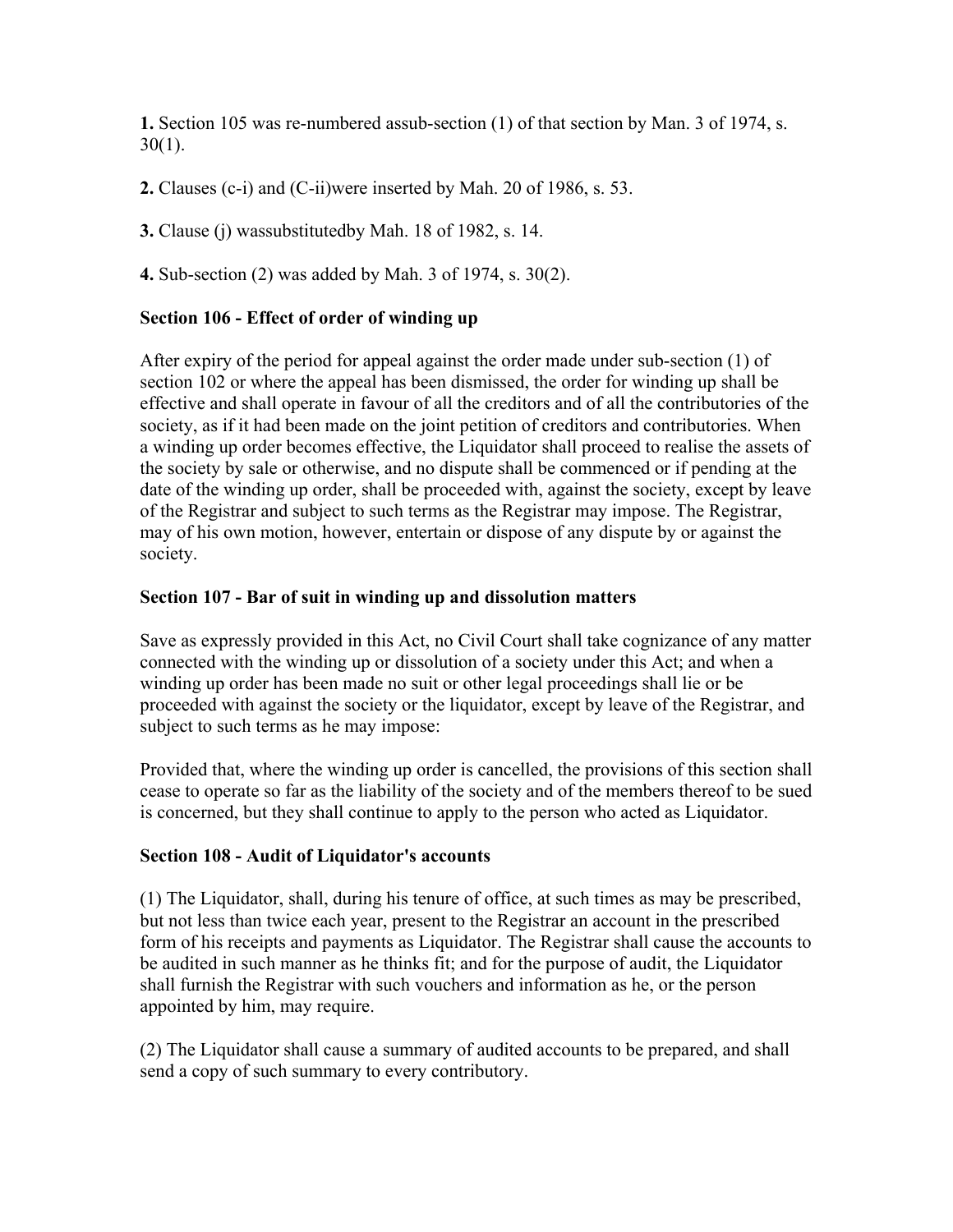**1.** Section 105 was re-numbered assub-section (1) of that section by Man. 3 of 1974, s. 30(1).

**2.** Clauses (c-i) and (C-ii)were inserted by Mah. 20 of 1986, s. 53.

**3.** Clause (j) wassubstitutedby Mah. 18 of 1982, s. 14.

**4.** Sub-section (2) was added by Mah. 3 of 1974, s. 30(2).

### Section 106 - Effect of order of winding up

After expiry of the period for appeal against the order made under sub-section (1) of section 102 or where the appeal has been dismissed, the order for winding up shall be effective and shall operate in favour of all the creditors and of all the contributories of the society, as if it had been made on the joint petition of creditors and contributories. When a winding up order becomes effective, the Liquidator shall proceed to realise the assets of the society by sale or otherwise, and no dispute shall be commenced or if pending at the date of the winding up order, shall be proceeded with, against the society, except by leave of the Registrar and subject to such terms as the Registrar may impose. The Registrar, may of his own motion, however, entertain or dispose of any dispute by or against the society.

### Section 107 - Bar of suit in winding up and dissolution matters

Save as expressly provided in this Act, no Civil Court shall take cognizance of any matter connected with the winding up or dissolution of a society under this Act; and when a winding up order has been made no suit or other legal proceedings shall lie or be proceeded with against the society or the liquidator, except by leave of the Registrar, and subject to such terms as he may impose:

Provided that, where the winding up order is cancelled, the provisions of this section shall cease to operate so far as the liability of the society and of the members thereof to be sued is concerned, but they shall continue to apply to the person who acted as Liquidator.

### Section 108 - Audit of Liquidator's accounts

(1) The Liquidator, shall, during his tenure of office, at such times as may be prescribed, but not less than twice each year, present to the Registrar an account in the prescribed form of his receipts and payments as Liquidator. The Registrar shall cause the accounts to be audited in such manner as he thinks fit; and for the purpose of audit, the Liquidator shall furnish the Registrar with such vouchers and information as he, or the person appointed by him, may require.

(2) The Liquidator shall cause a summary of audited accounts to be prepared, and shall send a copy of such summary to every contributory.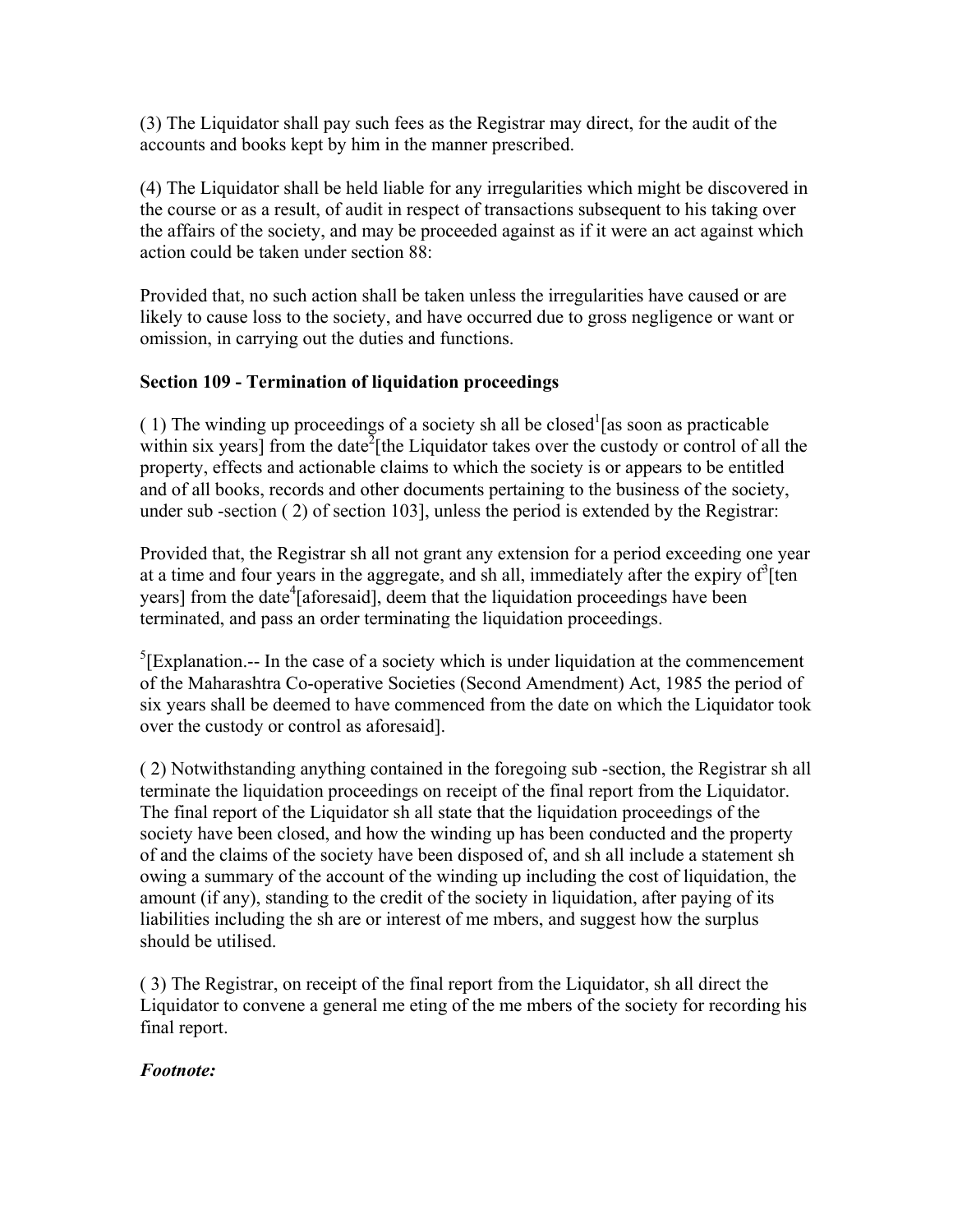(3) The Liquidator shall pay such fees as the Registrar may direct, for the audit of the accounts and books kept by him in the manner prescribed.

(4) The Liquidator shall be held liable for any irregularities which might be discovered in the course or as a result, of audit in respect of transactions subsequent to his taking over the affairs of the society, and may be proceeded against as if it were an act against which action could be taken under section 88:

Provided that, no such action shall be taken unless the irregularities have caused or are likely to cause loss to the society, and have occurred due to gross negligence or want or omission, in carrying out the duties and functions.

**Section 109 - Termination of liquidation proceedings**

( 1) The winding up proceedings of a society sh all be closed[1][as soon as practicable within six years] from the date[2][the Liquidator takes over the custody or control of all the property, effects and actionable claims to which the society is or appears to be entitled and of all books, records and other documents pertaining to the business of the society, under sub -section ( 2) of section 103], unless the period is extended by the Registrar:

Provided that, the Registrar sh all not grant any extension for a period exceeding one year at a time and four years in the aggregate, and sh all, immediately after the expiry of[3][ten years] from the date[4][aforesaid], deem that the liquidation proceedings have been terminated, and pass an order terminating the liquidation proceedings.

[5][Explanation.-- In the case of a society which is under liquidation at the commencement of the Maharashtra Co-operative Societies (Second Amendment) Act, 1985 the period of six years shall be deemed to have commenced from the date on which the Liquidator took over the custody or control as aforesaid].

( 2) Notwithstanding anything contained in the foregoing sub -section, the Registrar sh all terminate the liquidation proceedings on receipt of the final report from the Liquidator. The final report of the Liquidator sh all state that the liquidation proceedings of the society have been closed, and how the winding up has been conducted and the property of and the claims of the society have been disposed of, and sh all include a statement sh owing a summary of the account of the winding up including the cost of liquidation, the amount (if any), standing to the credit of the society in liquidation, after paying of its liabilities including the sh are or interest of me mbers, and suggest how the surplus should be utilised.

( 3) The Registrar, on receipt of the final report from the Liquidator, sh all direct the Liquidator to convene a general me eting of the me mbers of the society for recording his final report.

***Footnote:***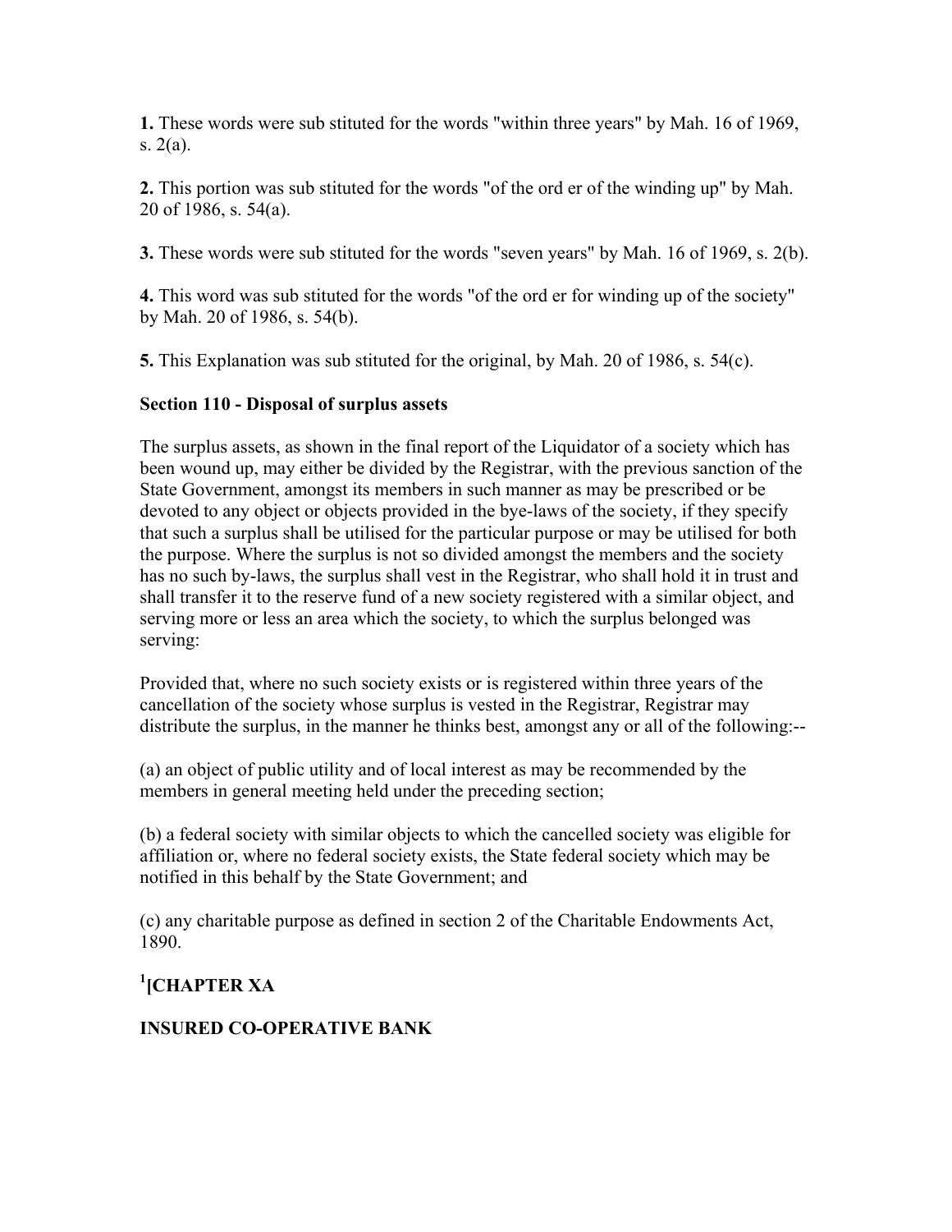**1.** These words were sub stituted for the words "within three years" by Mah. 16 of 1969, s. 2(a).

**2.** This portion was sub stituted for the words "of the ord er of the winding up" by Mah. 20 of 1986, s. 54(a).

**3.** These words were sub stituted for the words "seven years" by Mah. 16 of 1969, s. 2(b).

**4.** This word was sub stituted for the words "of the ord er for winding up of the society" by Mah. 20 of 1986, s. 54(b).

**5.** This Explanation was sub stituted for the original, by Mah. 20 of 1986, s. 54(c).

**Section 110 - Disposal of surplus assets**

The surplus assets, as shown in the final report of the Liquidator of a society which has been wound up, may either be divided by the Registrar, with the previous sanction of the State Government, amongst its members in such manner as may be prescribed or be devoted to any object or objects provided in the bye-laws of the society, if they specify that such a surplus shall be utilised for the particular purpose or may be utilised for both the purpose. Where the surplus is not so divided amongst the members and the society has no such by-laws, the surplus shall vest in the Registrar, who shall hold it in trust and shall transfer it to the reserve fund of a new society registered with a similar object, and serving more or less an area which the society, to which the surplus belonged was serving:

Provided that, where no such society exists or is registered within three years of the cancellation of the society whose surplus is vested in the Registrar, Registrar may distribute the surplus, in the manner he thinks best, amongst any or all of the following:--

(a) an object of public utility and of local interest as may be recommended by the members in general meeting held under the preceding section;

(b) a federal society with similar objects to which the cancelled society was eligible for affiliation or, where no federal society exists, the State federal society which may be notified in this behalf by the State Government; and

(c) any charitable purpose as defined in section 2 of the Charitable Endowments Act, 1890.

**[1][CHAPTER XA**

**INSURED CO-OPERATIVE BANK**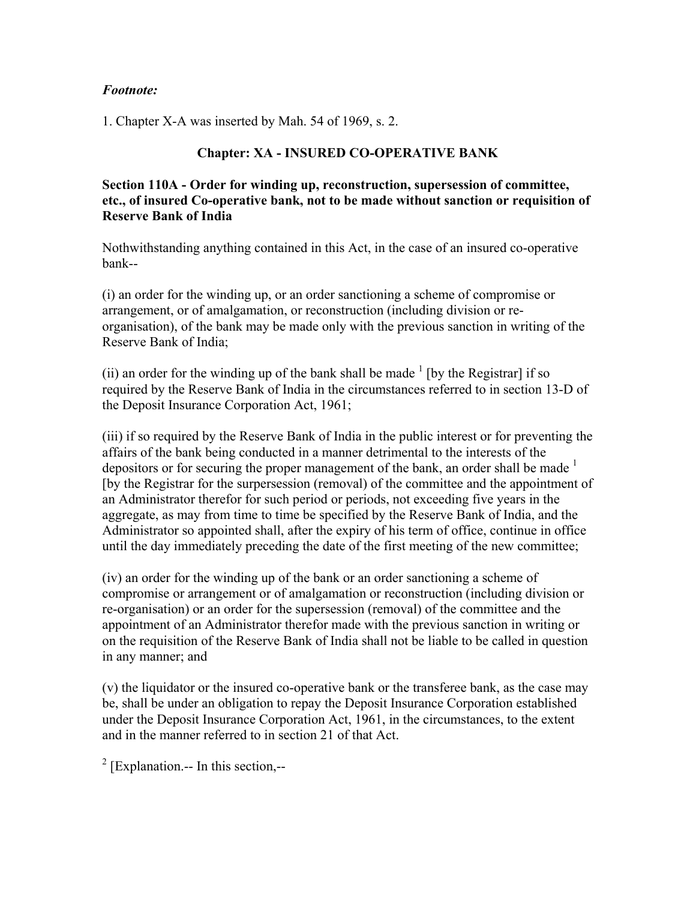*Footnote:*

1. Chapter X-A was inserted by Mah. 54 of 1969, s. 2.

## Chapter: XA - INSURED CO-OPERATIVE BANK

### Section 110A - Order for winding up, reconstruction, supersession of committee, etc., of insured Co-operative bank, not to be made without sanction or requisition of Reserve Bank of India

Nothwithstanding anything contained in this Act, in the case of an insured co-operative bank--

(i) an order for the winding up, or an order sanctioning a scheme of compromise or arrangement, or of amalgamation, or reconstruction (including division or re-organisation), of the bank may be made only with the previous sanction in writing of the Reserve Bank of India;

(ii) an order for the winding up of the bank shall be made [1] [by the Registrar] if so required by the Reserve Bank of India in the circumstances referred to in section 13-D of the Deposit Insurance Corporation Act, 1961;

(iii) if so required by the Reserve Bank of India in the public interest or for preventing the affairs of the bank being conducted in a manner detrimental to the interests of the depositors or for securing the proper management of the bank, an order shall be made [1] [by the Registrar for the surpersession (removal) of the committee and the appointment of an Administrator therefor for such period or periods, not exceeding five years in the aggregate, as may from time to time be specified by the Reserve Bank of India, and the Administrator so appointed shall, after the expiry of his term of office, continue in office until the day immediately preceding the date of the first meeting of the new committee;

(iv) an order for the winding up of the bank or an order sanctioning a scheme of compromise or arrangement or of amalgamation or reconstruction (including division or re-organisation) or an order for the supersession (removal) of the committee and the appointment of an Administrator therefor made with the previous sanction in writing or on the requisition of the Reserve Bank of India shall not be liable to be called in question in any manner; and

(v) the liquidator or the insured co-operative bank or the transferee bank, as the case may be, shall be under an obligation to repay the Deposit Insurance Corporation established under the Deposit Insurance Corporation Act, 1961, in the circumstances, to the extent and in the manner referred to in section 21 of that Act.

[2] [Explanation.-- In this section,--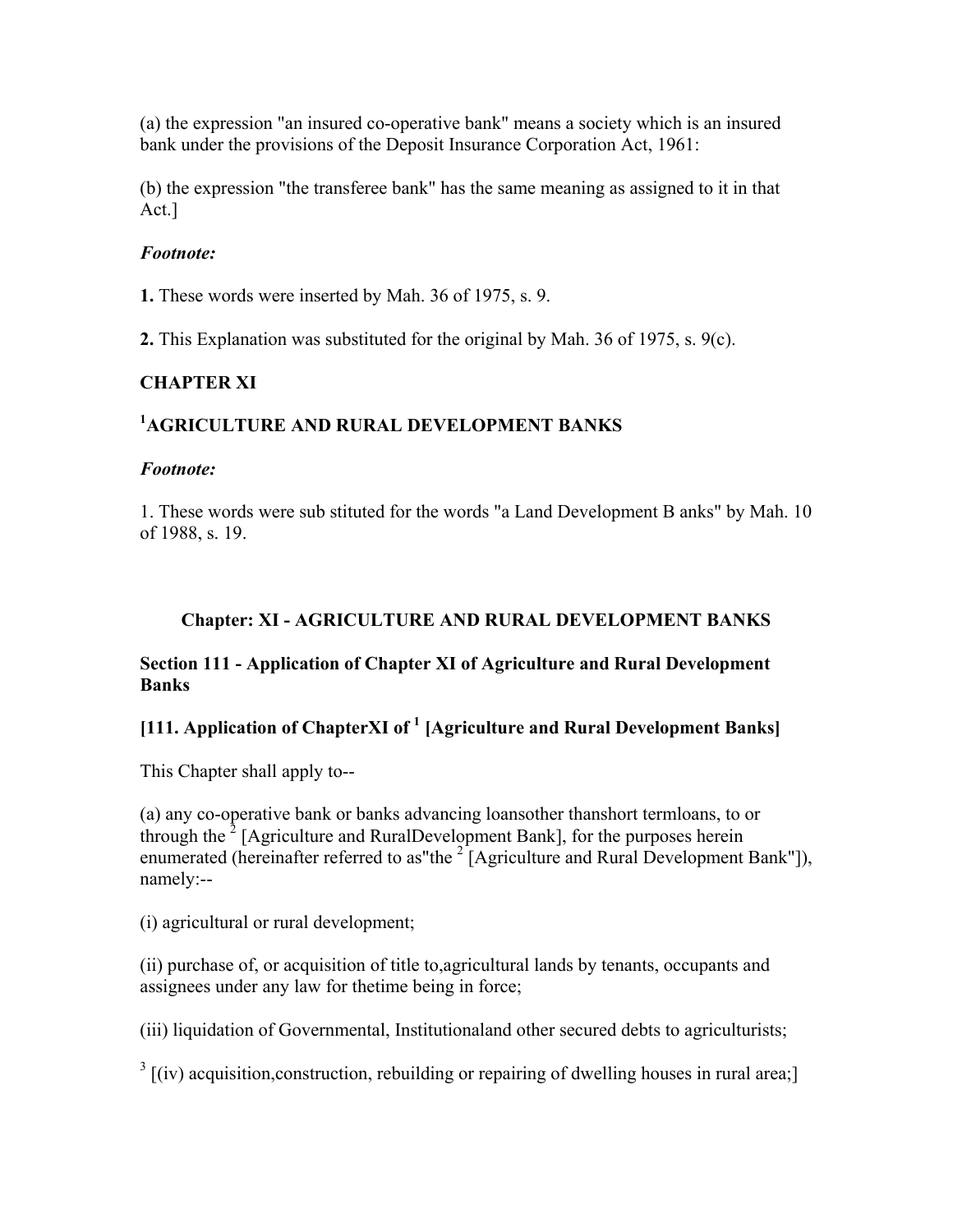(a) the expression "an insured co-operative bank" means a society which is an insured bank under the provisions of the Deposit Insurance Corporation Act, 1961:

(b) the expression "the transferee bank" has the same meaning as assigned to it in that Act.]

***Footnote:***

**1.** These words were inserted by Mah. 36 of 1975, s. 9.

**2.** This Explanation was substituted for the original by Mah. 36 of 1975, s. 9(c).

## CHAPTER XI

## [1]AGRICULTURE AND RURAL DEVELOPMENT BANKS

***Footnote:***

1. These words were sub stituted for the words "a Land Development B anks" by Mah. 10 of 1988, s. 19.

### Chapter: XI - AGRICULTURE AND RURAL DEVELOPMENT BANKS

**Section 111 - Application of Chapter XI of Agriculture and Rural Development Banks**

**[111. Application of ChapterXI of [1] [Agriculture and Rural Development Banks]**

This Chapter shall apply to--

(a) any co-operative bank or banks advancing loansother thanshort termloans, to or through the [2] [Agriculture and RuralDevelopment Bank], for the purposes herein enumerated (hereinafter referred to as"the [2] [Agriculture and Rural Development Bank"]), namely:--

(i) agricultural or rural development;

(ii) purchase of, or acquisition of title to,agricultural lands by tenants, occupants and assignees under any law for thetime being in force;

(iii) liquidation of Governmental, Institutionaland other secured debts to agriculturists;

[3] [(iv) acquisition,construction, rebuilding or repairing of dwelling houses in rural area;]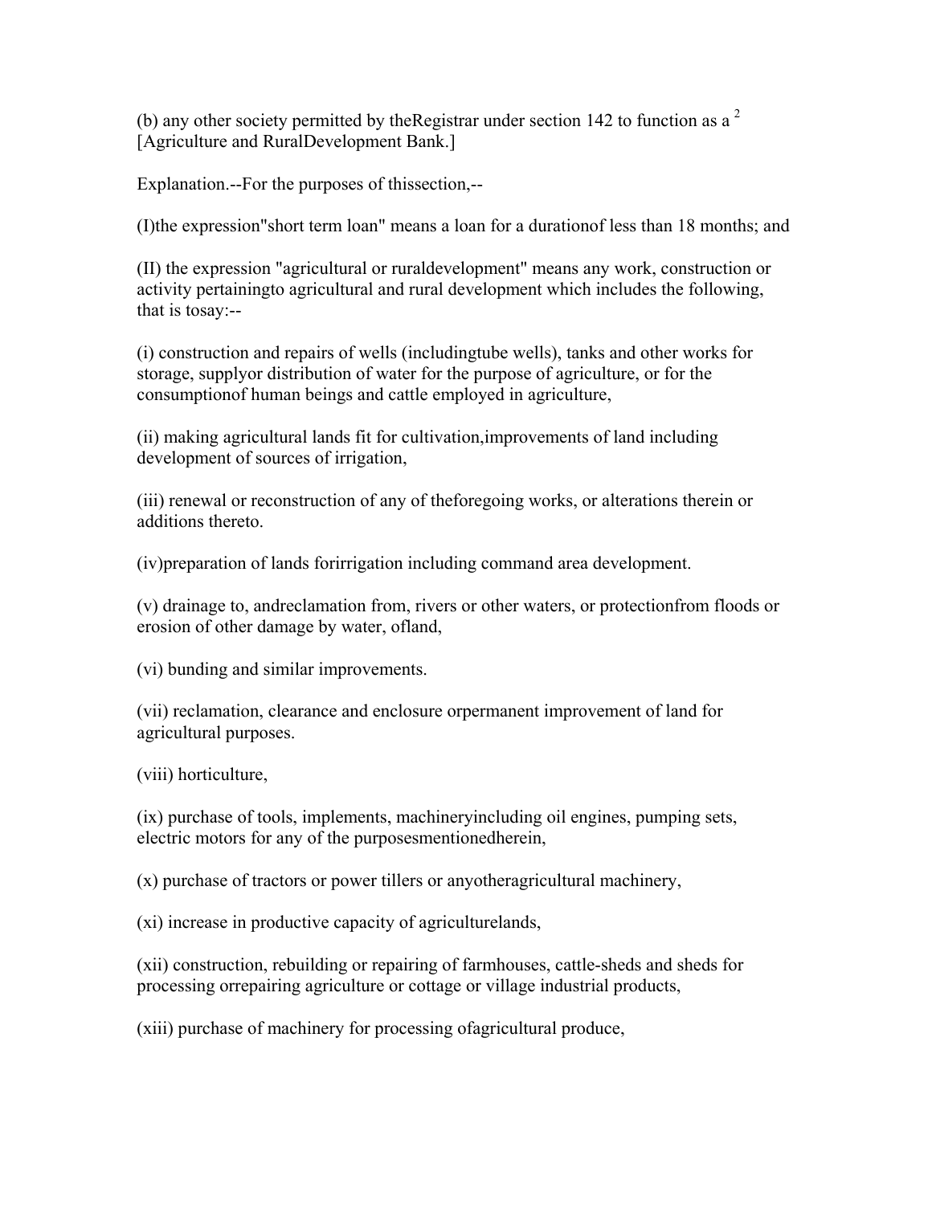(b) any other society permitted by theRegistrar under section 142 to function as a [2] [Agriculture and RuralDevelopment Bank.]

Explanation.--For the purposes of thissection,--

(I)the expression"short term loan" means a loan for a durationof less than 18 months; and

(II) the expression "agricultural or ruraldevelopment" means any work, construction or activity pertainingto agricultural and rural development which includes the following, that is tosay:--

(i) construction and repairs of wells (includingtube wells), tanks and other works for storage, supplyor distribution of water for the purpose of agriculture, or for the consumptionof human beings and cattle employed in agriculture,

(ii) making agricultural lands fit for cultivation,improvements of land including development of sources of irrigation,

(iii) renewal or reconstruction of any of theforegoing works, or alterations therein or additions thereto.

(iv)preparation of lands forirrigation including command area development.

(v) drainage to, andreclamation from, rivers or other waters, or protectionfrom floods or erosion of other damage by water, ofland,

(vi) bunding and similar improvements.

(vii) reclamation, clearance and enclosure orpermanent improvement of land for agricultural purposes.

(viii) horticulture,

(ix) purchase of tools, implements, machineryincluding oil engines, pumping sets, electric motors for any of the purposesmentionedherein,

(x) purchase of tractors or power tillers or anyotheragricultural machinery,

(xi) increase in productive capacity of agriculturelands,

(xii) construction, rebuilding or repairing of farmhouses, cattle-sheds and sheds for processing orrepairing agriculture or cottage or village industrial products,

(xiii) purchase of machinery for processing ofagricultural produce,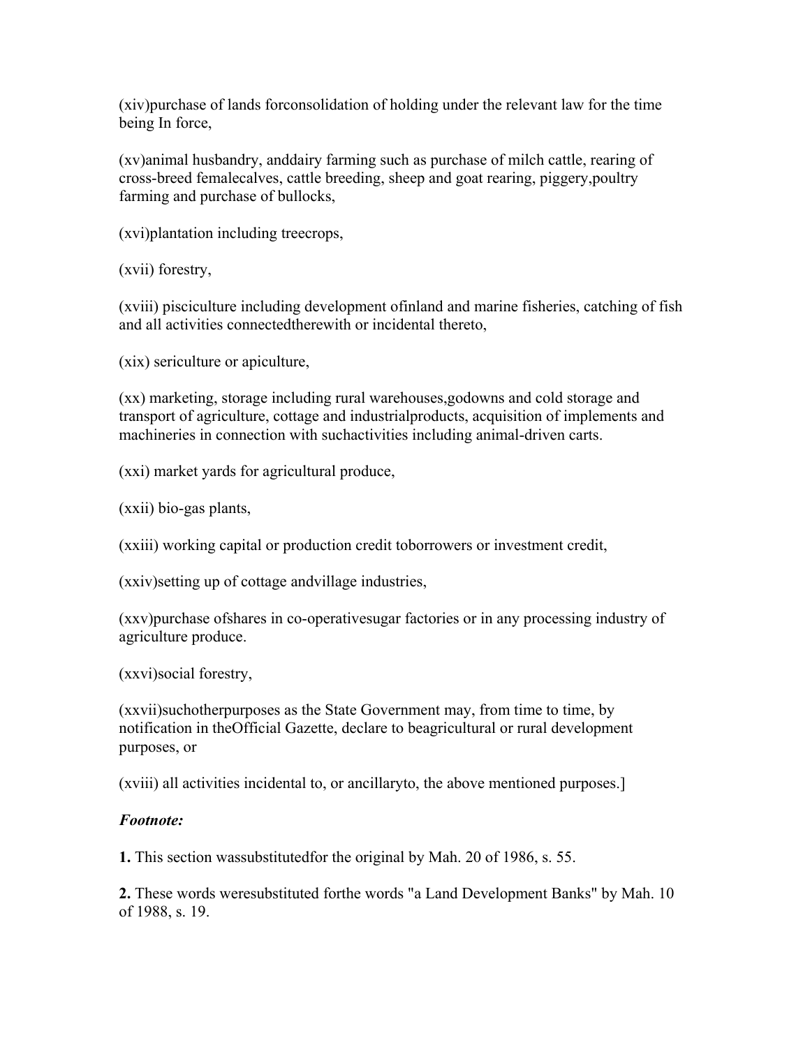(xiv)purchase of lands forconsolidation of holding under the relevant law for the time being In force,

(xv)animal husbandry, anddairy farming such as purchase of milch cattle, rearing of cross-breed femalecalves, cattle breeding, sheep and goat rearing, piggery,poultry farming and purchase of bullocks,

(xvi)plantation including treecrops,

(xvii) forestry,

(xviii) pisciculture including development ofinland and marine fisheries, catching of fish and all activities connectedtherewith or incidental thereto,

(xix) sericulture or apiculture,

(xx) marketing, storage including rural warehouses,godowns and cold storage and transport of agriculture, cottage and industrialproducts, acquisition of implements and machineries in connection with suchactivities including animal-driven carts.

(xxi) market yards for agricultural produce,

(xxii) bio-gas plants,

(xxiii) working capital or production credit toborrowers or investment credit,

(xxiv)setting up of cottage andvillage industries,

(xxv)purchase ofshares in co-operativesugar factories or in any processing industry of agriculture produce.

(xxvi)social forestry,

(xxvii)suchotherpurposes as the State Government may, from time to time, by notification in theOfficial Gazette, declare to beagricultural or rural development purposes, or

(xviii) all activities incidental to, or ancillaryto, the above mentioned purposes.]

***Footnote:***

**1.** This section wassubstitutedfor the original by Mah. 20 of 1986, s. 55.

**2.** These words weresubstituted forthe words "a Land Development Banks" by Mah. 10 of 1988, s. 19.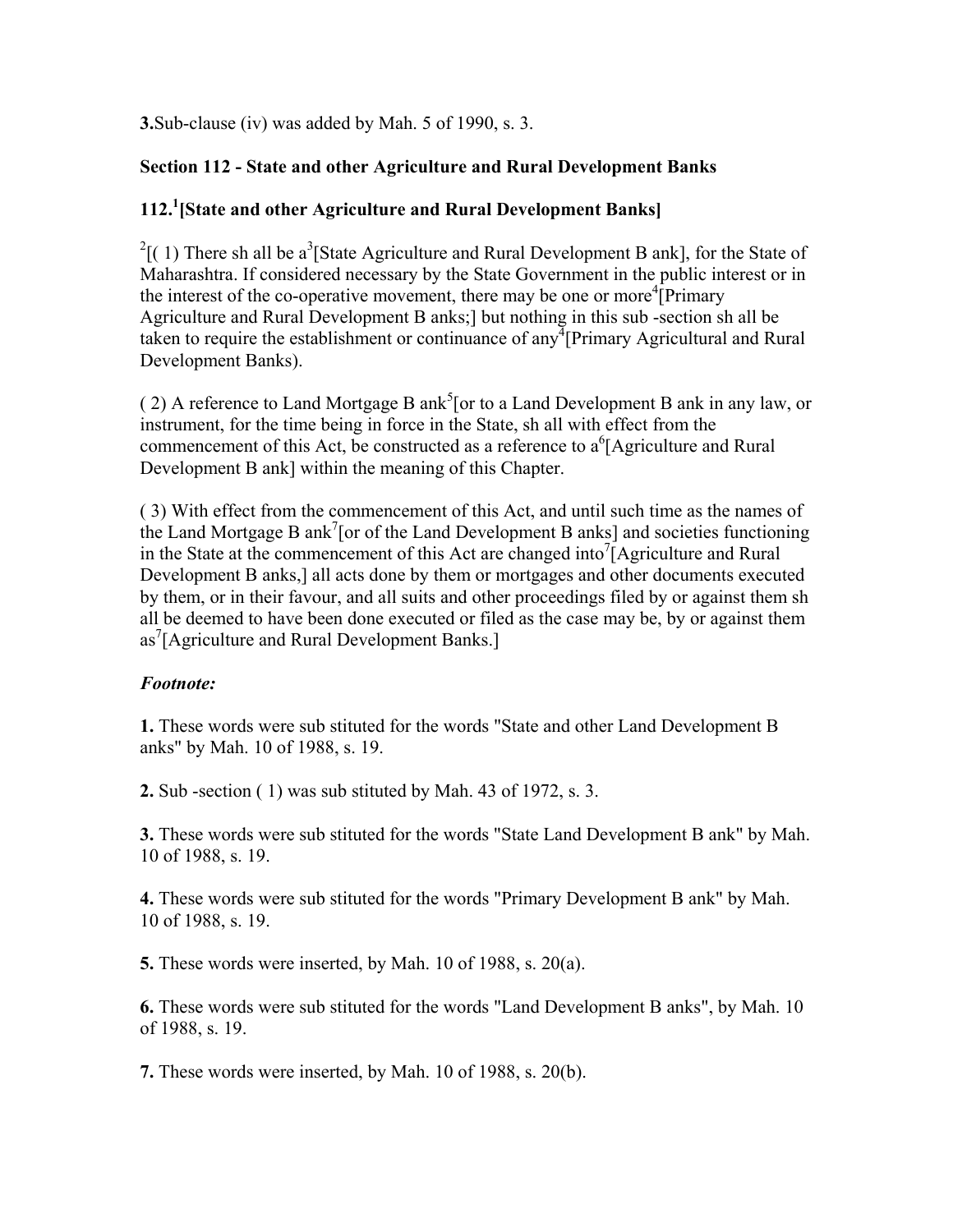**3.**Sub-clause (iv) was added by Mah. 5 of 1990, s. 3.

**Section 112 - State and other Agriculture and Rural Development Banks**

**112.[1][State and other Agriculture and Rural Development Banks]**

[2][( 1) There sh all be a[3][State Agriculture and Rural Development B ank], for the State of Maharashtra. If considered necessary by the State Government in the public interest or in the interest of the co-operative movement, there may be one or more[4][Primary Agriculture and Rural Development B anks;] but nothing in this sub -section sh all be taken to require the establishment or continuance of any[4][Primary Agricultural and Rural Development Banks).

( 2) A reference to Land Mortgage B ank[5][or to a Land Development B ank in any law, or instrument, for the time being in force in the State, sh all with effect from the commencement of this Act, be constructed as a reference to a[6][Agriculture and Rural Development B ank] within the meaning of this Chapter.

( 3) With effect from the commencement of this Act, and until such time as the names of the Land Mortgage B ank[7][or of the Land Development B anks] and societies functioning in the State at the commencement of this Act are changed into[7][Agriculture and Rural Development B anks,] all acts done by them or mortgages and other documents executed by them, or in their favour, and all suits and other proceedings filed by or against them sh all be deemed to have been done executed or filed as the case may be, by or against them as[7][Agriculture and Rural Development Banks.]

***Footnote:***

**1.** These words were sub stituted for the words "State and other Land Development B anks" by Mah. 10 of 1988, s. 19.

**2.** Sub -section ( 1) was sub stituted by Mah. 43 of 1972, s. 3.

**3.** These words were sub stituted for the words "State Land Development B ank" by Mah. 10 of 1988, s. 19.

**4.** These words were sub stituted for the words "Primary Development B ank" by Mah. 10 of 1988, s. 19.

**5.** These words were inserted, by Mah. 10 of 1988, s. 20(a).

**6.** These words were sub stituted for the words "Land Development B anks", by Mah. 10 of 1988, s. 19.

**7.** These words were inserted, by Mah. 10 of 1988, s. 20(b).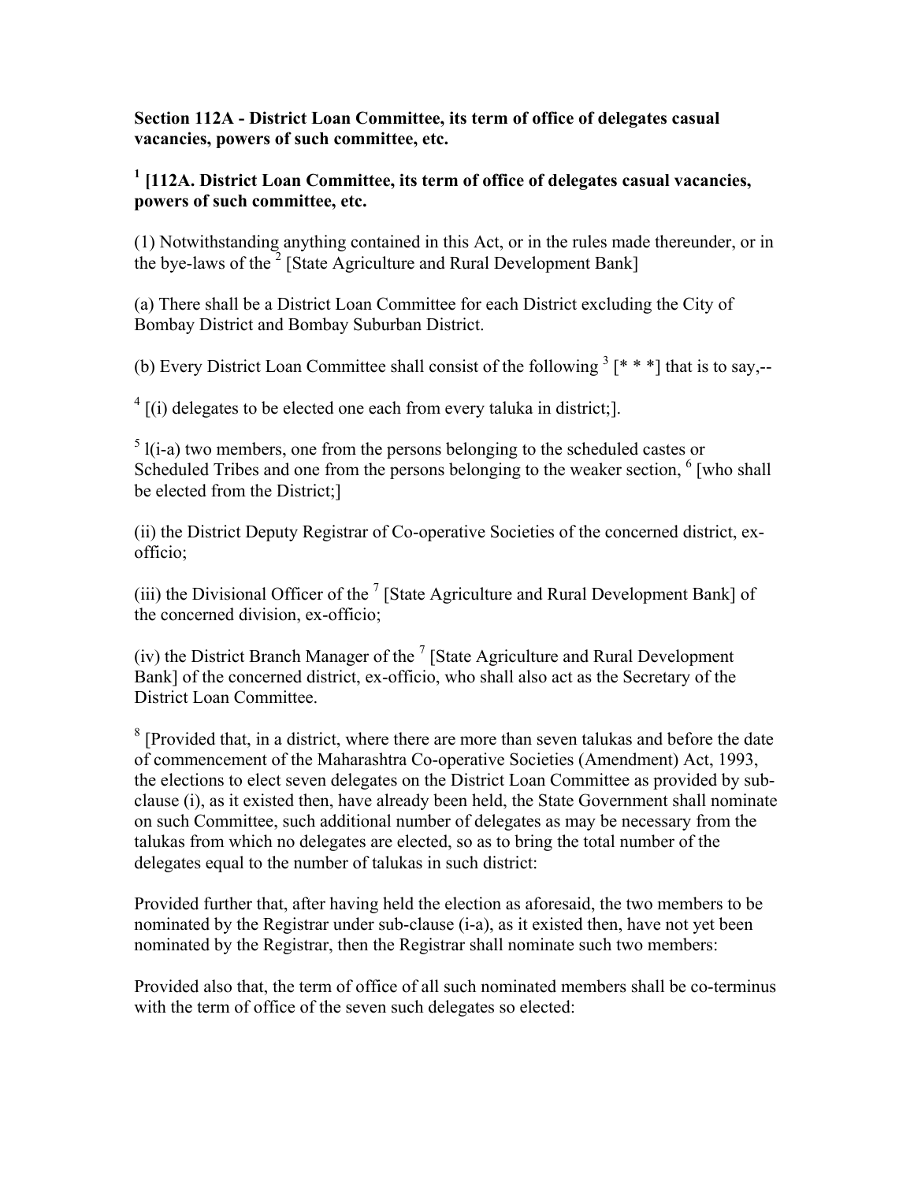**Section 112A - District Loan Committee, its term of office of delegates casual vacancies, powers of such committee, etc.**

**[1] [112A. District Loan Committee, its term of office of delegates casual vacancies, powers of such committee, etc.**

(1) Notwithstanding anything contained in this Act, or in the rules made thereunder, or in the bye-laws of the [2] [State Agriculture and Rural Development Bank]

(a) There shall be a District Loan Committee for each District excluding the City of Bombay District and Bombay Suburban District.

(b) Every District Loan Committee shall consist of the following [3] [* * *] that is to say,--

[4] [(i) delegates to be elected one each from every taluka in district;].

[5] l(i-a) two members, one from the persons belonging to the scheduled castes or Scheduled Tribes and one from the persons belonging to the weaker section, [6] [who shall be elected from the District;]

(ii) the District Deputy Registrar of Co-operative Societies of the concerned district, ex-officio;

(iii) the Divisional Officer of the [7] [State Agriculture and Rural Development Bank] of the concerned division, ex-officio;

(iv) the District Branch Manager of the [7] [State Agriculture and Rural Development Bank] of the concerned district, ex-officio, who shall also act as the Secretary of the District Loan Committee.

[8] [Provided that, in a district, where there are more than seven talukas and before the date of commencement of the Maharashtra Co-operative Societies (Amendment) Act, 1993, the elections to elect seven delegates on the District Loan Committee as provided by sub-clause (i), as it existed then, have already been held, the State Government shall nominate on such Committee, such additional number of delegates as may be necessary from the talukas from which no delegates are elected, so as to bring the total number of the delegates equal to the number of talukas in such district:

Provided further that, after having held the election as aforesaid, the two members to be nominated by the Registrar under sub-clause (i-a), as it existed then, have not yet been nominated by the Registrar, then the Registrar shall nominate such two members:

Provided also that, the term of office of all such nominated members shall be co-terminus with the term of office of the seven such delegates so elected: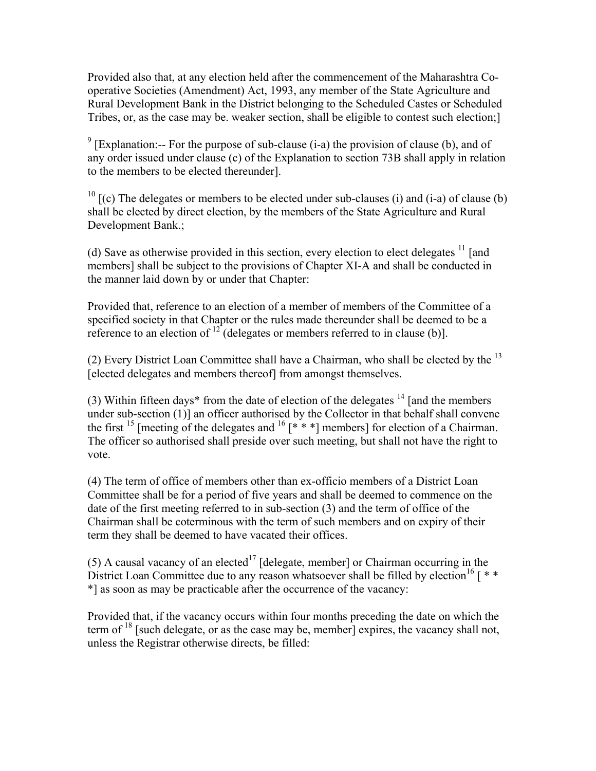Provided also that, at any election held after the commencement of the Maharashtra Co-operative Societies (Amendment) Act, 1993, any member of the State Agriculture and Rural Development Bank in the District belonging to the Scheduled Castes or Scheduled Tribes, or, as the case may be. weaker section, shall be eligible to contest such election;]

[9] [Explanation:-- For the purpose of sub-clause (i-a) the provision of clause (b), and of any order issued under clause (c) of the Explanation to section 73B shall apply in relation to the members to be elected thereunder].

[10] [(c) The delegates or members to be elected under sub-clauses (i) and (i-a) of clause (b) shall be elected by direct election, by the members of the State Agriculture and Rural Development Bank.;

(d) Save as otherwise provided in this section, every election to elect delegates [11] [and members] shall be subject to the provisions of Chapter XI-A and shall be conducted in the manner laid down by or under that Chapter:

Provided that, reference to an election of a member of members of the Committee of a specified society in that Chapter or the rules made thereunder shall be deemed to be a reference to an election of [12] (delegates or members referred to in clause (b)].

(2) Every District Loan Committee shall have a Chairman, who shall be elected by the [13] [elected delegates and members thereof] from amongst themselves.

(3) Within fifteen days* from the date of election of the delegates [14] [and the members under sub-section (1)] an officer authorised by the Collector in that behalf shall convene the first [15] [meeting of the delegates and [16] [* * *] members] for election of a Chairman. The officer so authorised shall preside over such meeting, but shall not have the right to vote.

(4) The term of office of members other than ex-officio members of a District Loan Committee shall be for a period of five years and shall be deemed to commence on the date of the first meeting referred to in sub-section (3) and the term of office of the Chairman shall be coterminous with the term of such members and on expiry of their term they shall be deemed to have vacated their offices.

(5) A causal vacancy of an elected[17] [delegate, member] or Chairman occurring in the District Loan Committee due to any reason whatsoever shall be filled by election[16] [ * * *] as soon as may be practicable after the occurrence of the vacancy:

Provided that, if the vacancy occurs within four months preceding the date on which the term of [18] [such delegate, or as the case may be, member] expires, the vacancy shall not, unless the Registrar otherwise directs, be filled: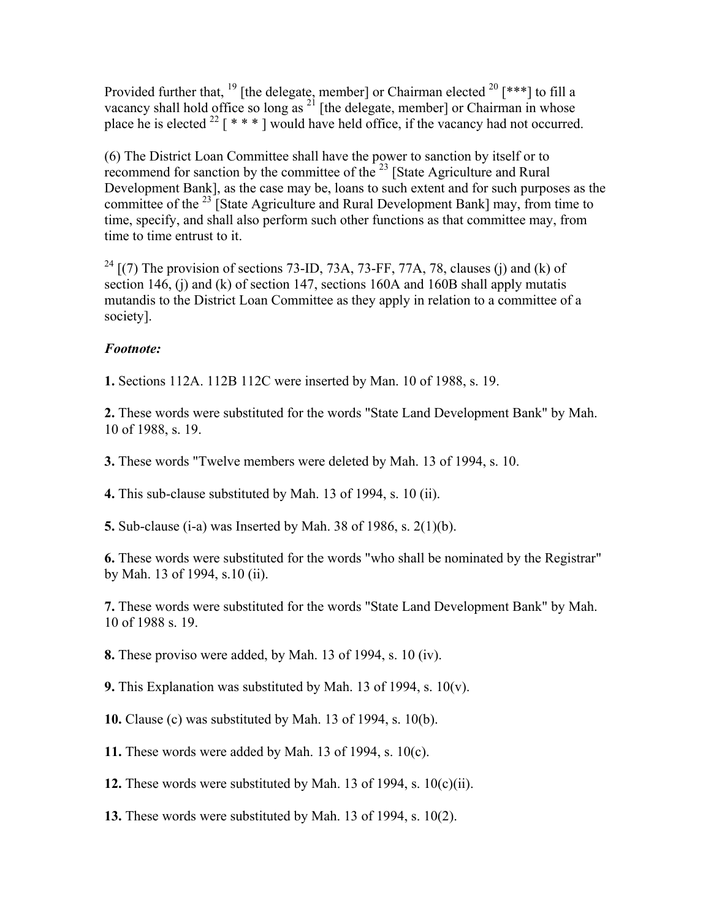Provided further that, [19] [the delegate, member] or Chairman elected [20] [***] to fill a vacancy shall hold office so long as [21] [the delegate, member] or Chairman in whose place he is elected [22] [ * * * ] would have held office, if the vacancy had not occurred.

(6) The District Loan Committee shall have the power to sanction by itself or to recommend for sanction by the committee of the [23] [State Agriculture and Rural Development Bank], as the case may be, loans to such extent and for such purposes as the committee of the [23] [State Agriculture and Rural Development Bank] may, from time to time, specify, and shall also perform such other functions as that committee may, from time to time entrust to it.

[24] [(7) The provision of sections 73-ID, 73A, 73-FF, 77A, 78, clauses (j) and (k) of section 146, (j) and (k) of section 147, sections 160A and 160B shall apply mutatis mutandis to the District Loan Committee as they apply in relation to a committee of a society].

***Footnote:***

**1.** Sections 112A. 112B 112C were inserted by Man. 10 of 1988, s. 19.

**2.** These words were substituted for the words "State Land Development Bank" by Mah. 10 of 1988, s. 19.

**3.** These words "Twelve members were deleted by Mah. 13 of 1994, s. 10.

**4.** This sub-clause substituted by Mah. 13 of 1994, s. 10 (ii).

**5.** Sub-clause (i-a) was Inserted by Mah. 38 of 1986, s. 2(1)(b).

**6.** These words were substituted for the words "who shall be nominated by the Registrar" by Mah. 13 of 1994, s.10 (ii).

**7.** These words were substituted for the words "State Land Development Bank" by Mah. 10 of 1988 s. 19.

**8.** These proviso were added, by Mah. 13 of 1994, s. 10 (iv).

**9.** This Explanation was substituted by Mah. 13 of 1994, s. 10(v).

**10.** Clause (c) was substituted by Mah. 13 of 1994, s. 10(b).

**11.** These words were added by Mah. 13 of 1994, s. 10(c).

**12.** These words were substituted by Mah. 13 of 1994, s. 10(c)(ii).

**13.** These words were substituted by Mah. 13 of 1994, s. 10(2).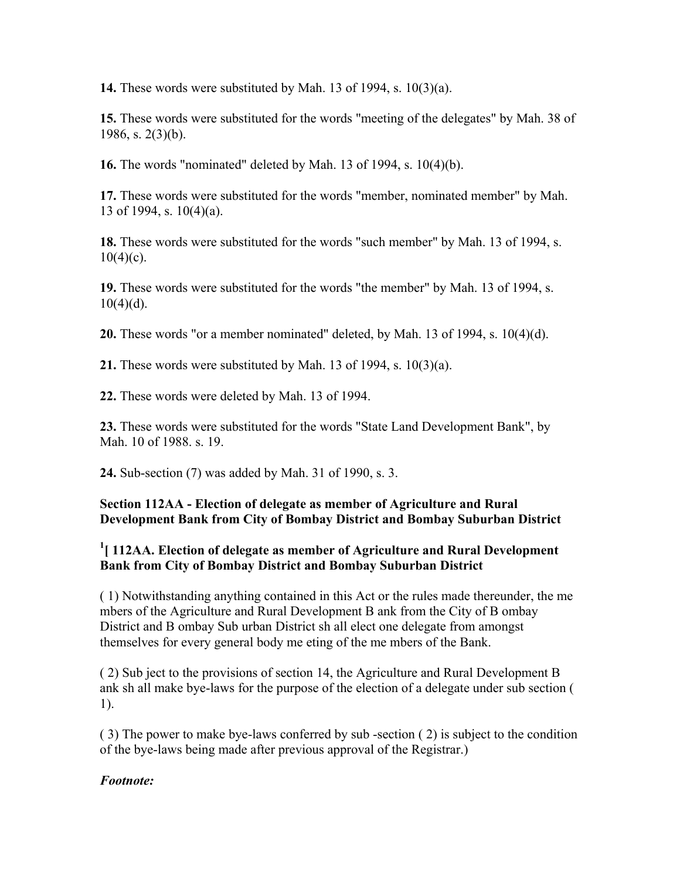**14.** These words were substituted by Mah. 13 of 1994, s. 10(3)(a).

**15.** These words were substituted for the words "meeting of the delegates" by Mah. 38 of 1986, s. 2(3)(b).

**16.** The words "nominated" deleted by Mah. 13 of 1994, s. 10(4)(b).

**17.** These words were substituted for the words "member, nominated member" by Mah. 13 of 1994, s. 10(4)(a).

**18.** These words were substituted for the words "such member" by Mah. 13 of 1994, s. 10(4)(c).

**19.** These words were substituted for the words "the member" by Mah. 13 of 1994, s. 10(4)(d).

**20.** These words "or a member nominated" deleted, by Mah. 13 of 1994, s. 10(4)(d).

**21.** These words were substituted by Mah. 13 of 1994, s. 10(3)(a).

**22.** These words were deleted by Mah. 13 of 1994.

**23.** These words were substituted for the words "State Land Development Bank", by Mah. 10 of 1988. s. 19.

**24.** Sub-section (7) was added by Mah. 31 of 1990, s. 3.

**Section 112AA - Election of delegate as member of Agriculture and Rural Development Bank from City of Bombay District and Bombay Suburban District**

**[1][ 112AA. Election of delegate as member of Agriculture and Rural Development Bank from City of Bombay District and Bombay Suburban District**

( 1) Notwithstanding anything contained in this Act or the rules made thereunder, the me mbers of the Agriculture and Rural Development B ank from the City of B ombay District and B ombay Sub urban District sh all elect one delegate from amongst themselves for every general body me eting of the me mbers of the Bank.

( 2) Sub ject to the provisions of section 14, the Agriculture and Rural Development B ank sh all make bye-laws for the purpose of the election of a delegate under sub section ( 1).

( 3) The power to make bye-laws conferred by sub -section ( 2) is subject to the condition of the bye-laws being made after previous approval of the Registrar.)

***Footnote:***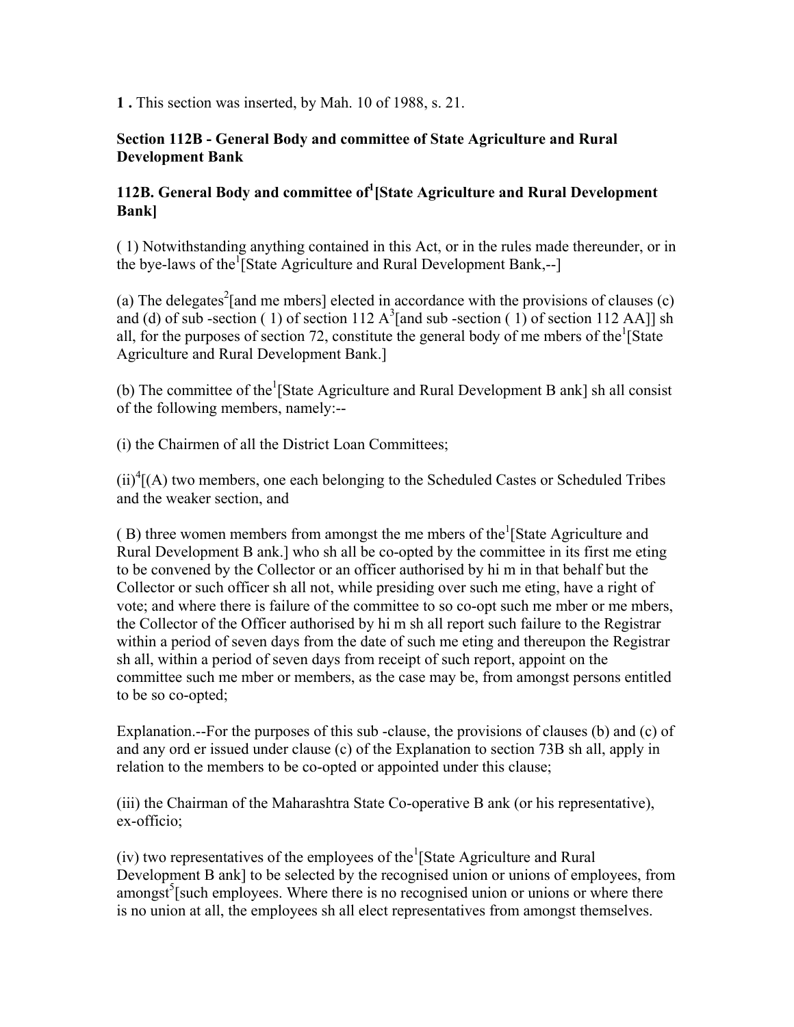**1 .** This section was inserted, by Mah. 10 of 1988, s. 21.

**Section 112B - General Body and committee of State Agriculture and Rural Development Bank**

**112B. General Body and committee of[1][State Agriculture and Rural Development Bank]**

( 1) Notwithstanding anything contained in this Act, or in the rules made thereunder, or in the bye-laws of the[1][State Agriculture and Rural Development Bank,--]

(a) The delegates[2][and me mbers] elected in accordance with the provisions of clauses (c) and (d) of sub -section ( 1) of section 112 A[3][and sub -section ( 1) of section 112 AA]] sh all, for the purposes of section 72, constitute the general body of me mbers of the[1][State Agriculture and Rural Development Bank.]

(b) The committee of the[1][State Agriculture and Rural Development B ank] sh all consist of the following members, namely:--

(i) the Chairmen of all the District Loan Committees;

(ii)[4][(A) two members, one each belonging to the Scheduled Castes or Scheduled Tribes and the weaker section, and

( B) three women members from amongst the me mbers of the[1][State Agriculture and Rural Development B ank.] who sh all be co-opted by the committee in its first me eting to be convened by the Collector or an officer authorised by hi m in that behalf but the Collector or such officer sh all not, while presiding over such me eting, have a right of vote; and where there is failure of the committee to so co-opt such me mber or me mbers, the Collector of the Officer authorised by hi m sh all report such failure to the Registrar within a period of seven days from the date of such me eting and thereupon the Registrar sh all, within a period of seven days from receipt of such report, appoint on the committee such me mber or members, as the case may be, from amongst persons entitled to be so co-opted;

Explanation.--For the purposes of this sub -clause, the provisions of clauses (b) and (c) of and any ord er issued under clause (c) of the Explanation to section 73B sh all, apply in relation to the members to be co-opted or appointed under this clause;

(iii) the Chairman of the Maharashtra State Co-operative B ank (or his representative), ex-officio;

(iv) two representatives of the employees of the[1][State Agriculture and Rural Development B ank] to be selected by the recognised union or unions of employees, from amongst[5][such employees. Where there is no recognised union or unions or where there is no union at all, the employees sh all elect representatives from amongst themselves.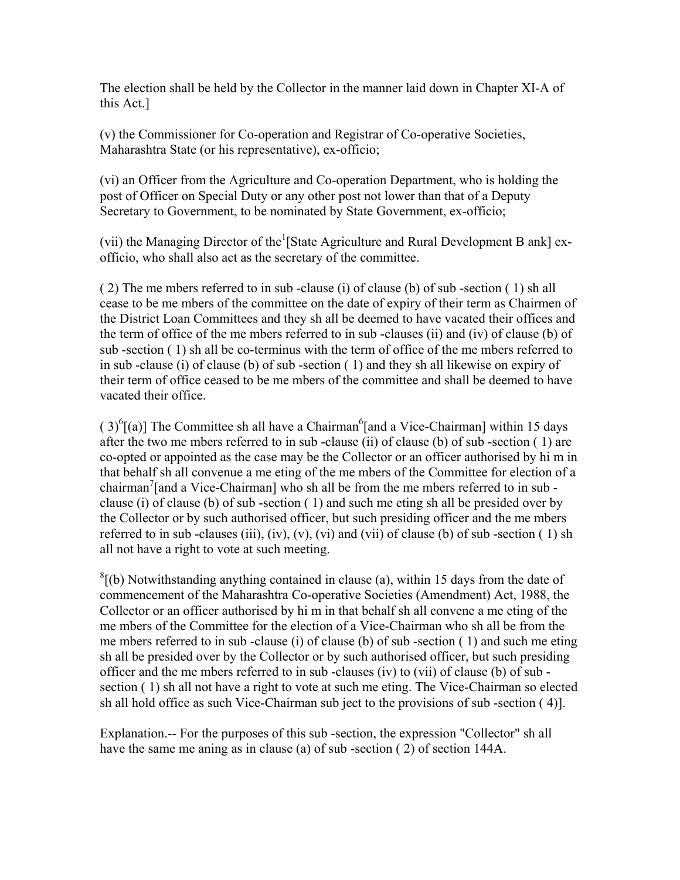The election shall be held by the Collector in the manner laid down in Chapter XI-A of this Act.]

(v) the Commissioner for Co-operation and Registrar of Co-operative Societies, Maharashtra State (or his representative), ex-officio;

(vi) an Officer from the Agriculture and Co-operation Department, who is holding the post of Officer on Special Duty or any other post not lower than that of a Deputy Secretary to Government, to be nominated by State Government, ex-officio;

(vii) the Managing Director of the[1][State Agriculture and Rural Development B ank] ex-officio, who shall also act as the secretary of the committee.

( 2) The me mbers referred to in sub -clause (i) of clause (b) of sub -section ( 1) sh all cease to be me mbers of the committee on the date of expiry of their term as Chairmen of the District Loan Committees and they sh all be deemed to have vacated their offices and the term of office of the me mbers referred to in sub -clauses (ii) and (iv) of clause (b) of sub -section ( 1) sh all be co-terminus with the term of office of the me mbers referred to in sub -clause (i) of clause (b) of sub -section ( 1) and they sh all likewise on expiry of their term of office ceased to be me mbers of the committee and shall be deemed to have vacated their office.

( 3)[6][(a)] The Committee sh all have a Chairman[6][and a Vice-Chairman] within 15 days after the two me mbers referred to in sub -clause (ii) of clause (b) of sub -section ( 1) are co-opted or appointed as the case may be the Collector or an officer authorised by hi m in that behalf sh all convenue a me eting of the me mbers of the Committee for election of a chairman[7][and a Vice-Chairman] who sh all be from the me mbers referred to in sub -clause (i) of clause (b) of sub -section ( 1) and such me eting sh all be presided over by the Collector or by such authorised officer, but such presiding officer and the me mbers referred to in sub -clauses (iii), (iv), (v), (vi) and (vii) of clause (b) of sub -section ( 1) sh all not have a right to vote at such meeting.

[8][(b) Notwithstanding anything contained in clause (a), within 15 days from the date of commencement of the Maharashtra Co-operative Societies (Amendment) Act, 1988, the Collector or an officer authorised by hi m in that behalf sh all convene a me eting of the me mbers of the Committee for the election of a Vice-Chairman who sh all be from the me mbers referred to in sub -clause (i) of clause (b) of sub -section ( 1) and such me eting sh all be presided over by the Collector or by such authorised officer, but such presiding officer and the me mbers referred to in sub -clauses (iv) to (vii) of clause (b) of sub -section ( 1) sh all not have a right to vote at such me eting. The Vice-Chairman so elected sh all hold office as such Vice-Chairman sub ject to the provisions of sub -section ( 4)].

Explanation.-- For the purposes of this sub -section, the expression "Collector" sh all have the same me aning as in clause (a) of sub -section ( 2) of section 144A.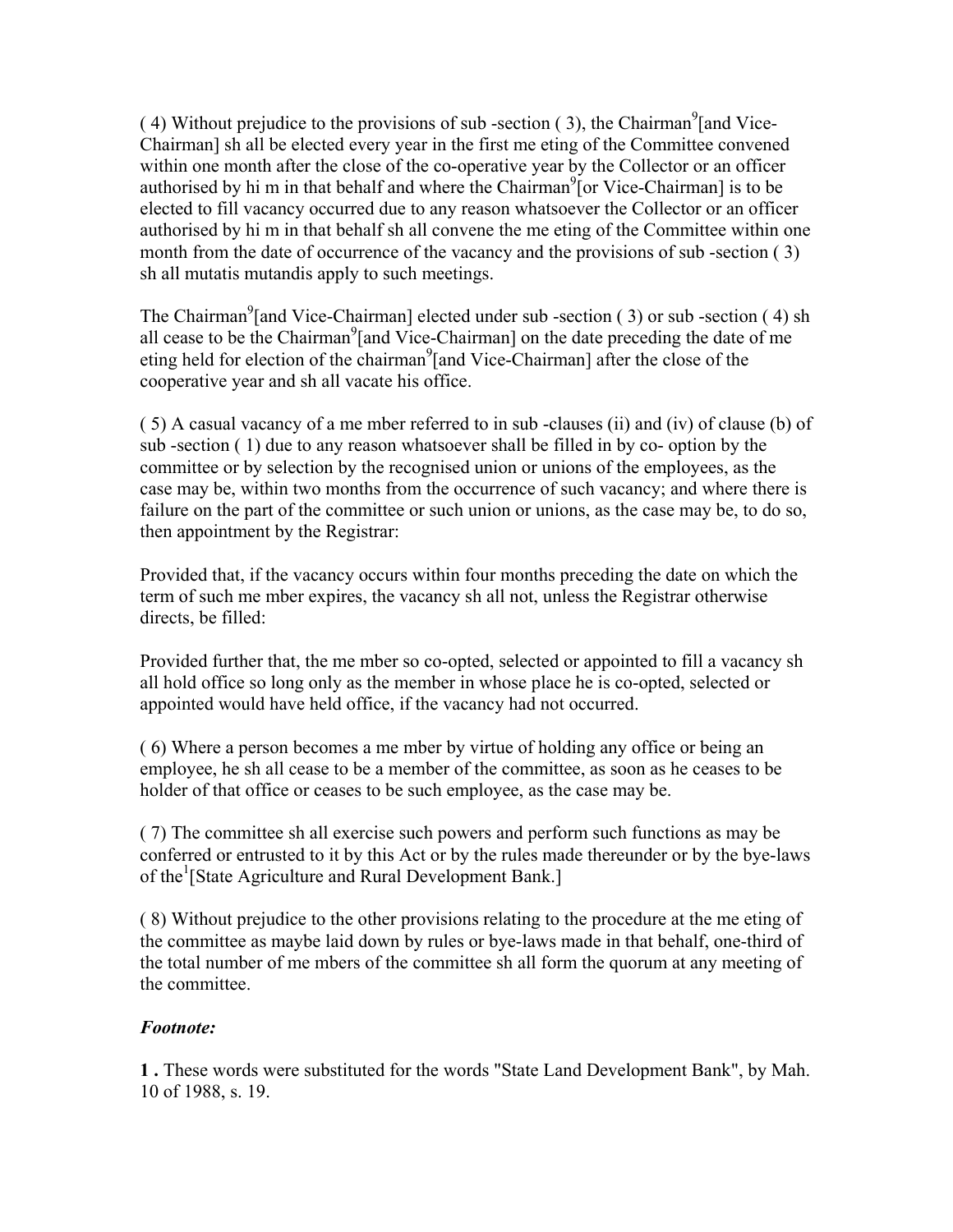( 4) Without prejudice to the provisions of sub -section ( 3), the Chairman[9][and Vice-Chairman] shall be elected every year in the first meeting of the Committee convened within one month after the close of the co-operative year by the Collector or an officer authorised by him in that behalf and where the Chairman[9][or Vice-Chairman] is to be elected to fill vacancy occurred due to any reason whatsoever the Collector or an officer authorised by him in that behalf shall convene the meeting of the Committee within one month from the date of occurrence of the vacancy and the provisions of sub -section ( 3) shall mutatis mutandis apply to such meetings.

The Chairman[9][and Vice-Chairman] elected under sub -section ( 3) or sub -section ( 4) shall cease to be the Chairman[9][and Vice-Chairman] on the date preceding the date of meeting held for election of the chairman[9][and Vice-Chairman] after the close of the cooperative year and shall vacate his office.

( 5) A casual vacancy of a member referred to in sub -clauses (ii) and (iv) of clause (b) of sub -section ( 1) due to any reason whatsoever shall be filled in by co- option by the committee or by selection by the recognised union or unions of the employees, as the case may be, within two months from the occurrence of such vacancy; and where there is failure on the part of the committee or such union or unions, as the case may be, to do so, then appointment by the Registrar:

Provided that, if the vacancy occurs within four months preceding the date on which the term of such member expires, the vacancy shall not, unless the Registrar otherwise directs, be filled:

Provided further that, the member so co-opted, selected or appointed to fill a vacancy shall hold office so long only as the member in whose place he is co-opted, selected or appointed would have held office, if the vacancy had not occurred.

( 6) Where a person becomes a member by virtue of holding any office or being an employee, he shall cease to be a member of the committee, as soon as he ceases to be holder of that office or ceases to be such employee, as the case may be.

( 7) The committee shall exercise such powers and perform such functions as may be conferred or entrusted to it by this Act or by the rules made thereunder or by the bye-laws of the[1][State Agriculture and Rural Development Bank.]

( 8) Without prejudice to the other provisions relating to the procedure at the meeting of the committee as maybe laid down by rules or bye-laws made in that behalf, one-third of the total number of members of the committee shall form the quorum at any meeting of the committee.

***Footnote:***

**1 .** These words were substituted for the words "State Land Development Bank", by Mah. 10 of 1988, s. 19.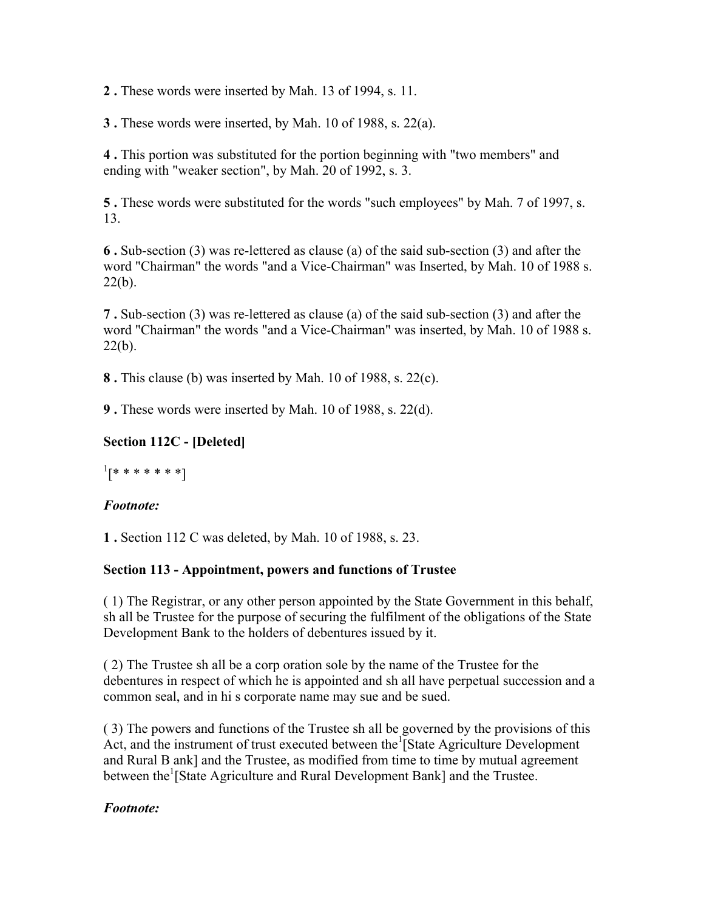**2 .** These words were inserted by Mah. 13 of 1994, s. 11.

**3 .** These words were inserted, by Mah. 10 of 1988, s. 22(a).

**4 .** This portion was substituted for the portion beginning with "two members" and ending with "weaker section", by Mah. 20 of 1992, s. 3.

**5 .** These words were substituted for the words "such employees" by Mah. 7 of 1997, s. 13.

**6 .** Sub-section (3) was re-lettered as clause (a) of the said sub-section (3) and after the word "Chairman" the words "and a Vice-Chairman" was Inserted, by Mah. 10 of 1988 s. 22(b).

**7 .** Sub-section (3) was re-lettered as clause (a) of the said sub-section (3) and after the word "Chairman" the words "and a Vice-Chairman" was inserted, by Mah. 10 of 1988 s. 22(b).

**8 .** This clause (b) was inserted by Mah. 10 of 1988, s. 22(c).

**9 .** These words were inserted by Mah. 10 of 1988, s. 22(d).

### Section 112C - [Deleted]

[1][* * * * * * *]

***Footnote:***

**1 .** Section 112 C was deleted, by Mah. 10 of 1988, s. 23.

### Section 113 - Appointment, powers and functions of Trustee

( 1) The Registrar, or any other person appointed by the State Government in this behalf, sh all be Trustee for the purpose of securing the fulfilment of the obligations of the State Development Bank to the holders of debentures issued by it.

( 2) The Trustee sh all be a corp oration sole by the name of the Trustee for the debentures in respect of which he is appointed and sh all have perpetual succession and a common seal, and in hi s corporate name may sue and be sued.

( 3) The powers and functions of the Trustee sh all be governed by the provisions of this Act, and the instrument of trust executed between the[1][State Agriculture Development and Rural B ank] and the Trustee, as modified from time to time by mutual agreement between the[1][State Agriculture and Rural Development Bank] and the Trustee.

***Footnote:***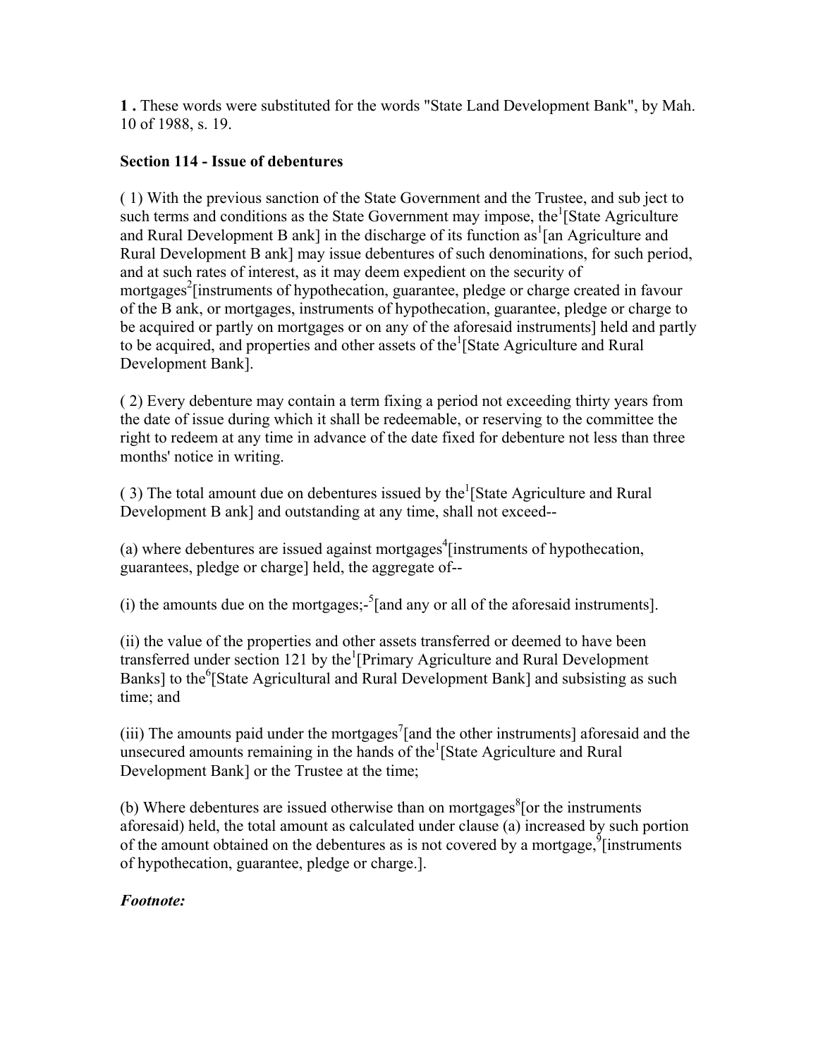**1 .** These words were substituted for the words "State Land Development Bank", by Mah. 10 of 1988, s. 19.

**Section 114 - Issue of debentures**

( 1) With the previous sanction of the State Government and the Trustee, and sub ject to such terms and conditions as the State Government may impose, the[1][State Agriculture and Rural Development B ank] in the discharge of its function as[1][an Agriculture and Rural Development B ank] may issue debentures of such denominations, for such period, and at such rates of interest, as it may deem expedient on the security of mortgages[2][instruments of hypothecation, guarantee, pledge or charge created in favour of the B ank, or mortgages, instruments of hypothecation, guarantee, pledge or charge to be acquired or partly on mortgages or on any of the aforesaid instruments] held and partly to be acquired, and properties and other assets of the[1][State Agriculture and Rural Development Bank].

( 2) Every debenture may contain a term fixing a period not exceeding thirty years from the date of issue during which it shall be redeemable, or reserving to the committee the right to redeem at any time in advance of the date fixed for debenture not less than three months' notice in writing.

( 3) The total amount due on debentures issued by the[1][State Agriculture and Rural Development B ank] and outstanding at any time, shall not exceed--

(a) where debentures are issued against mortgages[4][instruments of hypothecation, guarantees, pledge or charge] held, the aggregate of--

(i) the amounts due on the mortgages;-[5][and any or all of the aforesaid instruments].

(ii) the value of the properties and other assets transferred or deemed to have been transferred under section 121 by the[1][Primary Agriculture and Rural Development Banks] to the[6][State Agricultural and Rural Development Bank] and subsisting as such time; and

(iii) The amounts paid under the mortgages[7][and the other instruments] aforesaid and the unsecured amounts remaining in the hands of the[1][State Agriculture and Rural Development Bank] or the Trustee at the time;

(b) Where debentures are issued otherwise than on mortgages[8][or the instruments aforesaid) held, the total amount as calculated under clause (a) increased by such portion of the amount obtained on the debentures as is not covered by a mortgage,[9][instruments of hypothecation, guarantee, pledge or charge.].

***Footnote:***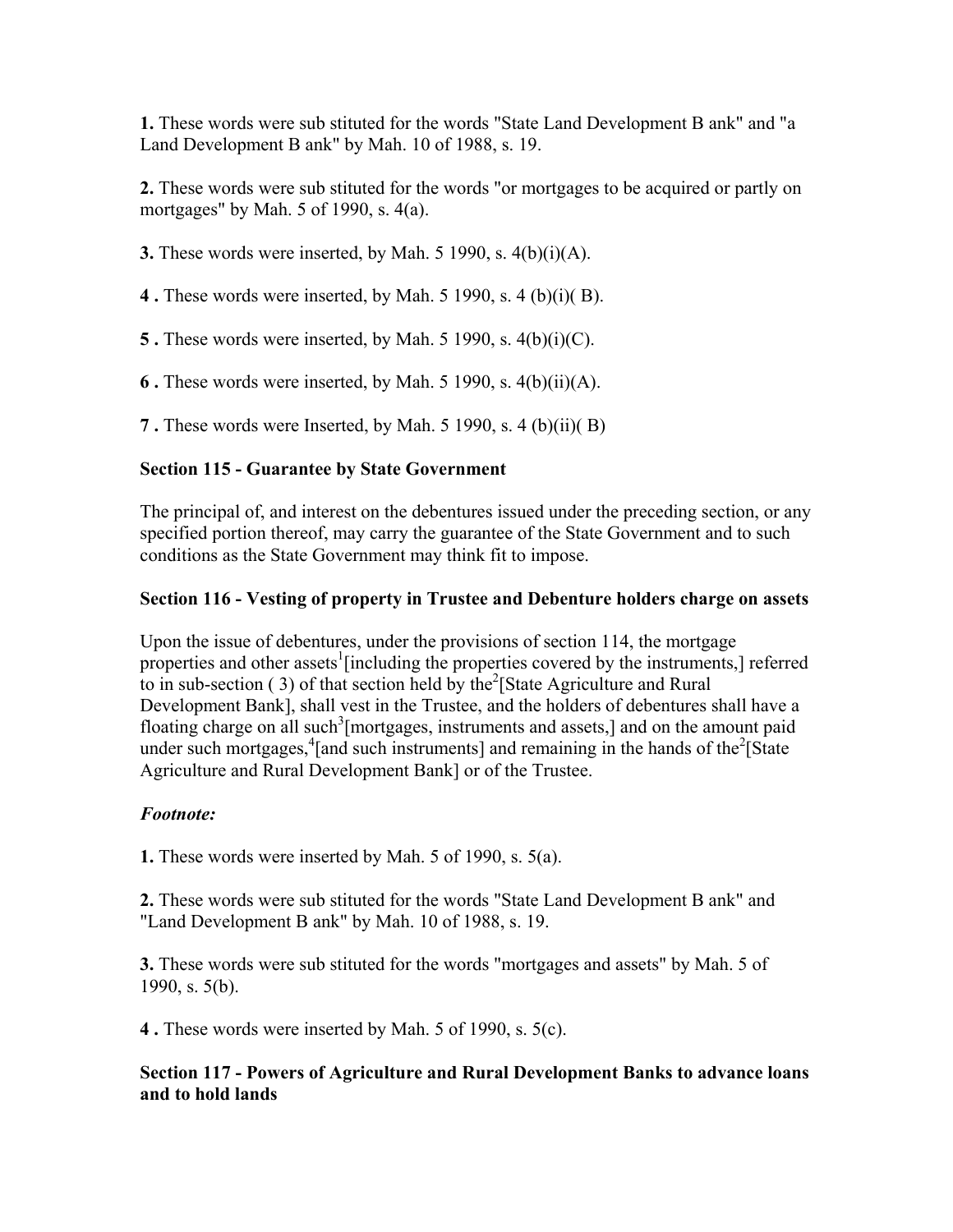**1.** These words were sub stituted for the words "State Land Development B ank" and "a Land Development B ank" by Mah. 10 of 1988, s. 19.

**2.** These words were sub stituted for the words "or mortgages to be acquired or partly on mortgages" by Mah. 5 of 1990, s. 4(a).

**3.** These words were inserted, by Mah. 5 1990, s. 4(b)(i)(A).

**4 .** These words were inserted, by Mah. 5 1990, s. 4 (b)(i)( B).

**5 .** These words were inserted, by Mah. 5 1990, s. 4(b)(i)(C).

**6 .** These words were inserted, by Mah. 5 1990, s. 4(b)(ii)(A).

**7 .** These words were Inserted, by Mah. 5 1990, s. 4 (b)(ii)( B)

### Section 115 - Guarantee by State Government

The principal of, and interest on the debentures issued under the preceding section, or any specified portion thereof, may carry the guarantee of the State Government and to such conditions as the State Government may think fit to impose.

### Section 116 - Vesting of property in Trustee and Debenture holders charge on assets

Upon the issue of debentures, under the provisions of section 114, the mortgage properties and other assets[1][including the properties covered by the instruments,] referred to in sub-section ( 3) of that section held by the[2][State Agriculture and Rural Development Bank], shall vest in the Trustee, and the holders of debentures shall have a floating charge on all such[3][mortgages, instruments and assets,] and on the amount paid under such mortgages,[4][and such instruments] and remaining in the hands of the[2][State Agriculture and Rural Development Bank] or of the Trustee.

***Footnote:***

**1.** These words were inserted by Mah. 5 of 1990, s. 5(a).

**2.** These words were sub stituted for the words "State Land Development B ank" and "Land Development B ank" by Mah. 10 of 1988, s. 19.

**3.** These words were sub stituted for the words "mortgages and assets" by Mah. 5 of 1990, s. 5(b).

**4 .** These words were inserted by Mah. 5 of 1990, s. 5(c).

### Section 117 - Powers of Agriculture and Rural Development Banks to advance loans and to hold lands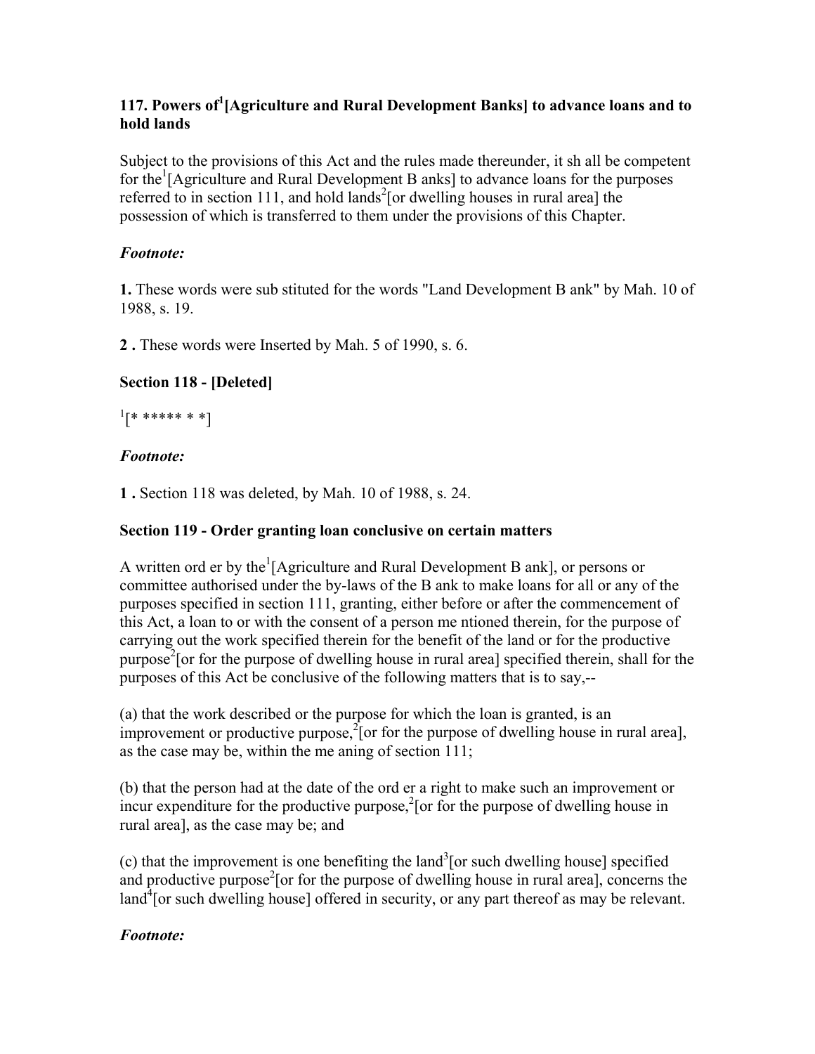### 117. Powers of[1][Agriculture and Rural Development Banks] to advance loans and to hold lands

Subject to the provisions of this Act and the rules made thereunder, it sh all be competent for the[1][Agriculture and Rural Development B anks] to advance loans for the purposes referred to in section 111, and hold lands[2][or dwelling houses in rural area] the possession of which is transferred to them under the provisions of this Chapter.

***Footnote:***

**1.** These words were sub stituted for the words "Land Development B ank" by Mah. 10 of 1988, s. 19.

**2 .** These words were Inserted by Mah. 5 of 1990, s. 6.

### Section 118 - [Deleted]

[1][* ***** * *]

***Footnote:***

**1 .** Section 118 was deleted, by Mah. 10 of 1988, s. 24.

### Section 119 - Order granting loan conclusive on certain matters

A written ord er by the[1][Agriculture and Rural Development B ank], or persons or committee authorised under the by-laws of the B ank to make loans for all or any of the purposes specified in section 111, granting, either before or after the commencement of this Act, a loan to or with the consent of a person me ntioned therein, for the purpose of carrying out the work specified therein for the benefit of the land or for the productive purpose[2][or for the purpose of dwelling house in rural area] specified therein, shall for the purposes of this Act be conclusive of the following matters that is to say,--

(a) that the work described or the purpose for which the loan is granted, is an improvement or productive purpose,[2][or for the purpose of dwelling house in rural area], as the case may be, within the me aning of section 111;

(b) that the person had at the date of the ord er a right to make such an improvement or incur expenditure for the productive purpose,[2][or for the purpose of dwelling house in rural area], as the case may be; and

(c) that the improvement is one benefiting the land[3][or such dwelling house] specified and productive purpose[2][or for the purpose of dwelling house in rural area], concerns the land[4][or such dwelling house] offered in security, or any part thereof as may be relevant.

***Footnote:***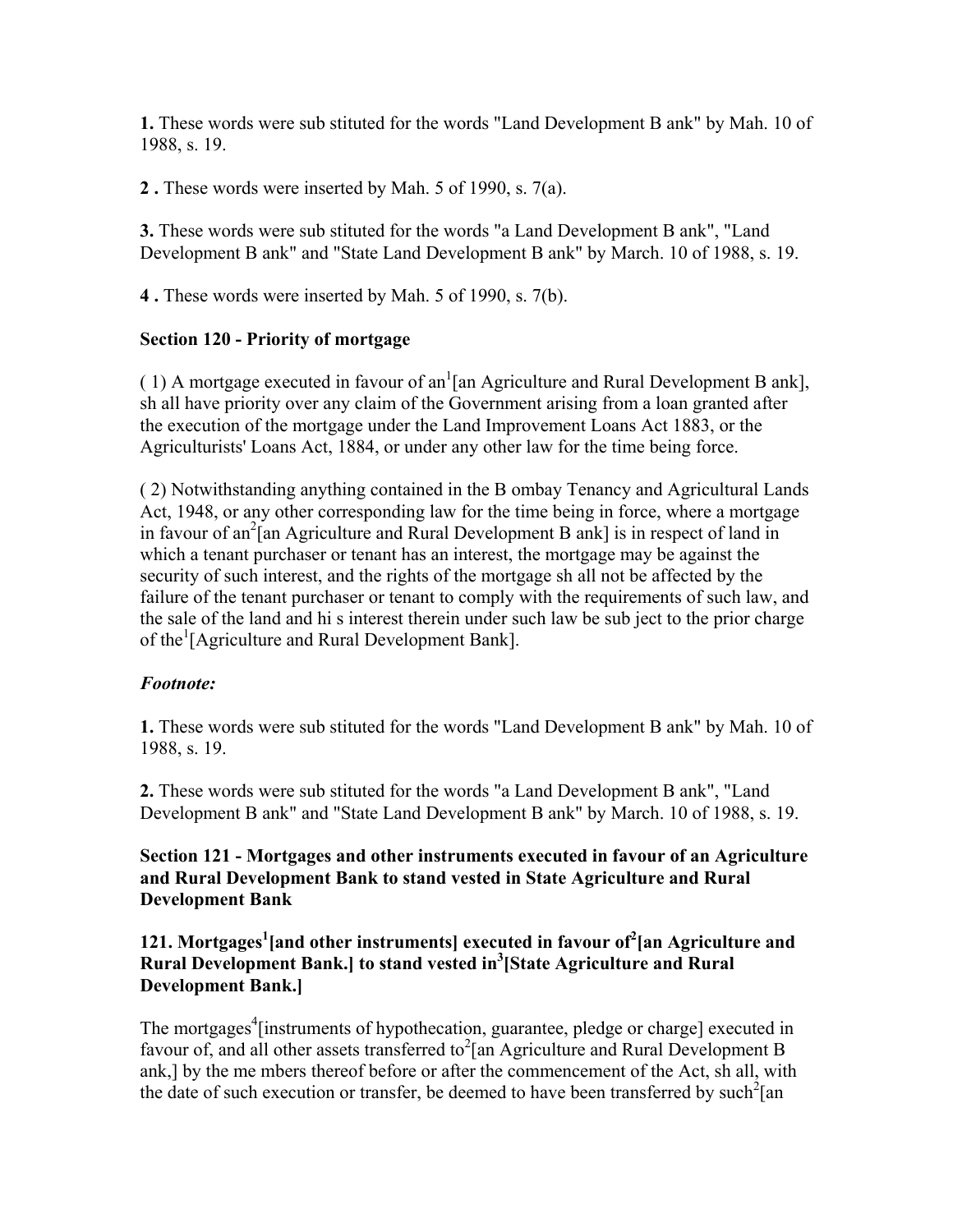**1.** These words were sub stituted for the words "Land Development B ank" by Mah. 10 of 1988, s. 19.

**2 .** These words were inserted by Mah. 5 of 1990, s. 7(a).

**3.** These words were sub stituted for the words "a Land Development B ank", "Land Development B ank" and "State Land Development B ank" by March. 10 of 1988, s. 19.

**4 .** These words were inserted by Mah. 5 of 1990, s. 7(b).

**Section 120 - Priority of mortgage**

( 1) A mortgage executed in favour of an[1][an Agriculture and Rural Development B ank], sh all have priority over any claim of the Government arising from a loan granted after the execution of the mortgage under the Land Improvement Loans Act 1883, or the Agriculturists' Loans Act, 1884, or under any other law for the time being force.

( 2) Notwithstanding anything contained in the B ombay Tenancy and Agricultural Lands Act, 1948, or any other corresponding law for the time being in force, where a mortgage in favour of an[2][an Agriculture and Rural Development B ank] is in respect of land in which a tenant purchaser or tenant has an interest, the mortgage may be against the security of such interest, and the rights of the mortgage sh all not be affected by the failure of the tenant purchaser or tenant to comply with the requirements of such law, and the sale of the land and hi s interest therein under such law be sub ject to the prior charge of the[1][Agriculture and Rural Development Bank].

***Footnote:***

**1.** These words were sub stituted for the words "Land Development B ank" by Mah. 10 of 1988, s. 19.

**2.** These words were sub stituted for the words "a Land Development B ank", "Land Development B ank" and "State Land Development B ank" by March. 10 of 1988, s. 19.

**Section 121 - Mortgages and other instruments executed in favour of an Agriculture and Rural Development Bank to stand vested in State Agriculture and Rural Development Bank**

**121. Mortgages[1][and other instruments] executed in favour of[2][an Agriculture and Rural Development Bank.] to stand vested in[3][State Agriculture and Rural Development Bank.]**

The mortgages[4][instruments of hypothecation, guarantee, pledge or charge] executed in favour of, and all other assets transferred to[2][an Agriculture and Rural Development B ank,] by the me mbers thereof before or after the commencement of the Act, sh all, with the date of such execution or transfer, be deemed to have been transferred by such[2][an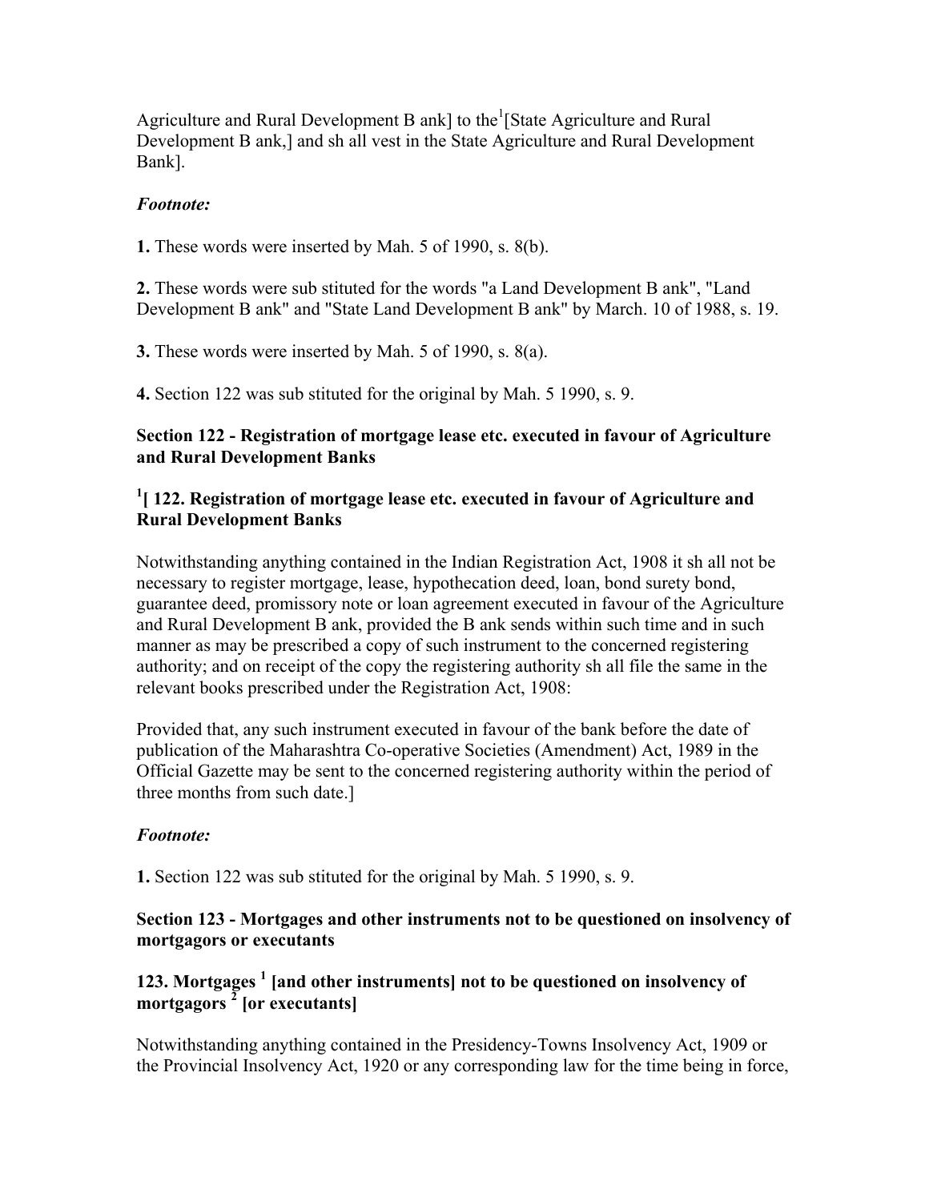Agriculture and Rural Development B ank] to the[1][State Agriculture and Rural Development B ank,] and sh all vest in the State Agriculture and Rural Development Bank].

*Footnote:*

**1.** These words were inserted by Mah. 5 of 1990, s. 8(b).

**2.** These words were sub stituted for the words "a Land Development B ank", "Land Development B ank" and "State Land Development B ank" by March. 10 of 1988, s. 19.

**3.** These words were inserted by Mah. 5 of 1990, s. 8(a).

**4.** Section 122 was sub stituted for the original by Mah. 5 1990, s. 9.

### Section 122 - Registration of mortgage lease etc. executed in favour of Agriculture and Rural Development Banks

### [1][ 122. Registration of mortgage lease etc. executed in favour of Agriculture and Rural Development Banks

Notwithstanding anything contained in the Indian Registration Act, 1908 it sh all not be necessary to register mortgage, lease, hypothecation deed, loan, bond surety bond, guarantee deed, promissory note or loan agreement executed in favour of the Agriculture and Rural Development B ank, provided the B ank sends within such time and in such manner as may be prescribed a copy of such instrument to the concerned registering authority; and on receipt of the copy the registering authority sh all file the same in the relevant books prescribed under the Registration Act, 1908:

Provided that, any such instrument executed in favour of the bank before the date of publication of the Maharashtra Co-operative Societies (Amendment) Act, 1989 in the Official Gazette may be sent to the concerned registering authority within the period of three months from such date.]

*Footnote:*

**1.** Section 122 was sub stituted for the original by Mah. 5 1990, s. 9.

### Section 123 - Mortgages and other instruments not to be questioned on insolvency of mortgagors or executants

### 123. Mortgages [1] [and other instruments] not to be questioned on insolvency of mortgagors [2] [or executants]

Notwithstanding anything contained in the Presidency-Towns Insolvency Act, 1909 or the Provincial Insolvency Act, 1920 or any corresponding law for the time being in force,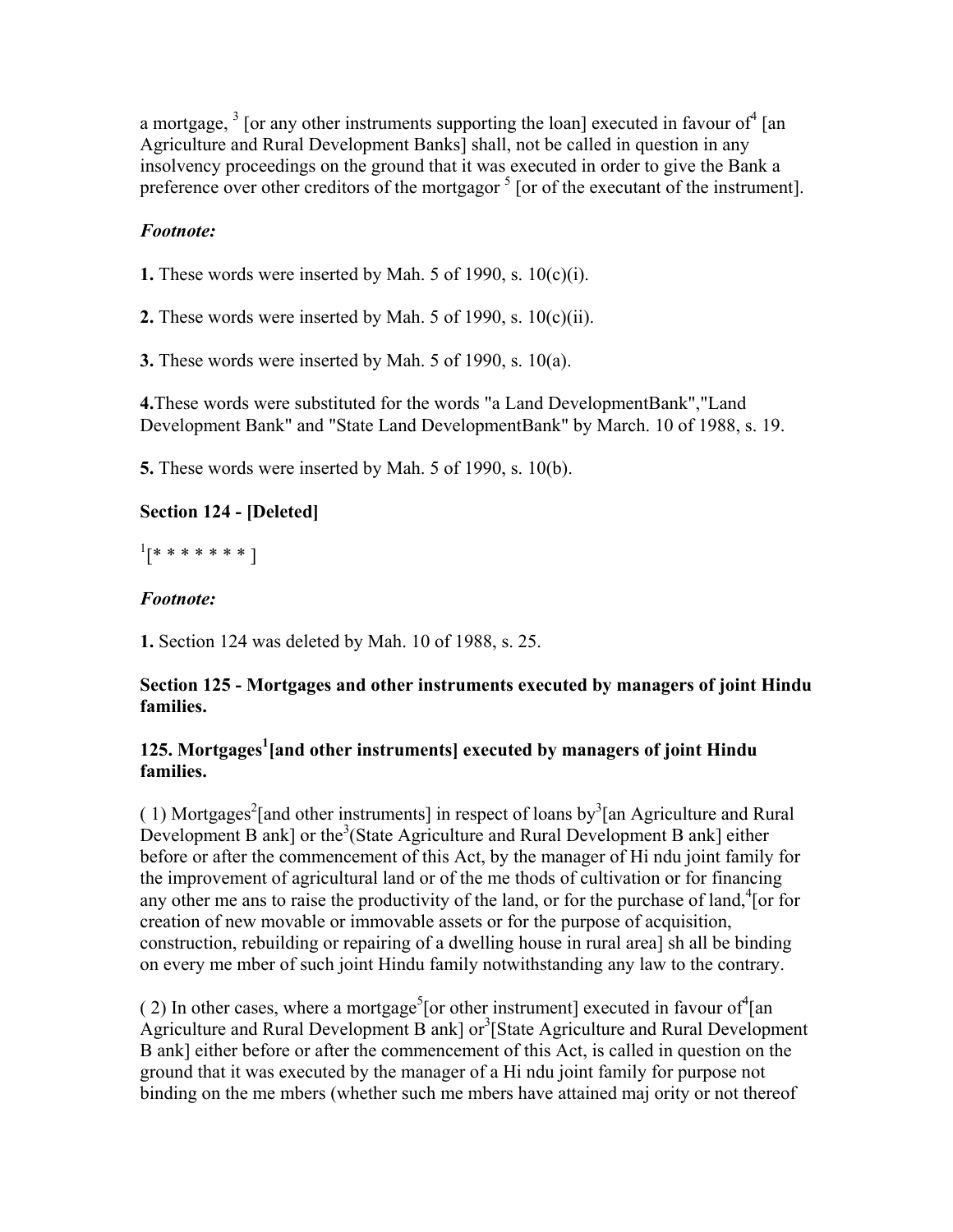a mortgage, [3] [or any other instruments supporting the loan] executed in favour of[4] [an Agriculture and Rural Development Banks] shall, not be called in question in any insolvency proceedings on the ground that it was executed in order to give the Bank a preference over other creditors of the mortgagor [5] [or of the executant of the instrument].

*Footnote:*

**1.** These words were inserted by Mah. 5 of 1990, s. 10(c)(i).

**2.** These words were inserted by Mah. 5 of 1990, s. 10(c)(ii).

**3.** These words were inserted by Mah. 5 of 1990, s. 10(a).

**4.**These words were substituted for the words "a Land DevelopmentBank","Land Development Bank" and "State Land DevelopmentBank" by March. 10 of 1988, s. 19.

**5.** These words were inserted by Mah. 5 of 1990, s. 10(b).

### Section 124 - [Deleted]

[1][* * * * * * * ]

*Footnote:*

**1.** Section 124 was deleted by Mah. 10 of 1988, s. 25.

### Section 125 - Mortgages and other instruments executed by managers of joint Hindu families.

### 125. Mortgages[1][and other instruments] executed by managers of joint Hindu families.

( 1) Mortgages[2][and other instruments] in respect of loans by[3][an Agriculture and Rural Development B ank] or the[3](State Agriculture and Rural Development B ank] either before or after the commencement of this Act, by the manager of Hi ndu joint family for the improvement of agricultural land or of the me thods of cultivation or for financing any other me ans to raise the productivity of the land, or for the purchase of land,[4][or for creation of new movable or immovable assets or for the purpose of acquisition, construction, rebuilding or repairing of a dwelling house in rural area] sh all be binding on every me mber of such joint Hindu family notwithstanding any law to the contrary.

( 2) In other cases, where a mortgage[5][or other instrument] executed in favour of[4][an Agriculture and Rural Development B ank] or[3][State Agriculture and Rural Development B ank] either before or after the commencement of this Act, is called in question on the ground that it was executed by the manager of a Hi ndu joint family for purpose not binding on the me mbers (whether such me mbers have attained maj ority or not thereof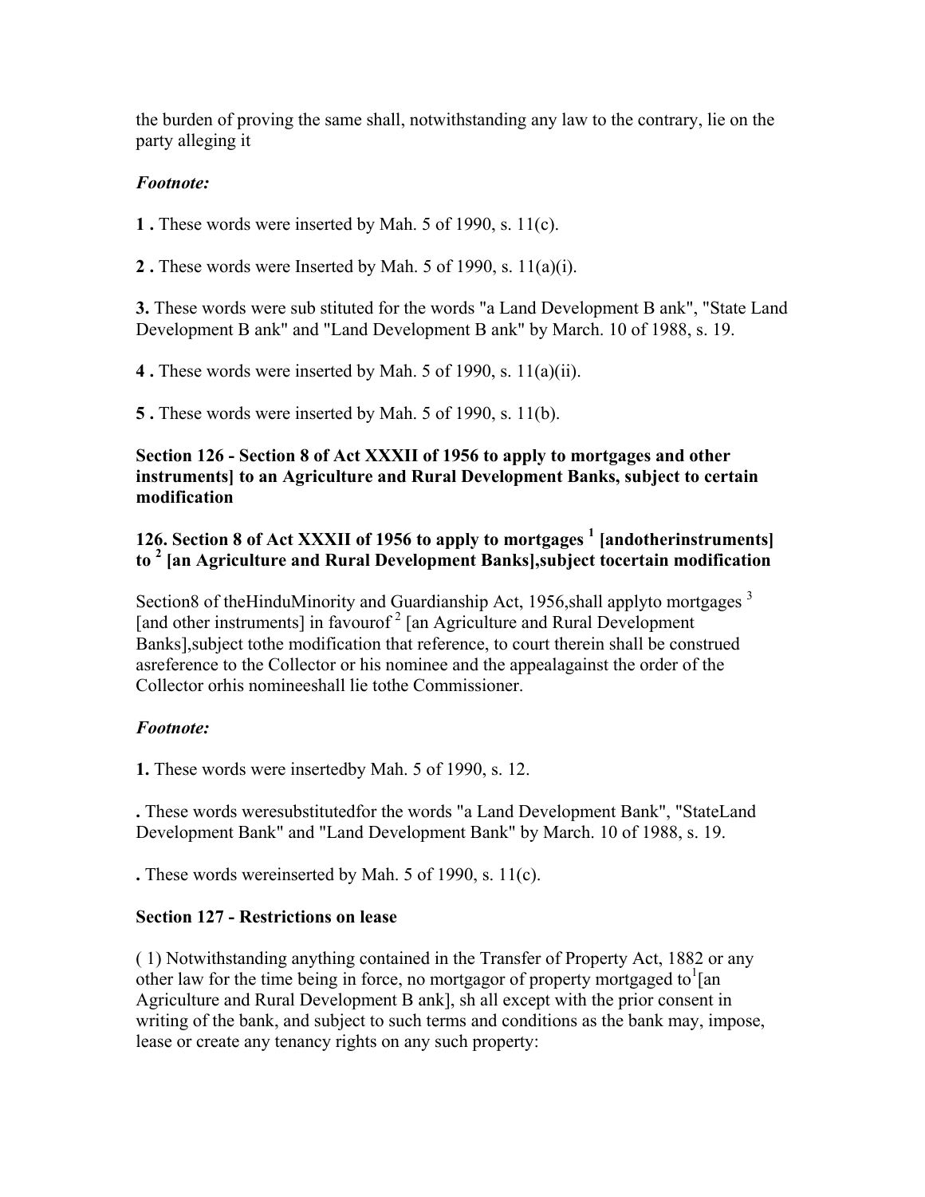the burden of proving the same shall, notwithstanding any law to the contrary, lie on the party alleging it

***Footnote:***

**1 .** These words were inserted by Mah. 5 of 1990, s. 11(c).

**2 .** These words were Inserted by Mah. 5 of 1990, s. 11(a)(i).

**3.** These words were sub stituted for the words "a Land Development B ank", "State Land Development B ank" and "Land Development B ank" by March. 10 of 1988, s. 19.

**4 .** These words were inserted by Mah. 5 of 1990, s. 11(a)(ii).

**5 .** These words were inserted by Mah. 5 of 1990, s. 11(b).

**Section 126 - Section 8 of Act XXXII of 1956 to apply to mortgages and other instruments] to an Agriculture and Rural Development Banks, subject to certain modification**

**126. Section 8 of Act XXXII of 1956 to apply to mortgages [1] [andotherinstruments] to [2] [an Agriculture and Rural Development Banks],subject tocertain modification**

Section8 of theHinduMinority and Guardianship Act, 1956,shall applyto mortgages [3] [and other instruments] in favourof [2] [an Agriculture and Rural Development Banks],subject tothe modification that reference, to court therein shall be construed asreference to the Collector or his nominee and the appealagainst the order of the Collector orhis nomineeshall lie tothe Commissioner.

***Footnote:***

**1.** These words were insertedby Mah. 5 of 1990, s. 12.

**.** These words weresubstitutedfor the words "a Land Development Bank", "StateLand Development Bank" and "Land Development Bank" by March. 10 of 1988, s. 19.

**.** These words wereinserted by Mah. 5 of 1990, s. 11(c).

**Section 127 - Restrictions on lease**

( 1) Notwithstanding anything contained in the Transfer of Property Act, 1882 or any other law for the time being in force, no mortgagor of property mortgaged to[1][an Agriculture and Rural Development B ank], sh all except with the prior consent in writing of the bank, and subject to such terms and conditions as the bank may, impose, lease or create any tenancy rights on any such property: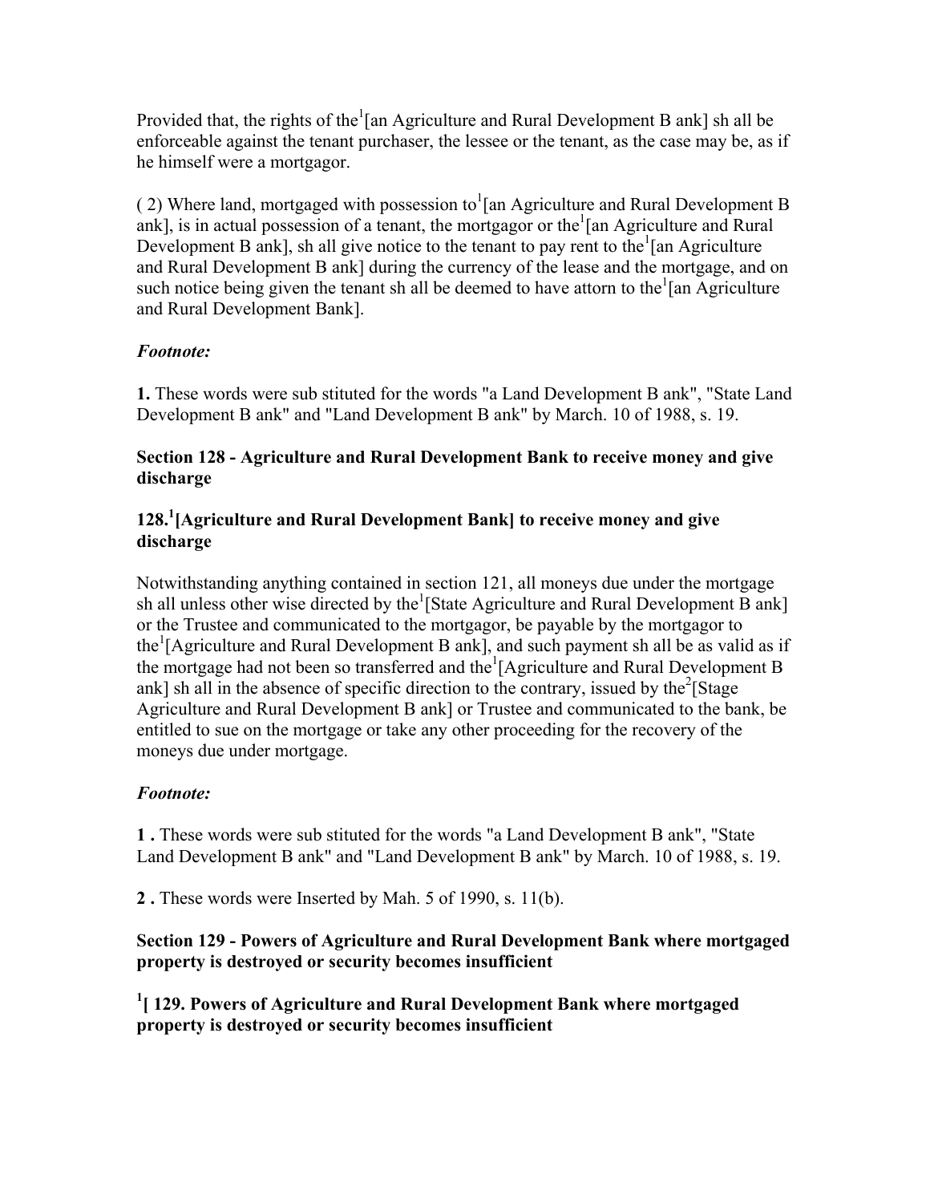Provided that, the rights of the[1][an Agriculture and Rural Development B ank] sh all be enforceable against the tenant purchaser, the lessee or the tenant, as the case may be, as if he himself were a mortgagor.

( 2) Where land, mortgaged with possession to[1][an Agriculture and Rural Development B ank], is in actual possession of a tenant, the mortgagor or the[1][an Agriculture and Rural Development B ank], sh all give notice to the tenant to pay rent to the[1][an Agriculture and Rural Development B ank] during the currency of the lease and the mortgage, and on such notice being given the tenant sh all be deemed to have attorn to the[1][an Agriculture and Rural Development Bank].

*Footnote:*

**1.** These words were sub stituted for the words "a Land Development B ank", "State Land Development B ank" and "Land Development B ank" by March. 10 of 1988, s. 19.

### Section 128 - Agriculture and Rural Development Bank to receive money and give discharge

### 128.[1][Agriculture and Rural Development Bank] to receive money and give discharge

Notwithstanding anything contained in section 121, all moneys due under the mortgage sh all unless other wise directed by the[1][State Agriculture and Rural Development B ank] or the Trustee and communicated to the mortgagor, be payable by the mortgagor to the[1][Agriculture and Rural Development B ank], and such payment sh all be as valid as if the mortgage had not been so transferred and the[1][Agriculture and Rural Development B ank] sh all in the absence of specific direction to the contrary, issued by the[2][Stage Agriculture and Rural Development B ank] or Trustee and communicated to the bank, be entitled to sue on the mortgage or take any other proceeding for the recovery of the moneys due under mortgage.

*Footnote:*

**1 .** These words were sub stituted for the words "a Land Development B ank", "State Land Development B ank" and "Land Development B ank" by March. 10 of 1988, s. 19.

**2 .** These words were Inserted by Mah. 5 of 1990, s. 11(b).

### Section 129 - Powers of Agriculture and Rural Development Bank where mortgaged property is destroyed or security becomes insufficient

### [1][ 129. Powers of Agriculture and Rural Development Bank where mortgaged property is destroyed or security becomes insufficient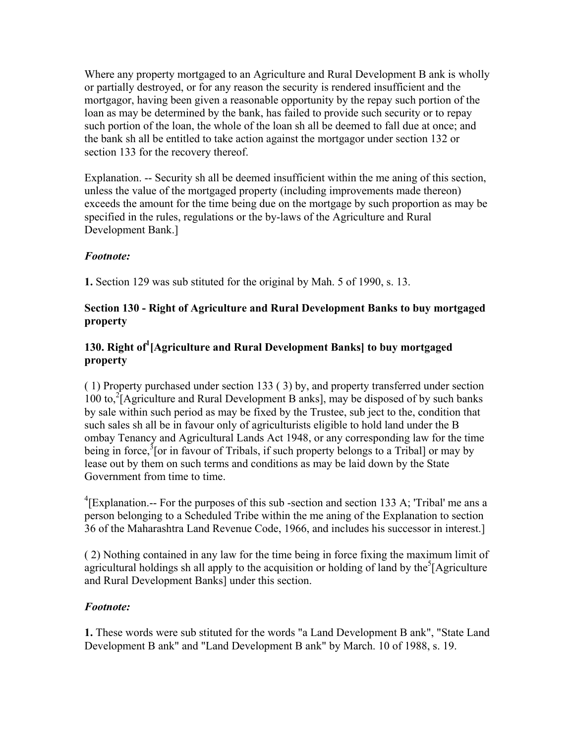Where any property mortgaged to an Agriculture and Rural Development B ank is wholly or partially destroyed, or for any reason the security is rendered insufficient and the mortgagor, having been given a reasonable opportunity by the repay such portion of the loan as may be determined by the bank, has failed to provide such security or to repay such portion of the loan, the whole of the loan sh all be deemed to fall due at once; and the bank sh all be entitled to take action against the mortgagor under section 132 or section 133 for the recovery thereof.

Explanation. -- Security sh all be deemed insufficient within the me aning of this section, unless the value of the mortgaged property (including improvements made thereon) exceeds the amount for the time being due on the mortgage by such proportion as may be specified in the rules, regulations or the by-laws of the Agriculture and Rural Development Bank.]

*Footnote:*

**1.** Section 129 was sub stituted for the original by Mah. 5 of 1990, s. 13.

### Section 130 - Right of Agriculture and Rural Development Banks to buy mortgaged property

### 130. Right of[1][Agriculture and Rural Development Banks] to buy mortgaged property

( 1) Property purchased under section 133 ( 3) by, and property transferred under section 100 to,[2][Agriculture and Rural Development B anks], may be disposed of by such banks by sale within such period as may be fixed by the Trustee, sub ject to the, condition that such sales sh all be in favour only of agriculturists eligible to hold land under the B ombay Tenancy and Agricultural Lands Act 1948, or any corresponding law for the time being in force,[3][or in favour of Tribals, if such property belongs to a Tribal] or may by lease out by them on such terms and conditions as may be laid down by the State Government from time to time.

[4][Explanation.-- For the purposes of this sub -section and section 133 A; 'Tribal' me ans a person belonging to a Scheduled Tribe within the me aning of the Explanation to section 36 of the Maharashtra Land Revenue Code, 1966, and includes his successor in interest.]

( 2) Nothing contained in any law for the time being in force fixing the maximum limit of agricultural holdings sh all apply to the acquisition or holding of land by the[5][Agriculture and Rural Development Banks] under this section.

*Footnote:*

**1.** These words were sub stituted for the words "a Land Development B ank", "State Land Development B ank" and "Land Development B ank" by March. 10 of 1988, s. 19.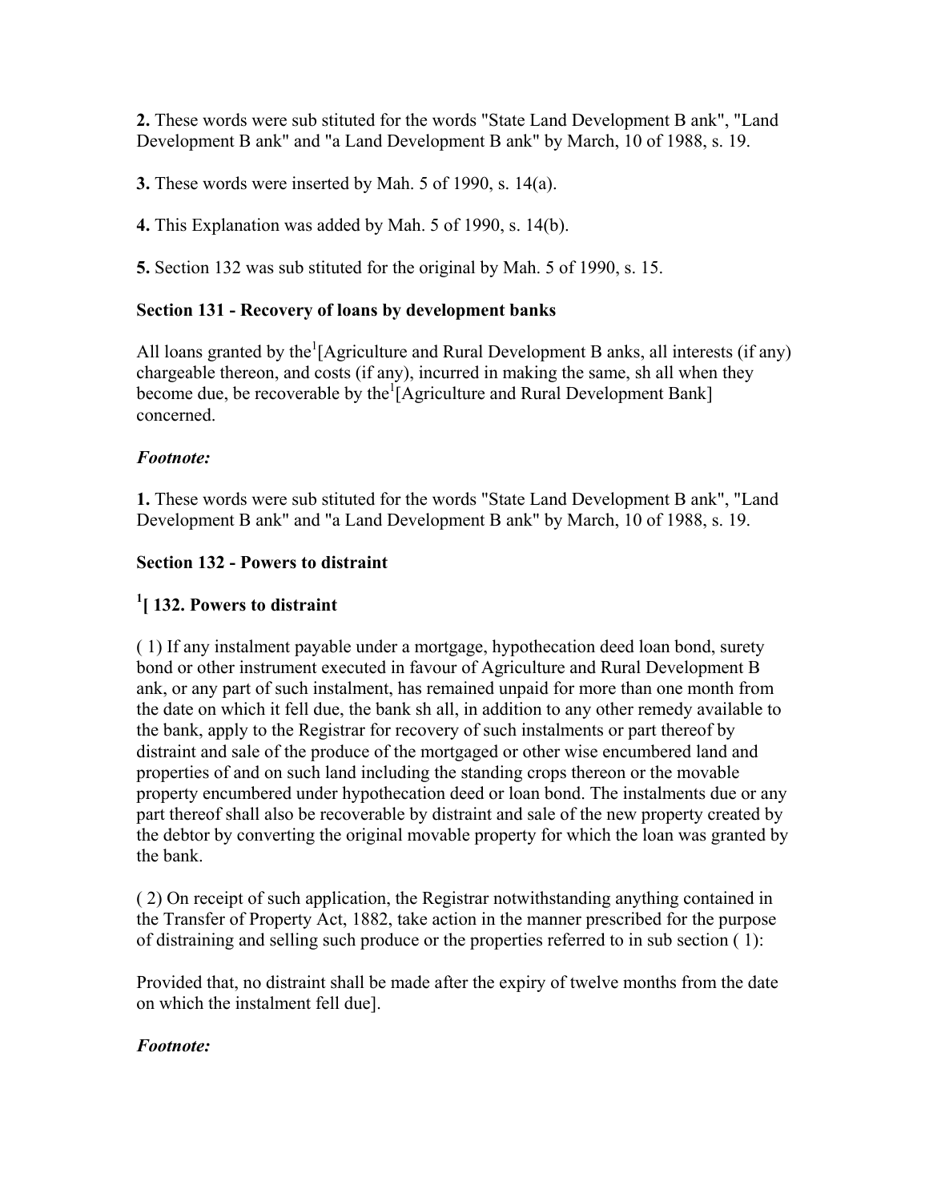**2.** These words were sub stituted for the words "State Land Development B ank", "Land Development B ank" and "a Land Development B ank" by March, 10 of 1988, s. 19.

**3.** These words were inserted by Mah. 5 of 1990, s. 14(a).

**4.** This Explanation was added by Mah. 5 of 1990, s. 14(b).

**5.** Section 132 was sub stituted for the original by Mah. 5 of 1990, s. 15.

### Section 131 - Recovery of loans by development banks

All loans granted by the[1][Agriculture and Rural Development B anks, all interests (if any) chargeable thereon, and costs (if any), incurred in making the same, sh all when they become due, be recoverable by the[1][Agriculture and Rural Development Bank] concerned.

***Footnote:***

**1.** These words were sub stituted for the words "State Land Development B ank", "Land Development B ank" and "a Land Development B ank" by March, 10 of 1988, s. 19.

### Section 132 - Powers to distraint

### [1][ 132. Powers to distraint

( 1) If any instalment payable under a mortgage, hypothecation deed loan bond, surety bond or other instrument executed in favour of Agriculture and Rural Development B ank, or any part of such instalment, has remained unpaid for more than one month from the date on which it fell due, the bank sh all, in addition to any other remedy available to the bank, apply to the Registrar for recovery of such instalments or part thereof by distraint and sale of the produce of the mortgaged or other wise encumbered land and properties of and on such land including the standing crops thereon or the movable property encumbered under hypothecation deed or loan bond. The instalments due or any part thereof shall also be recoverable by distraint and sale of the new property created by the debtor by converting the original movable property for which the loan was granted by the bank.

( 2) On receipt of such application, the Registrar notwithstanding anything contained in the Transfer of Property Act, 1882, take action in the manner prescribed for the purpose of distraining and selling such produce or the properties referred to in sub section ( 1):

Provided that, no distraint shall be made after the expiry of twelve months from the date on which the instalment fell due].

***Footnote:***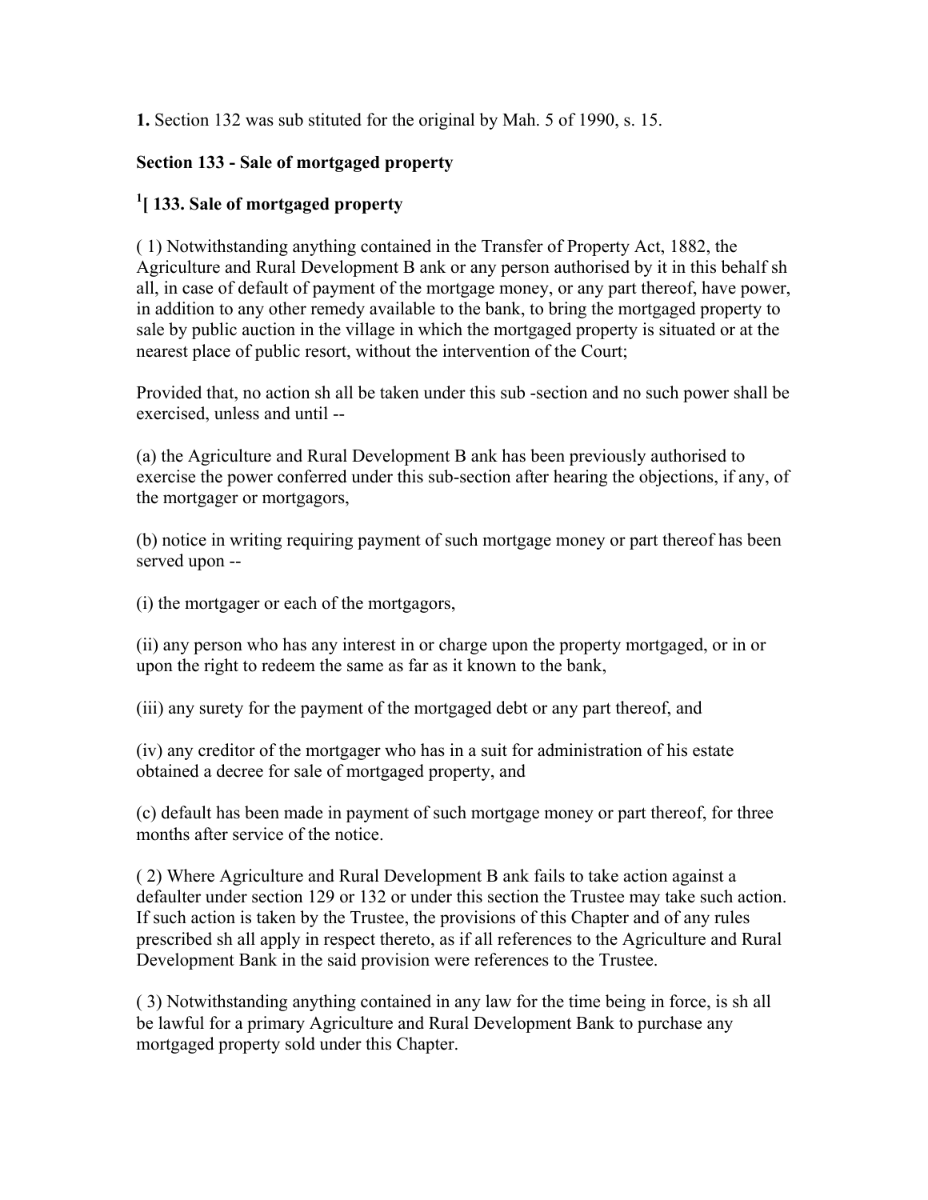**1.** Section 132 was sub stituted for the original by Mah. 5 of 1990, s. 15.

**Section 133 - Sale of mortgaged property**

**[1][ 133. Sale of mortgaged property**

( 1) Notwithstanding anything contained in the Transfer of Property Act, 1882, the Agriculture and Rural Development B ank or any person authorised by it in this behalf sh all, in case of default of payment of the mortgage money, or any part thereof, have power, in addition to any other remedy available to the bank, to bring the mortgaged property to sale by public auction in the village in which the mortgaged property is situated or at the nearest place of public resort, without the intervention of the Court;

Provided that, no action sh all be taken under this sub -section and no such power shall be exercised, unless and until --

(a) the Agriculture and Rural Development B ank has been previously authorised to exercise the power conferred under this sub-section after hearing the objections, if any, of the mortgager or mortgagors,

(b) notice in writing requiring payment of such mortgage money or part thereof has been served upon --

(i) the mortgager or each of the mortgagors,

(ii) any person who has any interest in or charge upon the property mortgaged, or in or upon the right to redeem the same as far as it known to the bank,

(iii) any surety for the payment of the mortgaged debt or any part thereof, and

(iv) any creditor of the mortgager who has in a suit for administration of his estate obtained a decree for sale of mortgaged property, and

(c) default has been made in payment of such mortgage money or part thereof, for three months after service of the notice.

( 2) Where Agriculture and Rural Development B ank fails to take action against a defaulter under section 129 or 132 or under this section the Trustee may take such action. If such action is taken by the Trustee, the provisions of this Chapter and of any rules prescribed sh all apply in respect thereto, as if all references to the Agriculture and Rural Development Bank in the said provision were references to the Trustee.

( 3) Notwithstanding anything contained in any law for the time being in force, is sh all be lawful for a primary Agriculture and Rural Development Bank to purchase any mortgaged property sold under this Chapter.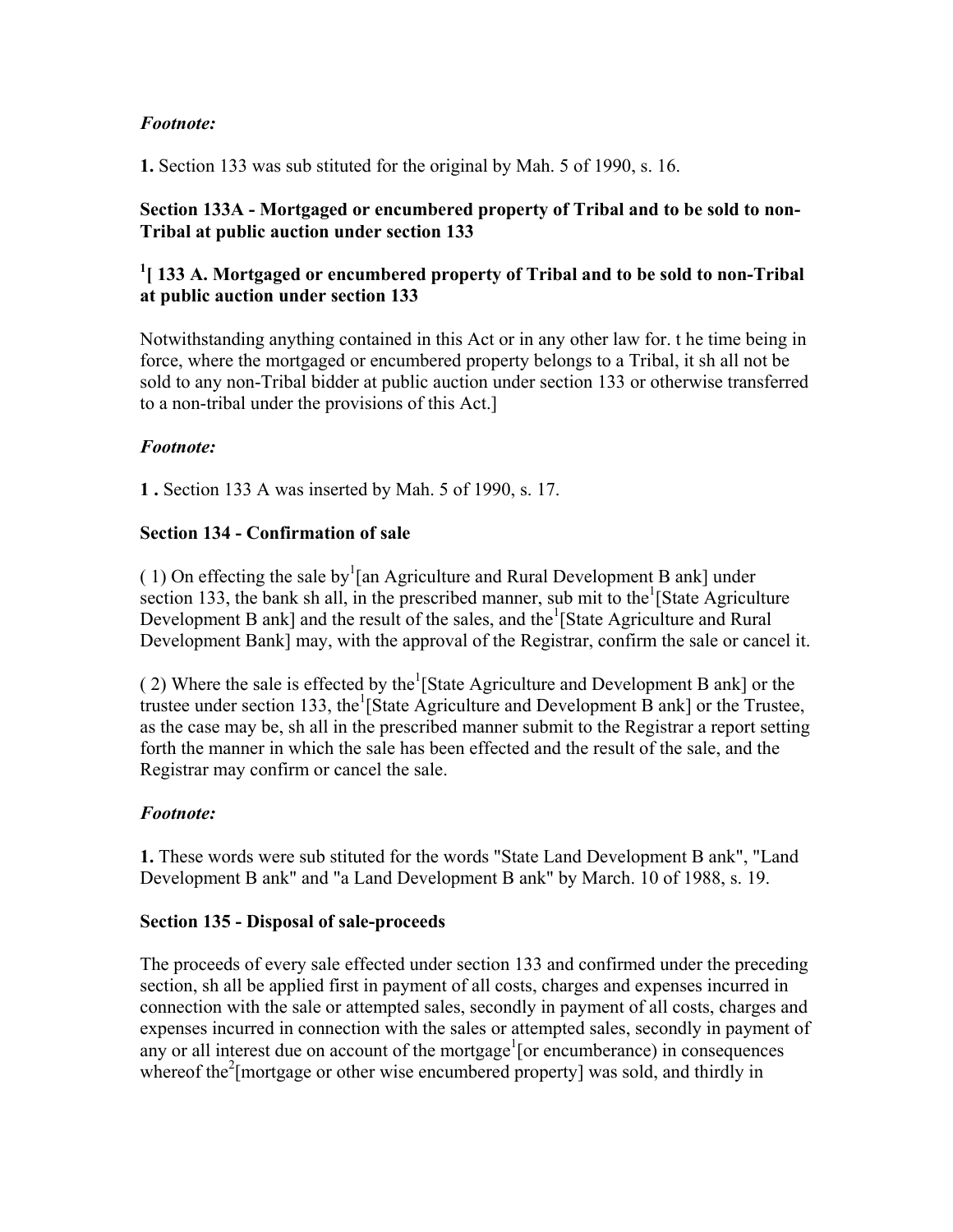*Footnote:*

**1.** Section 133 was sub stituted for the original by Mah. 5 of 1990, s. 16.

### Section 133A - Mortgaged or encumbered property of Tribal and to be sold to non-Tribal at public auction under section 133

**[1][ 133 A. Mortgaged or encumbered property of Tribal and to be sold to non-Tribal at public auction under section 133**

Notwithstanding anything contained in this Act or in any other law for. t he time being in force, where the mortgaged or encumbered property belongs to a Tribal, it sh all not be sold to any non-Tribal bidder at public auction under section 133 or otherwise transferred to a non-tribal under the provisions of this Act.]

*Footnote:*

**1 .** Section 133 A was inserted by Mah. 5 of 1990, s. 17.

### Section 134 - Confirmation of sale

( 1) On effecting the sale by[1][an Agriculture and Rural Development B ank] under section 133, the bank sh all, in the prescribed manner, sub mit to the[1][State Agriculture Development B ank] and the result of the sales, and the[1][State Agriculture and Rural Development Bank] may, with the approval of the Registrar, confirm the sale or cancel it.

( 2) Where the sale is effected by the[1][State Agriculture and Development B ank] or the trustee under section 133, the[1][State Agriculture and Development B ank] or the Trustee, as the case may be, sh all in the prescribed manner submit to the Registrar a report setting forth the manner in which the sale has been effected and the result of the sale, and the Registrar may confirm or cancel the sale.

*Footnote:*

**1.** These words were sub stituted for the words "State Land Development B ank", "Land Development B ank" and "a Land Development B ank" by March. 10 of 1988, s. 19.

### Section 135 - Disposal of sale-proceeds

The proceeds of every sale effected under section 133 and confirmed under the preceding section, sh all be applied first in payment of all costs, charges and expenses incurred in connection with the sale or attempted sales, secondly in payment of all costs, charges and expenses incurred in connection with the sales or attempted sales, secondly in payment of any or all interest due on account of the mortgage[1][or encumberance) in consequences whereof the[2][mortgage or other wise encumbered property] was sold, and thirdly in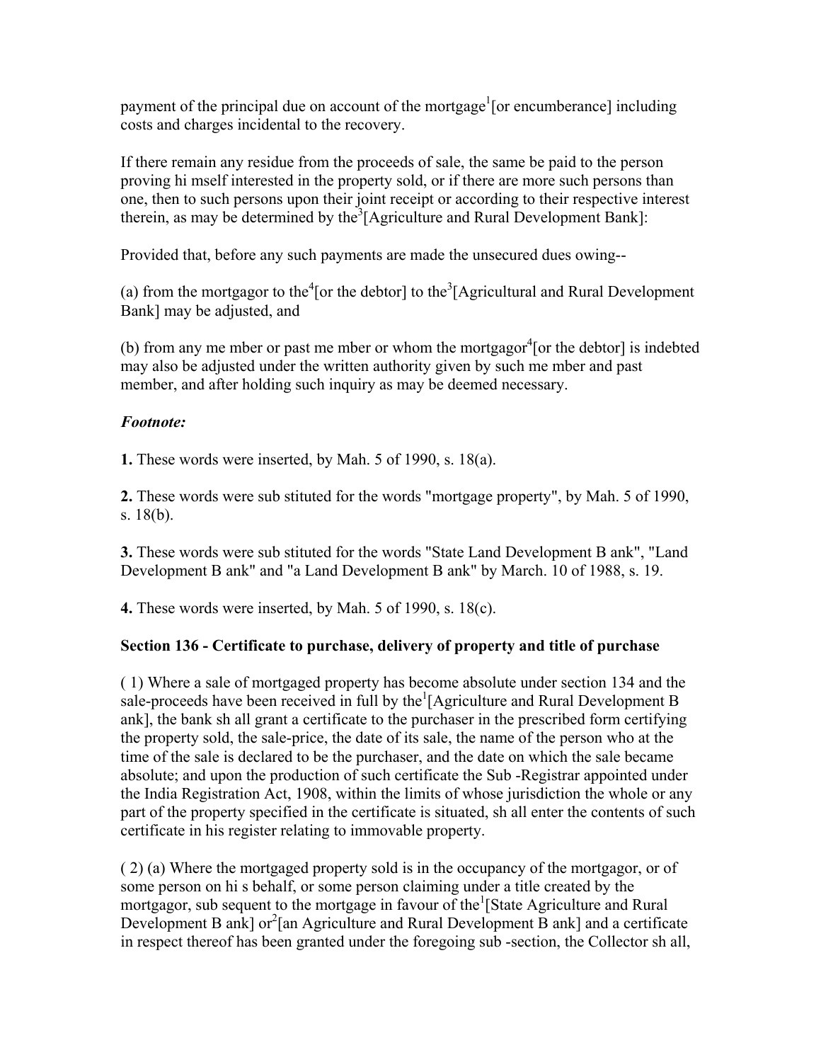payment of the principal due on account of the mortgage[1][or encumberance] including costs and charges incidental to the recovery.

If there remain any residue from the proceeds of sale, the same be paid to the person proving hi mself interested in the property sold, or if there are more such persons than one, then to such persons upon their joint receipt or according to their respective interest therein, as may be determined by the[3][Agriculture and Rural Development Bank]:

Provided that, before any such payments are made the unsecured dues owing--

(a) from the mortgagor to the[4][or the debtor] to the[3][Agricultural and Rural Development Bank] may be adjusted, and

(b) from any me mber or past me mber or whom the mortgagor[4][or the debtor] is indebted may also be adjusted under the written authority given by such me mber and past member, and after holding such inquiry as may be deemed necessary.

***Footnote:***

**1.** These words were inserted, by Mah. 5 of 1990, s. 18(a).

**2.** These words were sub stituted for the words "mortgage property", by Mah. 5 of 1990, s. 18(b).

**3.** These words were sub stituted for the words "State Land Development B ank", "Land Development B ank" and "a Land Development B ank" by March. 10 of 1988, s. 19.

**4.** These words were inserted, by Mah. 5 of 1990, s. 18(c).

**Section 136 - Certificate to purchase, delivery of property and title of purchase**

( 1) Where a sale of mortgaged property has become absolute under section 134 and the sale-proceeds have been received in full by the[1][Agriculture and Rural Development B ank], the bank sh all grant a certificate to the purchaser in the prescribed form certifying the property sold, the sale-price, the date of its sale, the name of the person who at the time of the sale is declared to be the purchaser, and the date on which the sale became absolute; and upon the production of such certificate the Sub -Registrar appointed under the India Registration Act, 1908, within the limits of whose jurisdiction the whole or any part of the property specified in the certificate is situated, sh all enter the contents of such certificate in his register relating to immovable property.

( 2) (a) Where the mortgaged property sold is in the occupancy of the mortgagor, or of some person on hi s behalf, or some person claiming under a title created by the mortgagor, sub sequent to the mortgage in favour of the[1][State Agriculture and Rural Development B ank] or[2][an Agriculture and Rural Development B ank] and a certificate in respect thereof has been granted under the foregoing sub -section, the Collector sh all,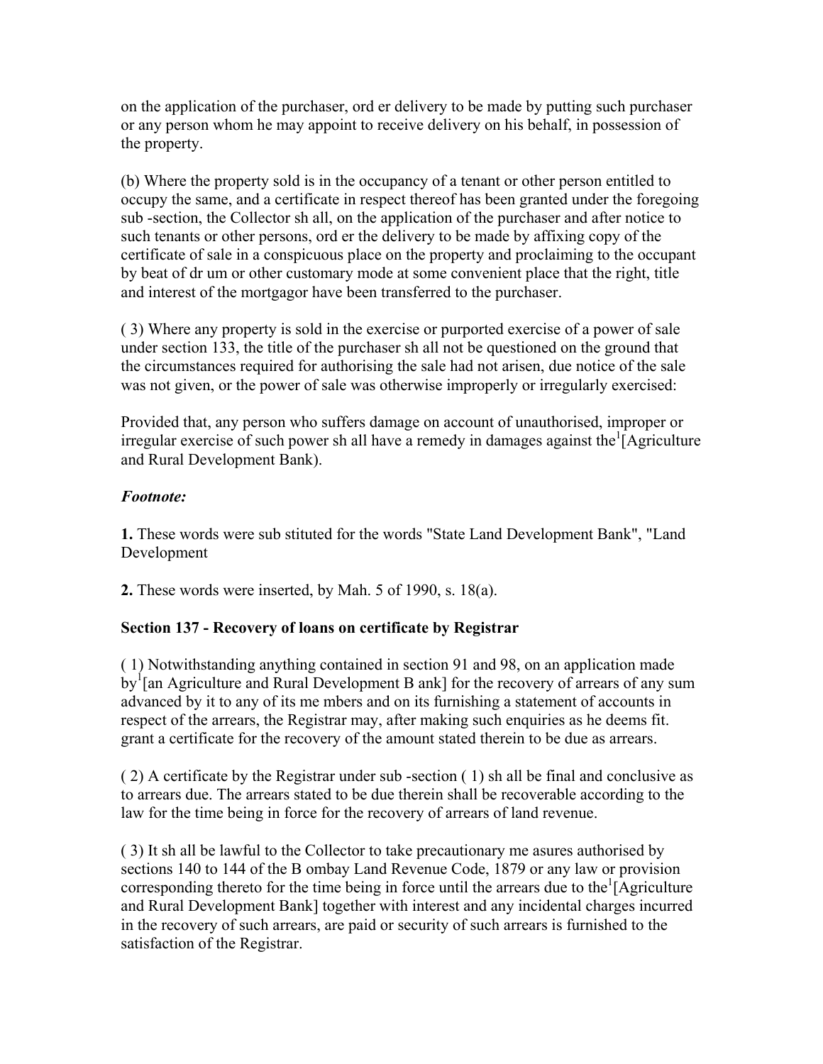on the application of the purchaser, ord er delivery to be made by putting such purchaser or any person whom he may appoint to receive delivery on his behalf, in possession of the property.

(b) Where the property sold is in the occupancy of a tenant or other person entitled to occupy the same, and a certificate in respect thereof has been granted under the foregoing sub -section, the Collector sh all, on the application of the purchaser and after notice to such tenants or other persons, ord er the delivery to be made by affixing copy of the certificate of sale in a conspicuous place on the property and proclaiming to the occupant by beat of dr um or other customary mode at some convenient place that the right, title and interest of the mortgagor have been transferred to the purchaser.

( 3) Where any property is sold in the exercise or purported exercise of a power of sale under section 133, the title of the purchaser sh all not be questioned on the ground that the circumstances required for authorising the sale had not arisen, due notice of the sale was not given, or the power of sale was otherwise improperly or irregularly exercised:

Provided that, any person who suffers damage on account of unauthorised, improper or irregular exercise of such power sh all have a remedy in damages against the[1][Agriculture and Rural Development Bank).

***Footnote:***

**1.** These words were sub stituted for the words "State Land Development Bank", "Land Development

**2.** These words were inserted, by Mah. 5 of 1990, s. 18(a).

### Section 137 - Recovery of loans on certificate by Registrar

( 1) Notwithstanding anything contained in section 91 and 98, on an application made by[1][an Agriculture and Rural Development B ank] for the recovery of arrears of any sum advanced by it to any of its me mbers and on its furnishing a statement of accounts in respect of the arrears, the Registrar may, after making such enquiries as he deems fit. grant a certificate for the recovery of the amount stated therein to be due as arrears.

( 2) A certificate by the Registrar under sub -section ( 1) sh all be final and conclusive as to arrears due. The arrears stated to be due therein shall be recoverable according to the law for the time being in force for the recovery of arrears of land revenue.

( 3) It sh all be lawful to the Collector to take precautionary me asures authorised by sections 140 to 144 of the B ombay Land Revenue Code, 1879 or any law or provision corresponding thereto for the time being in force until the arrears due to the[1][Agriculture and Rural Development Bank] together with interest and any incidental charges incurred in the recovery of such arrears, are paid or security of such arrears is furnished to the satisfaction of the Registrar.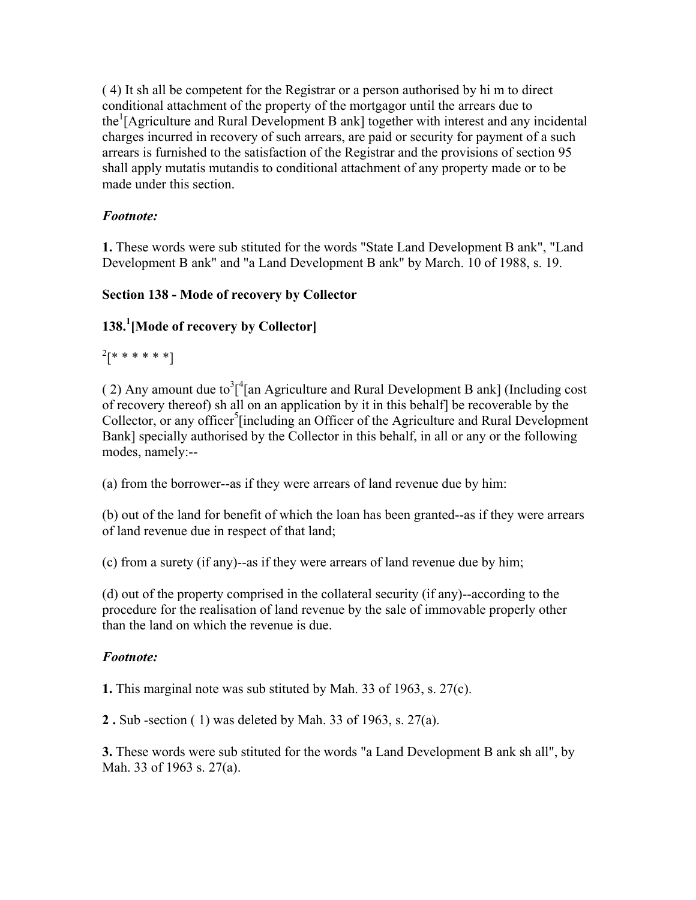( 4) It sh all be competent for the Registrar or a person authorised by hi m to direct conditional attachment of the property of the mortgagor until the arrears due to the[1][Agriculture and Rural Development B ank] together with interest and any incidental charges incurred in recovery of such arrears, are paid or security for payment of a such arrears is furnished to the satisfaction of the Registrar and the provisions of section 95 shall apply mutatis mutandis to conditional attachment of any property made or to be made under this section.

***Footnote:***

**1.** These words were sub stituted for the words "State Land Development B ank", "Land Development B ank" and "a Land Development B ank" by March. 10 of 1988, s. 19.

**Section 138 - Mode of recovery by Collector**

**138.[1][Mode of recovery by Collector]**

[2][* * * * * *]

( 2) Any amount due to[3][[4][an Agriculture and Rural Development B ank] (Including cost of recovery thereof) sh all on an application by it in this behalf] be recoverable by the Collector, or any officer[5][including an Officer of the Agriculture and Rural Development Bank] specially authorised by the Collector in this behalf, in all or any or the following modes, namely:--

(a) from the borrower--as if they were arrears of land revenue due by him:

(b) out of the land for benefit of which the loan has been granted--as if they were arrears of land revenue due in respect of that land;

(c) from a surety (if any)--as if they were arrears of land revenue due by him;

(d) out of the property comprised in the collateral security (if any)--according to the procedure for the realisation of land revenue by the sale of immovable properly other than the land on which the revenue is due.

***Footnote:***

**1.** This marginal note was sub stituted by Mah. 33 of 1963, s. 27(c).

**2 .** Sub -section ( 1) was deleted by Mah. 33 of 1963, s. 27(a).

**3.** These words were sub stituted for the words "a Land Development B ank sh all", by Mah. 33 of 1963 s. 27(a).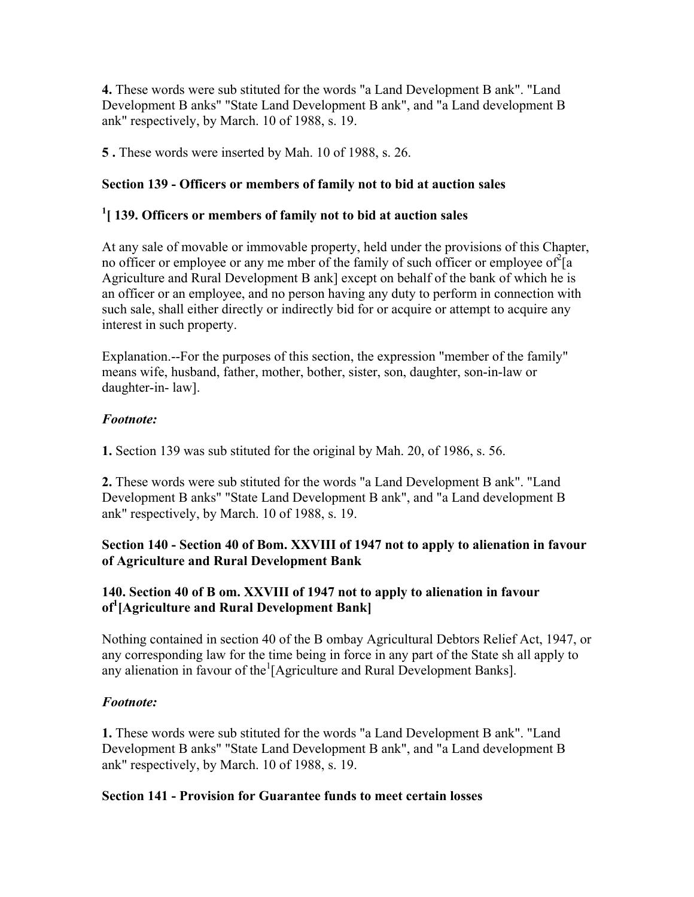**4.** These words were sub stituted for the words "a Land Development B ank". "Land Development B anks" "State Land Development B ank", and "a Land development B ank" respectively, by March. 10 of 1988, s. 19.

**5 .** These words were inserted by Mah. 10 of 1988, s. 26.

### Section 139 - Officers or members of family not to bid at auction sales

### [1][ 139. Officers or members of family not to bid at auction sales

At any sale of movable or immovable property, held under the provisions of this Chapter, no officer or employee or any me mber of the family of such officer or employee of[2][a Agriculture and Rural Development B ank] except on behalf of the bank of which he is an officer or an employee, and no person having any duty to perform in connection with such sale, shall either directly or indirectly bid for or acquire or attempt to acquire any interest in such property.

Explanation.--For the purposes of this section, the expression "member of the family" means wife, husband, father, mother, bother, sister, son, daughter, son-in-law or daughter-in- law].

***Footnote:***

**1.** Section 139 was sub stituted for the original by Mah. 20, of 1986, s. 56.

**2.** These words were sub stituted for the words "a Land Development B ank". "Land Development B anks" "State Land Development B ank", and "a Land development B ank" respectively, by March. 10 of 1988, s. 19.

### Section 140 - Section 40 of Bom. XXVIII of 1947 not to apply to alienation in favour of Agriculture and Rural Development Bank

### 140. Section 40 of B om. XXVIII of 1947 not to apply to alienation in favour of[1][Agriculture and Rural Development Bank]

Nothing contained in section 40 of the B ombay Agricultural Debtors Relief Act, 1947, or any corresponding law for the time being in force in any part of the State sh all apply to any alienation in favour of the[1][Agriculture and Rural Development Banks].

***Footnote:***

**1.** These words were sub stituted for the words "a Land Development B ank". "Land Development B anks" "State Land Development B ank", and "a Land development B ank" respectively, by March. 10 of 1988, s. 19.

### Section 141 - Provision for Guarantee funds to meet certain losses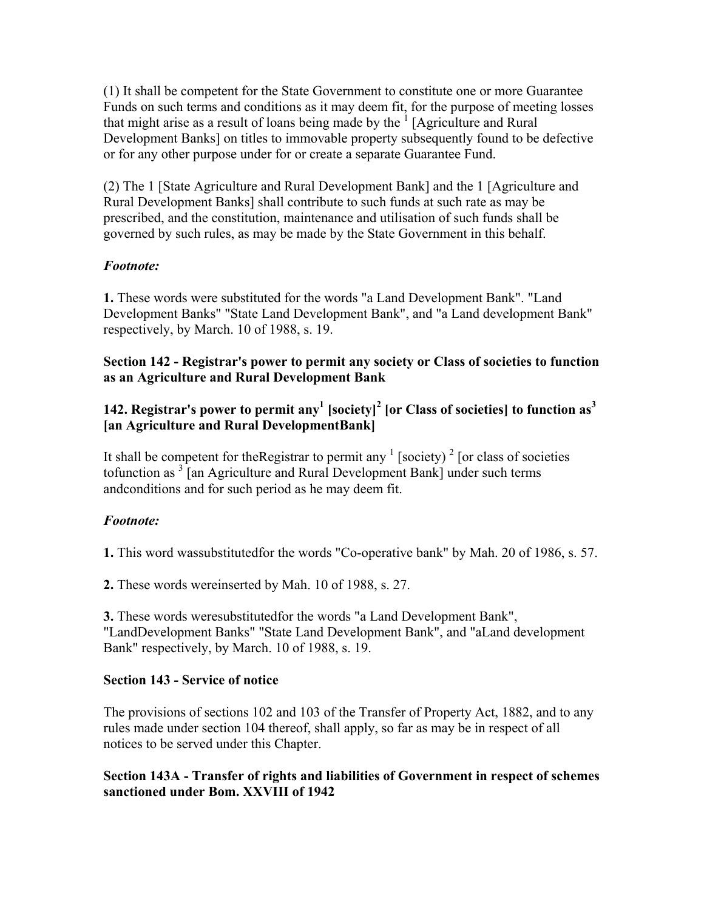(1) It shall be competent for the State Government to constitute one or more Guarantee Funds on such terms and conditions as it may deem fit, for the purpose of meeting losses that might arise as a result of loans being made by the [1] [Agriculture and Rural Development Banks] on titles to immovable property subsequently found to be defective or for any other purpose under for or create a separate Guarantee Fund.

(2) The 1 [State Agriculture and Rural Development Bank] and the 1 [Agriculture and Rural Development Banks] shall contribute to such funds at such rate as may be prescribed, and the constitution, maintenance and utilisation of such funds shall be governed by such rules, as may be made by the State Government in this behalf.

*Footnote:*

**1.** These words were substituted for the words "a Land Development Bank". "Land Development Banks" "State Land Development Bank", and "a Land development Bank" respectively, by March. 10 of 1988, s. 19.

### Section 142 - Registrar's power to permit any society or Class of societies to function as an Agriculture and Rural Development Bank

### 142. Registrar's power to permit any[1] [society][2] [or Class of societies] to function as[3] [an Agriculture and Rural DevelopmentBank]

It shall be competent for theRegistrar to permit any [1] [society) [2] [or class of societies tofunction as [3] [an Agriculture and Rural Development Bank] under such terms andconditions and for such period as he may deem fit.

*Footnote:*

**1.** This word wassubstitutedfor the words "Co-operative bank" by Mah. 20 of 1986, s. 57.

**2.** These words wereinserted by Mah. 10 of 1988, s. 27.

**3.** These words weresubstitutedfor the words "a Land Development Bank", "LandDevelopment Banks" "State Land Development Bank", and "aLand development Bank" respectively, by March. 10 of 1988, s. 19.

### Section 143 - Service of notice

The provisions of sections 102 and 103 of the Transfer of Property Act, 1882, and to any rules made under section 104 thereof, shall apply, so far as may be in respect of all notices to be served under this Chapter.

### Section 143A - Transfer of rights and liabilities of Government in respect of schemes sanctioned under Bom. XXVIII of 1942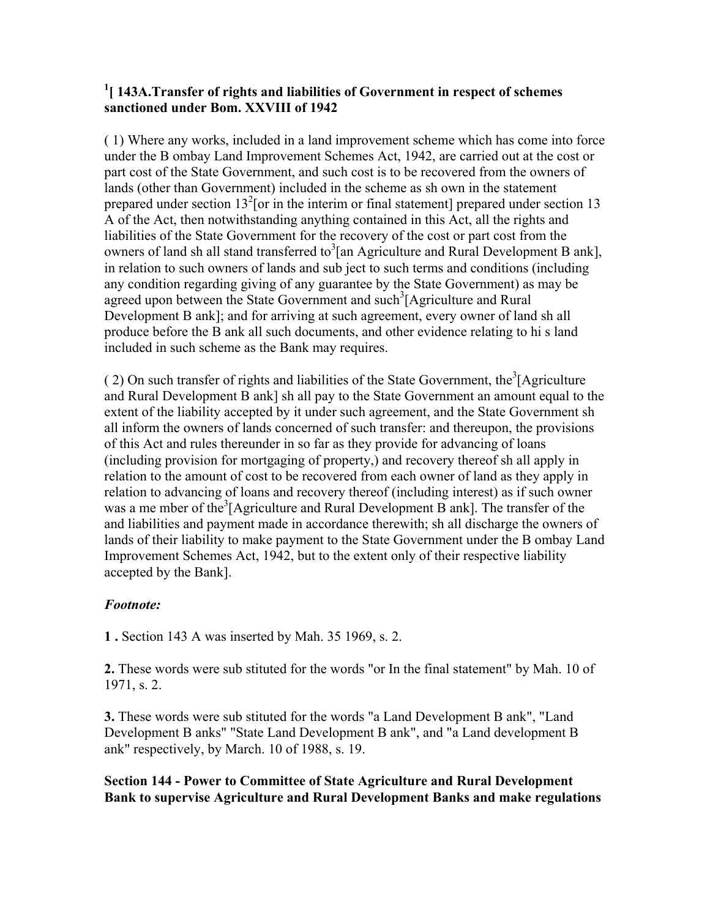**[1] [ 143A.Transfer of rights and liabilities of Government in respect of schemes sanctioned under Bom. XXVIII of 1942**

( 1) Where any works, included in a land improvement scheme which has come into force under the B ombay Land Improvement Schemes Act, 1942, are carried out at the cost or part cost of the State Government, and such cost is to be recovered from the owners of lands (other than Government) included in the scheme as sh own in the statement prepared under section 13[2][or in the interim or final statement] prepared under section 13 A of the Act, then notwithstanding anything contained in this Act, all the rights and liabilities of the State Government for the recovery of the cost or part cost from the owners of land sh all stand transferred to[3][an Agriculture and Rural Development B ank], in relation to such owners of lands and sub ject to such terms and conditions (including any condition regarding giving of any guarantee by the State Government) as may be agreed upon between the State Government and such[3][Agriculture and Rural Development B ank]; and for arriving at such agreement, every owner of land sh all produce before the B ank all such documents, and other evidence relating to hi s land included in such scheme as the Bank may requires.

( 2) On such transfer of rights and liabilities of the State Government, the[3][Agriculture and Rural Development B ank] sh all pay to the State Government an amount equal to the extent of the liability accepted by it under such agreement, and the State Government sh all inform the owners of lands concerned of such transfer: and thereupon, the provisions of this Act and rules thereunder in so far as they provide for advancing of loans (including provision for mortgaging of property,) and recovery thereof sh all apply in relation to the amount of cost to be recovered from each owner of land as they apply in relation to advancing of loans and recovery thereof (including interest) as if such owner was a me mber of the[3][Agriculture and Rural Development B ank]. The transfer of the and liabilities and payment made in accordance therewith; sh all discharge the owners of lands of their liability to make payment to the State Government under the B ombay Land Improvement Schemes Act, 1942, but to the extent only of their respective liability accepted by the Bank].

***Footnote:***

**1 .** Section 143 A was inserted by Mah. 35 1969, s. 2.

**2.** These words were sub stituted for the words "or In the final statement" by Mah. 10 of 1971, s. 2.

**3.** These words were sub stituted for the words "a Land Development B ank", "Land Development B anks" "State Land Development B ank", and "a Land development B ank" respectively, by March. 10 of 1988, s. 19.

**Section 144 - Power to Committee of State Agriculture and Rural Development Bank to supervise Agriculture and Rural Development Banks and make regulations**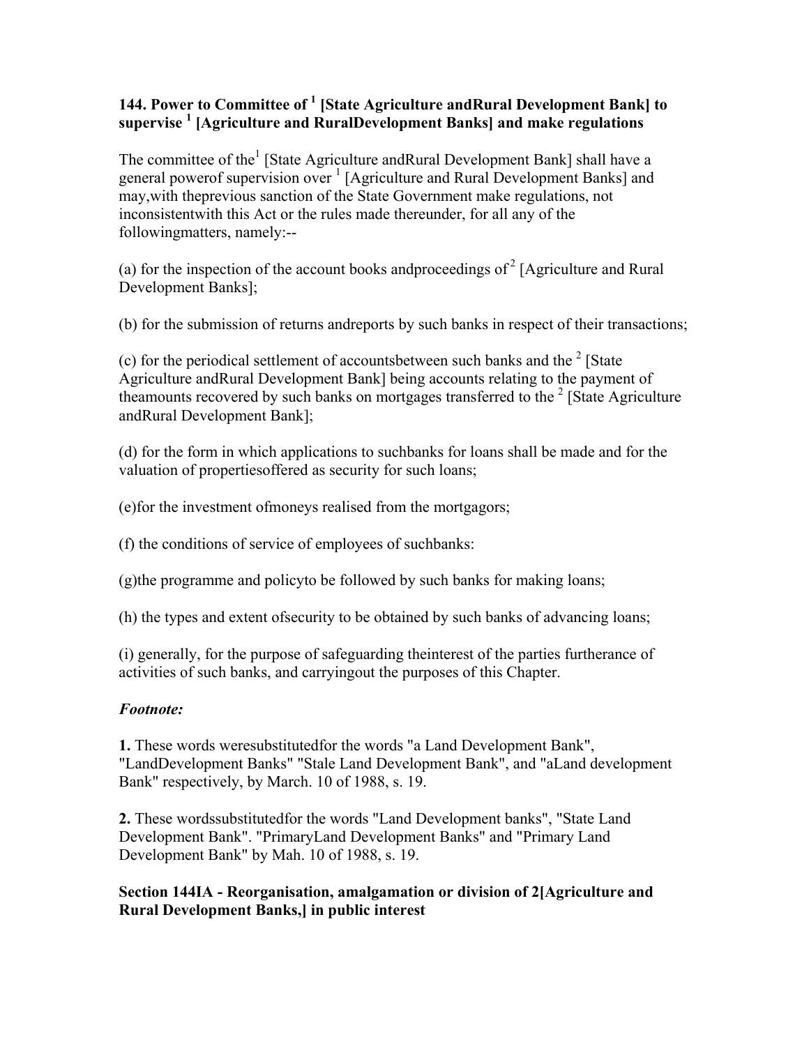### 144. Power to Committee of [1] [State Agriculture andRural Development Bank] to supervise [1] [Agriculture and RuralDevelopment Banks] and make regulations

The committee of the[1] [State Agriculture andRural Development Bank] shall have a general powerof supervision over [1] [Agriculture and Rural Development Banks] and may,with theprevious sanction of the State Government make regulations, not inconsistentwith this Act or the rules made thereunder, for all any of the followingmatters, namely:--

(a) for the inspection of the account books andproceedings of[2] [Agriculture and Rural Development Banks];

(b) for the submission of returns andreports by such banks in respect of their transactions;

(c) for the periodical settlement of accountsbetween such banks and the [2] [State Agriculture andRural Development Bank] being accounts relating to the payment of theamounts recovered by such banks on mortgages transferred to the [2] [State Agriculture andRural Development Bank];

(d) for the form in which applications to suchbanks for loans shall be made and for the valuation of propertiesoffered as security for such loans;

(e)for the investment ofmoneys realised from the mortgagors;

(f) the conditions of service of employees of suchbanks:

(g)the programme and policyto be followed by such banks for making loans;

(h) the types and extent ofsecurity to be obtained by such banks of advancing loans;

(i) generally, for the purpose of safeguarding theinterest of the parties furtherance of activities of such banks, and carryingout the purposes of this Chapter.

***Footnote:***

**1.** These words weresubstitutedfor the words "a Land Development Bank", "LandDevelopment Banks" "Stale Land Development Bank", and "aLand development Bank" respectively, by March. 10 of 1988, s. 19.

**2.** These wordssubstitutedfor the words "Land Development banks", "State Land Development Bank". "PrimaryLand Development Banks" and "Primary Land Development Bank" by Mah. 10 of 1988, s. 19.

### Section 144IA - Reorganisation, amalgamation or division of 2[Agriculture and Rural Development Banks,] in public interest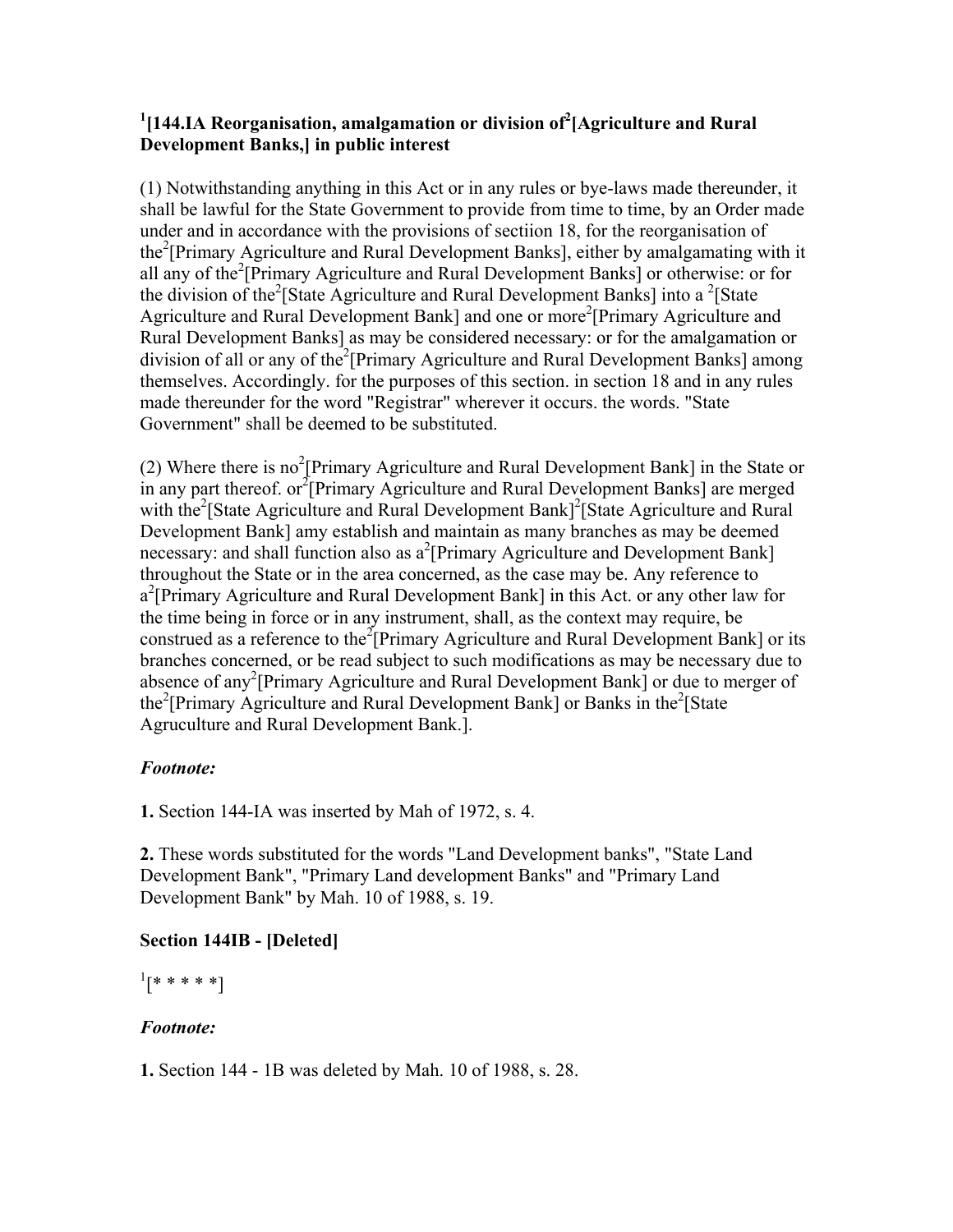### [1][144.IA Reorganisation, amalgamation or division of[2][Agriculture and Rural Development Banks,] in public interest

(1) Notwithstanding anything in this Act or in any rules or bye-laws made thereunder, it shall be lawful for the State Government to provide from time to time, by an Order made under and in accordance with the provisions of sectiion 18, for the reorganisation of the[2][Primary Agriculture and Rural Development Banks], either by amalgamating with it all any of the[2][Primary Agriculture and Rural Development Banks] or otherwise: or for the division of the[2][State Agriculture and Rural Development Banks] into a [2][State Agriculture and Rural Development Bank] and one or more[2][Primary Agriculture and Rural Development Banks] as may be considered necessary: or for the amalgamation or division of all or any of the[2][Primary Agriculture and Rural Development Banks] among themselves. Accordingly. for the purposes of this section. in section 18 and in any rules made thereunder for the word "Registrar" wherever it occurs. the words. "State Government" shall be deemed to be substituted.

(2) Where there is no[2][Primary Agriculture and Rural Development Bank] in the State or in any part thereof. or[2][Primary Agriculture and Rural Development Banks] are merged with the[2][State Agriculture and Rural Development Bank][2][State Agriculture and Rural Development Bank] amy establish and maintain as many branches as may be deemed necessary: and shall function also as a[2][Primary Agriculture and Development Bank] throughout the State or in the area concerned, as the case may be. Any reference to a[2][Primary Agriculture and Rural Development Bank] in this Act. or any other law for the time being in force or in any instrument, shall, as the context may require, be construed as a reference to the[2][Primary Agriculture and Rural Development Bank] or its branches concerned, or be read subject to such modifications as may be necessary due to absence of any[2][Primary Agriculture and Rural Development Bank] or due to merger of the[2][Primary Agriculture and Rural Development Bank] or Banks in the[2][State Agruculture and Rural Development Bank.].

***Footnote:***

**1.** Section 144-IA was inserted by Mah of 1972, s. 4.

**2.** These words substituted for the words "Land Development banks", "State Land Development Bank", "Primary Land development Banks" and "Primary Land Development Bank" by Mah. 10 of 1988, s. 19.

### Section 144IB - [Deleted]

[1][* * * * *]

***Footnote:***

**1.** Section 144 - 1B was deleted by Mah. 10 of 1988, s. 28.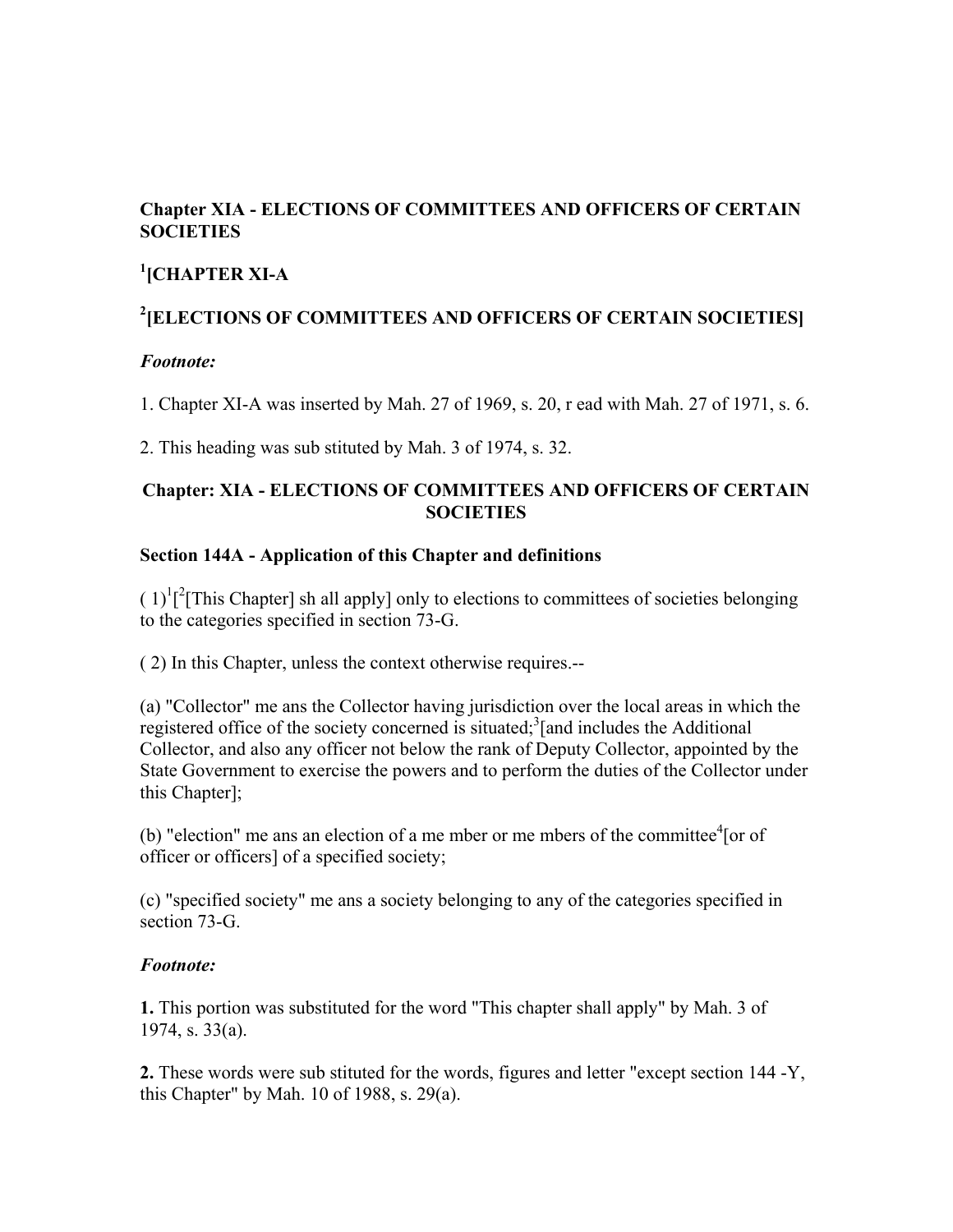**Chapter XIA - ELECTIONS OF COMMITTEES AND OFFICERS OF CERTAIN SOCIETIES**

**[1][CHAPTER XI-A**

**[2][ELECTIONS OF COMMITTEES AND OFFICERS OF CERTAIN SOCIETIES]**

***Footnote:***

1. Chapter XI-A was inserted by Mah. 27 of 1969, s. 20, r ead with Mah. 27 of 1971, s. 6.

2. This heading was sub stituted by Mah. 3 of 1974, s. 32.

**Chapter: XIA - ELECTIONS OF COMMITTEES AND OFFICERS OF CERTAIN SOCIETIES**

**Section 144A - Application of this Chapter and definitions**

( 1)[1][[2][This Chapter] sh all apply] only to elections to committees of societies belonging to the categories specified in section 73-G.

( 2) In this Chapter, unless the context otherwise requires.--

(a) "Collector" me ans the Collector having jurisdiction over the local areas in which the registered office of the society concerned is situated;[3][and includes the Additional Collector, and also any officer not below the rank of Deputy Collector, appointed by the State Government to exercise the powers and to perform the duties of the Collector under this Chapter];

(b) "election" me ans an election of a me mber or me mbers of the committee[4][or of officer or officers] of a specified society;

(c) "specified society" me ans a society belonging to any of the categories specified in section 73-G.

***Footnote:***

**1.** This portion was substituted for the word "This chapter shall apply" by Mah. 3 of 1974, s. 33(a).

**2.** These words were sub stituted for the words, figures and letter "except section 144 -Y, this Chapter" by Mah. 10 of 1988, s. 29(a).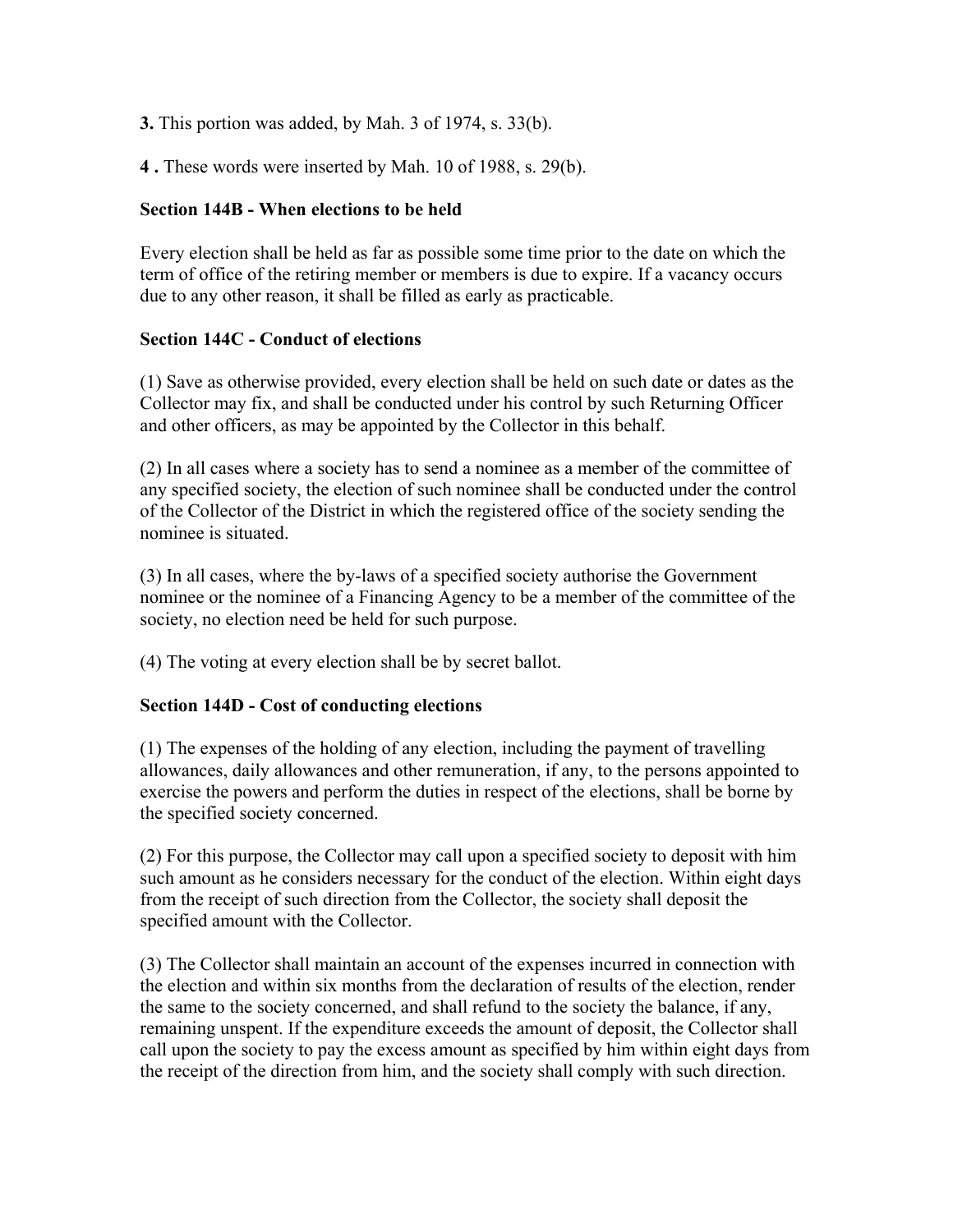**3.** This portion was added, by Mah. 3 of 1974, s. 33(b).

**4 .** These words were inserted by Mah. 10 of 1988, s. 29(b).

**Section 144B - When elections to be held**

Every election shall be held as far as possible some time prior to the date on which the term of office of the retiring member or members is due to expire. If a vacancy occurs due to any other reason, it shall be filled as early as practicable.

**Section 144C - Conduct of elections**

(1) Save as otherwise provided, every election shall be held on such date or dates as the Collector may fix, and shall be conducted under his control by such Returning Officer and other officers, as may be appointed by the Collector in this behalf.

(2) In all cases where a society has to send a nominee as a member of the committee of any specified society, the election of such nominee shall be conducted under the control of the Collector of the District in which the registered office of the society sending the nominee is situated.

(3) In all cases, where the by-laws of a specified society authorise the Government nominee or the nominee of a Financing Agency to be a member of the committee of the society, no election need be held for such purpose.

(4) The voting at every election shall be by secret ballot.

**Section 144D - Cost of conducting elections**

(1) The expenses of the holding of any election, including the payment of travelling allowances, daily allowances and other remuneration, if any, to the persons appointed to exercise the powers and perform the duties in respect of the elections, shall be borne by the specified society concerned.

(2) For this purpose, the Collector may call upon a specified society to deposit with him such amount as he considers necessary for the conduct of the election. Within eight days from the receipt of such direction from the Collector, the society shall deposit the specified amount with the Collector.

(3) The Collector shall maintain an account of the expenses incurred in connection with the election and within six months from the declaration of results of the election, render the same to the society concerned, and shall refund to the society the balance, if any, remaining unspent. If the expenditure exceeds the amount of deposit, the Collector shall call upon the society to pay the excess amount as specified by him within eight days from the receipt of the direction from him, and the society shall comply with such direction.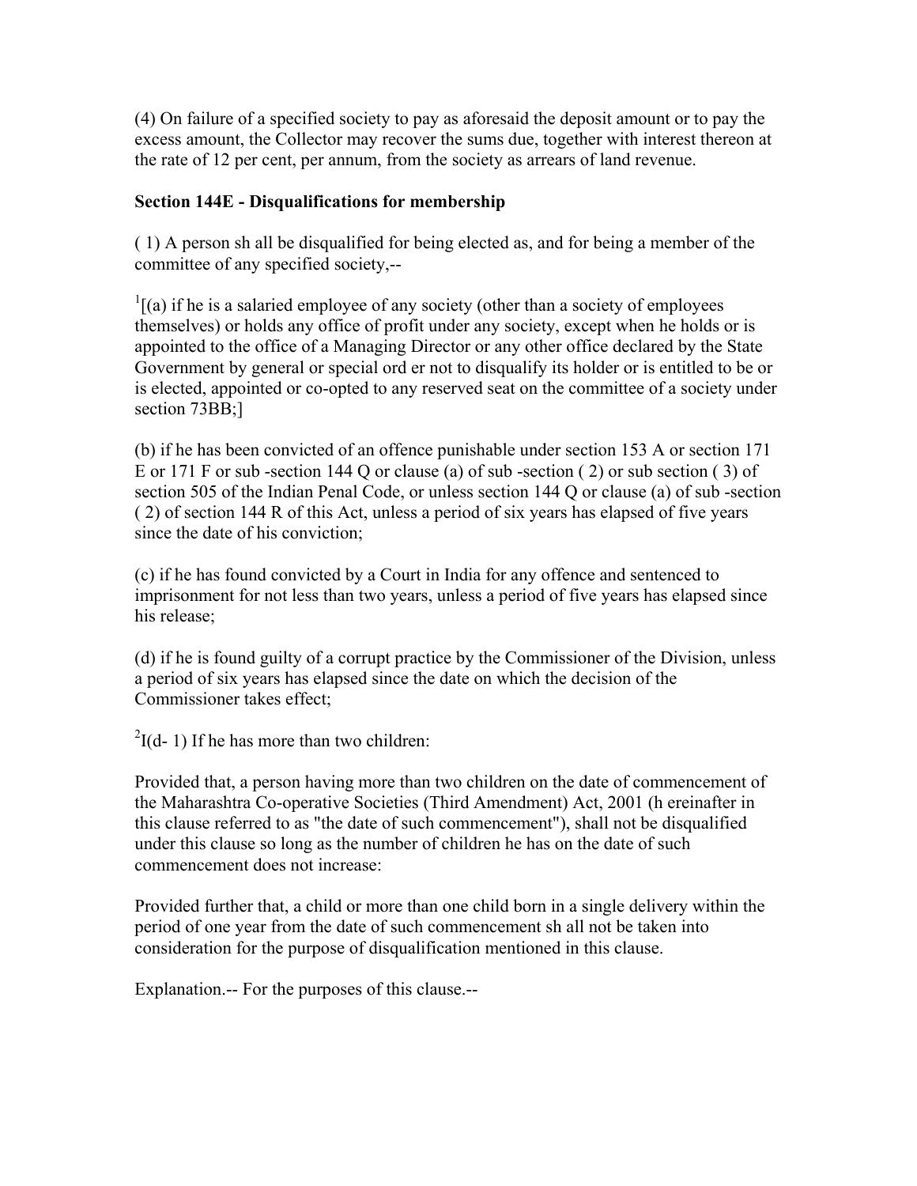(4) On failure of a specified society to pay as aforesaid the deposit amount or to pay the excess amount, the Collector may recover the sums due, together with interest thereon at the rate of 12 per cent, per annum, from the society as arrears of land revenue.

**Section 144E - Disqualifications for membership**

( 1) A person sh all be disqualified for being elected as, and for being a member of the committee of any specified society,--

[1][(a) if he is a salaried employee of any society (other than a society of employees themselves) or holds any office of profit under any society, except when he holds or is appointed to the office of a Managing Director or any other office declared by the State Government by general or special ord er not to disqualify its holder or is entitled to be or is elected, appointed or co-opted to any reserved seat on the committee of a society under section 73BB;]

(b) if he has been convicted of an offence punishable under section 153 A or section 171 E or 171 F or sub -section 144 Q or clause (a) of sub -section ( 2) or sub section ( 3) of section 505 of the Indian Penal Code, or unless section 144 Q or clause (a) of sub -section ( 2) of section 144 R of this Act, unless a period of six years has elapsed of five years since the date of his conviction;

(c) if he has found convicted by a Court in India for any offence and sentenced to imprisonment for not less than two years, unless a period of five years has elapsed since his release;

(d) if he is found guilty of a corrupt practice by the Commissioner of the Division, unless a period of six years has elapsed since the date on which the decision of the Commissioner takes effect;

[2]I(d- 1) If he has more than two children:

Provided that, a person having more than two children on the date of commencement of the Maharashtra Co-operative Societies (Third Amendment) Act, 2001 (h ereinafter in this clause referred to as "the date of such commencement"), shall not be disqualified under this clause so long as the number of children he has on the date of such commencement does not increase:

Provided further that, a child or more than one child born in a single delivery within the period of one year from the date of such commencement sh all not be taken into consideration for the purpose of disqualification mentioned in this clause.

Explanation.-- For the purposes of this clause.--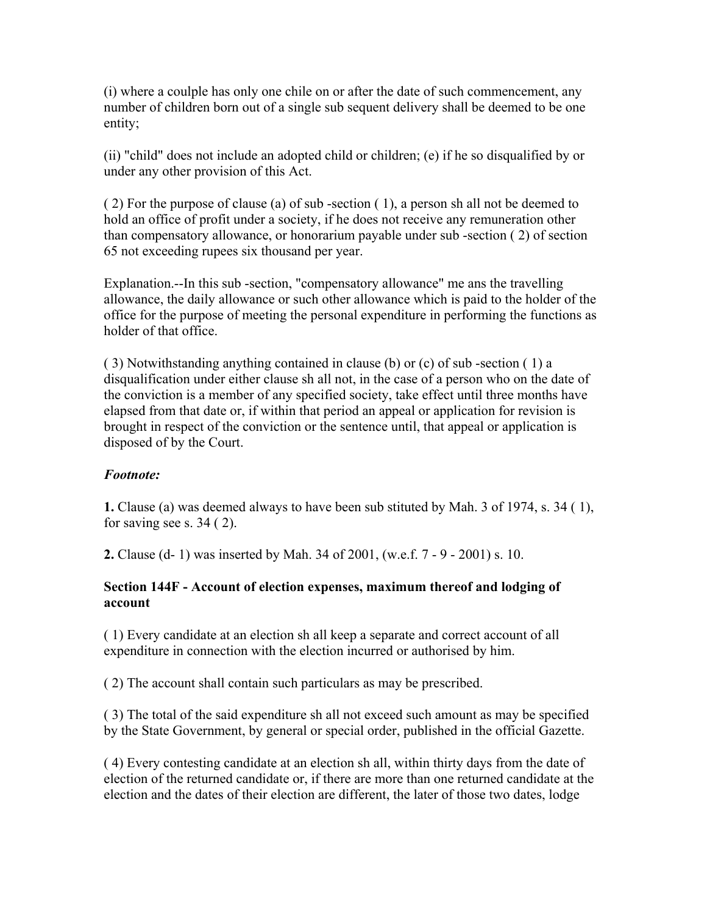(i) where a coulple has only one chile on or after the date of such commencement, any number of children born out of a single sub sequent delivery shall be deemed to be one entity;

(ii) "child" does not include an adopted child or children; (e) if he so disqualified by or under any other provision of this Act.

( 2) For the purpose of clause (a) of sub -section ( 1), a person sh all not be deemed to hold an office of profit under a society, if he does not receive any remuneration other than compensatory allowance, or honorarium payable under sub -section ( 2) of section 65 not exceeding rupees six thousand per year.

Explanation.--In this sub -section, "compensatory allowance" me ans the travelling allowance, the daily allowance or such other allowance which is paid to the holder of the office for the purpose of meeting the personal expenditure in performing the functions as holder of that office.

( 3) Notwithstanding anything contained in clause (b) or (c) of sub -section ( 1) a disqualification under either clause sh all not, in the case of a person who on the date of the conviction is a member of any specified society, take effect until three months have elapsed from that date or, if within that period an appeal or application for revision is brought in respect of the conviction or the sentence until, that appeal or application is disposed of by the Court.

***Footnote:***

**1.** Clause (a) was deemed always to have been sub stituted by Mah. 3 of 1974, s. 34 ( 1), for saving see s. 34 ( 2).

**2.** Clause (d- 1) was inserted by Mah. 34 of 2001, (w.e.f. 7 - 9 - 2001) s. 10.

**Section 144F - Account of election expenses, maximum thereof and lodging of account**

( 1) Every candidate at an election sh all keep a separate and correct account of all expenditure in connection with the election incurred or authorised by him.

( 2) The account shall contain such particulars as may be prescribed.

( 3) The total of the said expenditure sh all not exceed such amount as may be specified by the State Government, by general or special order, published in the official Gazette.

( 4) Every contesting candidate at an election sh all, within thirty days from the date of election of the returned candidate or, if there are more than one returned candidate at the election and the dates of their election are different, the later of those two dates, lodge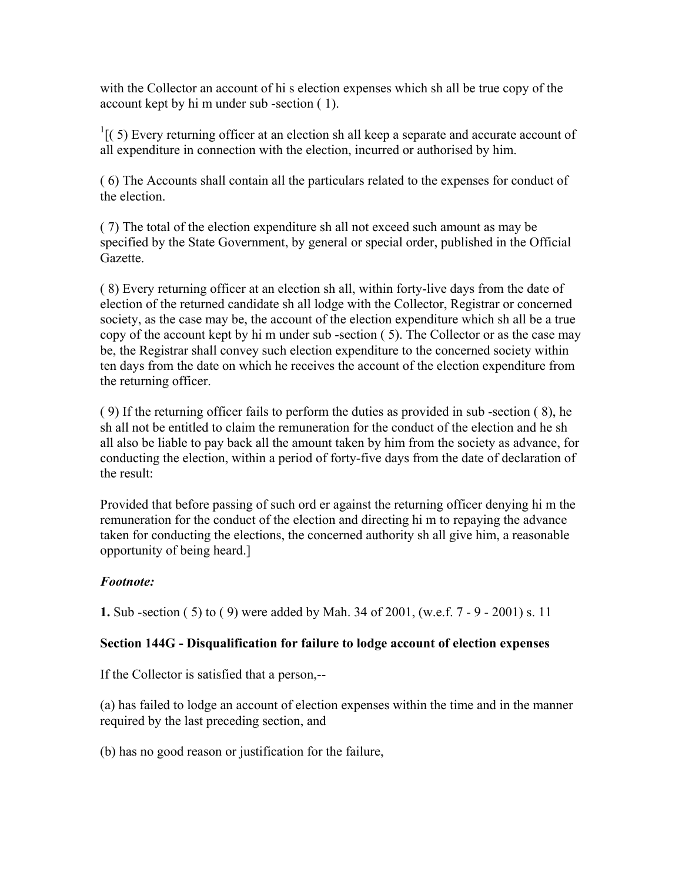with the Collector an account of hi s election expenses which sh all be true copy of the account kept by hi m under sub -section ( 1).

[1][( 5) Every returning officer at an election sh all keep a separate and accurate account of all expenditure in connection with the election, incurred or authorised by him.

( 6) The Accounts shall contain all the particulars related to the expenses for conduct of the election.

( 7) The total of the election expenditure sh all not exceed such amount as may be specified by the State Government, by general or special order, published in the Official Gazette.

( 8) Every returning officer at an election sh all, within forty-live days from the date of election of the returned candidate sh all lodge with the Collector, Registrar or concerned society, as the case may be, the account of the election expenditure which sh all be a true copy of the account kept by hi m under sub -section ( 5). The Collector or as the case may be, the Registrar shall convey such election expenditure to the concerned society within ten days from the date on which he receives the account of the election expenditure from the returning officer.

( 9) If the returning officer fails to perform the duties as provided in sub -section ( 8), he sh all not be entitled to claim the remuneration for the conduct of the election and he sh all also be liable to pay back all the amount taken by him from the society as advance, for conducting the election, within a period of forty-five days from the date of declaration of the result:

Provided that before passing of such ord er against the returning officer denying hi m the remuneration for the conduct of the election and directing hi m to repaying the advance taken for conducting the elections, the concerned authority sh all give him, a reasonable opportunity of being heard.]

***Footnote:***

**1.** Sub -section ( 5) to ( 9) were added by Mah. 34 of 2001, (w.e.f. 7 - 9 - 2001) s. 11

**Section 144G - Disqualification for failure to lodge account of election expenses**

If the Collector is satisfied that a person,--

(a) has failed to lodge an account of election expenses within the time and in the manner required by the last preceding section, and

(b) has no good reason or justification for the failure,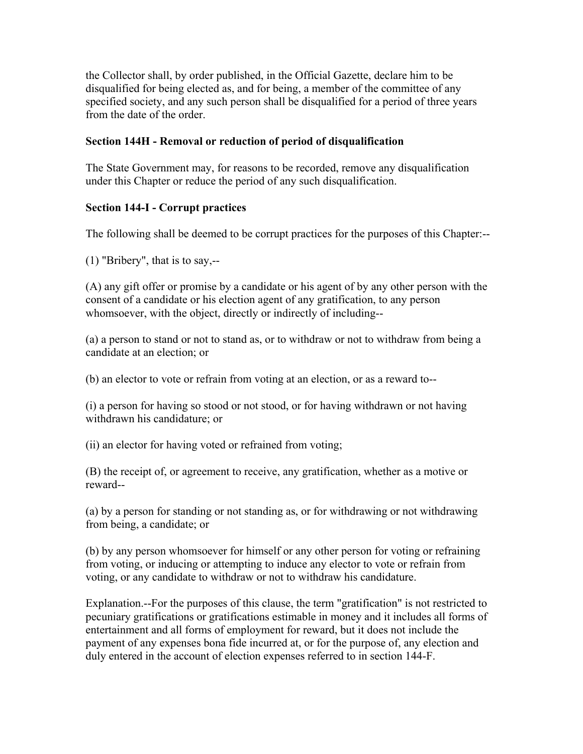the Collector shall, by order published, in the Official Gazette, declare him to be disqualified for being elected as, and for being, a member of the committee of any specified society, and any such person shall be disqualified for a period of three years from the date of the order.

### Section 144H - Removal or reduction of period of disqualification

The State Government may, for reasons to be recorded, remove any disqualification under this Chapter or reduce the period of any such disqualification.

### Section 144-I - Corrupt practices

The following shall be deemed to be corrupt practices for the purposes of this Chapter:--

(1) "Bribery", that is to say,--

(A) any gift offer or promise by a candidate or his agent of by any other person with the consent of a candidate or his election agent of any gratification, to any person whomsoever, with the object, directly or indirectly of including--

(a) a person to stand or not to stand as, or to withdraw or not to withdraw from being a candidate at an election; or

(b) an elector to vote or refrain from voting at an election, or as a reward to--

(i) a person for having so stood or not stood, or for having withdrawn or not having withdrawn his candidature; or

(ii) an elector for having voted or refrained from voting;

(B) the receipt of, or agreement to receive, any gratification, whether as a motive or reward--

(a) by a person for standing or not standing as, or for withdrawing or not withdrawing from being, a candidate; or

(b) by any person whomsoever for himself or any other person for voting or refraining from voting, or inducing or attempting to induce any elector to vote or refrain from voting, or any candidate to withdraw or not to withdraw his candidature.

Explanation.--For the purposes of this clause, the term "gratification" is not restricted to pecuniary gratifications or gratifications estimable in money and it includes all forms of entertainment and all forms of employment for reward, but it does not include the payment of any expenses bona fide incurred at, or for the purpose of, any election and duly entered in the account of election expenses referred to in section 144-F.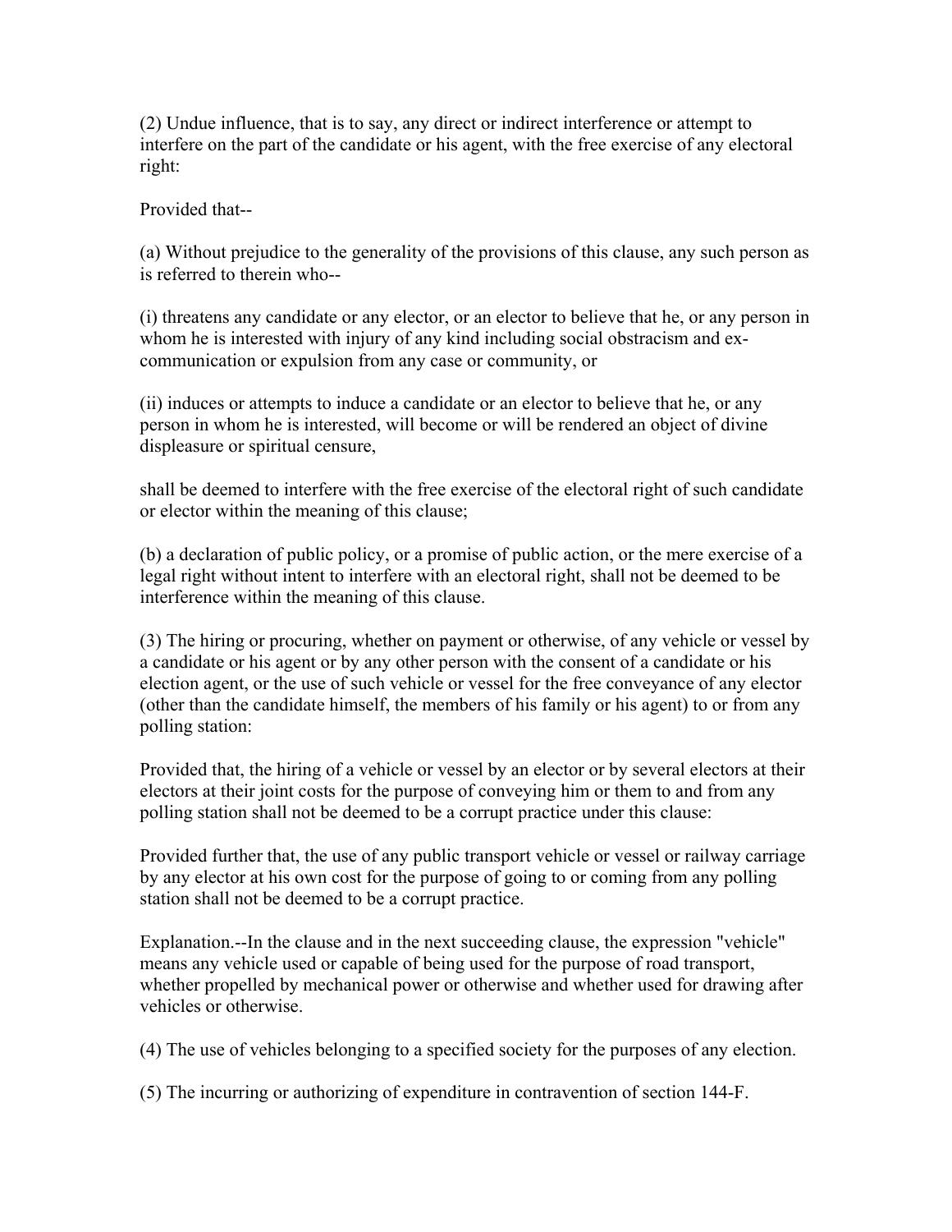(2) Undue influence, that is to say, any direct or indirect interference or attempt to interfere on the part of the candidate or his agent, with the free exercise of any electoral right:

Provided that--

(a) Without prejudice to the generality of the provisions of this clause, any such person as is referred to therein who--

(i) threatens any candidate or any elector, or an elector to believe that he, or any person in whom he is interested with injury of any kind including social obstracism and ex-communication or expulsion from any case or community, or

(ii) induces or attempts to induce a candidate or an elector to believe that he, or any person in whom he is interested, will become or will be rendered an object of divine displeasure or spiritual censure,

shall be deemed to interfere with the free exercise of the electoral right of such candidate or elector within the meaning of this clause;

(b) a declaration of public policy, or a promise of public action, or the mere exercise of a legal right without intent to interfere with an electoral right, shall not be deemed to be interference within the meaning of this clause.

(3) The hiring or procuring, whether on payment or otherwise, of any vehicle or vessel by a candidate or his agent or by any other person with the consent of a candidate or his election agent, or the use of such vehicle or vessel for the free conveyance of any elector (other than the candidate himself, the members of his family or his agent) to or from any polling station:

Provided that, the hiring of a vehicle or vessel by an elector or by several electors at their electors at their joint costs for the purpose of conveying him or them to and from any polling station shall not be deemed to be a corrupt practice under this clause:

Provided further that, the use of any public transport vehicle or vessel or railway carriage by any elector at his own cost for the purpose of going to or coming from any polling station shall not be deemed to be a corrupt practice.

Explanation.--In the clause and in the next succeeding clause, the expression "vehicle" means any vehicle used or capable of being used for the purpose of road transport, whether propelled by mechanical power or otherwise and whether used for drawing after vehicles or otherwise.

(4) The use of vehicles belonging to a specified society for the purposes of any election.

(5) The incurring or authorizing of expenditure in contravention of section 144-F.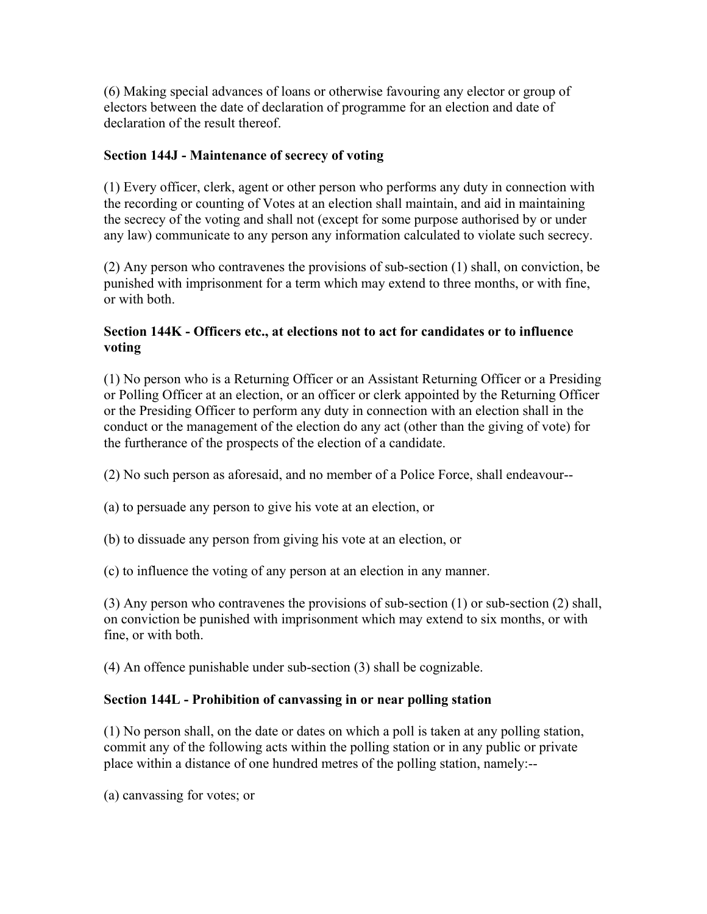(6) Making special advances of loans or otherwise favouring any elector or group of electors between the date of declaration of programme for an election and date of declaration of the result thereof.

**Section 144J - Maintenance of secrecy of voting**

(1) Every officer, clerk, agent or other person who performs any duty in connection with the recording or counting of Votes at an election shall maintain, and aid in maintaining the secrecy of the voting and shall not (except for some purpose authorised by or under any law) communicate to any person any information calculated to violate such secrecy.

(2) Any person who contravenes the provisions of sub-section (1) shall, on conviction, be punished with imprisonment for a term which may extend to three months, or with fine, or with both.

**Section 144K - Officers etc., at elections not to act for candidates or to influence voting**

(1) No person who is a Returning Officer or an Assistant Returning Officer or a Presiding or Polling Officer at an election, or an officer or clerk appointed by the Returning Officer or the Presiding Officer to perform any duty in connection with an election shall in the conduct or the management of the election do any act (other than the giving of vote) for the furtherance of the prospects of the election of a candidate.

(2) No such person as aforesaid, and no member of a Police Force, shall endeavour--

(a) to persuade any person to give his vote at an election, or

(b) to dissuade any person from giving his vote at an election, or

(c) to influence the voting of any person at an election in any manner.

(3) Any person who contravenes the provisions of sub-section (1) or sub-section (2) shall, on conviction be punished with imprisonment which may extend to six months, or with fine, or with both.

(4) An offence punishable under sub-section (3) shall be cognizable.

**Section 144L - Prohibition of canvassing in or near polling station**

(1) No person shall, on the date or dates on which a poll is taken at any polling station, commit any of the following acts within the polling station or in any public or private place within a distance of one hundred metres of the polling station, namely:--

(a) canvassing for votes; or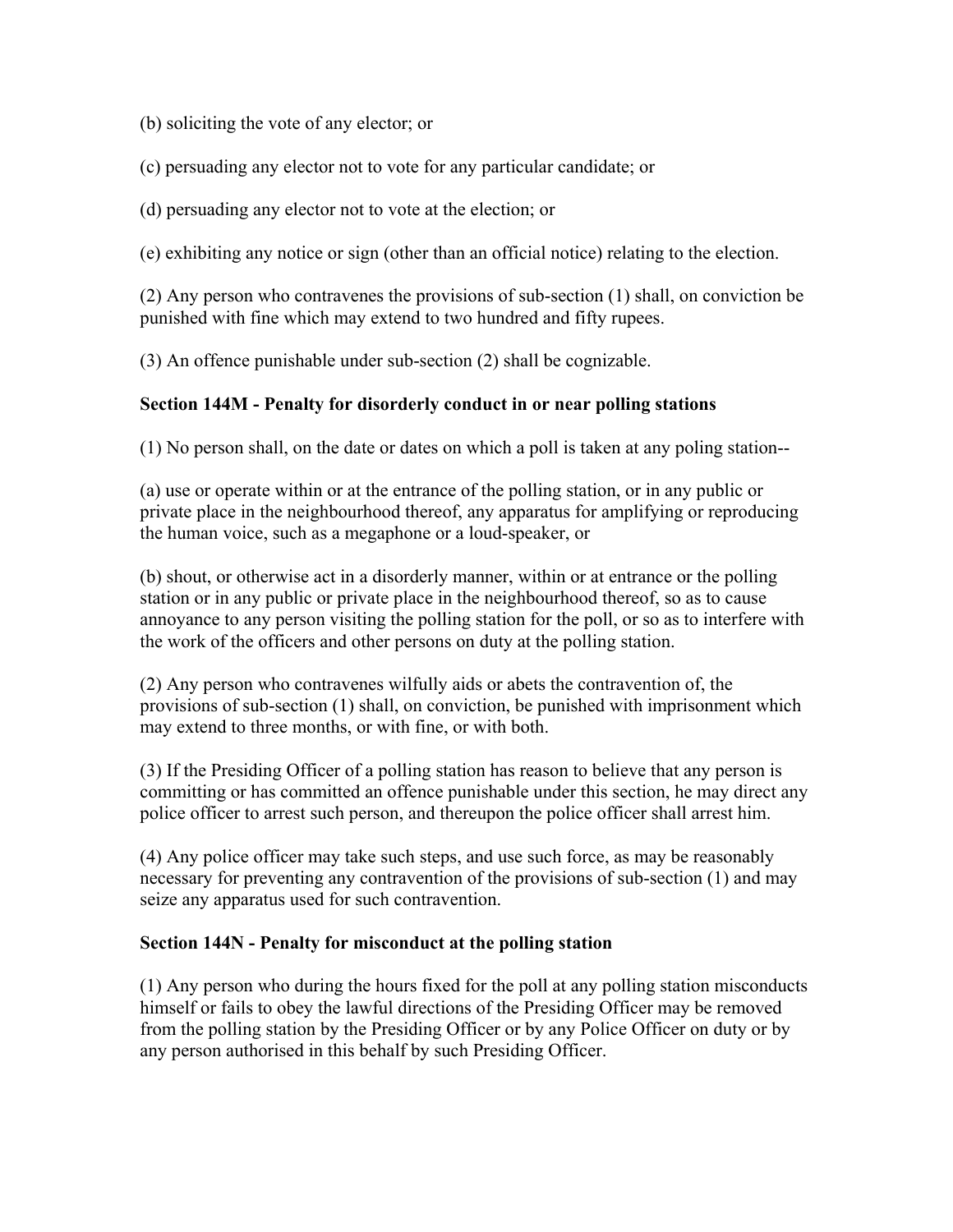(b) soliciting the vote of any elector; or

(c) persuading any elector not to vote for any particular candidate; or

(d) persuading any elector not to vote at the election; or

(e) exhibiting any notice or sign (other than an official notice) relating to the election.

(2) Any person who contravenes the provisions of sub-section (1) shall, on conviction be punished with fine which may extend to two hundred and fifty rupees.

(3) An offence punishable under sub-section (2) shall be cognizable.

**Section 144M - Penalty for disorderly conduct in or near polling stations**

(1) No person shall, on the date or dates on which a poll is taken at any poling station--

(a) use or operate within or at the entrance of the polling station, or in any public or private place in the neighbourhood thereof, any apparatus for amplifying or reproducing the human voice, such as a megaphone or a loud-speaker, or

(b) shout, or otherwise act in a disorderly manner, within or at entrance or the polling station or in any public or private place in the neighbourhood thereof, so as to cause annoyance to any person visiting the polling station for the poll, or so as to interfere with the work of the officers and other persons on duty at the polling station.

(2) Any person who contravenes wilfully aids or abets the contravention of, the provisions of sub-section (1) shall, on conviction, be punished with imprisonment which may extend to three months, or with fine, or with both.

(3) If the Presiding Officer of a polling station has reason to believe that any person is committing or has committed an offence punishable under this section, he may direct any police officer to arrest such person, and thereupon the police officer shall arrest him.

(4) Any police officer may take such steps, and use such force, as may be reasonably necessary for preventing any contravention of the provisions of sub-section (1) and may seize any apparatus used for such contravention.

**Section 144N - Penalty for misconduct at the polling station**

(1) Any person who during the hours fixed for the poll at any polling station misconducts himself or fails to obey the lawful directions of the Presiding Officer may be removed from the polling station by the Presiding Officer or by any Police Officer on duty or by any person authorised in this behalf by such Presiding Officer.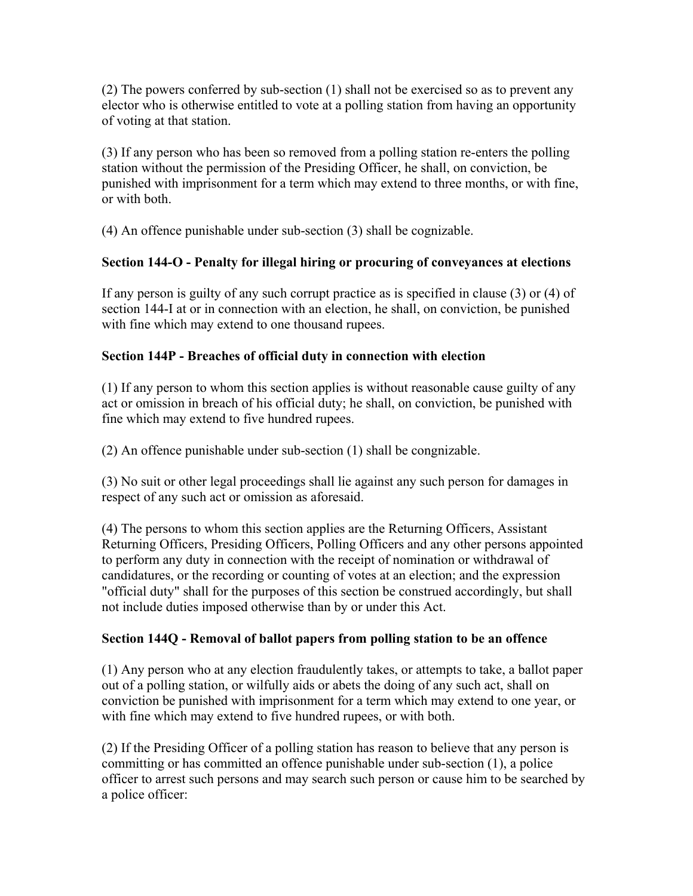(2) The powers conferred by sub-section (1) shall not be exercised so as to prevent any elector who is otherwise entitled to vote at a polling station from having an opportunity of voting at that station.

(3) If any person who has been so removed from a polling station re-enters the polling station without the permission of the Presiding Officer, he shall, on conviction, be punished with imprisonment for a term which may extend to three months, or with fine, or with both.

(4) An offence punishable under sub-section (3) shall be cognizable.

**Section 144-O - Penalty for illegal hiring or procuring of conveyances at elections**

If any person is guilty of any such corrupt practice as is specified in clause (3) or (4) of section 144-I at or in connection with an election, he shall, on conviction, be punished with fine which may extend to one thousand rupees.

**Section 144P - Breaches of official duty in connection with election**

(1) If any person to whom this section applies is without reasonable cause guilty of any act or omission in breach of his official duty; he shall, on conviction, be punished with fine which may extend to five hundred rupees.

(2) An offence punishable under sub-section (1) shall be congnizable.

(3) No suit or other legal proceedings shall lie against any such person for damages in respect of any such act or omission as aforesaid.

(4) The persons to whom this section applies are the Returning Officers, Assistant Returning Officers, Presiding Officers, Polling Officers and any other persons appointed to perform any duty in connection with the receipt of nomination or withdrawal of candidatures, or the recording or counting of votes at an election; and the expression "official duty" shall for the purposes of this section be construed accordingly, but shall not include duties imposed otherwise than by or under this Act.

**Section 144Q - Removal of ballot papers from polling station to be an offence**

(1) Any person who at any election fraudulently takes, or attempts to take, a ballot paper out of a polling station, or wilfully aids or abets the doing of any such act, shall on conviction be punished with imprisonment for a term which may extend to one year, or with fine which may extend to five hundred rupees, or with both.

(2) If the Presiding Officer of a polling station has reason to believe that any person is committing or has committed an offence punishable under sub-section (1), a police officer to arrest such persons and may search such person or cause him to be searched by a police officer: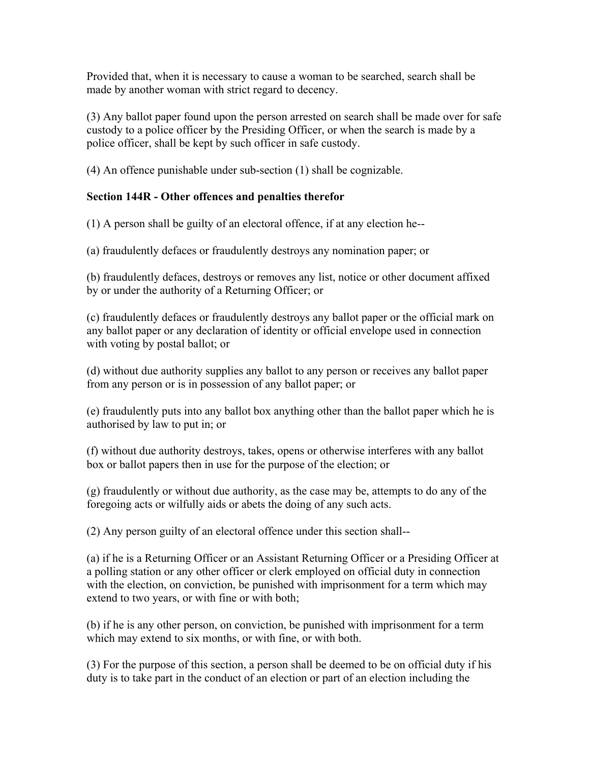Provided that, when it is necessary to cause a woman to be searched, search shall be made by another woman with strict regard to decency.

(3) Any ballot paper found upon the person arrested on search shall be made over for safe custody to a police officer by the Presiding Officer, or when the search is made by a police officer, shall be kept by such officer in safe custody.

(4) An offence punishable under sub-section (1) shall be cognizable.

**Section 144R - Other offences and penalties therefor**

(1) A person shall be guilty of an electoral offence, if at any election he--

(a) fraudulently defaces or fraudulently destroys any nomination paper; or

(b) fraudulently defaces, destroys or removes any list, notice or other document affixed by or under the authority of a Returning Officer; or

(c) fraudulently defaces or fraudulently destroys any ballot paper or the official mark on any ballot paper or any declaration of identity or official envelope used in connection with voting by postal ballot; or

(d) without due authority supplies any ballot to any person or receives any ballot paper from any person or is in possession of any ballot paper; or

(e) fraudulently puts into any ballot box anything other than the ballot paper which he is authorised by law to put in; or

(f) without due authority destroys, takes, opens or otherwise interferes with any ballot box or ballot papers then in use for the purpose of the election; or

(g) fraudulently or without due authority, as the case may be, attempts to do any of the foregoing acts or wilfully aids or abets the doing of any such acts.

(2) Any person guilty of an electoral offence under this section shall--

(a) if he is a Returning Officer or an Assistant Returning Officer or a Presiding Officer at a polling station or any other officer or clerk employed on official duty in connection with the election, on conviction, be punished with imprisonment for a term which may extend to two years, or with fine or with both;

(b) if he is any other person, on conviction, be punished with imprisonment for a term which may extend to six months, or with fine, or with both.

(3) For the purpose of this section, a person shall be deemed to be on official duty if his duty is to take part in the conduct of an election or part of an election including the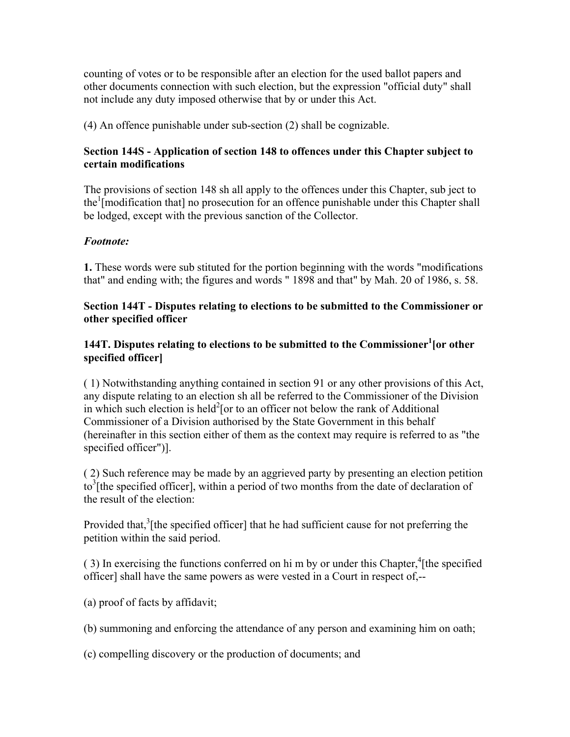counting of votes or to be responsible after an election for the used ballot papers and other documents connection with such election, but the expression "official duty" shall not include any duty imposed otherwise that by or under this Act.

(4) An offence punishable under sub-section (2) shall be cognizable.

**Section 144S - Application of section 148 to offences under this Chapter subject to certain modifications**

The provisions of section 148 sh all apply to the offences under this Chapter, sub ject to the[1][modification that] no prosecution for an offence punishable under this Chapter shall be lodged, except with the previous sanction of the Collector.

***Footnote:***

**1.** These words were sub stituted for the portion beginning with the words "modifications that" and ending with; the figures and words " 1898 and that" by Mah. 20 of 1986, s. 58.

**Section 144T - Disputes relating to elections to be submitted to the Commissioner or other specified officer**

**144T. Disputes relating to elections to be submitted to the Commissioner[1][or other specified officer]**

( 1) Notwithstanding anything contained in section 91 or any other provisions of this Act, any dispute relating to an election sh all be referred to the Commissioner of the Division in which such election is held[2][or to an officer not below the rank of Additional Commissioner of a Division authorised by the State Government in this behalf (hereinafter in this section either of them as the context may require is referred to as "the specified officer")].

( 2) Such reference may be made by an aggrieved party by presenting an election petition to[3][the specified officer], within a period of two months from the date of declaration of the result of the election:

Provided that,[3][the specified officer] that he had sufficient cause for not preferring the petition within the said period.

( 3) In exercising the functions conferred on hi m by or under this Chapter,[4][the specified officer] shall have the same powers as were vested in a Court in respect of,--

(a) proof of facts by affidavit;

(b) summoning and enforcing the attendance of any person and examining him on oath;

(c) compelling discovery or the production of documents; and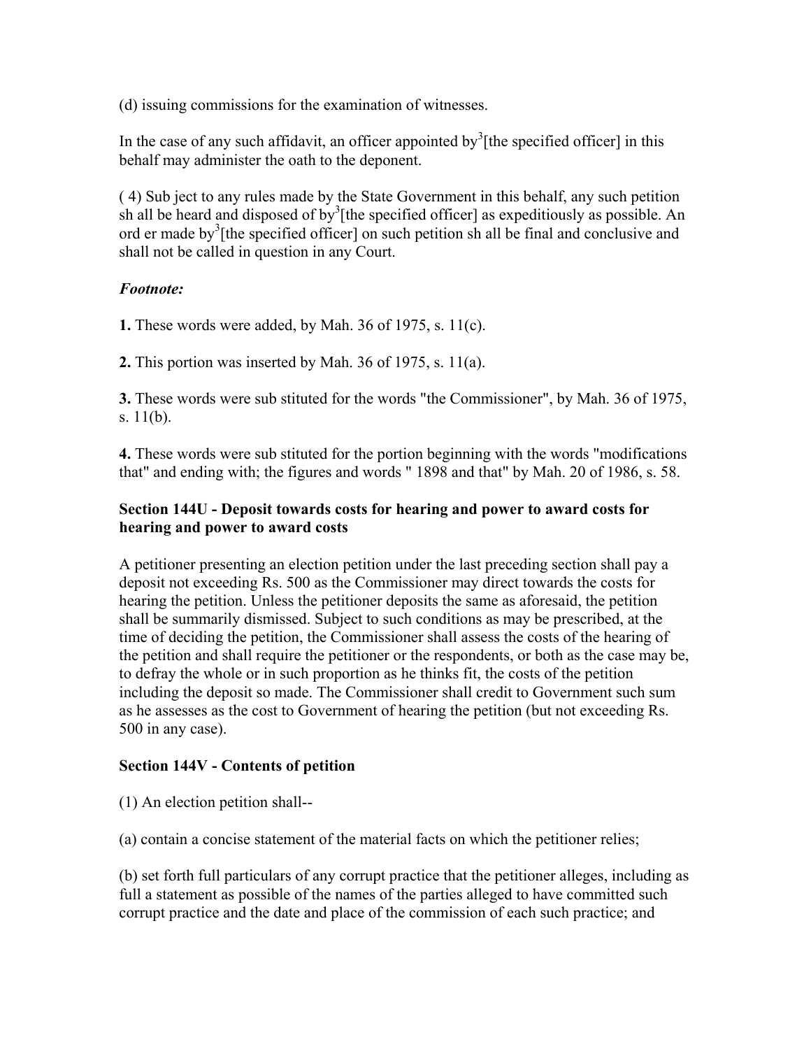(d) issuing commissions for the examination of witnesses.

In the case of any such affidavit, an officer appointed by[3][the specified officer] in this behalf may administer the oath to the deponent.

( 4) Sub ject to any rules made by the State Government in this behalf, any such petition sh all be heard and disposed of by[3][the specified officer] as expeditiously as possible. An ord er made by[3][the specified officer] on such petition sh all be final and conclusive and shall not be called in question in any Court.

***Footnote:***

**1.** These words were added, by Mah. 36 of 1975, s. 11(c).

**2.** This portion was inserted by Mah. 36 of 1975, s. 11(a).

**3.** These words were sub stituted for the words "the Commissioner", by Mah. 36 of 1975, s. 11(b).

**4.** These words were sub stituted for the portion beginning with the words "modifications that" and ending with; the figures and words " 1898 and that" by Mah. 20 of 1986, s. 58.

### Section 144U - Deposit towards costs for hearing and power to award costs for hearing and power to award costs

A petitioner presenting an election petition under the last preceding section shall pay a deposit not exceeding Rs. 500 as the Commissioner may direct towards the costs for hearing the petition. Unless the petitioner deposits the same as aforesaid, the petition shall be summarily dismissed. Subject to such conditions as may be prescribed, at the time of deciding the petition, the Commissioner shall assess the costs of the hearing of the petition and shall require the petitioner or the respondents, or both as the case may be, to defray the whole or in such proportion as he thinks fit, the costs of the petition including the deposit so made. The Commissioner shall credit to Government such sum as he assesses as the cost to Government of hearing the petition (but not exceeding Rs. 500 in any case).

### Section 144V - Contents of petition

(1) An election petition shall--

(a) contain a concise statement of the material facts on which the petitioner relies;

(b) set forth full particulars of any corrupt practice that the petitioner alleges, including as full a statement as possible of the names of the parties alleged to have committed such corrupt practice and the date and place of the commission of each such practice; and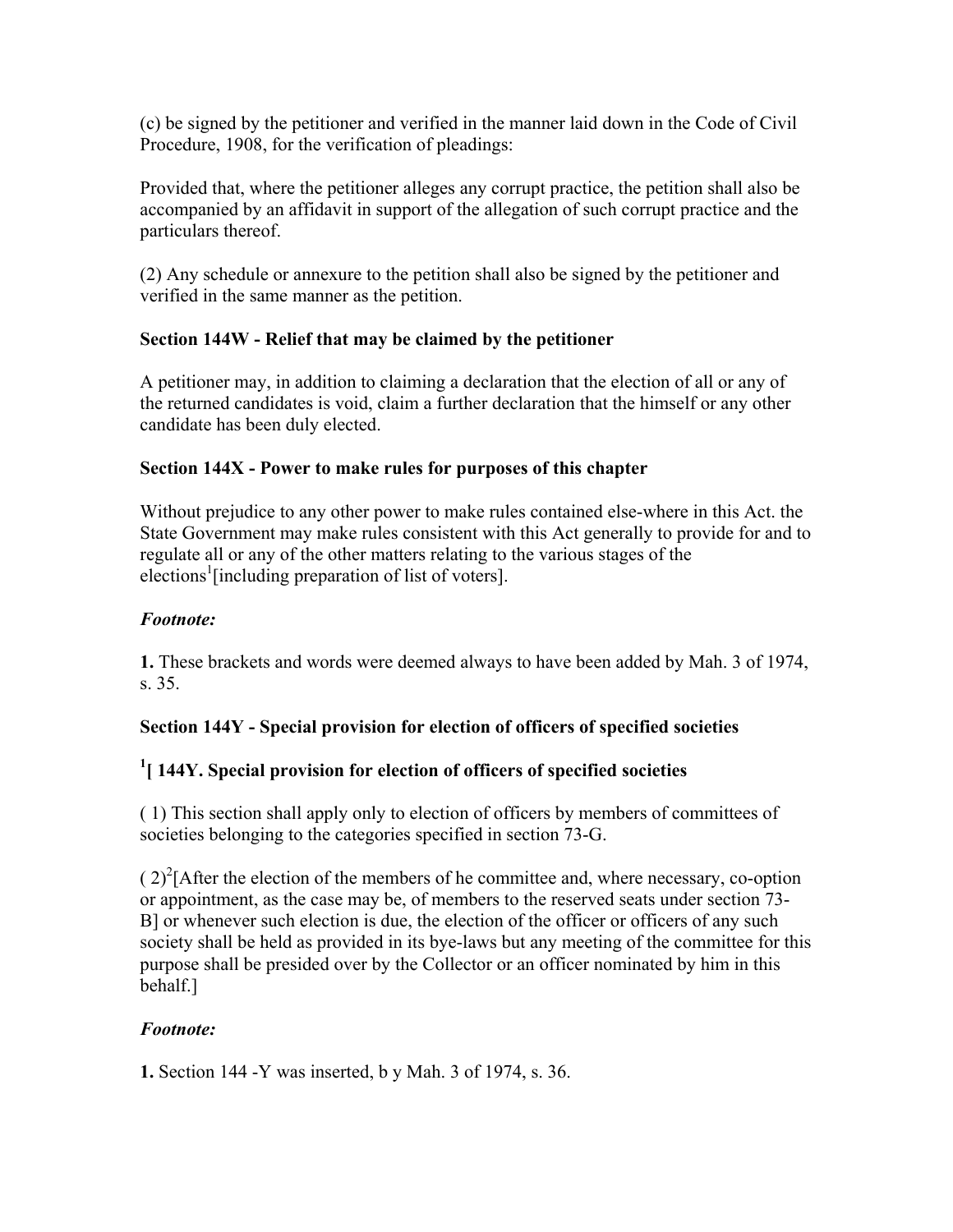(c) be signed by the petitioner and verified in the manner laid down in the Code of Civil Procedure, 1908, for the verification of pleadings:

Provided that, where the petitioner alleges any corrupt practice, the petition shall also be accompanied by an affidavit in support of the allegation of such corrupt practice and the particulars thereof.

(2) Any schedule or annexure to the petition shall also be signed by the petitioner and verified in the same manner as the petition.

### Section 144W - Relief that may be claimed by the petitioner

A petitioner may, in addition to claiming a declaration that the election of all or any of the returned candidates is void, claim a further declaration that the himself or any other candidate has been duly elected.

### Section 144X - Power to make rules for purposes of this chapter

Without prejudice to any other power to make rules contained else-where in this Act. the State Government may make rules consistent with this Act generally to provide for and to regulate all or any of the other matters relating to the various stages of the elections[1][including preparation of list of voters].

***Footnote:***

**1.** These brackets and words were deemed always to have been added by Mah. 3 of 1974, s. 35.

### Section 144Y - Special provision for election of officers of specified societies

### [1][ 144Y. Special provision for election of officers of specified societies

( 1) This section shall apply only to election of officers by members of committees of societies belonging to the categories specified in section 73-G.

( 2)[2][After the election of the members of he committee and, where necessary, co-option or appointment, as the case may be, of members to the reserved seats under section 73-B] or whenever such election is due, the election of the officer or officers of any such society shall be held as provided in its bye-laws but any meeting of the committee for this purpose shall be presided over by the Collector or an officer nominated by him in this behalf.]

***Footnote:***

**1.** Section 144 -Y was inserted, b y Mah. 3 of 1974, s. 36.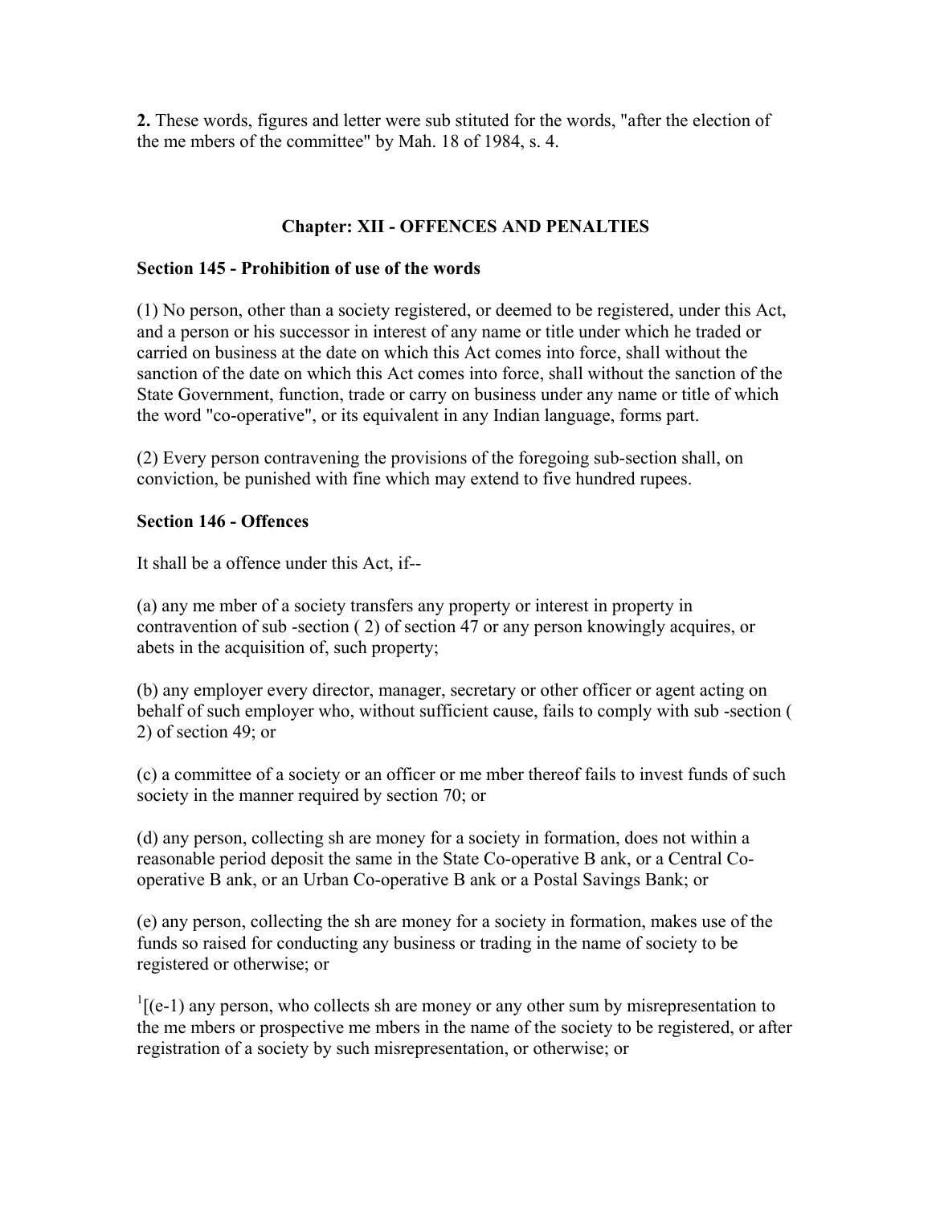**2.** These words, figures and letter were sub stituted for the words, "after the election of the me mbers of the committee" by Mah. 18 of 1984, s. 4.

## Chapter: XII - OFFENCES AND PENALTIES

### Section 145 - Prohibition of use of the words

(1) No person, other than a society registered, or deemed to be registered, under this Act, and a person or his successor in interest of any name or title under which he traded or carried on business at the date on which this Act comes into force, shall without the sanction of the date on which this Act comes into force, shall without the sanction of the State Government, function, trade or carry on business under any name or title of which the word "co-operative", or its equivalent in any Indian language, forms part.

(2) Every person contravening the provisions of the foregoing sub-section shall, on conviction, be punished with fine which may extend to five hundred rupees.

### Section 146 - Offences

It shall be a offence under this Act, if--

(a) any me mber of a society transfers any property or interest in property in contravention of sub -section ( 2) of section 47 or any person knowingly acquires, or abets in the acquisition of, such property;

(b) any employer every director, manager, secretary or other officer or agent acting on behalf of such employer who, without sufficient cause, fails to comply with sub -section ( 2) of section 49; or

(c) a committee of a society or an officer or me mber thereof fails to invest funds of such society in the manner required by section 70; or

(d) any person, collecting sh are money for a society in formation, does not within a reasonable period deposit the same in the State Co-operative B ank, or a Central Co-operative B ank, or an Urban Co-operative B ank or a Postal Savings Bank; or

(e) any person, collecting the sh are money for a society in formation, makes use of the funds so raised for conducting any business or trading in the name of society to be registered or otherwise; or

[1][(e-1) any person, who collects sh are money or any other sum by misrepresentation to the me mbers or prospective me mbers in the name of the society to be registered, or after registration of a society by such misrepresentation, or otherwise; or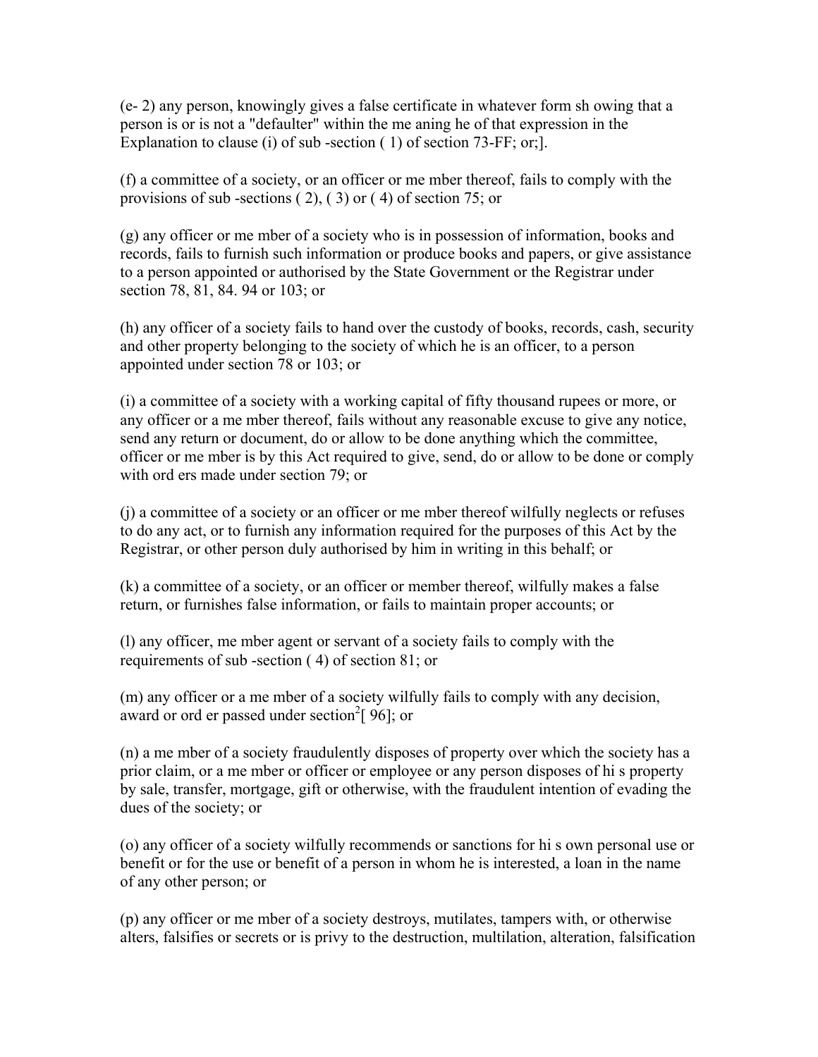(e- 2) any person, knowingly gives a false certificate in whatever form sh owing that a person is or is not a "defaulter" within the me aning he of that expression in the Explanation to clause (i) of sub -section ( 1) of section 73-FF; or;].

(f) a committee of a society, or an officer or me mber thereof, fails to comply with the provisions of sub -sections ( 2), ( 3) or ( 4) of section 75; or

(g) any officer or me mber of a society who is in possession of information, books and records, fails to furnish such information or produce books and papers, or give assistance to a person appointed or authorised by the State Government or the Registrar under section 78, 81, 84. 94 or 103; or

(h) any officer of a society fails to hand over the custody of books, records, cash, security and other property belonging to the society of which he is an officer, to a person appointed under section 78 or 103; or

(i) a committee of a society with a working capital of fifty thousand rupees or more, or any officer or a me mber thereof, fails without any reasonable excuse to give any notice, send any return or document, do or allow to be done anything which the committee, officer or me mber is by this Act required to give, send, do or allow to be done or comply with ord ers made under section 79; or

(j) a committee of a society or an officer or me mber thereof wilfully neglects or refuses to do any act, or to furnish any information required for the purposes of this Act by the Registrar, or other person duly authorised by him in writing in this behalf; or

(k) a committee of a society, or an officer or member thereof, wilfully makes a false return, or furnishes false information, or fails to maintain proper accounts; or

(l) any officer, me mber agent or servant of a society fails to comply with the requirements of sub -section ( 4) of section 81; or

(m) any officer or a me mber of a society wilfully fails to comply with any decision, award or ord er passed under section[2][ 96]; or

(n) a me mber of a society fraudulently disposes of property over which the society has a prior claim, or a me mber or officer or employee or any person disposes of hi s property by sale, transfer, mortgage, gift or otherwise, with the fraudulent intention of evading the dues of the society; or

(o) any officer of a society wilfully recommends or sanctions for hi s own personal use or benefit or for the use or benefit of a person in whom he is interested, a loan in the name of any other person; or

(p) any officer or me mber of a society destroys, mutilates, tampers with, or otherwise alters, falsifies or secrets or is privy to the destruction, multilation, alteration, falsification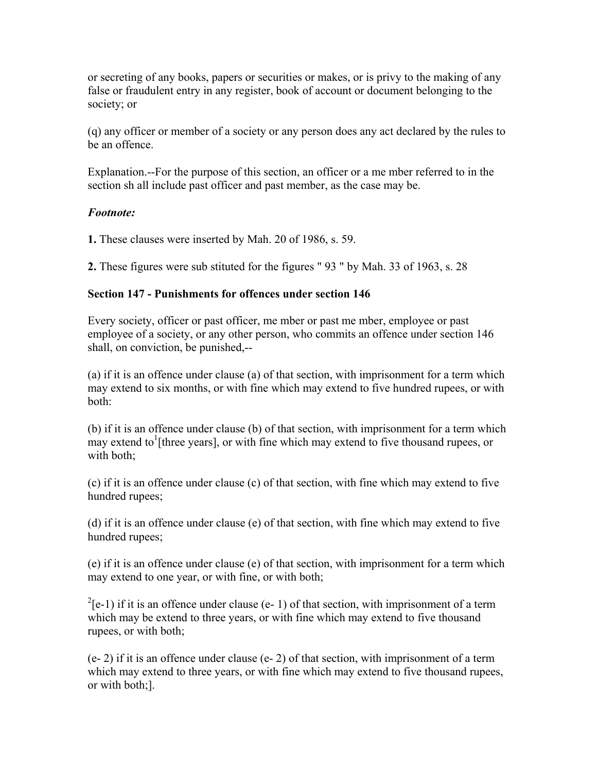or secreting of any books, papers or securities or makes, or is privy to the making of any false or fraudulent entry in any register, book of account or document belonging to the society; or

(q) any officer or member of a society or any person does any act declared by the rules to be an offence.

Explanation.--For the purpose of this section, an officer or a me mber referred to in the section sh all include past officer and past member, as the case may be.

***Footnote:***

**1.** These clauses were inserted by Mah. 20 of 1986, s. 59.

**2.** These figures were sub stituted for the figures " 93 " by Mah. 33 of 1963, s. 28

**Section 147 - Punishments for offences under section 146**

Every society, officer or past officer, me mber or past me mber, employee or past employee of a society, or any other person, who commits an offence under section 146 shall, on conviction, be punished,--

(a) if it is an offence under clause (a) of that section, with imprisonment for a term which may extend to six months, or with fine which may extend to five hundred rupees, or with both:

(b) if it is an offence under clause (b) of that section, with imprisonment for a term which may extend to[1][three years], or with fine which may extend to five thousand rupees, or with both;

(c) if it is an offence under clause (c) of that section, with fine which may extend to five hundred rupees;

(d) if it is an offence under clause (e) of that section, with fine which may extend to five hundred rupees;

(e) if it is an offence under clause (e) of that section, with imprisonment for a term which may extend to one year, or with fine, or with both;

[2][e-1) if it is an offence under clause (e- 1) of that section, with imprisonment of a term which may be extend to three years, or with fine which may extend to five thousand rupees, or with both;

(e- 2) if it is an offence under clause (e- 2) of that section, with imprisonment of a term which may extend to three years, or with fine which may extend to five thousand rupees, or with both;].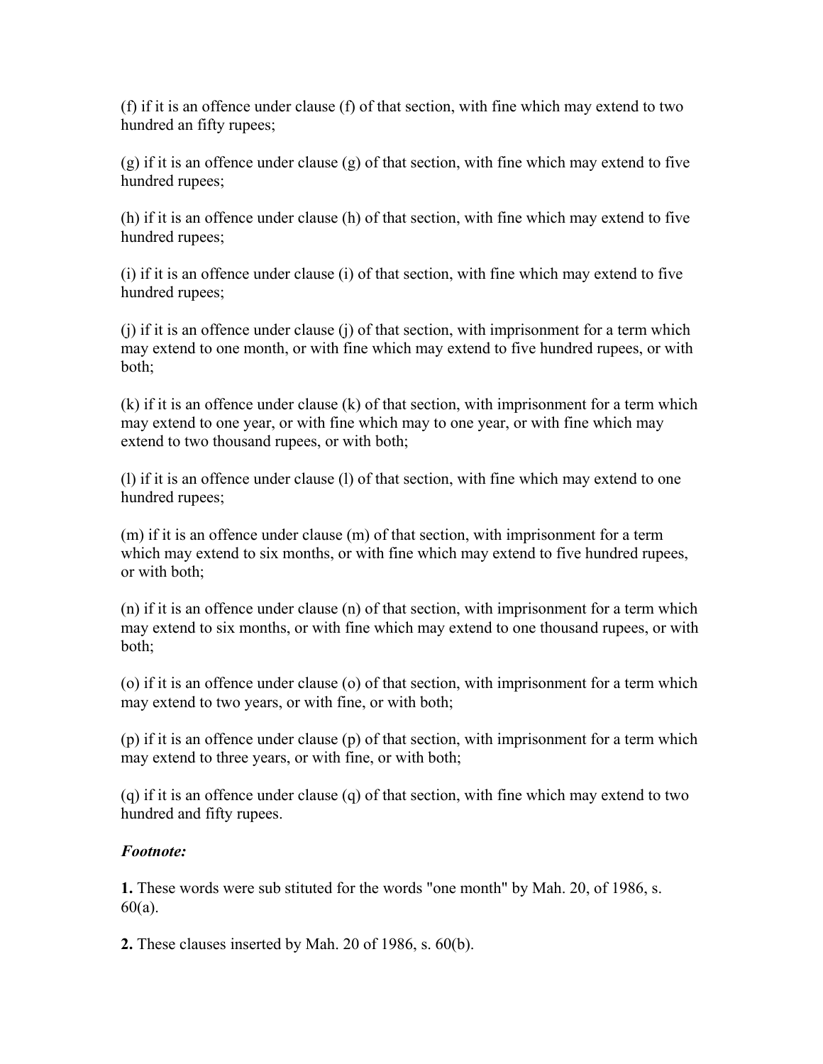(f) if it is an offence under clause (f) of that section, with fine which may extend to two hundred an fifty rupees;

(g) if it is an offence under clause (g) of that section, with fine which may extend to five hundred rupees;

(h) if it is an offence under clause (h) of that section, with fine which may extend to five hundred rupees;

(i) if it is an offence under clause (i) of that section, with fine which may extend to five hundred rupees;

(j) if it is an offence under clause (j) of that section, with imprisonment for a term which may extend to one month, or with fine which may extend to five hundred rupees, or with both;

(k) if it is an offence under clause (k) of that section, with imprisonment for a term which may extend to one year, or with fine which may to one year, or with fine which may extend to two thousand rupees, or with both;

(l) if it is an offence under clause (l) of that section, with fine which may extend to one hundred rupees;

(m) if it is an offence under clause (m) of that section, with imprisonment for a term which may extend to six months, or with fine which may extend to five hundred rupees, or with both;

(n) if it is an offence under clause (n) of that section, with imprisonment for a term which may extend to six months, or with fine which may extend to one thousand rupees, or with both;

(o) if it is an offence under clause (o) of that section, with imprisonment for a term which may extend to two years, or with fine, or with both;

(p) if it is an offence under clause (p) of that section, with imprisonment for a term which may extend to three years, or with fine, or with both;

(q) if it is an offence under clause (q) of that section, with fine which may extend to two hundred and fifty rupees.

***Footnote:***

**1.** These words were sub stituted for the words "one month" by Mah. 20, of 1986, s. 60(a).

**2.** These clauses inserted by Mah. 20 of 1986, s. 60(b).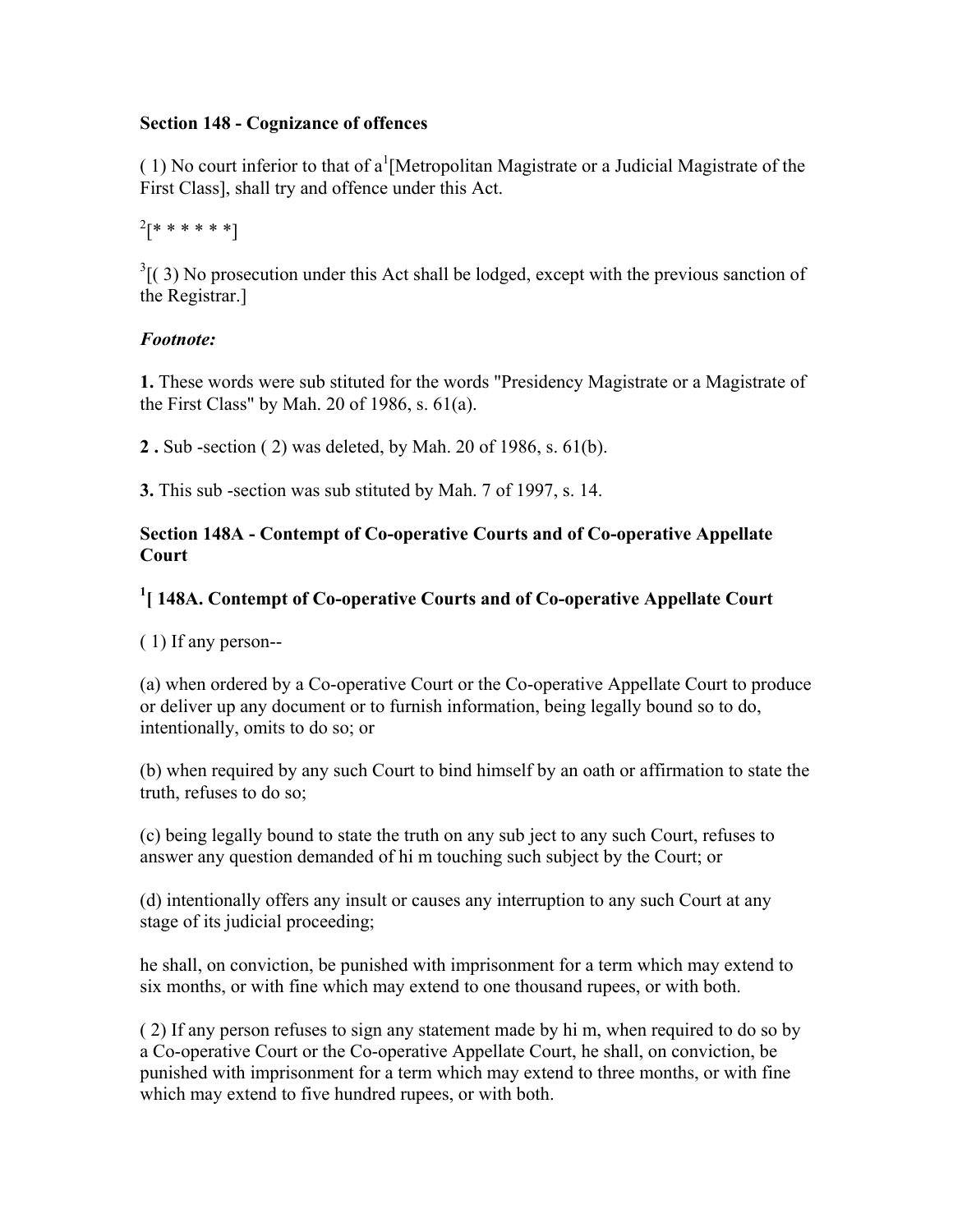**Section 148 - Cognizance of offences**

( 1) No court inferior to that of a[1][Metropolitan Magistrate or a Judicial Magistrate of the First Class], shall try and offence under this Act.

[2][* * * * * *]

[3][( 3) No prosecution under this Act shall be lodged, except with the previous sanction of the Registrar.]

***Footnote:***

**1.** These words were sub stituted for the words "Presidency Magistrate or a Magistrate of the First Class" by Mah. 20 of 1986, s. 61(a).

**2 .** Sub -section ( 2) was deleted, by Mah. 20 of 1986, s. 61(b).

**3.** This sub -section was sub stituted by Mah. 7 of 1997, s. 14.

**Section 148A - Contempt of Co-operative Courts and of Co-operative Appellate Court**

**[1][ 148A. Contempt of Co-operative Courts and of Co-operative Appellate Court**

( 1) If any person--

(a) when ordered by a Co-operative Court or the Co-operative Appellate Court to produce or deliver up any document or to furnish information, being legally bound so to do, intentionally, omits to do so; or

(b) when required by any such Court to bind himself by an oath or affirmation to state the truth, refuses to do so;

(c) being legally bound to state the truth on any sub ject to any such Court, refuses to answer any question demanded of hi m touching such subject by the Court; or

(d) intentionally offers any insult or causes any interruption to any such Court at any stage of its judicial proceeding;

he shall, on conviction, be punished with imprisonment for a term which may extend to six months, or with fine which may extend to one thousand rupees, or with both.

( 2) If any person refuses to sign any statement made by hi m, when required to do so by a Co-operative Court or the Co-operative Appellate Court, he shall, on conviction, be punished with imprisonment for a term which may extend to three months, or with fine which may extend to five hundred rupees, or with both.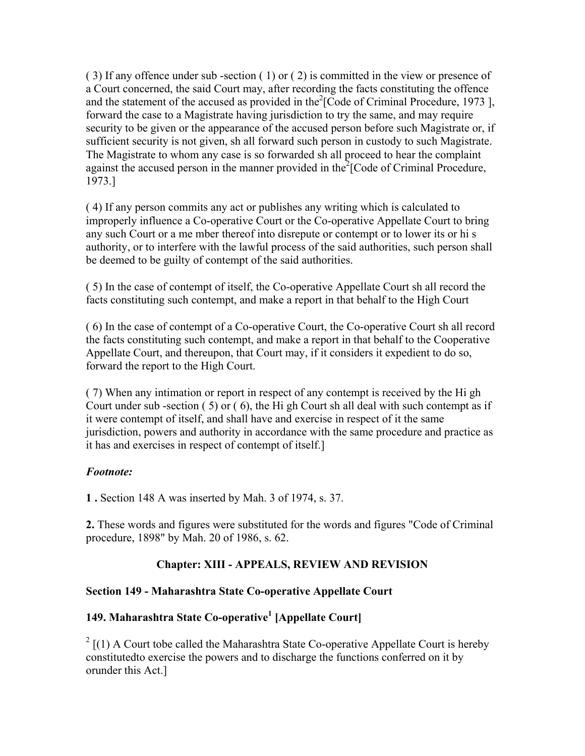( 3) If any offence under sub -section ( 1) or ( 2) is committed in the view or presence of a Court concerned, the said Court may, after recording the facts constituting the offence and the statement of the accused as provided in the[2][Code of Criminal Procedure, 1973 ], forward the case to a Magistrate having jurisdiction to try the same, and may require security to be given or the appearance of the accused person before such Magistrate or, if sufficient security is not given, sh all forward such person in custody to such Magistrate. The Magistrate to whom any case is so forwarded sh all proceed to hear the complaint against the accused person in the manner provided in the[2][Code of Criminal Procedure, 1973.]

( 4) If any person commits any act or publishes any writing which is calculated to improperly influence a Co-operative Court or the Co-operative Appellate Court to bring any such Court or a me mber thereof into disrepute or contempt or to lower its or hi s authority, or to interfere with the lawful process of the said authorities, such person shall be deemed to be guilty of contempt of the said authorities.

( 5) In the case of contempt of itself, the Co-operative Appellate Court sh all record the facts constituting such contempt, and make a report in that behalf to the High Court

( 6) In the case of contempt of a Co-operative Court, the Co-operative Court sh all record the facts constituting such contempt, and make a report in that behalf to the Cooperative Appellate Court, and thereupon, that Court may, if it considers it expedient to do so, forward the report to the High Court.

( 7) When any intimation or report in respect of any contempt is received by the Hi gh Court under sub -section ( 5) or ( 6), the Hi gh Court sh all deal with such contempt as if it were contempt of itself, and shall have and exercise in respect of it the same jurisdiction, powers and authority in accordance with the same procedure and practice as it has and exercises in respect of contempt of itself.]

***Footnote:***

**1 .** Section 148 A was inserted by Mah. 3 of 1974, s. 37.

**2.** These words and figures were substituted for the words and figures "Code of Criminal procedure, 1898" by Mah. 20 of 1986, s. 62.

## Chapter: XIII - APPEALS, REVIEW AND REVISION

### Section 149 - Maharashtra State Co-operative Appellate Court

### 149. Maharashtra State Co-operative[1] [Appellate Court]

[2] [(1) A Court tobe called the Maharashtra State Co-operative Appellate Court is hereby constitutedto exercise the powers and to discharge the functions conferred on it by orunder this Act.]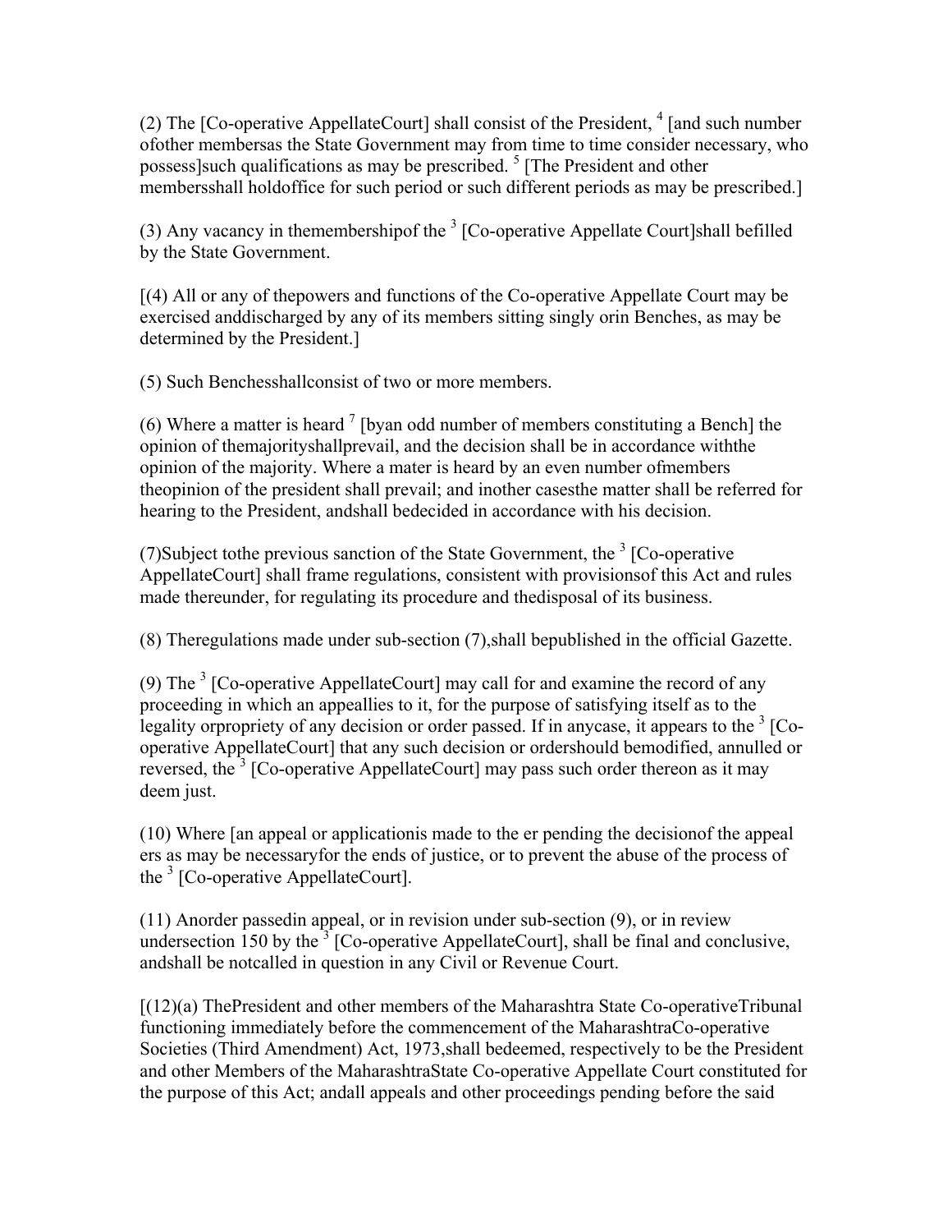(2) The [Co-operative AppellateCourt] shall consist of the President, [4] [and such number ofother membersas the State Government may from time to time consider necessary, who possess]such qualifications as may be prescribed. [5] [The President and other membersshall holdoffice for such period or such different periods as may be prescribed.]

(3) Any vacancy in themembershipof the [3] [Co-operative Appellate Court]shall befilled by the State Government.

[(4) All or any of thepowers and functions of the Co-operative Appellate Court may be exercised anddischarged by any of its members sitting singly orin Benches, as may be determined by the President.]

(5) Such Benchesshallconsist of two or more members.

(6) Where a matter is heard [7] [byan odd number of members constituting a Bench] the opinion of themajorityshallprevail, and the decision shall be in accordance withthe opinion of the majority. Where a mater is heard by an even number ofmembers theopinion of the president shall prevail; and inother casesthe matter shall be referred for hearing to the President, andshall bedecided in accordance with his decision.

(7)Subject tothe previous sanction of the State Government, the [3] [Co-operative AppellateCourt] shall frame regulations, consistent with provisionsof this Act and rules made thereunder, for regulating its procedure and thedisposal of its business.

(8) Theregulations made under sub-section (7),shall bepublished in the official Gazette.

(9) The [3] [Co-operative AppellateCourt] may call for and examine the record of any proceeding in which an appeallies to it, for the purpose of satisfying itself as to the legality orpropriety of any decision or order passed. If in anycase, it appears to the [3] [Co-operative AppellateCourt] that any such decision or ordershould bemodified, annulled or reversed, the [3] [Co-operative AppellateCourt] may pass such order thereon as it may deem just.

(10) Where [an appeal or applicationis made to the er pending the decisionof the appeal ers as may be necessaryfor the ends of justice, or to prevent the abuse of the process of the [3] [Co-operative AppellateCourt].

(11) Anorder passedin appeal, or in revision under sub-section (9), or in review undersection 150 by the [3] [Co-operative AppellateCourt], shall be final and conclusive, andshall be notcalled in question in any Civil or Revenue Court.

[(12)(a) ThePresident and other members of the Maharashtra State Co-operativeTribunal functioning immediately before the commencement of the MaharashtraCo-operative Societies (Third Amendment) Act, 1973,shall bedeemed, respectively to be the President and other Members of the MaharashtraState Co-operative Appellate Court constituted for the purpose of this Act; andall appeals and other proceedings pending before the said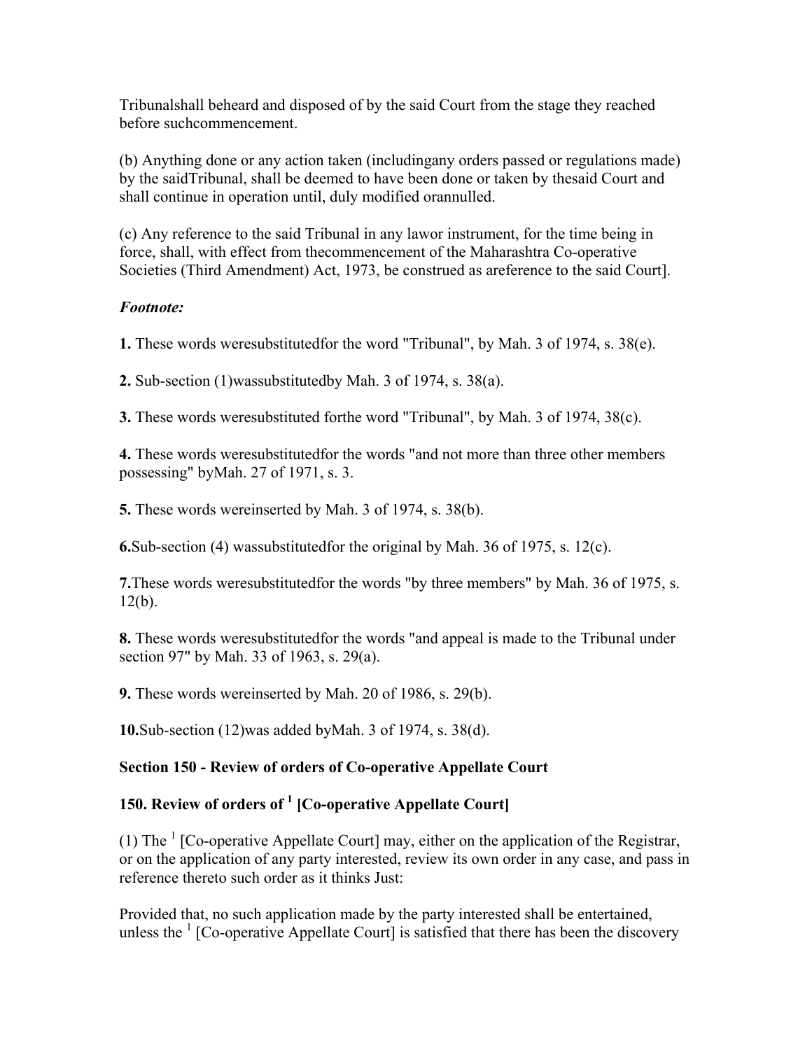Tribunalshall beheard and disposed of by the said Court from the stage they reached before suchcommencement.

(b) Anything done or any action taken (includingany orders passed or regulations made) by the saidTribunal, shall be deemed to have been done or taken by thesaid Court and shall continue in operation until, duly modified orannulled.

(c) Any reference to the said Tribunal in any lawor instrument, for the time being in force, shall, with effect from thecommencement of the Maharashtra Co-operative Societies (Third Amendment) Act, 1973, be construed as areference to the said Court].

*Footnote:*

**1.** These words weresubstitutedfor the word "Tribunal", by Mah. 3 of 1974, s. 38(e).

**2.** Sub-section (1)wassubstitutedby Mah. 3 of 1974, s. 38(a).

**3.** These words weresubstituted forthe word "Tribunal", by Mah. 3 of 1974, 38(c).

**4.** These words weresubstitutedfor the words "and not more than three other members possessing" byMah. 27 of 1971, s. 3.

**5.** These words wereinserted by Mah. 3 of 1974, s. 38(b).

**6.**Sub-section (4) wassubstitutedfor the original by Mah. 36 of 1975, s. 12(c).

**7.**These words weresubstitutedfor the words "by three members" by Mah. 36 of 1975, s. 12(b).

**8.** These words weresubstitutedfor the words "and appeal is made to the Tribunal under section 97" by Mah. 33 of 1963, s. 29(a).

**9.** These words wereinserted by Mah. 20 of 1986, s. 29(b).

**10.**Sub-section (12)was added byMah. 3 of 1974, s. 38(d).

**Section 150 - Review of orders of Co-operative Appellate Court**

**150. Review of orders of [1] [Co-operative Appellate Court]**

(1) The [1] [Co-operative Appellate Court] may, either on the application of the Registrar, or on the application of any party interested, review its own order in any case, and pass in reference thereto such order as it thinks Just:

Provided that, no such application made by the party interested shall be entertained, unless the [1] [Co-operative Appellate Court] is satisfied that there has been the discovery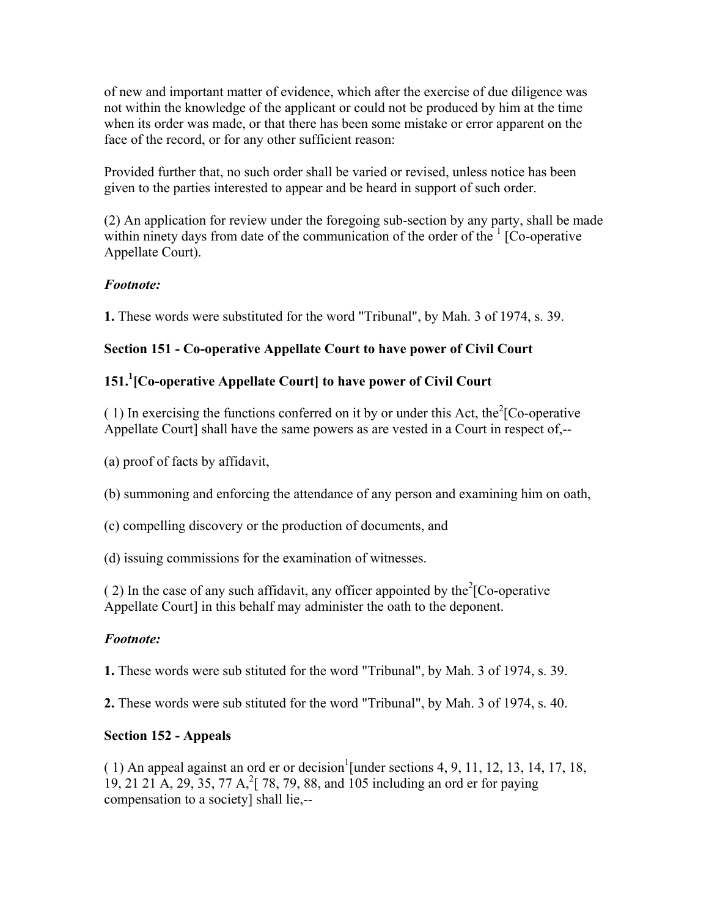of new and important matter of evidence, which after the exercise of due diligence was not within the knowledge of the applicant or could not be produced by him at the time when its order was made, or that there has been some mistake or error apparent on the face of the record, or for any other sufficient reason:

Provided further that, no such order shall be varied or revised, unless notice has been given to the parties interested to appear and be heard in support of such order.

(2) An application for review under the foregoing sub-section by any party, shall be made within ninety days from date of the communication of the order of the [1] [Co-operative Appellate Court).

***Footnote:***

**1.** These words were substituted for the word "Tribunal", by Mah. 3 of 1974, s. 39.

**Section 151 - Co-operative Appellate Court to have power of Civil Court**

**151.[1][Co-operative Appellate Court] to have power of Civil Court**

( 1) In exercising the functions conferred on it by or under this Act, the[2][Co-operative Appellate Court] shall have the same powers as are vested in a Court in respect of,--

(a) proof of facts by affidavit,

(b) summoning and enforcing the attendance of any person and examining him on oath,

(c) compelling discovery or the production of documents, and

(d) issuing commissions for the examination of witnesses.

( 2) In the case of any such affidavit, any officer appointed by the[2][Co-operative Appellate Court] in this behalf may administer the oath to the deponent.

***Footnote:***

**1.** These words were sub stituted for the word "Tribunal", by Mah. 3 of 1974, s. 39.

**2.** These words were sub stituted for the word "Tribunal", by Mah. 3 of 1974, s. 40.

**Section 152 - Appeals**

( 1) An appeal against an ord er or decision[1][under sections 4, 9, 11, 12, 13, 14, 17, 18, 19, 21 21 A, 29, 35, 77 A,[2][ 78, 79, 88, and 105 including an ord er for paying compensation to a society] shall lie,--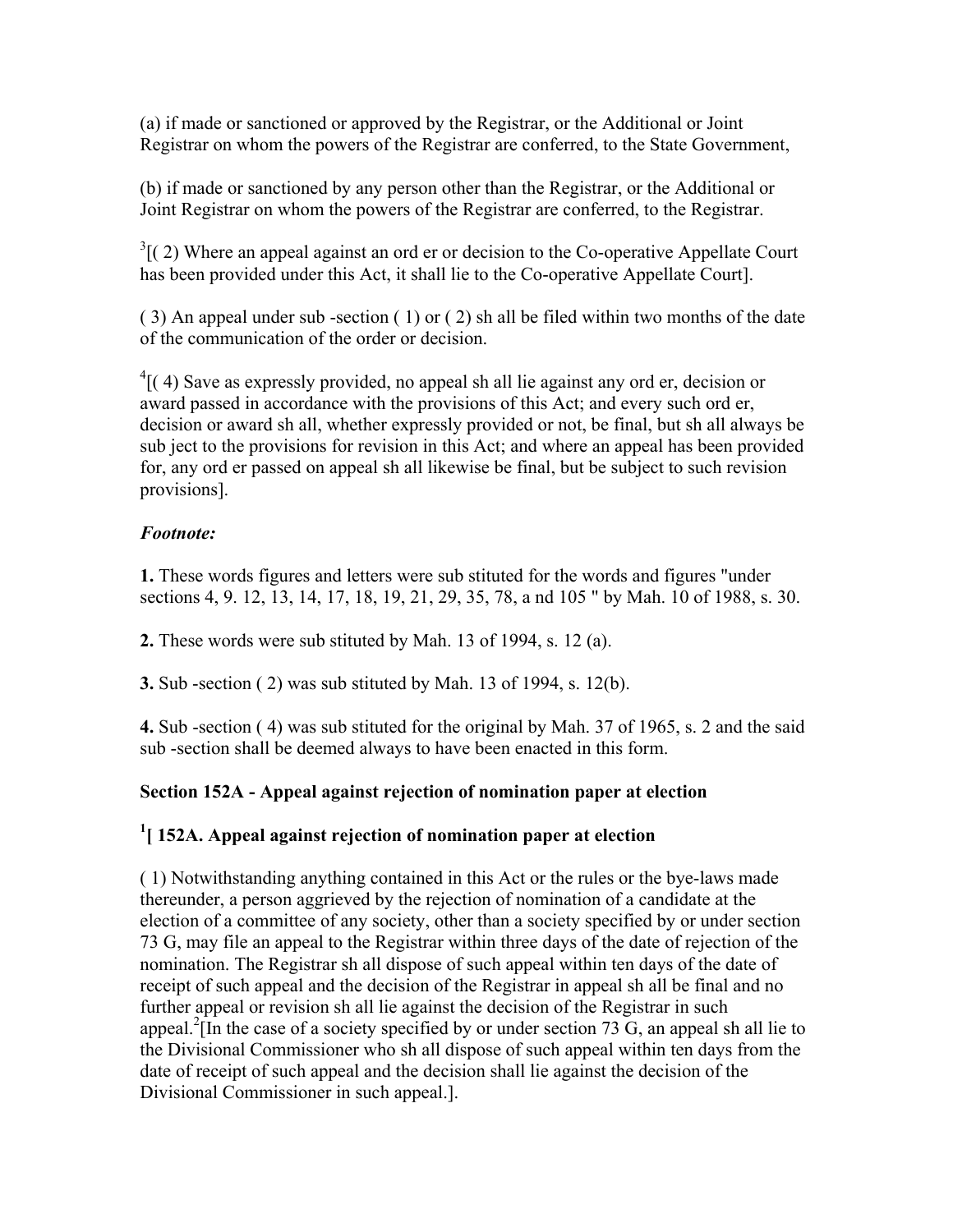(a) if made or sanctioned or approved by the Registrar, or the Additional or Joint Registrar on whom the powers of the Registrar are conferred, to the State Government,

(b) if made or sanctioned by any person other than the Registrar, or the Additional or Joint Registrar on whom the powers of the Registrar are conferred, to the Registrar.

[3][( 2) Where an appeal against an ord er or decision to the Co-operative Appellate Court has been provided under this Act, it shall lie to the Co-operative Appellate Court].

( 3) An appeal under sub -section ( 1) or ( 2) sh all be filed within two months of the date of the communication of the order or decision.

[4][( 4) Save as expressly provided, no appeal sh all lie against any ord er, decision or award passed in accordance with the provisions of this Act; and every such ord er, decision or award sh all, whether expressly provided or not, be final, but sh all always be sub ject to the provisions for revision in this Act; and where an appeal has been provided for, any ord er passed on appeal sh all likewise be final, but be subject to such revision provisions].

***Footnote:***

**1.** These words figures and letters were sub stituted for the words and figures "under sections 4, 9. 12, 13, 14, 17, 18, 19, 21, 29, 35, 78, a nd 105 " by Mah. 10 of 1988, s. 30.

**2.** These words were sub stituted by Mah. 13 of 1994, s. 12 (a).

**3.** Sub -section ( 2) was sub stituted by Mah. 13 of 1994, s. 12(b).

**4.** Sub -section ( 4) was sub stituted for the original by Mah. 37 of 1965, s. 2 and the said sub -section shall be deemed always to have been enacted in this form.

**Section 152A - Appeal against rejection of nomination paper at election**

**[1][ 152A. Appeal against rejection of nomination paper at election**

( 1) Notwithstanding anything contained in this Act or the rules or the bye-laws made thereunder, a person aggrieved by the rejection of nomination of a candidate at the election of a committee of any society, other than a society specified by or under section 73 G, may file an appeal to the Registrar within three days of the date of rejection of the nomination. The Registrar sh all dispose of such appeal within ten days of the date of receipt of such appeal and the decision of the Registrar in appeal sh all be final and no further appeal or revision sh all lie against the decision of the Registrar in such appeal.[2][In the case of a society specified by or under section 73 G, an appeal sh all lie to the Divisional Commissioner who sh all dispose of such appeal within ten days from the date of receipt of such appeal and the decision shall lie against the decision of the Divisional Commissioner in such appeal.].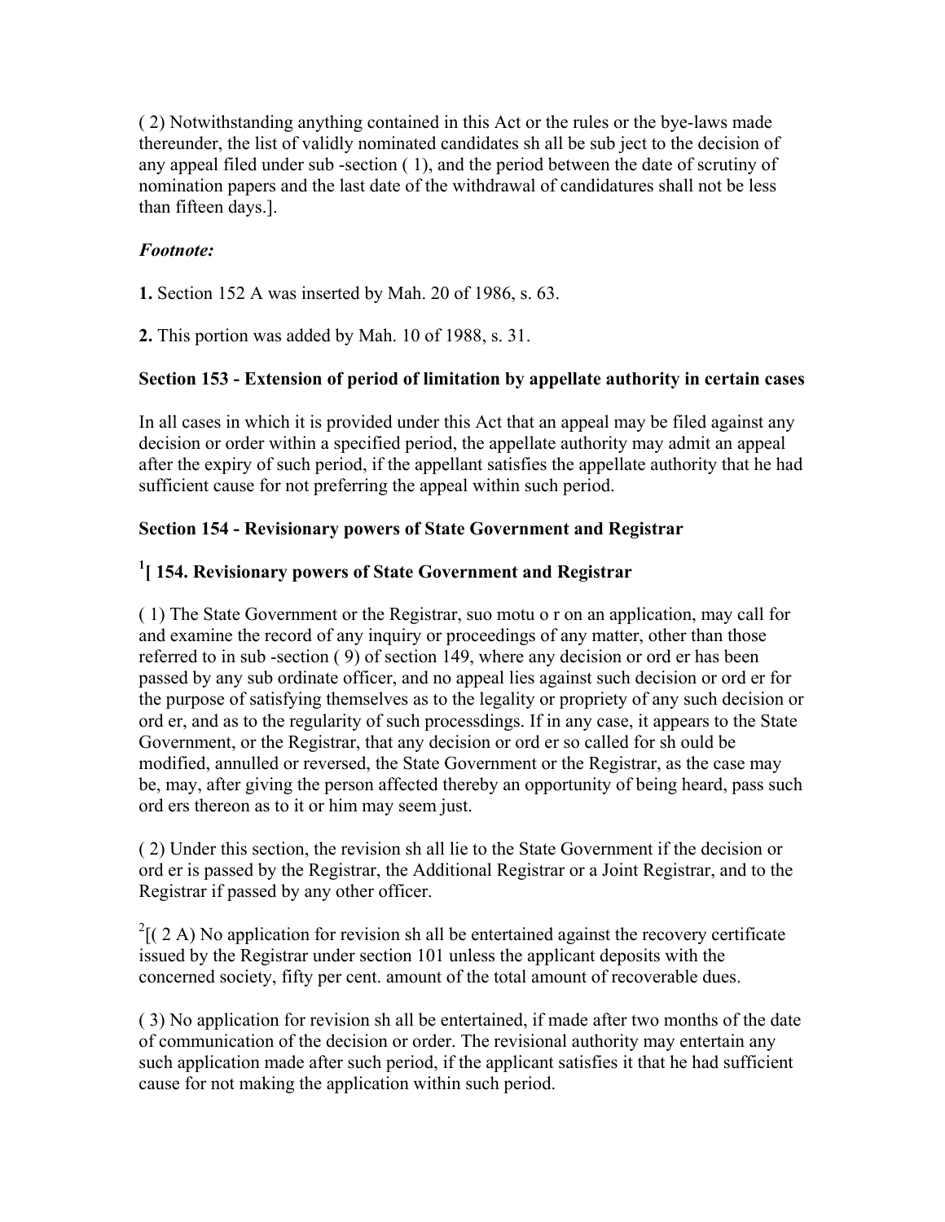( 2) Notwithstanding anything contained in this Act or the rules or the bye-laws made thereunder, the list of validly nominated candidates sh all be sub ject to the decision of any appeal filed under sub -section ( 1), and the period between the date of scrutiny of nomination papers and the last date of the withdrawal of candidatures shall not be less than fifteen days.].

***Footnote:***

**1.** Section 152 A was inserted by Mah. 20 of 1986, s. 63.

**2.** This portion was added by Mah. 10 of 1988, s. 31.

**Section 153 - Extension of period of limitation by appellate authority in certain cases**

In all cases in which it is provided under this Act that an appeal may be filed against any decision or order within a specified period, the appellate authority may admit an appeal after the expiry of such period, if the appellant satisfies the appellate authority that he had sufficient cause for not preferring the appeal within such period.

**Section 154 - Revisionary powers of State Government and Registrar**

**[1][ 154. Revisionary powers of State Government and Registrar**

( 1) The State Government or the Registrar, suo motu o r on an application, may call for and examine the record of any inquiry or proceedings of any matter, other than those referred to in sub -section ( 9) of section 149, where any decision or ord er has been passed by any sub ordinate officer, and no appeal lies against such decision or ord er for the purpose of satisfying themselves as to the legality or propriety of any such decision or ord er, and as to the regularity of such processdings. If in any case, it appears to the State Government, or the Registrar, that any decision or ord er so called for sh ould be modified, annulled or reversed, the State Government or the Registrar, as the case may be, may, after giving the person affected thereby an opportunity of being heard, pass such ord ers thereon as to it or him may seem just.

( 2) Under this section, the revision sh all lie to the State Government if the decision or ord er is passed by the Registrar, the Additional Registrar or a Joint Registrar, and to the Registrar if passed by any other officer.

[2][( 2 A) No application for revision sh all be entertained against the recovery certificate issued by the Registrar under section 101 unless the applicant deposits with the concerned society, fifty per cent. amount of the total amount of recoverable dues.

( 3) No application for revision sh all be entertained, if made after two months of the date of communication of the decision or order. The revisional authority may entertain any such application made after such period, if the applicant satisfies it that he had sufficient cause for not making the application within such period.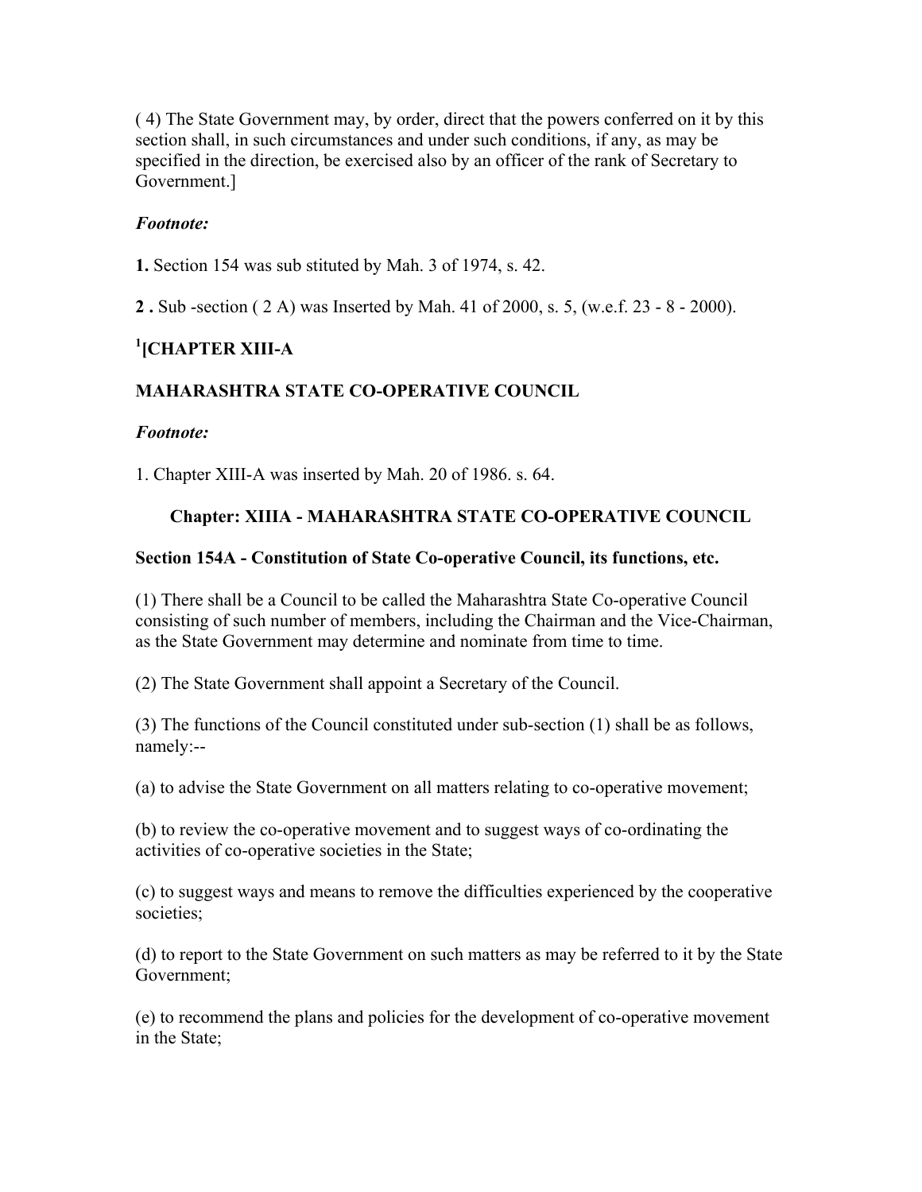( 4) The State Government may, by order, direct that the powers conferred on it by this section shall, in such circumstances and under such conditions, if any, as may be specified in the direction, be exercised also by an officer of the rank of Secretary to Government.]

***Footnote:***

**1.** Section 154 was sub stituted by Mah. 3 of 1974, s. 42.

**2 .** Sub -section ( 2 A) was Inserted by Mah. 41 of 2000, s. 5, (w.e.f. 23 - 8 - 2000).

**[1][CHAPTER XIII-A**

**MAHARASHTRA STATE CO-OPERATIVE COUNCIL**

***Footnote:***

1. Chapter XIII-A was inserted by Mah. 20 of 1986. s. 64.

### Chapter: XIIIA - MAHARASHTRA STATE CO-OPERATIVE COUNCIL

### Section 154A - Constitution of State Co-operative Council, its functions, etc.

(1) There shall be a Council to be called the Maharashtra State Co-operative Council consisting of such number of members, including the Chairman and the Vice-Chairman, as the State Government may determine and nominate from time to time.

(2) The State Government shall appoint a Secretary of the Council.

(3) The functions of the Council constituted under sub-section (1) shall be as follows, namely:--

(a) to advise the State Government on all matters relating to co-operative movement;

(b) to review the co-operative movement and to suggest ways of co-ordinating the activities of co-operative societies in the State;

(c) to suggest ways and means to remove the difficulties experienced by the cooperative societies;

(d) to report to the State Government on such matters as may be referred to it by the State Government;

(e) to recommend the plans and policies for the development of co-operative movement in the State;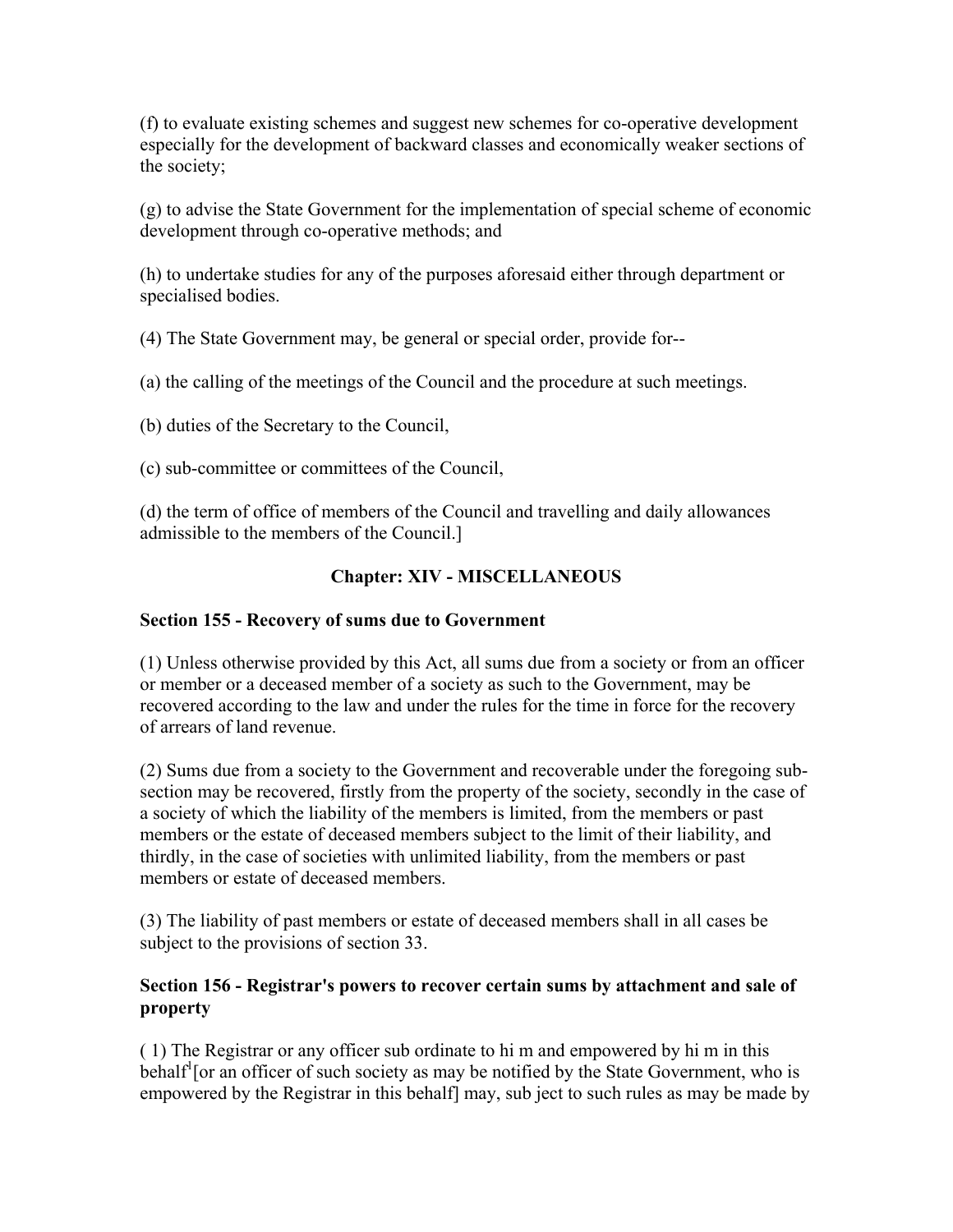(f) to evaluate existing schemes and suggest new schemes for co-operative development especially for the development of backward classes and economically weaker sections of the society;

(g) to advise the State Government for the implementation of special scheme of economic development through co-operative methods; and

(h) to undertake studies for any of the purposes aforesaid either through department or specialised bodies.

(4) The State Government may, be general or special order, provide for--

(a) the calling of the meetings of the Council and the procedure at such meetings.

(b) duties of the Secretary to the Council,

(c) sub-committee or committees of the Council,

(d) the term of office of members of the Council and travelling and daily allowances admissible to the members of the Council.]

## Chapter: XIV - MISCELLANEOUS

### Section 155 - Recovery of sums due to Government

(1) Unless otherwise provided by this Act, all sums due from a society or from an officer or member or a deceased member of a society as such to the Government, may be recovered according to the law and under the rules for the time in force for the recovery of arrears of land revenue.

(2) Sums due from a society to the Government and recoverable under the foregoing sub-section may be recovered, firstly from the property of the society, secondly in the case of a society of which the liability of the members is limited, from the members or past members or the estate of deceased members subject to the limit of their liability, and thirdly, in the case of societies with unlimited liability, from the members or past members or estate of deceased members.

(3) The liability of past members or estate of deceased members shall in all cases be subject to the provisions of section 33.

### Section 156 - Registrar's powers to recover certain sums by attachment and sale of property

( 1) The Registrar or any officer sub ordinate to hi m and empowered by hi m in this behalf[1][or an officer of such society as may be notified by the State Government, who is empowered by the Registrar in this behalf] may, sub ject to such rules as may be made by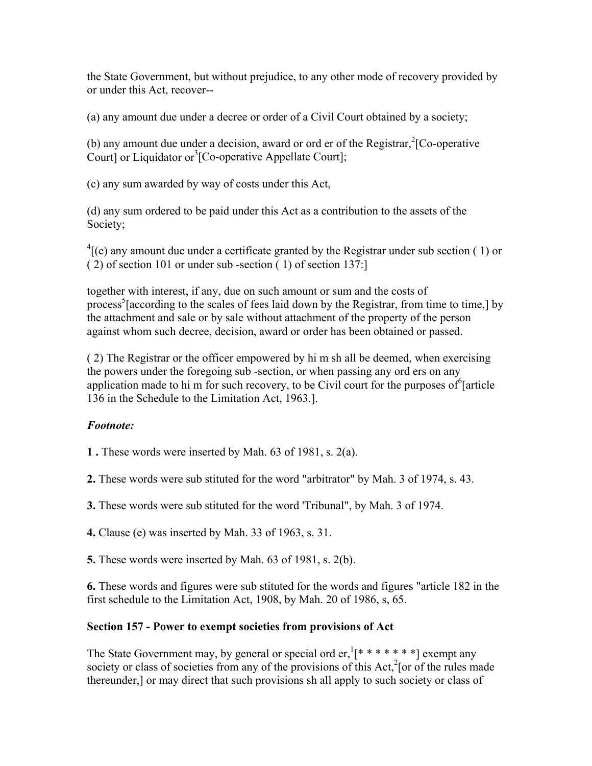the State Government, but without prejudice, to any other mode of recovery provided by or under this Act, recover--

(a) any amount due under a decree or order of a Civil Court obtained by a society;

(b) any amount due under a decision, award or ord er of the Registrar,[2][Co-operative Court] or Liquidator or[3][Co-operative Appellate Court];

(c) any sum awarded by way of costs under this Act,

(d) any sum ordered to be paid under this Act as a contribution to the assets of the Society;

[4][(e) any amount due under a certificate granted by the Registrar under sub section ( 1) or ( 2) of section 101 or under sub -section ( 1) of section 137:]

together with interest, if any, due on such amount or sum and the costs of process[5][according to the scales of fees laid down by the Registrar, from time to time,] by the attachment and sale or by sale without attachment of the property of the person against whom such decree, decision, award or order has been obtained or passed.

( 2) The Registrar or the officer empowered by hi m sh all be deemed, when exercising the powers under the foregoing sub -section, or when passing any ord ers on any application made to hi m for such recovery, to be Civil court for the purposes of[6][article 136 in the Schedule to the Limitation Act, 1963.].

***Footnote:***

**1 .** These words were inserted by Mah. 63 of 1981, s. 2(a).

**2.** These words were sub stituted for the word "arbitrator" by Mah. 3 of 1974, s. 43.

**3.** These words were sub stituted for the word 'Tribunal", by Mah. 3 of 1974.

**4.** Clause (e) was inserted by Mah. 33 of 1963, s. 31.

**5.** These words were inserted by Mah. 63 of 1981, s. 2(b).

**6.** These words and figures were sub stituted for the words and figures "article 182 in the first schedule to the Limitation Act, 1908, by Mah. 20 of 1986, s, 65.

**Section 157 - Power to exempt societies from provisions of Act**

The State Government may, by general or special ord er,[1][* * * * * * *] exempt any society or class of societies from any of the provisions of this Act,[2][or of the rules made thereunder,] or may direct that such provisions sh all apply to such society or class of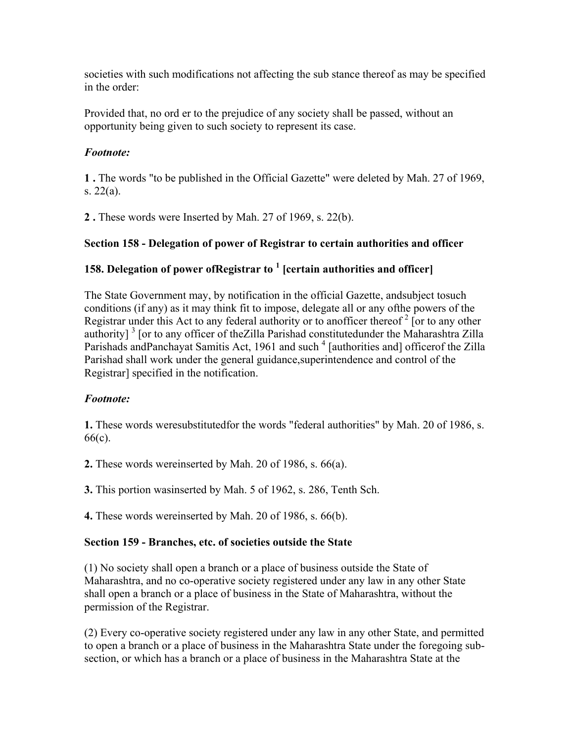societies with such modifications not affecting the sub stance thereof as may be specified in the order:

Provided that, no ord er to the prejudice of any society shall be passed, without an opportunity being given to such society to represent its case.

***Footnote:***

**1 .** The words "to be published in the Official Gazette" were deleted by Mah. 27 of 1969, s. 22(a).

**2 .** These words were Inserted by Mah. 27 of 1969, s. 22(b).

**Section 158 - Delegation of power of Registrar to certain authorities and officer**

### 158. Delegation of power ofRegistrar to [1] [certain authorities and officer]

The State Government may, by notification in the official Gazette, andsubject tosuch conditions (if any) as it may think fit to impose, delegate all or any ofthe powers of the Registrar under this Act to any federal authority or to anofficer thereof [2] [or to any other authority] [3] [or to any officer of theZilla Parishad constitutedunder the Maharashtra Zilla Parishads andPanchayat Samitis Act, 1961 and such [4] [authorities and] officerof the Zilla Parishad shall work under the general guidance,superintendence and control of the Registrar] specified in the notification.

***Footnote:***

**1.** These words weresubstitutedfor the words "federal authorities" by Mah. 20 of 1986, s. 66(c).

**2.** These words wereinserted by Mah. 20 of 1986, s. 66(a).

**3.** This portion wasinserted by Mah. 5 of 1962, s. 286, Tenth Sch.

**4.** These words wereinserted by Mah. 20 of 1986, s. 66(b).

**Section 159 - Branches, etc. of societies outside the State**

(1) No society shall open a branch or a place of business outside the State of Maharashtra, and no co-operative society registered under any law in any other State shall open a branch or a place of business in the State of Maharashtra, without the permission of the Registrar.

(2) Every co-operative society registered under any law in any other State, and permitted to open a branch or a place of business in the Maharashtra State under the foregoing sub-section, or which has a branch or a place of business in the Maharashtra State at the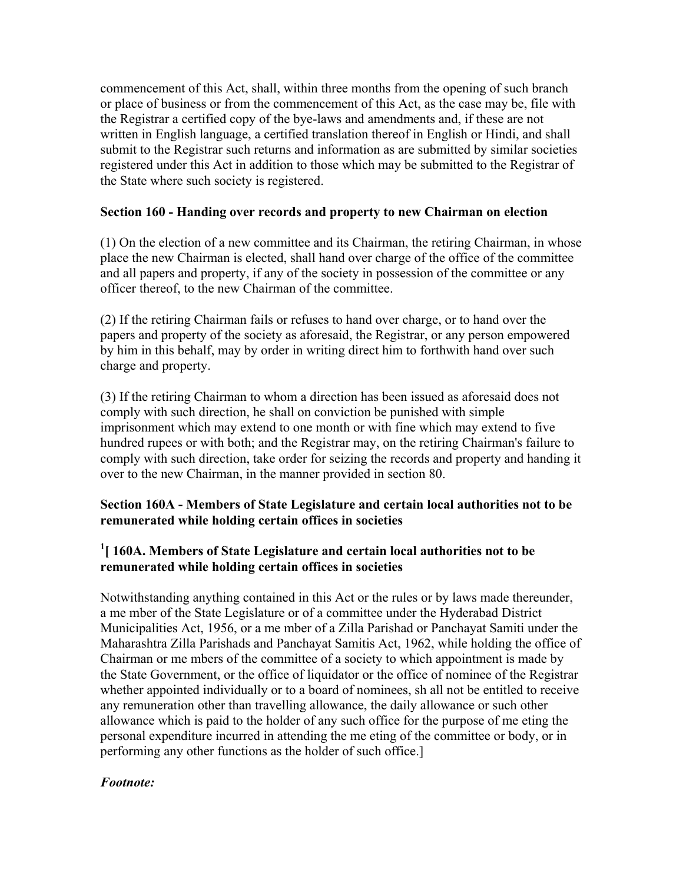commencement of this Act, shall, within three months from the opening of such branch or place of business or from the commencement of this Act, as the case may be, file with the Registrar a certified copy of the bye-laws and amendments and, if these are not written in English language, a certified translation thereof in English or Hindi, and shall submit to the Registrar such returns and information as are submitted by similar societies registered under this Act in addition to those which may be submitted to the Registrar of the State where such society is registered.

**Section 160 - Handing over records and property to new Chairman on election**

(1) On the election of a new committee and its Chairman, the retiring Chairman, in whose place the new Chairman is elected, shall hand over charge of the office of the committee and all papers and property, if any of the society in possession of the committee or any officer thereof, to the new Chairman of the committee.

(2) If the retiring Chairman fails or refuses to hand over charge, or to hand over the papers and property of the society as aforesaid, the Registrar, or any person empowered by him in this behalf, may by order in writing direct him to forthwith hand over such charge and property.

(3) If the retiring Chairman to whom a direction has been issued as aforesaid does not comply with such direction, he shall on conviction be punished with simple imprisonment which may extend to one month or with fine which may extend to five hundred rupees or with both; and the Registrar may, on the retiring Chairman's failure to comply with such direction, take order for seizing the records and property and handing it over to the new Chairman, in the manner provided in section 80.

**Section 160A - Members of State Legislature and certain local authorities not to be remunerated while holding certain offices in societies**

**[1][ 160A. Members of State Legislature and certain local authorities not to be remunerated while holding certain offices in societies**

Notwithstanding anything contained in this Act or the rules or by laws made thereunder, a me mber of the State Legislature or of a committee under the Hyderabad District Municipalities Act, 1956, or a me mber of a Zilla Parishad or Panchayat Samiti under the Maharashtra Zilla Parishads and Panchayat Samitis Act, 1962, while holding the office of Chairman or me mbers of the committee of a society to which appointment is made by the State Government, or the office of liquidator or the office of nominee of the Registrar whether appointed individually or to a board of nominees, sh all not be entitled to receive any remuneration other than travelling allowance, the daily allowance or such other allowance which is paid to the holder of any such office for the purpose of me eting the personal expenditure incurred in attending the me eting of the committee or body, or in performing any other functions as the holder of such office.]

***Footnote:***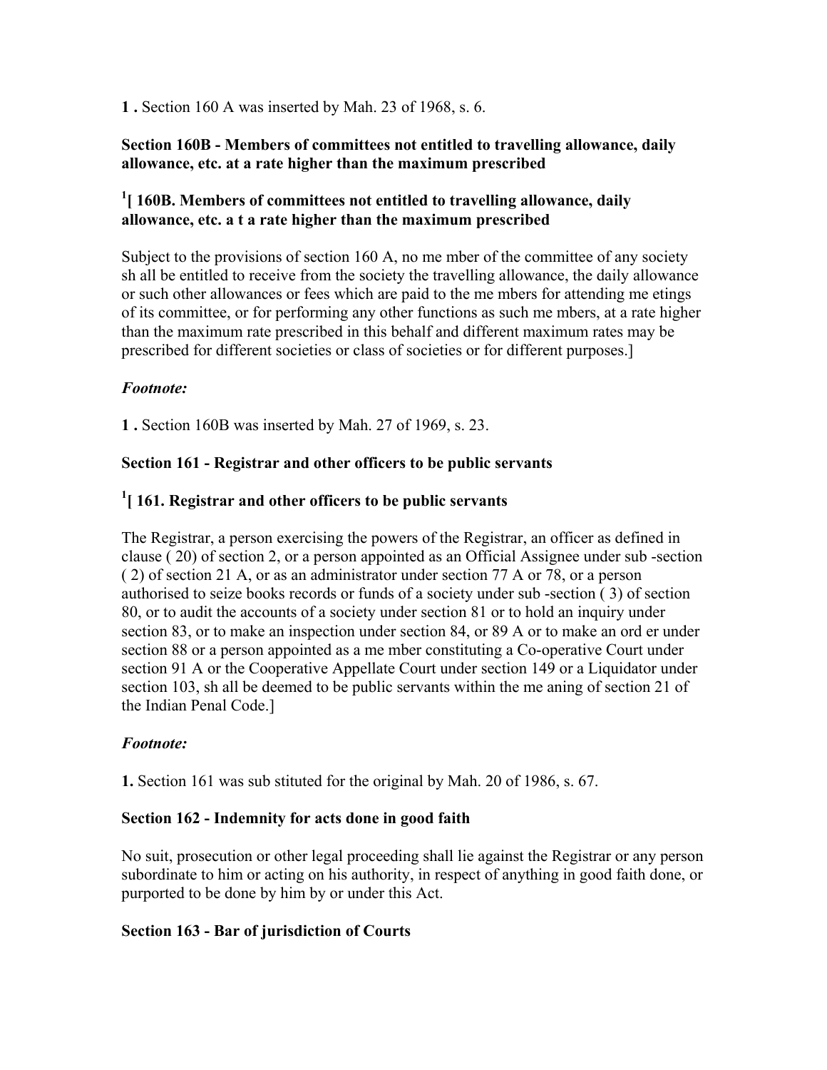**1 .** Section 160 A was inserted by Mah. 23 of 1968, s. 6.

**Section 160B - Members of committees not entitled to travelling allowance, daily allowance, etc. at a rate higher than the maximum prescribed**

**[1][ 160B. Members of committees not entitled to travelling allowance, daily allowance, etc. a t a rate higher than the maximum prescribed**

Subject to the provisions of section 160 A, no me mber of the committee of any society sh all be entitled to receive from the society the travelling allowance, the daily allowance or such other allowances or fees which are paid to the me mbers for attending me etings of its committee, or for performing any other functions as such me mbers, at a rate higher than the maximum rate prescribed in this behalf and different maximum rates may be prescribed for different societies or class of societies or for different purposes.]

*Footnote:*

**1 .** Section 160B was inserted by Mah. 27 of 1969, s. 23.

**Section 161 - Registrar and other officers to be public servants**

**[1][ 161. Registrar and other officers to be public servants**

The Registrar, a person exercising the powers of the Registrar, an officer as defined in clause ( 20) of section 2, or a person appointed as an Official Assignee under sub -section ( 2) of section 21 A, or as an administrator under section 77 A or 78, or a person authorised to seize books records or funds of a society under sub -section ( 3) of section 80, or to audit the accounts of a society under section 81 or to hold an inquiry under section 83, or to make an inspection under section 84, or 89 A or to make an ord er under section 88 or a person appointed as a me mber constituting a Co-operative Court under section 91 A or the Cooperative Appellate Court under section 149 or a Liquidator under section 103, sh all be deemed to be public servants within the me aning of section 21 of the Indian Penal Code.]

*Footnote:*

**1.** Section 161 was sub stituted for the original by Mah. 20 of 1986, s. 67.

**Section 162 - Indemnity for acts done in good faith**

No suit, prosecution or other legal proceeding shall lie against the Registrar or any person subordinate to him or acting on his authority, in respect of anything in good faith done, or purported to be done by him by or under this Act.

**Section 163 - Bar of jurisdiction of Courts**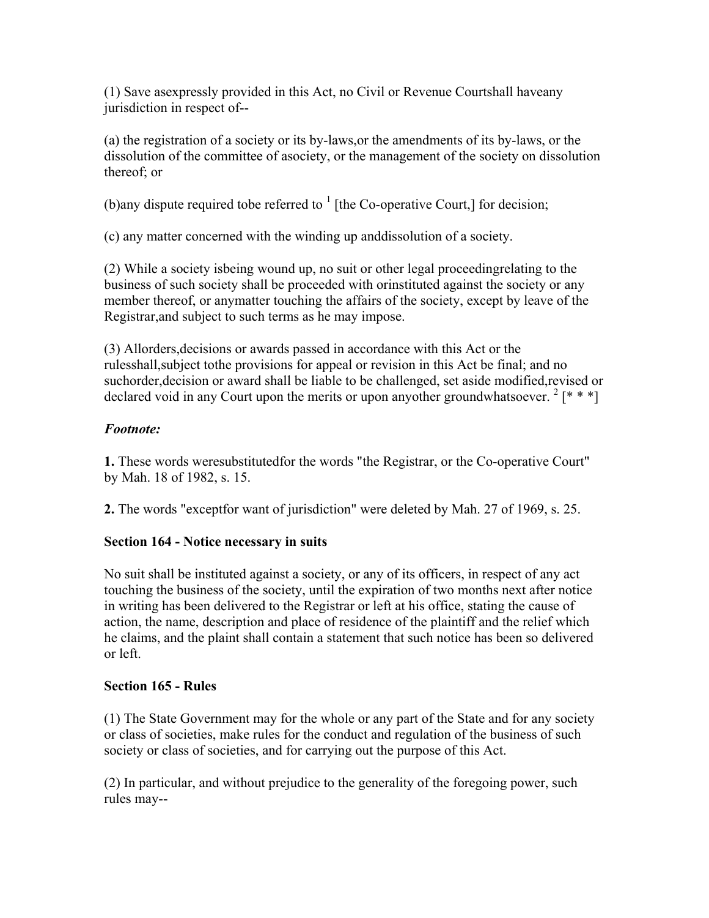(1) Save asexpressly provided in this Act, no Civil or Revenue Courtshall haveany jurisdiction in respect of--

(a) the registration of a society or its by-laws,or the amendments of its by-laws, or the dissolution of the committee of asociety, or the management of the society on dissolution thereof; or

(b)any dispute required tobe referred to [1] [the Co-operative Court,] for decision;

(c) any matter concerned with the winding up anddissolution of a society.

(2) While a society isbeing wound up, no suit or other legal proceedingrelating to the business of such society shall be proceeded with orinstituted against the society or any member thereof, or anymatter touching the affairs of the society, except by leave of the Registrar,and subject to such terms as he may impose.

(3) Allorders,decisions or awards passed in accordance with this Act or the rulesshall,subject tothe provisions for appeal or revision in this Act be final; and no suchorder,decision or award shall be liable to be challenged, set aside modified,revised or declared void in any Court upon the merits or upon anyother groundwhatsoever. [2] [* * *]

***Footnote:***

**1.** These words weresubstitutedfor the words "the Registrar, or the Co-operative Court" by Mah. 18 of 1982, s. 15.

**2.** The words "exceptfor want of jurisdiction" were deleted by Mah. 27 of 1969, s. 25.

**Section 164 - Notice necessary in suits**

No suit shall be instituted against a society, or any of its officers, in respect of any act touching the business of the society, until the expiration of two months next after notice in writing has been delivered to the Registrar or left at his office, stating the cause of action, the name, description and place of residence of the plaintiff and the relief which he claims, and the plaint shall contain a statement that such notice has been so delivered or left.

**Section 165 - Rules**

(1) The State Government may for the whole or any part of the State and for any society or class of societies, make rules for the conduct and regulation of the business of such society or class of societies, and for carrying out the purpose of this Act.

(2) In particular, and without prejudice to the generality of the foregoing power, such rules may--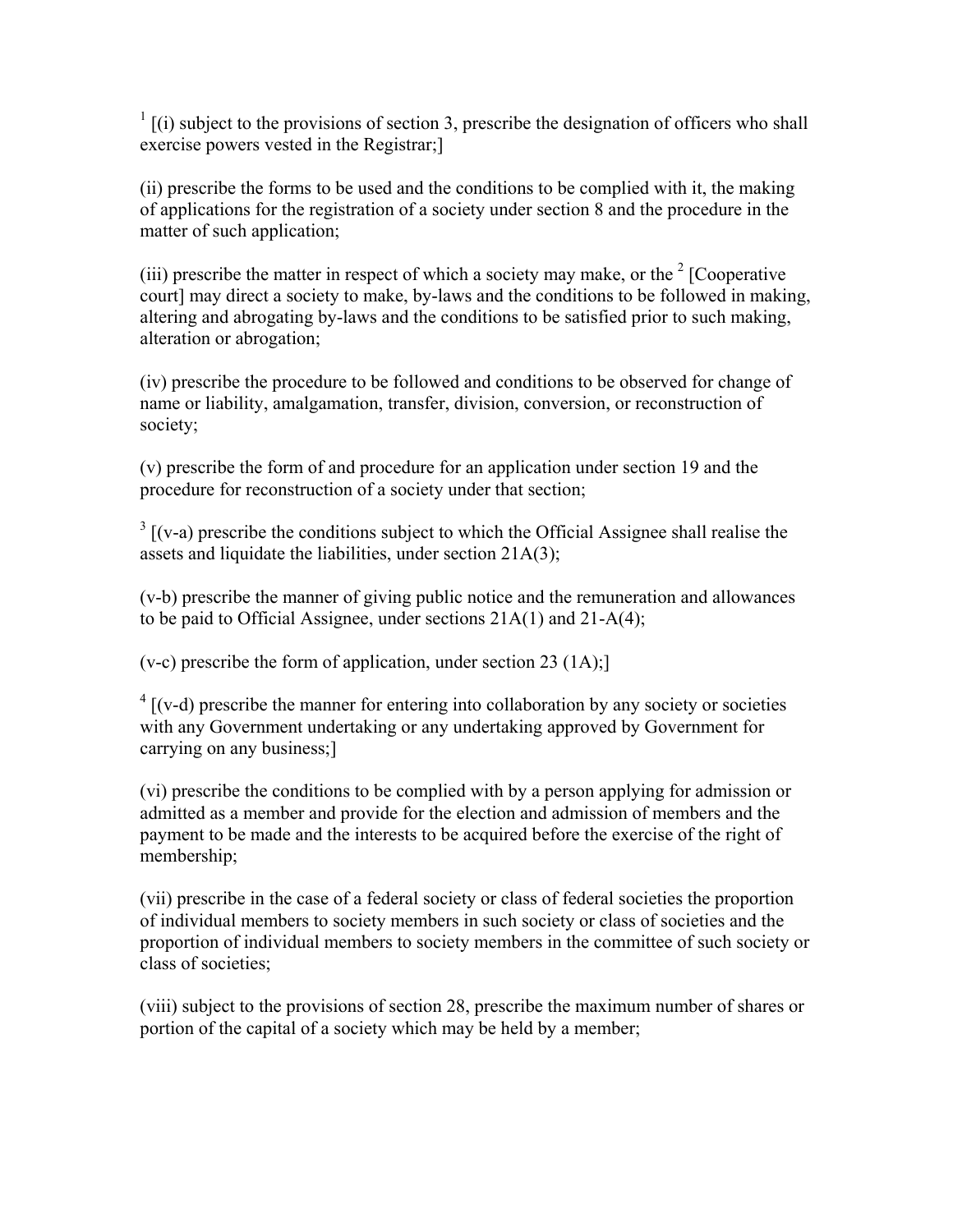[1] [(i) subject to the provisions of section 3, prescribe the designation of officers who shall exercise powers vested in the Registrar;]

(ii) prescribe the forms to be used and the conditions to be complied with it, the making of applications for the registration of a society under section 8 and the procedure in the matter of such application;

(iii) prescribe the matter in respect of which a society may make, or the [2] [Cooperative court] may direct a society to make, by-laws and the conditions to be followed in making, altering and abrogating by-laws and the conditions to be satisfied prior to such making, alteration or abrogation;

(iv) prescribe the procedure to be followed and conditions to be observed for change of name or liability, amalgamation, transfer, division, conversion, or reconstruction of society;

(v) prescribe the form of and procedure for an application under section 19 and the procedure for reconstruction of a society under that section;

[3] [(v-a) prescribe the conditions subject to which the Official Assignee shall realise the assets and liquidate the liabilities, under section 21A(3);

(v-b) prescribe the manner of giving public notice and the remuneration and allowances to be paid to Official Assignee, under sections 21A(1) and 21-A(4);

(v-c) prescribe the form of application, under section 23 (1A);]

[4] [(v-d) prescribe the manner for entering into collaboration by any society or societies with any Government undertaking or any undertaking approved by Government for carrying on any business;]

(vi) prescribe the conditions to be complied with by a person applying for admission or admitted as a member and provide for the election and admission of members and the payment to be made and the interests to be acquired before the exercise of the right of membership;

(vii) prescribe in the case of a federal society or class of federal societies the proportion of individual members to society members in such society or class of societies and the proportion of individual members to society members in the committee of such society or class of societies;

(viii) subject to the provisions of section 28, prescribe the maximum number of shares or portion of the capital of a society which may be held by a member;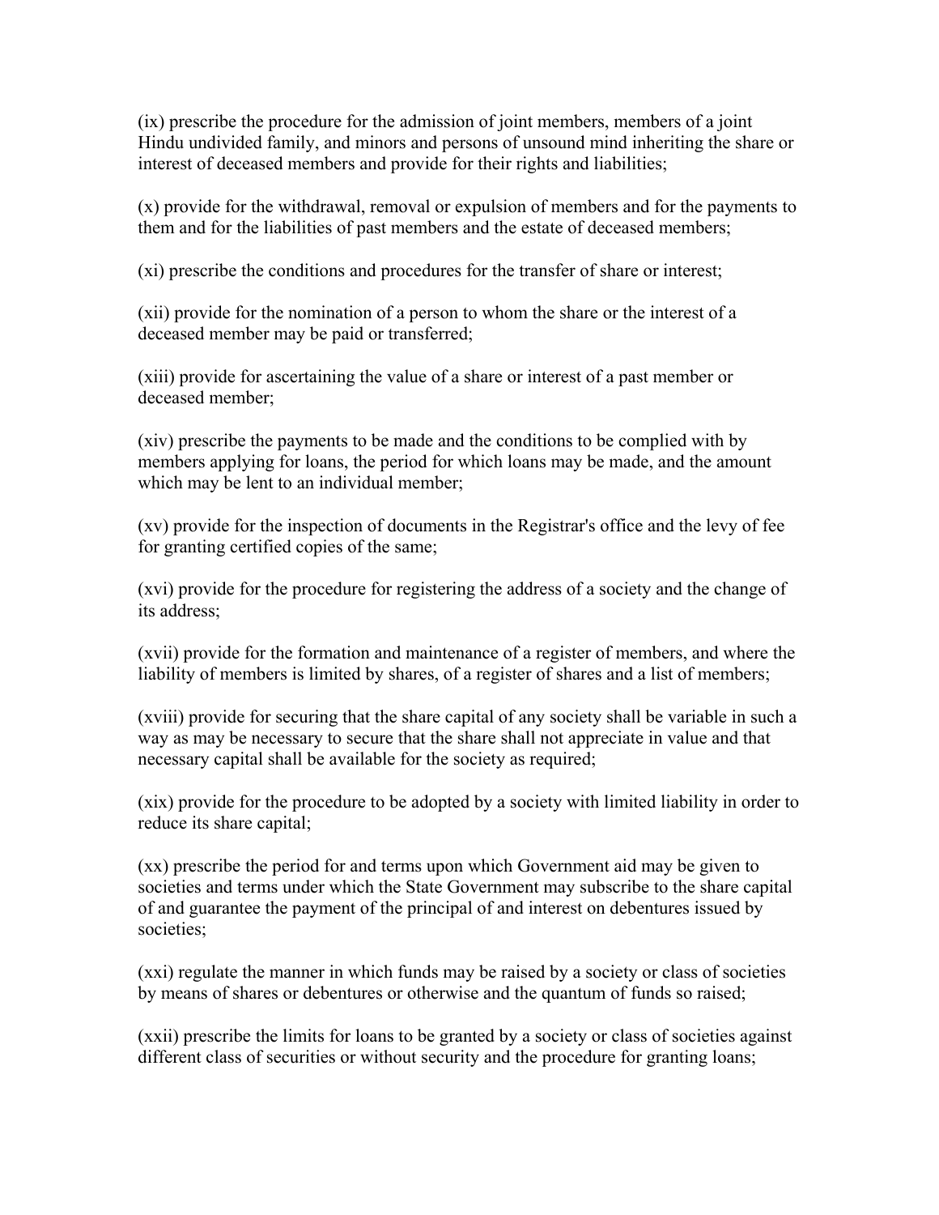(ix) prescribe the procedure for the admission of joint members, members of a joint Hindu undivided family, and minors and persons of unsound mind inheriting the share or interest of deceased members and provide for their rights and liabilities;

(x) provide for the withdrawal, removal or expulsion of members and for the payments to them and for the liabilities of past members and the estate of deceased members;

(xi) prescribe the conditions and procedures for the transfer of share or interest;

(xii) provide for the nomination of a person to whom the share or the interest of a deceased member may be paid or transferred;

(xiii) provide for ascertaining the value of a share or interest of a past member or deceased member;

(xiv) prescribe the payments to be made and the conditions to be complied with by members applying for loans, the period for which loans may be made, and the amount which may be lent to an individual member;

(xv) provide for the inspection of documents in the Registrar's office and the levy of fee for granting certified copies of the same;

(xvi) provide for the procedure for registering the address of a society and the change of its address;

(xvii) provide for the formation and maintenance of a register of members, and where the liability of members is limited by shares, of a register of shares and a list of members;

(xviii) provide for securing that the share capital of any society shall be variable in such a way as may be necessary to secure that the share shall not appreciate in value and that necessary capital shall be available for the society as required;

(xix) provide for the procedure to be adopted by a society with limited liability in order to reduce its share capital;

(xx) prescribe the period for and terms upon which Government aid may be given to societies and terms under which the State Government may subscribe to the share capital of and guarantee the payment of the principal of and interest on debentures issued by societies;

(xxi) regulate the manner in which funds may be raised by a society or class of societies by means of shares or debentures or otherwise and the quantum of funds so raised;

(xxii) prescribe the limits for loans to be granted by a society or class of societies against different class of securities or without security and the procedure for granting loans;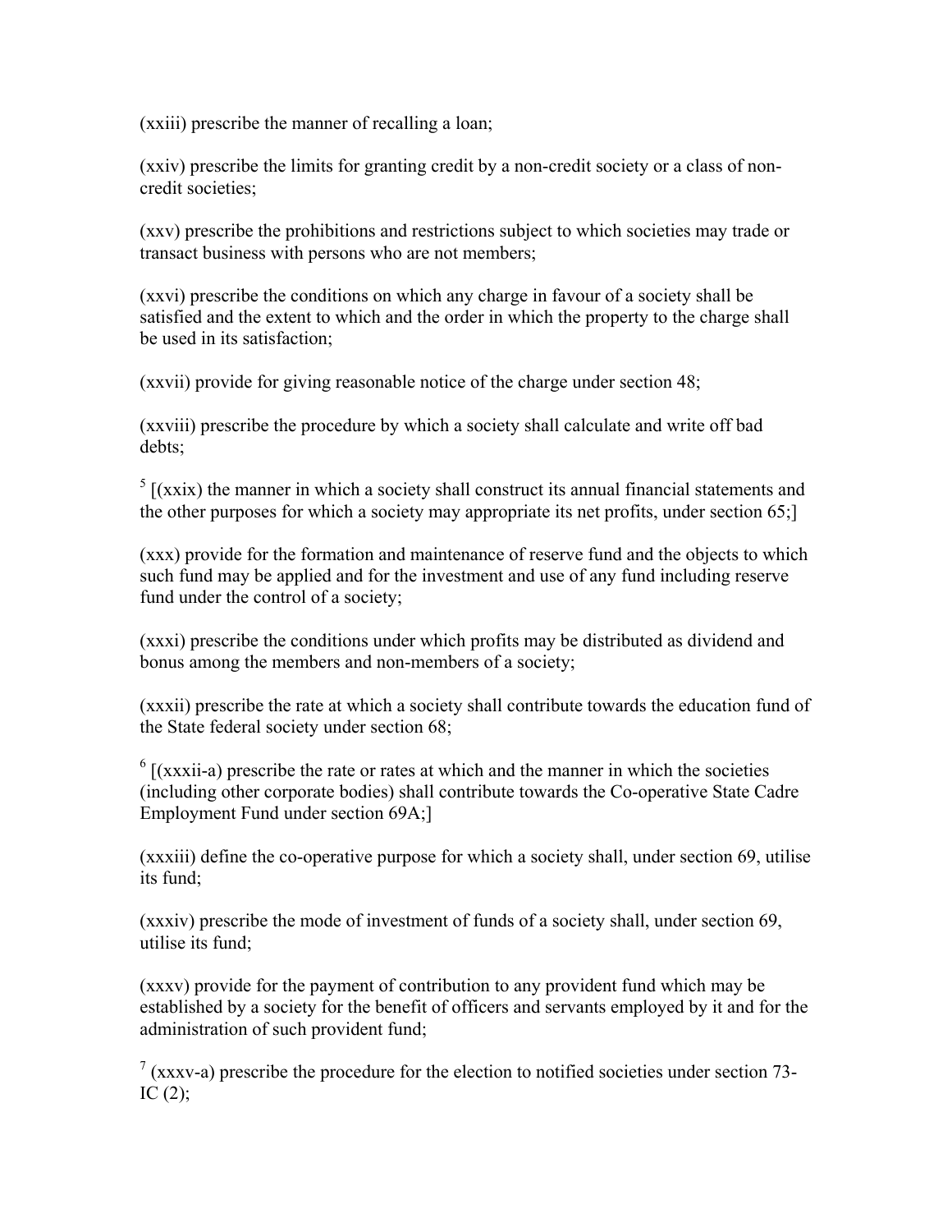(xxiii) prescribe the manner of recalling a loan;

(xxiv) prescribe the limits for granting credit by a non-credit society or a class of non-credit societies;

(xxv) prescribe the prohibitions and restrictions subject to which societies may trade or transact business with persons who are not members;

(xxvi) prescribe the conditions on which any charge in favour of a society shall be satisfied and the extent to which and the order in which the property to the charge shall be used in its satisfaction;

(xxvii) provide for giving reasonable notice of the charge under section 48;

(xxviii) prescribe the procedure by which a society shall calculate and write off bad debts;

[5] [(xxix) the manner in which a society shall construct its annual financial statements and the other purposes for which a society may appropriate its net profits, under section 65;]

(xxx) provide for the formation and maintenance of reserve fund and the objects to which such fund may be applied and for the investment and use of any fund including reserve fund under the control of a society;

(xxxi) prescribe the conditions under which profits may be distributed as dividend and bonus among the members and non-members of a society;

(xxxii) prescribe the rate at which a society shall contribute towards the education fund of the State federal society under section 68;

[6] [(xxxii-a) prescribe the rate or rates at which and the manner in which the societies (including other corporate bodies) shall contribute towards the Co-operative State Cadre Employment Fund under section 69A;]

(xxxiii) define the co-operative purpose for which a society shall, under section 69, utilise its fund;

(xxxiv) prescribe the mode of investment of funds of a society shall, under section 69, utilise its fund;

(xxxv) provide for the payment of contribution to any provident fund which may be established by a society for the benefit of officers and servants employed by it and for the administration of such provident fund;

[7] (xxxv-a) prescribe the procedure for the election to notified societies under section 73-IC (2);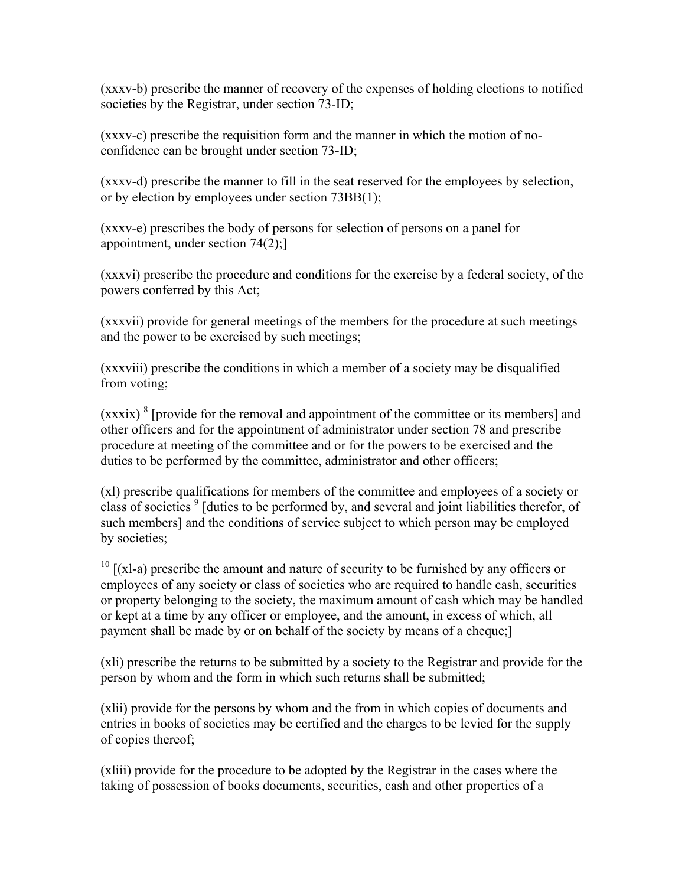(xxxv-b) prescribe the manner of recovery of the expenses of holding elections to notified societies by the Registrar, under section 73-ID;

(xxxv-c) prescribe the requisition form and the manner in which the motion of no-confidence can be brought under section 73-ID;

(xxxv-d) prescribe the manner to fill in the seat reserved for the employees by selection, or by election by employees under section 73BB(1);

(xxxv-e) prescribes the body of persons for selection of persons on a panel for appointment, under section 74(2);]

(xxxvi) prescribe the procedure and conditions for the exercise by a federal society, of the powers conferred by this Act;

(xxxvii) provide for general meetings of the members for the procedure at such meetings and the power to be exercised by such meetings;

(xxxviii) prescribe the conditions in which a member of a society may be disqualified from voting;

(xxxix) [8] [provide for the removal and appointment of the committee or its members] and other officers and for the appointment of administrator under section 78 and prescribe procedure at meeting of the committee and or for the powers to be exercised and the duties to be performed by the committee, administrator and other officers;

(xl) prescribe qualifications for members of the committee and employees of a society or class of societies [9] [duties to be performed by, and several and joint liabilities therefor, of such members] and the conditions of service subject to which person may be employed by societies;

[10] [(xl-a) prescribe the amount and nature of security to be furnished by any officers or employees of any society or class of societies who are required to handle cash, securities or property belonging to the society, the maximum amount of cash which may be handled or kept at a time by any officer or employee, and the amount, in excess of which, all payment shall be made by or on behalf of the society by means of a cheque;]

(xli) prescribe the returns to be submitted by a society to the Registrar and provide for the person by whom and the form in which such returns shall be submitted;

(xlii) provide for the persons by whom and the from in which copies of documents and entries in books of societies may be certified and the charges to be levied for the supply of copies thereof;

(xliii) provide for the procedure to be adopted by the Registrar in the cases where the taking of possession of books documents, securities, cash and other properties of a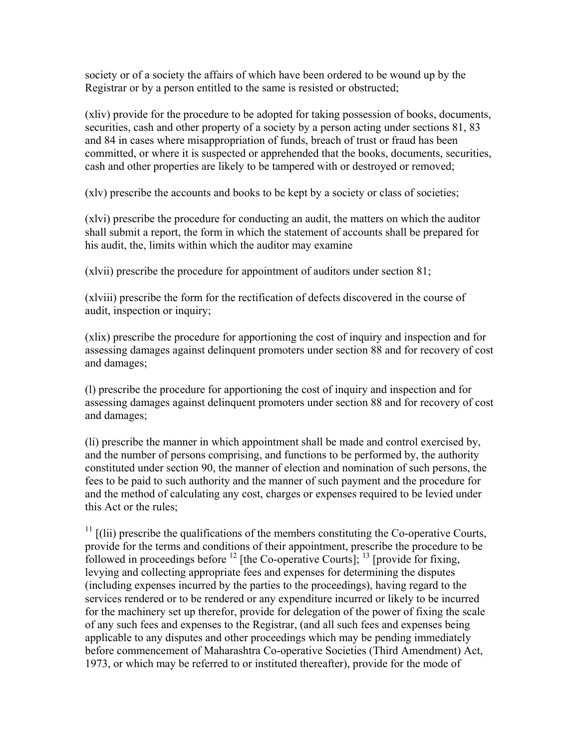society or of a society the affairs of which have been ordered to be wound up by the Registrar or by a person entitled to the same is resisted or obstructed;

(xliv) provide for the procedure to be adopted for taking possession of books, documents, securities, cash and other property of a society by a person acting under sections 81, 83 and 84 in cases where misappropriation of funds, breach of trust or fraud has been committed, or where it is suspected or apprehended that the books, documents, securities, cash and other properties are likely to be tampered with or destroyed or removed;

(xlv) prescribe the accounts and books to be kept by a society or class of societies;

(xlvi) prescribe the procedure for conducting an audit, the matters on which the auditor shall submit a report, the form in which the statement of accounts shall be prepared for his audit, the, limits within which the auditor may examine

(xlvii) prescribe the procedure for appointment of auditors under section 81;

(xlviii) prescribe the form for the rectification of defects discovered in the course of audit, inspection or inquiry;

(xlix) prescribe the procedure for apportioning the cost of inquiry and inspection and for assessing damages against delinquent promoters under section 88 and for recovery of cost and damages;

(l) prescribe the procedure for apportioning the cost of inquiry and inspection and for assessing damages against delinquent promoters under section 88 and for recovery of cost and damages;

(li) prescribe the manner in which appointment shall be made and control exercised by, and the number of persons comprising, and functions to be performed by, the authority constituted under section 90, the manner of election and nomination of such persons, the fees to be paid to such authority and the manner of such payment and the procedure for and the method of calculating any cost, charges or expenses required to be levied under this Act or the rules;

[11] [(lii) prescribe the qualifications of the members constituting the Co-operative Courts, provide for the terms and conditions of their appointment, prescribe the procedure to be followed in proceedings before [12] [the Co-operative Courts]; [13] [provide for fixing, levying and collecting appropriate fees and expenses for determining the disputes (including expenses incurred by the parties to the proceedings), having regard to the services rendered or to be rendered or any expenditure incurred or likely to be incurred for the machinery set up therefor, provide for delegation of the power of fixing the scale of any such fees and expenses to the Registrar, (and all such fees and expenses being applicable to any disputes and other proceedings which may be pending immediately before commencement of Maharashtra Co-operative Societies (Third Amendment) Act, 1973, or which may be referred to or instituted thereafter), provide for the mode of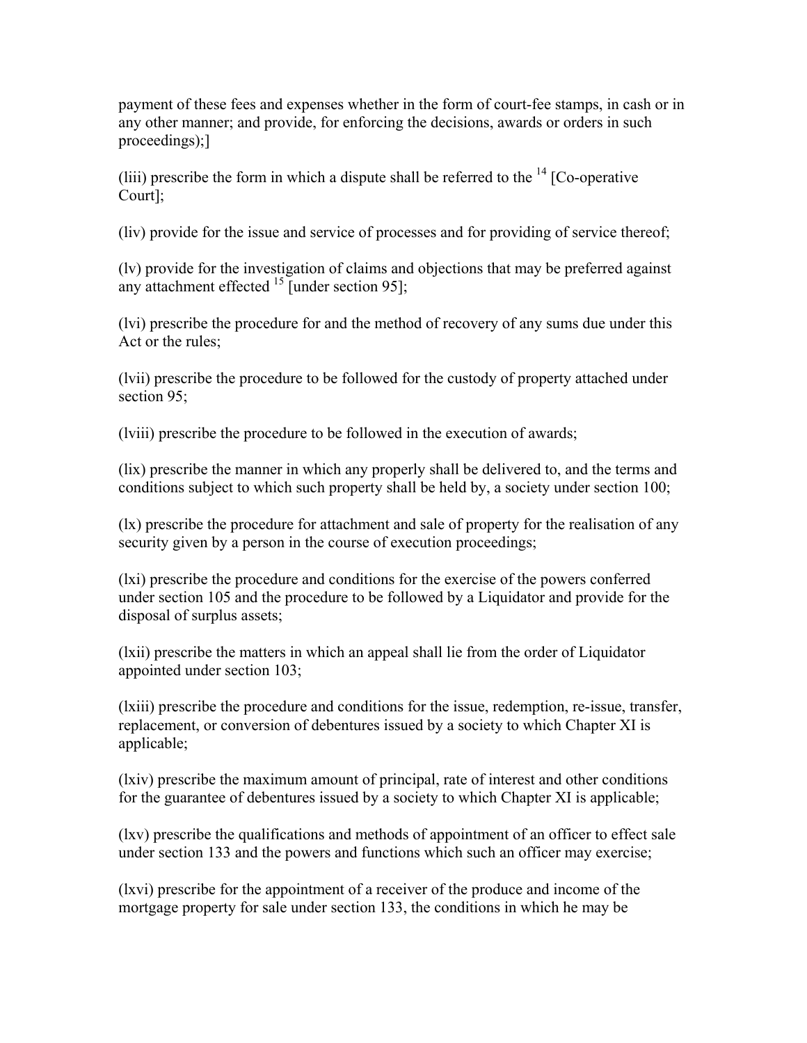payment of these fees and expenses whether in the form of court-fee stamps, in cash or in any other manner; and provide, for enforcing the decisions, awards or orders in such proceedings);]

(liii) prescribe the form in which a dispute shall be referred to the [14] [Co-operative Court];

(liv) provide for the issue and service of processes and for providing of service thereof;

(lv) provide for the investigation of claims and objections that may be preferred against any attachment effected [15] [under section 95];

(lvi) prescribe the procedure for and the method of recovery of any sums due under this Act or the rules;

(lvii) prescribe the procedure to be followed for the custody of property attached under section 95;

(lviii) prescribe the procedure to be followed in the execution of awards;

(lix) prescribe the manner in which any properly shall be delivered to, and the terms and conditions subject to which such property shall be held by, a society under section 100;

(lx) prescribe the procedure for attachment and sale of property for the realisation of any security given by a person in the course of execution proceedings;

(lxi) prescribe the procedure and conditions for the exercise of the powers conferred under section 105 and the procedure to be followed by a Liquidator and provide for the disposal of surplus assets;

(lxii) prescribe the matters in which an appeal shall lie from the order of Liquidator appointed under section 103;

(lxiii) prescribe the procedure and conditions for the issue, redemption, re-issue, transfer, replacement, or conversion of debentures issued by a society to which Chapter XI is applicable;

(lxiv) prescribe the maximum amount of principal, rate of interest and other conditions for the guarantee of debentures issued by a society to which Chapter XI is applicable;

(lxv) prescribe the qualifications and methods of appointment of an officer to effect sale under section 133 and the powers and functions which such an officer may exercise;

(lxvi) prescribe for the appointment of a receiver of the produce and income of the mortgage property for sale under section 133, the conditions in which he may be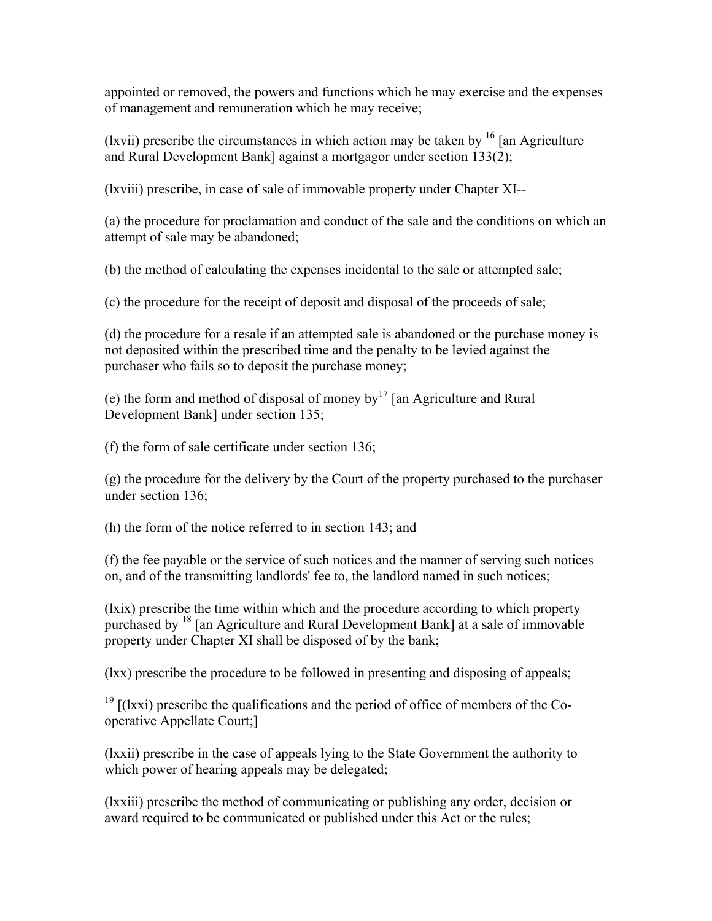appointed or removed, the powers and functions which he may exercise and the expenses of management and remuneration which he may receive;

(lxvii) prescribe the circumstances in which action may be taken by [16] [an Agriculture and Rural Development Bank] against a mortgagor under section 133(2);

(lxviii) prescribe, in case of sale of immovable property under Chapter XI--

(a) the procedure for proclamation and conduct of the sale and the conditions on which an attempt of sale may be abandoned;

(b) the method of calculating the expenses incidental to the sale or attempted sale;

(c) the procedure for the receipt of deposit and disposal of the proceeds of sale;

(d) the procedure for a resale if an attempted sale is abandoned or the purchase money is not deposited within the prescribed time and the penalty to be levied against the purchaser who fails so to deposit the purchase money;

(e) the form and method of disposal of money by[17] [an Agriculture and Rural Development Bank] under section 135;

(f) the form of sale certificate under section 136;

(g) the procedure for the delivery by the Court of the property purchased to the purchaser under section 136;

(h) the form of the notice referred to in section 143; and

(f) the fee payable or the service of such notices and the manner of serving such notices on, and of the transmitting landlords' fee to, the landlord named in such notices;

(lxix) prescribe the time within which and the procedure according to which property purchased by [18] [an Agriculture and Rural Development Bank] at a sale of immovable property under Chapter XI shall be disposed of by the bank;

(lxx) prescribe the procedure to be followed in presenting and disposing of appeals;

[19] [(lxxi) prescribe the qualifications and the period of office of members of the Co-operative Appellate Court;]

(lxxii) prescribe in the case of appeals lying to the State Government the authority to which power of hearing appeals may be delegated;

(lxxiii) prescribe the method of communicating or publishing any order, decision or award required to be communicated or published under this Act or the rules;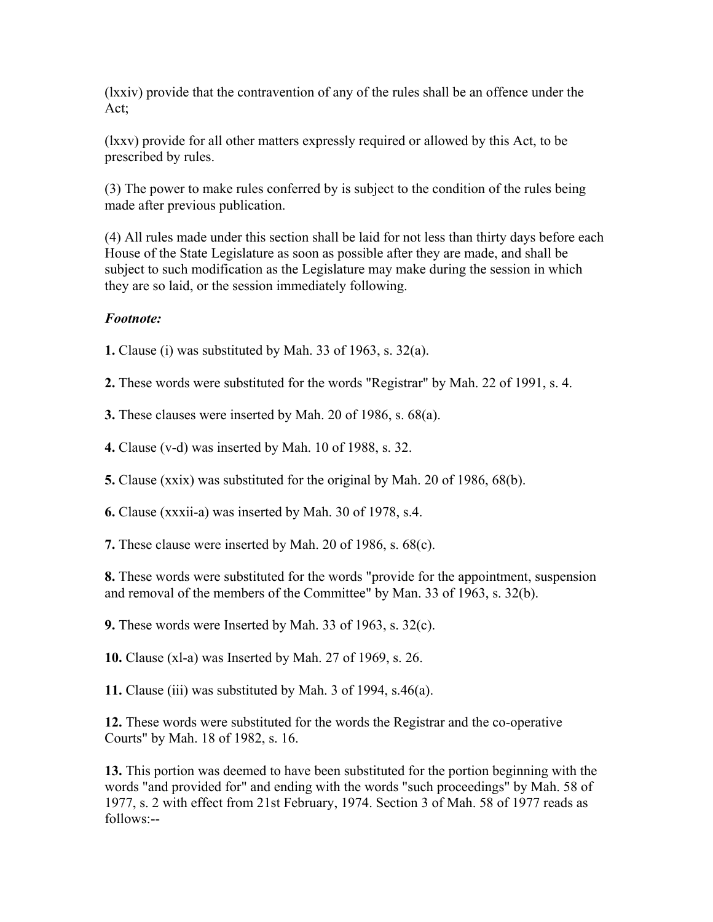(lxxiv) provide that the contravention of any of the rules shall be an offence under the Act;

(lxxv) provide for all other matters expressly required or allowed by this Act, to be prescribed by rules.

(3) The power to make rules conferred by is subject to the condition of the rules being made after previous publication.

(4) All rules made under this section shall be laid for not less than thirty days before each House of the State Legislature as soon as possible after they are made, and shall be subject to such modification as the Legislature may make during the session in which they are so laid, or the session immediately following.

***Footnote:***

**1.** Clause (i) was substituted by Mah. 33 of 1963, s. 32(a).

**2.** These words were substituted for the words "Registrar" by Mah. 22 of 1991, s. 4.

**3.** These clauses were inserted by Mah. 20 of 1986, s. 68(a).

**4.** Clause (v-d) was inserted by Mah. 10 of 1988, s. 32.

**5.** Clause (xxix) was substituted for the original by Mah. 20 of 1986, 68(b).

**6.** Clause (xxxii-a) was inserted by Mah. 30 of 1978, s.4.

**7.** These clause were inserted by Mah. 20 of 1986, s. 68(c).

**8.** These words were substituted for the words "provide for the appointment, suspension and removal of the members of the Committee" by Man. 33 of 1963, s. 32(b).

**9.** These words were Inserted by Mah. 33 of 1963, s. 32(c).

**10.** Clause (xl-a) was Inserted by Mah. 27 of 1969, s. 26.

**11.** Clause (iii) was substituted by Mah. 3 of 1994, s.46(a).

**12.** These words were substituted for the words the Registrar and the co-operative Courts" by Mah. 18 of 1982, s. 16.

**13.** This portion was deemed to have been substituted for the portion beginning with the words "and provided for" and ending with the words "such proceedings" by Mah. 58 of 1977, s. 2 with effect from 21st February, 1974. Section 3 of Mah. 58 of 1977 reads as follows:--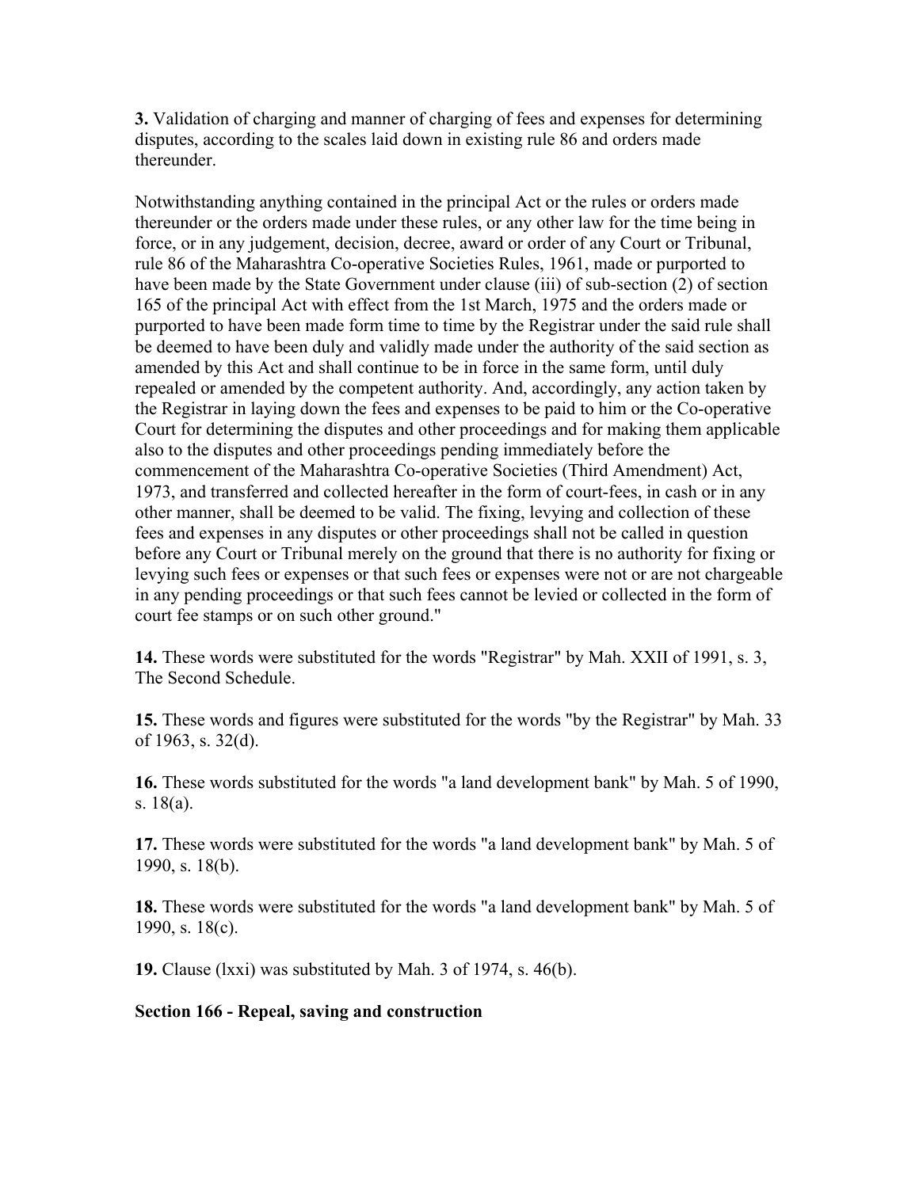**3.** Validation of charging and manner of charging of fees and expenses for determining disputes, according to the scales laid down in existing rule 86 and orders made thereunder.

Notwithstanding anything contained in the principal Act or the rules or orders made thereunder or the orders made under these rules, or any other law for the time being in force, or in any judgement, decision, decree, award or order of any Court or Tribunal, rule 86 of the Maharashtra Co-operative Societies Rules, 1961, made or purported to have been made by the State Government under clause (iii) of sub-section (2) of section 165 of the principal Act with effect from the 1st March, 1975 and the orders made or purported to have been made form time to time by the Registrar under the said rule shall be deemed to have been duly and validly made under the authority of the said section as amended by this Act and shall continue to be in force in the same form, until duly repealed or amended by the competent authority. And, accordingly, any action taken by the Registrar in laying down the fees and expenses to be paid to him or the Co-operative Court for determining the disputes and other proceedings and for making them applicable also to the disputes and other proceedings pending immediately before the commencement of the Maharashtra Co-operative Societies (Third Amendment) Act, 1973, and transferred and collected hereafter in the form of court-fees, in cash or in any other manner, shall be deemed to be valid. The fixing, levying and collection of these fees and expenses in any disputes or other proceedings shall not be called in question before any Court or Tribunal merely on the ground that there is no authority for fixing or levying such fees or expenses or that such fees or expenses were not or are not chargeable in any pending proceedings or that such fees cannot be levied or collected in the form of court fee stamps or on such other ground."

**14.** These words were substituted for the words "Registrar" by Mah. XXII of 1991, s. 3, The Second Schedule.

**15.** These words and figures were substituted for the words "by the Registrar" by Mah. 33 of 1963, s. 32(d).

**16.** These words substituted for the words "a land development bank" by Mah. 5 of 1990, s. 18(a).

**17.** These words were substituted for the words "a land development bank" by Mah. 5 of 1990, s. 18(b).

**18.** These words were substituted for the words "a land development bank" by Mah. 5 of 1990, s. 18(c).

**19.** Clause (lxxi) was substituted by Mah. 3 of 1974, s. 46(b).

**Section 166 - Repeal, saving and construction**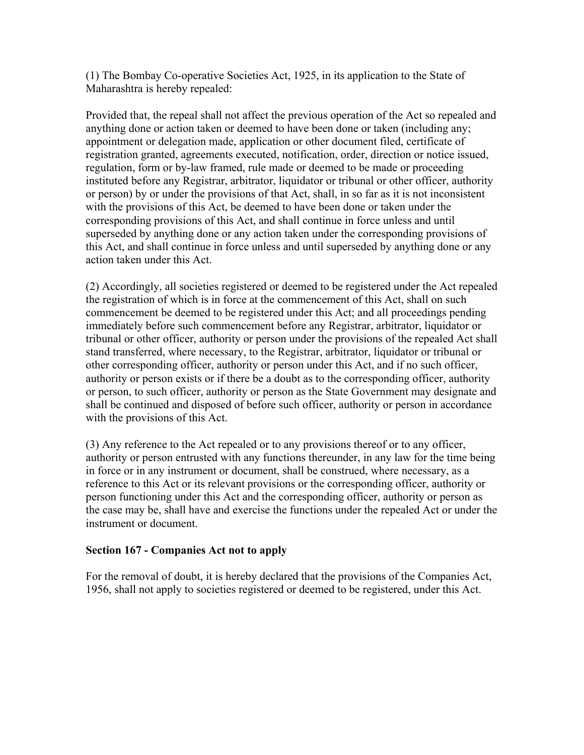(1) The Bombay Co-operative Societies Act, 1925, in its application to the State of Maharashtra is hereby repealed:

Provided that, the repeal shall not affect the previous operation of the Act so repealed and anything done or action taken or deemed to have been done or taken (including any; appointment or delegation made, application or other document filed, certificate of registration granted, agreements executed, notification, order, direction or notice issued, regulation, form or by-law framed, rule made or deemed to be made or proceeding instituted before any Registrar, arbitrator, liquidator or tribunal or other officer, authority or person) by or under the provisions of that Act, shall, in so far as it is not inconsistent with the provisions of this Act, be deemed to have been done or taken under the corresponding provisions of this Act, and shall continue in force unless and until superseded by anything done or any action taken under the corresponding provisions of this Act, and shall continue in force unless and until superseded by anything done or any action taken under this Act.

(2) Accordingly, all societies registered or deemed to be registered under the Act repealed the registration of which is in force at the commencement of this Act, shall on such commencement be deemed to be registered under this Act; and all proceedings pending immediately before such commencement before any Registrar, arbitrator, liquidator or tribunal or other officer, authority or person under the provisions of the repealed Act shall stand transferred, where necessary, to the Registrar, arbitrator, liquidator or tribunal or other corresponding officer, authority or person under this Act, and if no such officer, authority or person exists or if there be a doubt as to the corresponding officer, authority or person, to such officer, authority or person as the State Government may designate and shall be continued and disposed of before such officer, authority or person in accordance with the provisions of this Act.

(3) Any reference to the Act repealed or to any provisions thereof or to any officer, authority or person entrusted with any functions thereunder, in any law for the time being in force or in any instrument or document, shall be construed, where necessary, as a reference to this Act or its relevant provisions or the corresponding officer, authority or person functioning under this Act and the corresponding officer, authority or person as the case may be, shall have and exercise the functions under the repealed Act or under the instrument or document.

**Section 167 - Companies Act not to apply**

For the removal of doubt, it is hereby declared that the provisions of the Companies Act, 1956, shall not apply to societies registered or deemed to be registered, under this Act.